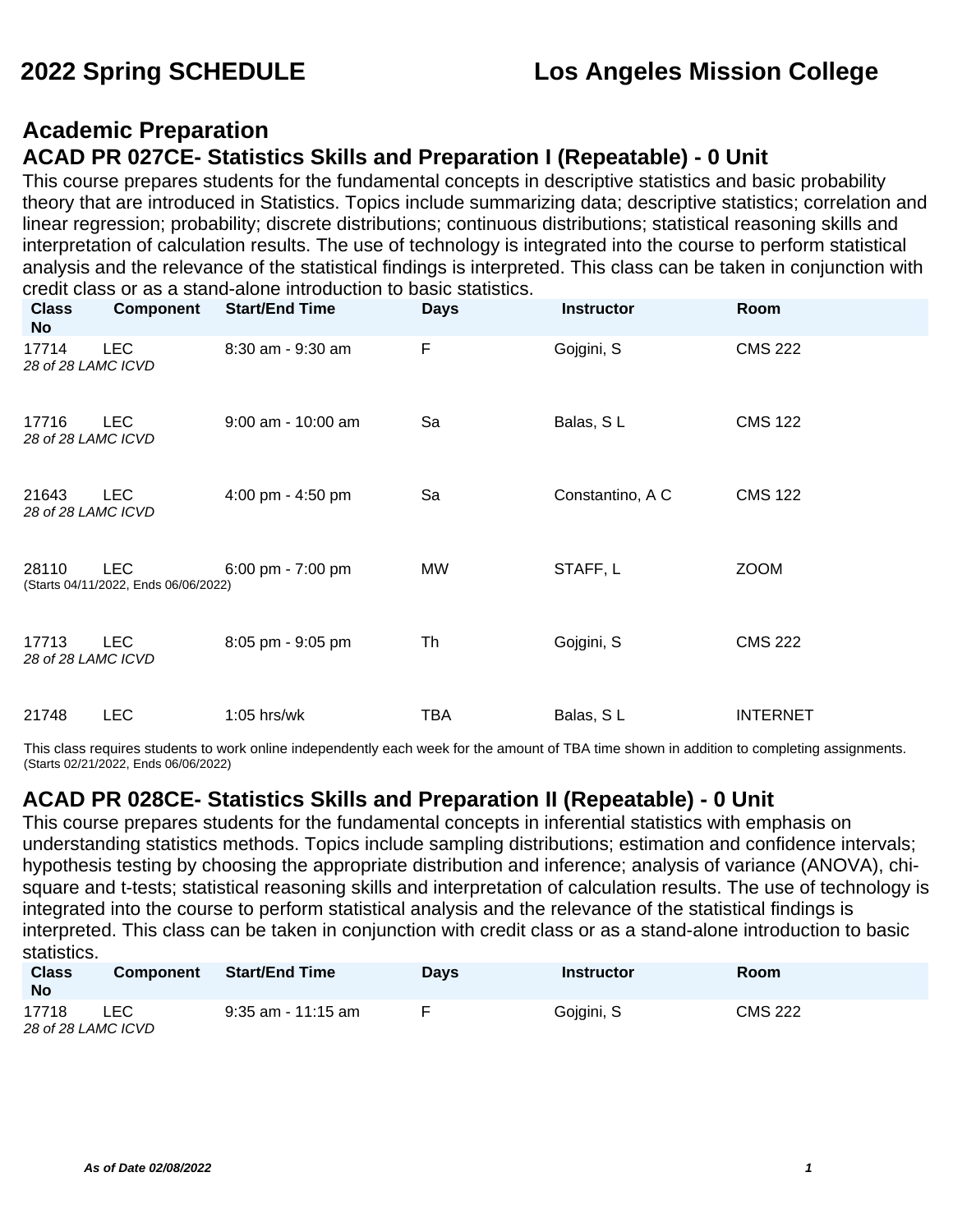# 2022 Spring SCHEDULE — Los Angeles Mission College

## Academic Preparation

### ACAD PR 027CE- Statistics Skills and Preparation I (Repeatable) - 0 Unit

This course prepares students for the fundamental concepts in descriptive statistics and basic probability theory that are introduced in Statistics. Topics include summarizing data; descriptive statistics; correlation and linear regression; probability; discrete distributions; continuous distributions; statistical reasoning skills and interpretation of calculation results. The use of technology is integrated into the course to perform statistical analysis and the relevance of the statistical findings is interpreted. This class can be taken in conjunction with credit class or as a stand-alone introduction to basic statistics.

| Class No | Component | Start/End Time | Days | Instructor | Room |
|---|---|---|---|---|---|
| 17714 | LEC | 8:30 am - 9:30 am | F | Gojgini, S | CMS 222 |
| *28 of 28 LAMC ICVD* | | | | | |
| 17716 | LEC | 9:00 am - 10:00 am | Sa | Balas, S L | CMS 122 |
| *28 of 28 LAMC ICVD* | | | | | |
| 21643 | LEC | 4:00 pm - 4:50 pm | Sa | Constantino, A C | CMS 122 |
| *28 of 28 LAMC ICVD* | | | | | |
| 28110 | LEC | 6:00 pm - 7:00 pm | MW | STAFF, L | ZOOM |
| (Starts 04/11/2022, Ends 06/06/2022) | | | | | |
| 17713 | LEC | 8:05 pm - 9:05 pm | Th | Gojgini, S | CMS 222 |
| *28 of 28 LAMC ICVD* | | | | | |
| 21748 | LEC | 1:05 hrs/wk | TBA | Balas, S L | INTERNET |

This class requires students to work online independently each week for the amount of TBA time shown in addition to completing assignments.
(Starts 02/21/2022, Ends 06/06/2022)

### ACAD PR 028CE- Statistics Skills and Preparation II (Repeatable) - 0 Unit

This course prepares students for the fundamental concepts in inferential statistics with emphasis on understanding statistics methods. Topics include sampling distributions; estimation and confidence intervals; hypothesis testing by choosing the appropriate distribution and inference; analysis of variance (ANOVA), chi-square and t-tests; statistical reasoning skills and interpretation of calculation results. The use of technology is integrated into the course to perform statistical analysis and the relevance of the statistical findings is interpreted. This class can be taken in conjunction with credit class or as a stand-alone introduction to basic statistics.

| Class No | Component | Start/End Time | Days | Instructor | Room |
|---|---|---|---|---|---|
| 17718 | LEC | 9:35 am - 11:15 am | F | Gojgini, S | CMS 222 |
| *28 of 28 LAMC ICVD* | | | | | |

*As of Date 02/08/2022*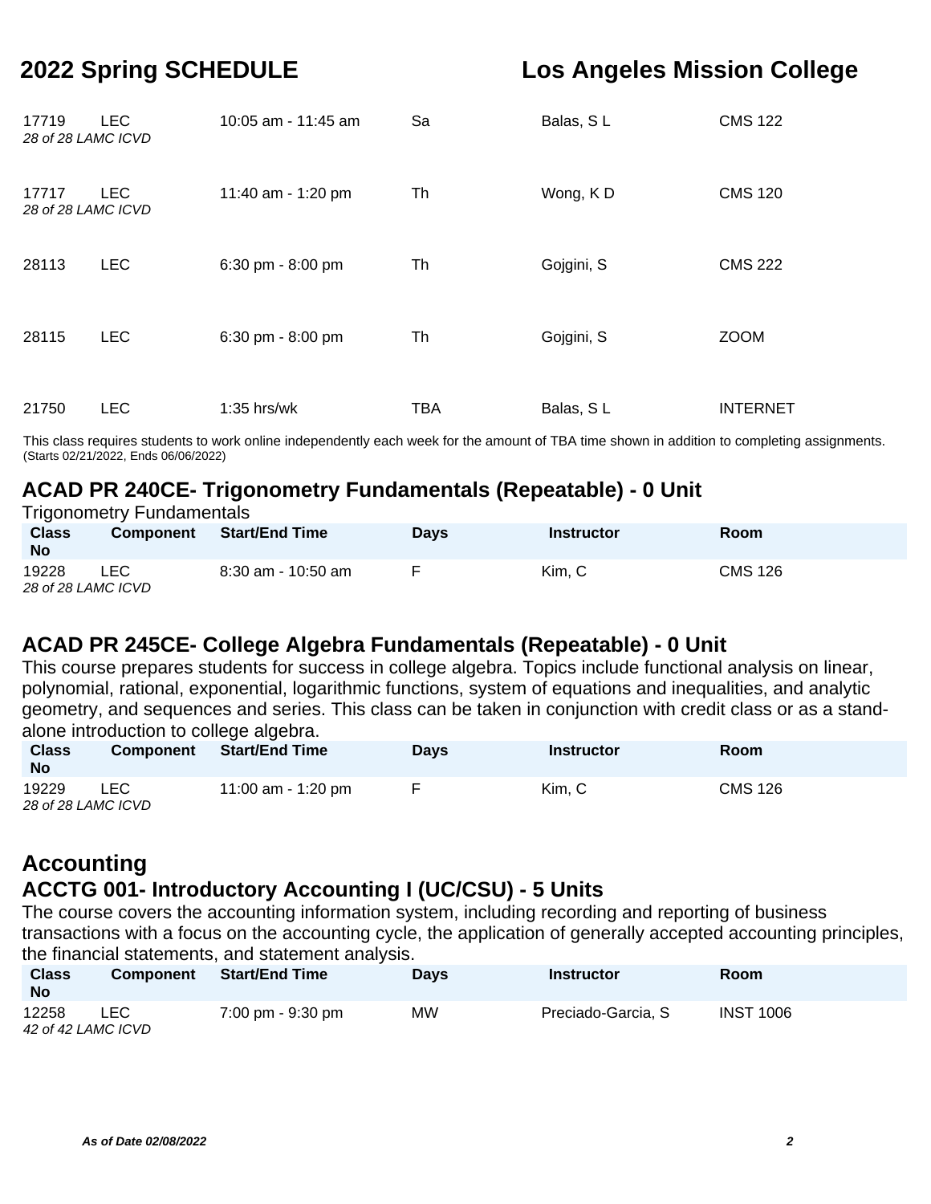| Class No | Component | Start/End Time | Days | Instructor | Room |
|---|---|---|---|---|---|
| 17719 *28 of 28 LAMC ICVD* | LEC | 10:05 am - 11:45 am | Sa | Balas, S L | CMS 122 |
| 17717 *28 of 28 LAMC ICVD* | LEC | 11:40 am - 1:20 pm | Th | Wong, K D | CMS 120 |
| 28113 | LEC | 6:30 pm - 8:00 pm | Th | Gojgini, S | CMS 222 |
| 28115 | LEC | 6:30 pm - 8:00 pm | Th | Gojgini, S | ZOOM |
| 21750 | LEC | 1:35 hrs/wk | TBA | Balas, S L | INTERNET |

This class requires students to work online independently each week for the amount of TBA time shown in addition to completing assignments. (Starts 02/21/2022, Ends 06/06/2022)

## ACAD PR 240CE- Trigonometry Fundamentals (Repeatable) - 0 Unit

Trigonometry Fundamentals

| Class No | Component | Start/End Time | Days | Instructor | Room |
|---|---|---|---|---|---|
| 19228 *28 of 28 LAMC ICVD* | LEC | 8:30 am - 10:50 am | F | Kim, C | CMS 126 |

## ACAD PR 245CE- College Algebra Fundamentals (Repeatable) - 0 Unit

This course prepares students for success in college algebra. Topics include functional analysis on linear, polynomial, rational, exponential, logarithmic functions, system of equations and inequalities, and analytic geometry, and sequences and series. This class can be taken in conjunction with credit class or as a stand-alone introduction to college algebra.

| Class No | Component | Start/End Time | Days | Instructor | Room |
|---|---|---|---|---|---|
| 19229 *28 of 28 LAMC ICVD* | LEC | 11:00 am - 1:20 pm | F | Kim, C | CMS 126 |

# Accounting

## ACCTG 001- Introductory Accounting I (UC/CSU) - 5 Units

The course covers the accounting information system, including recording and reporting of business transactions with a focus on the accounting cycle, the application of generally accepted accounting principles, the financial statements, and statement analysis.

| Class No | Component | Start/End Time | Days | Instructor | Room |
|---|---|---|---|---|---|
| 12258 *42 of 42 LAMC ICVD* | LEC | 7:00 pm - 9:30 pm | MW | Preciado-Garcia, S | INST 1006 |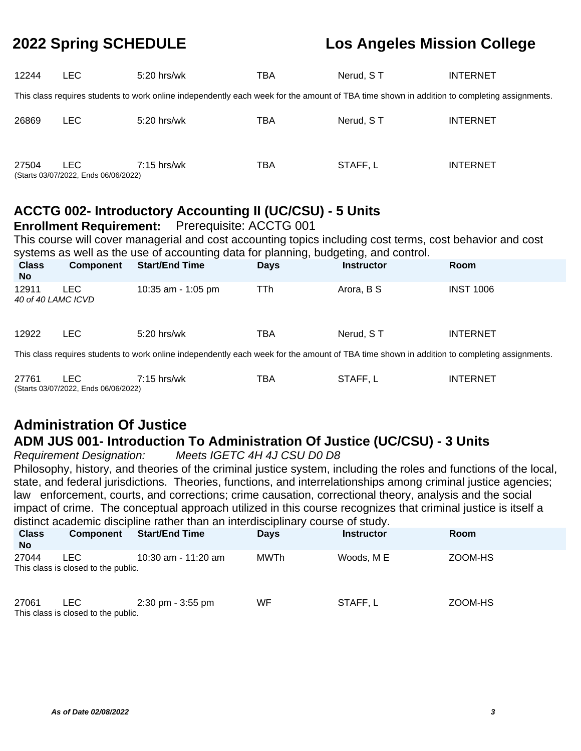| Class No | Component | Start/End Time | Days | Instructor | Room |
|---|---|---|---|---|---|
| 12244 | LEC | 5:20 hrs/wk | TBA | Nerud, S T | INTERNET |

This class requires students to work online independently each week for the amount of TBA time shown in addition to completing assignments.

| Class No | Component | Start/End Time | Days | Instructor | Room |
|---|---|---|---|---|---|
| 26869 | LEC | 5:20 hrs/wk | TBA | Nerud, S T | INTERNET |
| 27504 | LEC | 7:15 hrs/wk | TBA | STAFF, L | INTERNET |

(Starts 03/07/2022, Ends 06/06/2022)

## ACCTG 002- Introductory Accounting II (UC/CSU) - 5 Units

**Enrollment Requirement:** Prerequisite: ACCTG 001

This course will cover managerial and cost accounting topics including cost terms, cost behavior and cost systems as well as the use of accounting data for planning, budgeting, and control.

| Class No | Component | Start/End Time | Days | Instructor | Room |
|---|---|---|---|---|---|
| 12911 | LEC | 10:35 am - 1:05 pm | TTh | Arora, B S | INST 1006 |

*40 of 40 LAMC ICVD*

| Class No | Component | Start/End Time | Days | Instructor | Room |
|---|---|---|---|---|---|
| 12922 | LEC | 5:20 hrs/wk | TBA | Nerud, S T | INTERNET |

This class requires students to work online independently each week for the amount of TBA time shown in addition to completing assignments.

| Class No | Component | Start/End Time | Days | Instructor | Room |
|---|---|---|---|---|---|
| 27761 | LEC | 7:15 hrs/wk | TBA | STAFF, L | INTERNET |

(Starts 03/07/2022, Ends 06/06/2022)

# Administration Of Justice

## ADM JUS 001- Introduction To Administration Of Justice (UC/CSU) - 3 Units

*Requirement Designation: Meets IGETC 4H 4J CSU D0 D8*

Philosophy, history, and theories of the criminal justice system, including the roles and functions of the local, state, and federal jurisdictions. Theories, functions, and interrelationships among criminal justice agencies; law enforcement, courts, and corrections; crime causation, correctional theory, analysis and the social impact of crime. The conceptual approach utilized in this course recognizes that criminal justice is itself a distinct academic discipline rather than an interdisciplinary course of study.

| Class No | Component | Start/End Time | Days | Instructor | Room |
|---|---|---|---|---|---|
| 27044 | LEC | 10:30 am - 11:20 am | MWTh | Woods, M E | ZOOM-HS |

This class is closed to the public.

| Class No | Component | Start/End Time | Days | Instructor | Room |
|---|---|---|---|---|---|
| 27061 | LEC | 2:30 pm - 3:55 pm | WF | STAFF, L | ZOOM-HS |

This class is closed to the public.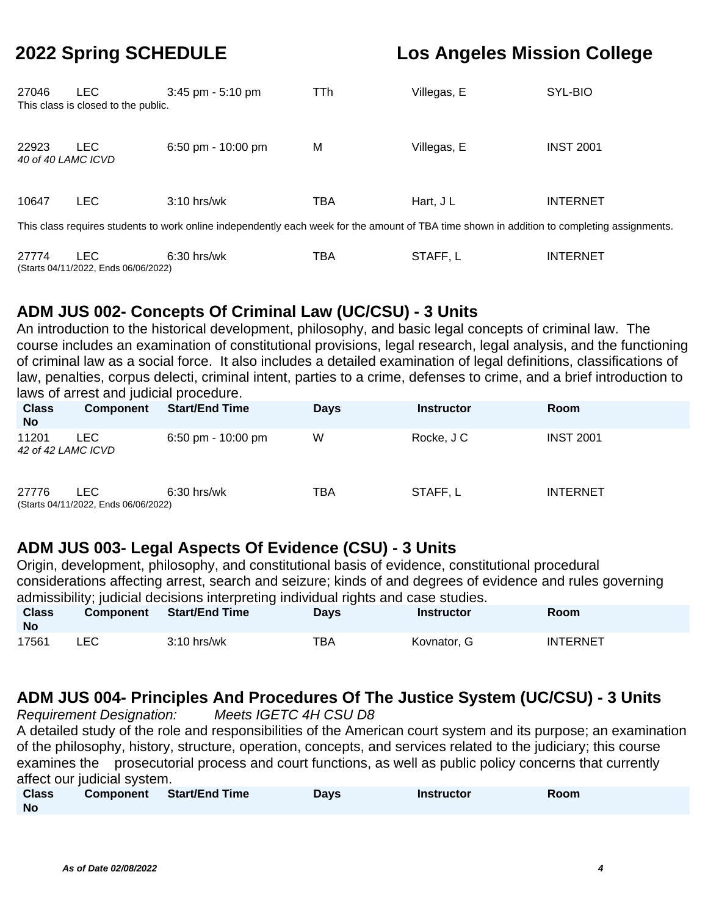| Class No | Component | Start/End Time | Days | Instructor | Room |
|---|---|---|---|---|---|
| 27046 | LEC | 3:45 pm - 5:10 pm | TTh | Villegas, E | SYL-BIO |
| This class is closed to the public. | | | | | |
| 22923 | LEC | 6:50 pm - 10:00 pm | M | Villegas, E | INST 2001 |
| *40 of 40 LAMC ICVD* | | | | | |
| 10647 | LEC | 3:10 hrs/wk | TBA | Hart, J L | INTERNET |
| This class requires students to work online independently each week for the amount of TBA time shown in addition to completing assignments. | | | | | |
| 27774 | LEC | 6:30 hrs/wk | TBA | STAFF, L | INTERNET |
| (Starts 04/11/2022, Ends 06/06/2022) | | | | | |

## ADM JUS 002- Concepts Of Criminal Law (UC/CSU) - 3 Units

An introduction to the historical development, philosophy, and basic legal concepts of criminal law. The course includes an examination of constitutional provisions, legal research, legal analysis, and the functioning of criminal law as a social force. It also includes a detailed examination of legal definitions, classifications of law, penalties, corpus delecti, criminal intent, parties to a crime, defenses to crime, and a brief introduction to laws of arrest and judicial procedure.

| Class No | Component | Start/End Time | Days | Instructor | Room |
|---|---|---|---|---|---|
| 11201 | LEC | 6:50 pm - 10:00 pm | W | Rocke, J C | INST 2001 |
| *42 of 42 LAMC ICVD* | | | | | |
| 27776 | LEC | 6:30 hrs/wk | TBA | STAFF, L | INTERNET |
| (Starts 04/11/2022, Ends 06/06/2022) | | | | | |

## ADM JUS 003- Legal Aspects Of Evidence (CSU) - 3 Units

Origin, development, philosophy, and constitutional basis of evidence, constitutional procedural considerations affecting arrest, search and seizure; kinds of and degrees of evidence and rules governing admissibility; judicial decisions interpreting individual rights and case studies.

| Class No | Component | Start/End Time | Days | Instructor | Room |
|---|---|---|---|---|---|
| 17561 | LEC | 3:10 hrs/wk | TBA | Kovnator, G | INTERNET |

## ADM JUS 004- Principles And Procedures Of The Justice System (UC/CSU) - 3 Units

*Requirement Designation: Meets IGETC 4H CSU D8*

A detailed study of the role and responsibilities of the American court system and its purpose; an examination of the philosophy, history, structure, operation, concepts, and services related to the judiciary; this course examines the prosecutorial process and court functions, as well as public policy concerns that currently affect our judicial system.

| Class No | Component | Start/End Time | Days | Instructor | Room |
|---|---|---|---|---|---|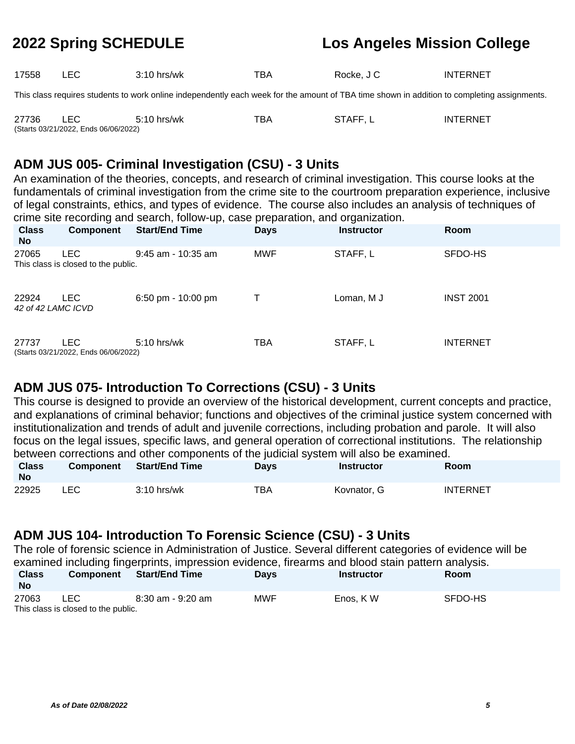| Class No | Component | Start/End Time | Days | Instructor | Room |
|---|---|---|---|---|---|
| 17558 | LEC | 3:10 hrs/wk | TBA | Rocke, J C | INTERNET |

This class requires students to work online independently each week for the amount of TBA time shown in addition to completing assignments.

| Class No | Component | Start/End Time | Days | Instructor | Room |
|---|---|---|---|---|---|
| 27736 | LEC | 5:10 hrs/wk | TBA | STAFF, L | INTERNET |

(Starts 03/21/2022, Ends 06/06/2022)

## ADM JUS 005- Criminal Investigation (CSU) - 3 Units

An examination of the theories, concepts, and research of criminal investigation. This course looks at the fundamentals of criminal investigation from the crime site to the courtroom preparation experience, inclusive of legal constraints, ethics, and types of evidence. The course also includes an analysis of techniques of crime site recording and search, follow-up, case preparation, and organization.

| Class No | Component | Start/End Time | Days | Instructor | Room |
|---|---|---|---|---|---|
| 27065 | LEC | 9:45 am - 10:35 am | MWF | STAFF, L | SFDO-HS |

This class is closed to the public.

| Class No | Component | Start/End Time | Days | Instructor | Room |
|---|---|---|---|---|---|
| 22924 | LEC | 6:50 pm - 10:00 pm | T | Loman, M J | INST 2001 |

*42 of 42 LAMC ICVD*

| Class No | Component | Start/End Time | Days | Instructor | Room |
|---|---|---|---|---|---|
| 27737 | LEC | 5:10 hrs/wk | TBA | STAFF, L | INTERNET |

(Starts 03/21/2022, Ends 06/06/2022)

## ADM JUS 075- Introduction To Corrections (CSU) - 3 Units

This course is designed to provide an overview of the historical development, current concepts and practice, and explanations of criminal behavior; functions and objectives of the criminal justice system concerned with institutionalization and trends of adult and juvenile corrections, including probation and parole. It will also focus on the legal issues, specific laws, and general operation of correctional institutions. The relationship between corrections and other components of the judicial system will also be examined.

| Class No | Component | Start/End Time | Days | Instructor | Room |
|---|---|---|---|---|---|
| 22925 | LEC | 3:10 hrs/wk | TBA | Kovnator, G | INTERNET |

## ADM JUS 104- Introduction To Forensic Science (CSU) - 3 Units

The role of forensic science in Administration of Justice. Several different categories of evidence will be examined including fingerprints, impression evidence, firearms and blood stain pattern analysis.

| Class No | Component | Start/End Time | Days | Instructor | Room |
|---|---|---|---|---|---|
| 27063 | LEC | 8:30 am - 9:20 am | MWF | Enos, K W | SFDO-HS |

This class is closed to the public.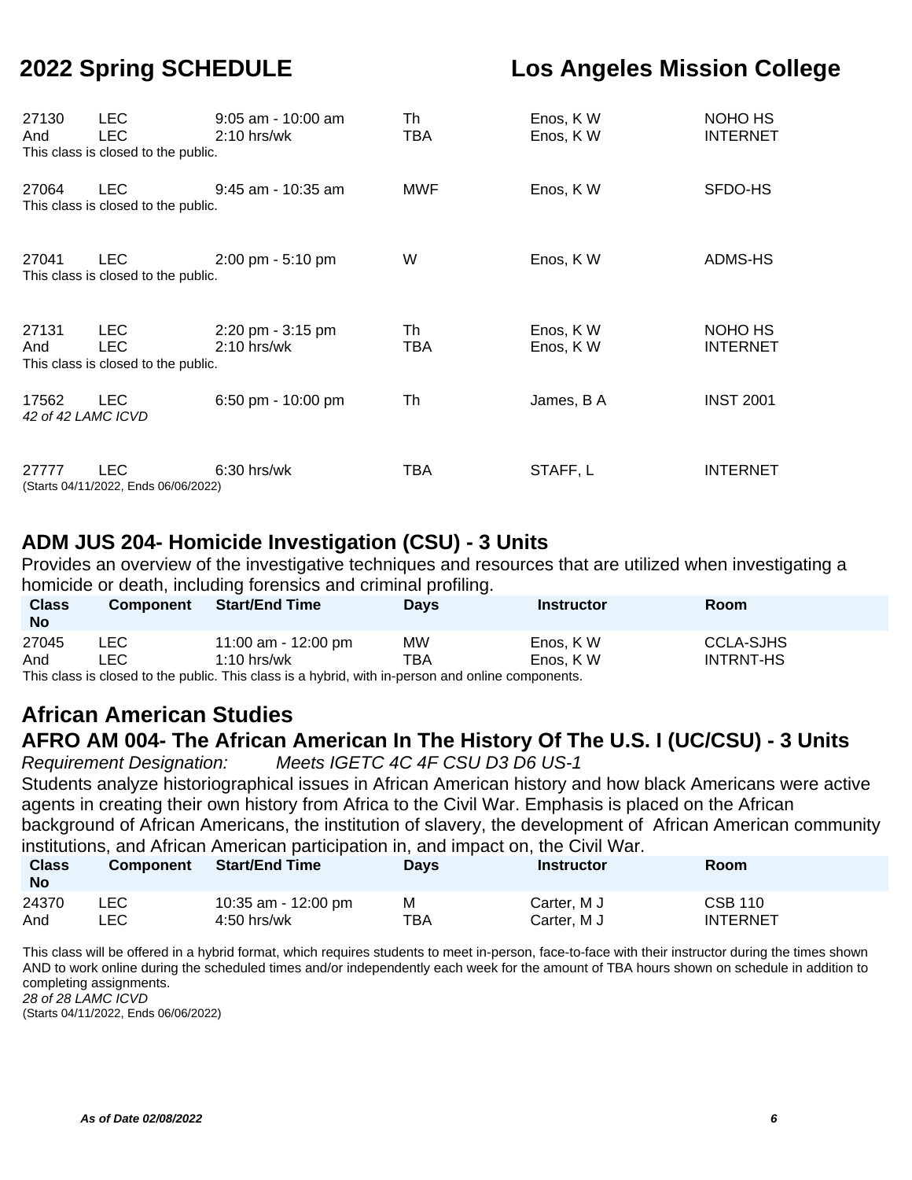| | | | | | |
|---|---|---|---|---|---|
| 27130 | LEC | 9:05 am - 10:00 am | Th | Enos, K W | NOHO HS |
| And | LEC | 2:10 hrs/wk | TBA | Enos, K W | INTERNET |

This class is closed to the public.

| | | | | | |
|---|---|---|---|---|---|
| 27064 | LEC | 9:45 am - 10:35 am | MWF | Enos, K W | SFDO-HS |

This class is closed to the public.

| | | | | | |
|---|---|---|---|---|---|
| 27041 | LEC | 2:00 pm - 5:10 pm | W | Enos, K W | ADMS-HS |

This class is closed to the public.

| | | | | | |
|---|---|---|---|---|---|
| 27131 | LEC | 2:20 pm - 3:15 pm | Th | Enos, K W | NOHO HS |
| And | LEC | 2:10 hrs/wk | TBA | Enos, K W | INTERNET |

This class is closed to the public.

| | | | | | |
|---|---|---|---|---|---|
| 17562 | LEC | 6:50 pm - 10:00 pm | Th | James, B A | INST 2001 |

*42 of 42 LAMC ICVD*

| | | | | | |
|---|---|---|---|---|---|
| 27777 | LEC | 6:30 hrs/wk | TBA | STAFF, L | INTERNET |

(Starts 04/11/2022, Ends 06/06/2022)

## ADM JUS 204- Homicide Investigation (CSU) - 3 Units

Provides an overview of the investigative techniques and resources that are utilized when investigating a homicide or death, including forensics and criminal profiling.

| Class No | Component | Start/End Time | Days | Instructor | Room |
|---|---|---|---|---|---|
| 27045 | LEC | 11:00 am - 12:00 pm | MW | Enos, K W | CCLA-SJHS |
| And | LEC | 1:10 hrs/wk | TBA | Enos, K W | INTRNT-HS |

This class is closed to the public. This class is a hybrid, with in-person and online components.

# African American Studies

## AFRO AM 004- The African American In The History Of The U.S. I (UC/CSU) - 3 Units

*Requirement Designation: Meets IGETC 4C 4F CSU D3 D6 US-1*

Students analyze historiographical issues in African American history and how black Americans were active agents in creating their own history from Africa to the Civil War. Emphasis is placed on the African background of African Americans, the institution of slavery, the development of African American community institutions, and African American participation in, and impact on, the Civil War.

| Class No | Component | Start/End Time | Days | Instructor | Room |
|---|---|---|---|---|---|
| 24370 | LEC | 10:35 am - 12:00 pm | M | Carter, M J | CSB 110 |
| And | LEC | 4:50 hrs/wk | TBA | Carter, M J | INTERNET |

This class will be offered in a hybrid format, which requires students to meet in-person, face-to-face with their instructor during the times shown AND to work online during the scheduled times and/or independently each week for the amount of TBA hours shown on schedule in addition to completing assignments.

*28 of 28 LAMC ICVD*

(Starts 04/11/2022, Ends 06/06/2022)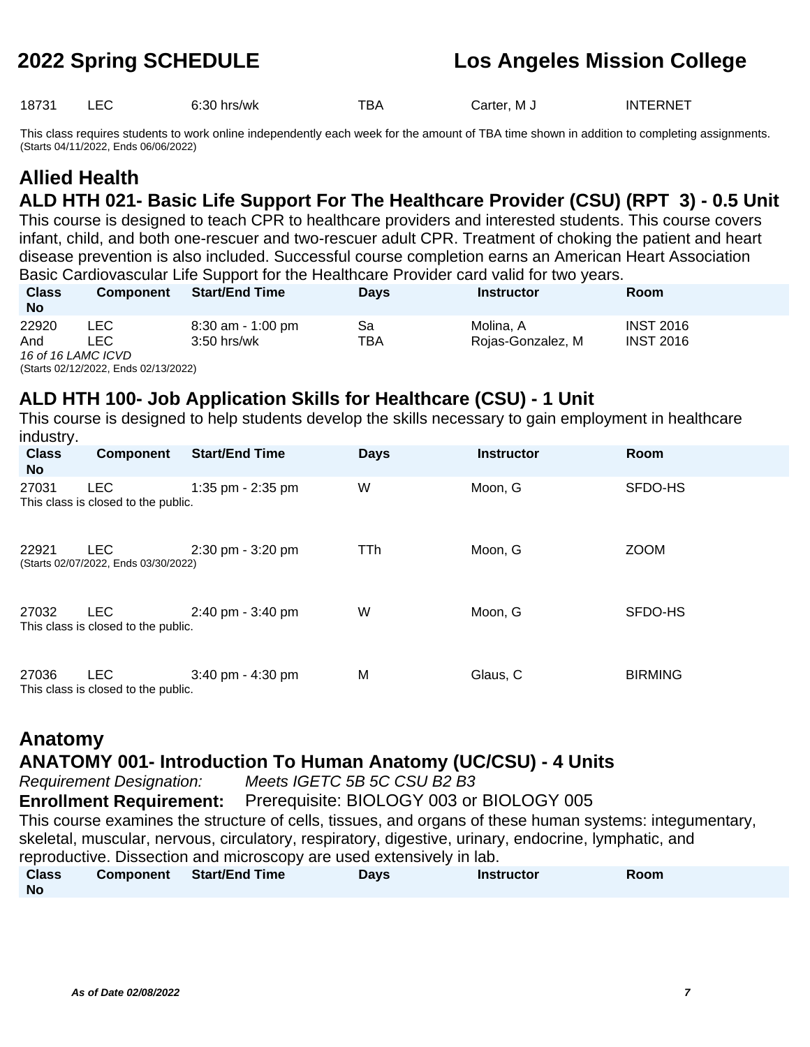| | | | | | |
|---|---|---|---|---|---|
| 18731 | LEC | 6:30 hrs/wk | TBA | Carter, M J | INTERNET |

This class requires students to work online independently each week for the amount of TBA time shown in addition to completing assignments.
(Starts 04/11/2022, Ends 06/06/2022)

# Allied Health

## ALD HTH 021- Basic Life Support For The Healthcare Provider (CSU) (RPT 3) - 0.5 Unit

This course is designed to teach CPR to healthcare providers and interested students. This course covers infant, child, and both one-rescuer and two-rescuer adult CPR. Treatment of choking the patient and heart disease prevention is also included. Successful course completion earns an American Heart Association Basic Cardiovascular Life Support for the Healthcare Provider card valid for two years.

| Class No | Component | Start/End Time | Days | Instructor | Room |
|---|---|---|---|---|---|
| 22920 | LEC | 8:30 am - 1:00 pm | Sa | Molina, A | INST 2016 |
| And | LEC | 3:50 hrs/wk | TBA | Rojas-Gonzalez, M | INST 2016 |

*16 of 16 LAMC ICVD*
(Starts 02/12/2022, Ends 02/13/2022)

## ALD HTH 100- Job Application Skills for Healthcare (CSU) - 1 Unit

This course is designed to help students develop the skills necessary to gain employment in healthcare industry.

| Class No | Component | Start/End Time | Days | Instructor | Room |
|---|---|---|---|---|---|
| 27031 | LEC | 1:35 pm - 2:35 pm | W | Moon, G | SFDO-HS |

This class is closed to the public.

| Class No | Component | Start/End Time | Days | Instructor | Room |
|---|---|---|---|---|---|
| 22921 | LEC | 2:30 pm - 3:20 pm | TTh | Moon, G | ZOOM |

(Starts 02/07/2022, Ends 03/30/2022)

| Class No | Component | Start/End Time | Days | Instructor | Room |
|---|---|---|---|---|---|
| 27032 | LEC | 2:40 pm - 3:40 pm | W | Moon, G | SFDO-HS |

This class is closed to the public.

| Class No | Component | Start/End Time | Days | Instructor | Room |
|---|---|---|---|---|---|
| 27036 | LEC | 3:40 pm - 4:30 pm | M | Glaus, C | BIRMING |

This class is closed to the public.

# Anatomy

## ANATOMY 001- Introduction To Human Anatomy (UC/CSU) - 4 Units

*Requirement Designation:* *Meets IGETC 5B 5C CSU B2 B3*

**Enrollment Requirement:** Prerequisite: BIOLOGY 003 or BIOLOGY 005

This course examines the structure of cells, tissues, and organs of these human systems: integumentary, skeletal, muscular, nervous, circulatory, respiratory, digestive, urinary, endocrine, lymphatic, and reproductive. Dissection and microscopy are used extensively in lab.

| Class No | Component | Start/End Time | Days | Instructor | Room |
|---|---|---|---|---|---|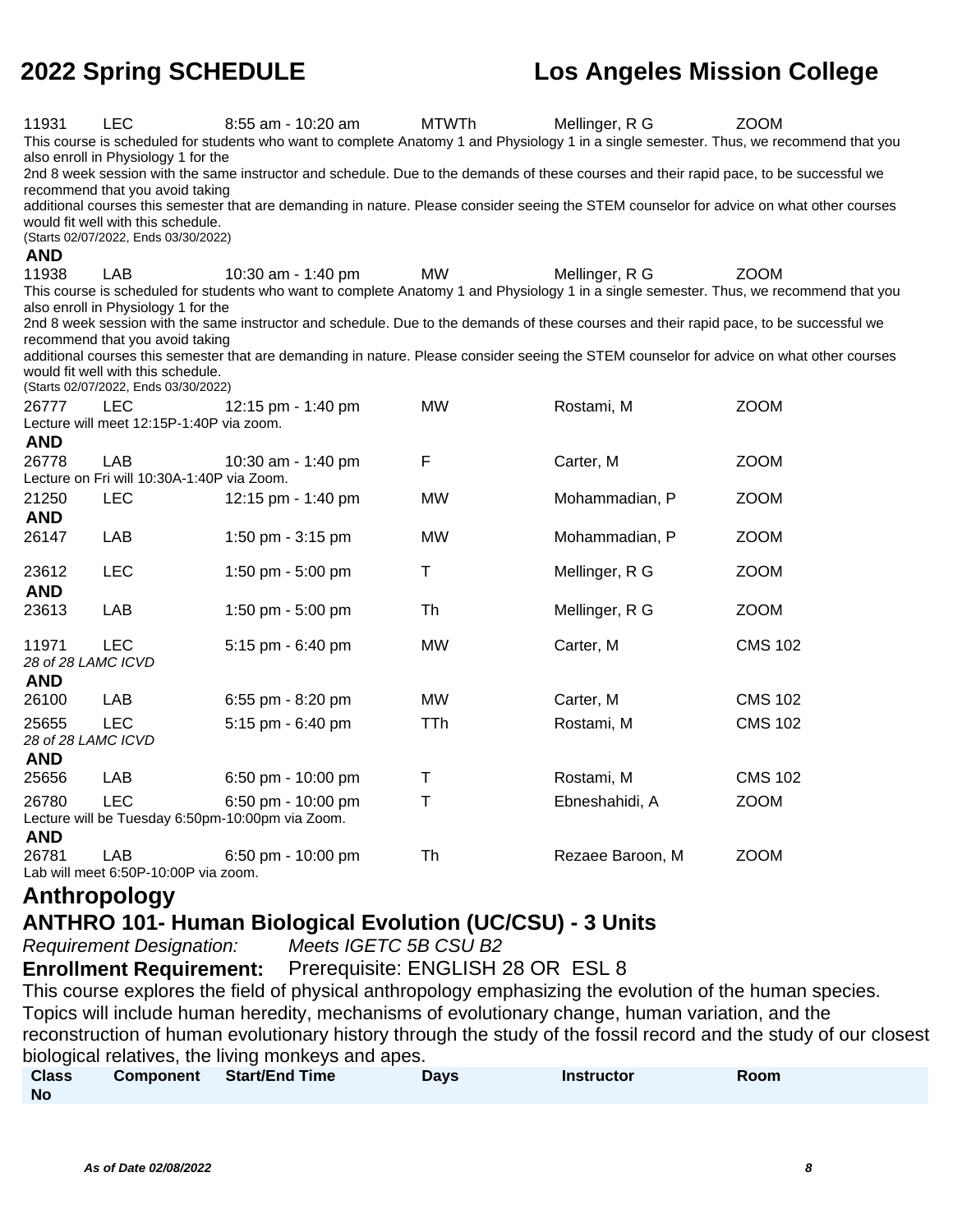| | | | | | |
|---|---|---|---|---|---|
| 11931 | LEC | 8:55 am - 10:20 am | MTWTh | Mellinger, R G | ZOOM |

This course is scheduled for students who want to complete Anatomy 1 and Physiology 1 in a single semester. Thus, we recommend that you also enroll in Physiology 1 for the
2nd 8 week session with the same instructor and schedule. Due to the demands of these courses and their rapid pace, to be successful we recommend that you avoid taking
additional courses this semester that are demanding in nature. Please consider seeing the STEM counselor for advice on what other courses would fit well with this schedule.
(Starts 02/07/2022, Ends 03/30/2022)

**AND**

| | | | | | |
|---|---|---|---|---|---|
| 11938 | LAB | 10:30 am - 1:40 pm | MW | Mellinger, R G | ZOOM |

This course is scheduled for students who want to complete Anatomy 1 and Physiology 1 in a single semester. Thus, we recommend that you also enroll in Physiology 1 for the
2nd 8 week session with the same instructor and schedule. Due to the demands of these courses and their rapid pace, to be successful we recommend that you avoid taking
additional courses this semester that are demanding in nature. Please consider seeing the STEM counselor for advice on what other courses would fit well with this schedule.
(Starts 02/07/2022, Ends 03/30/2022)

| | | | | | |
|---|---|---|---|---|---|
| 26777 | LEC | 12:15 pm - 1:40 pm | MW | Rostami, M | ZOOM |

Lecture will meet 12:15P-1:40P via zoom.

**AND**

| | | | | | |
|---|---|---|---|---|---|
| 26778 | LAB | 10:30 am - 1:40 pm | F | Carter, M | ZOOM |

Lecture on Fri will 10:30A-1:40P via Zoom.

| | | | | | |
|---|---|---|---|---|---|
| 21250 | LEC | 12:15 pm - 1:40 pm | MW | Mohammadian, P | ZOOM |

**AND**

| | | | | | |
|---|---|---|---|---|---|
| 26147 | LAB | 1:50 pm - 3:15 pm | MW | Mohammadian, P | ZOOM |

| | | | | | |
|---|---|---|---|---|---|
| 23612 | LEC | 1:50 pm - 5:00 pm | T | Mellinger, R G | ZOOM |

**AND**

| | | | | | |
|---|---|---|---|---|---|
| 23613 | LAB | 1:50 pm - 5:00 pm | Th | Mellinger, R G | ZOOM |

| | | | | | |
|---|---|---|---|---|---|
| 11971 | LEC | 5:15 pm - 6:40 pm | MW | Carter, M | CMS 102 |

*28 of 28 LAMC ICVD*

**AND**

| | | | | | |
|---|---|---|---|---|---|
| 26100 | LAB | 6:55 pm - 8:20 pm | MW | Carter, M | CMS 102 |

| | | | | | |
|---|---|---|---|---|---|
| 25655 | LEC | 5:15 pm - 6:40 pm | TTh | Rostami, M | CMS 102 |

*28 of 28 LAMC ICVD*

**AND**

| | | | | | |
|---|---|---|---|---|---|
| 25656 | LAB | 6:50 pm - 10:00 pm | T | Rostami, M | CMS 102 |

| | | | | | |
|---|---|---|---|---|---|
| 26780 | LEC | 6:50 pm - 10:00 pm | T | Ebneshahidi, A | ZOOM |

Lecture will be Tuesday 6:50pm-10:00pm via Zoom.

**AND**

| | | | | | |
|---|---|---|---|---|---|
| 26781 | LAB | 6:50 pm - 10:00 pm | Th | Rezaee Baroon, M | ZOOM |

Lab will meet 6:50P-10:00P via zoom.

# Anthropology

## ANTHRO 101- Human Biological Evolution (UC/CSU) - 3 Units

*Requirement Designation:* *Meets IGETC 5B CSU B2*

**Enrollment Requirement:** Prerequisite: ENGLISH 28 OR ESL 8

This course explores the field of physical anthropology emphasizing the evolution of the human species. Topics will include human heredity, mechanisms of evolutionary change, human variation, and the reconstruction of human evolutionary history through the study of the fossil record and the study of our closest biological relatives, the living monkeys and apes.

| Class No | Component | Start/End Time | Days | Instructor | Room |
|---|---|---|---|---|---|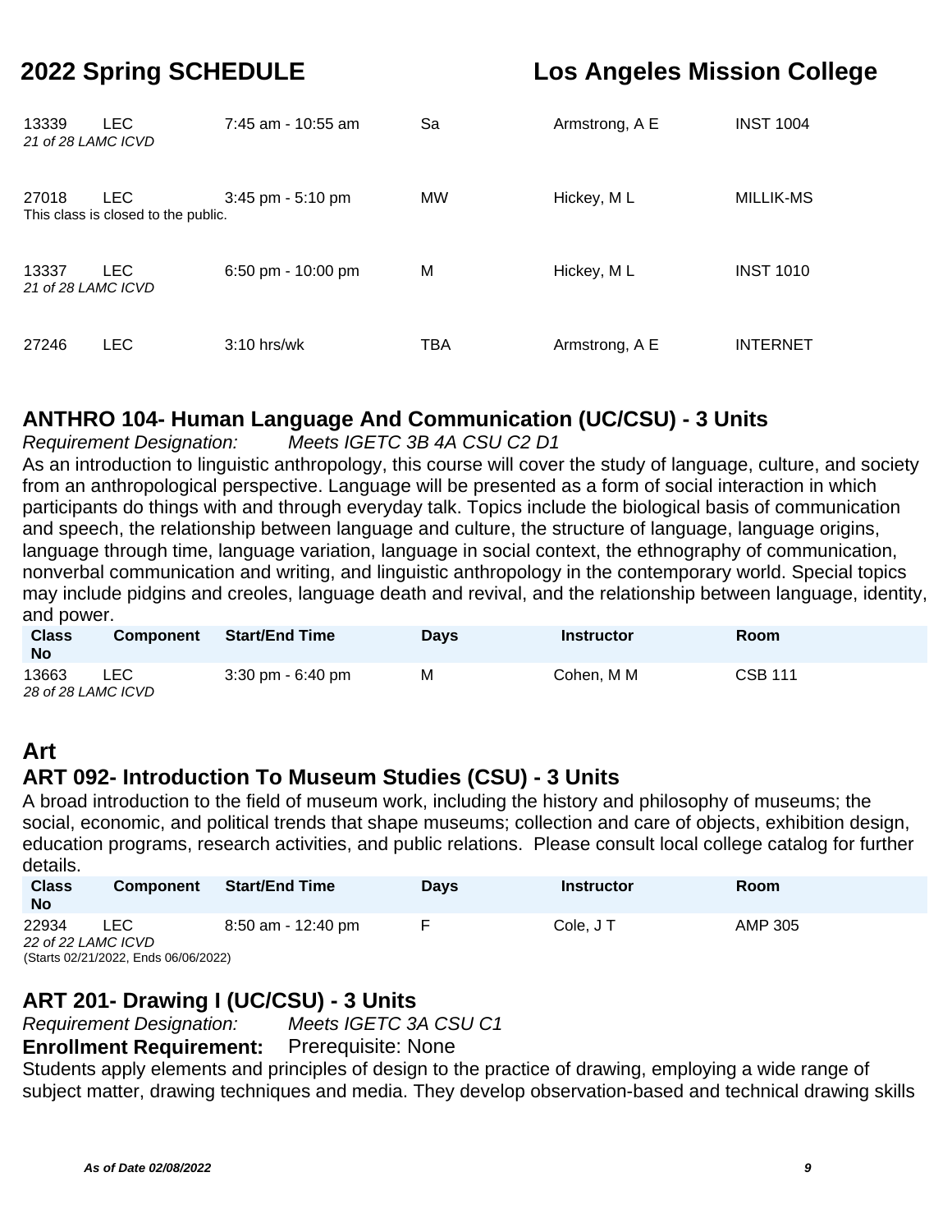| Class No | Component | Start/End Time | Days | Instructor | Room |
|---|---|---|---|---|---|
| 13339 | LEC | 7:45 am - 10:55 am | Sa | Armstrong, A E | INST 1004 |
| *21 of 28 LAMC ICVD* | | | | | |
| 27018 | LEC | 3:45 pm - 5:10 pm | MW | Hickey, M L | MILLIK-MS |
| This class is closed to the public. | | | | | |
| 13337 | LEC | 6:50 pm - 10:00 pm | M | Hickey, M L | INST 1010 |
| *21 of 28 LAMC ICVD* | | | | | |
| 27246 | LEC | 3:10 hrs/wk | TBA | Armstrong, A E | INTERNET |

### ANTHRO 104- Human Language And Communication (UC/CSU) - 3 Units

*Requirement Designation:* *Meets IGETC 3B 4A CSU C2 D1*

As an introduction to linguistic anthropology, this course will cover the study of language, culture, and society from an anthropological perspective. Language will be presented as a form of social interaction in which participants do things with and through everyday talk. Topics include the biological basis of communication and speech, the relationship between language and culture, the structure of language, language origins, language through time, language variation, language in social context, the ethnography of communication, nonverbal communication and writing, and linguistic anthropology in the contemporary world. Special topics may include pidgins and creoles, language death and revival, and the relationship between language, identity, and power.

| Class No | Component | Start/End Time | Days | Instructor | Room |
|---|---|---|---|---|---|
| 13663 | LEC | 3:30 pm - 6:40 pm | M | Cohen, M M | CSB 111 |
| *28 of 28 LAMC ICVD* | | | | | |

## Art

### ART 092- Introduction To Museum Studies (CSU) - 3 Units

A broad introduction to the field of museum work, including the history and philosophy of museums; the social, economic, and political trends that shape museums; collection and care of objects, exhibition design, education programs, research activities, and public relations. Please consult local college catalog for further details.

| Class No | Component | Start/End Time | Days | Instructor | Room |
|---|---|---|---|---|---|
| 22934 | LEC | 8:50 am - 12:40 pm | F | Cole, J T | AMP 305 |
| *22 of 22 LAMC ICVD* (Starts 02/21/2022, Ends 06/06/2022) | | | | | |

### ART 201- Drawing I (UC/CSU) - 3 Units

*Requirement Designation:* *Meets IGETC 3A CSU C1*

**Enrollment Requirement:** Prerequisite: None

Students apply elements and principles of design to the practice of drawing, employing a wide range of subject matter, drawing techniques and media. They develop observation-based and technical drawing skills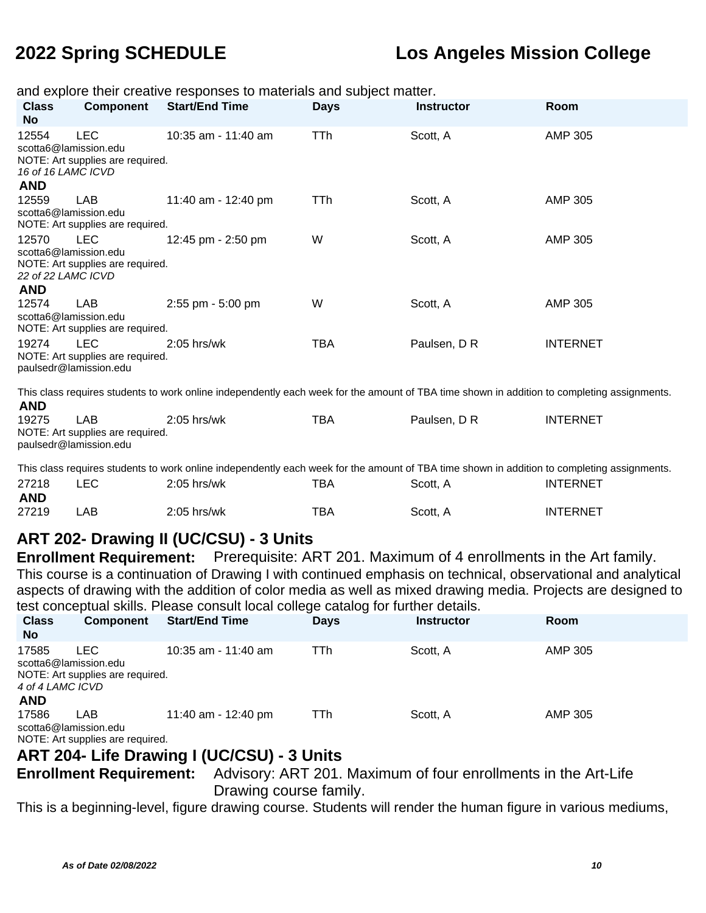and explore their creative responses to materials and subject matter.

| Class No | Component | Start/End Time | Days | Instructor | Room |
|---|---|---|---|---|---|
| 12554 | LEC | 10:35 am - 11:40 am | TTh | Scott, A | AMP 305 |
| scotta6@lamission.edu<br>NOTE: Art supplies are required.<br>*16 of 16 LAMC ICVD* | | | | | |
| **AND** | | | | | |
| 12559 | LAB | 11:40 am - 12:40 pm | TTh | Scott, A | AMP 305 |
| scotta6@lamission.edu<br>NOTE: Art supplies are required. | | | | | |
| 12570 | LEC | 12:45 pm - 2:50 pm | W | Scott, A | AMP 305 |
| scotta6@lamission.edu<br>NOTE: Art supplies are required.<br>*22 of 22 LAMC ICVD* | | | | | |
| **AND** | | | | | |
| 12574 | LAB | 2:55 pm - 5:00 pm | W | Scott, A | AMP 305 |
| scotta6@lamission.edu<br>NOTE: Art supplies are required. | | | | | |
| 19274 | LEC | 2:05 hrs/wk | TBA | Paulsen, D R | INTERNET |
| NOTE: Art supplies are required.<br>paulsedr@lamission.edu<br>This class requires students to work online independently each week for the amount of TBA time shown in addition to completing assignments. | | | | | |
| **AND** | | | | | |
| 19275 | LAB | 2:05 hrs/wk | TBA | Paulsen, D R | INTERNET |
| NOTE: Art supplies are required.<br>paulsedr@lamission.edu<br>This class requires students to work online independently each week for the amount of TBA time shown in addition to completing assignments. | | | | | |
| 27218 | LEC | 2:05 hrs/wk | TBA | Scott, A | INTERNET |
| **AND** | | | | | |
| 27219 | LAB | 2:05 hrs/wk | TBA | Scott, A | INTERNET |

## ART 202- Drawing II (UC/CSU) - 3 Units

**Enrollment Requirement:** Prerequisite: ART 201. Maximum of 4 enrollments in the Art family.

This course is a continuation of Drawing I with continued emphasis on technical, observational and analytical aspects of drawing with the addition of color media as well as mixed drawing media. Projects are designed to test conceptual skills. Please consult local college catalog for further details.

| Class No | Component | Start/End Time | Days | Instructor | Room |
|---|---|---|---|---|---|
| 17585 | LEC | 10:35 am - 11:40 am | TTh | Scott, A | AMP 305 |
| scotta6@lamission.edu<br>NOTE: Art supplies are required.<br>*4 of 4 LAMC ICVD* | | | | | |
| **AND** | | | | | |
| 17586 | LAB | 11:40 am - 12:40 pm | TTh | Scott, A | AMP 305 |
| scotta6@lamission.edu<br>NOTE: Art supplies are required. | | | | | |

## ART 204- Life Drawing I (UC/CSU) - 3 Units

**Enrollment Requirement:** Advisory: ART 201. Maximum of four enrollments in the Art-Life Drawing course family.

This is a beginning-level, figure drawing course. Students will render the human figure in various mediums,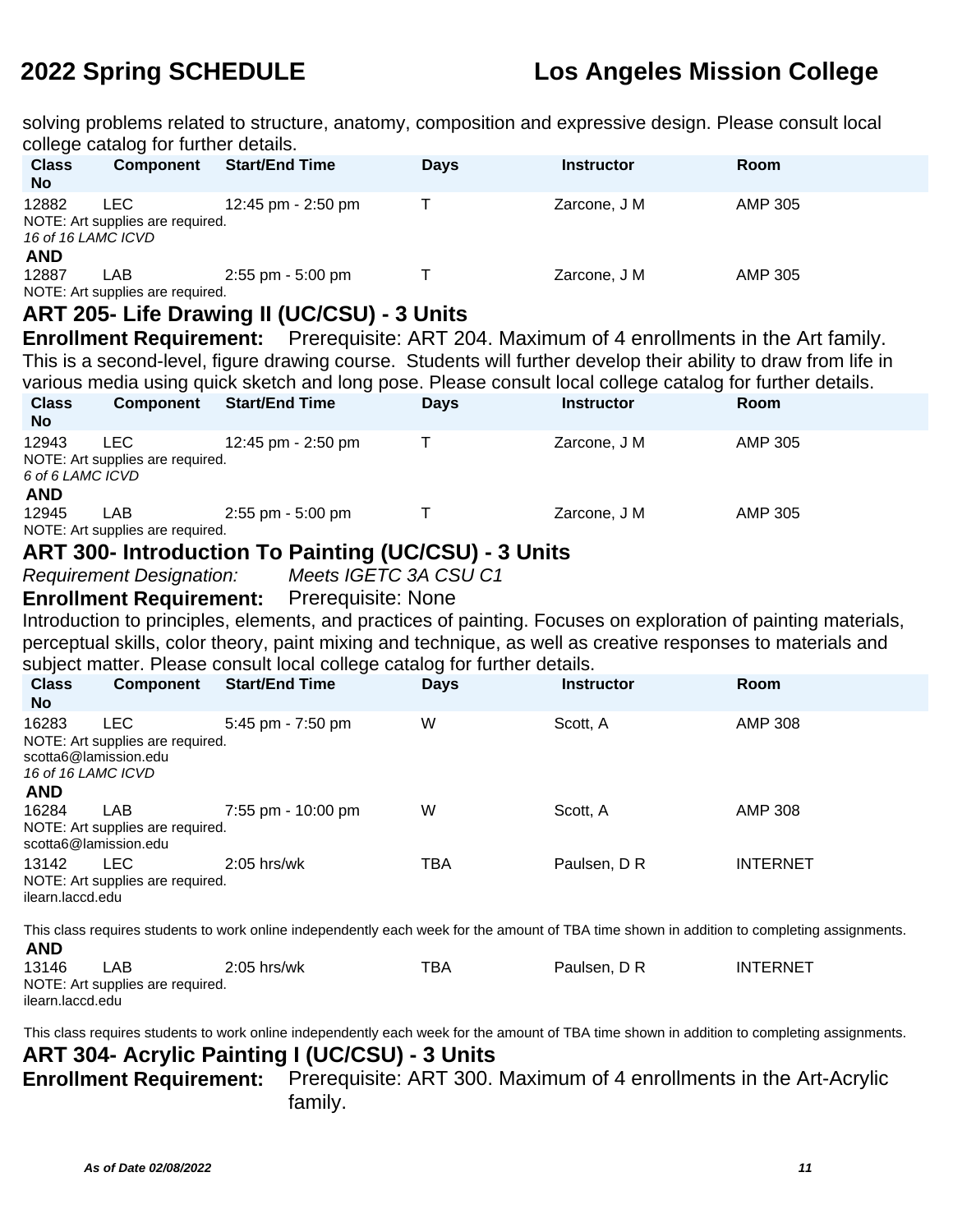solving problems related to structure, anatomy, composition and expressive design. Please consult local college catalog for further details.

| Class No | Component | Start/End Time | Days | Instructor | Room |
|---|---|---|---|---|---|
| 12882 | LEC | 12:45 pm - 2:50 pm | T | Zarcone, J M | AMP 305 |

NOTE: Art supplies are required.
*16 of 16 LAMC ICVD*

**AND**

| Class No | Component | Start/End Time | Days | Instructor | Room |
|---|---|---|---|---|---|
| 12887 | LAB | 2:55 pm - 5:00 pm | T | Zarcone, J M | AMP 305 |

NOTE: Art supplies are required.

## ART 205- Life Drawing II (UC/CSU) - 3 Units

**Enrollment Requirement:** Prerequisite: ART 204. Maximum of 4 enrollments in the Art family.

This is a second-level, figure drawing course. Students will further develop their ability to draw from life in various media using quick sketch and long pose. Please consult local college catalog for further details.

| Class No | Component | Start/End Time | Days | Instructor | Room |
|---|---|---|---|---|---|
| 12943 | LEC | 12:45 pm - 2:50 pm | T | Zarcone, J M | AMP 305 |

NOTE: Art supplies are required.
*6 of 6 LAMC ICVD*

**AND**

| Class No | Component | Start/End Time | Days | Instructor | Room |
|---|---|---|---|---|---|
| 12945 | LAB | 2:55 pm - 5:00 pm | T | Zarcone, J M | AMP 305 |

NOTE: Art supplies are required.

## ART 300- Introduction To Painting (UC/CSU) - 3 Units

*Requirement Designation:* *Meets IGETC 3A CSU C1*

**Enrollment Requirement:** Prerequisite: None

Introduction to principles, elements, and practices of painting. Focuses on exploration of painting materials, perceptual skills, color theory, paint mixing and technique, as well as creative responses to materials and subject matter. Please consult local college catalog for further details.

| Class No | Component | Start/End Time | Days | Instructor | Room |
|---|---|---|---|---|---|
| 16283 | LEC | 5:45 pm - 7:50 pm | W | Scott, A | AMP 308 |

NOTE: Art supplies are required.
scotta6@lamission.edu
*16 of 16 LAMC ICVD*

**AND**

| Class No | Component | Start/End Time | Days | Instructor | Room |
|---|---|---|---|---|---|
| 16284 | LAB | 7:55 pm - 10:00 pm | W | Scott, A | AMP 308 |

NOTE: Art supplies are required.
scotta6@lamission.edu

| Class No | Component | Start/End Time | Days | Instructor | Room |
|---|---|---|---|---|---|
| 13142 | LEC | 2:05 hrs/wk | TBA | Paulsen, D R | INTERNET |

NOTE: Art supplies are required.
ilearn.laccd.edu

This class requires students to work online independently each week for the amount of TBA time shown in addition to completing assignments.

**AND**

| Class No | Component | Start/End Time | Days | Instructor | Room |
|---|---|---|---|---|---|
| 13146 | LAB | 2:05 hrs/wk | TBA | Paulsen, D R | INTERNET |

NOTE: Art supplies are required.
ilearn.laccd.edu

This class requires students to work online independently each week for the amount of TBA time shown in addition to completing assignments.

## ART 304- Acrylic Painting I (UC/CSU) - 3 Units

**Enrollment Requirement:** Prerequisite: ART 300. Maximum of 4 enrollments in the Art-Acrylic family.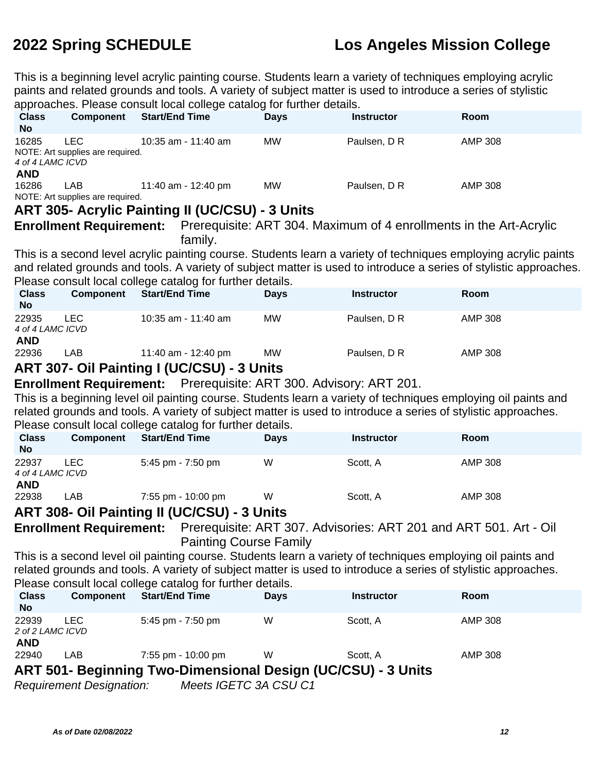This is a beginning level acrylic painting course. Students learn a variety of techniques employing acrylic paints and related grounds and tools. A variety of subject matter is used to introduce a series of stylistic approaches. Please consult local college catalog for further details.

| Class No | Component | Start/End Time | Days | Instructor | Room |
|---|---|---|---|---|---|
| 16285 | LEC | 10:35 am - 11:40 am | MW | Paulsen, D R | AMP 308 |
| NOTE: Art supplies are required. | | | | | |
| *4 of 4 LAMC ICVD* | | | | | |
| **AND** | | | | | |
| 16286 | LAB | 11:40 am - 12:40 pm | MW | Paulsen, D R | AMP 308 |
| NOTE: Art supplies are required. | | | | | |

## ART 305- Acrylic Painting II (UC/CSU) - 3 Units

**Enrollment Requirement:** Prerequisite: ART 304. Maximum of 4 enrollments in the Art-Acrylic family.

This is a second level acrylic painting course. Students learn a variety of techniques employing acrylic paints and related grounds and tools. A variety of subject matter is used to introduce a series of stylistic approaches. Please consult local college catalog for further details.

| Class No | Component | Start/End Time | Days | Instructor | Room |
|---|---|---|---|---|---|
| 22935 | LEC | 10:35 am - 11:40 am | MW | Paulsen, D R | AMP 308 |
| *4 of 4 LAMC ICVD* | | | | | |
| **AND** | | | | | |
| 22936 | LAB | 11:40 am - 12:40 pm | MW | Paulsen, D R | AMP 308 |

## ART 307- Oil Painting I (UC/CSU) - 3 Units

**Enrollment Requirement:** Prerequisite: ART 300. Advisory: ART 201.

This is a beginning level oil painting course. Students learn a variety of techniques employing oil paints and related grounds and tools. A variety of subject matter is used to introduce a series of stylistic approaches. Please consult local college catalog for further details.

| Class No | Component | Start/End Time | Days | Instructor | Room |
|---|---|---|---|---|---|
| 22937 | LEC | 5:45 pm - 7:50 pm | W | Scott, A | AMP 308 |
| *4 of 4 LAMC ICVD* | | | | | |
| **AND** | | | | | |
| 22938 | LAB | 7:55 pm - 10:00 pm | W | Scott, A | AMP 308 |

## ART 308- Oil Painting II (UC/CSU) - 3 Units

**Enrollment Requirement:** Prerequisite: ART 307. Advisories: ART 201 and ART 501. Art - Oil Painting Course Family

This is a second level oil painting course. Students learn a variety of techniques employing oil paints and related grounds and tools. A variety of subject matter is used to introduce a series of stylistic approaches. Please consult local college catalog for further details.

| Class No | Component | Start/End Time | Days | Instructor | Room |
|---|---|---|---|---|---|
| 22939 | LEC | 5:45 pm - 7:50 pm | W | Scott, A | AMP 308 |
| *2 of 2 LAMC ICVD* | | | | | |
| **AND** | | | | | |
| 22940 | LAB | 7:55 pm - 10:00 pm | W | Scott, A | AMP 308 |

## ART 501- Beginning Two-Dimensional Design (UC/CSU) - 3 Units

*Requirement Designation:* *Meets IGETC 3A CSU C1*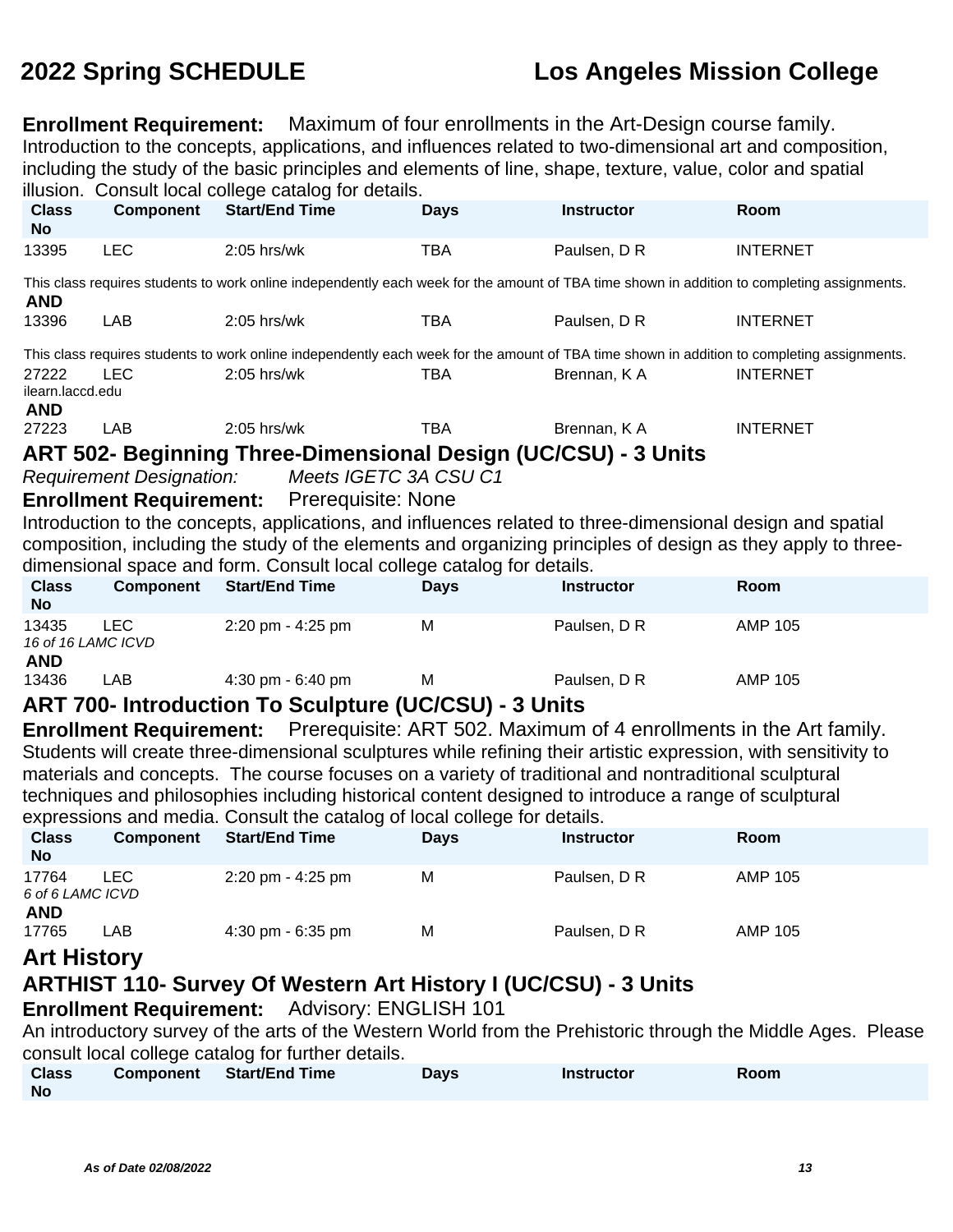**Enrollment Requirement:** Maximum of four enrollments in the Art-Design course family.

Introduction to the concepts, applications, and influences related to two-dimensional art and composition, including the study of the basic principles and elements of line, shape, texture, value, color and spatial illusion. Consult local college catalog for details.

| Class No | Component | Start/End Time | Days | Instructor | Room |
|---|---|---|---|---|---|
| 13395 | LEC | 2:05 hrs/wk | TBA | Paulsen, D R | INTERNET |
| This class requires students to work online independently each week for the amount of TBA time shown in addition to completing assignments. | | | | | |
| **AND** | | | | | |
| 13396 | LAB | 2:05 hrs/wk | TBA | Paulsen, D R | INTERNET |
| This class requires students to work online independently each week for the amount of TBA time shown in addition to completing assignments. | | | | | |
| 27222 | LEC | 2:05 hrs/wk | TBA | Brennan, K A | INTERNET |
| ilearn.laccd.edu | | | | | |
| **AND** | | | | | |
| 27223 | LAB | 2:05 hrs/wk | TBA | Brennan, K A | INTERNET |

## ART 502- Beginning Three-Dimensional Design (UC/CSU) - 3 Units

*Requirement Designation:* *Meets IGETC 3A CSU C1*

**Enrollment Requirement:** Prerequisite: None

Introduction to the concepts, applications, and influences related to three-dimensional design and spatial composition, including the study of the elements and organizing principles of design as they apply to three-dimensional space and form. Consult local college catalog for details.

| Class No | Component | Start/End Time | Days | Instructor | Room |
|---|---|---|---|---|---|
| 13435 | LEC | 2:20 pm - 4:25 pm | M | Paulsen, D R | AMP 105 |
| *16 of 16 LAMC ICVD* | | | | | |
| **AND** | | | | | |
| 13436 | LAB | 4:30 pm - 6:40 pm | M | Paulsen, D R | AMP 105 |

## ART 700- Introduction To Sculpture (UC/CSU) - 3 Units

**Enrollment Requirement:** Prerequisite: ART 502. Maximum of 4 enrollments in the Art family.

Students will create three-dimensional sculptures while refining their artistic expression, with sensitivity to materials and concepts. The course focuses on a variety of traditional and nontraditional sculptural techniques and philosophies including historical content designed to introduce a range of sculptural expressions and media. Consult the catalog of local college for details.

| Class No | Component | Start/End Time | Days | Instructor | Room |
|---|---|---|---|---|---|
| 17764 | LEC | 2:20 pm - 4:25 pm | M | Paulsen, D R | AMP 105 |
| *6 of 6 LAMC ICVD* | | | | | |
| **AND** | | | | | |
| 17765 | LAB | 4:30 pm - 6:35 pm | M | Paulsen, D R | AMP 105 |

# Art History

## ARTHIST 110- Survey Of Western Art History I (UC/CSU) - 3 Units

**Enrollment Requirement:** Advisory: ENGLISH 101

An introductory survey of the arts of the Western World from the Prehistoric through the Middle Ages. Please consult local college catalog for further details.

| Class No | Component | Start/End Time | Days | Instructor | Room |
|---|---|---|---|---|---|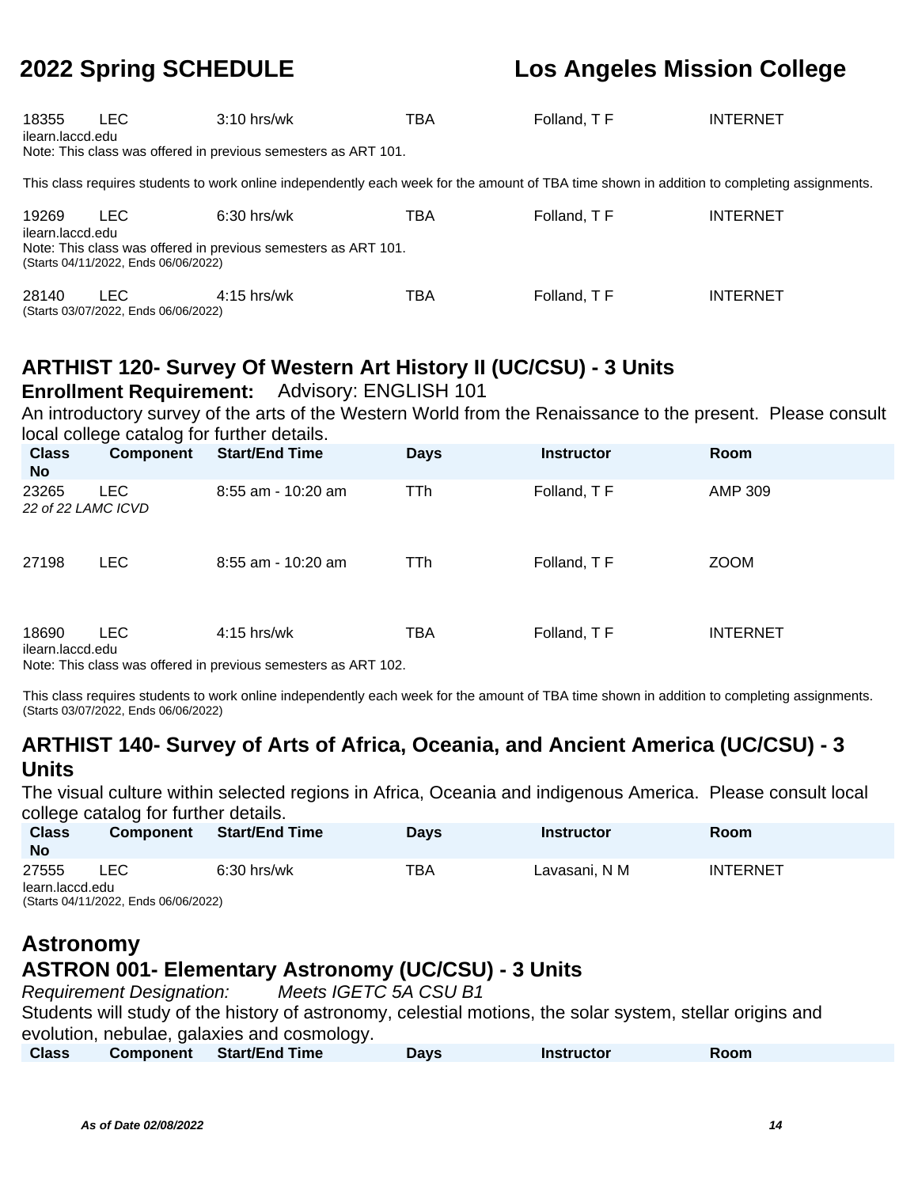| Class No | Component | Start/End Time | Days | Instructor | Room |
|---|---|---|---|---|---|
| 18355 | LEC | 3:10 hrs/wk | TBA | Folland, T F | INTERNET |

ilearn.laccd.edu
Note: This class was offered in previous semesters as ART 101.

This class requires students to work online independently each week for the amount of TBA time shown in addition to completing assignments.

| Class No | Component | Start/End Time | Days | Instructor | Room |
|---|---|---|---|---|---|
| 19269 | LEC | 6:30 hrs/wk | TBA | Folland, T F | INTERNET |

ilearn.laccd.edu
Note: This class was offered in previous semesters as ART 101.
(Starts 04/11/2022, Ends 06/06/2022)

| Class No | Component | Start/End Time | Days | Instructor | Room |
|---|---|---|---|---|---|
| 28140 | LEC | 4:15 hrs/wk | TBA | Folland, T F | INTERNET |

(Starts 03/07/2022, Ends 06/06/2022)

## ARTHIST 120- Survey Of Western Art History II (UC/CSU) - 3 Units

**Enrollment Requirement:** Advisory: ENGLISH 101

An introductory survey of the arts of the Western World from the Renaissance to the present. Please consult local college catalog for further details.

| Class No | Component | Start/End Time | Days | Instructor | Room |
|---|---|---|---|---|---|
| 23265 | LEC | 8:55 am - 10:20 am | TTh | Folland, T F | AMP 309 |

*22 of 22 LAMC ICVD*

| Class No | Component | Start/End Time | Days | Instructor | Room |
|---|---|---|---|---|---|
| 27198 | LEC | 8:55 am - 10:20 am | TTh | Folland, T F | ZOOM |
| 18690 | LEC | 4:15 hrs/wk | TBA | Folland, T F | INTERNET |

ilearn.laccd.edu
Note: This class was offered in previous semesters as ART 102.

This class requires students to work online independently each week for the amount of TBA time shown in addition to completing assignments.
(Starts 03/07/2022, Ends 06/06/2022)

## ARTHIST 140- Survey of Arts of Africa, Oceania, and Ancient America (UC/CSU) - 3 Units

The visual culture within selected regions in Africa, Oceania and indigenous America. Please consult local college catalog for further details.

| Class No | Component | Start/End Time | Days | Instructor | Room |
|---|---|---|---|---|---|
| 27555 | LEC | 6:30 hrs/wk | TBA | Lavasani, N M | INTERNET |

learn.laccd.edu
(Starts 04/11/2022, Ends 06/06/2022)

# Astronomy

## ASTRON 001- Elementary Astronomy (UC/CSU) - 3 Units

*Requirement Designation: Meets IGETC 5A CSU B1*

Students will study of the history of astronomy, celestial motions, the solar system, stellar origins and evolution, nebulae, galaxies and cosmology.

| Class | Component | Start/End Time | Days | Instructor | Room |
|---|---|---|---|---|---|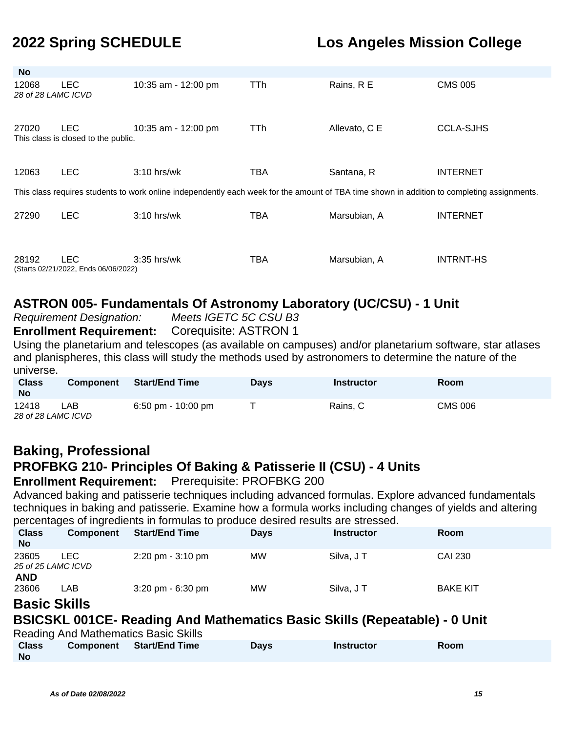| Class No | Component | Start/End Time | Days | Instructor | Room |
|---|---|---|---|---|---|
| 12068 *28 of 28 LAMC ICVD* | LEC | 10:35 am - 12:00 pm | TTh | Rains, R E | CMS 005 |
| 27020 This class is closed to the public. | LEC | 10:35 am - 12:00 pm | TTh | Allevato, C E | CCLA-SJHS |
| 12063 | LEC | 3:10 hrs/wk | TBA | Santana, R | INTERNET |
| This class requires students to work online independently each week for the amount of TBA time shown in addition to completing assignments. | | | | | |
| 27290 | LEC | 3:10 hrs/wk | TBA | Marsubian, A | INTERNET |
| 28192 (Starts 02/21/2022, Ends 06/06/2022) | LEC | 3:35 hrs/wk | TBA | Marsubian, A | INTRNT-HS |

## ASTRON 005- Fundamentals Of Astronomy Laboratory (UC/CSU) - 1 Unit

*Requirement Designation:* *Meets IGETC 5C CSU B3*

**Enrollment Requirement:** Corequisite: ASTRON 1

Using the planetarium and telescopes (as available on campuses) and/or planetarium software, star atlases and planispheres, this class will study the methods used by astronomers to determine the nature of the universe.

| Class No | Component | Start/End Time | Days | Instructor | Room |
|---|---|---|---|---|---|
| 12418 *28 of 28 LAMC ICVD* | LAB | 6:50 pm - 10:00 pm | T | Rains, C | CMS 006 |

# Baking, Professional

## PROFBKG 210- Principles Of Baking & Patisserie II (CSU) - 4 Units

**Enrollment Requirement:** Prerequisite: PROFBKG 200

Advanced baking and patisserie techniques including advanced formulas. Explore advanced fundamentals techniques in baking and patisserie. Examine how a formula works including changes of yields and altering percentages of ingredients in formulas to produce desired results are stressed.

| Class No | Component | Start/End Time | Days | Instructor | Room |
|---|---|---|---|---|---|
| 23605 *25 of 25 LAMC ICVD* | LEC | 2:20 pm - 3:10 pm | MW | Silva, J T | CAI 230 |
| **AND** | | | | | |
| 23606 | LAB | 3:20 pm - 6:30 pm | MW | Silva, J T | BAKE KIT |

# Basic Skills

## BSICSKL 001CE- Reading And Mathematics Basic Skills (Repeatable) - 0 Unit

Reading And Mathematics Basic Skills

| Class No | Component | Start/End Time | Days | Instructor | Room |
|---|---|---|---|---|---|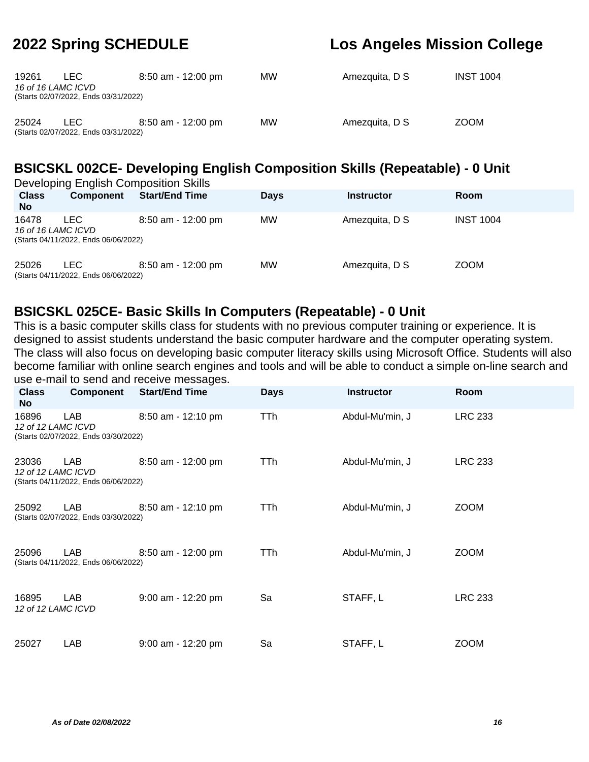| Class No | Component | Start/End Time | Days | Instructor | Room |
|---|---|---|---|---|---|
| 19261 | LEC | 8:50 am - 12:00 pm | MW | Amezquita, D S | INST 1004 |
| *16 of 16 LAMC ICVD* (Starts 02/07/2022, Ends 03/31/2022) | | | | | |
| 25024 | LEC | 8:50 am - 12:00 pm | MW | Amezquita, D S | ZOOM |
| (Starts 02/07/2022, Ends 03/31/2022) | | | | | |

## BSICSKL 002CE- Developing English Composition Skills (Repeatable) - 0 Unit

Developing English Composition Skills

| Class No | Component | Start/End Time | Days | Instructor | Room |
|---|---|---|---|---|---|
| 16478 | LEC | 8:50 am - 12:00 pm | MW | Amezquita, D S | INST 1004 |
| *16 of 16 LAMC ICVD* (Starts 04/11/2022, Ends 06/06/2022) | | | | | |
| 25026 | LEC | 8:50 am - 12:00 pm | MW | Amezquita, D S | ZOOM |
| (Starts 04/11/2022, Ends 06/06/2022) | | | | | |

## BSICSKL 025CE- Basic Skills In Computers (Repeatable) - 0 Unit

This is a basic computer skills class for students with no previous computer training or experience. It is designed to assist students understand the basic computer hardware and the computer operating system. The class will also focus on developing basic computer literacy skills using Microsoft Office. Students will also become familiar with online search engines and tools and will be able to conduct a simple on-line search and use e-mail to send and receive messages.

| Class No | Component | Start/End Time | Days | Instructor | Room |
|---|---|---|---|---|---|
| 16896 | LAB | 8:50 am - 12:10 pm | TTh | Abdul-Mu'min, J | LRC 233 |
| *12 of 12 LAMC ICVD* (Starts 02/07/2022, Ends 03/30/2022) | | | | | |
| 23036 | LAB | 8:50 am - 12:00 pm | TTh | Abdul-Mu'min, J | LRC 233 |
| *12 of 12 LAMC ICVD* (Starts 04/11/2022, Ends 06/06/2022) | | | | | |
| 25092 | LAB | 8:50 am - 12:10 pm | TTh | Abdul-Mu'min, J | ZOOM |
| (Starts 02/07/2022, Ends 03/30/2022) | | | | | |
| 25096 | LAB | 8:50 am - 12:00 pm | TTh | Abdul-Mu'min, J | ZOOM |
| (Starts 04/11/2022, Ends 06/06/2022) | | | | | |
| 16895 | LAB | 9:00 am - 12:20 pm | Sa | STAFF, L | LRC 233 |
| *12 of 12 LAMC ICVD* | | | | | |
| 25027 | LAB | 9:00 am - 12:20 pm | Sa | STAFF, L | ZOOM |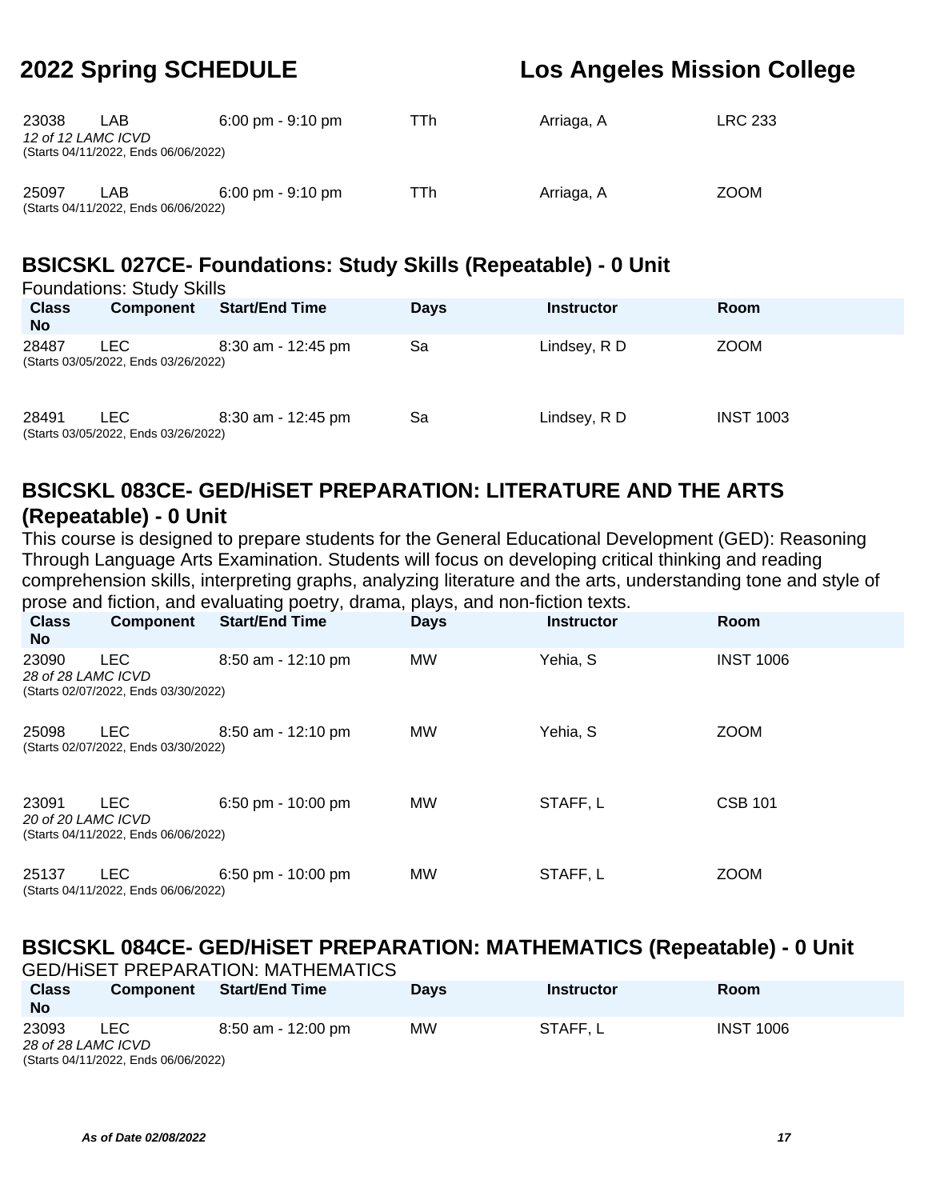| Class No | Component | Start/End Time | Days | Instructor | Room |
|---|---|---|---|---|---|
| 23038<br>*12 of 12 LAMC ICVD*<br>(Starts 04/11/2022, Ends 06/06/2022) | LAB | 6:00 pm - 9:10 pm | TTh | Arriaga, A | LRC 233 |
| 25097<br>(Starts 04/11/2022, Ends 06/06/2022) | LAB | 6:00 pm - 9:10 pm | TTh | Arriaga, A | ZOOM |

## BSICSKL 027CE- Foundations: Study Skills (Repeatable) - 0 Unit

Foundations: Study Skills

| Class No | Component | Start/End Time | Days | Instructor | Room |
|---|---|---|---|---|---|
| 28487<br>(Starts 03/05/2022, Ends 03/26/2022) | LEC | 8:30 am - 12:45 pm | Sa | Lindsey, R D | ZOOM |
| 28491<br>(Starts 03/05/2022, Ends 03/26/2022) | LEC | 8:30 am - 12:45 pm | Sa | Lindsey, R D | INST 1003 |

## BSICSKL 083CE- GED/HiSET PREPARATION: LITERATURE AND THE ARTS (Repeatable) - 0 Unit

This course is designed to prepare students for the General Educational Development (GED): Reasoning Through Language Arts Examination. Students will focus on developing critical thinking and reading comprehension skills, interpreting graphs, analyzing literature and the arts, understanding tone and style of prose and fiction, and evaluating poetry, drama, plays, and non-fiction texts.

| Class No | Component | Start/End Time | Days | Instructor | Room |
|---|---|---|---|---|---|
| 23090<br>*28 of 28 LAMC ICVD*<br>(Starts 02/07/2022, Ends 03/30/2022) | LEC | 8:50 am - 12:10 pm | MW | Yehia, S | INST 1006 |
| 25098<br>(Starts 02/07/2022, Ends 03/30/2022) | LEC | 8:50 am - 12:10 pm | MW | Yehia, S | ZOOM |
| 23091<br>*20 of 20 LAMC ICVD*<br>(Starts 04/11/2022, Ends 06/06/2022) | LEC | 6:50 pm - 10:00 pm | MW | STAFF, L | CSB 101 |
| 25137<br>(Starts 04/11/2022, Ends 06/06/2022) | LEC | 6:50 pm - 10:00 pm | MW | STAFF, L | ZOOM |

## BSICSKL 084CE- GED/HiSET PREPARATION: MATHEMATICS (Repeatable) - 0 Unit

GED/HiSET PREPARATION: MATHEMATICS

| Class No | Component | Start/End Time | Days | Instructor | Room |
|---|---|---|---|---|---|
| 23093<br>*28 of 28 LAMC ICVD*<br>(Starts 04/11/2022, Ends 06/06/2022) | LEC | 8:50 am - 12:00 pm | MW | STAFF, L | INST 1006 |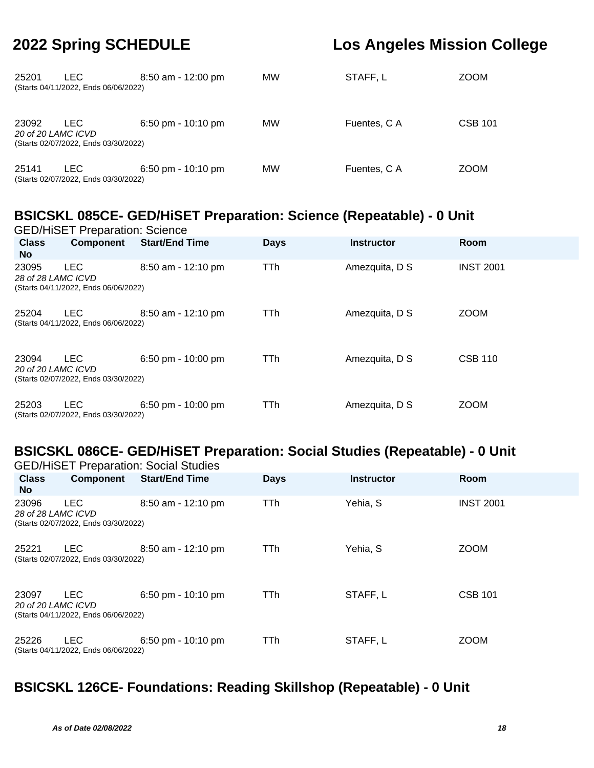| Class No | Component | Start/End Time | Days | Instructor | Room |
|---|---|---|---|---|---|
| 25201 | LEC | 8:50 am - 12:00 pm | MW | STAFF, L | ZOOM |
| (Starts 04/11/2022, Ends 06/06/2022) | | | | | |
| 23092 | LEC | 6:50 pm - 10:10 pm | MW | Fuentes, C A | CSB 101 |
| *20 of 20 LAMC ICVD* | | | | | |
| (Starts 02/07/2022, Ends 03/30/2022) | | | | | |
| 25141 | LEC | 6:50 pm - 10:10 pm | MW | Fuentes, C A | ZOOM |
| (Starts 02/07/2022, Ends 03/30/2022) | | | | | |

## BSICSKL 085CE- GED/HiSET Preparation: Science (Repeatable) - 0 Unit

GED/HiSET Preparation: Science

| Class No | Component | Start/End Time | Days | Instructor | Room |
|---|---|---|---|---|---|
| 23095 | LEC | 8:50 am - 12:10 pm | TTh | Amezquita, D S | INST 2001 |
| *28 of 28 LAMC ICVD* | | | | | |
| (Starts 04/11/2022, Ends 06/06/2022) | | | | | |
| 25204 | LEC | 8:50 am - 12:10 pm | TTh | Amezquita, D S | ZOOM |
| (Starts 04/11/2022, Ends 06/06/2022) | | | | | |
| 23094 | LEC | 6:50 pm - 10:00 pm | TTh | Amezquita, D S | CSB 110 |
| *20 of 20 LAMC ICVD* | | | | | |
| (Starts 02/07/2022, Ends 03/30/2022) | | | | | |
| 25203 | LEC | 6:50 pm - 10:00 pm | TTh | Amezquita, D S | ZOOM |
| (Starts 02/07/2022, Ends 03/30/2022) | | | | | |

## BSICSKL 086CE- GED/HiSET Preparation: Social Studies (Repeatable) - 0 Unit

GED/HiSET Preparation: Social Studies

| Class No | Component | Start/End Time | Days | Instructor | Room |
|---|---|---|---|---|---|
| 23096 | LEC | 8:50 am - 12:10 pm | TTh | Yehia, S | INST 2001 |
| *28 of 28 LAMC ICVD* | | | | | |
| (Starts 02/07/2022, Ends 03/30/2022) | | | | | |
| 25221 | LEC | 8:50 am - 12:10 pm | TTh | Yehia, S | ZOOM |
| (Starts 02/07/2022, Ends 03/30/2022) | | | | | |
| 23097 | LEC | 6:50 pm - 10:10 pm | TTh | STAFF, L | CSB 101 |
| *20 of 20 LAMC ICVD* | | | | | |
| (Starts 04/11/2022, Ends 06/06/2022) | | | | | |
| 25226 | LEC | 6:50 pm - 10:10 pm | TTh | STAFF, L | ZOOM |
| (Starts 04/11/2022, Ends 06/06/2022) | | | | | |

## BSICSKL 126CE- Foundations: Reading Skillshop (Repeatable) - 0 Unit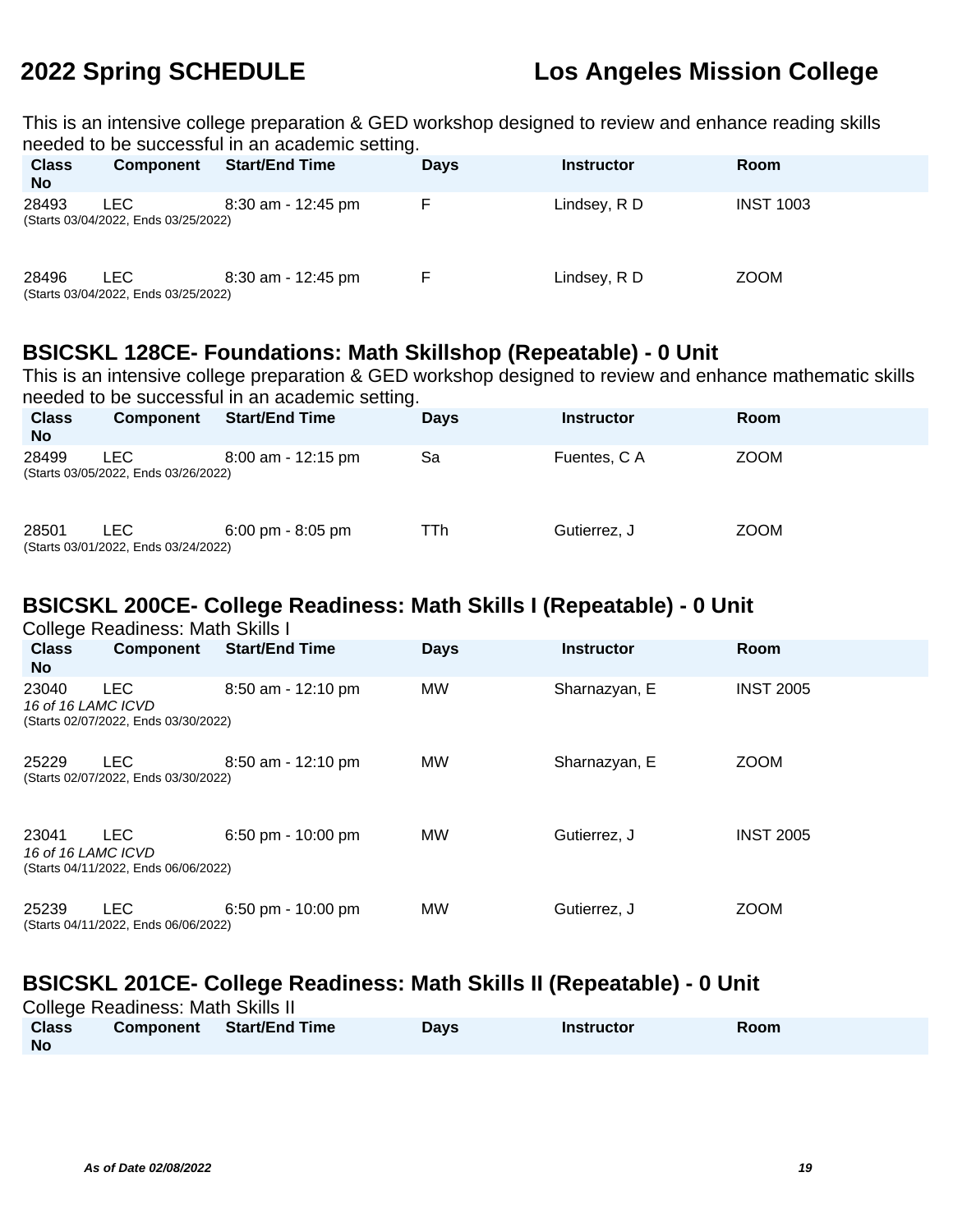This is an intensive college preparation & GED workshop designed to review and enhance reading skills needed to be successful in an academic setting.

| Class No | Component | Start/End Time | Days | Instructor | Room |
|---|---|---|---|---|---|
| 28493 | LEC | 8:30 am - 12:45 pm | F | Lindsey, R D | INST 1003 |
| (Starts 03/04/2022, Ends 03/25/2022) | | | | | |
| 28496 | LEC | 8:30 am - 12:45 pm | F | Lindsey, R D | ZOOM |
| (Starts 03/04/2022, Ends 03/25/2022) | | | | | |

## BSICSKL 128CE- Foundations: Math Skillshop (Repeatable) - 0 Unit

This is an intensive college preparation & GED workshop designed to review and enhance mathematic skills needed to be successful in an academic setting.

| Class No | Component | Start/End Time | Days | Instructor | Room |
|---|---|---|---|---|---|
| 28499 | LEC | 8:00 am - 12:15 pm | Sa | Fuentes, C A | ZOOM |
| (Starts 03/05/2022, Ends 03/26/2022) | | | | | |
| 28501 | LEC | 6:00 pm - 8:05 pm | TTh | Gutierrez, J | ZOOM |
| (Starts 03/01/2022, Ends 03/24/2022) | | | | | |

## BSICSKL 200CE- College Readiness: Math Skills I (Repeatable) - 0 Unit

College Readiness: Math Skills I

| Class No | Component | Start/End Time | Days | Instructor | Room |
|---|---|---|---|---|---|
| 23040 | LEC | 8:50 am - 12:10 pm | MW | Sharnazyan, E | INST 2005 |
| *16 of 16 LAMC ICVD* | | | | | |
| (Starts 02/07/2022, Ends 03/30/2022) | | | | | |
| 25229 | LEC | 8:50 am - 12:10 pm | MW | Sharnazyan, E | ZOOM |
| (Starts 02/07/2022, Ends 03/30/2022) | | | | | |
| 23041 | LEC | 6:50 pm - 10:00 pm | MW | Gutierrez, J | INST 2005 |
| *16 of 16 LAMC ICVD* | | | | | |
| (Starts 04/11/2022, Ends 06/06/2022) | | | | | |
| 25239 | LEC | 6:50 pm - 10:00 pm | MW | Gutierrez, J | ZOOM |
| (Starts 04/11/2022, Ends 06/06/2022) | | | | | |

## BSICSKL 201CE- College Readiness: Math Skills II (Repeatable) - 0 Unit

College Readiness: Math Skills II

| Class No | Component | Start/End Time | Days | Instructor | Room |
|---|---|---|---|---|---|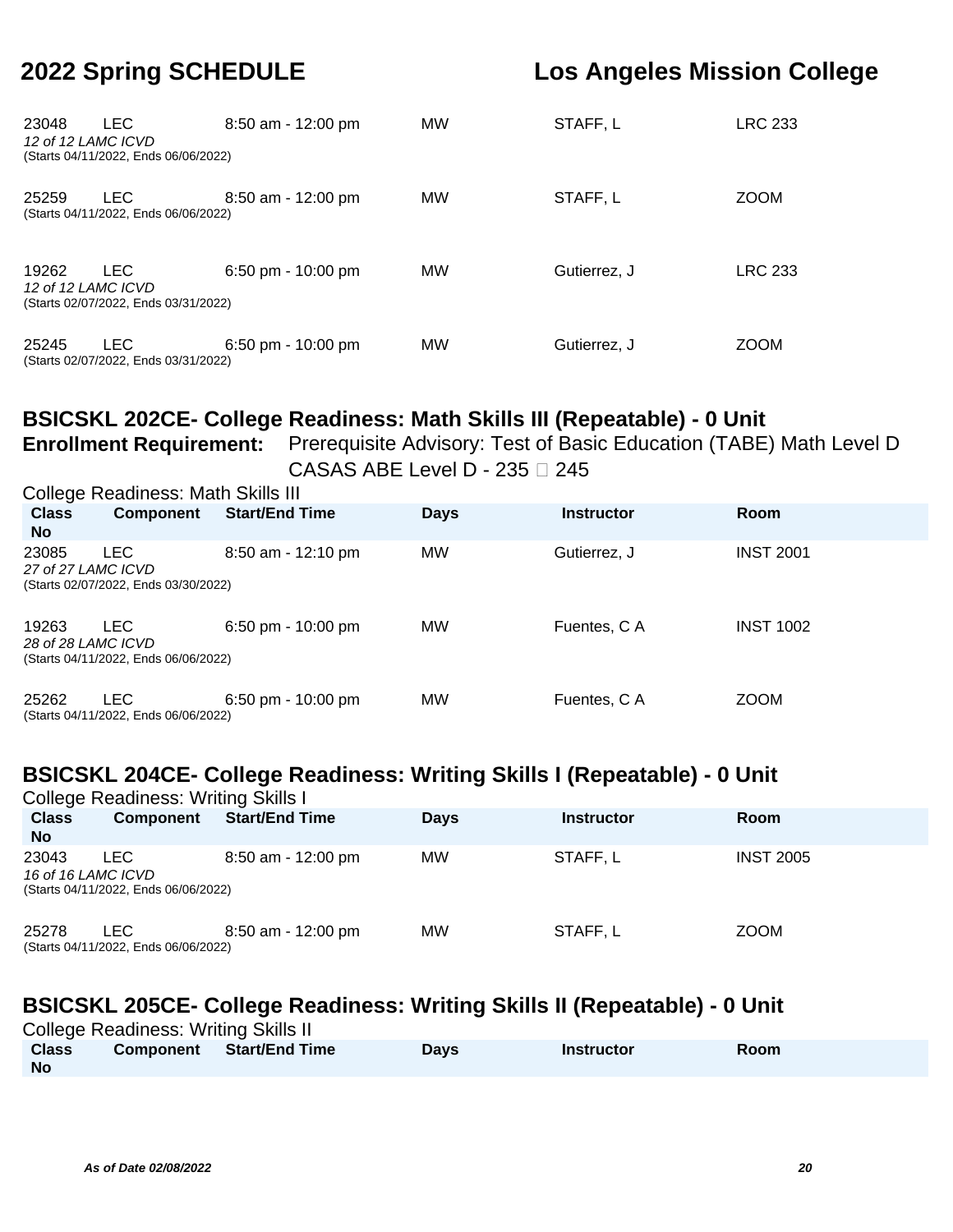| Class No | Component | Start/End Time | Days | Instructor | Room |
|---|---|---|---|---|---|
| 23048 *12 of 12 LAMC ICVD* (Starts 04/11/2022, Ends 06/06/2022) | LEC | 8:50 am - 12:00 pm | MW | STAFF, L | LRC 233 |
| 25259 (Starts 04/11/2022, Ends 06/06/2022) | LEC | 8:50 am - 12:00 pm | MW | STAFF, L | ZOOM |
| 19262 *12 of 12 LAMC ICVD* (Starts 02/07/2022, Ends 03/31/2022) | LEC | 6:50 pm - 10:00 pm | MW | Gutierrez, J | LRC 233 |
| 25245 (Starts 02/07/2022, Ends 03/31/2022) | LEC | 6:50 pm - 10:00 pm | MW | Gutierrez, J | ZOOM |

## BSICSKL 202CE- College Readiness: Math Skills III (Repeatable) - 0 Unit

**Enrollment Requirement:** Prerequisite Advisory: Test of Basic Education (TABE) Math Level D CASAS ABE Level D - 235  245

College Readiness: Math Skills III

| Class No | Component | Start/End Time | Days | Instructor | Room |
|---|---|---|---|---|---|
| 23085 *27 of 27 LAMC ICVD* (Starts 02/07/2022, Ends 03/30/2022) | LEC | 8:50 am - 12:10 pm | MW | Gutierrez, J | INST 2001 |
| 19263 *28 of 28 LAMC ICVD* (Starts 04/11/2022, Ends 06/06/2022) | LEC | 6:50 pm - 10:00 pm | MW | Fuentes, C A | INST 1002 |
| 25262 (Starts 04/11/2022, Ends 06/06/2022) | LEC | 6:50 pm - 10:00 pm | MW | Fuentes, C A | ZOOM |

## BSICSKL 204CE- College Readiness: Writing Skills I (Repeatable) - 0 Unit

College Readiness: Writing Skills I

| Class No | Component | Start/End Time | Days | Instructor | Room |
|---|---|---|---|---|---|
| 23043 *16 of 16 LAMC ICVD* (Starts 04/11/2022, Ends 06/06/2022) | LEC | 8:50 am - 12:00 pm | MW | STAFF, L | INST 2005 |
| 25278 (Starts 04/11/2022, Ends 06/06/2022) | LEC | 8:50 am - 12:00 pm | MW | STAFF, L | ZOOM |

## BSICSKL 205CE- College Readiness: Writing Skills II (Repeatable) - 0 Unit

College Readiness: Writing Skills II

| Class No | Component | Start/End Time | Days | Instructor | Room |
|---|---|---|---|---|---|

*As of Date 02/08/2022*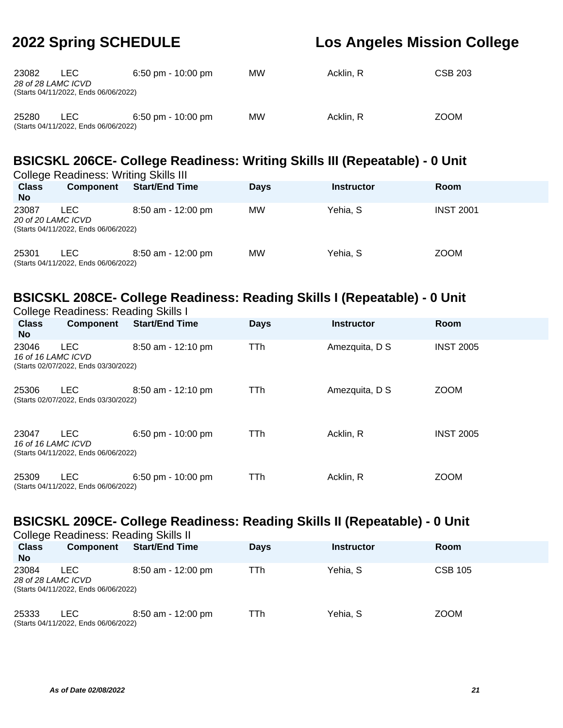| Class No | Component | Start/End Time | Days | Instructor | Room |
|---|---|---|---|---|---|
| 23082 | LEC | 6:50 pm - 10:00 pm | MW | Acklin, R | CSB 203 |
| *28 of 28 LAMC ICVD* | | | | | |
| (Starts 04/11/2022, Ends 06/06/2022) | | | | | |
| 25280 | LEC | 6:50 pm - 10:00 pm | MW | Acklin, R | ZOOM |
| (Starts 04/11/2022, Ends 06/06/2022) | | | | | |

## BSICSKL 206CE- College Readiness: Writing Skills III (Repeatable) - 0 Unit

College Readiness: Writing Skills III

| Class No | Component | Start/End Time | Days | Instructor | Room |
|---|---|---|---|---|---|
| 23087 | LEC | 8:50 am - 12:00 pm | MW | Yehia, S | INST 2001 |
| *20 of 20 LAMC ICVD* | | | | | |
| (Starts 04/11/2022, Ends 06/06/2022) | | | | | |
| 25301 | LEC | 8:50 am - 12:00 pm | MW | Yehia, S | ZOOM |
| (Starts 04/11/2022, Ends 06/06/2022) | | | | | |

## BSICSKL 208CE- College Readiness: Reading Skills I (Repeatable) - 0 Unit

College Readiness: Reading Skills I

| Class No | Component | Start/End Time | Days | Instructor | Room |
|---|---|---|---|---|---|
| 23046 | LEC | 8:50 am - 12:10 pm | TTh | Amezquita, D S | INST 2005 |
| *16 of 16 LAMC ICVD* | | | | | |
| (Starts 02/07/2022, Ends 03/30/2022) | | | | | |
| 25306 | LEC | 8:50 am - 12:10 pm | TTh | Amezquita, D S | ZOOM |
| (Starts 02/07/2022, Ends 03/30/2022) | | | | | |
| 23047 | LEC | 6:50 pm - 10:00 pm | TTh | Acklin, R | INST 2005 |
| *16 of 16 LAMC ICVD* | | | | | |
| (Starts 04/11/2022, Ends 06/06/2022) | | | | | |
| 25309 | LEC | 6:50 pm - 10:00 pm | TTh | Acklin, R | ZOOM |
| (Starts 04/11/2022, Ends 06/06/2022) | | | | | |

## BSICSKL 209CE- College Readiness: Reading Skills II (Repeatable) - 0 Unit

College Readiness: Reading Skills II

| Class No | Component | Start/End Time | Days | Instructor | Room |
|---|---|---|---|---|---|
| 23084 | LEC | 8:50 am - 12:00 pm | TTh | Yehia, S | CSB 105 |
| *28 of 28 LAMC ICVD* | | | | | |
| (Starts 04/11/2022, Ends 06/06/2022) | | | | | |
| 25333 | LEC | 8:50 am - 12:00 pm | TTh | Yehia, S | ZOOM |
| (Starts 04/11/2022, Ends 06/06/2022) | | | | | |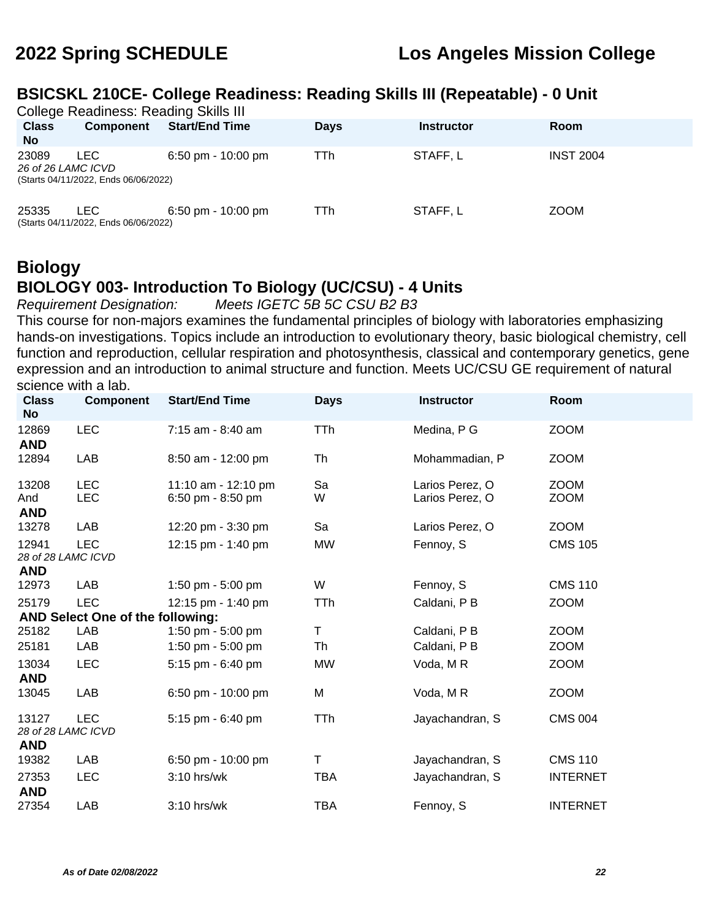## BSICSKL 210CE- College Readiness: Reading Skills III (Repeatable) - 0 Unit

College Readiness: Reading Skills III

| Class No | Component | Start/End Time | Days | Instructor | Room |
|---|---|---|---|---|---|
| 23089 | LEC | 6:50 pm - 10:00 pm | TTh | STAFF, L | INST 2004 |
| *26 of 26 LAMC ICVD* | | | | | |
| (Starts 04/11/2022, Ends 06/06/2022) | | | | | |
| 25335 | LEC | 6:50 pm - 10:00 pm | TTh | STAFF, L | ZOOM |
| (Starts 04/11/2022, Ends 06/06/2022) | | | | | |

# Biology

## BIOLOGY 003- Introduction To Biology (UC/CSU) - 4 Units

*Requirement Designation:* *Meets IGETC 5B 5C CSU B2 B3*

This course for non-majors examines the fundamental principles of biology with laboratories emphasizing hands-on investigations. Topics include an introduction to evolutionary theory, basic biological chemistry, cell function and reproduction, cellular respiration and photosynthesis, classical and contemporary genetics, gene expression and an introduction to animal structure and function. Meets UC/CSU GE requirement of natural science with a lab.

| Class No | Component | Start/End Time | Days | Instructor | Room |
|---|---|---|---|---|---|
| 12869 | LEC | 7:15 am - 8:40 am | TTh | Medina, P G | ZOOM |
| **AND** | | | | | |
| 12894 | LAB | 8:50 am - 12:00 pm | Th | Mohammadian, P | ZOOM |
| 13208 | LEC | 11:10 am - 12:10 pm | Sa | Larios Perez, O | ZOOM |
| And | LEC | 6:50 pm - 8:50 pm | W | Larios Perez, O | ZOOM |
| **AND** | | | | | |
| 13278 | LAB | 12:20 pm - 3:30 pm | Sa | Larios Perez, O | ZOOM |
| 12941 | LEC | 12:15 pm - 1:40 pm | MW | Fennoy, S | CMS 105 |
| *28 of 28 LAMC ICVD* | | | | | |
| **AND** | | | | | |
| 12973 | LAB | 1:50 pm - 5:00 pm | W | Fennoy, S | CMS 110 |
| 25179 | LEC | 12:15 pm - 1:40 pm | TTh | Caldani, P B | ZOOM |
| **AND Select One of the following:** | | | | | |
| 25182 | LAB | 1:50 pm - 5:00 pm | T | Caldani, P B | ZOOM |
| 25181 | LAB | 1:50 pm - 5:00 pm | Th | Caldani, P B | ZOOM |
| 13034 | LEC | 5:15 pm - 6:40 pm | MW | Voda, M R | ZOOM |
| **AND** | | | | | |
| 13045 | LAB | 6:50 pm - 10:00 pm | M | Voda, M R | ZOOM |
| 13127 | LEC | 5:15 pm - 6:40 pm | TTh | Jayachandran, S | CMS 004 |
| *28 of 28 LAMC ICVD* | | | | | |
| **AND** | | | | | |
| 19382 | LAB | 6:50 pm - 10:00 pm | T | Jayachandran, S | CMS 110 |
| 27353 | LEC | 3:10 hrs/wk | TBA | Jayachandran, S | INTERNET |
| **AND** | | | | | |
| 27354 | LAB | 3:10 hrs/wk | TBA | Fennoy, S | INTERNET |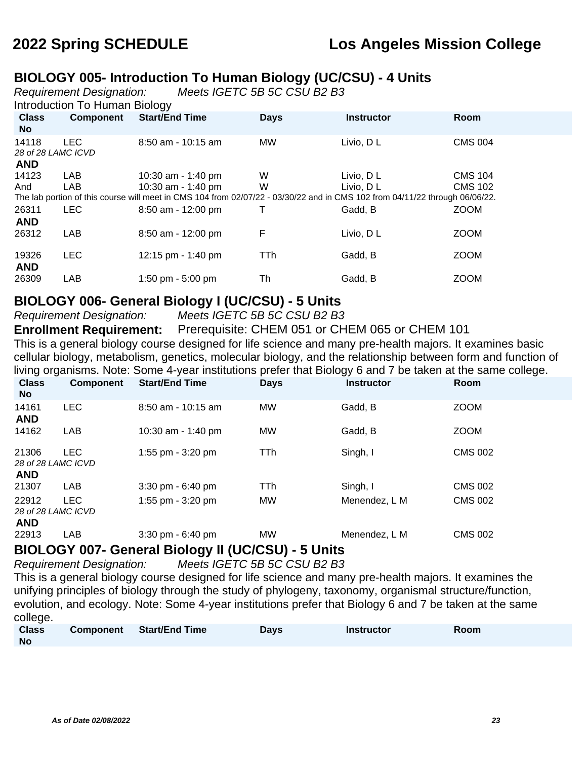## BIOLOGY 005- Introduction To Human Biology (UC/CSU) - 4 Units

*Requirement Designation:* *Meets IGETC 5B 5C CSU B2 B3*

Introduction To Human Biology

| Class No | Component | Start/End Time | Days | Instructor | Room |
|---|---|---|---|---|---|
| 14118 | LEC | 8:50 am - 10:15 am | MW | Livio, D L | CMS 004 |
| *28 of 28 LAMC ICVD* | | | | | |
| **AND** | | | | | |
| 14123 | LAB | 10:30 am - 1:40 pm | W | Livio, D L | CMS 104 |
| And | LAB | 10:30 am - 1:40 pm | W | Livio, D L | CMS 102 |
| The lab portion of this course will meet in CMS 104 from 02/07/22 - 03/30/22 and in CMS 102 from 04/11/22 through 06/06/22. | | | | | |
| 26311 | LEC | 8:50 am - 12:00 pm | T | Gadd, B | ZOOM |
| **AND** | | | | | |
| 26312 | LAB | 8:50 am - 12:00 pm | F | Livio, D L | ZOOM |
| 19326 | LEC | 12:15 pm - 1:40 pm | TTh | Gadd, B | ZOOM |
| **AND** | | | | | |
| 26309 | LAB | 1:50 pm - 5:00 pm | Th | Gadd, B | ZOOM |

## BIOLOGY 006- General Biology I (UC/CSU) - 5 Units

*Requirement Designation:* *Meets IGETC 5B 5C CSU B2 B3*

**Enrollment Requirement:** Prerequisite: CHEM 051 or CHEM 065 or CHEM 101

This is a general biology course designed for life science and many pre-health majors. It examines basic cellular biology, metabolism, genetics, molecular biology, and the relationship between form and function of living organisms. Note: Some 4-year institutions prefer that Biology 6 and 7 be taken at the same college.

| Class No | Component | Start/End Time | Days | Instructor | Room |
|---|---|---|---|---|---|
| 14161 | LEC | 8:50 am - 10:15 am | MW | Gadd, B | ZOOM |
| **AND** | | | | | |
| 14162 | LAB | 10:30 am - 1:40 pm | MW | Gadd, B | ZOOM |
| 21306 | LEC | 1:55 pm - 3:20 pm | TTh | Singh, I | CMS 002 |
| *28 of 28 LAMC ICVD* | | | | | |
| **AND** | | | | | |
| 21307 | LAB | 3:30 pm - 6:40 pm | TTh | Singh, I | CMS 002 |
| 22912 | LEC | 1:55 pm - 3:20 pm | MW | Menendez, L M | CMS 002 |
| *28 of 28 LAMC ICVD* | | | | | |
| **AND** | | | | | |
| 22913 | LAB | 3:30 pm - 6:40 pm | MW | Menendez, L M | CMS 002 |

## BIOLOGY 007- General Biology II (UC/CSU) - 5 Units

*Requirement Designation:* *Meets IGETC 5B 5C CSU B2 B3*

This is a general biology course designed for life science and many pre-health majors. It examines the unifying principles of biology through the study of phylogeny, taxonomy, organismal structure/function, evolution, and ecology. Note: Some 4-year institutions prefer that Biology 6 and 7 be taken at the same college.

| Class No | Component | Start/End Time | Days | Instructor | Room |
|---|---|---|---|---|---|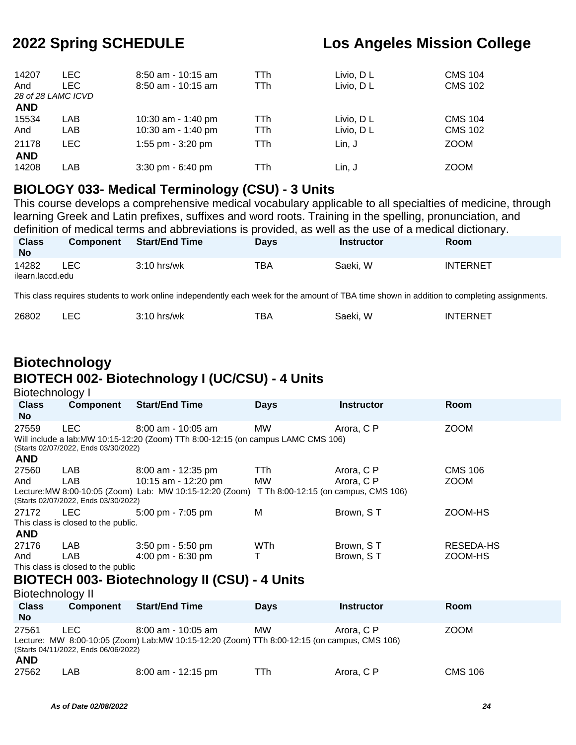| Class No | Component | Start/End Time | Days | Instructor | Room |
|---|---|---|---|---|---|
| 14207 | LEC | 8:50 am - 10:15 am | TTh | Livio, D L | CMS 104 |
| And | LEC | 8:50 am - 10:15 am | TTh | Livio, D L | CMS 102 |

*28 of 28 LAMC ICVD*

**AND**

| Class No | Component | Start/End Time | Days | Instructor | Room |
|---|---|---|---|---|---|
| 15534 | LAB | 10:30 am - 1:40 pm | TTh | Livio, D L | CMS 104 |
| And | LAB | 10:30 am - 1:40 pm | TTh | Livio, D L | CMS 102 |
| 21178 | LEC | 1:55 pm - 3:20 pm | TTh | Lin, J | ZOOM |

**AND**

| Class No | Component | Start/End Time | Days | Instructor | Room |
|---|---|---|---|---|---|
| 14208 | LAB | 3:30 pm - 6:40 pm | TTh | Lin, J | ZOOM |

## BIOLOGY 033- Medical Terminology (CSU) - 3 Units

This course develops a comprehensive medical vocabulary applicable to all specialties of medicine, through learning Greek and Latin prefixes, suffixes and word roots. Training in the spelling, pronunciation, and definition of medical terms and abbreviations is provided, as well as the use of a medical dictionary.

| Class No | Component | Start/End Time | Days | Instructor | Room |
|---|---|---|---|---|---|
| 14282 | LEC | 3:10 hrs/wk | TBA | Saeki, W | INTERNET |

ilearn.laccd.edu

This class requires students to work online independently each week for the amount of TBA time shown in addition to completing assignments.

| Class No | Component | Start/End Time | Days | Instructor | Room |
|---|---|---|---|---|---|
| 26802 | LEC | 3:10 hrs/wk | TBA | Saeki, W | INTERNET |

# Biotechnology

## BIOTECH 002- Biotechnology I (UC/CSU) - 4 Units

Biotechnology I

| Class No | Component | Start/End Time | Days | Instructor | Room |
|---|---|---|---|---|---|
| 27559 | LEC | 8:00 am - 10:05 am | MW | Arora, C P | ZOOM |

Will include a lab:MW 10:15-12:20 (Zoom) TTh 8:00-12:15 (on campus LAMC CMS 106)
(Starts 02/07/2022, Ends 03/30/2022)

**AND**

| Class No | Component | Start/End Time | Days | Instructor | Room |
|---|---|---|---|---|---|
| 27560 | LAB | 8:00 am - 12:35 pm | TTh | Arora, C P | CMS 106 |
| And | LAB | 10:15 am - 12:20 pm | MW | Arora, C P | ZOOM |

Lecture:MW 8:00-10:05 (Zoom) Lab: MW 10:15-12:20 (Zoom) T Th 8:00-12:15 (on campus, CMS 106)
(Starts 02/07/2022, Ends 03/30/2022)

| Class No | Component | Start/End Time | Days | Instructor | Room |
|---|---|---|---|---|---|
| 27172 | LEC | 5:00 pm - 7:05 pm | M | Brown, S T | ZOOM-HS |

This class is closed to the public.

**AND**

| Class No | Component | Start/End Time | Days | Instructor | Room |
|---|---|---|---|---|---|
| 27176 | LAB | 3:50 pm - 5:50 pm | WTh | Brown, S T | RESEDA-HS |
| And | LAB | 4:00 pm - 6:30 pm | T | Brown, S T | ZOOM-HS |

This class is closed to the public

## BIOTECH 003- Biotechnology II (CSU) - 4 Units

Biotechnology II

| Class No | Component | Start/End Time | Days | Instructor | Room |
|---|---|---|---|---|---|
| 27561 | LEC | 8:00 am - 10:05 am | MW | Arora, C P | ZOOM |

Lecture: MW 8:00-10:05 (Zoom) Lab:MW 10:15-12:20 (Zoom) TTh 8:00-12:15 (on campus, CMS 106)
(Starts 04/11/2022, Ends 06/06/2022)

**AND**

| Class No | Component | Start/End Time | Days | Instructor | Room |
|---|---|---|---|---|---|
| 27562 | LAB | 8:00 am - 12:15 pm | TTh | Arora, C P | CMS 106 |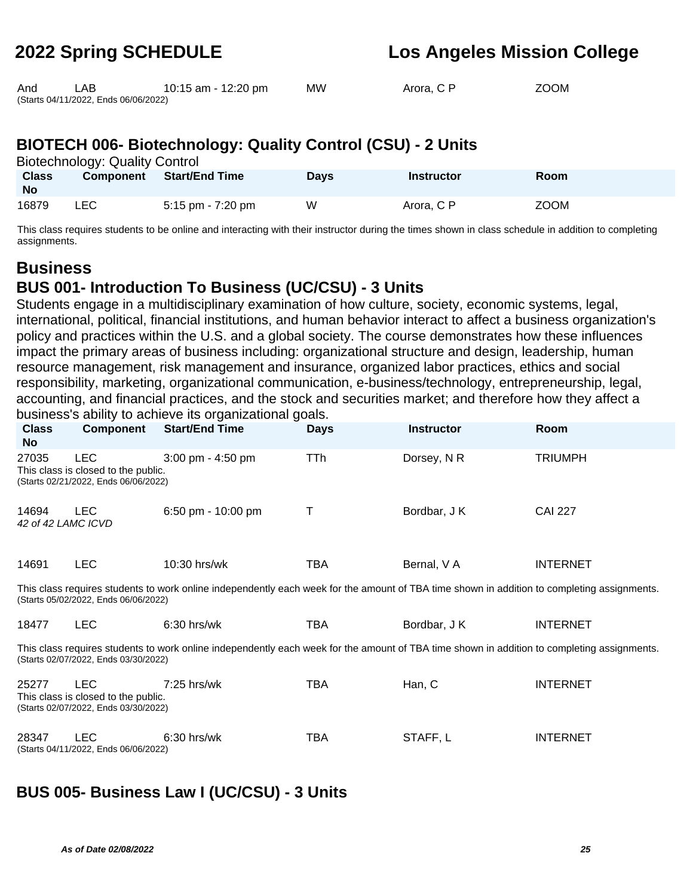| And | LAB | 10:15 am - 12:20 pm | MW | Arora, C P | ZOOM |
|---|---|---|---|---|---|

(Starts 04/11/2022, Ends 06/06/2022)

## BIOTECH 006- Biotechnology: Quality Control (CSU) - 2 Units

Biotechnology: Quality Control

| Class No | Component | Start/End Time | Days | Instructor | Room |
|---|---|---|---|---|---|
| 16879 | LEC | 5:15 pm - 7:20 pm | W | Arora, C P | ZOOM |

This class requires students to be online and interacting with their instructor during the times shown in class schedule in addition to completing assignments.

# Business

## BUS 001- Introduction To Business (UC/CSU) - 3 Units

Students engage in a multidisciplinary examination of how culture, society, economic systems, legal, international, political, financial institutions, and human behavior interact to affect a business organization's policy and practices within the U.S. and a global society. The course demonstrates how these influences impact the primary areas of business including: organizational structure and design, leadership, human resource management, risk management and insurance, organized labor practices, ethics and social responsibility, marketing, organizational communication, e-business/technology, entrepreneurship, legal, accounting, and financial practices, and the stock and securities market; and therefore how they affect a business's ability to achieve its organizational goals.

| Class No | Component | Start/End Time | Days | Instructor | Room |
|---|---|---|---|---|---|
| 27035 | LEC | 3:00 pm - 4:50 pm | TTh | Dorsey, N R | TRIUMPH |
| This class is closed to the public. (Starts 02/21/2022, Ends 06/06/2022) | | | | | |
| 14694 | LEC | 6:50 pm - 10:00 pm | T | Bordbar, J K | CAI 227 |
| *42 of 42 LAMC ICVD* | | | | | |
| 14691 | LEC | 10:30 hrs/wk | TBA | Bernal, V A | INTERNET |
| This class requires students to work online independently each week for the amount of TBA time shown in addition to completing assignments. (Starts 05/02/2022, Ends 06/06/2022) | | | | | |
| 18477 | LEC | 6:30 hrs/wk | TBA | Bordbar, J K | INTERNET |
| This class requires students to work online independently each week for the amount of TBA time shown in addition to completing assignments. (Starts 02/07/2022, Ends 03/30/2022) | | | | | |
| 25277 | LEC | 7:25 hrs/wk | TBA | Han, C | INTERNET |
| This class is closed to the public. (Starts 02/07/2022, Ends 03/30/2022) | | | | | |
| 28347 | LEC | 6:30 hrs/wk | TBA | STAFF, L | INTERNET |
| (Starts 04/11/2022, Ends 06/06/2022) | | | | | |

## BUS 005- Business Law I (UC/CSU) - 3 Units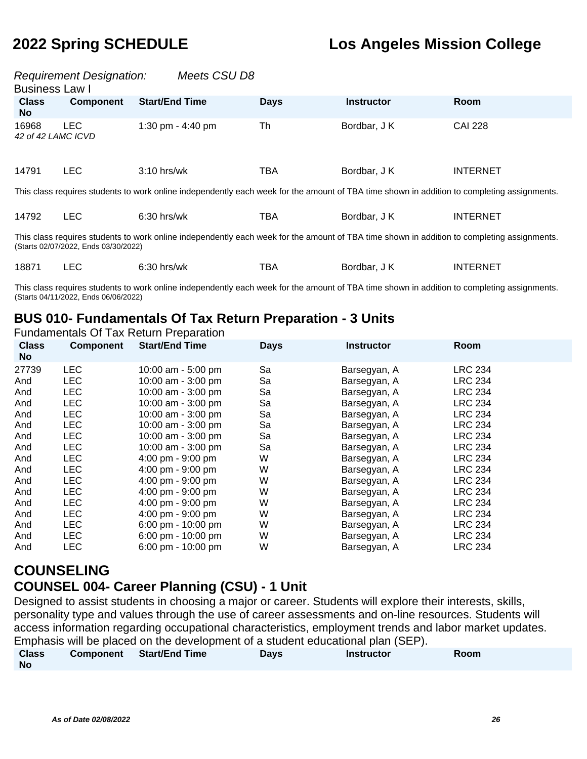*Requirement Designation:* *Meets CSU D8*

Business Law I

| Class No | Component | Start/End Time | Days | Instructor | Room |
|---|---|---|---|---|---|
| 16968 | LEC | 1:30 pm - 4:40 pm | Th | Bordbar, J K | CAI 228 |

*42 of 42 LAMC ICVD*

| Class No | Component | Start/End Time | Days | Instructor | Room |
|---|---|---|---|---|---|
| 14791 | LEC | 3:10 hrs/wk | TBA | Bordbar, J K | INTERNET |

This class requires students to work online independently each week for the amount of TBA time shown in addition to completing assignments.

| Class No | Component | Start/End Time | Days | Instructor | Room |
|---|---|---|---|---|---|
| 14792 | LEC | 6:30 hrs/wk | TBA | Bordbar, J K | INTERNET |

This class requires students to work online independently each week for the amount of TBA time shown in addition to completing assignments.
(Starts 02/07/2022, Ends 03/30/2022)

| Class No | Component | Start/End Time | Days | Instructor | Room |
|---|---|---|---|---|---|
| 18871 | LEC | 6:30 hrs/wk | TBA | Bordbar, J K | INTERNET |

This class requires students to work online independently each week for the amount of TBA time shown in addition to completing assignments.
(Starts 04/11/2022, Ends 06/06/2022)

## BUS 010- Fundamentals Of Tax Return Preparation - 3 Units

Fundamentals Of Tax Return Preparation

| Class No | Component | Start/End Time | Days | Instructor | Room |
|---|---|---|---|---|---|
| 27739 | LEC | 10:00 am - 5:00 pm | Sa | Barsegyan, A | LRC 234 |
| And | LEC | 10:00 am - 3:00 pm | Sa | Barsegyan, A | LRC 234 |
| And | LEC | 10:00 am - 3:00 pm | Sa | Barsegyan, A | LRC 234 |
| And | LEC | 10:00 am - 3:00 pm | Sa | Barsegyan, A | LRC 234 |
| And | LEC | 10:00 am - 3:00 pm | Sa | Barsegyan, A | LRC 234 |
| And | LEC | 10:00 am - 3:00 pm | Sa | Barsegyan, A | LRC 234 |
| And | LEC | 10:00 am - 3:00 pm | Sa | Barsegyan, A | LRC 234 |
| And | LEC | 10:00 am - 3:00 pm | Sa | Barsegyan, A | LRC 234 |
| And | LEC | 4:00 pm - 9:00 pm | W | Barsegyan, A | LRC 234 |
| And | LEC | 4:00 pm - 9:00 pm | W | Barsegyan, A | LRC 234 |
| And | LEC | 4:00 pm - 9:00 pm | W | Barsegyan, A | LRC 234 |
| And | LEC | 4:00 pm - 9:00 pm | W | Barsegyan, A | LRC 234 |
| And | LEC | 4:00 pm - 9:00 pm | W | Barsegyan, A | LRC 234 |
| And | LEC | 4:00 pm - 9:00 pm | W | Barsegyan, A | LRC 234 |
| And | LEC | 6:00 pm - 10:00 pm | W | Barsegyan, A | LRC 234 |
| And | LEC | 6:00 pm - 10:00 pm | W | Barsegyan, A | LRC 234 |
| And | LEC | 6:00 pm - 10:00 pm | W | Barsegyan, A | LRC 234 |

# COUNSELING

## COUNSEL 004- Career Planning (CSU) - 1 Unit

Designed to assist students in choosing a major or career. Students will explore their interests, skills, personality type and values through the use of career assessments and on-line resources. Students will access information regarding occupational characteristics, employment trends and labor market updates. Emphasis will be placed on the development of a student educational plan (SEP).

| Class No | Component | Start/End Time | Days | Instructor | Room |
|---|---|---|---|---|---|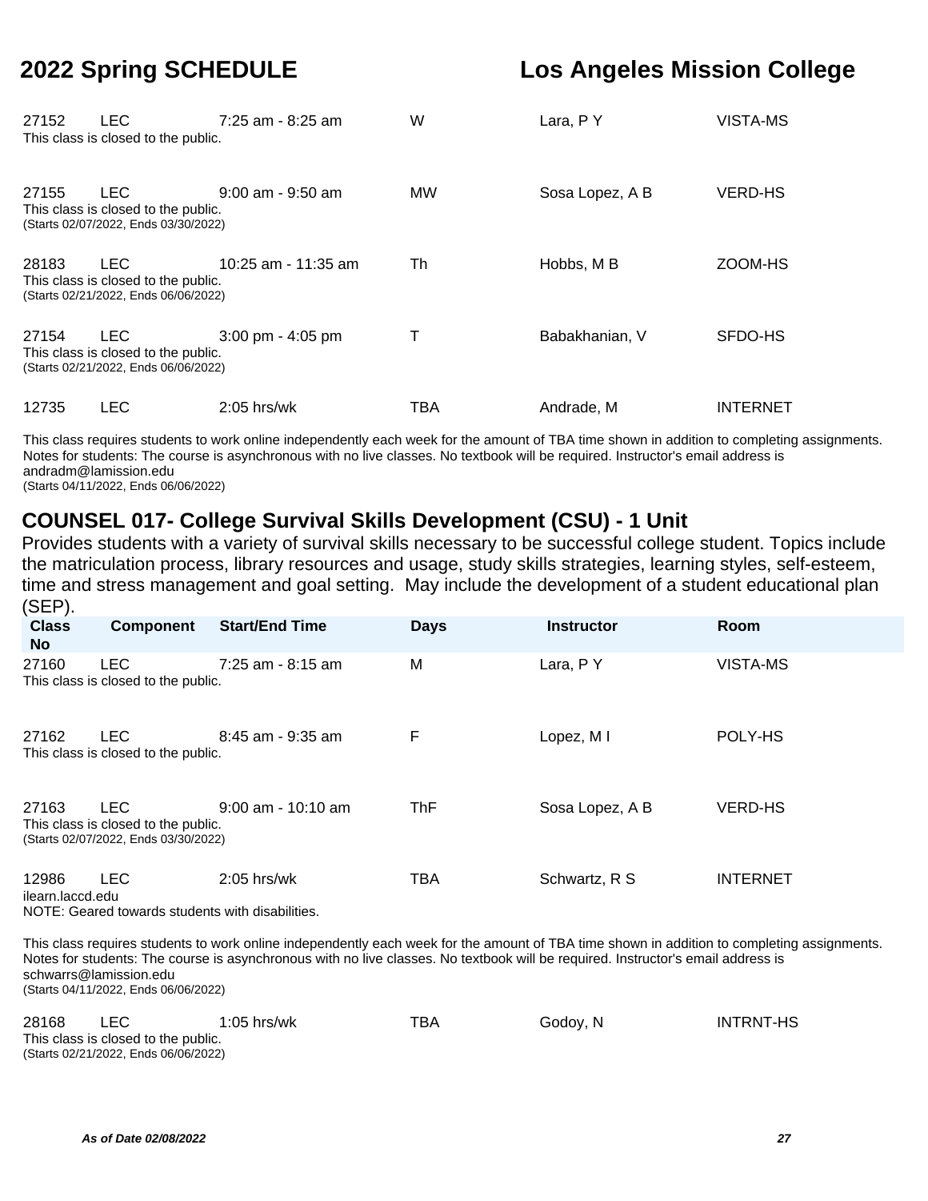| Class No | Component | Start/End Time | Days | Instructor | Room |
|---|---|---|---|---|---|
| 27152 | LEC | 7:25 am - 8:25 am | W | Lara, P Y | VISTA-MS |

This class is closed to the public.

| Class No | Component | Start/End Time | Days | Instructor | Room |
|---|---|---|---|---|---|
| 27155 | LEC | 9:00 am - 9:50 am | MW | Sosa Lopez, A B | VERD-HS |

This class is closed to the public.
(Starts 02/07/2022, Ends 03/30/2022)

| Class No | Component | Start/End Time | Days | Instructor | Room |
|---|---|---|---|---|---|
| 28183 | LEC | 10:25 am - 11:35 am | Th | Hobbs, M B | ZOOM-HS |

This class is closed to the public.
(Starts 02/21/2022, Ends 06/06/2022)

| Class No | Component | Start/End Time | Days | Instructor | Room |
|---|---|---|---|---|---|
| 27154 | LEC | 3:00 pm - 4:05 pm | T | Babakhanian, V | SFDO-HS |

This class is closed to the public.
(Starts 02/21/2022, Ends 06/06/2022)

| Class No | Component | Start/End Time | Days | Instructor | Room |
|---|---|---|---|---|---|
| 12735 | LEC | 2:05 hrs/wk | TBA | Andrade, M | INTERNET |

This class requires students to work online independently each week for the amount of TBA time shown in addition to completing assignments. Notes for students: The course is asynchronous with no live classes. No textbook will be required. Instructor's email address is andradm@lamission.edu
(Starts 04/11/2022, Ends 06/06/2022)

## COUNSEL 017- College Survival Skills Development (CSU) - 1 Unit

Provides students with a variety of survival skills necessary to be successful college student. Topics include the matriculation process, library resources and usage, study skills strategies, learning styles, self-esteem, time and stress management and goal setting. May include the development of a student educational plan (SEP).

| Class No | Component | Start/End Time | Days | Instructor | Room |
|---|---|---|---|---|---|
| 27160 | LEC | 7:25 am - 8:15 am | M | Lara, P Y | VISTA-MS |

This class is closed to the public.

| Class No | Component | Start/End Time | Days | Instructor | Room |
|---|---|---|---|---|---|
| 27162 | LEC | 8:45 am - 9:35 am | F | Lopez, M I | POLY-HS |

This class is closed to the public.

| Class No | Component | Start/End Time | Days | Instructor | Room |
|---|---|---|---|---|---|
| 27163 | LEC | 9:00 am - 10:10 am | ThF | Sosa Lopez, A B | VERD-HS |

This class is closed to the public.
(Starts 02/07/2022, Ends 03/30/2022)

| Class No | Component | Start/End Time | Days | Instructor | Room |
|---|---|---|---|---|---|
| 12986 | LEC | 2:05 hrs/wk | TBA | Schwartz, R S | INTERNET |

ilearn.laccd.edu
NOTE: Geared towards students with disabilities.

This class requires students to work online independently each week for the amount of TBA time shown in addition to completing assignments. Notes for students: The course is asynchronous with no live classes. No textbook will be required. Instructor's email address is schwarrs@lamission.edu
(Starts 04/11/2022, Ends 06/06/2022)

| Class No | Component | Start/End Time | Days | Instructor | Room |
|---|---|---|---|---|---|
| 28168 | LEC | 1:05 hrs/wk | TBA | Godoy, N | INTRNT-HS |

This class is closed to the public.
(Starts 02/21/2022, Ends 06/06/2022)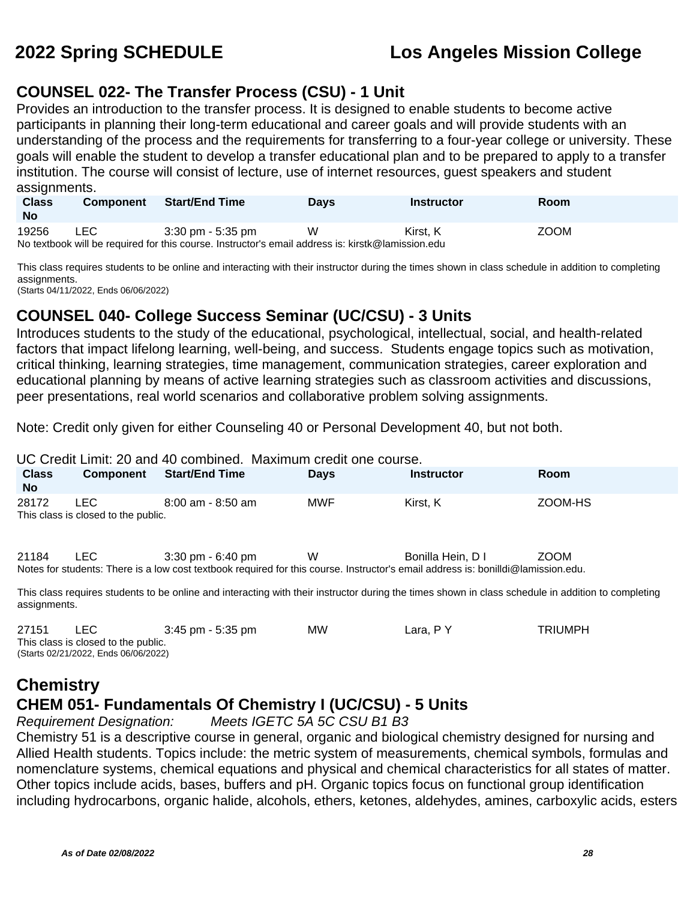## COUNSEL 022- The Transfer Process (CSU) - 1 Unit

Provides an introduction to the transfer process. It is designed to enable students to become active participants in planning their long-term educational and career goals and will provide students with an understanding of the process and the requirements for transferring to a four-year college or university. These goals will enable the student to develop a transfer educational plan and to be prepared to apply to a transfer institution. The course will consist of lecture, use of internet resources, guest speakers and student assignments.

| Class No | Component | Start/End Time | Days | Instructor | Room |
|---|---|---|---|---|---|
| 19256 | LEC | 3:30 pm - 5:35 pm | W | Kirst, K | ZOOM |

No textbook will be required for this course. Instructor's email address is: kirstk@lamission.edu

This class requires students to be online and interacting with their instructor during the times shown in class schedule in addition to completing assignments.
(Starts 04/11/2022, Ends 06/06/2022)

## COUNSEL 040- College Success Seminar (UC/CSU) - 3 Units

Introduces students to the study of the educational, psychological, intellectual, social, and health-related factors that impact lifelong learning, well-being, and success. Students engage topics such as motivation, critical thinking, learning strategies, time management, communication strategies, career exploration and educational planning by means of active learning strategies such as classroom activities and discussions, peer presentations, real world scenarios and collaborative problem solving assignments.

Note: Credit only given for either Counseling 40 or Personal Development 40, but not both.

UC Credit Limit: 20 and 40 combined. Maximum credit one course.

| Class No | Component | Start/End Time | Days | Instructor | Room |
|---|---|---|---|---|---|
| 28172 | LEC | 8:00 am - 8:50 am | MWF | Kirst, K | ZOOM-HS |

This class is closed to the public.

| Class No | Component | Start/End Time | Days | Instructor | Room |
|---|---|---|---|---|---|
| 21184 | LEC | 3:30 pm - 6:40 pm | W | Bonilla Hein, D I | ZOOM |

Notes for students: There is a low cost textbook required for this course. Instructor's email address is: bonilldi@lamission.edu.

This class requires students to be online and interacting with their instructor during the times shown in class schedule in addition to completing assignments.

| Class No | Component | Start/End Time | Days | Instructor | Room |
|---|---|---|---|---|---|
| 27151 | LEC | 3:45 pm - 5:35 pm | MW | Lara, P Y | TRIUMPH |

This class is closed to the public.
(Starts 02/21/2022, Ends 06/06/2022)

# Chemistry

## CHEM 051- Fundamentals Of Chemistry I (UC/CSU) - 5 Units

*Requirement Designation: Meets IGETC 5A 5C CSU B1 B3*

Chemistry 51 is a descriptive course in general, organic and biological chemistry designed for nursing and Allied Health students. Topics include: the metric system of measurements, chemical symbols, formulas and nomenclature systems, chemical equations and physical and chemical characteristics for all states of matter. Other topics include acids, bases, buffers and pH. Organic topics focus on functional group identification including hydrocarbons, organic halide, alcohols, ethers, ketones, aldehydes, amines, carboxylic acids, esters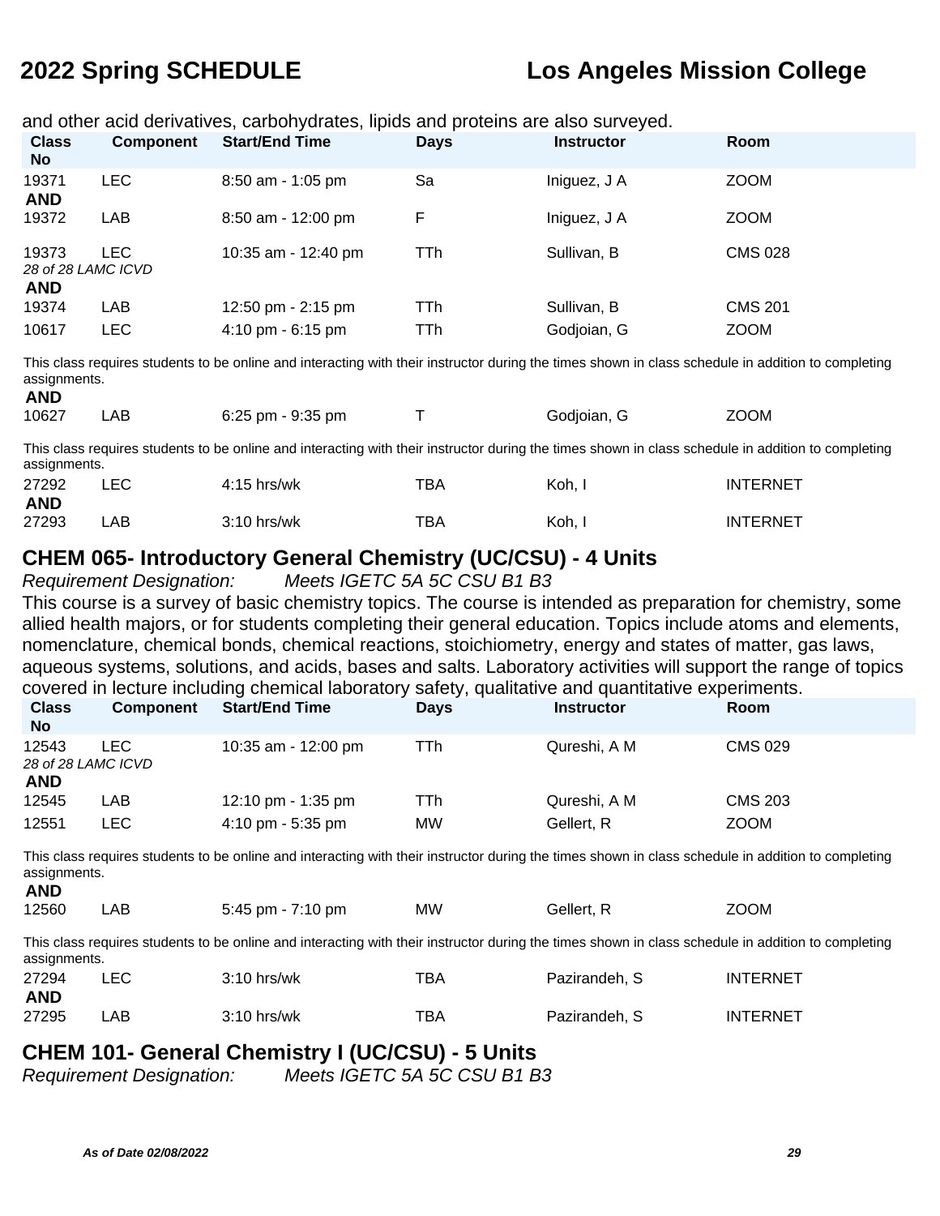and other acid derivatives, carbohydrates, lipids and proteins are also surveyed.

| Class No | Component | Start/End Time | Days | Instructor | Room |
|---|---|---|---|---|---|
| 19371 | LEC | 8:50 am - 1:05 pm | Sa | Iniguez, J A | ZOOM |
| **AND** | | | | | |
| 19372 | LAB | 8:50 am - 12:00 pm | F | Iniguez, J A | ZOOM |
| 19373 | LEC | 10:35 am - 12:40 pm | TTh | Sullivan, B | CMS 028 |
| *28 of 28 LAMC ICVD* | | | | | |
| **AND** | | | | | |
| 19374 | LAB | 12:50 pm - 2:15 pm | TTh | Sullivan, B | CMS 201 |
| 10617 | LEC | 4:10 pm - 6:15 pm | TTh | Godjoian, G | ZOOM |
| This class requires students to be online and interacting with their instructor during the times shown in class schedule in addition to completing assignments. | | | | | |
| **AND** | | | | | |
| 10627 | LAB | 6:25 pm - 9:35 pm | T | Godjoian, G | ZOOM |
| This class requires students to be online and interacting with their instructor during the times shown in class schedule in addition to completing assignments. | | | | | |
| 27292 | LEC | 4:15 hrs/wk | TBA | Koh, I | INTERNET |
| **AND** | | | | | |
| 27293 | LAB | 3:10 hrs/wk | TBA | Koh, I | INTERNET |

## CHEM 065- Introductory General Chemistry (UC/CSU) - 4 Units

*Requirement Designation: Meets IGETC 5A 5C CSU B1 B3*

This course is a survey of basic chemistry topics. The course is intended as preparation for chemistry, some allied health majors, or for students completing their general education. Topics include atoms and elements, nomenclature, chemical bonds, chemical reactions, stoichiometry, energy and states of matter, gas laws, aqueous systems, solutions, and acids, bases and salts. Laboratory activities will support the range of topics covered in lecture including chemical laboratory safety, qualitative and quantitative experiments.

| Class No | Component | Start/End Time | Days | Instructor | Room |
|---|---|---|---|---|---|
| 12543 | LEC | 10:35 am - 12:00 pm | TTh | Qureshi, A M | CMS 029 |
| *28 of 28 LAMC ICVD* | | | | | |
| **AND** | | | | | |
| 12545 | LAB | 12:10 pm - 1:35 pm | TTh | Qureshi, A M | CMS 203 |
| 12551 | LEC | 4:10 pm - 5:35 pm | MW | Gellert, R | ZOOM |
| This class requires students to be online and interacting with their instructor during the times shown in class schedule in addition to completing assignments. | | | | | |
| **AND** | | | | | |
| 12560 | LAB | 5:45 pm - 7:10 pm | MW | Gellert, R | ZOOM |
| This class requires students to be online and interacting with their instructor during the times shown in class schedule in addition to completing assignments. | | | | | |
| 27294 | LEC | 3:10 hrs/wk | TBA | Pazirandeh, S | INTERNET |
| **AND** | | | | | |
| 27295 | LAB | 3:10 hrs/wk | TBA | Pazirandeh, S | INTERNET |

## CHEM 101- General Chemistry I (UC/CSU) - 5 Units

*Requirement Designation: Meets IGETC 5A 5C CSU B1 B3*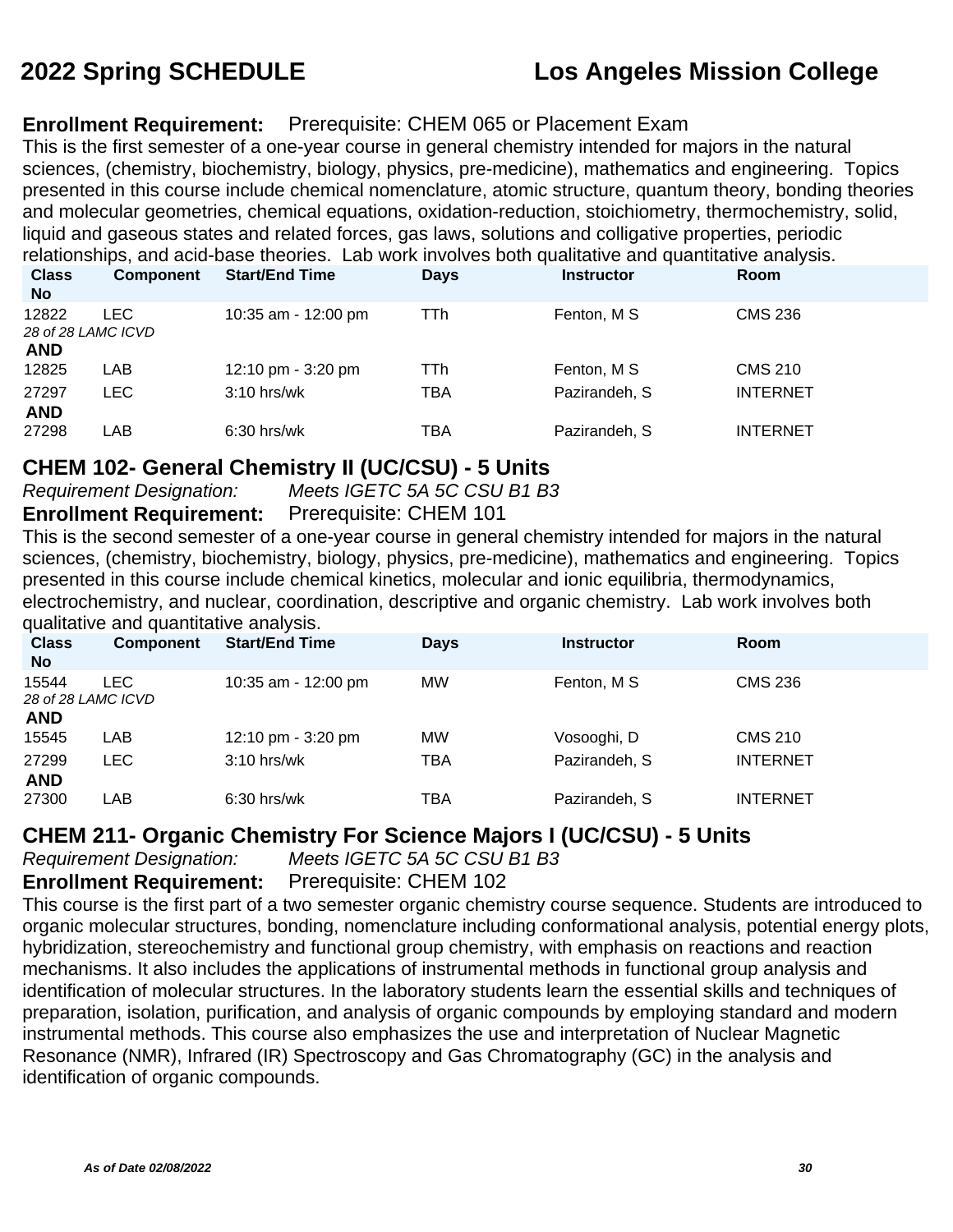**Enrollment Requirement:** Prerequisite: CHEM 065 or Placement Exam

This is the first semester of a one-year course in general chemistry intended for majors in the natural sciences, (chemistry, biochemistry, biology, physics, pre-medicine), mathematics and engineering. Topics presented in this course include chemical nomenclature, atomic structure, quantum theory, bonding theories and molecular geometries, chemical equations, oxidation-reduction, stoichiometry, thermochemistry, solid, liquid and gaseous states and related forces, gas laws, solutions and colligative properties, periodic relationships, and acid-base theories. Lab work involves both qualitative and quantitative analysis.

| Class No | Component | Start/End Time | Days | Instructor | Room |
|---|---|---|---|---|---|
| 12822 | LEC | 10:35 am - 12:00 pm | TTh | Fenton, M S | CMS 236 |
| *28 of 28 LAMC ICVD* | | | | | |
| **AND** | | | | | |
| 12825 | LAB | 12:10 pm - 3:20 pm | TTh | Fenton, M S | CMS 210 |
| 27297 | LEC | 3:10 hrs/wk | TBA | Pazirandeh, S | INTERNET |
| **AND** | | | | | |
| 27298 | LAB | 6:30 hrs/wk | TBA | Pazirandeh, S | INTERNET |

## CHEM 102- General Chemistry II (UC/CSU) - 5 Units

*Requirement Designation:* *Meets IGETC 5A 5C CSU B1 B3*

**Enrollment Requirement:** Prerequisite: CHEM 101

This is the second semester of a one-year course in general chemistry intended for majors in the natural sciences, (chemistry, biochemistry, biology, physics, pre-medicine), mathematics and engineering. Topics presented in this course include chemical kinetics, molecular and ionic equilibria, thermodynamics, electrochemistry, and nuclear, coordination, descriptive and organic chemistry. Lab work involves both qualitative and quantitative analysis.

| Class No | Component | Start/End Time | Days | Instructor | Room |
|---|---|---|---|---|---|
| 15544 | LEC | 10:35 am - 12:00 pm | MW | Fenton, M S | CMS 236 |
| *28 of 28 LAMC ICVD* | | | | | |
| **AND** | | | | | |
| 15545 | LAB | 12:10 pm - 3:20 pm | MW | Vosooghi, D | CMS 210 |
| 27299 | LEC | 3:10 hrs/wk | TBA | Pazirandeh, S | INTERNET |
| **AND** | | | | | |
| 27300 | LAB | 6:30 hrs/wk | TBA | Pazirandeh, S | INTERNET |

## CHEM 211- Organic Chemistry For Science Majors I (UC/CSU) - 5 Units

*Requirement Designation:* *Meets IGETC 5A 5C CSU B1 B3*

**Enrollment Requirement:** Prerequisite: CHEM 102

This course is the first part of a two semester organic chemistry course sequence. Students are introduced to organic molecular structures, bonding, nomenclature including conformational analysis, potential energy plots, hybridization, stereochemistry and functional group chemistry, with emphasis on reactions and reaction mechanisms. It also includes the applications of instrumental methods in functional group analysis and identification of molecular structures. In the laboratory students learn the essential skills and techniques of preparation, isolation, purification, and analysis of organic compounds by employing standard and modern instrumental methods. This course also emphasizes the use and interpretation of Nuclear Magnetic Resonance (NMR), Infrared (IR) Spectroscopy and Gas Chromatography (GC) in the analysis and identification of organic compounds.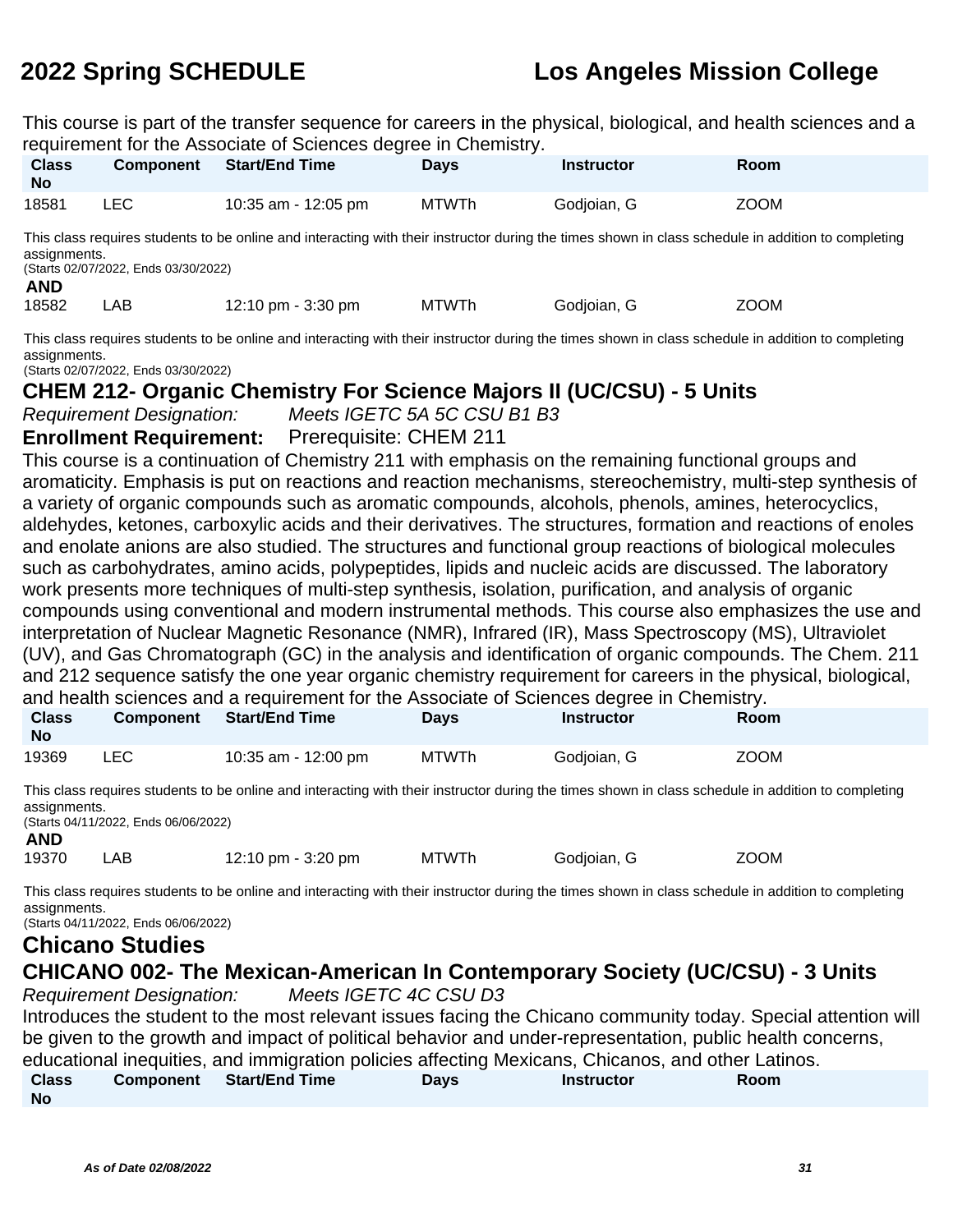This course is part of the transfer sequence for careers in the physical, biological, and health sciences and a requirement for the Associate of Sciences degree in Chemistry.

| Class No | Component | Start/End Time | Days | Instructor | Room |
|---|---|---|---|---|---|
| 18581 | LEC | 10:35 am - 12:05 pm | MTWTh | Godjoian, G | ZOOM |

This class requires students to be online and interacting with their instructor during the times shown in class schedule in addition to completing assignments.
(Starts 02/07/2022, Ends 03/30/2022)

**AND**

| Class No | Component | Start/End Time | Days | Instructor | Room |
|---|---|---|---|---|---|
| 18582 | LAB | 12:10 pm - 3:30 pm | MTWTh | Godjoian, G | ZOOM |

This class requires students to be online and interacting with their instructor during the times shown in class schedule in addition to completing assignments.
(Starts 02/07/2022, Ends 03/30/2022)

### CHEM 212- Organic Chemistry For Science Majors II (UC/CSU) - 5 Units

*Requirement Designation:* *Meets IGETC 5A 5C CSU B1 B3*

**Enrollment Requirement:** Prerequisite: CHEM 211

This course is a continuation of Chemistry 211 with emphasis on the remaining functional groups and aromaticity. Emphasis is put on reactions and reaction mechanisms, stereochemistry, multi-step synthesis of a variety of organic compounds such as aromatic compounds, alcohols, phenols, amines, heterocyclics, aldehydes, ketones, carboxylic acids and their derivatives. The structures, formation and reactions of enoles and enolate anions are also studied. The structures and functional group reactions of biological molecules such as carbohydrates, amino acids, polypeptides, lipids and nucleic acids are discussed. The laboratory work presents more techniques of multi-step synthesis, isolation, purification, and analysis of organic compounds using conventional and modern instrumental methods. This course also emphasizes the use and interpretation of Nuclear Magnetic Resonance (NMR), Infrared (IR), Mass Spectroscopy (MS), Ultraviolet (UV), and Gas Chromatograph (GC) in the analysis and identification of organic compounds. The Chem. 211 and 212 sequence satisfy the one year organic chemistry requirement for careers in the physical, biological, and health sciences and a requirement for the Associate of Sciences degree in Chemistry.

| Class No | Component | Start/End Time | Days | Instructor | Room |
|---|---|---|---|---|---|
| 19369 | LEC | 10:35 am - 12:00 pm | MTWTh | Godjoian, G | ZOOM |

This class requires students to be online and interacting with their instructor during the times shown in class schedule in addition to completing assignments.
(Starts 04/11/2022, Ends 06/06/2022)

**AND**

| Class No | Component | Start/End Time | Days | Instructor | Room |
|---|---|---|---|---|---|
| 19370 | LAB | 12:10 pm - 3:20 pm | MTWTh | Godjoian, G | ZOOM |

This class requires students to be online and interacting with their instructor during the times shown in class schedule in addition to completing assignments.
(Starts 04/11/2022, Ends 06/06/2022)

## Chicano Studies

### CHICANO 002- The Mexican-American In Contemporary Society (UC/CSU) - 3 Units

*Requirement Designation:* *Meets IGETC 4C CSU D3*

Introduces the student to the most relevant issues facing the Chicano community today. Special attention will be given to the growth and impact of political behavior and under-representation, public health concerns, educational inequities, and immigration policies affecting Mexicans, Chicanos, and other Latinos.

| Class No | Component | Start/End Time | Days | Instructor | Room |
|---|---|---|---|---|---|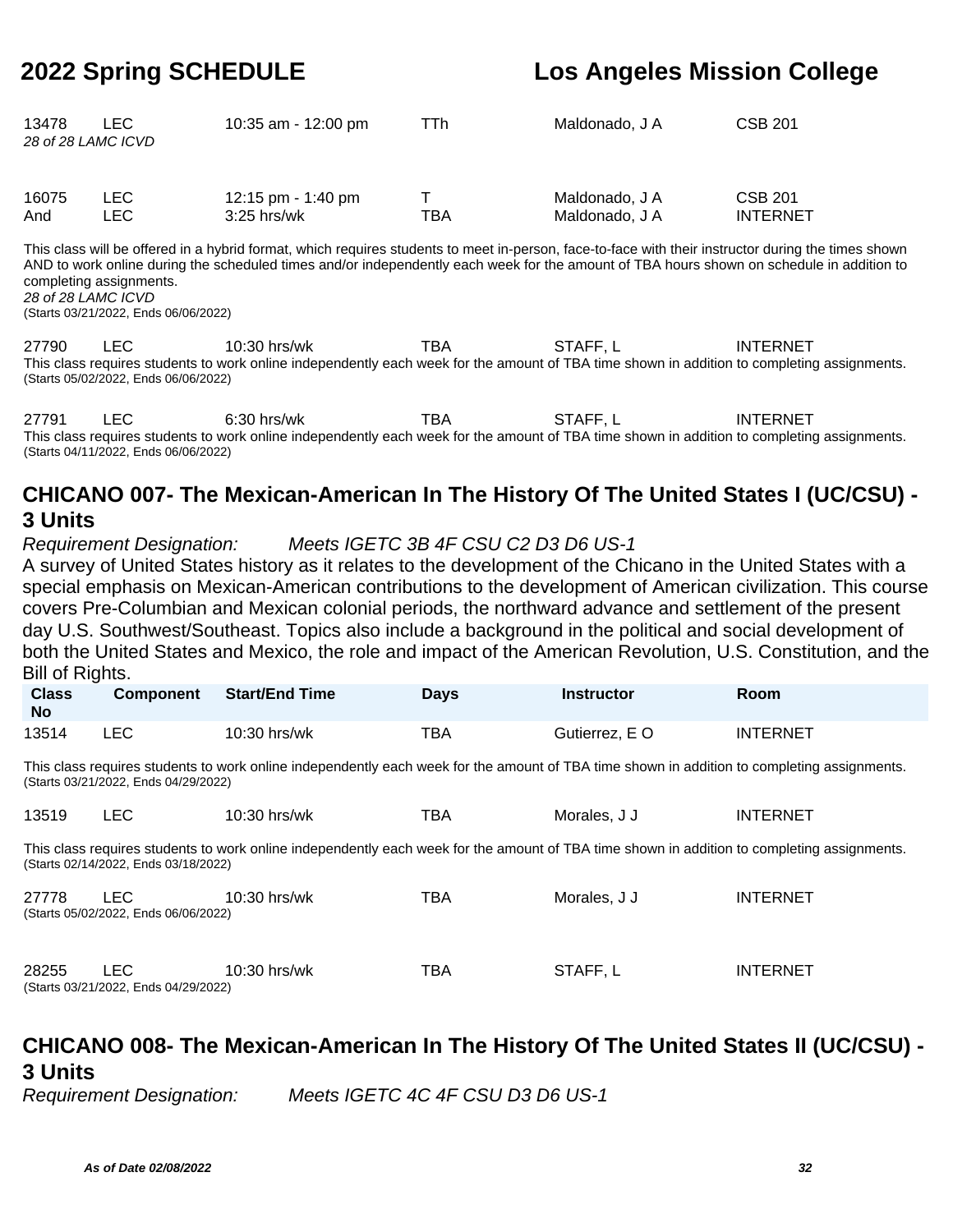| Class No | Component | Start/End Time | Days | Instructor | Room |
|---|---|---|---|---|---|
| 13478 | LEC | 10:35 am - 12:00 pm | TTh | Maldonado, J A | CSB 201 |

*28 of 28 LAMC ICVD*

| Class No | Component | Start/End Time | Days | Instructor | Room |
|---|---|---|---|---|---|
| 16075 | LEC | 12:15 pm - 1:40 pm | T | Maldonado, J A | CSB 201 |
| And | LEC | 3:25 hrs/wk | TBA | Maldonado, J A | INTERNET |

This class will be offered in a hybrid format, which requires students to meet in-person, face-to-face with their instructor during the times shown AND to work online during the scheduled times and/or independently each week for the amount of TBA hours shown on schedule in addition to completing assignments.
*28 of 28 LAMC ICVD*
(Starts 03/21/2022, Ends 06/06/2022)

| Class No | Component | Start/End Time | Days | Instructor | Room |
|---|---|---|---|---|---|
| 27790 | LEC | 10:30 hrs/wk | TBA | STAFF, L | INTERNET |

This class requires students to work online independently each week for the amount of TBA time shown in addition to completing assignments.
(Starts 05/02/2022, Ends 06/06/2022)

| Class No | Component | Start/End Time | Days | Instructor | Room |
|---|---|---|---|---|---|
| 27791 | LEC | 6:30 hrs/wk | TBA | STAFF, L | INTERNET |

This class requires students to work online independently each week for the amount of TBA time shown in addition to completing assignments.
(Starts 04/11/2022, Ends 06/06/2022)

## CHICANO 007- The Mexican-American In The History Of The United States I (UC/CSU) - 3 Units

*Requirement Designation: Meets IGETC 3B 4F CSU C2 D3 D6 US-1*

A survey of United States history as it relates to the development of the Chicano in the United States with a special emphasis on Mexican-American contributions to the development of American civilization. This course covers Pre-Columbian and Mexican colonial periods, the northward advance and settlement of the present day U.S. Southwest/Southeast. Topics also include a background in the political and social development of both the United States and Mexico, the role and impact of the American Revolution, U.S. Constitution, and the Bill of Rights.

| Class No | Component | Start/End Time | Days | Instructor | Room |
|---|---|---|---|---|---|
| 13514 | LEC | 10:30 hrs/wk | TBA | Gutierrez, E O | INTERNET |

This class requires students to work online independently each week for the amount of TBA time shown in addition to completing assignments.
(Starts 03/21/2022, Ends 04/29/2022)

| Class No | Component | Start/End Time | Days | Instructor | Room |
|---|---|---|---|---|---|
| 13519 | LEC | 10:30 hrs/wk | TBA | Morales, J J | INTERNET |

This class requires students to work online independently each week for the amount of TBA time shown in addition to completing assignments.
(Starts 02/14/2022, Ends 03/18/2022)

| Class No | Component | Start/End Time | Days | Instructor | Room |
|---|---|---|---|---|---|
| 27778 | LEC | 10:30 hrs/wk | TBA | Morales, J J | INTERNET |

(Starts 05/02/2022, Ends 06/06/2022)

| Class No | Component | Start/End Time | Days | Instructor | Room |
|---|---|---|---|---|---|
| 28255 | LEC | 10:30 hrs/wk | TBA | STAFF, L | INTERNET |

(Starts 03/21/2022, Ends 04/29/2022)

## CHICANO 008- The Mexican-American In The History Of The United States II (UC/CSU) - 3 Units

*Requirement Designation: Meets IGETC 4C 4F CSU D3 D6 US-1*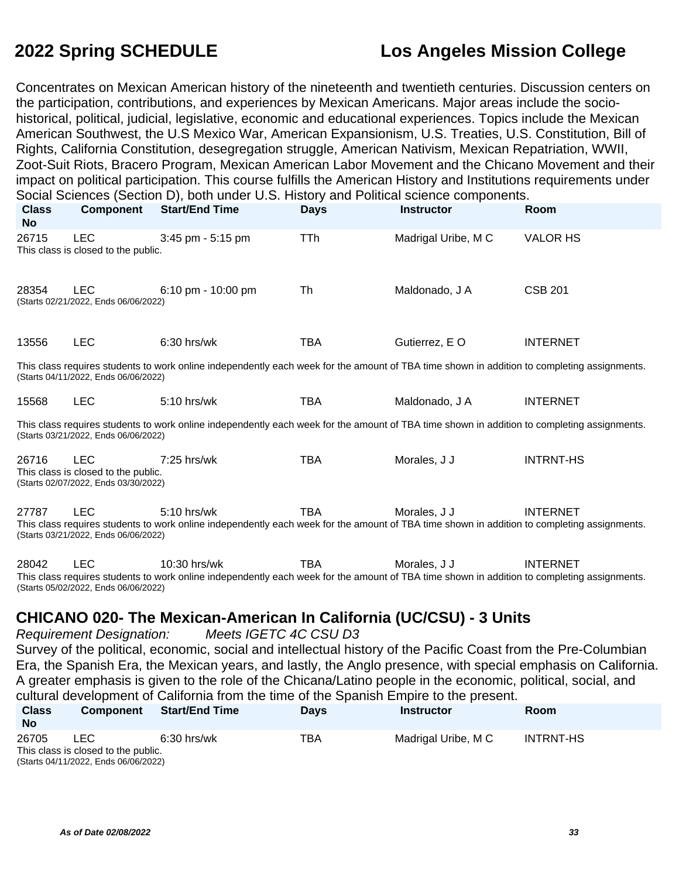Concentrates on Mexican American history of the nineteenth and twentieth centuries. Discussion centers on the participation, contributions, and experiences by Mexican Americans. Major areas include the socio-historical, political, judicial, legislative, economic and educational experiences. Topics include the Mexican American Southwest, the U.S Mexico War, American Expansionism, U.S. Treaties, U.S. Constitution, Bill of Rights, California Constitution, desegregation struggle, American Nativism, Mexican Repatriation, WWII, Zoot-Suit Riots, Bracero Program, Mexican American Labor Movement and the Chicano Movement and their impact on political participation. This course fulfills the American History and Institutions requirements under Social Sciences (Section D), both under U.S. History and Political science components.

| Class No | Component | Start/End Time | Days | Instructor | Room |
|---|---|---|---|---|---|
| 26715 | LEC | 3:45 pm - 5:15 pm | TTh | Madrigal Uribe, M C | VALOR HS |
| This class is closed to the public. | | | | | |
| 28354 | LEC | 6:10 pm - 10:00 pm | Th | Maldonado, J A | CSB 201 |
| (Starts 02/21/2022, Ends 06/06/2022) | | | | | |
| 13556 | LEC | 6:30 hrs/wk | TBA | Gutierrez, E O | INTERNET |
| This class requires students to work online independently each week for the amount of TBA time shown in addition to completing assignments. (Starts 04/11/2022, Ends 06/06/2022) | | | | | |
| 15568 | LEC | 5:10 hrs/wk | TBA | Maldonado, J A | INTERNET |
| This class requires students to work online independently each week for the amount of TBA time shown in addition to completing assignments. (Starts 03/21/2022, Ends 06/06/2022) | | | | | |
| 26716 | LEC | 7:25 hrs/wk | TBA | Morales, J J | INTRNT-HS |
| This class is closed to the public. (Starts 02/07/2022, Ends 03/30/2022) | | | | | |
| 27787 | LEC | 5:10 hrs/wk | TBA | Morales, J J | INTERNET |
| This class requires students to work online independently each week for the amount of TBA time shown in addition to completing assignments. (Starts 03/21/2022, Ends 06/06/2022) | | | | | |
| 28042 | LEC | 10:30 hrs/wk | TBA | Morales, J J | INTERNET |
| This class requires students to work online independently each week for the amount of TBA time shown in addition to completing assignments. (Starts 05/02/2022, Ends 06/06/2022) | | | | | |

## CHICANO 020- The Mexican-American In California (UC/CSU) - 3 Units

*Requirement Designation:* *Meets IGETC 4C CSU D3*

Survey of the political, economic, social and intellectual history of the Pacific Coast from the Pre-Columbian Era, the Spanish Era, the Mexican years, and lastly, the Anglo presence, with special emphasis on California. A greater emphasis is given to the role of the Chicana/Latino people in the economic, political, social, and cultural development of California from the time of the Spanish Empire to the present.

| Class No | Component | Start/End Time | Days | Instructor | Room |
|---|---|---|---|---|---|
| 26705 | LEC | 6:30 hrs/wk | TBA | Madrigal Uribe, M C | INTRNT-HS |
| This class is closed to the public. (Starts 04/11/2022, Ends 06/06/2022) | | | | | |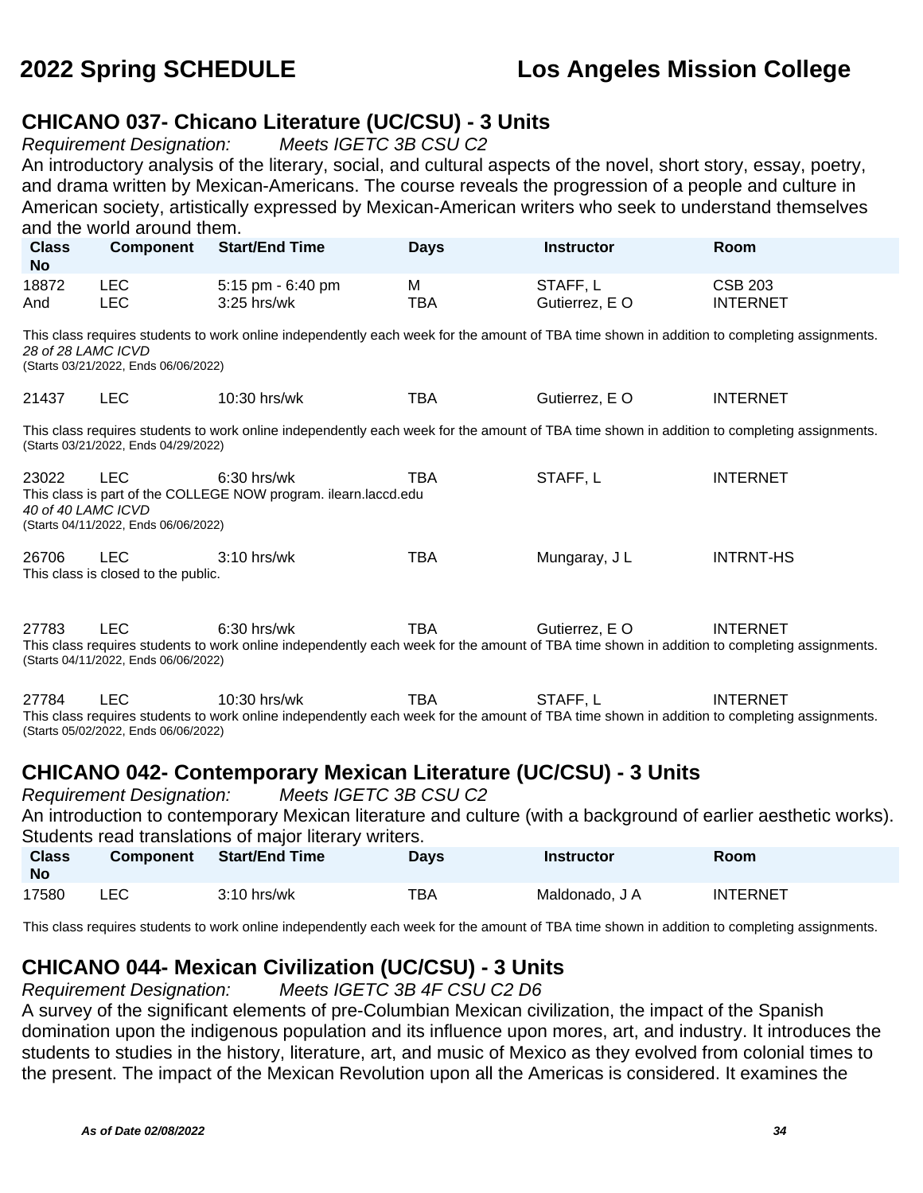## CHICANO 037- Chicano Literature (UC/CSU) - 3 Units

*Requirement Designation:* *Meets IGETC 3B CSU C2*

An introductory analysis of the literary, social, and cultural aspects of the novel, short story, essay, poetry, and drama written by Mexican-Americans. The course reveals the progression of a people and culture in American society, artistically expressed by Mexican-American writers who seek to understand themselves and the world around them.

| Class No | Component | Start/End Time | Days | Instructor | Room |
|---|---|---|---|---|---|
| 18872 | LEC | 5:15 pm - 6:40 pm | M | STAFF, L | CSB 203 |
| And | LEC | 3:25 hrs/wk | TBA | Gutierrez, E O | INTERNET |

This class requires students to work online independently each week for the amount of TBA time shown in addition to completing assignments.
*28 of 28 LAMC ICVD*
(Starts 03/21/2022, Ends 06/06/2022)

| Class No | Component | Start/End Time | Days | Instructor | Room |
|---|---|---|---|---|---|
| 21437 | LEC | 10:30 hrs/wk | TBA | Gutierrez, E O | INTERNET |

This class requires students to work online independently each week for the amount of TBA time shown in addition to completing assignments.
(Starts 03/21/2022, Ends 04/29/2022)

| Class No | Component | Start/End Time | Days | Instructor | Room |
|---|---|---|---|---|---|
| 23022 | LEC | 6:30 hrs/wk | TBA | STAFF, L | INTERNET |

This class is part of the COLLEGE NOW program. ilearn.laccd.edu
*40 of 40 LAMC ICVD*
(Starts 04/11/2022, Ends 06/06/2022)

| Class No | Component | Start/End Time | Days | Instructor | Room |
|---|---|---|---|---|---|
| 26706 | LEC | 3:10 hrs/wk | TBA | Mungaray, J L | INTRNT-HS |

This class is closed to the public.

| Class No | Component | Start/End Time | Days | Instructor | Room |
|---|---|---|---|---|---|
| 27783 | LEC | 6:30 hrs/wk | TBA | Gutierrez, E O | INTERNET |

This class requires students to work online independently each week for the amount of TBA time shown in addition to completing assignments.
(Starts 04/11/2022, Ends 06/06/2022)

| Class No | Component | Start/End Time | Days | Instructor | Room |
|---|---|---|---|---|---|
| 27784 | LEC | 10:30 hrs/wk | TBA | STAFF, L | INTERNET |

This class requires students to work online independently each week for the amount of TBA time shown in addition to completing assignments.
(Starts 05/02/2022, Ends 06/06/2022)

## CHICANO 042- Contemporary Mexican Literature (UC/CSU) - 3 Units

*Requirement Designation:* *Meets IGETC 3B CSU C2*

An introduction to contemporary Mexican literature and culture (with a background of earlier aesthetic works). Students read translations of major literary writers.

| Class No | Component | Start/End Time | Days | Instructor | Room |
|---|---|---|---|---|---|
| 17580 | LEC | 3:10 hrs/wk | TBA | Maldonado, J A | INTERNET |

This class requires students to work online independently each week for the amount of TBA time shown in addition to completing assignments.

## CHICANO 044- Mexican Civilization (UC/CSU) - 3 Units

*Requirement Designation:* *Meets IGETC 3B 4F CSU C2 D6*

A survey of the significant elements of pre-Columbian Mexican civilization, the impact of the Spanish domination upon the indigenous population and its influence upon mores, art, and industry. It introduces the students to studies in the history, literature, art, and music of Mexico as they evolved from colonial times to the present. The impact of the Mexican Revolution upon all the Americas is considered. It examines the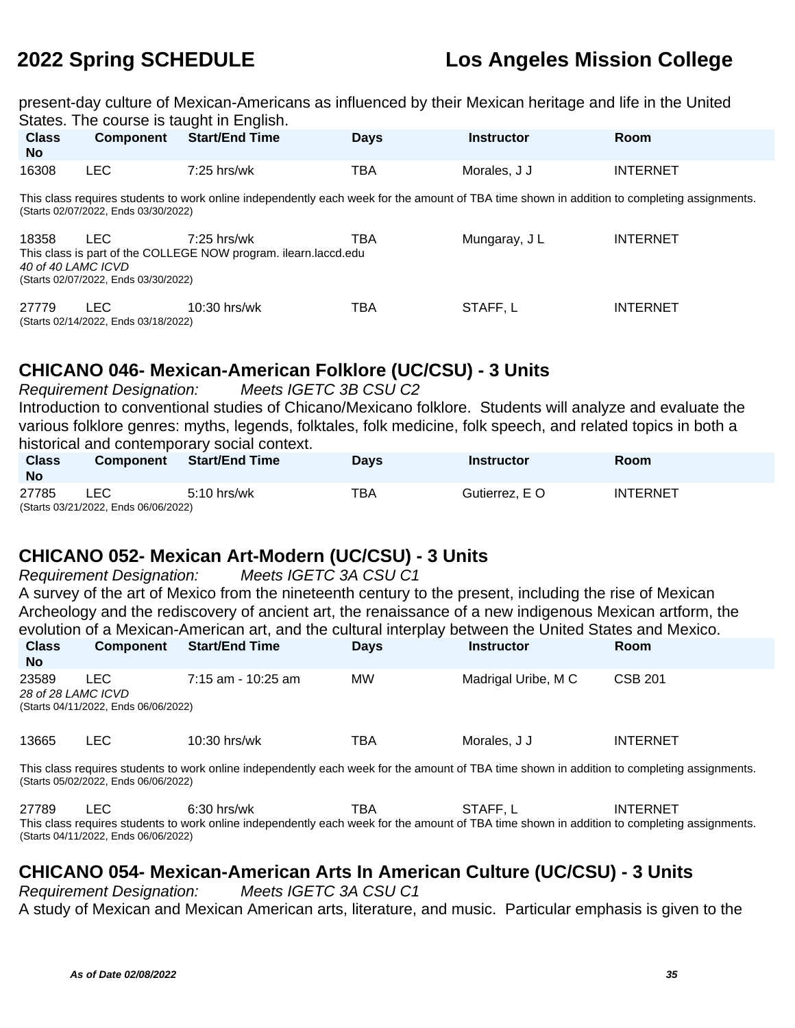present-day culture of Mexican-Americans as influenced by their Mexican heritage and life in the United States. The course is taught in English.

| Class No | Component | Start/End Time | Days | Instructor | Room |
|---|---|---|---|---|---|
| 16308 | LEC | 7:25 hrs/wk | TBA | Morales, J J | INTERNET |

This class requires students to work online independently each week for the amount of TBA time shown in addition to completing assignments.
(Starts 02/07/2022, Ends 03/30/2022)

| Class No | Component | Start/End Time | Days | Instructor | Room |
|---|---|---|---|---|---|
| 18358 | LEC | 7:25 hrs/wk | TBA | Mungaray, J L | INTERNET |

This class is part of the COLLEGE NOW program. ilearn.laccd.edu
*40 of 40 LAMC ICVD*
(Starts 02/07/2022, Ends 03/30/2022)

| Class No | Component | Start/End Time | Days | Instructor | Room |
|---|---|---|---|---|---|
| 27779 | LEC | 10:30 hrs/wk | TBA | STAFF, L | INTERNET |

(Starts 02/14/2022, Ends 03/18/2022)

## CHICANO 046- Mexican-American Folklore (UC/CSU) - 3 Units

*Requirement Designation: Meets IGETC 3B CSU C2*

Introduction to conventional studies of Chicano/Mexicano folklore. Students will analyze and evaluate the various folklore genres: myths, legends, folktales, folk medicine, folk speech, and related topics in both a historical and contemporary social context.

| Class No | Component | Start/End Time | Days | Instructor | Room |
|---|---|---|---|---|---|
| 27785 | LEC | 5:10 hrs/wk | TBA | Gutierrez, E O | INTERNET |

(Starts 03/21/2022, Ends 06/06/2022)

## CHICANO 052- Mexican Art-Modern (UC/CSU) - 3 Units

*Requirement Designation: Meets IGETC 3A CSU C1*

A survey of the art of Mexico from the nineteenth century to the present, including the rise of Mexican Archeology and the rediscovery of ancient art, the renaissance of a new indigenous Mexican artform, the evolution of a Mexican-American art, and the cultural interplay between the United States and Mexico.

| Class No | Component | Start/End Time | Days | Instructor | Room |
|---|---|---|---|---|---|
| 23589 | LEC | 7:15 am - 10:25 am | MW | Madrigal Uribe, M C | CSB 201 |

*28 of 28 LAMC ICVD*
(Starts 04/11/2022, Ends 06/06/2022)

| Class No | Component | Start/End Time | Days | Instructor | Room |
|---|---|---|---|---|---|
| 13665 | LEC | 10:30 hrs/wk | TBA | Morales, J J | INTERNET |

This class requires students to work online independently each week for the amount of TBA time shown in addition to completing assignments.
(Starts 05/02/2022, Ends 06/06/2022)

| Class No | Component | Start/End Time | Days | Instructor | Room |
|---|---|---|---|---|---|
| 27789 | LEC | 6:30 hrs/wk | TBA | STAFF, L | INTERNET |

This class requires students to work online independently each week for the amount of TBA time shown in addition to completing assignments.
(Starts 04/11/2022, Ends 06/06/2022)

## CHICANO 054- Mexican-American Arts In American Culture (UC/CSU) - 3 Units

*Requirement Designation: Meets IGETC 3A CSU C1*

A study of Mexican and Mexican American arts, literature, and music. Particular emphasis is given to the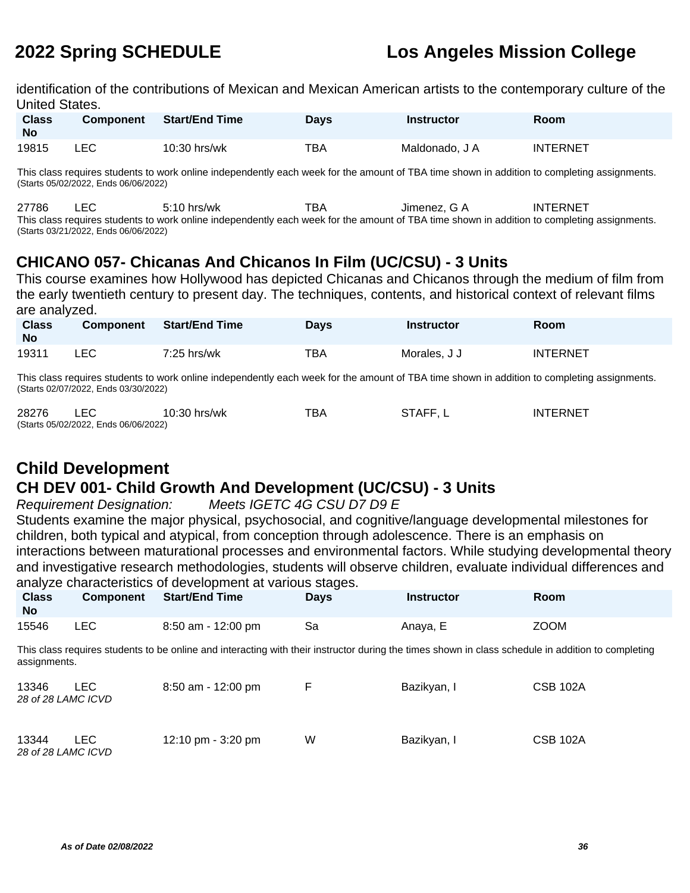identification of the contributions of Mexican and Mexican American artists to the contemporary culture of the United States.

| Class No | Component | Start/End Time | Days | Instructor | Room |
|---|---|---|---|---|---|
| 19815 | LEC | 10:30 hrs/wk | TBA | Maldonado, J A | INTERNET |

This class requires students to work online independently each week for the amount of TBA time shown in addition to completing assignments.
(Starts 05/02/2022, Ends 06/06/2022)

| Class No | Component | Start/End Time | Days | Instructor | Room |
|---|---|---|---|---|---|
| 27786 | LEC | 5:10 hrs/wk | TBA | Jimenez, G A | INTERNET |

This class requires students to work online independently each week for the amount of TBA time shown in addition to completing assignments.
(Starts 03/21/2022, Ends 06/06/2022)

## CHICANO 057- Chicanas And Chicanos In Film (UC/CSU) - 3 Units

This course examines how Hollywood has depicted Chicanas and Chicanos through the medium of film from the early twentieth century to present day. The techniques, contents, and historical context of relevant films are analyzed.

| Class No | Component | Start/End Time | Days | Instructor | Room |
|---|---|---|---|---|---|
| 19311 | LEC | 7:25 hrs/wk | TBA | Morales, J J | INTERNET |

This class requires students to work online independently each week for the amount of TBA time shown in addition to completing assignments.
(Starts 02/07/2022, Ends 03/30/2022)

| Class No | Component | Start/End Time | Days | Instructor | Room |
|---|---|---|---|---|---|
| 28276 | LEC | 10:30 hrs/wk | TBA | STAFF, L | INTERNET |

(Starts 05/02/2022, Ends 06/06/2022)

# Child Development

## CH DEV 001- Child Growth And Development (UC/CSU) - 3 Units

*Requirement Designation:* *Meets IGETC 4G CSU D7 D9 E*

Students examine the major physical, psychosocial, and cognitive/language developmental milestones for children, both typical and atypical, from conception through adolescence. There is an emphasis on interactions between maturational processes and environmental factors. While studying developmental theory and investigative research methodologies, students will observe children, evaluate individual differences and analyze characteristics of development at various stages.

| Class No | Component | Start/End Time | Days | Instructor | Room |
|---|---|---|---|---|---|
| 15546 | LEC | 8:50 am - 12:00 pm | Sa | Anaya, E | ZOOM |

This class requires students to be online and interacting with their instructor during the times shown in class schedule in addition to completing assignments.

| Class No | Component | Start/End Time | Days | Instructor | Room |
|---|---|---|---|---|---|
| 13346 | LEC | 8:50 am - 12:00 pm | F | Bazikyan, I | CSB 102A |

*28 of 28 LAMC ICVD*

| Class No | Component | Start/End Time | Days | Instructor | Room |
|---|---|---|---|---|---|
| 13344 | LEC | 12:10 pm - 3:20 pm | W | Bazikyan, I | CSB 102A |

*28 of 28 LAMC ICVD*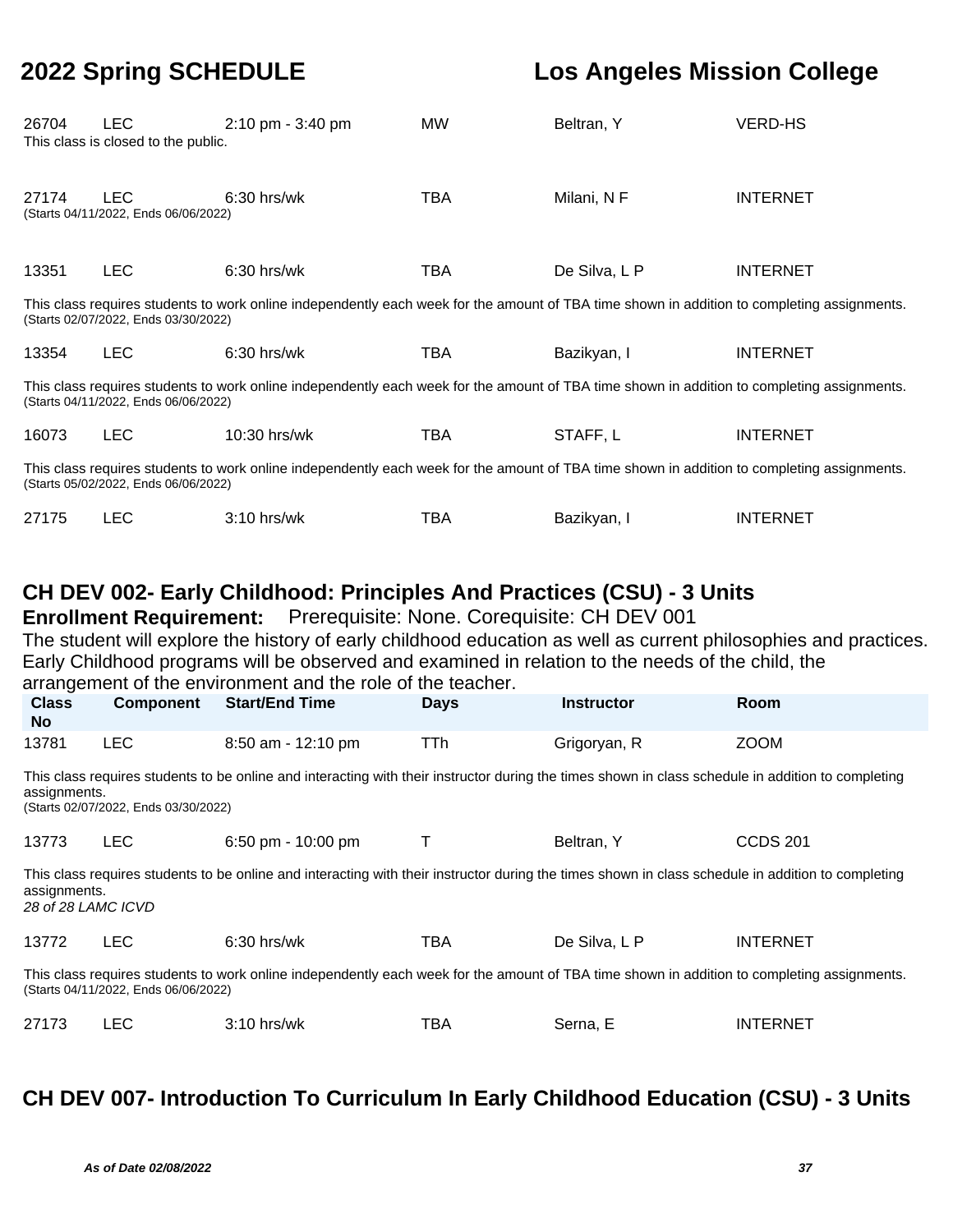| | | | | | |
|---|---|---|---|---|---|
| 26704 | LEC | 2:10 pm - 3:40 pm | MW | Beltran, Y | VERD-HS |

This class is closed to the public.

| | | | | | |
|---|---|---|---|---|---|
| 27174 | LEC | 6:30 hrs/wk | TBA | Milani, N F | INTERNET |

(Starts 04/11/2022, Ends 06/06/2022)

| | | | | | |
|---|---|---|---|---|---|
| 13351 | LEC | 6:30 hrs/wk | TBA | De Silva, L P | INTERNET |

This class requires students to work online independently each week for the amount of TBA time shown in addition to completing assignments.
(Starts 02/07/2022, Ends 03/30/2022)

| | | | | | |
|---|---|---|---|---|---|
| 13354 | LEC | 6:30 hrs/wk | TBA | Bazikyan, I | INTERNET |

This class requires students to work online independently each week for the amount of TBA time shown in addition to completing assignments.
(Starts 04/11/2022, Ends 06/06/2022)

| | | | | | |
|---|---|---|---|---|---|
| 16073 | LEC | 10:30 hrs/wk | TBA | STAFF, L | INTERNET |

This class requires students to work online independently each week for the amount of TBA time shown in addition to completing assignments.
(Starts 05/02/2022, Ends 06/06/2022)

| | | | | | |
|---|---|---|---|---|---|
| 27175 | LEC | 3:10 hrs/wk | TBA | Bazikyan, I | INTERNET |

## CH DEV 002- Early Childhood: Principles And Practices (CSU) - 3 Units

**Enrollment Requirement:** Prerequisite: None. Corequisite: CH DEV 001

The student will explore the history of early childhood education as well as current philosophies and practices. Early Childhood programs will be observed and examined in relation to the needs of the child, the arrangement of the environment and the role of the teacher.

| Class No | Component | Start/End Time | Days | Instructor | Room |
|---|---|---|---|---|---|
| 13781 | LEC | 8:50 am - 12:10 pm | TTh | Grigoryan, R | ZOOM |

This class requires students to be online and interacting with their instructor during the times shown in class schedule in addition to completing assignments.
(Starts 02/07/2022, Ends 03/30/2022)

| | | | | | |
|---|---|---|---|---|---|
| 13773 | LEC | 6:50 pm - 10:00 pm | T | Beltran, Y | CCDS 201 |

This class requires students to be online and interacting with their instructor during the times shown in class schedule in addition to completing assignments.
*28 of 28 LAMC ICVD*

| | | | | | |
|---|---|---|---|---|---|
| 13772 | LEC | 6:30 hrs/wk | TBA | De Silva, L P | INTERNET |

This class requires students to work online independently each week for the amount of TBA time shown in addition to completing assignments.
(Starts 04/11/2022, Ends 06/06/2022)

| | | | | | |
|---|---|---|---|---|---|
| 27173 | LEC | 3:10 hrs/wk | TBA | Serna, E | INTERNET |

## CH DEV 007- Introduction To Curriculum In Early Childhood Education (CSU) - 3 Units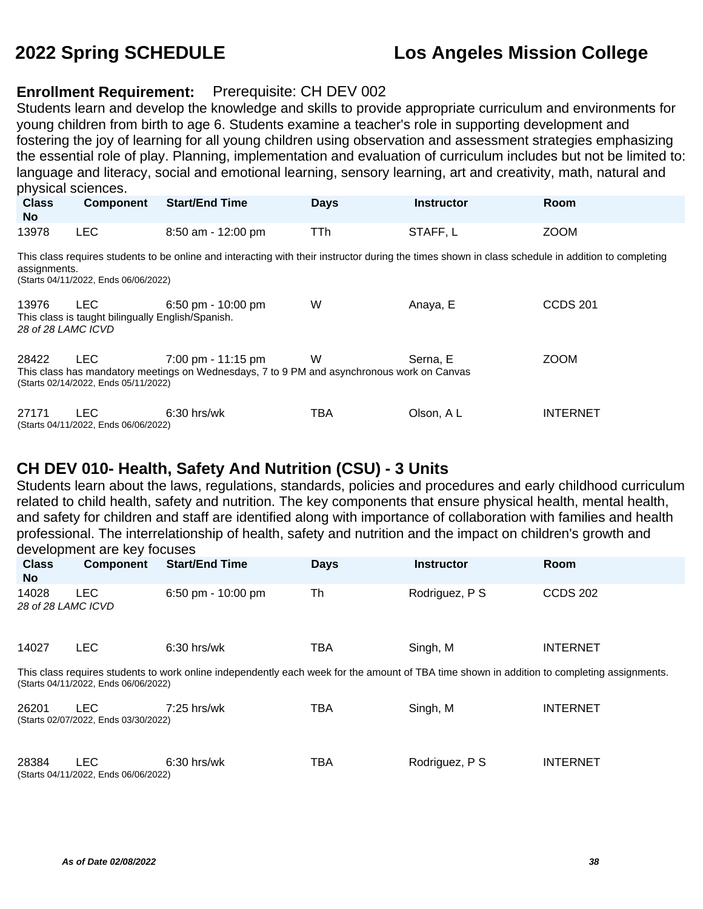**Enrollment Requirement:** Prerequisite: CH DEV 002

Students learn and develop the knowledge and skills to provide appropriate curriculum and environments for young children from birth to age 6. Students examine a teacher's role in supporting development and fostering the joy of learning for all young children using observation and assessment strategies emphasizing the essential role of play. Planning, implementation and evaluation of curriculum includes but not be limited to: language and literacy, social and emotional learning, sensory learning, art and creativity, math, natural and physical sciences.

| Class No | Component | Start/End Time | Days | Instructor | Room |
|---|---|---|---|---|---|
| 13978 | LEC | 8:50 am - 12:00 pm | TTh | STAFF, L | ZOOM |

This class requires students to be online and interacting with their instructor during the times shown in class schedule in addition to completing assignments.
(Starts 04/11/2022, Ends 06/06/2022)

| Class No | Component | Start/End Time | Days | Instructor | Room |
|---|---|---|---|---|---|
| 13976 | LEC | 6:50 pm - 10:00 pm | W | Anaya, E | CCDS 201 |

This class is taught bilingually English/Spanish.
*28 of 28 LAMC ICVD*

| Class No | Component | Start/End Time | Days | Instructor | Room |
|---|---|---|---|---|---|
| 28422 | LEC | 7:00 pm - 11:15 pm | W | Serna, E | ZOOM |

This class has mandatory meetings on Wednesdays, 7 to 9 PM and asynchronous work on Canvas
(Starts 02/14/2022, Ends 05/11/2022)

| Class No | Component | Start/End Time | Days | Instructor | Room |
|---|---|---|---|---|---|
| 27171 | LEC | 6:30 hrs/wk | TBA | Olson, A L | INTERNET |

(Starts 04/11/2022, Ends 06/06/2022)

## CH DEV 010- Health, Safety And Nutrition (CSU) - 3 Units

Students learn about the laws, regulations, standards, policies and procedures and early childhood curriculum related to child health, safety and nutrition. The key components that ensure physical health, mental health, and safety for children and staff are identified along with importance of collaboration with families and health professional. The interrelationship of health, safety and nutrition and the impact on children's growth and development are key focuses

| Class No | Component | Start/End Time | Days | Instructor | Room |
|---|---|---|---|---|---|
| 14028 | LEC | 6:50 pm - 10:00 pm | Th | Rodriguez, P S | CCDS 202 |

*28 of 28 LAMC ICVD*

| Class No | Component | Start/End Time | Days | Instructor | Room |
|---|---|---|---|---|---|
| 14027 | LEC | 6:30 hrs/wk | TBA | Singh, M | INTERNET |

This class requires students to work online independently each week for the amount of TBA time shown in addition to completing assignments.
(Starts 04/11/2022, Ends 06/06/2022)

| Class No | Component | Start/End Time | Days | Instructor | Room |
|---|---|---|---|---|---|
| 26201 | LEC | 7:25 hrs/wk | TBA | Singh, M | INTERNET |

(Starts 02/07/2022, Ends 03/30/2022)

| Class No | Component | Start/End Time | Days | Instructor | Room |
|---|---|---|---|---|---|
| 28384 | LEC | 6:30 hrs/wk | TBA | Rodriguez, P S | INTERNET |

(Starts 04/11/2022, Ends 06/06/2022)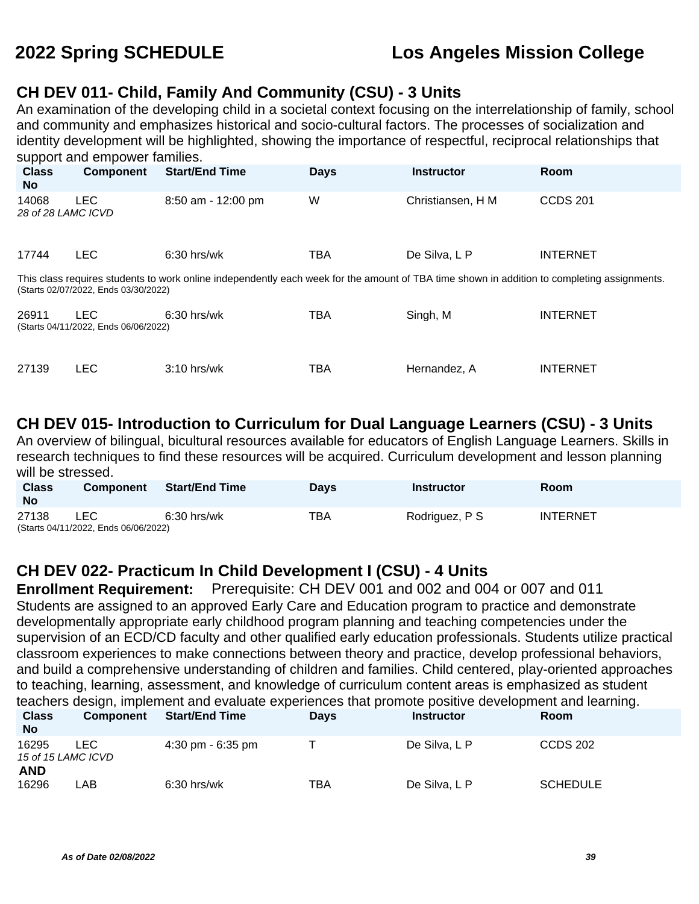# 2022 Spring SCHEDULE — Los Angeles Mission College

## CH DEV 011- Child, Family And Community (CSU) - 3 Units

An examination of the developing child in a societal context focusing on the interrelationship of family, school and community and emphasizes historical and socio-cultural factors. The processes of socialization and identity development will be highlighted, showing the importance of respectful, reciprocal relationships that support and empower families.

| Class No | Component | Start/End Time | Days | Instructor | Room |
|---|---|---|---|---|---|
| 14068 | LEC | 8:50 am - 12:00 pm | W | Christiansen, H M | CCDS 201 |
| *28 of 28 LAMC ICVD* | | | | | |
| 17744 | LEC | 6:30 hrs/wk | TBA | De Silva, L P | INTERNET |
| This class requires students to work online independently each week for the amount of TBA time shown in addition to completing assignments. (Starts 02/07/2022, Ends 03/30/2022) | | | | | |
| 26911 | LEC | 6:30 hrs/wk | TBA | Singh, M | INTERNET |
| (Starts 04/11/2022, Ends 06/06/2022) | | | | | |
| 27139 | LEC | 3:10 hrs/wk | TBA | Hernandez, A | INTERNET |

## CH DEV 015- Introduction to Curriculum for Dual Language Learners (CSU) - 3 Units

An overview of bilingual, bicultural resources available for educators of English Language Learners. Skills in research techniques to find these resources will be acquired. Curriculum development and lesson planning will be stressed.

| Class No | Component | Start/End Time | Days | Instructor | Room |
|---|---|---|---|---|---|
| 27138 | LEC | 6:30 hrs/wk | TBA | Rodriguez, P S | INTERNET |
| (Starts 04/11/2022, Ends 06/06/2022) | | | | | |

## CH DEV 022- Practicum In Child Development I (CSU) - 4 Units

**Enrollment Requirement:** Prerequisite: CH DEV 001 and 002 and 004 or 007 and 011

Students are assigned to an approved Early Care and Education program to practice and demonstrate developmentally appropriate early childhood program planning and teaching competencies under the supervision of an ECD/CD faculty and other qualified early education professionals. Students utilize practical classroom experiences to make connections between theory and practice, develop professional behaviors, and build a comprehensive understanding of children and families. Child centered, play-oriented approaches to teaching, learning, assessment, and knowledge of curriculum content areas is emphasized as student teachers design, implement and evaluate experiences that promote positive development and learning.

| Class No | Component | Start/End Time | Days | Instructor | Room |
|---|---|---|---|---|---|
| 16295 | LEC | 4:30 pm - 6:35 pm | T | De Silva, L P | CCDS 202 |
| *15 of 15 LAMC ICVD* | | | | | |
| **AND** | | | | | |
| 16296 | LAB | 6:30 hrs/wk | TBA | De Silva, L P | SCHEDULE |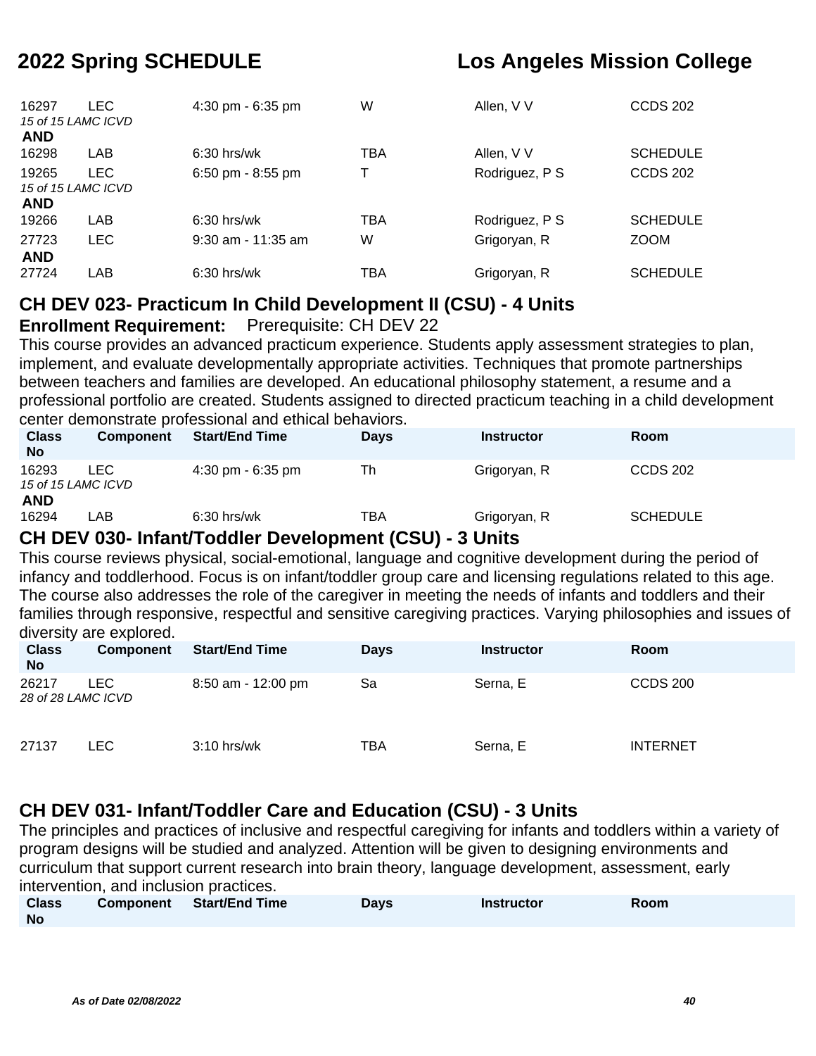| Class No | Component | Start/End Time | Days | Instructor | Room |
|---|---|---|---|---|---|
| 16297 | LEC | 4:30 pm - 6:35 pm | W | Allen, V V | CCDS 202 |
| *15 of 15 LAMC ICVD* | | | | | |
| **AND** | | | | | |
| 16298 | LAB | 6:30 hrs/wk | TBA | Allen, V V | SCHEDULE |
| 19265 | LEC | 6:50 pm - 8:55 pm | T | Rodriguez, P S | CCDS 202 |
| *15 of 15 LAMC ICVD* | | | | | |
| **AND** | | | | | |
| 19266 | LAB | 6:30 hrs/wk | TBA | Rodriguez, P S | SCHEDULE |
| 27723 | LEC | 9:30 am - 11:35 am | W | Grigoryan, R | ZOOM |
| **AND** | | | | | |
| 27724 | LAB | 6:30 hrs/wk | TBA | Grigoryan, R | SCHEDULE |

## CH DEV 023- Practicum In Child Development II (CSU) - 4 Units

**Enrollment Requirement:** Prerequisite: CH DEV 22

This course provides an advanced practicum experience. Students apply assessment strategies to plan, implement, and evaluate developmentally appropriate activities. Techniques that promote partnerships between teachers and families are developed. An educational philosophy statement, a resume and a professional portfolio are created. Students assigned to directed practicum teaching in a child development center demonstrate professional and ethical behaviors.

| Class No | Component | Start/End Time | Days | Instructor | Room |
|---|---|---|---|---|---|
| 16293 | LEC | 4:30 pm - 6:35 pm | Th | Grigoryan, R | CCDS 202 |
| *15 of 15 LAMC ICVD* | | | | | |
| **AND** | | | | | |
| 16294 | LAB | 6:30 hrs/wk | TBA | Grigoryan, R | SCHEDULE |

## CH DEV 030- Infant/Toddler Development (CSU) - 3 Units

This course reviews physical, social-emotional, language and cognitive development during the period of infancy and toddlerhood. Focus is on infant/toddler group care and licensing regulations related to this age. The course also addresses the role of the caregiver in meeting the needs of infants and toddlers and their families through responsive, respectful and sensitive caregiving practices. Varying philosophies and issues of diversity are explored.

| Class No | Component | Start/End Time | Days | Instructor | Room |
|---|---|---|---|---|---|
| 26217 | LEC | 8:50 am - 12:00 pm | Sa | Serna, E | CCDS 200 |
| *28 of 28 LAMC ICVD* | | | | | |
| 27137 | LEC | 3:10 hrs/wk | TBA | Serna, E | INTERNET |

## CH DEV 031- Infant/Toddler Care and Education (CSU) - 3 Units

The principles and practices of inclusive and respectful caregiving for infants and toddlers within a variety of program designs will be studied and analyzed. Attention will be given to designing environments and curriculum that support current research into brain theory, language development, assessment, early intervention, and inclusion practices.

| Class No | Component | Start/End Time | Days | Instructor | Room |
|---|---|---|---|---|---|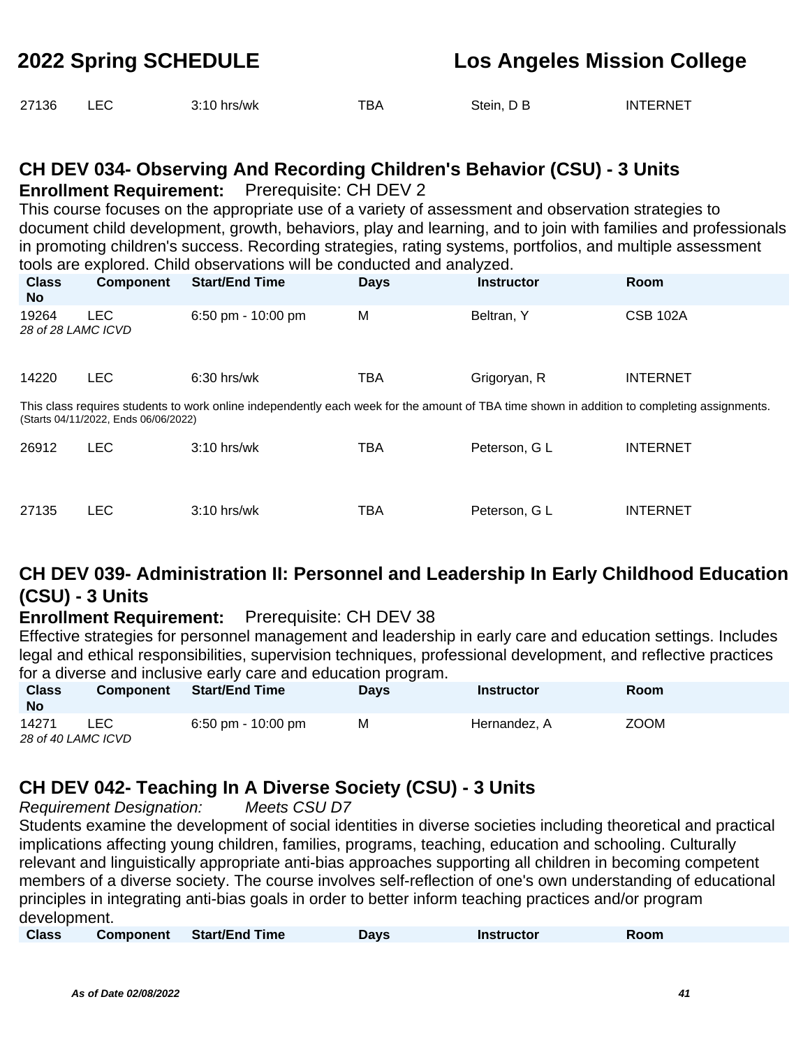| Class No | Component | Start/End Time | Days | Instructor | Room |
|---|---|---|---|---|---|
| 27136 | LEC | 3:10 hrs/wk | TBA | Stein, D B | INTERNET |

## CH DEV 034- Observing And Recording Children's Behavior (CSU) - 3 Units

**Enrollment Requirement:** Prerequisite: CH DEV 2

This course focuses on the appropriate use of a variety of assessment and observation strategies to document child development, growth, behaviors, play and learning, and to join with families and professionals in promoting children's success. Recording strategies, rating systems, portfolios, and multiple assessment tools are explored. Child observations will be conducted and analyzed.

| Class No | Component | Start/End Time | Days | Instructor | Room |
|---|---|---|---|---|---|
| 19264 | LEC | 6:50 pm - 10:00 pm | M | Beltran, Y | CSB 102A |

*28 of 28 LAMC ICVD*

| Class No | Component | Start/End Time | Days | Instructor | Room |
|---|---|---|---|---|---|
| 14220 | LEC | 6:30 hrs/wk | TBA | Grigoryan, R | INTERNET |

This class requires students to work online independently each week for the amount of TBA time shown in addition to completing assignments.
(Starts 04/11/2022, Ends 06/06/2022)

| Class No | Component | Start/End Time | Days | Instructor | Room |
|---|---|---|---|---|---|
| 26912 | LEC | 3:10 hrs/wk | TBA | Peterson, G L | INTERNET |
| 27135 | LEC | 3:10 hrs/wk | TBA | Peterson, G L | INTERNET |

## CH DEV 039- Administration II: Personnel and Leadership In Early Childhood Education (CSU) - 3 Units

**Enrollment Requirement:** Prerequisite: CH DEV 38

Effective strategies for personnel management and leadership in early care and education settings. Includes legal and ethical responsibilities, supervision techniques, professional development, and reflective practices for a diverse and inclusive early care and education program.

| Class No | Component | Start/End Time | Days | Instructor | Room |
|---|---|---|---|---|---|
| 14271 | LEC | 6:50 pm - 10:00 pm | M | Hernandez, A | ZOOM |

*28 of 40 LAMC ICVD*

## CH DEV 042- Teaching In A Diverse Society (CSU) - 3 Units

*Requirement Designation:* *Meets CSU D7*

Students examine the development of social identities in diverse societies including theoretical and practical implications affecting young children, families, programs, teaching, education and schooling. Culturally relevant and linguistically appropriate anti-bias approaches supporting all children in becoming competent members of a diverse society. The course involves self-reflection of one's own understanding of educational principles in integrating anti-bias goals in order to better inform teaching practices and/or program development.

| Class | Component | Start/End Time | Days | Instructor | Room |
|---|---|---|---|---|---|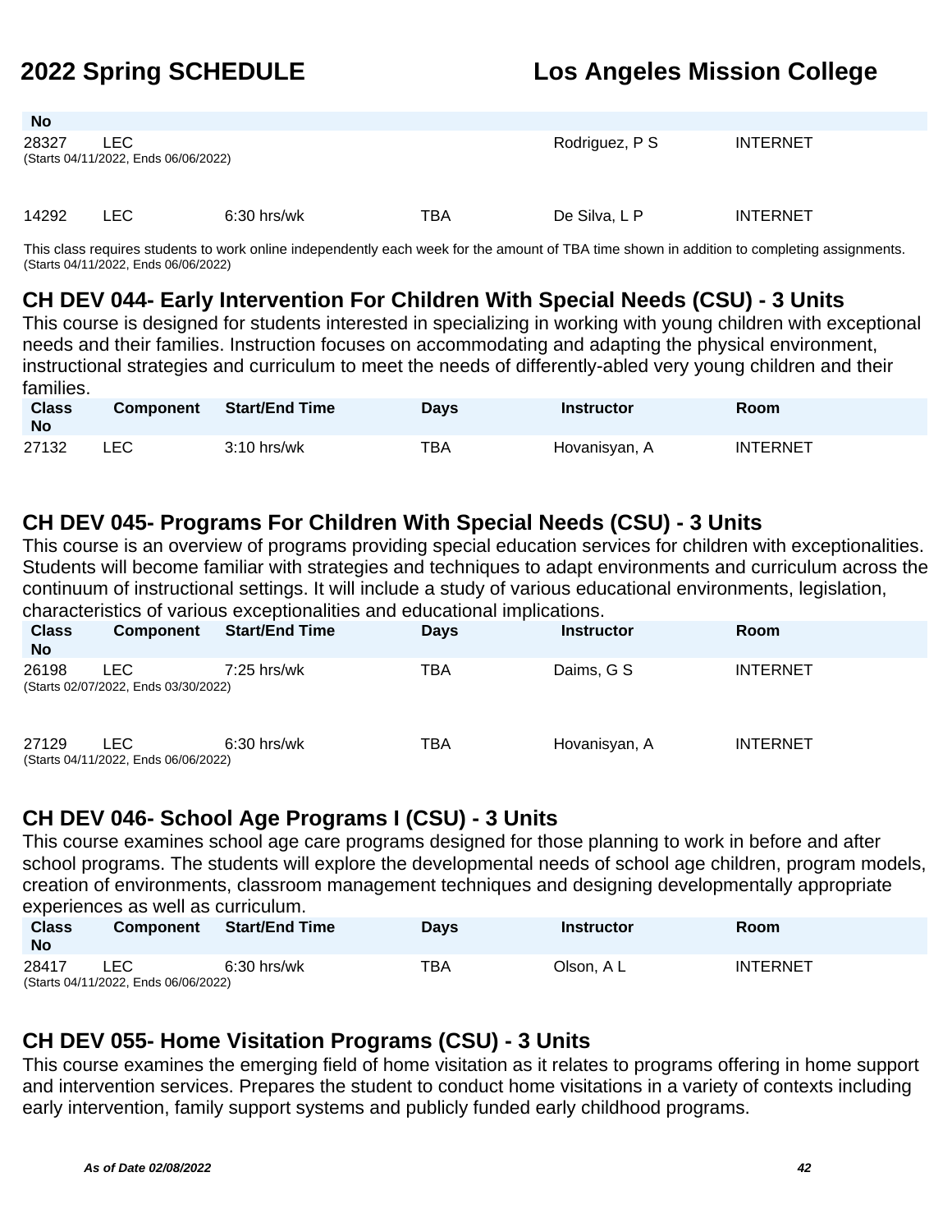| Class No | Component | Start/End Time | Days | Instructor | Room |
|---|---|---|---|---|---|
| 28327 | LEC | | | Rodriguez, P S | INTERNET |

(Starts 04/11/2022, Ends 06/06/2022)

| Class No | Component | Start/End Time | Days | Instructor | Room |
|---|---|---|---|---|---|
| 14292 | LEC | 6:30 hrs/wk | TBA | De Silva, L P | INTERNET |

This class requires students to work online independently each week for the amount of TBA time shown in addition to completing assignments. (Starts 04/11/2022, Ends 06/06/2022)

## CH DEV 044- Early Intervention For Children With Special Needs (CSU) - 3 Units

This course is designed for students interested in specializing in working with young children with exceptional needs and their families. Instruction focuses on accommodating and adapting the physical environment, instructional strategies and curriculum to meet the needs of differently-abled very young children and their families.

| Class No | Component | Start/End Time | Days | Instructor | Room |
|---|---|---|---|---|---|
| 27132 | LEC | 3:10 hrs/wk | TBA | Hovanisyan, A | INTERNET |

## CH DEV 045- Programs For Children With Special Needs (CSU) - 3 Units

This course is an overview of programs providing special education services for children with exceptionalities. Students will become familiar with strategies and techniques to adapt environments and curriculum across the continuum of instructional settings. It will include a study of various educational environments, legislation, characteristics of various exceptionalities and educational implications.

| Class No | Component | Start/End Time | Days | Instructor | Room |
|---|---|---|---|---|---|
| 26198 | LEC | 7:25 hrs/wk | TBA | Daims, G S | INTERNET |

(Starts 02/07/2022, Ends 03/30/2022)

| Class No | Component | Start/End Time | Days | Instructor | Room |
|---|---|---|---|---|---|
| 27129 | LEC | 6:30 hrs/wk | TBA | Hovanisyan, A | INTERNET |

(Starts 04/11/2022, Ends 06/06/2022)

## CH DEV 046- School Age Programs I (CSU) - 3 Units

This course examines school age care programs designed for those planning to work in before and after school programs. The students will explore the developmental needs of school age children, program models, creation of environments, classroom management techniques and designing developmentally appropriate experiences as well as curriculum.

| Class No | Component | Start/End Time | Days | Instructor | Room |
|---|---|---|---|---|---|
| 28417 | LEC | 6:30 hrs/wk | TBA | Olson, A L | INTERNET |

(Starts 04/11/2022, Ends 06/06/2022)

## CH DEV 055- Home Visitation Programs (CSU) - 3 Units

This course examines the emerging field of home visitation as it relates to programs offering in home support and intervention services. Prepares the student to conduct home visitations in a variety of contexts including early intervention, family support systems and publicly funded early childhood programs.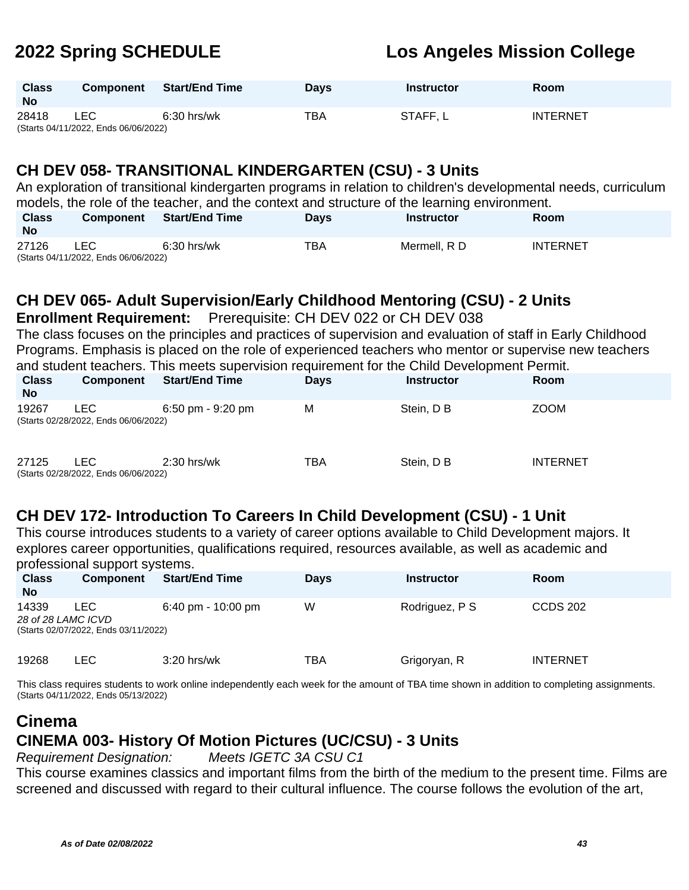| Class No | Component | Start/End Time | Days | Instructor | Room |
|---|---|---|---|---|---|
| 28418 | LEC | 6:30 hrs/wk | TBA | STAFF, L | INTERNET |

(Starts 04/11/2022, Ends 06/06/2022)

## CH DEV 058- TRANSITIONAL KINDERGARTEN (CSU) - 3 Units

An exploration of transitional kindergarten programs in relation to children's developmental needs, curriculum models, the role of the teacher, and the context and structure of the learning environment.

| Class No | Component | Start/End Time | Days | Instructor | Room |
|---|---|---|---|---|---|
| 27126 | LEC | 6:30 hrs/wk | TBA | Mermell, R D | INTERNET |

(Starts 04/11/2022, Ends 06/06/2022)

## CH DEV 065- Adult Supervision/Early Childhood Mentoring (CSU) - 2 Units

**Enrollment Requirement:** Prerequisite: CH DEV 022 or CH DEV 038

The class focuses on the principles and practices of supervision and evaluation of staff in Early Childhood Programs. Emphasis is placed on the role of experienced teachers who mentor or supervise new teachers and student teachers. This meets supervision requirement for the Child Development Permit.

| Class No | Component | Start/End Time | Days | Instructor | Room |
|---|---|---|---|---|---|
| 19267 | LEC | 6:50 pm - 9:20 pm | M | Stein, D B | ZOOM |
| 27125 | LEC | 2:30 hrs/wk | TBA | Stein, D B | INTERNET |

19267: (Starts 02/28/2022, Ends 06/06/2022)

27125: (Starts 02/28/2022, Ends 06/06/2022)

## CH DEV 172- Introduction To Careers In Child Development (CSU) - 1 Unit

This course introduces students to a variety of career options available to Child Development majors. It explores career opportunities, qualifications required, resources available, as well as academic and professional support systems.

| Class No | Component | Start/End Time | Days | Instructor | Room |
|---|---|---|---|---|---|
| 14339 | LEC | 6:40 pm - 10:00 pm | W | Rodriguez, P S | CCDS 202 |
| 19268 | LEC | 3:20 hrs/wk | TBA | Grigoryan, R | INTERNET |

14339: *28 of 28 LAMC ICVD*
(Starts 02/07/2022, Ends 03/11/2022)

19268: This class requires students to work online independently each week for the amount of TBA time shown in addition to completing assignments.
(Starts 04/11/2022, Ends 05/13/2022)

# Cinema

## CINEMA 003- History Of Motion Pictures (UC/CSU) - 3 Units

*Requirement Designation:* *Meets IGETC 3A CSU C1*

This course examines classics and important films from the birth of the medium to the present time. Films are screened and discussed with regard to their cultural influence. The course follows the evolution of the art,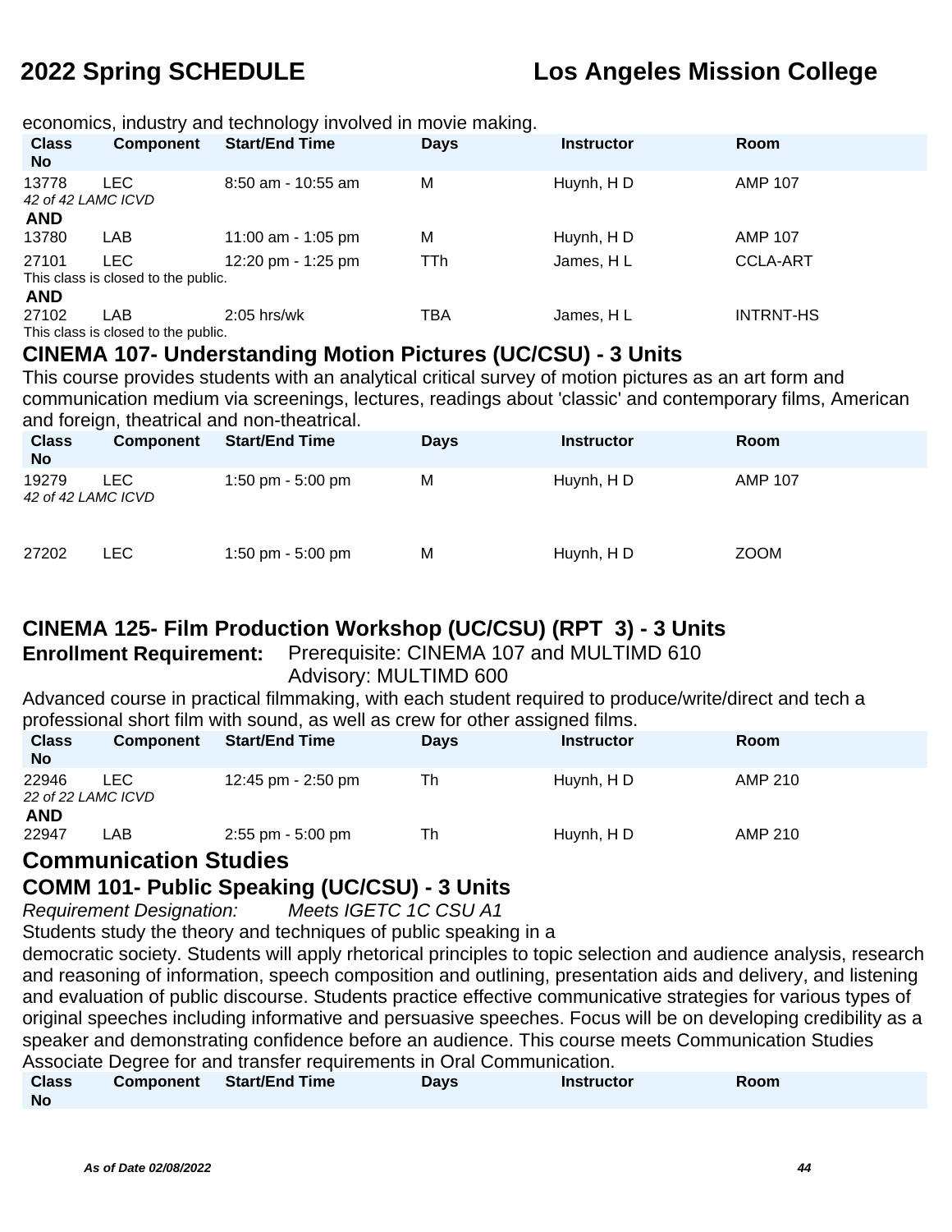economics, industry and technology involved in movie making.

| Class No | Component | Start/End Time | Days | Instructor | Room |
|---|---|---|---|---|---|
| 13778 | LEC | 8:50 am - 10:55 am | M | Huynh, H D | AMP 107 |
| *42 of 42 LAMC ICVD* | | | | | |
| **AND** | | | | | |
| 13780 | LAB | 11:00 am - 1:05 pm | M | Huynh, H D | AMP 107 |
| 27101 | LEC | 12:20 pm - 1:25 pm | TTh | James, H L | CCLA-ART |
| This class is closed to the public. | | | | | |
| **AND** | | | | | |
| 27102 | LAB | 2:05 hrs/wk | TBA | James, H L | INTRNT-HS |
| This class is closed to the public. | | | | | |

## CINEMA 107- Understanding Motion Pictures (UC/CSU) - 3 Units

This course provides students with an analytical critical survey of motion pictures as an art form and communication medium via screenings, lectures, readings about 'classic' and contemporary films, American and foreign, theatrical and non-theatrical.

| Class No | Component | Start/End Time | Days | Instructor | Room |
|---|---|---|---|---|---|
| 19279 | LEC | 1:50 pm - 5:00 pm | M | Huynh, H D | AMP 107 |
| *42 of 42 LAMC ICVD* | | | | | |
| 27202 | LEC | 1:50 pm - 5:00 pm | M | Huynh, H D | ZOOM |

## CINEMA 125- Film Production Workshop (UC/CSU) (RPT 3) - 3 Units

**Enrollment Requirement:** Prerequisite: CINEMA 107 and MULTIMD 610
Advisory: MULTIMD 600

Advanced course in practical filmmaking, with each student required to produce/write/direct and tech a professional short film with sound, as well as crew for other assigned films.

| Class No | Component | Start/End Time | Days | Instructor | Room |
|---|---|---|---|---|---|
| 22946 | LEC | 12:45 pm - 2:50 pm | Th | Huynh, H D | AMP 210 |
| *22 of 22 LAMC ICVD* | | | | | |
| **AND** | | | | | |
| 22947 | LAB | 2:55 pm - 5:00 pm | Th | Huynh, H D | AMP 210 |

# Communication Studies

## COMM 101- Public Speaking (UC/CSU) - 3 Units

*Requirement Designation:* *Meets IGETC 1C CSU A1*

Students study the theory and techniques of public speaking in a
democratic society. Students will apply rhetorical principles to topic selection and audience analysis, research and reasoning of information, speech composition and outlining, presentation aids and delivery, and listening and evaluation of public discourse. Students practice effective communicative strategies for various types of original speeches including informative and persuasive speeches. Focus will be on developing credibility as a speaker and demonstrating confidence before an audience. This course meets Communication Studies Associate Degree for and transfer requirements in Oral Communication.

| Class No | Component | Start/End Time | Days | Instructor | Room |
|---|---|---|---|---|---|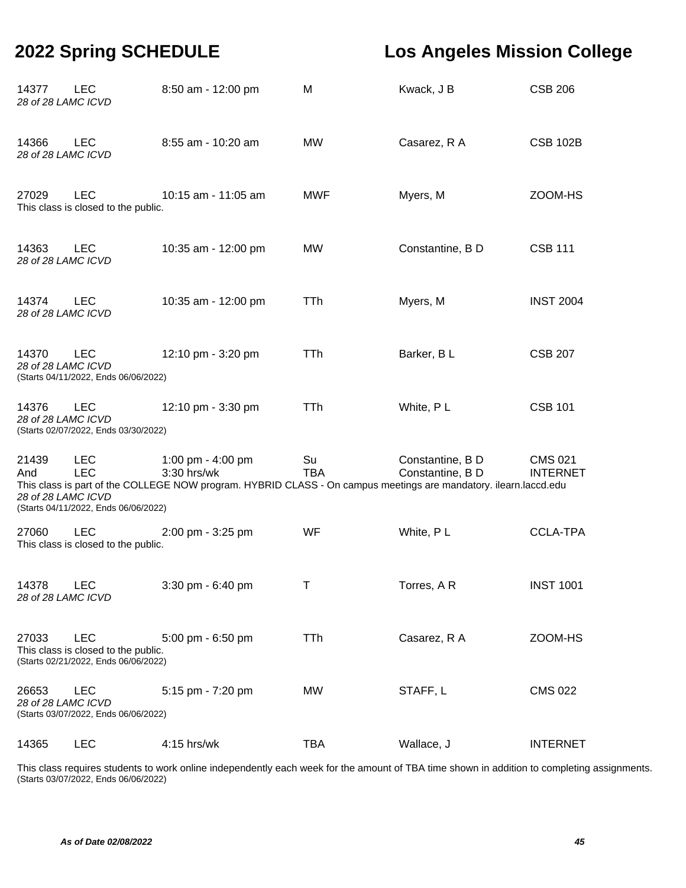| Section | Type | Time | Days | Instructor | Location |
|---|---|---|---|---|---|
| 14377 | LEC | 8:50 am - 12:00 pm | M | Kwack, J B | CSB 206 |

*28 of 28 LAMC ICVD*

| Section | Type | Time | Days | Instructor | Location |
|---|---|---|---|---|---|
| 14366 | LEC | 8:55 am - 10:20 am | MW | Casarez, R A | CSB 102B |

*28 of 28 LAMC ICVD*

| Section | Type | Time | Days | Instructor | Location |
|---|---|---|---|---|---|
| 27029 | LEC | 10:15 am - 11:05 am | MWF | Myers, M | ZOOM-HS |

This class is closed to the public.

| Section | Type | Time | Days | Instructor | Location |
|---|---|---|---|---|---|
| 14363 | LEC | 10:35 am - 12:00 pm | MW | Constantine, B D | CSB 111 |

*28 of 28 LAMC ICVD*

| Section | Type | Time | Days | Instructor | Location |
|---|---|---|---|---|---|
| 14374 | LEC | 10:35 am - 12:00 pm | TTh | Myers, M | INST 2004 |

*28 of 28 LAMC ICVD*

| Section | Type | Time | Days | Instructor | Location |
|---|---|---|---|---|---|
| 14370 | LEC | 12:10 pm - 3:20 pm | TTh | Barker, B L | CSB 207 |

*28 of 28 LAMC ICVD*
(Starts 04/11/2022, Ends 06/06/2022)

| Section | Type | Time | Days | Instructor | Location |
|---|---|---|---|---|---|
| 14376 | LEC | 12:10 pm - 3:30 pm | TTh | White, P L | CSB 101 |

*28 of 28 LAMC ICVD*
(Starts 02/07/2022, Ends 03/30/2022)

| Section | Type | Time | Days | Instructor | Location |
|---|---|---|---|---|---|
| 21439 | LEC | 1:00 pm - 4:00 pm | Su | Constantine, B D | CMS 021 |
| And | LEC | 3:30 hrs/wk | TBA | Constantine, B D | INTERNET |

This class is part of the COLLEGE NOW program. HYBRID CLASS - On campus meetings are mandatory. ilearn.laccd.edu
*28 of 28 LAMC ICVD*
(Starts 04/11/2022, Ends 06/06/2022)

| Section | Type | Time | Days | Instructor | Location |
|---|---|---|---|---|---|
| 27060 | LEC | 2:00 pm - 3:25 pm | WF | White, P L | CCLA-TPA |

This class is closed to the public.

| Section | Type | Time | Days | Instructor | Location |
|---|---|---|---|---|---|
| 14378 | LEC | 3:30 pm - 6:40 pm | T | Torres, A R | INST 1001 |

*28 of 28 LAMC ICVD*

| Section | Type | Time | Days | Instructor | Location |
|---|---|---|---|---|---|
| 27033 | LEC | 5:00 pm - 6:50 pm | TTh | Casarez, R A | ZOOM-HS |

This class is closed to the public.
(Starts 02/21/2022, Ends 06/06/2022)

| Section | Type | Time | Days | Instructor | Location |
|---|---|---|---|---|---|
| 26653 | LEC | 5:15 pm - 7:20 pm | MW | STAFF, L | CMS 022 |

*28 of 28 LAMC ICVD*
(Starts 03/07/2022, Ends 06/06/2022)

| Section | Type | Time | Days | Instructor | Location |
|---|---|---|---|---|---|
| 14365 | LEC | 4:15 hrs/wk | TBA | Wallace, J | INTERNET |

This class requires students to work online independently each week for the amount of TBA time shown in addition to completing assignments.
(Starts 03/07/2022, Ends 06/06/2022)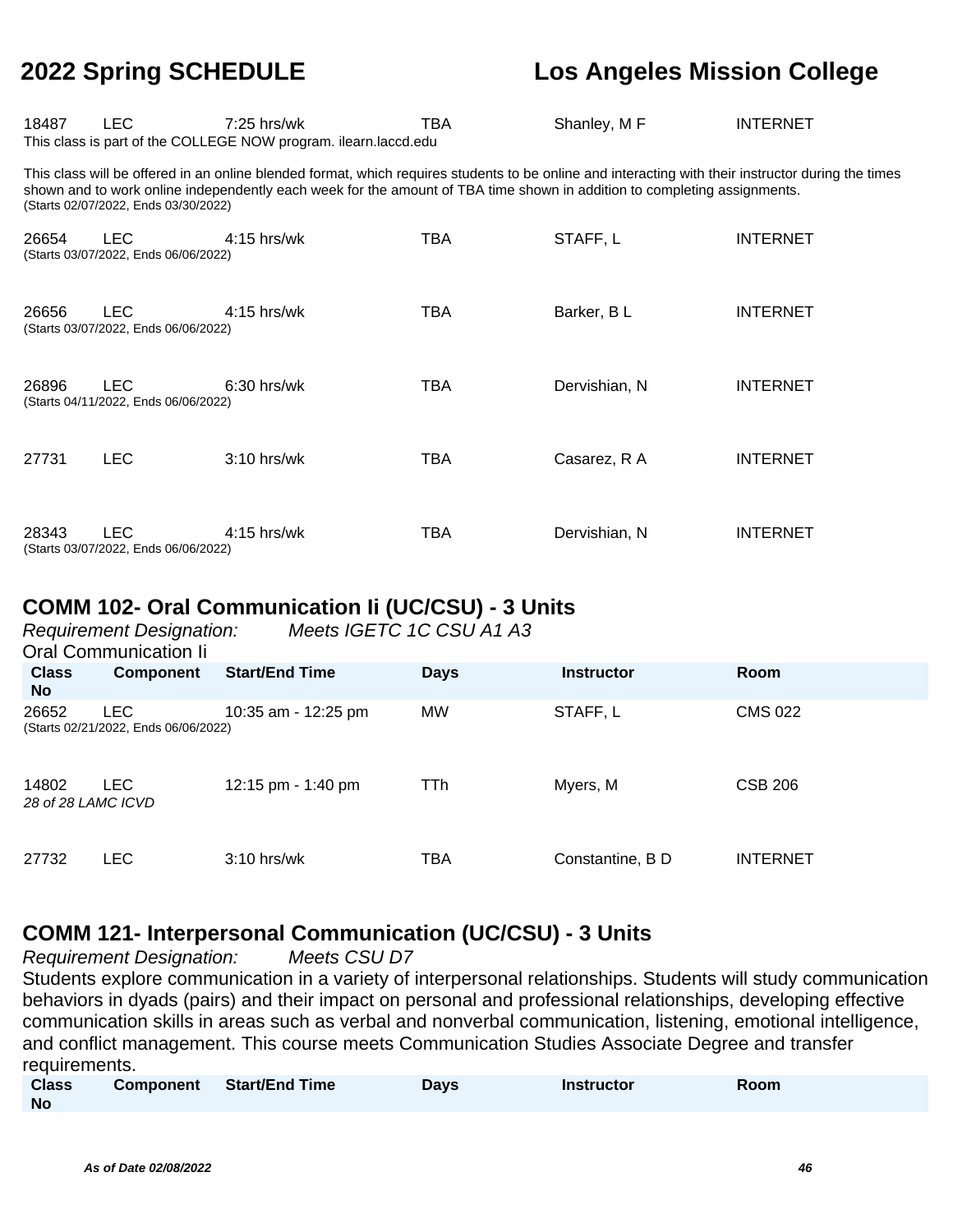| Class No | Component | Start/End Time | Days | Instructor | Room |
|---|---|---|---|---|---|
| 18487 | LEC | 7:25 hrs/wk | TBA | Shanley, M F | INTERNET |

This class is part of the COLLEGE NOW program. ilearn.laccd.edu

This class will be offered in an online blended format, which requires students to be online and interacting with their instructor during the times shown and to work online independently each week for the amount of TBA time shown in addition to completing assignments.
(Starts 02/07/2022, Ends 03/30/2022)

| Class No | Component | Start/End Time | Days | Instructor | Room |
|---|---|---|---|---|---|
| 26654 | LEC | 4:15 hrs/wk | TBA | STAFF, L | INTERNET |

(Starts 03/07/2022, Ends 06/06/2022)

| Class No | Component | Start/End Time | Days | Instructor | Room |
|---|---|---|---|---|---|
| 26656 | LEC | 4:15 hrs/wk | TBA | Barker, B L | INTERNET |

(Starts 03/07/2022, Ends 06/06/2022)

| Class No | Component | Start/End Time | Days | Instructor | Room |
|---|---|---|---|---|---|
| 26896 | LEC | 6:30 hrs/wk | TBA | Dervishian, N | INTERNET |

(Starts 04/11/2022, Ends 06/06/2022)

| Class No | Component | Start/End Time | Days | Instructor | Room |
|---|---|---|---|---|---|
| 27731 | LEC | 3:10 hrs/wk | TBA | Casarez, R A | INTERNET |
| 28343 | LEC | 4:15 hrs/wk | TBA | Dervishian, N | INTERNET |

(Starts 03/07/2022, Ends 06/06/2022)

## COMM 102- Oral Communication Ii (UC/CSU) - 3 Units

*Requirement Designation: Meets IGETC 1C CSU A1 A3*

Oral Communication Ii

| Class No | Component | Start/End Time | Days | Instructor | Room |
|---|---|---|---|---|---|
| 26652 | LEC | 10:35 am - 12:25 pm | MW | STAFF, L | CMS 022 |

(Starts 02/21/2022, Ends 06/06/2022)

| Class No | Component | Start/End Time | Days | Instructor | Room |
|---|---|---|---|---|---|
| 14802 | LEC | 12:15 pm - 1:40 pm | TTh | Myers, M | CSB 206 |

*28 of 28 LAMC ICVD*

| Class No | Component | Start/End Time | Days | Instructor | Room |
|---|---|---|---|---|---|
| 27732 | LEC | 3:10 hrs/wk | TBA | Constantine, B D | INTERNET |

## COMM 121- Interpersonal Communication (UC/CSU) - 3 Units

*Requirement Designation: Meets CSU D7*

Students explore communication in a variety of interpersonal relationships. Students will study communication behaviors in dyads (pairs) and their impact on personal and professional relationships, developing effective communication skills in areas such as verbal and nonverbal communication, listening, emotional intelligence, and conflict management. This course meets Communication Studies Associate Degree and transfer requirements.

| Class No | Component | Start/End Time | Days | Instructor | Room |
|---|---|---|---|---|---|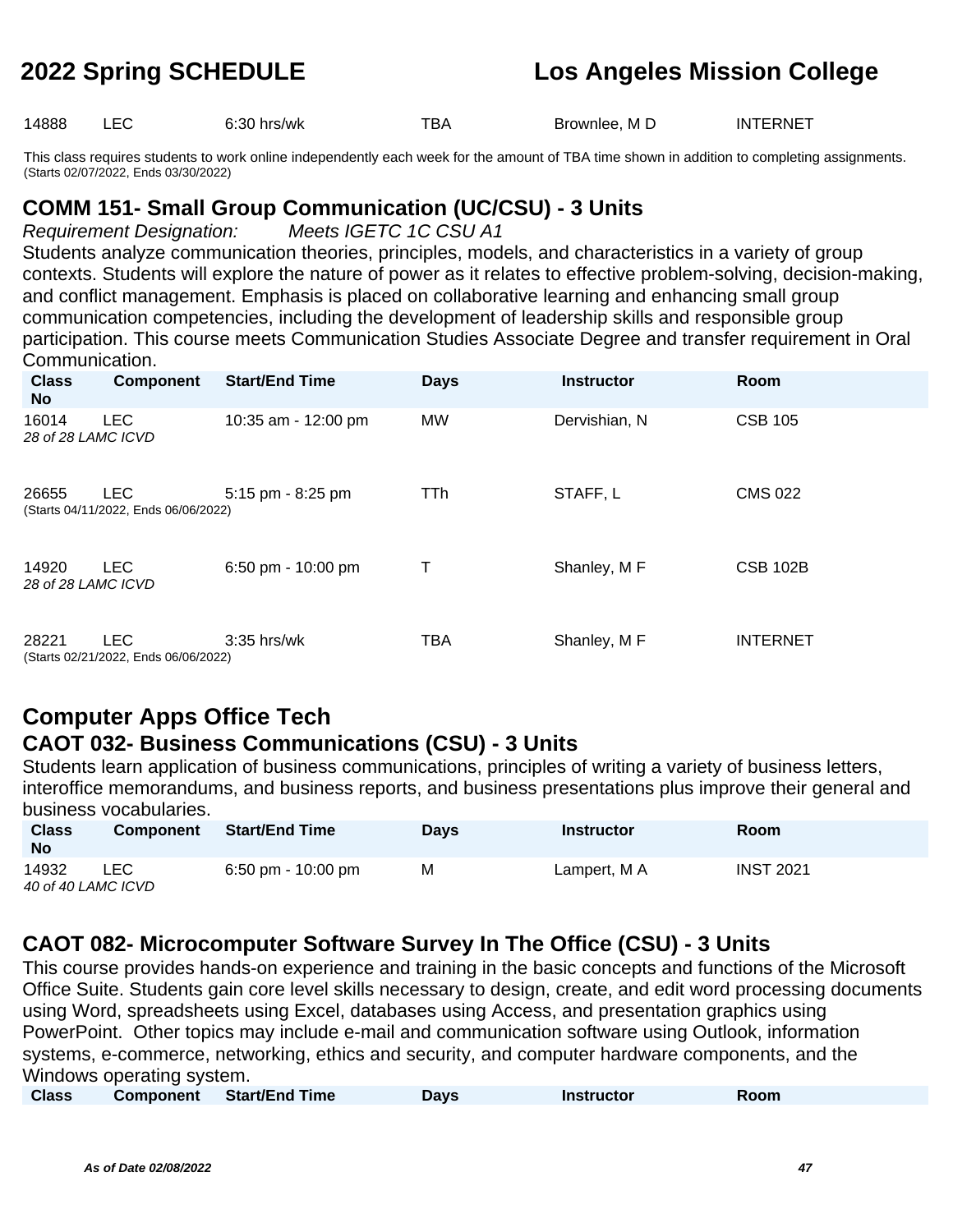| 14888 | LEC | 6:30 hrs/wk | TBA | Brownlee, M D | INTERNET |
|---|---|---|---|---|---|

This class requires students to work online independently each week for the amount of TBA time shown in addition to completing assignments.
(Starts 02/07/2022, Ends 03/30/2022)

### COMM 151- Small Group Communication (UC/CSU) - 3 Units

*Requirement Designation: Meets IGETC 1C CSU A1*

Students analyze communication theories, principles, models, and characteristics in a variety of group contexts. Students will explore the nature of power as it relates to effective problem-solving, decision-making, and conflict management. Emphasis is placed on collaborative learning and enhancing small group communication competencies, including the development of leadership skills and responsible group participation. This course meets Communication Studies Associate Degree and transfer requirement in Oral Communication.

| Class No | Component | Start/End Time | Days | Instructor | Room |
|---|---|---|---|---|---|
| 16014 | LEC | 10:35 am - 12:00 pm | MW | Dervishian, N | CSB 105 |
| *28 of 28 LAMC ICVD* | | | | | |
| 26655 | LEC | 5:15 pm - 8:25 pm | TTh | STAFF, L | CMS 022 |
| (Starts 04/11/2022, Ends 06/06/2022) | | | | | |
| 14920 | LEC | 6:50 pm - 10:00 pm | T | Shanley, M F | CSB 102B |
| *28 of 28 LAMC ICVD* | | | | | |
| 28221 | LEC | 3:35 hrs/wk | TBA | Shanley, M F | INTERNET |
| (Starts 02/21/2022, Ends 06/06/2022) | | | | | |

## Computer Apps Office Tech

### CAOT 032- Business Communications (CSU) - 3 Units

Students learn application of business communications, principles of writing a variety of business letters, interoffice memorandums, and business reports, and business presentations plus improve their general and business vocabularies.

| Class No | Component | Start/End Time | Days | Instructor | Room |
|---|---|---|---|---|---|
| 14932 | LEC | 6:50 pm - 10:00 pm | M | Lampert, M A | INST 2021 |
| *40 of 40 LAMC ICVD* | | | | | |

### CAOT 082- Microcomputer Software Survey In The Office (CSU) - 3 Units

This course provides hands-on experience and training in the basic concepts and functions of the Microsoft Office Suite. Students gain core level skills necessary to design, create, and edit word processing documents using Word, spreadsheets using Excel, databases using Access, and presentation graphics using PowerPoint. Other topics may include e-mail and communication software using Outlook, information systems, e-commerce, networking, ethics and security, and computer hardware components, and the Windows operating system.

| Class | Component | Start/End Time | Days | Instructor | Room |
|---|---|---|---|---|---|

*As of Date 02/08/2022*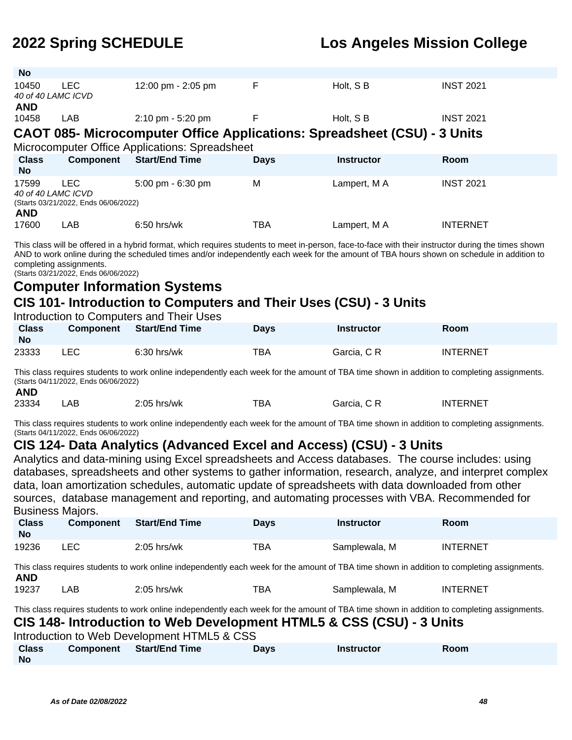| Class No | Component | Start/End Time | Days | Instructor | Room |
|---|---|---|---|---|---|
| 10450 | LEC | 12:00 pm - 2:05 pm | F | Holt, S B | INST 2021 |
| *40 of 40 LAMC ICVD* | | | | | |
| **AND** | | | | | |
| 10458 | LAB | 2:10 pm - 5:20 pm | F | Holt, S B | INST 2021 |

## CAOT 085- Microcomputer Office Applications: Spreadsheet (CSU) - 3 Units

Microcomputer Office Applications: Spreadsheet

| Class No | Component | Start/End Time | Days | Instructor | Room |
|---|---|---|---|---|---|
| 17599 | LEC | 5:00 pm - 6:30 pm | M | Lampert, M A | INST 2021 |
| *40 of 40 LAMC ICVD* | | | | | |
| (Starts 03/21/2022, Ends 06/06/2022) | | | | | |
| **AND** | | | | | |
| 17600 | LAB | 6:50 hrs/wk | TBA | Lampert, M A | INTERNET |

This class will be offered in a hybrid format, which requires students to meet in-person, face-to-face with their instructor during the times shown AND to work online during the scheduled times and/or independently each week for the amount of TBA hours shown on schedule in addition to completing assignments.
(Starts 03/21/2022, Ends 06/06/2022)

# Computer Information Systems

## CIS 101- Introduction to Computers and Their Uses (CSU) - 3 Units

Introduction to Computers and Their Uses

| Class No | Component | Start/End Time | Days | Instructor | Room |
|---|---|---|---|---|---|
| 23333 | LEC | 6:30 hrs/wk | TBA | Garcia, C R | INTERNET |

This class requires students to work online independently each week for the amount of TBA time shown in addition to completing assignments.
(Starts 04/11/2022, Ends 06/06/2022)

**AND**

| Class No | Component | Start/End Time | Days | Instructor | Room |
|---|---|---|---|---|---|
| 23334 | LAB | 2:05 hrs/wk | TBA | Garcia, C R | INTERNET |

This class requires students to work online independently each week for the amount of TBA time shown in addition to completing assignments.
(Starts 04/11/2022, Ends 06/06/2022)

## CIS 124- Data Analytics (Advanced Excel and Access) (CSU) - 3 Units

Analytics and data-mining using Excel spreadsheets and Access databases. The course includes: using databases, spreadsheets and other systems to gather information, research, analyze, and interpret complex data, loan amortization schedules, automatic update of spreadsheets with data downloaded from other sources, database management and reporting, and automating processes with VBA. Recommended for Business Majors.

| Class No | Component | Start/End Time | Days | Instructor | Room |
|---|---|---|---|---|---|
| 19236 | LEC | 2:05 hrs/wk | TBA | Samplewala, M | INTERNET |

This class requires students to work online independently each week for the amount of TBA time shown in addition to completing assignments.

**AND**

| Class No | Component | Start/End Time | Days | Instructor | Room |
|---|---|---|---|---|---|
| 19237 | LAB | 2:05 hrs/wk | TBA | Samplewala, M | INTERNET |

This class requires students to work online independently each week for the amount of TBA time shown in addition to completing assignments.

## CIS 148- Introduction to Web Development HTML5 & CSS (CSU) - 3 Units

Introduction to Web Development HTML5 & CSS

| Class No | Component | Start/End Time | Days | Instructor | Room |
|---|---|---|---|---|---|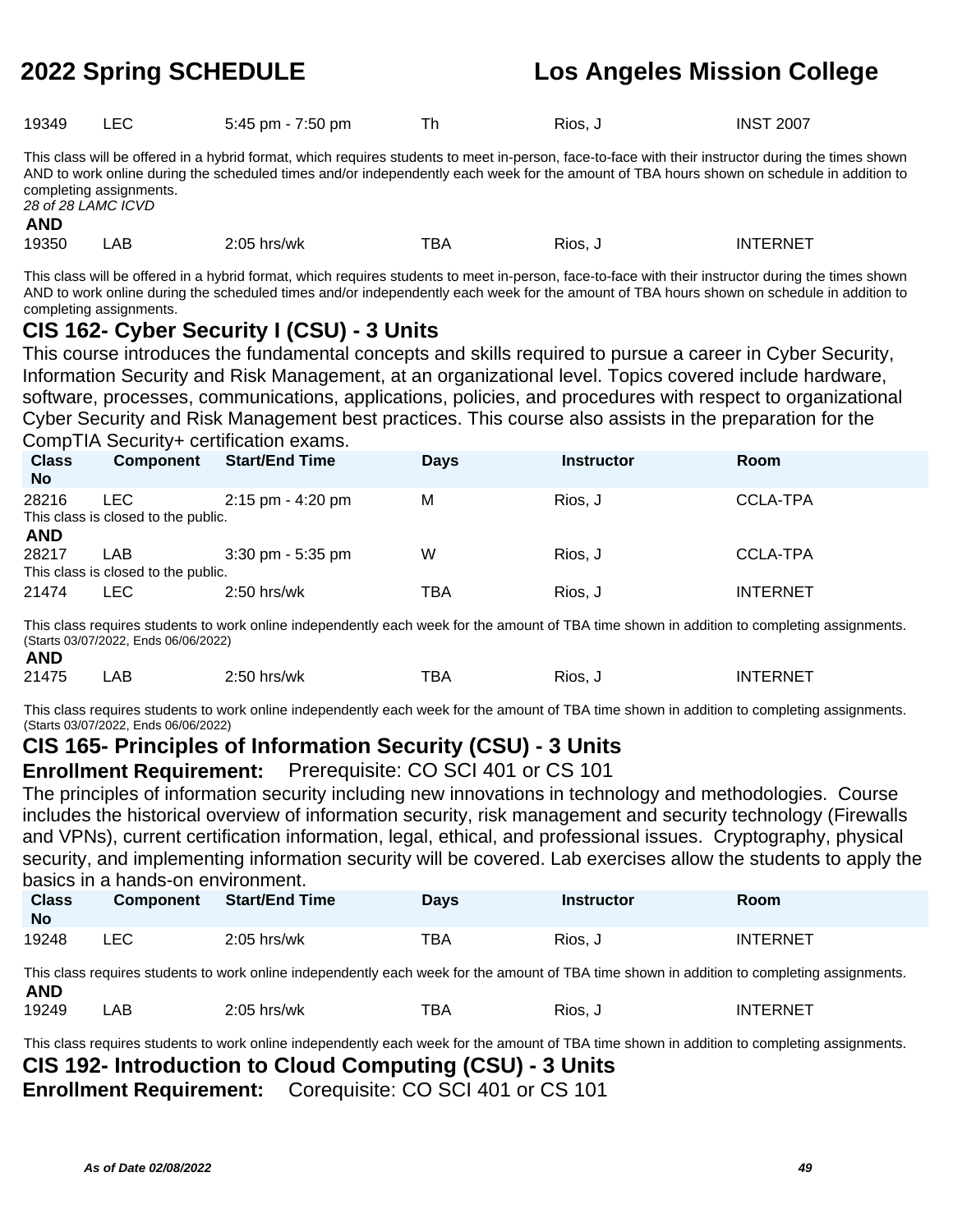| 19349 | LEC | 5:45 pm - 7:50 pm | Th | Rios, J | INST 2007 |
|---|---|---|---|---|---|

This class will be offered in a hybrid format, which requires students to meet in-person, face-to-face with their instructor during the times shown AND to work online during the scheduled times and/or independently each week for the amount of TBA hours shown on schedule in addition to completing assignments.

*28 of 28 LAMC ICVD*

**AND**

| 19350 | LAB | 2:05 hrs/wk | TBA | Rios, J | INTERNET |
|---|---|---|---|---|---|

This class will be offered in a hybrid format, which requires students to meet in-person, face-to-face with their instructor during the times shown AND to work online during the scheduled times and/or independently each week for the amount of TBA hours shown on schedule in addition to completing assignments.

## CIS 162- Cyber Security I (CSU) - 3 Units

This course introduces the fundamental concepts and skills required to pursue a career in Cyber Security, Information Security and Risk Management, at an organizational level. Topics covered include hardware, software, processes, communications, applications, policies, and procedures with respect to organizational Cyber Security and Risk Management best practices. This course also assists in the preparation for the CompTIA Security+ certification exams.

| Class No | Component | Start/End Time | Days | Instructor | Room |
|---|---|---|---|---|---|
| 28216 | LEC | 2:15 pm - 4:20 pm | M | Rios, J | CCLA-TPA |

This class is closed to the public.

**AND**

| Class No | Component | Start/End Time | Days | Instructor | Room |
|---|---|---|---|---|---|
| 28217 | LAB | 3:30 pm - 5:35 pm | W | Rios, J | CCLA-TPA |

This class is closed to the public.

| Class No | Component | Start/End Time | Days | Instructor | Room |
|---|---|---|---|---|---|
| 21474 | LEC | 2:50 hrs/wk | TBA | Rios, J | INTERNET |

This class requires students to work online independently each week for the amount of TBA time shown in addition to completing assignments. (Starts 03/07/2022, Ends 06/06/2022)

**AND**

| Class No | Component | Start/End Time | Days | Instructor | Room |
|---|---|---|---|---|---|
| 21475 | LAB | 2:50 hrs/wk | TBA | Rios, J | INTERNET |

This class requires students to work online independently each week for the amount of TBA time shown in addition to completing assignments. (Starts 03/07/2022, Ends 06/06/2022)

## CIS 165- Principles of Information Security (CSU) - 3 Units

**Enrollment Requirement:** Prerequisite: CO SCI 401 or CS 101

The principles of information security including new innovations in technology and methodologies. Course includes the historical overview of information security, risk management and security technology (Firewalls and VPNs), current certification information, legal, ethical, and professional issues. Cryptography, physical security, and implementing information security will be covered. Lab exercises allow the students to apply the basics in a hands-on environment.

| Class No | Component | Start/End Time | Days | Instructor | Room |
|---|---|---|---|---|---|
| 19248 | LEC | 2:05 hrs/wk | TBA | Rios, J | INTERNET |

This class requires students to work online independently each week for the amount of TBA time shown in addition to completing assignments.

**AND**

| Class No | Component | Start/End Time | Days | Instructor | Room |
|---|---|---|---|---|---|
| 19249 | LAB | 2:05 hrs/wk | TBA | Rios, J | INTERNET |

This class requires students to work online independently each week for the amount of TBA time shown in addition to completing assignments.

## CIS 192- Introduction to Cloud Computing (CSU) - 3 Units

**Enrollment Requirement:** Corequisite: CO SCI 401 or CS 101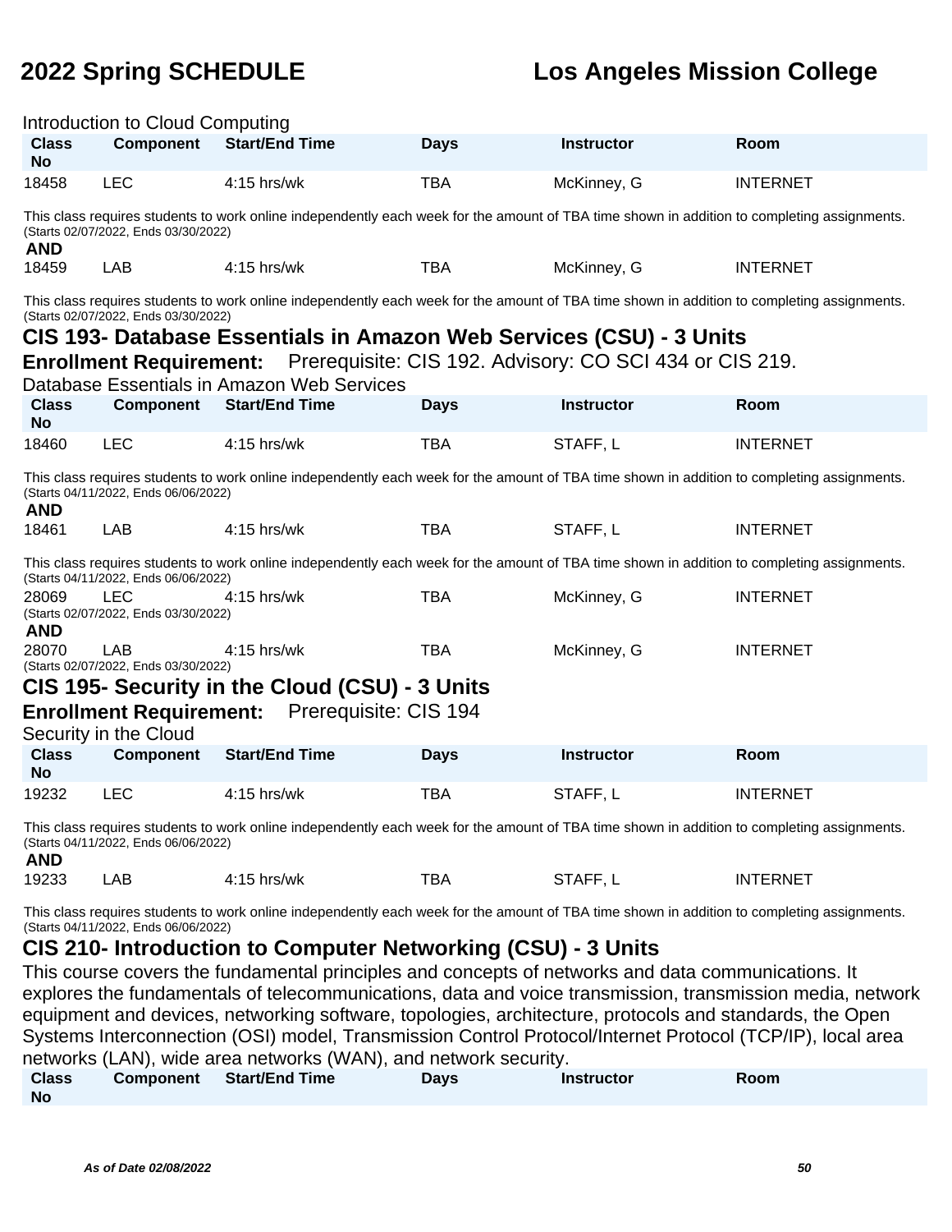Introduction to Cloud Computing

| Class No | Component | Start/End Time | Days | Instructor | Room |
|---|---|---|---|---|---|
| 18458 | LEC | 4:15 hrs/wk | TBA | McKinney, G | INTERNET |

This class requires students to work online independently each week for the amount of TBA time shown in addition to completing assignments.
(Starts 02/07/2022, Ends 03/30/2022)

**AND**

| Class No | Component | Start/End Time | Days | Instructor | Room |
|---|---|---|---|---|---|
| 18459 | LAB | 4:15 hrs/wk | TBA | McKinney, G | INTERNET |

This class requires students to work online independently each week for the amount of TBA time shown in addition to completing assignments.
(Starts 02/07/2022, Ends 03/30/2022)

## CIS 193- Database Essentials in Amazon Web Services (CSU) - 3 Units

**Enrollment Requirement:** Prerequisite: CIS 192. Advisory: CO SCI 434 or CIS 219.

Database Essentials in Amazon Web Services

| Class No | Component | Start/End Time | Days | Instructor | Room |
|---|---|---|---|---|---|
| 18460 | LEC | 4:15 hrs/wk | TBA | STAFF, L | INTERNET |

This class requires students to work online independently each week for the amount of TBA time shown in addition to completing assignments.
(Starts 04/11/2022, Ends 06/06/2022)

**AND**

| Class No | Component | Start/End Time | Days | Instructor | Room |
|---|---|---|---|---|---|
| 18461 | LAB | 4:15 hrs/wk | TBA | STAFF, L | INTERNET |

This class requires students to work online independently each week for the amount of TBA time shown in addition to completing assignments.
(Starts 04/11/2022, Ends 06/06/2022)

| Class No | Component | Start/End Time | Days | Instructor | Room |
|---|---|---|---|---|---|
| 28069 | LEC | 4:15 hrs/wk | TBA | McKinney, G | INTERNET |

(Starts 02/07/2022, Ends 03/30/2022)

**AND**

| Class No | Component | Start/End Time | Days | Instructor | Room |
|---|---|---|---|---|---|
| 28070 | LAB | 4:15 hrs/wk | TBA | McKinney, G | INTERNET |

(Starts 02/07/2022, Ends 03/30/2022)

## CIS 195- Security in the Cloud (CSU) - 3 Units

**Enrollment Requirement:** Prerequisite: CIS 194

Security in the Cloud

| Class No | Component | Start/End Time | Days | Instructor | Room |
|---|---|---|---|---|---|
| 19232 | LEC | 4:15 hrs/wk | TBA | STAFF, L | INTERNET |

This class requires students to work online independently each week for the amount of TBA time shown in addition to completing assignments.
(Starts 04/11/2022, Ends 06/06/2022)

**AND**

| Class No | Component | Start/End Time | Days | Instructor | Room |
|---|---|---|---|---|---|
| 19233 | LAB | 4:15 hrs/wk | TBA | STAFF, L | INTERNET |

This class requires students to work online independently each week for the amount of TBA time shown in addition to completing assignments.
(Starts 04/11/2022, Ends 06/06/2022)

## CIS 210- Introduction to Computer Networking (CSU) - 3 Units

This course covers the fundamental principles and concepts of networks and data communications. It explores the fundamentals of telecommunications, data and voice transmission, transmission media, network equipment and devices, networking software, topologies, architecture, protocols and standards, the Open Systems Interconnection (OSI) model, Transmission Control Protocol/Internet Protocol (TCP/IP), local area networks (LAN), wide area networks (WAN), and network security.

| Class No | Component | Start/End Time | Days | Instructor | Room |
|---|---|---|---|---|---|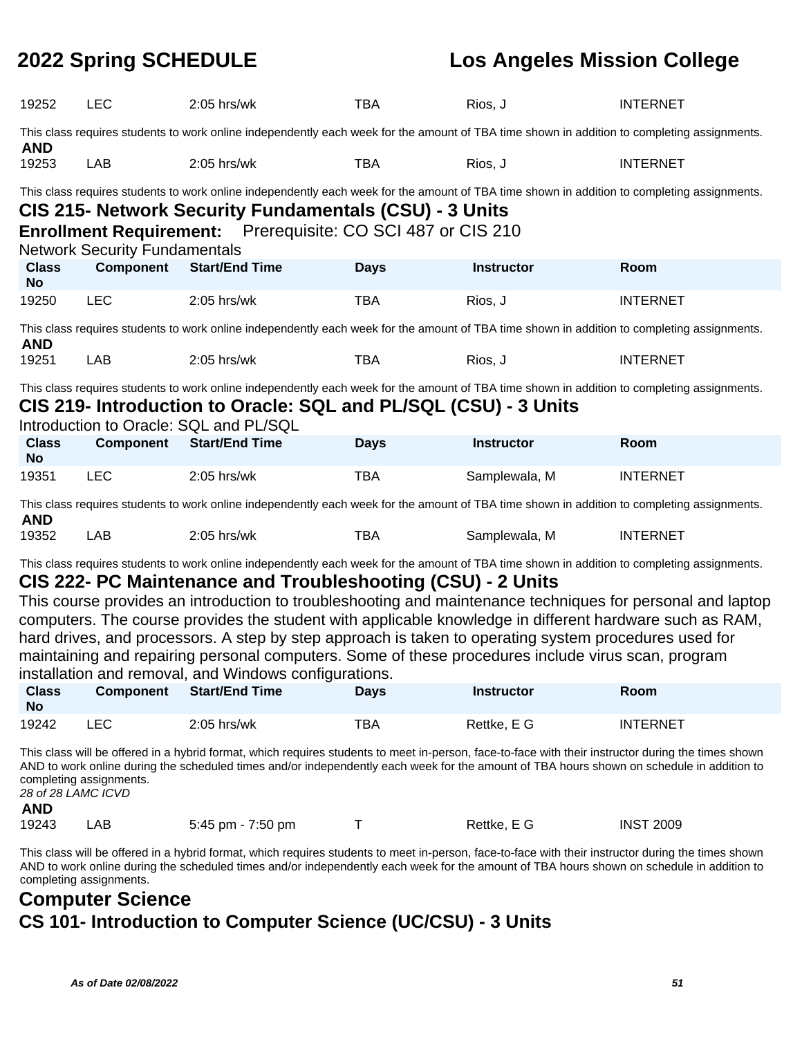| Class No | Component | Start/End Time | Days | Instructor | Room |
|---|---|---|---|---|---|
| 19252 | LEC | 2:05 hrs/wk | TBA | Rios, J | INTERNET |

This class requires students to work online independently each week for the amount of TBA time shown in addition to completing assignments.

**AND**

| Class No | Component | Start/End Time | Days | Instructor | Room |
|---|---|---|---|---|---|
| 19253 | LAB | 2:05 hrs/wk | TBA | Rios, J | INTERNET |

This class requires students to work online independently each week for the amount of TBA time shown in addition to completing assignments.

## CIS 215- Network Security Fundamentals (CSU) - 3 Units

**Enrollment Requirement:** Prerequisite: CO SCI 487 or CIS 210

Network Security Fundamentals

| Class No | Component | Start/End Time | Days | Instructor | Room |
|---|---|---|---|---|---|
| 19250 | LEC | 2:05 hrs/wk | TBA | Rios, J | INTERNET |

This class requires students to work online independently each week for the amount of TBA time shown in addition to completing assignments.

**AND**

| Class No | Component | Start/End Time | Days | Instructor | Room |
|---|---|---|---|---|---|
| 19251 | LAB | 2:05 hrs/wk | TBA | Rios, J | INTERNET |

This class requires students to work online independently each week for the amount of TBA time shown in addition to completing assignments.

## CIS 219- Introduction to Oracle: SQL and PL/SQL (CSU) - 3 Units

Introduction to Oracle: SQL and PL/SQL

| Class No | Component | Start/End Time | Days | Instructor | Room |
|---|---|---|---|---|---|
| 19351 | LEC | 2:05 hrs/wk | TBA | Samplewala, M | INTERNET |

This class requires students to work online independently each week for the amount of TBA time shown in addition to completing assignments.

**AND**

| Class No | Component | Start/End Time | Days | Instructor | Room |
|---|---|---|---|---|---|
| 19352 | LAB | 2:05 hrs/wk | TBA | Samplewala, M | INTERNET |

This class requires students to work online independently each week for the amount of TBA time shown in addition to completing assignments.

## CIS 222- PC Maintenance and Troubleshooting (CSU) - 2 Units

This course provides an introduction to troubleshooting and maintenance techniques for personal and laptop computers. The course provides the student with applicable knowledge in different hardware such as RAM, hard drives, and processors. A step by step approach is taken to operating system procedures used for maintaining and repairing personal computers. Some of these procedures include virus scan, program installation and removal, and Windows configurations.

| Class No | Component | Start/End Time | Days | Instructor | Room |
|---|---|---|---|---|---|
| 19242 | LEC | 2:05 hrs/wk | TBA | Rettke, E G | INTERNET |

This class will be offered in a hybrid format, which requires students to meet in-person, face-to-face with their instructor during the times shown AND to work online during the scheduled times and/or independently each week for the amount of TBA hours shown on schedule in addition to completing assignments.

*28 of 28 LAMC ICVD*

**AND**

| Class No | Component | Start/End Time | Days | Instructor | Room |
|---|---|---|---|---|---|
| 19243 | LAB | 5:45 pm - 7:50 pm | T | Rettke, E G | INST 2009 |

This class will be offered in a hybrid format, which requires students to meet in-person, face-to-face with their instructor during the times shown AND to work online during the scheduled times and/or independently each week for the amount of TBA hours shown on schedule in addition to completing assignments.

# Computer Science

## CS 101- Introduction to Computer Science (UC/CSU) - 3 Units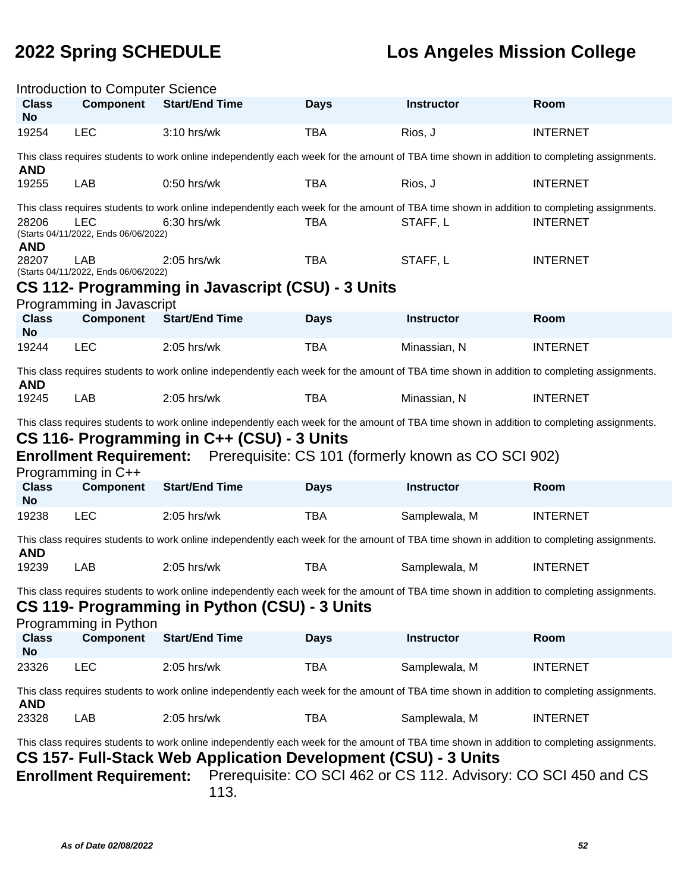Introduction to Computer Science

| Class No | Component | Start/End Time | Days | Instructor | Room |
|---|---|---|---|---|---|
| 19254 | LEC | 3:10 hrs/wk | TBA | Rios, J | INTERNET |

This class requires students to work online independently each week for the amount of TBA time shown in addition to completing assignments.

**AND**

| Class No | Component | Start/End Time | Days | Instructor | Room |
|---|---|---|---|---|---|
| 19255 | LAB | 0:50 hrs/wk | TBA | Rios, J | INTERNET |

This class requires students to work online independently each week for the amount of TBA time shown in addition to completing assignments.

| Class No | Component | Start/End Time | Days | Instructor | Room |
|---|---|---|---|---|---|
| 28206 | LEC | 6:30 hrs/wk | TBA | STAFF, L | INTERNET |

(Starts 04/11/2022, Ends 06/06/2022)

**AND**

| Class No | Component | Start/End Time | Days | Instructor | Room |
|---|---|---|---|---|---|
| 28207 | LAB | 2:05 hrs/wk | TBA | STAFF, L | INTERNET |

(Starts 04/11/2022, Ends 06/06/2022)

## CS 112- Programming in Javascript (CSU) - 3 Units

Programming in Javascript

| Class No | Component | Start/End Time | Days | Instructor | Room |
|---|---|---|---|---|---|
| 19244 | LEC | 2:05 hrs/wk | TBA | Minassian, N | INTERNET |

This class requires students to work online independently each week for the amount of TBA time shown in addition to completing assignments.

**AND**

| Class No | Component | Start/End Time | Days | Instructor | Room |
|---|---|---|---|---|---|
| 19245 | LAB | 2:05 hrs/wk | TBA | Minassian, N | INTERNET |

This class requires students to work online independently each week for the amount of TBA time shown in addition to completing assignments.

## CS 116- Programming in C++ (CSU) - 3 Units

**Enrollment Requirement:** Prerequisite: CS 101 (formerly known as CO SCI 902)

Programming in C++

| Class No | Component | Start/End Time | Days | Instructor | Room |
|---|---|---|---|---|---|
| 19238 | LEC | 2:05 hrs/wk | TBA | Samplewala, M | INTERNET |

This class requires students to work online independently each week for the amount of TBA time shown in addition to completing assignments.

**AND**

| Class No | Component | Start/End Time | Days | Instructor | Room |
|---|---|---|---|---|---|
| 19239 | LAB | 2:05 hrs/wk | TBA | Samplewala, M | INTERNET |

This class requires students to work online independently each week for the amount of TBA time shown in addition to completing assignments.

## CS 119- Programming in Python (CSU) - 3 Units

Programming in Python

| Class No | Component | Start/End Time | Days | Instructor | Room |
|---|---|---|---|---|---|
| 23326 | LEC | 2:05 hrs/wk | TBA | Samplewala, M | INTERNET |

This class requires students to work online independently each week for the amount of TBA time shown in addition to completing assignments.

**AND**

| Class No | Component | Start/End Time | Days | Instructor | Room |
|---|---|---|---|---|---|
| 23328 | LAB | 2:05 hrs/wk | TBA | Samplewala, M | INTERNET |

This class requires students to work online independently each week for the amount of TBA time shown in addition to completing assignments.

## CS 157- Full-Stack Web Application Development (CSU) - 3 Units

**Enrollment Requirement:** Prerequisite: CO SCI 462 or CS 112. Advisory: CO SCI 450 and CS 113.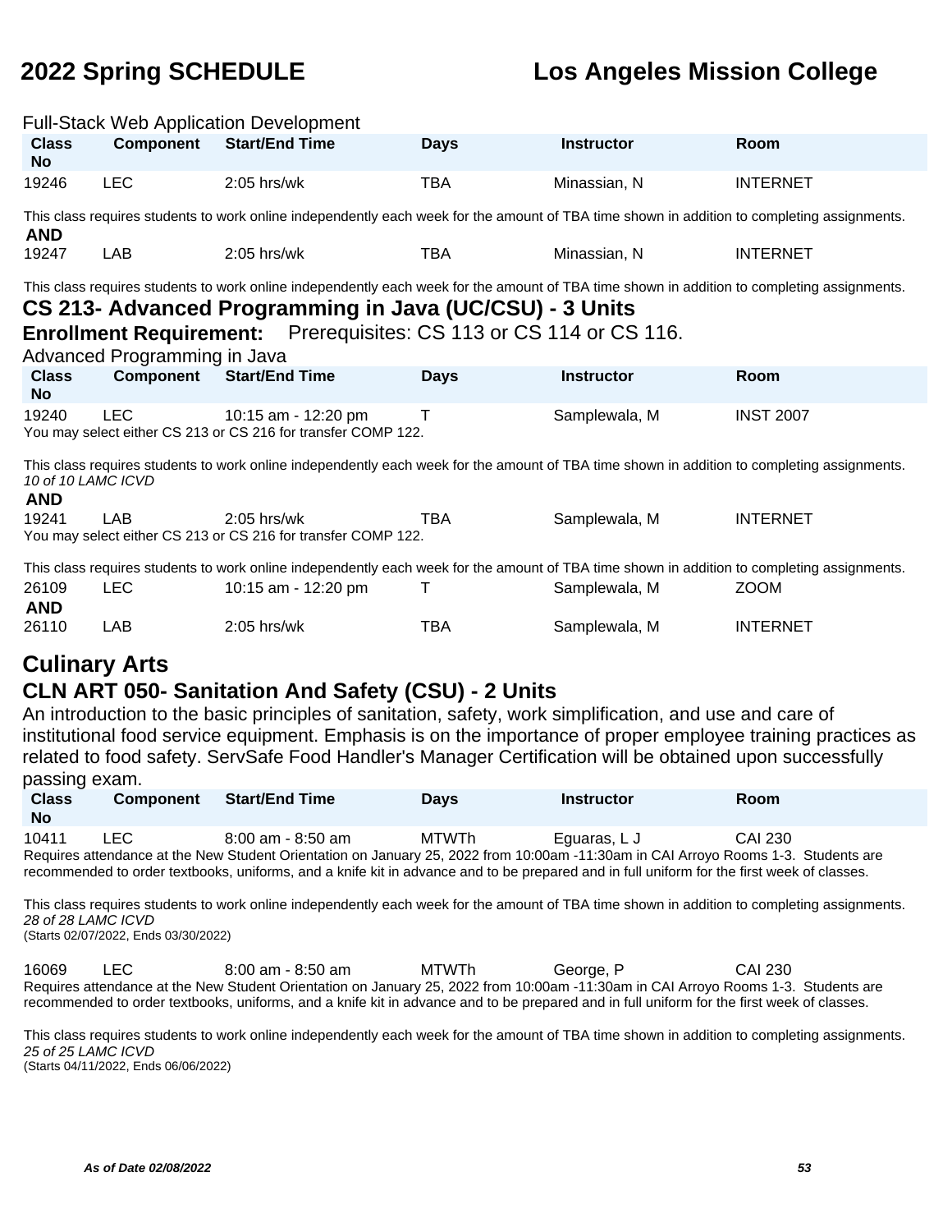Full-Stack Web Application Development

| Class No | Component | Start/End Time | Days | Instructor | Room |
|---|---|---|---|---|---|
| 19246 | LEC | 2:05 hrs/wk | TBA | Minassian, N | INTERNET |

This class requires students to work online independently each week for the amount of TBA time shown in addition to completing assignments.

**AND**

| Class No | Component | Start/End Time | Days | Instructor | Room |
|---|---|---|---|---|---|
| 19247 | LAB | 2:05 hrs/wk | TBA | Minassian, N | INTERNET |

This class requires students to work online independently each week for the amount of TBA time shown in addition to completing assignments.

### CS 213- Advanced Programming in Java (UC/CSU) - 3 Units

**Enrollment Requirement:** Prerequisites: CS 113 or CS 114 or CS 116.

Advanced Programming in Java

| Class No | Component | Start/End Time | Days | Instructor | Room |
|---|---|---|---|---|---|
| 19240 | LEC | 10:15 am - 12:20 pm | T | Samplewala, M | INST 2007 |

You may select either CS 213 or CS 216 for transfer COMP 122.

This class requires students to work online independently each week for the amount of TBA time shown in addition to completing assignments.
*10 of 10 LAMC ICVD*

**AND**

| Class No | Component | Start/End Time | Days | Instructor | Room |
|---|---|---|---|---|---|
| 19241 | LAB | 2:05 hrs/wk | TBA | Samplewala, M | INTERNET |

You may select either CS 213 or CS 216 for transfer COMP 122.

This class requires students to work online independently each week for the amount of TBA time shown in addition to completing assignments.

| Class No | Component | Start/End Time | Days | Instructor | Room |
|---|---|---|---|---|---|
| 26109 | LEC | 10:15 am - 12:20 pm | T | Samplewala, M | ZOOM |

**AND**

| Class No | Component | Start/End Time | Days | Instructor | Room |
|---|---|---|---|---|---|
| 26110 | LAB | 2:05 hrs/wk | TBA | Samplewala, M | INTERNET |

## Culinary Arts

### CLN ART 050- Sanitation And Safety (CSU) - 2 Units

An introduction to the basic principles of sanitation, safety, work simplification, and use and care of institutional food service equipment. Emphasis is on the importance of proper employee training practices as related to food safety. ServSafe Food Handler's Manager Certification will be obtained upon successfully passing exam.

| Class No | Component | Start/End Time | Days | Instructor | Room |
|---|---|---|---|---|---|
| 10411 | LEC | 8:00 am - 8:50 am | MTWTh | Eguaras, L J | CAI 230 |

Requires attendance at the New Student Orientation on January 25, 2022 from 10:00am -11:30am in CAI Arroyo Rooms 1-3. Students are recommended to order textbooks, uniforms, and a knife kit in advance and to be prepared and in full uniform for the first week of classes.

This class requires students to work online independently each week for the amount of TBA time shown in addition to completing assignments.
*28 of 28 LAMC ICVD*
(Starts 02/07/2022, Ends 03/30/2022)

| Class No | Component | Start/End Time | Days | Instructor | Room |
|---|---|---|---|---|---|
| 16069 | LEC | 8:00 am - 8:50 am | MTWTh | George, P | CAI 230 |

Requires attendance at the New Student Orientation on January 25, 2022 from 10:00am -11:30am in CAI Arroyo Rooms 1-3. Students are recommended to order textbooks, uniforms, and a knife kit in advance and to be prepared and in full uniform for the first week of classes.

This class requires students to work online independently each week for the amount of TBA time shown in addition to completing assignments.
*25 of 25 LAMC ICVD*
(Starts 04/11/2022, Ends 06/06/2022)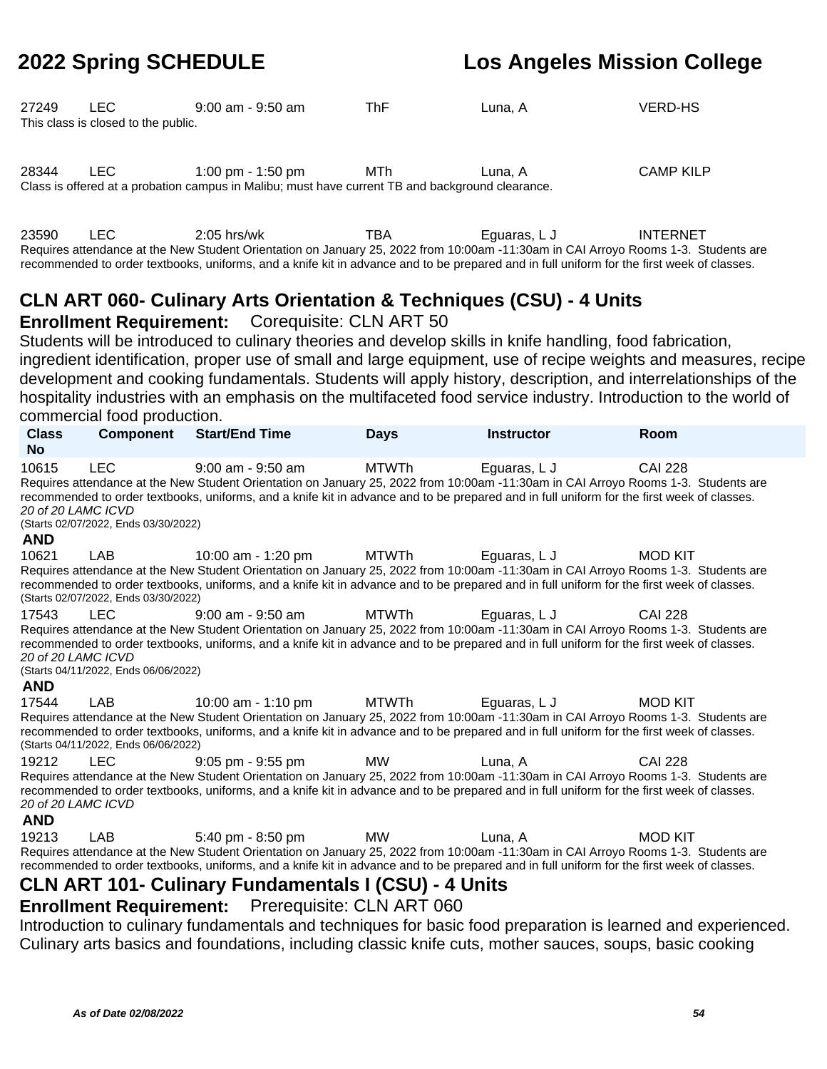| Class No | Component | Start/End Time | Days | Instructor | Room |
|---|---|---|---|---|---|
| 27249 | LEC | 9:00 am - 9:50 am | ThF | Luna, A | VERD-HS |

This class is closed to the public.

| Class No | Component | Start/End Time | Days | Instructor | Room |
|---|---|---|---|---|---|
| 28344 | LEC | 1:00 pm - 1:50 pm | MTh | Luna, A | CAMP KILP |

Class is offered at a probation campus in Malibu; must have current TB and background clearance.

| Class No | Component | Start/End Time | Days | Instructor | Room |
|---|---|---|---|---|---|
| 23590 | LEC | 2:05 hrs/wk | TBA | Eguaras, L J | INTERNET |

Requires attendance at the New Student Orientation on January 25, 2022 from 10:00am -11:30am in CAI Arroyo Rooms 1-3. Students are recommended to order textbooks, uniforms, and a knife kit in advance and to be prepared and in full uniform for the first week of classes.

## CLN ART 060- Culinary Arts Orientation & Techniques (CSU) - 4 Units

**Enrollment Requirement:** Corequisite: CLN ART 50

Students will be introduced to culinary theories and develop skills in knife handling, food fabrication, ingredient identification, proper use of small and large equipment, use of recipe weights and measures, recipe development and cooking fundamentals. Students will apply history, description, and interrelationships of the hospitality industries with an emphasis on the multifaceted food service industry. Introduction to the world of commercial food production.

| Class No | Component | Start/End Time | Days | Instructor | Room |
|---|---|---|---|---|---|
| 10615 | LEC | 9:00 am - 9:50 am | MTWTh | Eguaras, L J | CAI 228 |

Requires attendance at the New Student Orientation on January 25, 2022 from 10:00am -11:30am in CAI Arroyo Rooms 1-3. Students are recommended to order textbooks, uniforms, and a knife kit in advance and to be prepared and in full uniform for the first week of classes.
*20 of 20 LAMC ICVD*
(Starts 02/07/2022, Ends 03/30/2022)

**AND**

| Class No | Component | Start/End Time | Days | Instructor | Room |
|---|---|---|---|---|---|
| 10621 | LAB | 10:00 am - 1:20 pm | MTWTh | Eguaras, L J | MOD KIT |

Requires attendance at the New Student Orientation on January 25, 2022 from 10:00am -11:30am in CAI Arroyo Rooms 1-3. Students are recommended to order textbooks, uniforms, and a knife kit in advance and to be prepared and in full uniform for the first week of classes.
(Starts 02/07/2022, Ends 03/30/2022)

| Class No | Component | Start/End Time | Days | Instructor | Room |
|---|---|---|---|---|---|
| 17543 | LEC | 9:00 am - 9:50 am | MTWTh | Eguaras, L J | CAI 228 |

Requires attendance at the New Student Orientation on January 25, 2022 from 10:00am -11:30am in CAI Arroyo Rooms 1-3. Students are recommended to order textbooks, uniforms, and a knife kit in advance and to be prepared and in full uniform for the first week of classes.
*20 of 20 LAMC ICVD*
(Starts 04/11/2022, Ends 06/06/2022)

**AND**

| Class No | Component | Start/End Time | Days | Instructor | Room |
|---|---|---|---|---|---|
| 17544 | LAB | 10:00 am - 1:10 pm | MTWTh | Eguaras, L J | MOD KIT |

Requires attendance at the New Student Orientation on January 25, 2022 from 10:00am -11:30am in CAI Arroyo Rooms 1-3. Students are recommended to order textbooks, uniforms, and a knife kit in advance and to be prepared and in full uniform for the first week of classes.
(Starts 04/11/2022, Ends 06/06/2022)

| Class No | Component | Start/End Time | Days | Instructor | Room |
|---|---|---|---|---|---|
| 19212 | LEC | 9:05 pm - 9:55 pm | MW | Luna, A | CAI 228 |

Requires attendance at the New Student Orientation on January 25, 2022 from 10:00am -11:30am in CAI Arroyo Rooms 1-3. Students are recommended to order textbooks, uniforms, and a knife kit in advance and to be prepared and in full uniform for the first week of classes.
*20 of 20 LAMC ICVD*

**AND**

| Class No | Component | Start/End Time | Days | Instructor | Room |
|---|---|---|---|---|---|
| 19213 | LAB | 5:40 pm - 8:50 pm | MW | Luna, A | MOD KIT |

Requires attendance at the New Student Orientation on January 25, 2022 from 10:00am -11:30am in CAI Arroyo Rooms 1-3. Students are recommended to order textbooks, uniforms, and a knife kit in advance and to be prepared and in full uniform for the first week of classes.

## CLN ART 101- Culinary Fundamentals I (CSU) - 4 Units

**Enrollment Requirement:** Prerequisite: CLN ART 060

Introduction to culinary fundamentals and techniques for basic food preparation is learned and experienced. Culinary arts basics and foundations, including classic knife cuts, mother sauces, soups, basic cooking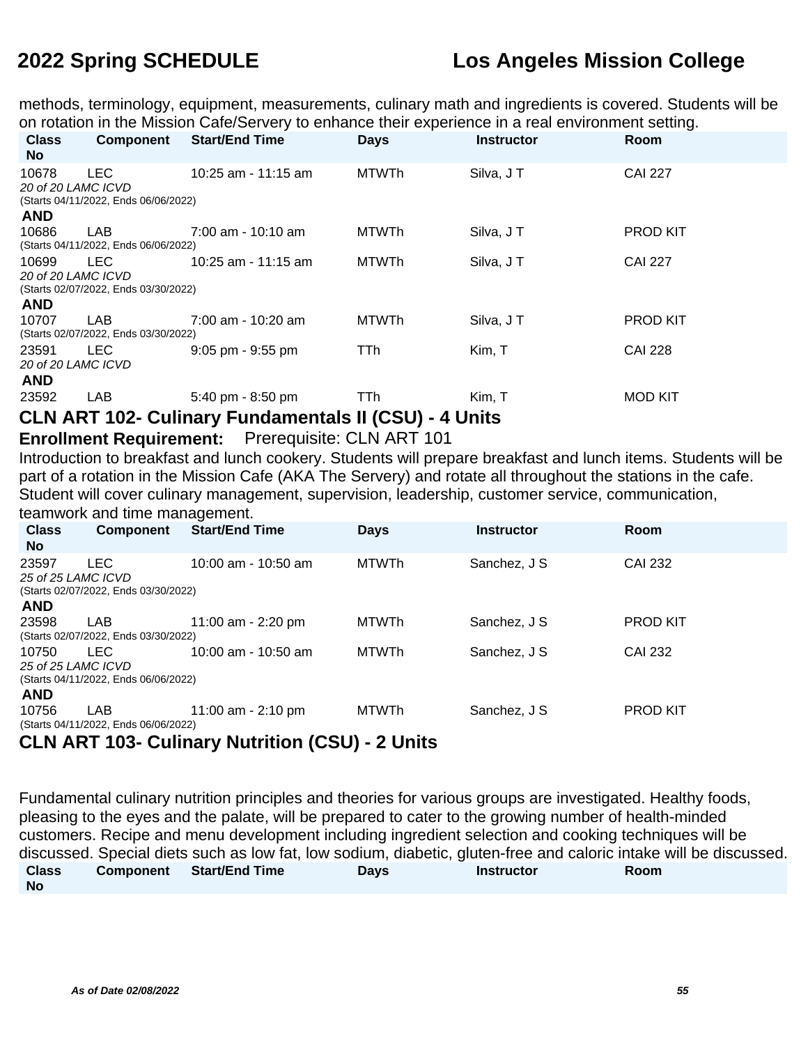methods, terminology, equipment, measurements, culinary math and ingredients is covered. Students will be on rotation in the Mission Cafe/Servery to enhance their experience in a real environment setting.

| Class No | Component | Start/End Time | Days | Instructor | Room |
|---|---|---|---|---|---|
| 10678 | LEC | 10:25 am - 11:15 am | MTWTh | Silva, J T | CAI 227 |
| *20 of 20 LAMC ICVD* | | | | | |
| (Starts 04/11/2022, Ends 06/06/2022) | | | | | |
| **AND** | | | | | |
| 10686 | LAB | 7:00 am - 10:10 am | MTWTh | Silva, J T | PROD KIT |
| (Starts 04/11/2022, Ends 06/06/2022) | | | | | |
| 10699 | LEC | 10:25 am - 11:15 am | MTWTh | Silva, J T | CAI 227 |
| *20 of 20 LAMC ICVD* | | | | | |
| (Starts 02/07/2022, Ends 03/30/2022) | | | | | |
| **AND** | | | | | |
| 10707 | LAB | 7:00 am - 10:20 am | MTWTh | Silva, J T | PROD KIT |
| (Starts 02/07/2022, Ends 03/30/2022) | | | | | |
| 23591 | LEC | 9:05 pm - 9:55 pm | TTh | Kim, T | CAI 228 |
| *20 of 20 LAMC ICVD* | | | | | |
| **AND** | | | | | |
| 23592 | LAB | 5:40 pm - 8:50 pm | TTh | Kim, T | MOD KIT |

## CLN ART 102- Culinary Fundamentals II (CSU) - 4 Units

**Enrollment Requirement:** Prerequisite: CLN ART 101

Introduction to breakfast and lunch cookery. Students will prepare breakfast and lunch items. Students will be part of a rotation in the Mission Cafe (AKA The Servery) and rotate all throughout the stations in the cafe. Student will cover culinary management, supervision, leadership, customer service, communication, teamwork and time management.

| Class No | Component | Start/End Time | Days | Instructor | Room |
|---|---|---|---|---|---|
| 23597 | LEC | 10:00 am - 10:50 am | MTWTh | Sanchez, J S | CAI 232 |
| *25 of 25 LAMC ICVD* | | | | | |
| (Starts 02/07/2022, Ends 03/30/2022) | | | | | |
| **AND** | | | | | |
| 23598 | LAB | 11:00 am - 2:20 pm | MTWTh | Sanchez, J S | PROD KIT |
| (Starts 02/07/2022, Ends 03/30/2022) | | | | | |
| 10750 | LEC | 10:00 am - 10:50 am | MTWTh | Sanchez, J S | CAI 232 |
| *25 of 25 LAMC ICVD* | | | | | |
| (Starts 04/11/2022, Ends 06/06/2022) | | | | | |
| **AND** | | | | | |
| 10756 | LAB | 11:00 am - 2:10 pm | MTWTh | Sanchez, J S | PROD KIT |
| (Starts 04/11/2022, Ends 06/06/2022) | | | | | |

## CLN ART 103- Culinary Nutrition (CSU) - 2 Units

Fundamental culinary nutrition principles and theories for various groups are investigated. Healthy foods, pleasing to the eyes and the palate, will be prepared to cater to the growing number of health-minded customers. Recipe and menu development including ingredient selection and cooking techniques will be discussed. Special diets such as low fat, low sodium, diabetic, gluten-free and caloric intake will be discussed.

| Class No | Component | Start/End Time | Days | Instructor | Room |
|---|---|---|---|---|---|

*As of Date 02/08/2022*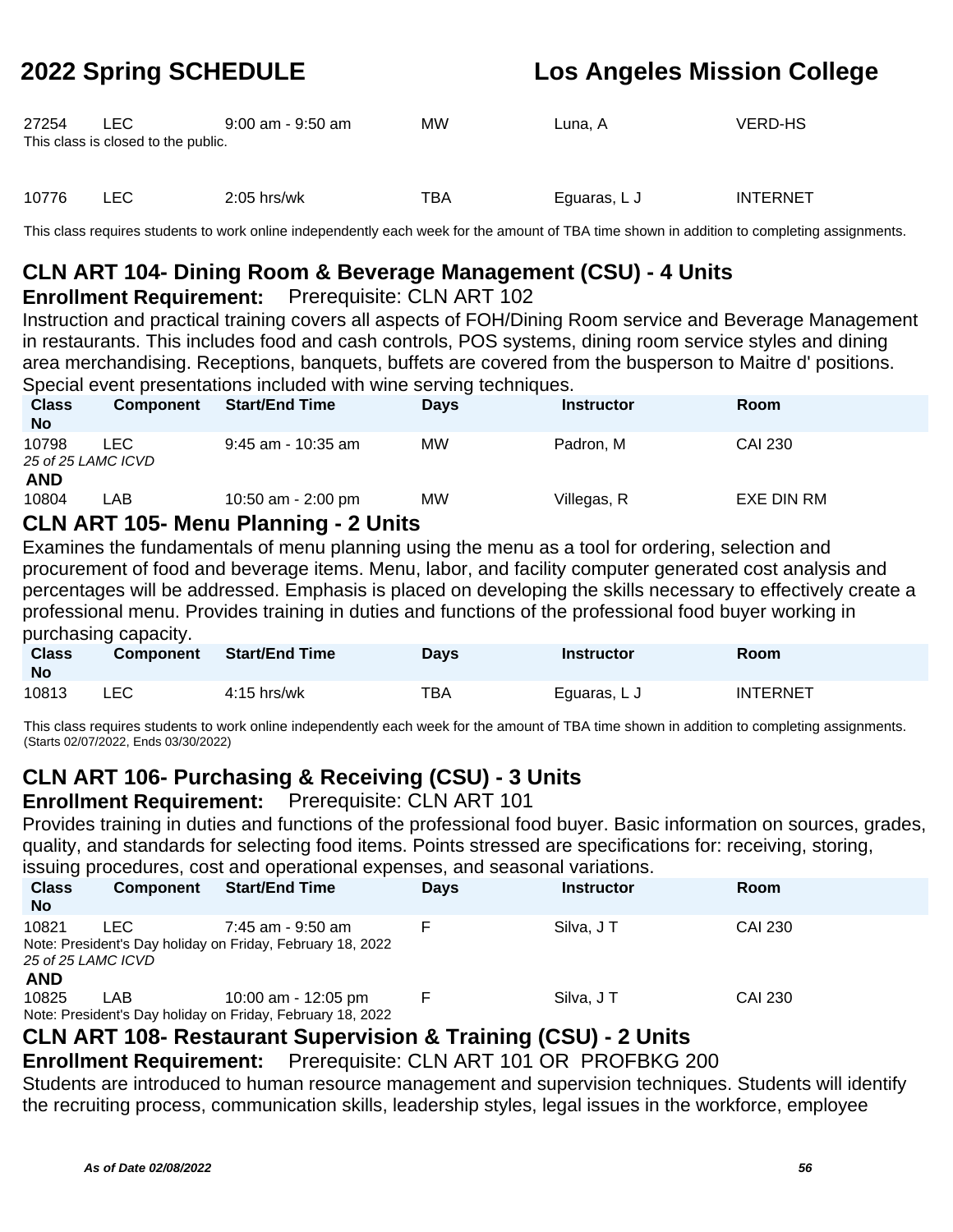| Class No | Component | Start/End Time | Days | Instructor | Room |
|---|---|---|---|---|---|
| 27254 | LEC | 9:00 am - 9:50 am | MW | Luna, A | VERD-HS |

This class is closed to the public.

| Class No | Component | Start/End Time | Days | Instructor | Room |
|---|---|---|---|---|---|
| 10776 | LEC | 2:05 hrs/wk | TBA | Eguaras, L J | INTERNET |

This class requires students to work online independently each week for the amount of TBA time shown in addition to completing assignments.

## CLN ART 104- Dining Room & Beverage Management (CSU) - 4 Units

**Enrollment Requirement:** Prerequisite: CLN ART 102

Instruction and practical training covers all aspects of FOH/Dining Room service and Beverage Management in restaurants. This includes food and cash controls, POS systems, dining room service styles and dining area merchandising. Receptions, banquets, buffets are covered from the busperson to Maitre d' positions. Special event presentations included with wine serving techniques.

| Class No | Component | Start/End Time | Days | Instructor | Room |
|---|---|---|---|---|---|
| 10798 | LEC | 9:45 am - 10:35 am | MW | Padron, M | CAI 230 |

*25 of 25 LAMC ICVD*

**AND**

| Class No | Component | Start/End Time | Days | Instructor | Room |
|---|---|---|---|---|---|
| 10804 | LAB | 10:50 am - 2:00 pm | MW | Villegas, R | EXE DIN RM |

## CLN ART 105- Menu Planning - 2 Units

Examines the fundamentals of menu planning using the menu as a tool for ordering, selection and procurement of food and beverage items. Menu, labor, and facility computer generated cost analysis and percentages will be addressed. Emphasis is placed on developing the skills necessary to effectively create a professional menu. Provides training in duties and functions of the professional food buyer working in purchasing capacity.

| Class No | Component | Start/End Time | Days | Instructor | Room |
|---|---|---|---|---|---|
| 10813 | LEC | 4:15 hrs/wk | TBA | Eguaras, L J | INTERNET |

This class requires students to work online independently each week for the amount of TBA time shown in addition to completing assignments. (Starts 02/07/2022, Ends 03/30/2022)

## CLN ART 106- Purchasing & Receiving (CSU) - 3 Units

**Enrollment Requirement:** Prerequisite: CLN ART 101

Provides training in duties and functions of the professional food buyer. Basic information on sources, grades, quality, and standards for selecting food items. Points stressed are specifications for: receiving, storing, issuing procedures, cost and operational expenses, and seasonal variations.

| Class No | Component | Start/End Time | Days | Instructor | Room |
|---|---|---|---|---|---|
| 10821 | LEC | 7:45 am - 9:50 am | F | Silva, J T | CAI 230 |

Note: President's Day holiday on Friday, February 18, 2022

*25 of 25 LAMC ICVD*

**AND**

| Class No | Component | Start/End Time | Days | Instructor | Room |
|---|---|---|---|---|---|
| 10825 | LAB | 10:00 am - 12:05 pm | F | Silva, J T | CAI 230 |

Note: President's Day holiday on Friday, February 18, 2022

## CLN ART 108- Restaurant Supervision & Training (CSU) - 2 Units

**Enrollment Requirement:** Prerequisite: CLN ART 101 OR PROFBKG 200

Students are introduced to human resource management and supervision techniques. Students will identify the recruiting process, communication skills, leadership styles, legal issues in the workforce, employee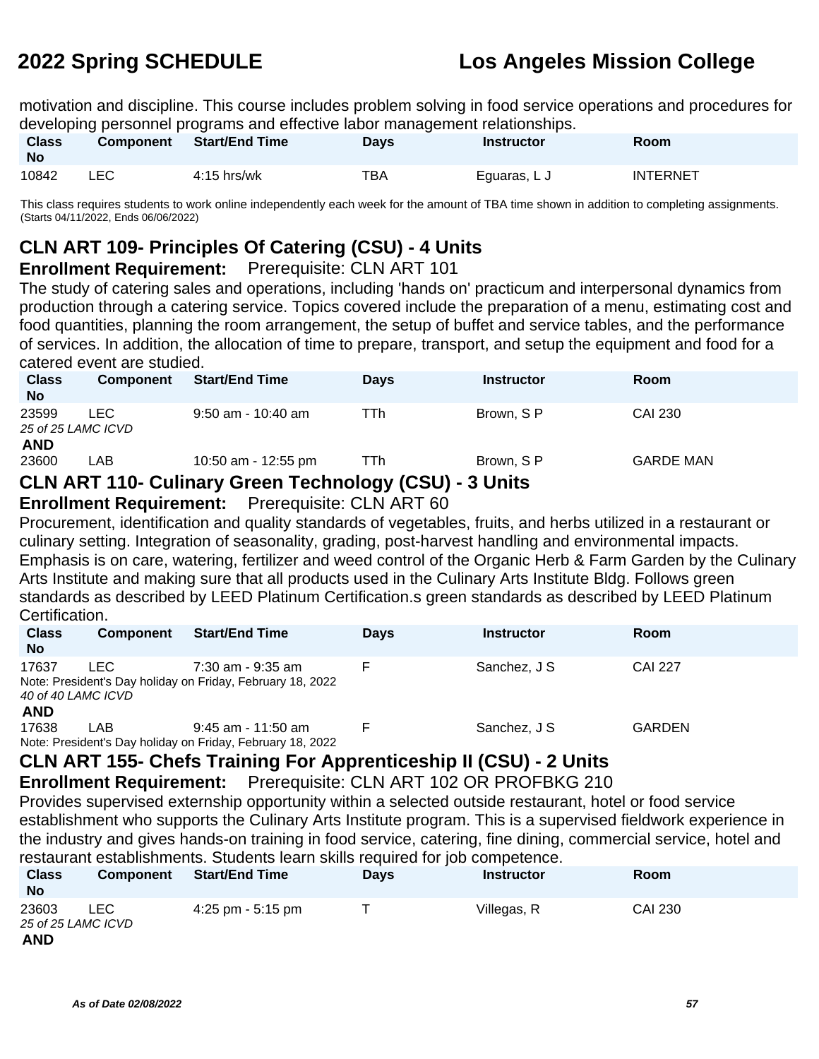motivation and discipline. This course includes problem solving in food service operations and procedures for developing personnel programs and effective labor management relationships.

| Class No | Component | Start/End Time | Days | Instructor | Room |
|---|---|---|---|---|---|
| 10842 | LEC | 4:15 hrs/wk | TBA | Eguaras, L J | INTERNET |

This class requires students to work online independently each week for the amount of TBA time shown in addition to completing assignments. (Starts 04/11/2022, Ends 06/06/2022)

## CLN ART 109- Principles Of Catering (CSU) - 4 Units

**Enrollment Requirement:** Prerequisite: CLN ART 101

The study of catering sales and operations, including 'hands on' practicum and interpersonal dynamics from production through a catering service. Topics covered include the preparation of a menu, estimating cost and food quantities, planning the room arrangement, the setup of buffet and service tables, and the performance of services. In addition, the allocation of time to prepare, transport, and setup the equipment and food for a catered event are studied.

| Class No | Component | Start/End Time | Days | Instructor | Room |
|---|---|---|---|---|---|
| 23599 | LEC | 9:50 am - 10:40 am | TTh | Brown, S P | CAI 230 |
| *25 of 25 LAMC ICVD* | | | | | |
| **AND** | | | | | |
| 23600 | LAB | 10:50 am - 12:55 pm | TTh | Brown, S P | GARDE MAN |

## CLN ART 110- Culinary Green Technology (CSU) - 3 Units

**Enrollment Requirement:** Prerequisite: CLN ART 60

Procurement, identification and quality standards of vegetables, fruits, and herbs utilized in a restaurant or culinary setting. Integration of seasonality, grading, post-harvest handling and environmental impacts. Emphasis is on care, watering, fertilizer and weed control of the Organic Herb & Farm Garden by the Culinary Arts Institute and making sure that all products used in the Culinary Arts Institute Bldg. Follows green standards as described by LEED Platinum Certification.s green standards as described by LEED Platinum Certification.

| Class No | Component | Start/End Time | Days | Instructor | Room |
|---|---|---|---|---|---|
| 17637 | LEC | 7:30 am - 9:35 am | F | Sanchez, J S | CAI 227 |
| Note: President's Day holiday on Friday, February 18, 2022 | | | | | |
| *40 of 40 LAMC ICVD* | | | | | |
| **AND** | | | | | |
| 17638 | LAB | 9:45 am - 11:50 am | F | Sanchez, J S | GARDEN |
| Note: President's Day holiday on Friday, February 18, 2022 | | | | | |

## CLN ART 155- Chefs Training For Apprenticeship II (CSU) - 2 Units

**Enrollment Requirement:** Prerequisite: CLN ART 102 OR PROFBKG 210

Provides supervised externship opportunity within a selected outside restaurant, hotel or food service establishment who supports the Culinary Arts Institute program. This is a supervised fieldwork experience in the industry and gives hands-on training in food service, catering, fine dining, commercial service, hotel and restaurant establishments. Students learn skills required for job competence.

| Class No | Component | Start/End Time | Days | Instructor | Room |
|---|---|---|---|---|---|
| 23603 | LEC | 4:25 pm - 5:15 pm | T | Villegas, R | CAI 230 |
| *25 of 25 LAMC ICVD* | | | | | |
| **AND** | | | | | |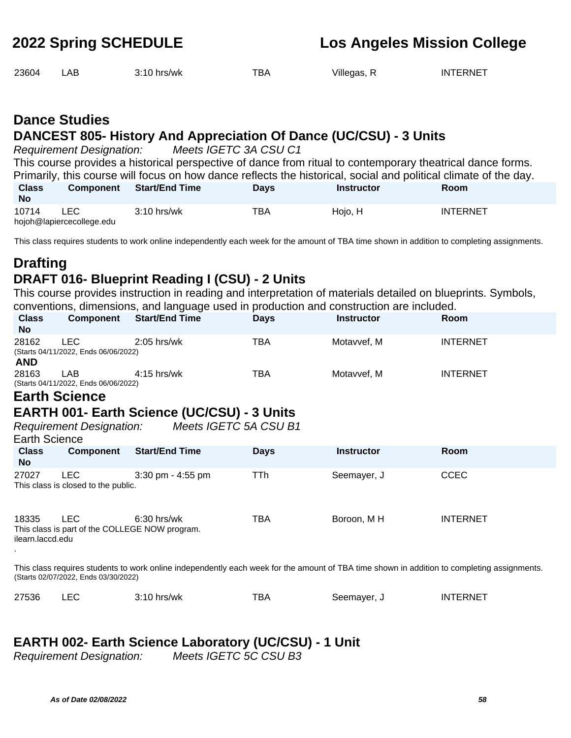| | | | | | |
|---|---|---|---|---|---|
| 23604 | LAB | 3:10 hrs/wk | TBA | Villegas, R | INTERNET |

## Dance Studies

### DANCEST 805- History And Appreciation Of Dance (UC/CSU) - 3 Units

*Requirement Designation: Meets IGETC 3A CSU C1*

This course provides a historical perspective of dance from ritual to contemporary theatrical dance forms. Primarily, this course will focus on how dance reflects the historical, social and political climate of the day.

| Class No | Component | Start/End Time | Days | Instructor | Room |
|---|---|---|---|---|---|
| 10714 | LEC | 3:10 hrs/wk | TBA | Hojo, H | INTERNET |

hojoh@lapiercecollege.edu

This class requires students to work online independently each week for the amount of TBA time shown in addition to completing assignments.

## Drafting

### DRAFT 016- Blueprint Reading I (CSU) - 2 Units

This course provides instruction in reading and interpretation of materials detailed on blueprints. Symbols, conventions, dimensions, and language used in production and construction are included.

| Class No | Component | Start/End Time | Days | Instructor | Room |
|---|---|---|---|---|---|
| 28162 | LEC | 2:05 hrs/wk | TBA | Motavvef, M | INTERNET |
| (Starts 04/11/2022, Ends 06/06/2022) | | | | | |
| **AND** | | | | | |
| 28163 | LAB | 4:15 hrs/wk | TBA | Motavvef, M | INTERNET |
| (Starts 04/11/2022, Ends 06/06/2022) | | | | | |

## Earth Science

### EARTH 001- Earth Science (UC/CSU) - 3 Units

*Requirement Designation: Meets IGETC 5A CSU B1*

Earth Science

| Class No | Component | Start/End Time | Days | Instructor | Room |
|---|---|---|---|---|---|
| 27027 | LEC | 3:30 pm - 4:55 pm | TTh | Seemayer, J | CCEC |

This class is closed to the public.

| | | | | | |
|---|---|---|---|---|---|
| 18335 | LEC | 6:30 hrs/wk | TBA | Boroon, M H | INTERNET |

This class is part of the COLLEGE NOW program.
ilearn.laccd.edu
.

This class requires students to work online independently each week for the amount of TBA time shown in addition to completing assignments.
(Starts 02/07/2022, Ends 03/30/2022)

| | | | | | |
|---|---|---|---|---|---|
| 27536 | LEC | 3:10 hrs/wk | TBA | Seemayer, J | INTERNET |

### EARTH 002- Earth Science Laboratory (UC/CSU) - 1 Unit

*Requirement Designation: Meets IGETC 5C CSU B3*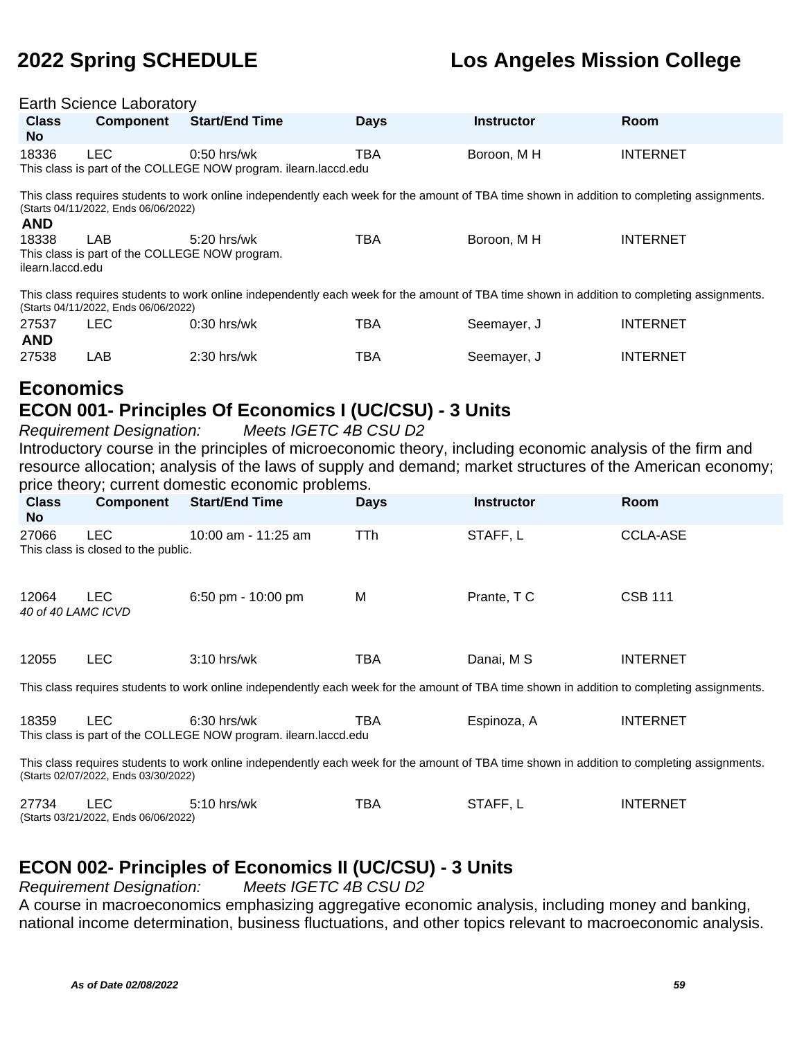Earth Science Laboratory

| Class No | Component | Start/End Time | Days | Instructor | Room |
|---|---|---|---|---|---|
| 18336 | LEC | 0:50 hrs/wk | TBA | Boroon, M H | INTERNET |

This class is part of the COLLEGE NOW program. ilearn.laccd.edu

This class requires students to work online independently each week for the amount of TBA time shown in addition to completing assignments.
(Starts 04/11/2022, Ends 06/06/2022)

**AND**

| Class No | Component | Start/End Time | Days | Instructor | Room |
|---|---|---|---|---|---|
| 18338 | LAB | 5:20 hrs/wk | TBA | Boroon, M H | INTERNET |

This class is part of the COLLEGE NOW program.
ilearn.laccd.edu

This class requires students to work online independently each week for the amount of TBA time shown in addition to completing assignments.
(Starts 04/11/2022, Ends 06/06/2022)

| Class No | Component | Start/End Time | Days | Instructor | Room |
|---|---|---|---|---|---|
| 27537 | LEC | 0:30 hrs/wk | TBA | Seemayer, J | INTERNET |

**AND**

| Class No | Component | Start/End Time | Days | Instructor | Room |
|---|---|---|---|---|---|
| 27538 | LAB | 2:30 hrs/wk | TBA | Seemayer, J | INTERNET |

## Economics

## ECON 001- Principles Of Economics I (UC/CSU) - 3 Units

*Requirement Designation:* *Meets IGETC 4B CSU D2*

Introductory course in the principles of microeconomic theory, including economic analysis of the firm and resource allocation; analysis of the laws of supply and demand; market structures of the American economy; price theory; current domestic economic problems.

| Class No | Component | Start/End Time | Days | Instructor | Room |
|---|---|---|---|---|---|
| 27066 | LEC | 10:00 am - 11:25 am | TTh | STAFF, L | CCLA-ASE |

This class is closed to the public.

| Class No | Component | Start/End Time | Days | Instructor | Room |
|---|---|---|---|---|---|
| 12064 | LEC | 6:50 pm - 10:00 pm | M | Prante, T C | CSB 111 |

*40 of 40 LAMC ICVD*

| Class No | Component | Start/End Time | Days | Instructor | Room |
|---|---|---|---|---|---|
| 12055 | LEC | 3:10 hrs/wk | TBA | Danai, M S | INTERNET |

This class requires students to work online independently each week for the amount of TBA time shown in addition to completing assignments.

| Class No | Component | Start/End Time | Days | Instructor | Room |
|---|---|---|---|---|---|
| 18359 | LEC | 6:30 hrs/wk | TBA | Espinoza, A | INTERNET |

This class is part of the COLLEGE NOW program. ilearn.laccd.edu

This class requires students to work online independently each week for the amount of TBA time shown in addition to completing assignments.
(Starts 02/07/2022, Ends 03/30/2022)

| Class No | Component | Start/End Time | Days | Instructor | Room |
|---|---|---|---|---|---|
| 27734 | LEC | 5:10 hrs/wk | TBA | STAFF, L | INTERNET |

(Starts 03/21/2022, Ends 06/06/2022)

## ECON 002- Principles of Economics II (UC/CSU) - 3 Units

*Requirement Designation:* *Meets IGETC 4B CSU D2*

A course in macroeconomics emphasizing aggregative economic analysis, including money and banking, national income determination, business fluctuations, and other topics relevant to macroeconomic analysis.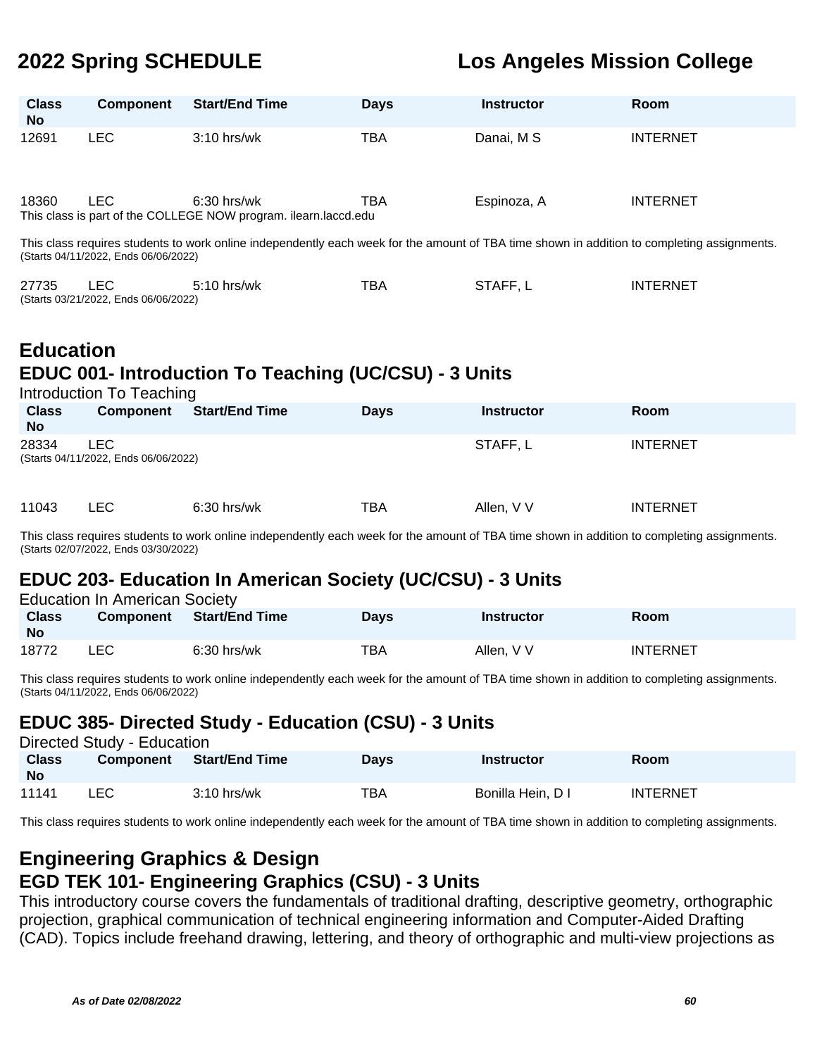| Class No | Component | Start/End Time | Days | Instructor | Room |
|---|---|---|---|---|---|
| 12691 | LEC | 3:10 hrs/wk | TBA | Danai, M S | INTERNET |
| 18360 | LEC | 6:30 hrs/wk | TBA | Espinoza, A | INTERNET |

This class is part of the COLLEGE NOW program. ilearn.laccd.edu

This class requires students to work online independently each week for the amount of TBA time shown in addition to completing assignments.
(Starts 04/11/2022, Ends 06/06/2022)

| Class No | Component | Start/End Time | Days | Instructor | Room |
|---|---|---|---|---|---|
| 27735 | LEC | 5:10 hrs/wk | TBA | STAFF, L | INTERNET |

(Starts 03/21/2022, Ends 06/06/2022)

# Education

## EDUC 001- Introduction To Teaching (UC/CSU) - 3 Units

Introduction To Teaching

| Class No | Component | Start/End Time | Days | Instructor | Room |
|---|---|---|---|---|---|
| 28334 | LEC | | | STAFF, L | INTERNET |

(Starts 04/11/2022, Ends 06/06/2022)

| Class No | Component | Start/End Time | Days | Instructor | Room |
|---|---|---|---|---|---|
| 11043 | LEC | 6:30 hrs/wk | TBA | Allen, V V | INTERNET |

This class requires students to work online independently each week for the amount of TBA time shown in addition to completing assignments.
(Starts 02/07/2022, Ends 03/30/2022)

## EDUC 203- Education In American Society (UC/CSU) - 3 Units

Education In American Society

| Class No | Component | Start/End Time | Days | Instructor | Room |
|---|---|---|---|---|---|
| 18772 | LEC | 6:30 hrs/wk | TBA | Allen, V V | INTERNET |

This class requires students to work online independently each week for the amount of TBA time shown in addition to completing assignments.
(Starts 04/11/2022, Ends 06/06/2022)

## EDUC 385- Directed Study - Education (CSU) - 3 Units

Directed Study - Education

| Class No | Component | Start/End Time | Days | Instructor | Room |
|---|---|---|---|---|---|
| 11141 | LEC | 3:10 hrs/wk | TBA | Bonilla Hein, D I | INTERNET |

This class requires students to work online independently each week for the amount of TBA time shown in addition to completing assignments.

# Engineering Graphics & Design

## EGD TEK 101- Engineering Graphics (CSU) - 3 Units

This introductory course covers the fundamentals of traditional drafting, descriptive geometry, orthographic projection, graphical communication of technical engineering information and Computer-Aided Drafting (CAD). Topics include freehand drawing, lettering, and theory of orthographic and multi-view projections as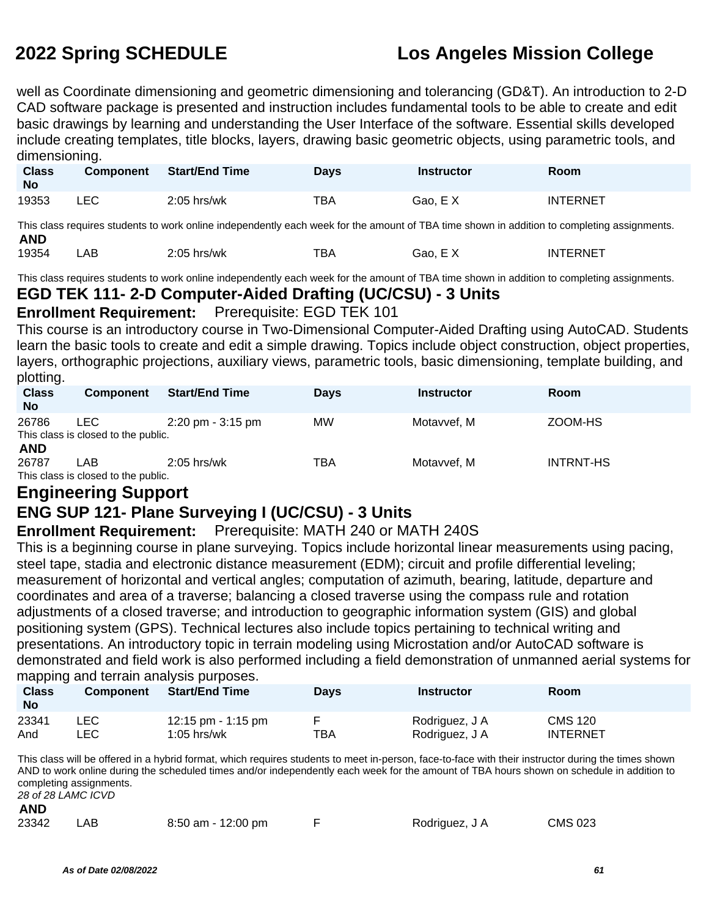well as Coordinate dimensioning and geometric dimensioning and tolerancing (GD&T). An introduction to 2-D CAD software package is presented and instruction includes fundamental tools to be able to create and edit basic drawings by learning and understanding the User Interface of the software. Essential skills developed include creating templates, title blocks, layers, drawing basic geometric objects, using parametric tools, and dimensioning.

| Class No | Component | Start/End Time | Days | Instructor | Room |
|---|---|---|---|---|---|
| 19353 | LEC | 2:05 hrs/wk | TBA | Gao, E X | INTERNET |

This class requires students to work online independently each week for the amount of TBA time shown in addition to completing assignments.

**AND**

| Class No | Component | Start/End Time | Days | Instructor | Room |
|---|---|---|---|---|---|
| 19354 | LAB | 2:05 hrs/wk | TBA | Gao, E X | INTERNET |

This class requires students to work online independently each week for the amount of TBA time shown in addition to completing assignments.

### EGD TEK 111- 2-D Computer-Aided Drafting (UC/CSU) - 3 Units

**Enrollment Requirement:** Prerequisite: EGD TEK 101

This course is an introductory course in Two-Dimensional Computer-Aided Drafting using AutoCAD. Students learn the basic tools to create and edit a simple drawing. Topics include object construction, object properties, layers, orthographic projections, auxiliary views, parametric tools, basic dimensioning, template building, and plotting.

| Class No | Component | Start/End Time | Days | Instructor | Room |
|---|---|---|---|---|---|
| 26786 | LEC | 2:20 pm - 3:15 pm | MW | Motavvef, M | ZOOM-HS |

This class is closed to the public.

**AND**

| Class No | Component | Start/End Time | Days | Instructor | Room |
|---|---|---|---|---|---|
| 26787 | LAB | 2:05 hrs/wk | TBA | Motavvef, M | INTRNT-HS |

This class is closed to the public.

## Engineering Support

### ENG SUP 121- Plane Surveying I (UC/CSU) - 3 Units

**Enrollment Requirement:** Prerequisite: MATH 240 or MATH 240S

This is a beginning course in plane surveying. Topics include horizontal linear measurements using pacing, steel tape, stadia and electronic distance measurement (EDM); circuit and profile differential leveling; measurement of horizontal and vertical angles; computation of azimuth, bearing, latitude, departure and coordinates and area of a traverse; balancing a closed traverse using the compass rule and rotation adjustments of a closed traverse; and introduction to geographic information system (GIS) and global positioning system (GPS). Technical lectures also include topics pertaining to technical writing and presentations. An introductory topic in terrain modeling using Microstation and/or AutoCAD software is demonstrated and field work is also performed including a field demonstration of unmanned aerial systems for mapping and terrain analysis purposes.

| Class No | Component | Start/End Time | Days | Instructor | Room |
|---|---|---|---|---|---|
| 23341 | LEC | 12:15 pm - 1:15 pm | F | Rodriguez, J A | CMS 120 |
| And | LEC | 1:05 hrs/wk | TBA | Rodriguez, J A | INTERNET |

This class will be offered in a hybrid format, which requires students to meet in-person, face-to-face with their instructor during the times shown AND to work online during the scheduled times and/or independently each week for the amount of TBA hours shown on schedule in addition to completing assignments.

*28 of 28 LAMC ICVD*

**AND**

| Class No | Component | Start/End Time | Days | Instructor | Room |
|---|---|---|---|---|---|
| 23342 | LAB | 8:50 am - 12:00 pm | F | Rodriguez, J A | CMS 023 |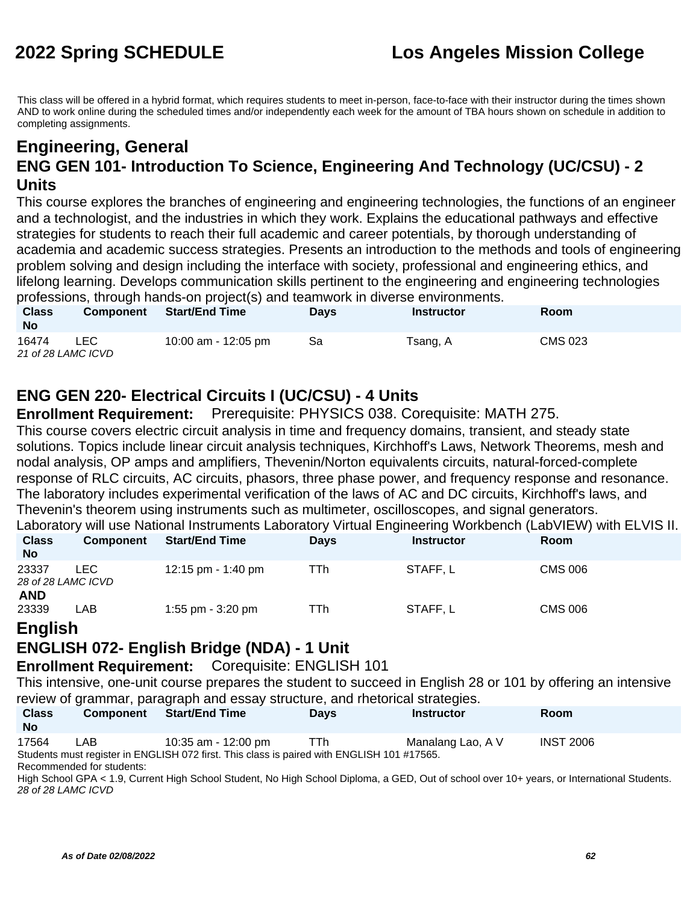This class will be offered in a hybrid format, which requires students to meet in-person, face-to-face with their instructor during the times shown AND to work online during the scheduled times and/or independently each week for the amount of TBA hours shown on schedule in addition to completing assignments.

## Engineering, General

### ENG GEN 101- Introduction To Science, Engineering And Technology (UC/CSU) - 2 Units

This course explores the branches of engineering and engineering technologies, the functions of an engineer and a technologist, and the industries in which they work. Explains the educational pathways and effective strategies for students to reach their full academic and career potentials, by thorough understanding of academia and academic success strategies. Presents an introduction to the methods and tools of engineering problem solving and design including the interface with society, professional and engineering ethics, and lifelong learning. Develops communication skills pertinent to the engineering and engineering technologies professions, through hands-on project(s) and teamwork in diverse environments.

| Class No | Component | Start/End Time | Days | Instructor | Room |
|---|---|---|---|---|---|
| 16474 | LEC | 10:00 am - 12:05 pm | Sa | Tsang, A | CMS 023 |
| *21 of 28 LAMC ICVD* | | | | | |

### ENG GEN 220- Electrical Circuits I (UC/CSU) - 4 Units

**Enrollment Requirement:** Prerequisite: PHYSICS 038. Corequisite: MATH 275.

This course covers electric circuit analysis in time and frequency domains, transient, and steady state solutions. Topics include linear circuit analysis techniques, Kirchhoff's Laws, Network Theorems, mesh and nodal analysis, OP amps and amplifiers, Thevenin/Norton equivalents circuits, natural-forced-complete response of RLC circuits, AC circuits, phasors, three phase power, and frequency response and resonance. The laboratory includes experimental verification of the laws of AC and DC circuits, Kirchhoff's laws, and Thevenin's theorem using instruments such as multimeter, oscilloscopes, and signal generators. Laboratory will use National Instruments Laboratory Virtual Engineering Workbench (LabVIEW) with ELVIS II.

| Class No | Component | Start/End Time | Days | Instructor | Room |
|---|---|---|---|---|---|
| 23337 | LEC | 12:15 pm - 1:40 pm | TTh | STAFF, L | CMS 006 |
| *28 of 28 LAMC ICVD* | | | | | |
| **AND** | | | | | |
| 23339 | LAB | 1:55 pm - 3:20 pm | TTh | STAFF, L | CMS 006 |

## English

### ENGLISH 072- English Bridge (NDA) - 1 Unit

**Enrollment Requirement:** Corequisite: ENGLISH 101

This intensive, one-unit course prepares the student to succeed in English 28 or 101 by offering an intensive review of grammar, paragraph and essay structure, and rhetorical strategies.

| Class No | Component | Start/End Time | Days | Instructor | Room |
|---|---|---|---|---|---|
| 17564 | LAB | 10:35 am - 12:00 pm | TTh | Manalang Lao, A V | INST 2006 |

Students must register in ENGLISH 072 first. This class is paired with ENGLISH 101 #17565.
Recommended for students:
High School GPA < 1.9, Current High School Student, No High School Diploma, a GED, Out of school over 10+ years, or International Students.
*28 of 28 LAMC ICVD*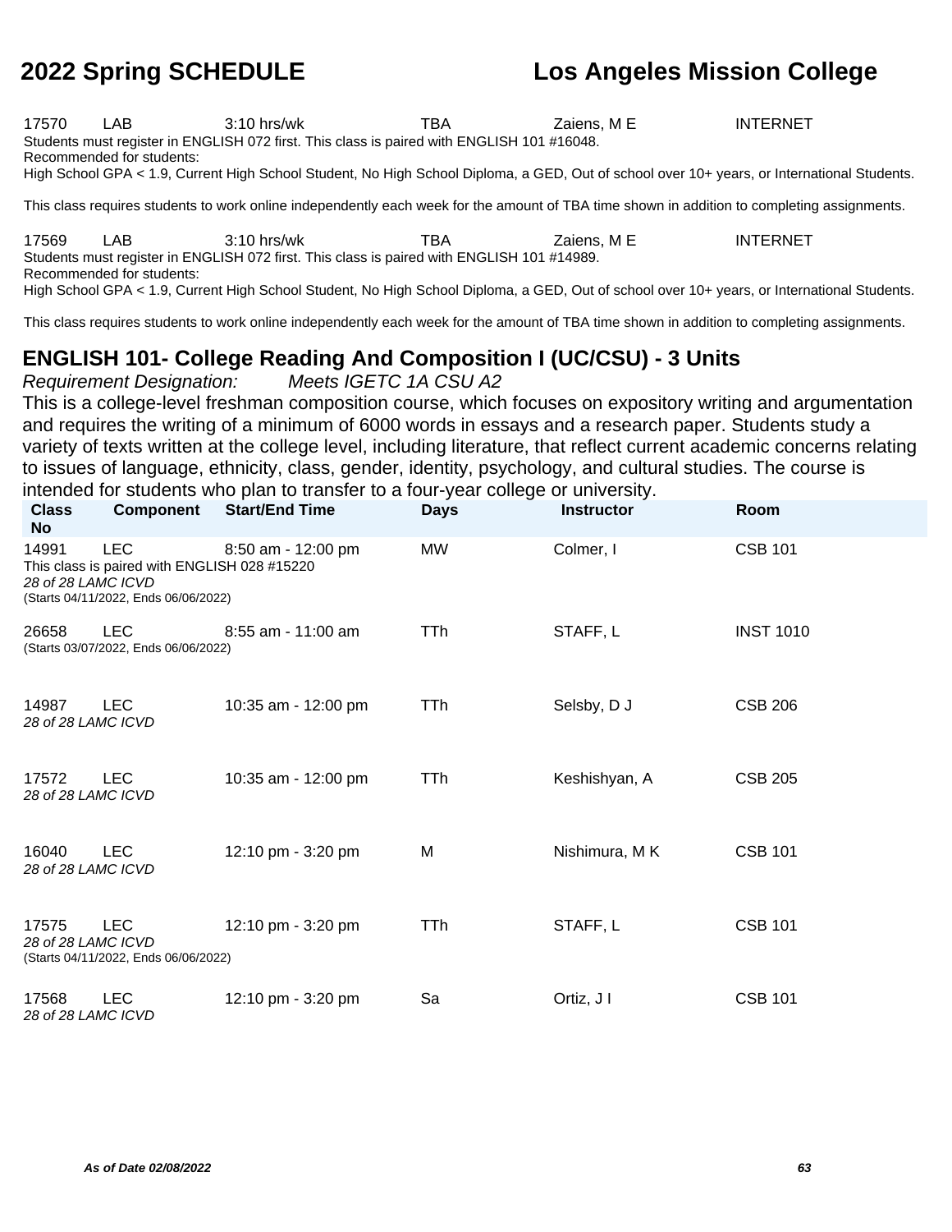| | | | | | |
|---|---|---|---|---|---|
| 17570 | LAB | 3:10 hrs/wk | TBA | Zaiens, M E | INTERNET |

Students must register in ENGLISH 072 first. This class is paired with ENGLISH 101 #16048.
Recommended for students:
High School GPA < 1.9, Current High School Student, No High School Diploma, a GED, Out of school over 10+ years, or International Students.

This class requires students to work online independently each week for the amount of TBA time shown in addition to completing assignments.

| | | | | | |
|---|---|---|---|---|---|
| 17569 | LAB | 3:10 hrs/wk | TBA | Zaiens, M E | INTERNET |

Students must register in ENGLISH 072 first. This class is paired with ENGLISH 101 #14989.
Recommended for students:
High School GPA < 1.9, Current High School Student, No High School Diploma, a GED, Out of school over 10+ years, or International Students.

This class requires students to work online independently each week for the amount of TBA time shown in addition to completing assignments.

## ENGLISH 101- College Reading And Composition I (UC/CSU) - 3 Units

*Requirement Designation:* *Meets IGETC 1A CSU A2*

This is a college-level freshman composition course, which focuses on expository writing and argumentation and requires the writing of a minimum of 6000 words in essays and a research paper. Students study a variety of texts written at the college level, including literature, that reflect current academic concerns relating to issues of language, ethnicity, class, gender, identity, psychology, and cultural studies. The course is intended for students who plan to transfer to a four-year college or university.

| Class No | Component | Start/End Time | Days | Instructor | Room |
|---|---|---|---|---|---|
| 14991 | LEC | 8:50 am - 12:00 pm | MW | Colmer, I | CSB 101 |
| This class is paired with ENGLISH 028 #15220<br>*28 of 28 LAMC ICVD*<br>(Starts 04/11/2022, Ends 06/06/2022) | | | | | |
| 26658 | LEC | 8:55 am - 11:00 am | TTh | STAFF, L | INST 1010 |
| (Starts 03/07/2022, Ends 06/06/2022) | | | | | |
| 14987 | LEC | 10:35 am - 12:00 pm | TTh | Selsby, D J | CSB 206 |
| *28 of 28 LAMC ICVD* | | | | | |
| 17572 | LEC | 10:35 am - 12:00 pm | TTh | Keshishyan, A | CSB 205 |
| *28 of 28 LAMC ICVD* | | | | | |
| 16040 | LEC | 12:10 pm - 3:20 pm | M | Nishimura, M K | CSB 101 |
| *28 of 28 LAMC ICVD* | | | | | |
| 17575 | LEC | 12:10 pm - 3:20 pm | TTh | STAFF, L | CSB 101 |
| *28 of 28 LAMC ICVD*<br>(Starts 04/11/2022, Ends 06/06/2022) | | | | | |
| 17568 | LEC | 12:10 pm - 3:20 pm | Sa | Ortiz, J I | CSB 101 |
| *28 of 28 LAMC ICVD* | | | | | |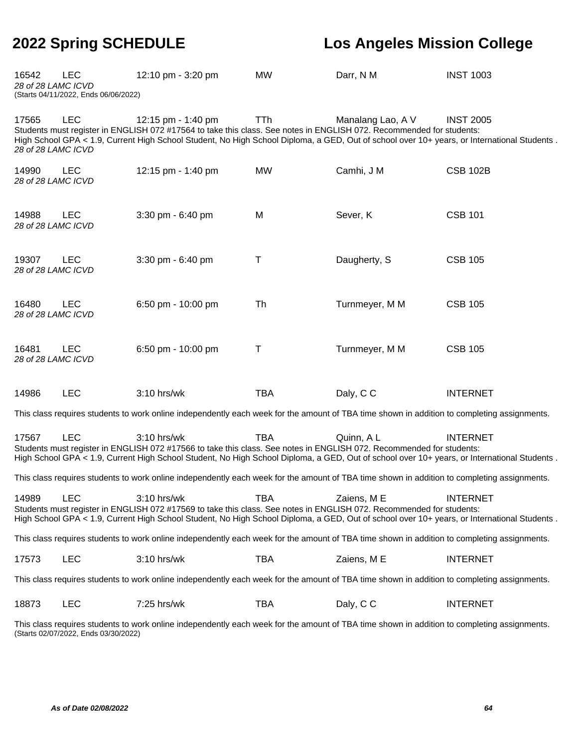16542 LEC 12:10 pm - 3:20 pm MW Darr, N M INST 1003
*28 of 28 LAMC ICVD*
(Starts 04/11/2022, Ends 06/06/2022)

17565 LEC 12:15 pm - 1:40 pm TTh Manalang Lao, A V INST 2005
Students must register in ENGLISH 072 #17564 to take this class. See notes in ENGLISH 072. Recommended for students:
High School GPA < 1.9, Current High School Student, No High School Diploma, a GED, Out of school over 10+ years, or International Students .
*28 of 28 LAMC ICVD*

14990 LEC 12:15 pm - 1:40 pm MW Camhi, J M CSB 102B
*28 of 28 LAMC ICVD*

14988 LEC 3:30 pm - 6:40 pm M Sever, K CSB 101
*28 of 28 LAMC ICVD*

19307 LEC 3:30 pm - 6:40 pm T Daugherty, S CSB 105
*28 of 28 LAMC ICVD*

16480 LEC 6:50 pm - 10:00 pm Th Turnmeyer, M M CSB 105
*28 of 28 LAMC ICVD*

16481 LEC 6:50 pm - 10:00 pm T Turnmeyer, M M CSB 105
*28 of 28 LAMC ICVD*

14986 LEC 3:10 hrs/wk TBA Daly, C C INTERNET

This class requires students to work online independently each week for the amount of TBA time shown in addition to completing assignments.

17567 LEC 3:10 hrs/wk TBA Quinn, A L INTERNET
Students must register in ENGLISH 072 #17566 to take this class. See notes in ENGLISH 072. Recommended for students:
High School GPA < 1.9, Current High School Student, No High School Diploma, a GED, Out of school over 10+ years, or International Students .

This class requires students to work online independently each week for the amount of TBA time shown in addition to completing assignments.

14989 LEC 3:10 hrs/wk TBA Zaiens, M E INTERNET
Students must register in ENGLISH 072 #17569 to take this class. See notes in ENGLISH 072. Recommended for students:
High School GPA < 1.9, Current High School Student, No High School Diploma, a GED, Out of school over 10+ years, or International Students .

This class requires students to work online independently each week for the amount of TBA time shown in addition to completing assignments.

17573 LEC 3:10 hrs/wk TBA Zaiens, M E INTERNET

This class requires students to work online independently each week for the amount of TBA time shown in addition to completing assignments.

18873 LEC 7:25 hrs/wk TBA Daly, C C INTERNET

This class requires students to work online independently each week for the amount of TBA time shown in addition to completing assignments.
(Starts 02/07/2022, Ends 03/30/2022)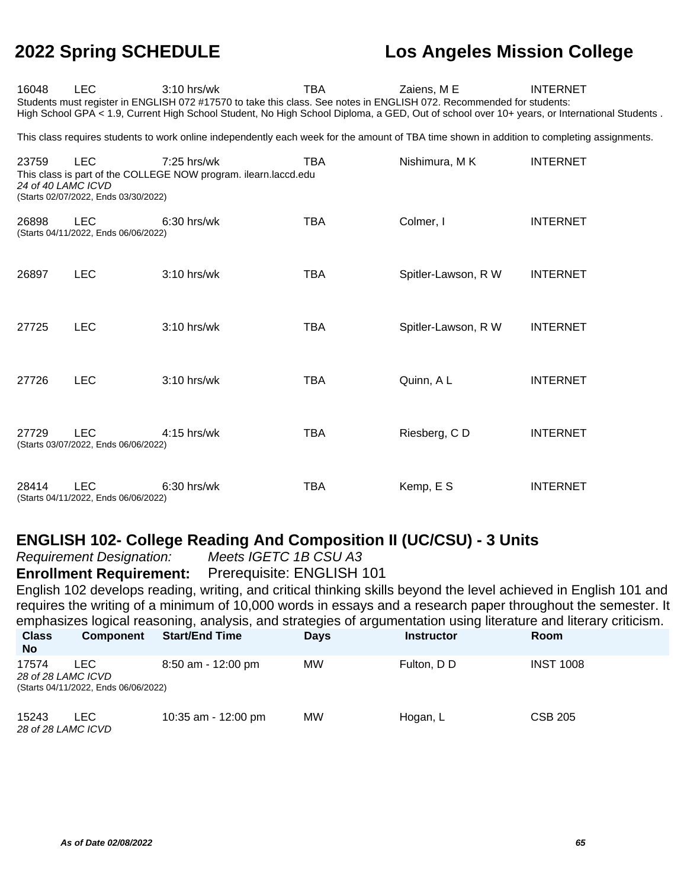| Class No | Component | Start/End Time | Days | Instructor | Room |
|---|---|---|---|---|---|
| 16048 | LEC | 3:10 hrs/wk | TBA | Zaiens, M E | INTERNET |

Students must register in ENGLISH 072 #17570 to take this class. See notes in ENGLISH 072. Recommended for students:
High School GPA < 1.9, Current High School Student, No High School Diploma, a GED, Out of school over 10+ years, or International Students .

This class requires students to work online independently each week for the amount of TBA time shown in addition to completing assignments.

| Class No | Component | Start/End Time | Days | Instructor | Room |
|---|---|---|---|---|---|
| 23759 | LEC | 7:25 hrs/wk | TBA | Nishimura, M K | INTERNET |

This class is part of the COLLEGE NOW program. ilearn.laccd.edu
*24 of 40 LAMC ICVD*
(Starts 02/07/2022, Ends 03/30/2022)

| Class No | Component | Start/End Time | Days | Instructor | Room |
|---|---|---|---|---|---|
| 26898 | LEC | 6:30 hrs/wk | TBA | Colmer, I | INTERNET |

(Starts 04/11/2022, Ends 06/06/2022)

| Class No | Component | Start/End Time | Days | Instructor | Room |
|---|---|---|---|---|---|
| 26897 | LEC | 3:10 hrs/wk | TBA | Spitler-Lawson, R W | INTERNET |
| 27725 | LEC | 3:10 hrs/wk | TBA | Spitler-Lawson, R W | INTERNET |
| 27726 | LEC | 3:10 hrs/wk | TBA | Quinn, A L | INTERNET |
| 27729 | LEC | 4:15 hrs/wk | TBA | Riesberg, C D | INTERNET |

(Starts 03/07/2022, Ends 06/06/2022)

| Class No | Component | Start/End Time | Days | Instructor | Room |
|---|---|---|---|---|---|
| 28414 | LEC | 6:30 hrs/wk | TBA | Kemp, E S | INTERNET |

(Starts 04/11/2022, Ends 06/06/2022)

## ENGLISH 102- College Reading And Composition II (UC/CSU) - 3 Units

*Requirement Designation:* *Meets IGETC 1B CSU A3*

**Enrollment Requirement:** Prerequisite: ENGLISH 101

English 102 develops reading, writing, and critical thinking skills beyond the level achieved in English 101 and requires the writing of a minimum of 10,000 words in essays and a research paper throughout the semester. It emphasizes logical reasoning, analysis, and strategies of argumentation using literature and literary criticism.

| Class No | Component | Start/End Time | Days | Instructor | Room |
|---|---|---|---|---|---|
| 17574 | LEC | 8:50 am - 12:00 pm | MW | Fulton, D D | INST 1008 |

*28 of 28 LAMC ICVD*
(Starts 04/11/2022, Ends 06/06/2022)

| Class No | Component | Start/End Time | Days | Instructor | Room |
|---|---|---|---|---|---|
| 15243 | LEC | 10:35 am - 12:00 pm | MW | Hogan, L | CSB 205 |

*28 of 28 LAMC ICVD*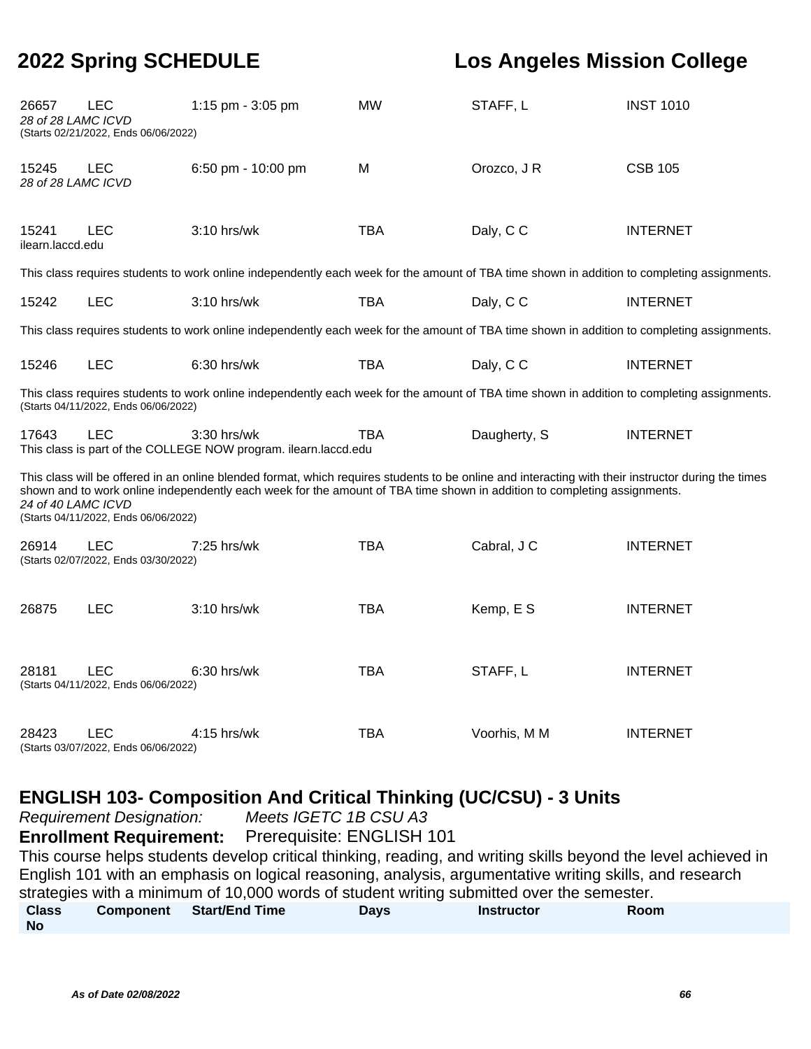| Class No | Component | Start/End Time | Days | Instructor | Room |
|---|---|---|---|---|---|
| 26657 | LEC | 1:15 pm - 3:05 pm | MW | STAFF, L | INST 1010 |

*28 of 28 LAMC ICVD*
(Starts 02/21/2022, Ends 06/06/2022)

| Class No | Component | Start/End Time | Days | Instructor | Room |
|---|---|---|---|---|---|
| 15245 | LEC | 6:50 pm - 10:00 pm | M | Orozco, J R | CSB 105 |

*28 of 28 LAMC ICVD*

| Class No | Component | Start/End Time | Days | Instructor | Room |
|---|---|---|---|---|---|
| 15241 | LEC | 3:10 hrs/wk | TBA | Daly, C C | INTERNET |

ilearn.laccd.edu

This class requires students to work online independently each week for the amount of TBA time shown in addition to completing assignments.

| Class No | Component | Start/End Time | Days | Instructor | Room |
|---|---|---|---|---|---|
| 15242 | LEC | 3:10 hrs/wk | TBA | Daly, C C | INTERNET |

This class requires students to work online independently each week for the amount of TBA time shown in addition to completing assignments.

| Class No | Component | Start/End Time | Days | Instructor | Room |
|---|---|---|---|---|---|
| 15246 | LEC | 6:30 hrs/wk | TBA | Daly, C C | INTERNET |

This class requires students to work online independently each week for the amount of TBA time shown in addition to completing assignments.
(Starts 04/11/2022, Ends 06/06/2022)

| Class No | Component | Start/End Time | Days | Instructor | Room |
|---|---|---|---|---|---|
| 17643 | LEC | 3:30 hrs/wk | TBA | Daugherty, S | INTERNET |

This class is part of the COLLEGE NOW program. ilearn.laccd.edu

This class will be offered in an online blended format, which requires students to be online and interacting with their instructor during the times shown and to work online independently each week for the amount of TBA time shown in addition to completing assignments.
*24 of 40 LAMC ICVD*
(Starts 04/11/2022, Ends 06/06/2022)

| Class No | Component | Start/End Time | Days | Instructor | Room |
|---|---|---|---|---|---|
| 26914 | LEC | 7:25 hrs/wk | TBA | Cabral, J C | INTERNET |

(Starts 02/07/2022, Ends 03/30/2022)

| Class No | Component | Start/End Time | Days | Instructor | Room |
|---|---|---|---|---|---|
| 26875 | LEC | 3:10 hrs/wk | TBA | Kemp, E S | INTERNET |

| Class No | Component | Start/End Time | Days | Instructor | Room |
|---|---|---|---|---|---|
| 28181 | LEC | 6:30 hrs/wk | TBA | STAFF, L | INTERNET |

(Starts 04/11/2022, Ends 06/06/2022)

| Class No | Component | Start/End Time | Days | Instructor | Room |
|---|---|---|---|---|---|
| 28423 | LEC | 4:15 hrs/wk | TBA | Voorhis, M M | INTERNET |

(Starts 03/07/2022, Ends 06/06/2022)

## ENGLISH 103- Composition And Critical Thinking (UC/CSU) - 3 Units

*Requirement Designation:* *Meets IGETC 1B CSU A3*

**Enrollment Requirement:** Prerequisite: ENGLISH 101

This course helps students develop critical thinking, reading, and writing skills beyond the level achieved in English 101 with an emphasis on logical reasoning, analysis, argumentative writing skills, and research strategies with a minimum of 10,000 words of student writing submitted over the semester.

| Class No | Component | Start/End Time | Days | Instructor | Room |
|---|---|---|---|---|---|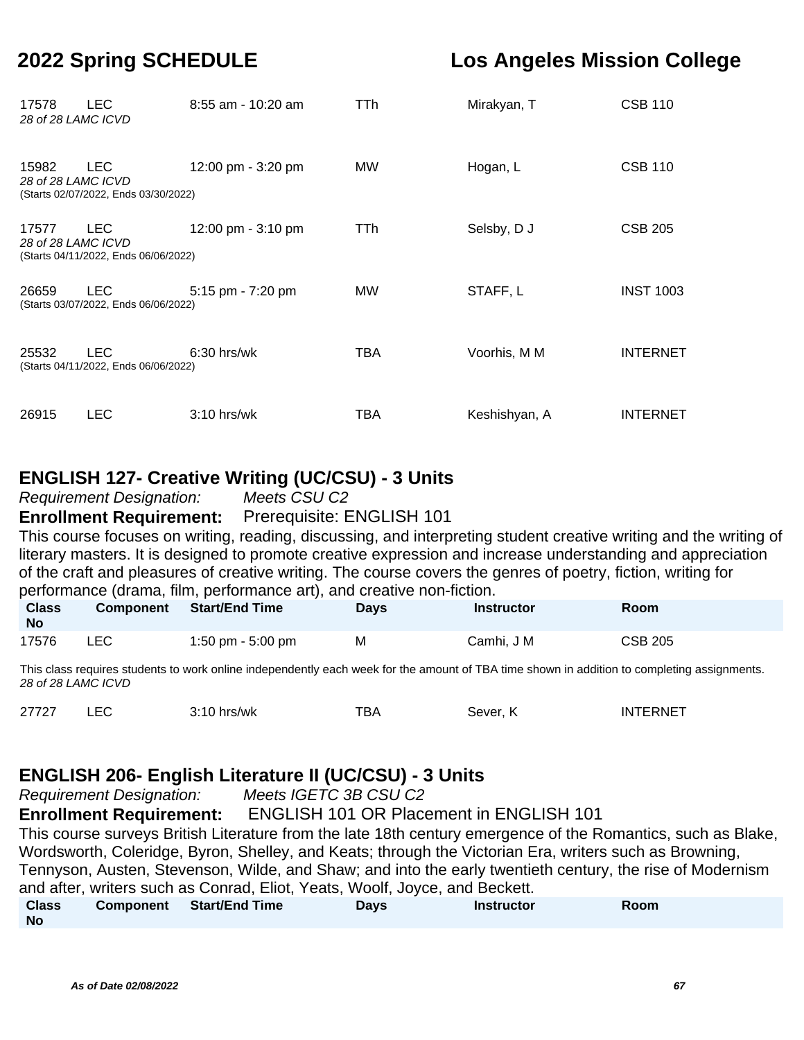| Class No | Component | Start/End Time | Days | Instructor | Room |
|---|---|---|---|---|---|
| 17578 | LEC | 8:55 am - 10:20 am | TTh | Mirakyan, T | CSB 110 |

*28 of 28 LAMC ICVD*

| Class No | Component | Start/End Time | Days | Instructor | Room |
|---|---|---|---|---|---|
| 15982 | LEC | 12:00 pm - 3:20 pm | MW | Hogan, L | CSB 110 |

*28 of 28 LAMC ICVD*
(Starts 02/07/2022, Ends 03/30/2022)

| Class No | Component | Start/End Time | Days | Instructor | Room |
|---|---|---|---|---|---|
| 17577 | LEC | 12:00 pm - 3:10 pm | TTh | Selsby, D J | CSB 205 |

*28 of 28 LAMC ICVD*
(Starts 04/11/2022, Ends 06/06/2022)

| Class No | Component | Start/End Time | Days | Instructor | Room |
|---|---|---|---|---|---|
| 26659 | LEC | 5:15 pm - 7:20 pm | MW | STAFF, L | INST 1003 |

(Starts 03/07/2022, Ends 06/06/2022)

| Class No | Component | Start/End Time | Days | Instructor | Room |
|---|---|---|---|---|---|
| 25532 | LEC | 6:30 hrs/wk | TBA | Voorhis, M M | INTERNET |

(Starts 04/11/2022, Ends 06/06/2022)

| Class No | Component | Start/End Time | Days | Instructor | Room |
|---|---|---|---|---|---|
| 26915 | LEC | 3:10 hrs/wk | TBA | Keshishyan, A | INTERNET |

## ENGLISH 127- Creative Writing (UC/CSU) - 3 Units

*Requirement Designation:* *Meets CSU C2*

**Enrollment Requirement:** Prerequisite: ENGLISH 101

This course focuses on writing, reading, discussing, and interpreting student creative writing and the writing of literary masters. It is designed to promote creative expression and increase understanding and appreciation of the craft and pleasures of creative writing. The course covers the genres of poetry, fiction, writing for performance (drama, film, performance art), and creative non-fiction.

| Class No | Component | Start/End Time | Days | Instructor | Room |
|---|---|---|---|---|---|
| 17576 | LEC | 1:50 pm - 5:00 pm | M | Camhi, J M | CSB 205 |

This class requires students to work online independently each week for the amount of TBA time shown in addition to completing assignments.
*28 of 28 LAMC ICVD*

| Class No | Component | Start/End Time | Days | Instructor | Room |
|---|---|---|---|---|---|
| 27727 | LEC | 3:10 hrs/wk | TBA | Sever, K | INTERNET |

## ENGLISH 206- English Literature II (UC/CSU) - 3 Units

*Requirement Designation:* *Meets IGETC 3B CSU C2*

**Enrollment Requirement:** ENGLISH 101 OR Placement in ENGLISH 101

This course surveys British Literature from the late 18th century emergence of the Romantics, such as Blake, Wordsworth, Coleridge, Byron, Shelley, and Keats; through the Victorian Era, writers such as Browning, Tennyson, Austen, Stevenson, Wilde, and Shaw; and into the early twentieth century, the rise of Modernism and after, writers such as Conrad, Eliot, Yeats, Woolf, Joyce, and Beckett.

| Class No | Component | Start/End Time | Days | Instructor | Room |
|---|---|---|---|---|---|

*As of Date 02/08/2022*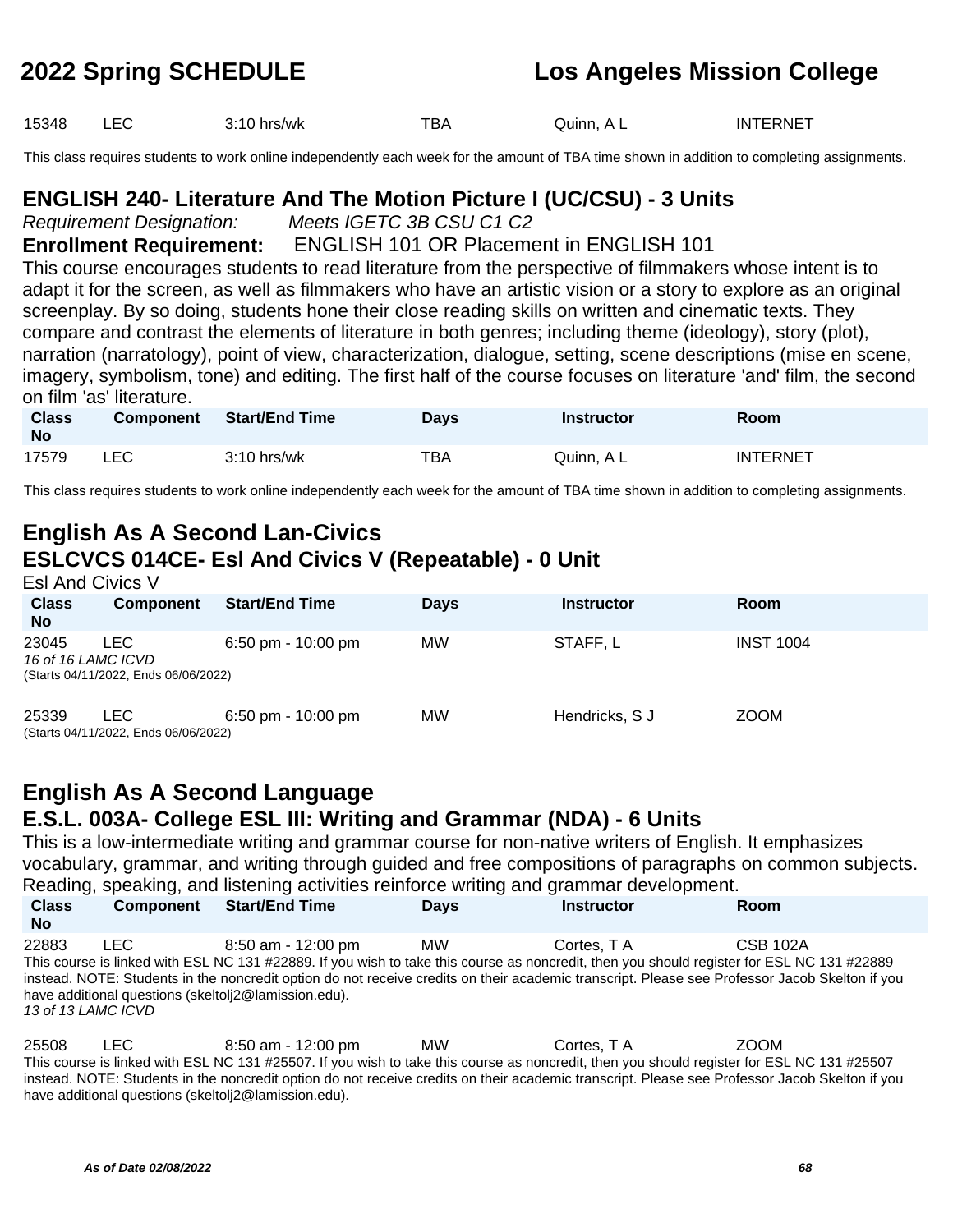| Class No | Component | Start/End Time | Days | Instructor | Room |
|---|---|---|---|---|---|
| 15348 | LEC | 3:10 hrs/wk | TBA | Quinn, A L | INTERNET |

This class requires students to work online independently each week for the amount of TBA time shown in addition to completing assignments.

### ENGLISH 240- Literature And The Motion Picture I (UC/CSU) - 3 Units

*Requirement Designation:* *Meets IGETC 3B CSU C1 C2*

**Enrollment Requirement:** ENGLISH 101 OR Placement in ENGLISH 101

This course encourages students to read literature from the perspective of filmmakers whose intent is to adapt it for the screen, as well as filmmakers who have an artistic vision or a story to explore as an original screenplay. By so doing, students hone their close reading skills on written and cinematic texts. They compare and contrast the elements of literature in both genres; including theme (ideology), story (plot), narration (narratology), point of view, characterization, dialogue, setting, scene descriptions (mise en scene, imagery, symbolism, tone) and editing. The first half of the course focuses on literature 'and' film, the second on film 'as' literature.

| Class No | Component | Start/End Time | Days | Instructor | Room |
|---|---|---|---|---|---|
| 17579 | LEC | 3:10 hrs/wk | TBA | Quinn, A L | INTERNET |

This class requires students to work online independently each week for the amount of TBA time shown in addition to completing assignments.

## English As A Second Lan-Civics

### ESLCVCS 014CE- Esl And Civics V (Repeatable) - 0 Unit

Esl And Civics V

| Class No | Component | Start/End Time | Days | Instructor | Room |
|---|---|---|---|---|---|
| 23045 | LEC | 6:50 pm - 10:00 pm | MW | STAFF, L | INST 1004 |

*16 of 16 LAMC ICVD*
(Starts 04/11/2022, Ends 06/06/2022)

| Class No | Component | Start/End Time | Days | Instructor | Room |
|---|---|---|---|---|---|
| 25339 | LEC | 6:50 pm - 10:00 pm | MW | Hendricks, S J | ZOOM |

(Starts 04/11/2022, Ends 06/06/2022)

## English As A Second Language

### E.S.L. 003A- College ESL III: Writing and Grammar (NDA) - 6 Units

This is a low-intermediate writing and grammar course for non-native writers of English. It emphasizes vocabulary, grammar, and writing through guided and free compositions of paragraphs on common subjects. Reading, speaking, and listening activities reinforce writing and grammar development.

| Class No | Component | Start/End Time | Days | Instructor | Room |
|---|---|---|---|---|---|
| 22883 | LEC | 8:50 am - 12:00 pm | MW | Cortes, T A | CSB 102A |

This course is linked with ESL NC 131 #22889. If you wish to take this course as noncredit, then you should register for ESL NC 131 #22889 instead. NOTE: Students in the noncredit option do not receive credits on their academic transcript. Please see Professor Jacob Skelton if you have additional questions (skeltolj2@lamission.edu).
*13 of 13 LAMC ICVD*

| Class No | Component | Start/End Time | Days | Instructor | Room |
|---|---|---|---|---|---|
| 25508 | LEC | 8:50 am - 12:00 pm | MW | Cortes, T A | ZOOM |

This course is linked with ESL NC 131 #25507. If you wish to take this course as noncredit, then you should register for ESL NC 131 #25507 instead. NOTE: Students in the noncredit option do not receive credits on their academic transcript. Please see Professor Jacob Skelton if you have additional questions (skeltolj2@lamission.edu).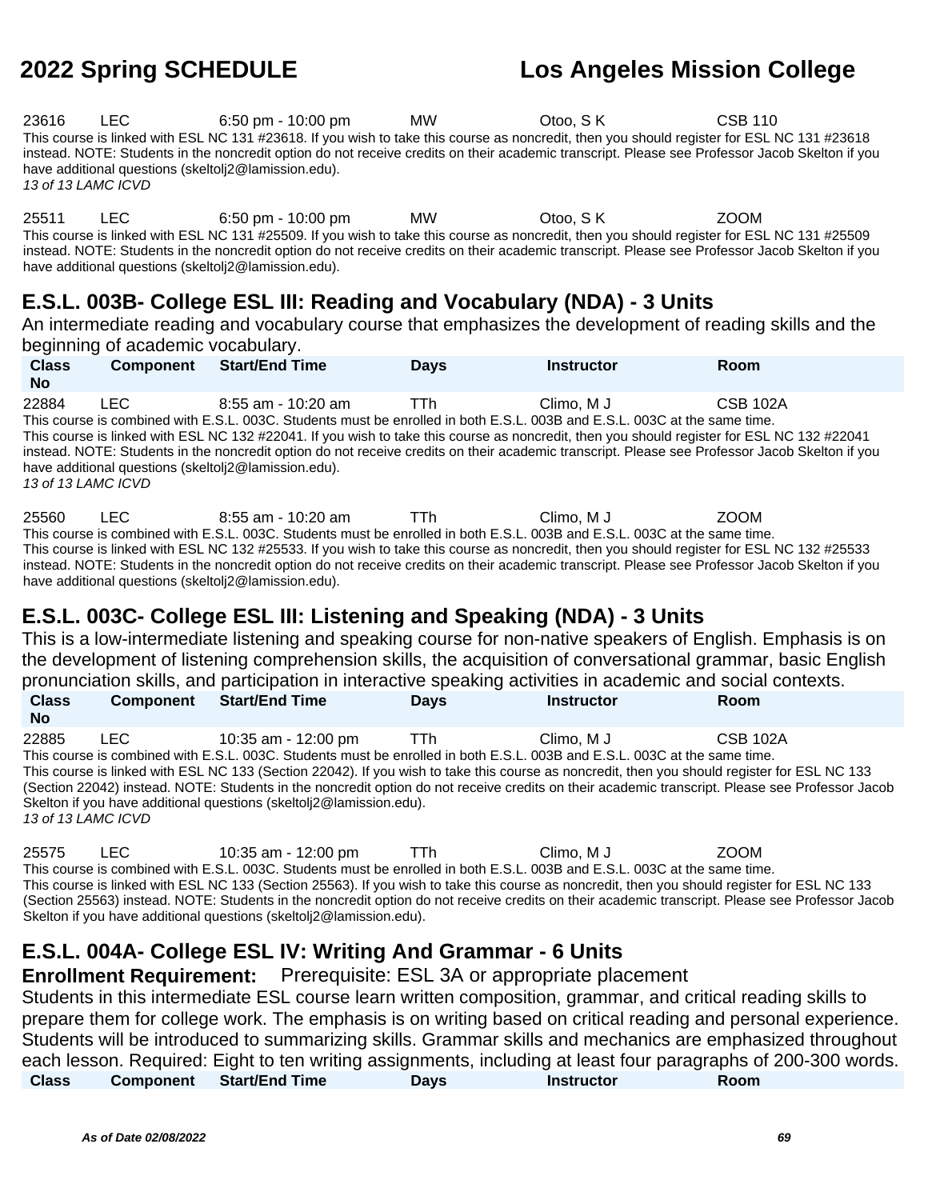| Class No | Component | Start/End Time | Days | Instructor | Room |
|---|---|---|---|---|---|
| 23616 | LEC | 6:50 pm - 10:00 pm | MW | Otoo, S K | CSB 110 |

This course is linked with ESL NC 131 #23618. If you wish to take this course as noncredit, then you should register for ESL NC 131 #23618 instead. NOTE: Students in the noncredit option do not receive credits on their academic transcript. Please see Professor Jacob Skelton if you have additional questions (skeltolj2@lamission.edu).

*13 of 13 LAMC ICVD*

| Class No | Component | Start/End Time | Days | Instructor | Room |
|---|---|---|---|---|---|
| 25511 | LEC | 6:50 pm - 10:00 pm | MW | Otoo, S K | ZOOM |

This course is linked with ESL NC 131 #25509. If you wish to take this course as noncredit, then you should register for ESL NC 131 #25509 instead. NOTE: Students in the noncredit option do not receive credits on their academic transcript. Please see Professor Jacob Skelton if you have additional questions (skeltolj2@lamission.edu).

## E.S.L. 003B- College ESL III: Reading and Vocabulary (NDA) - 3 Units

An intermediate reading and vocabulary course that emphasizes the development of reading skills and the beginning of academic vocabulary.

| Class No | Component | Start/End Time | Days | Instructor | Room |
|---|---|---|---|---|---|
| 22884 | LEC | 8:55 am - 10:20 am | TTh | Climo, M J | CSB 102A |

This course is combined with E.S.L. 003C. Students must be enrolled in both E.S.L. 003B and E.S.L. 003C at the same time.
This course is linked with ESL NC 132 #22041. If you wish to take this course as noncredit, then you should register for ESL NC 132 #22041 instead. NOTE: Students in the noncredit option do not receive credits on their academic transcript. Please see Professor Jacob Skelton if you have additional questions (skeltolj2@lamission.edu).

*13 of 13 LAMC ICVD*

| Class No | Component | Start/End Time | Days | Instructor | Room |
|---|---|---|---|---|---|
| 25560 | LEC | 8:55 am - 10:20 am | TTh | Climo, M J | ZOOM |

This course is combined with E.S.L. 003C. Students must be enrolled in both E.S.L. 003B and E.S.L. 003C at the same time.
This course is linked with ESL NC 132 #25533. If you wish to take this course as noncredit, then you should register for ESL NC 132 #25533 instead. NOTE: Students in the noncredit option do not receive credits on their academic transcript. Please see Professor Jacob Skelton if you have additional questions (skeltolj2@lamission.edu).

## E.S.L. 003C- College ESL III: Listening and Speaking (NDA) - 3 Units

This is a low-intermediate listening and speaking course for non-native speakers of English. Emphasis is on the development of listening comprehension skills, the acquisition of conversational grammar, basic English pronunciation skills, and participation in interactive speaking activities in academic and social contexts.

| Class No | Component | Start/End Time | Days | Instructor | Room |
|---|---|---|---|---|---|
| 22885 | LEC | 10:35 am - 12:00 pm | TTh | Climo, M J | CSB 102A |

This course is combined with E.S.L. 003C. Students must be enrolled in both E.S.L. 003B and E.S.L. 003C at the same time.
This course is linked with ESL NC 133 (Section 22042). If you wish to take this course as noncredit, then you should register for ESL NC 133 (Section 22042) instead. NOTE: Students in the noncredit option do not receive credits on their academic transcript. Please see Professor Jacob Skelton if you have additional questions (skeltolj2@lamission.edu).

*13 of 13 LAMC ICVD*

| Class No | Component | Start/End Time | Days | Instructor | Room |
|---|---|---|---|---|---|
| 25575 | LEC | 10:35 am - 12:00 pm | TTh | Climo, M J | ZOOM |

This course is combined with E.S.L. 003C. Students must be enrolled in both E.S.L. 003B and E.S.L. 003C at the same time.
This course is linked with ESL NC 133 (Section 25563). If you wish to take this course as noncredit, then you should register for ESL NC 133 (Section 25563) instead. NOTE: Students in the noncredit option do not receive credits on their academic transcript. Please see Professor Jacob Skelton if you have additional questions (skeltolj2@lamission.edu).

## E.S.L. 004A- College ESL IV: Writing And Grammar - 6 Units

**Enrollment Requirement:** Prerequisite: ESL 3A or appropriate placement

Students in this intermediate ESL course learn written composition, grammar, and critical reading skills to prepare them for college work. The emphasis is on writing based on critical reading and personal experience. Students will be introduced to summarizing skills. Grammar skills and mechanics are emphasized throughout each lesson. Required: Eight to ten writing assignments, including at least four paragraphs of 200-300 words.

| Class | Component | Start/End Time | Days | Instructor | Room |
|---|---|---|---|---|---|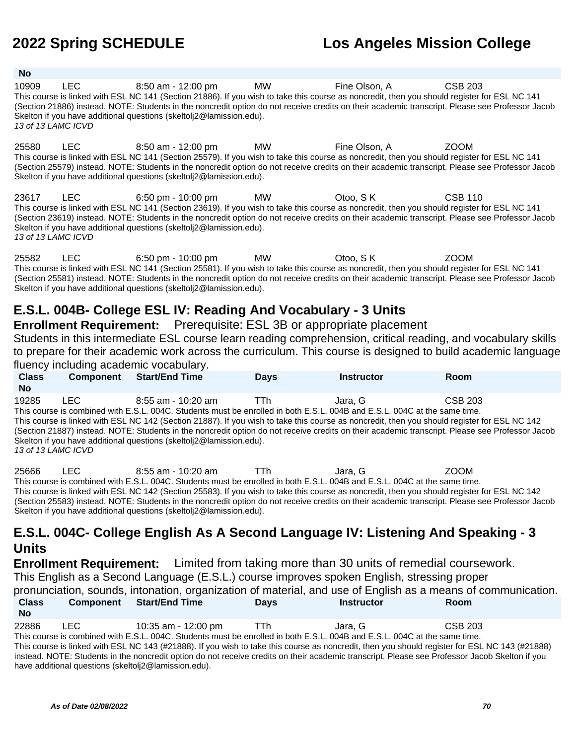| Class No | Component | Start/End Time | Days | Instructor | Room |
|---|---|---|---|---|---|
| 10909 | LEC | 8:50 am - 12:00 pm | MW | Fine Olson, A | CSB 203 |

This course is linked with ESL NC 141 (Section 21886). If you wish to take this course as noncredit, then you should register for ESL NC 141 (Section 21886) instead. NOTE: Students in the noncredit option do not receive credits on their academic transcript. Please see Professor Jacob Skelton if you have additional questions (skeltolj2@lamission.edu).
*13 of 13 LAMC ICVD*

| Class No | Component | Start/End Time | Days | Instructor | Room |
|---|---|---|---|---|---|
| 25580 | LEC | 8:50 am - 12:00 pm | MW | Fine Olson, A | ZOOM |

This course is linked with ESL NC 141 (Section 25579). If you wish to take this course as noncredit, then you should register for ESL NC 141 (Section 25579) instead. NOTE: Students in the noncredit option do not receive credits on their academic transcript. Please see Professor Jacob Skelton if you have additional questions (skeltolj2@lamission.edu).

| Class No | Component | Start/End Time | Days | Instructor | Room |
|---|---|---|---|---|---|
| 23617 | LEC | 6:50 pm - 10:00 pm | MW | Otoo, S K | CSB 110 |

This course is linked with ESL NC 141 (Section 23619). If you wish to take this course as noncredit, then you should register for ESL NC 141 (Section 23619) instead. NOTE: Students in the noncredit option do not receive credits on their academic transcript. Please see Professor Jacob Skelton if you have additional questions (skeltolj2@lamission.edu).
*13 of 13 LAMC ICVD*

| Class No | Component | Start/End Time | Days | Instructor | Room |
|---|---|---|---|---|---|
| 25582 | LEC | 6:50 pm - 10:00 pm | MW | Otoo, S K | ZOOM |

This course is linked with ESL NC 141 (Section 25581). If you wish to take this course as noncredit, then you should register for ESL NC 141 (Section 25581) instead. NOTE: Students in the noncredit option do not receive credits on their academic transcript. Please see Professor Jacob Skelton if you have additional questions (skeltolj2@lamission.edu).

## E.S.L. 004B- College ESL IV: Reading And Vocabulary - 3 Units

**Enrollment Requirement:** Prerequisite: ESL 3B or appropriate placement

Students in this intermediate ESL course learn reading comprehension, critical reading, and vocabulary skills to prepare for their academic work across the curriculum. This course is designed to build academic language fluency including academic vocabulary.

| Class No | Component | Start/End Time | Days | Instructor | Room |
|---|---|---|---|---|---|
| 19285 | LEC | 8:55 am - 10:20 am | TTh | Jara, G | CSB 203 |

This course is combined with E.S.L. 004C. Students must be enrolled in both E.S.L. 004B and E.S.L. 004C at the same time.
This course is linked with ESL NC 142 (Section 21887). If you wish to take this course as noncredit, then you should register for ESL NC 142 (Section 21887) instead. NOTE: Students in the noncredit option do not receive credits on their academic transcript. Please see Professor Jacob Skelton if you have additional questions (skeltolj2@lamission.edu).
*13 of 13 LAMC ICVD*

| Class No | Component | Start/End Time | Days | Instructor | Room |
|---|---|---|---|---|---|
| 25666 | LEC | 8:55 am - 10:20 am | TTh | Jara, G | ZOOM |

This course is combined with E.S.L. 004C. Students must be enrolled in both E.S.L. 004B and E.S.L. 004C at the same time.
This course is linked with ESL NC 142 (Section 25583). If you wish to take this course as noncredit, then you should register for ESL NC 142 (Section 25583) instead. NOTE: Students in the noncredit option do not receive credits on their academic transcript. Please see Professor Jacob Skelton if you have additional questions (skeltolj2@lamission.edu).

## E.S.L. 004C- College English As A Second Language IV: Listening And Speaking - 3 Units

**Enrollment Requirement:** Limited from taking more than 30 units of remedial coursework.

This English as a Second Language (E.S.L.) course improves spoken English, stressing proper pronunciation, sounds, intonation, organization of material, and use of English as a means of communication.

| Class No | Component | Start/End Time | Days | Instructor | Room |
|---|---|---|---|---|---|
| 22886 | LEC | 10:35 am - 12:00 pm | TTh | Jara, G | CSB 203 |

This course is combined with E.S.L. 004C. Students must be enrolled in both E.S.L. 004B and E.S.L. 004C at the same time.
This course is linked with ESL NC 143 (#21888). If you wish to take this course as noncredit, then you should register for ESL NC 143 (#21888) instead. NOTE: Students in the noncredit option do not receive credits on their academic transcript. Please see Professor Jacob Skelton if you have additional questions (skeltolj2@lamission.edu).

*As of Date 02/08/2022*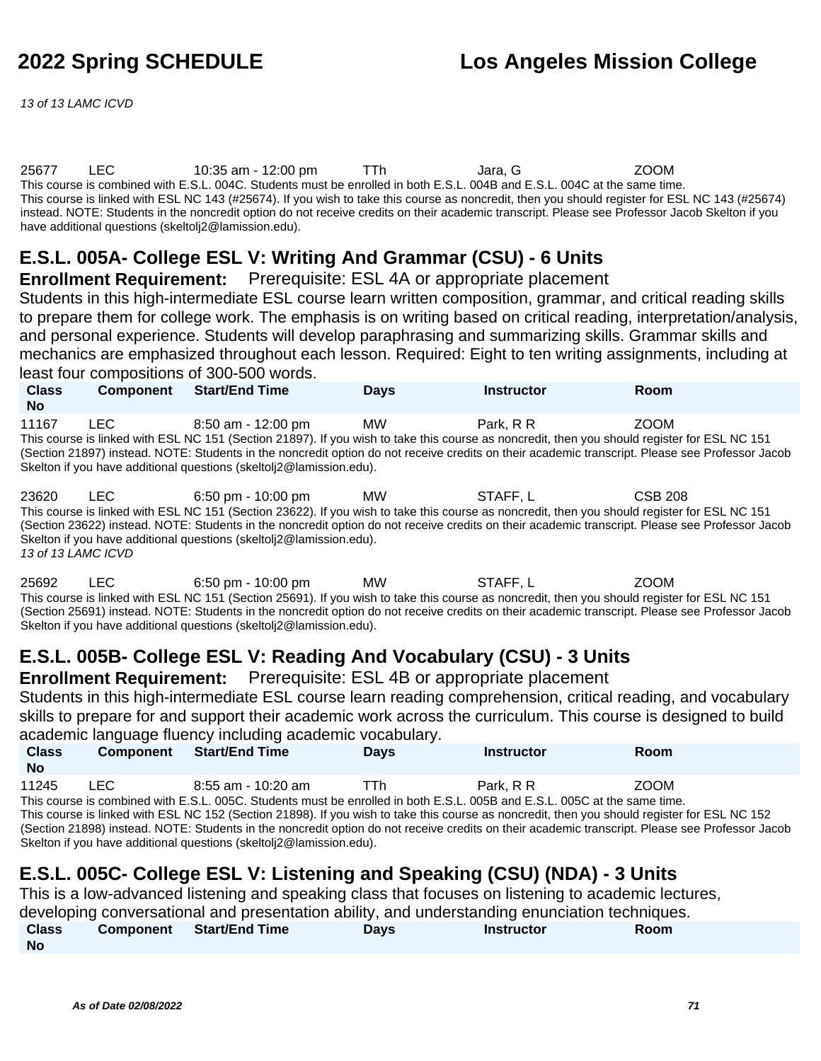| Class No | Component | Start/End Time | Days | Instructor | Room |
|---|---|---|---|---|---|
| 25677 | LEC | 10:35 am - 12:00 pm | TTh | Jara, G | ZOOM |

This course is combined with E.S.L. 004C. Students must be enrolled in both E.S.L. 004B and E.S.L. 004C at the same time.
This course is linked with ESL NC 143 (#25674). If you wish to take this course as noncredit, then you should register for ESL NC 143 (#25674) instead. NOTE: Students in the noncredit option do not receive credits on their academic transcript. Please see Professor Jacob Skelton if you have additional questions (skeltolj2@lamission.edu).

## E.S.L. 005A- College ESL V: Writing And Grammar (CSU) - 6 Units

**Enrollment Requirement:** Prerequisite: ESL 4A or appropriate placement

Students in this high-intermediate ESL course learn written composition, grammar, and critical reading skills to prepare them for college work. The emphasis is on writing based on critical reading, interpretation/analysis, and personal experience. Students will develop paraphrasing and summarizing skills. Grammar skills and mechanics are emphasized throughout each lesson. Required: Eight to ten writing assignments, including at least four compositions of 300-500 words.

| Class No | Component | Start/End Time | Days | Instructor | Room |
|---|---|---|---|---|---|
| 11167 | LEC | 8:50 am - 12:00 pm | MW | Park, R R | ZOOM |

This course is linked with ESL NC 151 (Section 21897). If you wish to take this course as noncredit, then you should register for ESL NC 151 (Section 21897) instead. NOTE: Students in the noncredit option do not receive credits on their academic transcript. Please see Professor Jacob Skelton if you have additional questions (skeltolj2@lamission.edu).

| Class No | Component | Start/End Time | Days | Instructor | Room |
|---|---|---|---|---|---|
| 23620 | LEC | 6:50 pm - 10:00 pm | MW | STAFF, L | CSB 208 |

This course is linked with ESL NC 151 (Section 23622). If you wish to take this course as noncredit, then you should register for ESL NC 151 (Section 23622) instead. NOTE: Students in the noncredit option do not receive credits on their academic transcript. Please see Professor Jacob Skelton if you have additional questions (skeltolj2@lamission.edu).
*13 of 13 LAMC ICVD*

| Class No | Component | Start/End Time | Days | Instructor | Room |
|---|---|---|---|---|---|
| 25692 | LEC | 6:50 pm - 10:00 pm | MW | STAFF, L | ZOOM |

This course is linked with ESL NC 151 (Section 25691). If you wish to take this course as noncredit, then you should register for ESL NC 151 (Section 25691) instead. NOTE: Students in the noncredit option do not receive credits on their academic transcript. Please see Professor Jacob Skelton if you have additional questions (skeltolj2@lamission.edu).

## E.S.L. 005B- College ESL V: Reading And Vocabulary (CSU) - 3 Units

**Enrollment Requirement:** Prerequisite: ESL 4B or appropriate placement

Students in this high-intermediate ESL course learn reading comprehension, critical reading, and vocabulary skills to prepare for and support their academic work across the curriculum. This course is designed to build academic language fluency including academic vocabulary.

| Class No | Component | Start/End Time | Days | Instructor | Room |
|---|---|---|---|---|---|
| 11245 | LEC | 8:55 am - 10:20 am | TTh | Park, R R | ZOOM |

This course is combined with E.S.L. 005C. Students must be enrolled in both E.S.L. 005B and E.S.L. 005C at the same time.
This course is linked with ESL NC 152 (Section 21898). If you wish to take this course as noncredit, then you should register for ESL NC 152 (Section 21898) instead. NOTE: Students in the noncredit option do not receive credits on their academic transcript. Please see Professor Jacob Skelton if you have additional questions (skeltolj2@lamission.edu).

## E.S.L. 005C- College ESL V: Listening and Speaking (CSU) (NDA) - 3 Units

This is a low-advanced listening and speaking class that focuses on listening to academic lectures, developing conversational and presentation ability, and understanding enunciation techniques.

| Class No | Component | Start/End Time | Days | Instructor | Room |
|---|---|---|---|---|---|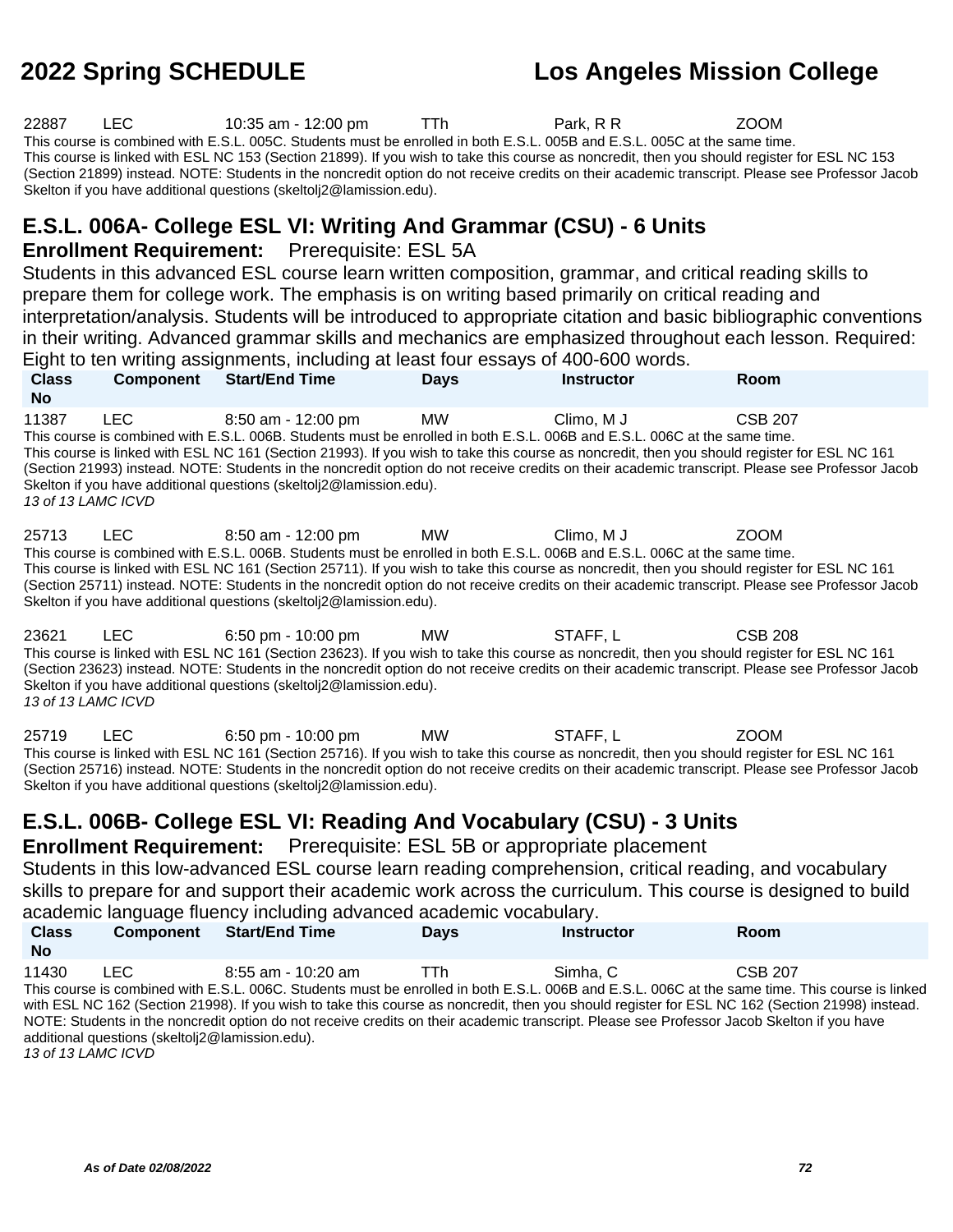| Class No | Component | Start/End Time | Days | Instructor | Room |
|---|---|---|---|---|---|
| 22887 | LEC | 10:35 am - 12:00 pm | TTh | Park, R R | ZOOM |

This course is combined with E.S.L. 005C. Students must be enrolled in both E.S.L. 005B and E.S.L. 005C at the same time.
This course is linked with ESL NC 153 (Section 21899). If you wish to take this course as noncredit, then you should register for ESL NC 153 (Section 21899) instead. NOTE: Students in the noncredit option do not receive credits on their academic transcript. Please see Professor Jacob Skelton if you have additional questions (skeltolj2@lamission.edu).

## E.S.L. 006A- College ESL VI: Writing And Grammar (CSU) - 6 Units

**Enrollment Requirement:** Prerequisite: ESL 5A

Students in this advanced ESL course learn written composition, grammar, and critical reading skills to prepare them for college work. The emphasis is on writing based primarily on critical reading and interpretation/analysis. Students will be introduced to appropriate citation and basic bibliographic conventions in their writing. Advanced grammar skills and mechanics are emphasized throughout each lesson. Required: Eight to ten writing assignments, including at least four essays of 400-600 words.

| Class No | Component | Start/End Time | Days | Instructor | Room |
|---|---|---|---|---|---|
| 11387 | LEC | 8:50 am - 12:00 pm | MW | Climo, M J | CSB 207 |

This course is combined with E.S.L. 006B. Students must be enrolled in both E.S.L. 006B and E.S.L. 006C at the same time.
This course is linked with ESL NC 161 (Section 21993). If you wish to take this course as noncredit, then you should register for ESL NC 161 (Section 21993) instead. NOTE: Students in the noncredit option do not receive credits on their academic transcript. Please see Professor Jacob Skelton if you have additional questions (skeltolj2@lamission.edu).
*13 of 13 LAMC ICVD*

| Class No | Component | Start/End Time | Days | Instructor | Room |
|---|---|---|---|---|---|
| 25713 | LEC | 8:50 am - 12:00 pm | MW | Climo, M J | ZOOM |

This course is combined with E.S.L. 006B. Students must be enrolled in both E.S.L. 006B and E.S.L. 006C at the same time.
This course is linked with ESL NC 161 (Section 25711). If you wish to take this course as noncredit, then you should register for ESL NC 161 (Section 25711) instead. NOTE: Students in the noncredit option do not receive credits on their academic transcript. Please see Professor Jacob Skelton if you have additional questions (skeltolj2@lamission.edu).

| Class No | Component | Start/End Time | Days | Instructor | Room |
|---|---|---|---|---|---|
| 23621 | LEC | 6:50 pm - 10:00 pm | MW | STAFF, L | CSB 208 |

This course is linked with ESL NC 161 (Section 23623). If you wish to take this course as noncredit, then you should register for ESL NC 161 (Section 23623) instead. NOTE: Students in the noncredit option do not receive credits on their academic transcript. Please see Professor Jacob Skelton if you have additional questions (skeltolj2@lamission.edu).
*13 of 13 LAMC ICVD*

| Class No | Component | Start/End Time | Days | Instructor | Room |
|---|---|---|---|---|---|
| 25719 | LEC | 6:50 pm - 10:00 pm | MW | STAFF, L | ZOOM |

This course is linked with ESL NC 161 (Section 25716). If you wish to take this course as noncredit, then you should register for ESL NC 161 (Section 25716) instead. NOTE: Students in the noncredit option do not receive credits on their academic transcript. Please see Professor Jacob Skelton if you have additional questions (skeltolj2@lamission.edu).

## E.S.L. 006B- College ESL VI: Reading And Vocabulary (CSU) - 3 Units

**Enrollment Requirement:** Prerequisite: ESL 5B or appropriate placement

Students in this low-advanced ESL course learn reading comprehension, critical reading, and vocabulary skills to prepare for and support their academic work across the curriculum. This course is designed to build academic language fluency including advanced academic vocabulary.

| Class No | Component | Start/End Time | Days | Instructor | Room |
|---|---|---|---|---|---|
| 11430 | LEC | 8:55 am - 10:20 am | TTh | Simha, C | CSB 207 |

This course is combined with E.S.L. 006C. Students must be enrolled in both E.S.L. 006B and E.S.L. 006C at the same time. This course is linked with ESL NC 162 (Section 21998). If you wish to take this course as noncredit, then you should register for ESL NC 162 (Section 21998) instead. NOTE: Students in the noncredit option do not receive credits on their academic transcript. Please see Professor Jacob Skelton if you have additional questions (skeltolj2@lamission.edu).
*13 of 13 LAMC ICVD*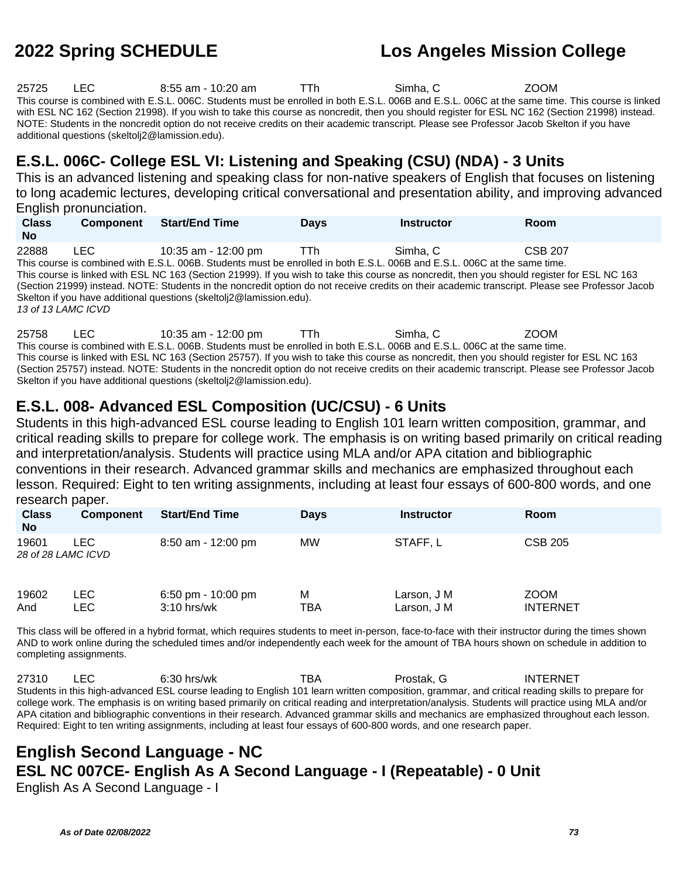| Class No | Component | Start/End Time | Days | Instructor | Room |
|---|---|---|---|---|---|
| 25725 | LEC | 8:55 am - 10:20 am | TTh | Simha, C | ZOOM |

This course is combined with E.S.L. 006C. Students must be enrolled in both E.S.L. 006B and E.S.L. 006C at the same time. This course is linked with ESL NC 162 (Section 21998). If you wish to take this course as noncredit, then you should register for ESL NC 162 (Section 21998) instead. NOTE: Students in the noncredit option do not receive credits on their academic transcript. Please see Professor Jacob Skelton if you have additional questions (skeltolj2@lamission.edu).

## E.S.L. 006C- College ESL VI: Listening and Speaking (CSU) (NDA) - 3 Units

This is an advanced listening and speaking class for non-native speakers of English that focuses on listening to long academic lectures, developing critical conversational and presentation ability, and improving advanced English pronunciation.

| Class No | Component | Start/End Time | Days | Instructor | Room |
|---|---|---|---|---|---|
| 22888 | LEC | 10:35 am - 12:00 pm | TTh | Simha, C | CSB 207 |

This course is combined with E.S.L. 006B. Students must be enrolled in both E.S.L. 006B and E.S.L. 006C at the same time.
This course is linked with ESL NC 163 (Section 21999). If you wish to take this course as noncredit, then you should register for ESL NC 163 (Section 21999) instead. NOTE: Students in the noncredit option do not receive credits on their academic transcript. Please see Professor Jacob Skelton if you have additional questions (skeltolj2@lamission.edu).
*13 of 13 LAMC ICVD*

| Class No | Component | Start/End Time | Days | Instructor | Room |
|---|---|---|---|---|---|
| 25758 | LEC | 10:35 am - 12:00 pm | TTh | Simha, C | ZOOM |

This course is combined with E.S.L. 006B. Students must be enrolled in both E.S.L. 006B and E.S.L. 006C at the same time.
This course is linked with ESL NC 163 (Section 25757). If you wish to take this course as noncredit, then you should register for ESL NC 163 (Section 25757) instead. NOTE: Students in the noncredit option do not receive credits on their academic transcript. Please see Professor Jacob Skelton if you have additional questions (skeltolj2@lamission.edu).

## E.S.L. 008- Advanced ESL Composition (UC/CSU) - 6 Units

Students in this high-advanced ESL course leading to English 101 learn written composition, grammar, and critical reading skills to prepare for college work. The emphasis is on writing based primarily on critical reading and interpretation/analysis. Students will practice using MLA and/or APA citation and bibliographic conventions in their research. Advanced grammar skills and mechanics are emphasized throughout each lesson. Required: Eight to ten writing assignments, including at least four essays of 600-800 words, and one research paper.

| Class No | Component | Start/End Time | Days | Instructor | Room |
|---|---|---|---|---|---|
| 19601 | LEC | 8:50 am - 12:00 pm | MW | STAFF, L | CSB 205 |

*28 of 28 LAMC ICVD*

| Class No | Component | Start/End Time | Days | Instructor | Room |
|---|---|---|---|---|---|
| 19602 | LEC | 6:50 pm - 10:00 pm | M | Larson, J M | ZOOM |
| And | LEC | 3:10 hrs/wk | TBA | Larson, J M | INTERNET |

This class will be offered in a hybrid format, which requires students to meet in-person, face-to-face with their instructor during the times shown AND to work online during the scheduled times and/or independently each week for the amount of TBA hours shown on schedule in addition to completing assignments.

| Class No | Component | Start/End Time | Days | Instructor | Room |
|---|---|---|---|---|---|
| 27310 | LEC | 6:30 hrs/wk | TBA | Prostak, G | INTERNET |

Students in this high-advanced ESL course leading to English 101 learn written composition, grammar, and critical reading skills to prepare for college work. The emphasis is on writing based primarily on critical reading and interpretation/analysis. Students will practice using MLA and/or APA citation and bibliographic conventions in their research. Advanced grammar skills and mechanics are emphasized throughout each lesson. Required: Eight to ten writing assignments, including at least four essays of 600-800 words, and one research paper.

# English Second Language - NC

## ESL NC 007CE- English As A Second Language - I (Repeatable) - 0 Unit

English As A Second Language - I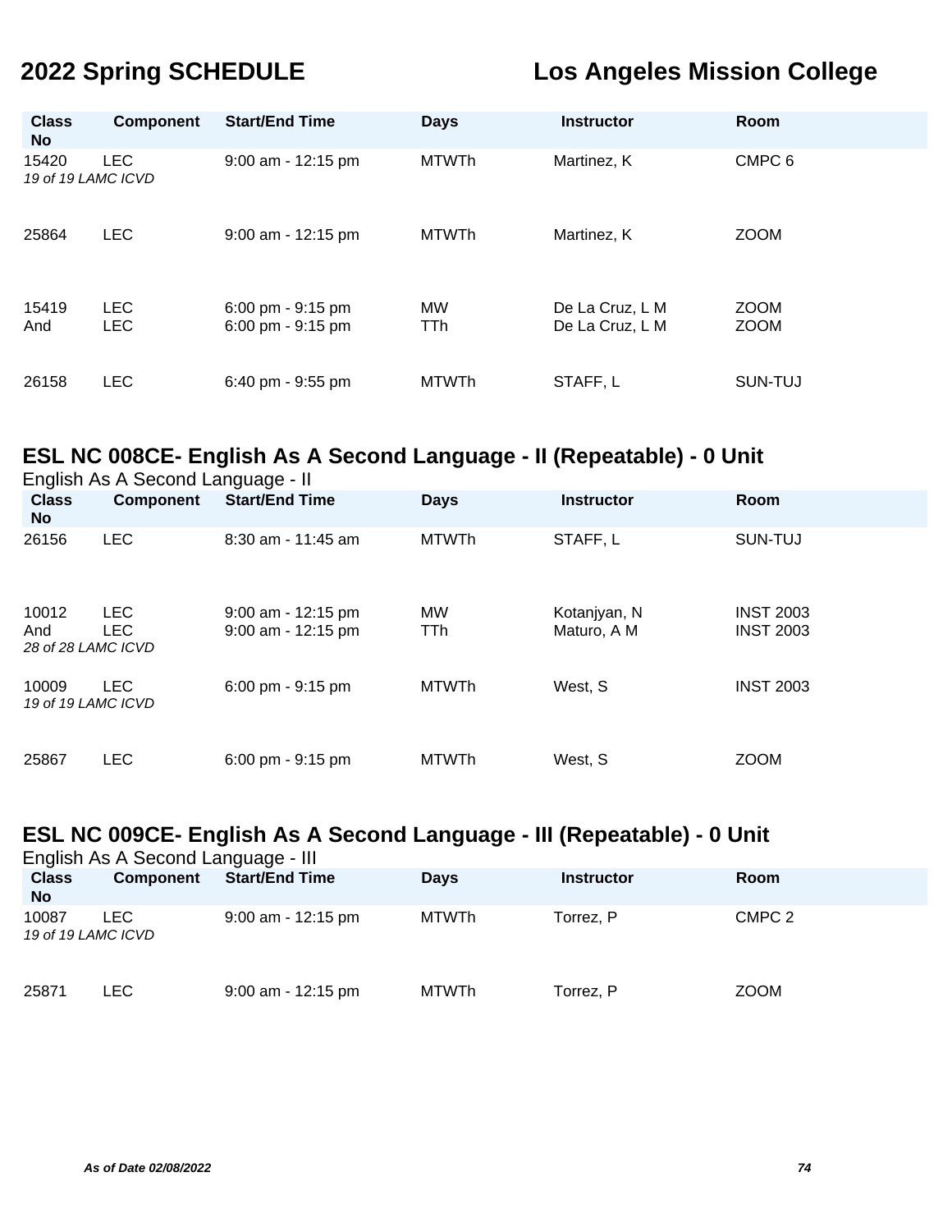| Class No | Component | Start/End Time | Days | Instructor | Room |
|---|---|---|---|---|---|
| 15420 | LEC | 9:00 am - 12:15 pm | MTWTh | Martinez, K | CMPC 6 |
| *19 of 19 LAMC ICVD* | | | | | |
| 25864 | LEC | 9:00 am - 12:15 pm | MTWTh | Martinez, K | ZOOM |
| 15419 | LEC | 6:00 pm - 9:15 pm | MW | De La Cruz, L M | ZOOM |
| And | LEC | 6:00 pm - 9:15 pm | TTh | De La Cruz, L M | ZOOM |
| 26158 | LEC | 6:40 pm - 9:55 pm | MTWTh | STAFF, L | SUN-TUJ |

## ESL NC 008CE- English As A Second Language - II (Repeatable) - 0 Unit

English As A Second Language - II

| Class No | Component | Start/End Time | Days | Instructor | Room |
|---|---|---|---|---|---|
| 26156 | LEC | 8:30 am - 11:45 am | MTWTh | STAFF, L | SUN-TUJ |
| 10012 | LEC | 9:00 am - 12:15 pm | MW | Kotanjyan, N | INST 2003 |
| And | LEC | 9:00 am - 12:15 pm | TTh | Maturo, A M | INST 2003 |
| *28 of 28 LAMC ICVD* | | | | | |
| 10009 | LEC | 6:00 pm - 9:15 pm | MTWTh | West, S | INST 2003 |
| *19 of 19 LAMC ICVD* | | | | | |
| 25867 | LEC | 6:00 pm - 9:15 pm | MTWTh | West, S | ZOOM |

## ESL NC 009CE- English As A Second Language - III (Repeatable) - 0 Unit

English As A Second Language - III

| Class No | Component | Start/End Time | Days | Instructor | Room |
|---|---|---|---|---|---|
| 10087 | LEC | 9:00 am - 12:15 pm | MTWTh | Torrez, P | CMPC 2 |
| *19 of 19 LAMC ICVD* | | | | | |
| 25871 | LEC | 9:00 am - 12:15 pm | MTWTh | Torrez, P | ZOOM |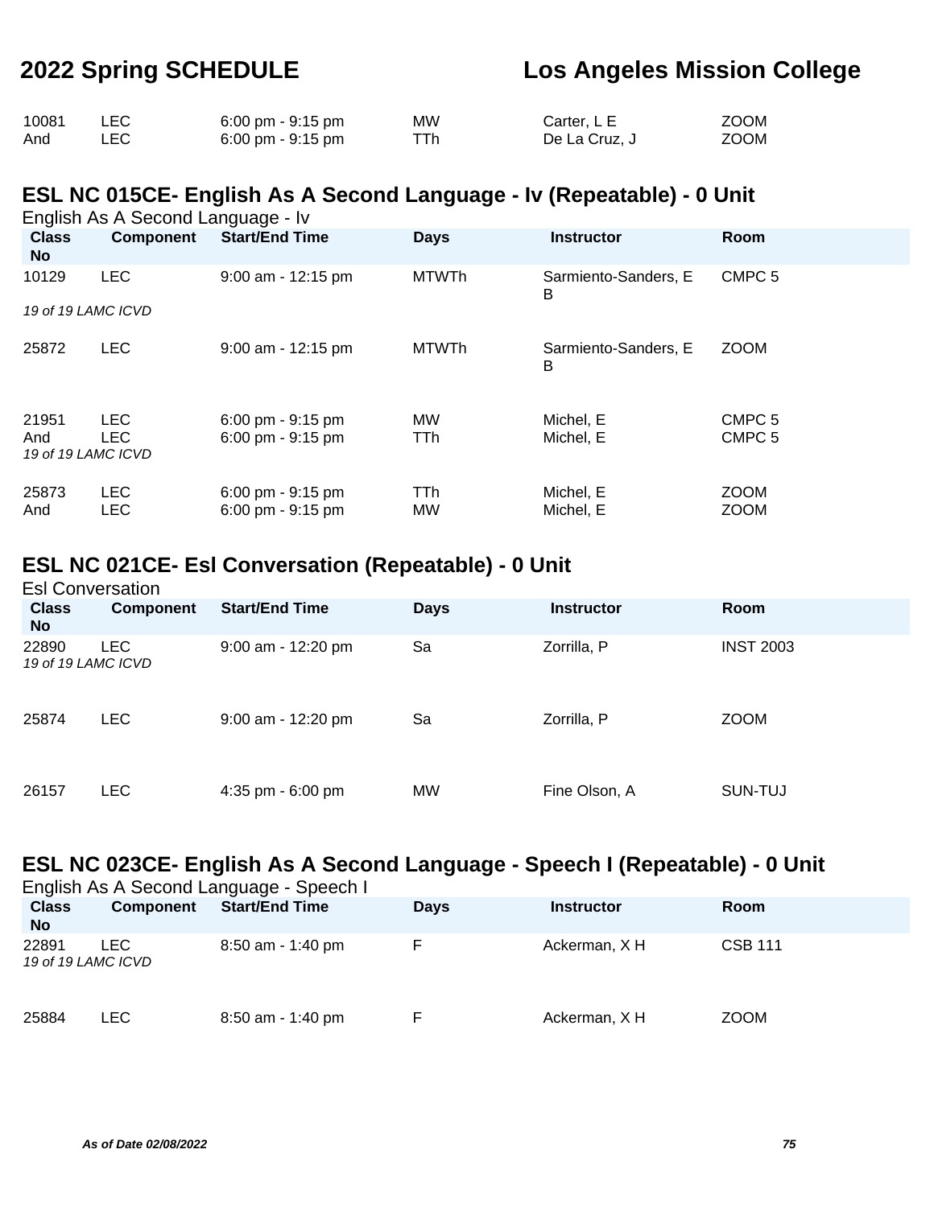| | | | | | |
|---|---|---|---|---|---|
| 10081 | LEC | 6:00 pm - 9:15 pm | MW | Carter, L E | ZOOM |
| And | LEC | 6:00 pm - 9:15 pm | TTh | De La Cruz, J | ZOOM |

## ESL NC 015CE- English As A Second Language - Iv (Repeatable) - 0 Unit

English As A Second Language - Iv

| Class No | Component | Start/End Time | Days | Instructor | Room |
|---|---|---|---|---|---|
| 10129 | LEC | 9:00 am - 12:15 pm | MTWTh | Sarmiento-Sanders, E B | CMPC 5 |
| *19 of 19 LAMC ICVD* | | | | | |
| 25872 | LEC | 9:00 am - 12:15 pm | MTWTh | Sarmiento-Sanders, E B | ZOOM |
| 21951 | LEC | 6:00 pm - 9:15 pm | MW | Michel, E | CMPC 5 |
| And | LEC | 6:00 pm - 9:15 pm | TTh | Michel, E | CMPC 5 |
| *19 of 19 LAMC ICVD* | | | | | |
| 25873 | LEC | 6:00 pm - 9:15 pm | TTh | Michel, E | ZOOM |
| And | LEC | 6:00 pm - 9:15 pm | MW | Michel, E | ZOOM |

## ESL NC 021CE- Esl Conversation (Repeatable) - 0 Unit

Esl Conversation

| Class No | Component | Start/End Time | Days | Instructor | Room |
|---|---|---|---|---|---|
| 22890 | LEC | 9:00 am - 12:20 pm | Sa | Zorrilla, P | INST 2003 |
| *19 of 19 LAMC ICVD* | | | | | |
| 25874 | LEC | 9:00 am - 12:20 pm | Sa | Zorrilla, P | ZOOM |
| 26157 | LEC | 4:35 pm - 6:00 pm | MW | Fine Olson, A | SUN-TUJ |

## ESL NC 023CE- English As A Second Language - Speech I (Repeatable) - 0 Unit

English As A Second Language - Speech I

| Class No | Component | Start/End Time | Days | Instructor | Room |
|---|---|---|---|---|---|
| 22891 | LEC | 8:50 am - 1:40 pm | F | Ackerman, X H | CSB 111 |
| *19 of 19 LAMC ICVD* | | | | | |
| 25884 | LEC | 8:50 am - 1:40 pm | F | Ackerman, X H | ZOOM |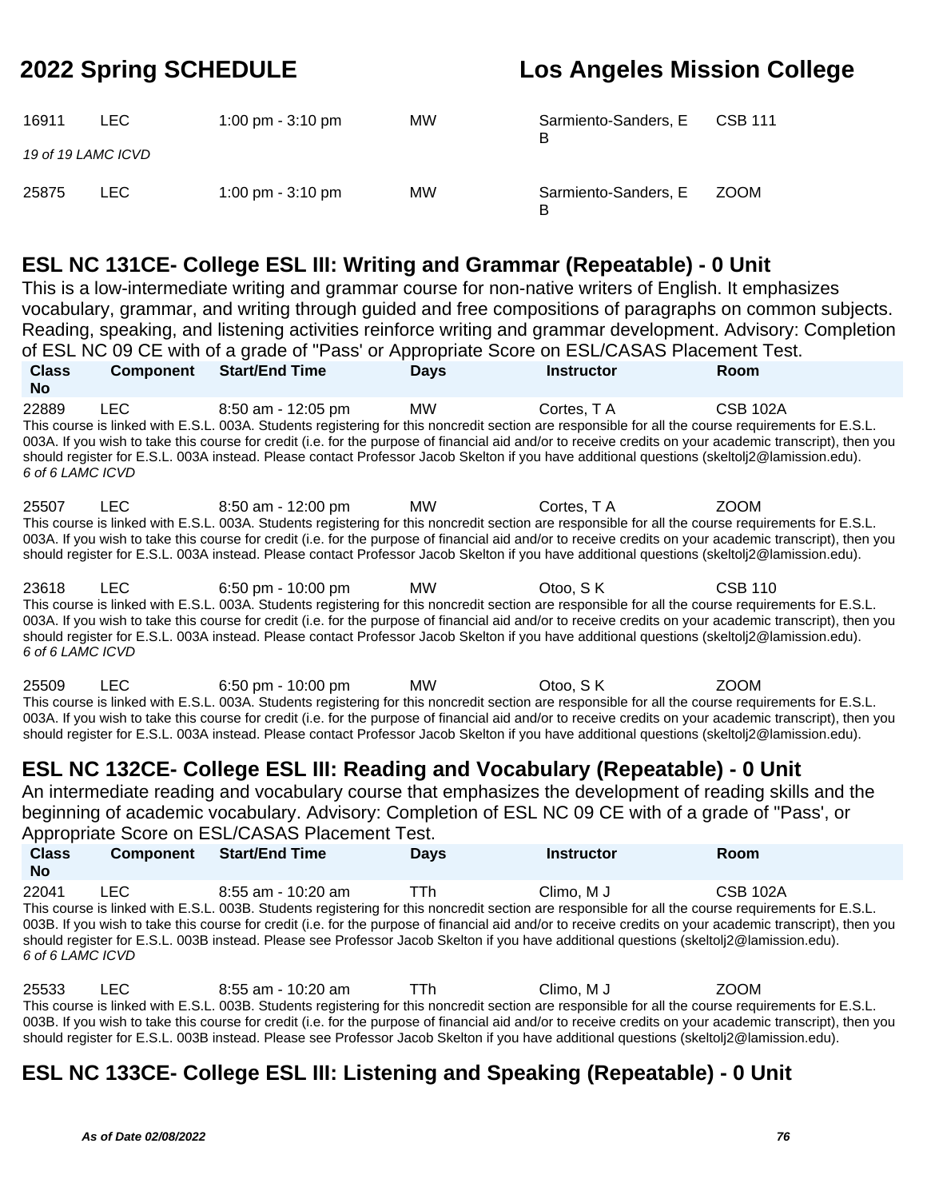| Class No | Component | Start/End Time | Days | Instructor | Room |
| --- | --- | --- | --- | --- | --- |
| 16911 | LEC | 1:00 pm - 3:10 pm | MW | Sarmiento-Sanders, E B | CSB 111 |

*19 of 19 LAMC ICVD*

| Class No | Component | Start/End Time | Days | Instructor | Room |
| --- | --- | --- | --- | --- | --- |
| 25875 | LEC | 1:00 pm - 3:10 pm | MW | Sarmiento-Sanders, E B | ZOOM |

## ESL NC 131CE- College ESL III: Writing and Grammar (Repeatable) - 0 Unit

This is a low-intermediate writing and grammar course for non-native writers of English. It emphasizes vocabulary, grammar, and writing through guided and free compositions of paragraphs on common subjects. Reading, speaking, and listening activities reinforce writing and grammar development. Advisory: Completion of ESL NC 09 CE with of a grade of "Pass' or Appropriate Score on ESL/CASAS Placement Test.

| Class No | Component | Start/End Time | Days | Instructor | Room |
| --- | --- | --- | --- | --- | --- |
| 22889 | LEC | 8:50 am - 12:05 pm | MW | Cortes, T A | CSB 102A |

This course is linked with E.S.L. 003A. Students registering for this noncredit section are responsible for all the course requirements for E.S.L. 003A. If you wish to take this course for credit (i.e. for the purpose of financial aid and/or to receive credits on your academic transcript), then you should register for E.S.L. 003A instead. Please contact Professor Jacob Skelton if you have additional questions (skeltolj2@lamission.edu).
*6 of 6 LAMC ICVD*

| Class No | Component | Start/End Time | Days | Instructor | Room |
| --- | --- | --- | --- | --- | --- |
| 25507 | LEC | 8:50 am - 12:00 pm | MW | Cortes, T A | ZOOM |

This course is linked with E.S.L. 003A. Students registering for this noncredit section are responsible for all the course requirements for E.S.L. 003A. If you wish to take this course for credit (i.e. for the purpose of financial aid and/or to receive credits on your academic transcript), then you should register for E.S.L. 003A instead. Please contact Professor Jacob Skelton if you have additional questions (skeltolj2@lamission.edu).

| Class No | Component | Start/End Time | Days | Instructor | Room |
| --- | --- | --- | --- | --- | --- |
| 23618 | LEC | 6:50 pm - 10:00 pm | MW | Otoo, S K | CSB 110 |

This course is linked with E.S.L. 003A. Students registering for this noncredit section are responsible for all the course requirements for E.S.L. 003A. If you wish to take this course for credit (i.e. for the purpose of financial aid and/or to receive credits on your academic transcript), then you should register for E.S.L. 003A instead. Please contact Professor Jacob Skelton if you have additional questions (skeltolj2@lamission.edu).
*6 of 6 LAMC ICVD*

| Class No | Component | Start/End Time | Days | Instructor | Room |
| --- | --- | --- | --- | --- | --- |
| 25509 | LEC | 6:50 pm - 10:00 pm | MW | Otoo, S K | ZOOM |

This course is linked with E.S.L. 003A. Students registering for this noncredit section are responsible for all the course requirements for E.S.L. 003A. If you wish to take this course for credit (i.e. for the purpose of financial aid and/or to receive credits on your academic transcript), then you should register for E.S.L. 003A instead. Please contact Professor Jacob Skelton if you have additional questions (skeltolj2@lamission.edu).

## ESL NC 132CE- College ESL III: Reading and Vocabulary (Repeatable) - 0 Unit

An intermediate reading and vocabulary course that emphasizes the development of reading skills and the beginning of academic vocabulary. Advisory: Completion of ESL NC 09 CE with of a grade of "Pass', or Appropriate Score on ESL/CASAS Placement Test.

| Class No | Component | Start/End Time | Days | Instructor | Room |
| --- | --- | --- | --- | --- | --- |
| 22041 | LEC | 8:55 am - 10:20 am | TTh | Climo, M J | CSB 102A |

This course is linked with E.S.L. 003B. Students registering for this noncredit section are responsible for all the course requirements for E.S.L. 003B. If you wish to take this course for credit (i.e. for the purpose of financial aid and/or to receive credits on your academic transcript), then you should register for E.S.L. 003B instead. Please see Professor Jacob Skelton if you have additional questions (skeltolj2@lamission.edu).
*6 of 6 LAMC ICVD*

| Class No | Component | Start/End Time | Days | Instructor | Room |
| --- | --- | --- | --- | --- | --- |
| 25533 | LEC | 8:55 am - 10:20 am | TTh | Climo, M J | ZOOM |

This course is linked with E.S.L. 003B. Students registering for this noncredit section are responsible for all the course requirements for E.S.L. 003B. If you wish to take this course for credit (i.e. for the purpose of financial aid and/or to receive credits on your academic transcript), then you should register for E.S.L. 003B instead. Please see Professor Jacob Skelton if you have additional questions (skeltolj2@lamission.edu).

## ESL NC 133CE- College ESL III: Listening and Speaking (Repeatable) - 0 Unit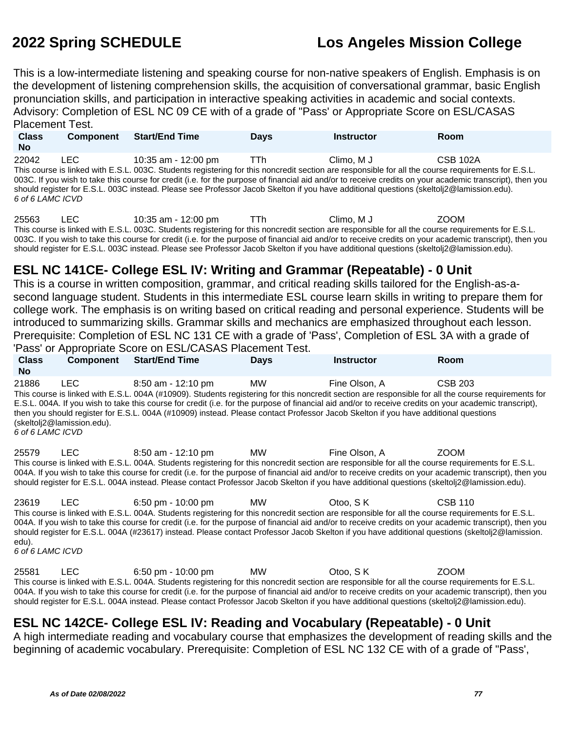This is a low-intermediate listening and speaking course for non-native speakers of English. Emphasis is on the development of listening comprehension skills, the acquisition of conversational grammar, basic English pronunciation skills, and participation in interactive speaking activities in academic and social contexts. Advisory: Completion of ESL NC 09 CE with of a grade of "Pass' or Appropriate Score on ESL/CASAS Placement Test.

| Class No | Component | Start/End Time | Days | Instructor | Room |
|---|---|---|---|---|---|
| 22042 | LEC | 10:35 am - 12:00 pm | TTh | Climo, M J | CSB 102A |

This course is linked with E.S.L. 003C. Students registering for this noncredit section are responsible for all the course requirements for E.S.L. 003C. If you wish to take this course for credit (i.e. for the purpose of financial aid and/or to receive credits on your academic transcript), then you should register for E.S.L. 003C instead. Please see Professor Jacob Skelton if you have additional questions (skeltolj2@lamission.edu).
*6 of 6 LAMC ICVD*

| Class No | Component | Start/End Time | Days | Instructor | Room |
|---|---|---|---|---|---|
| 25563 | LEC | 10:35 am - 12:00 pm | TTh | Climo, M J | ZOOM |

This course is linked with E.S.L. 003C. Students registering for this noncredit section are responsible for all the course requirements for E.S.L. 003C. If you wish to take this course for credit (i.e. for the purpose of financial aid and/or to receive credits on your academic transcript), then you should register for E.S.L. 003C instead. Please see Professor Jacob Skelton if you have additional questions (skeltolj2@lamission.edu).

## ESL NC 141CE- College ESL IV: Writing and Grammar (Repeatable) - 0 Unit

This is a course in written composition, grammar, and critical reading skills tailored for the English-as-a-second language student. Students in this intermediate ESL course learn skills in writing to prepare them for college work. The emphasis is on writing based on critical reading and personal experience. Students will be introduced to summarizing skills. Grammar skills and mechanics are emphasized throughout each lesson. Prerequisite: Completion of ESL NC 131 CE with a grade of 'Pass', Completion of ESL 3A with a grade of 'Pass' or Appropriate Score on ESL/CASAS Placement Test.

| Class No | Component | Start/End Time | Days | Instructor | Room |
|---|---|---|---|---|---|
| 21886 | LEC | 8:50 am - 12:10 pm | MW | Fine Olson, A | CSB 203 |

This course is linked with E.S.L. 004A (#10909). Students registering for this noncredit section are responsible for all the course requirements for E.S.L. 004A. If you wish to take this course for credit (i.e. for the purpose of financial aid and/or to receive credits on your academic transcript), then you should register for E.S.L. 004A (#10909) instead. Please contact Professor Jacob Skelton if you have additional questions (skeltolj2@lamission.edu).
*6 of 6 LAMC ICVD*

| Class No | Component | Start/End Time | Days | Instructor | Room |
|---|---|---|---|---|---|
| 25579 | LEC | 8:50 am - 12:10 pm | MW | Fine Olson, A | ZOOM |

This course is linked with E.S.L. 004A. Students registering for this noncredit section are responsible for all the course requirements for E.S.L. 004A. If you wish to take this course for credit (i.e. for the purpose of financial aid and/or to receive credits on your academic transcript), then you should register for E.S.L. 004A instead. Please contact Professor Jacob Skelton if you have additional questions (skeltolj2@lamission.edu).

| Class No | Component | Start/End Time | Days | Instructor | Room |
|---|---|---|---|---|---|
| 23619 | LEC | 6:50 pm - 10:00 pm | MW | Otoo, S K | CSB 110 |

This course is linked with E.S.L. 004A. Students registering for this noncredit section are responsible for all the course requirements for E.S.L. 004A. If you wish to take this course for credit (i.e. for the purpose of financial aid and/or to receive credits on your academic transcript), then you should register for E.S.L. 004A (#23617) instead. Please contact Professor Jacob Skelton if you have additional questions (skeltolj2@lamission.edu).
*6 of 6 LAMC ICVD*

| Class No | Component | Start/End Time | Days | Instructor | Room |
|---|---|---|---|---|---|
| 25581 | LEC | 6:50 pm - 10:00 pm | MW | Otoo, S K | ZOOM |

This course is linked with E.S.L. 004A. Students registering for this noncredit section are responsible for all the course requirements for E.S.L. 004A. If you wish to take this course for credit (i.e. for the purpose of financial aid and/or to receive credits on your academic transcript), then you should register for E.S.L. 004A instead. Please contact Professor Jacob Skelton if you have additional questions (skeltolj2@lamission.edu).

## ESL NC 142CE- College ESL IV: Reading and Vocabulary (Repeatable) - 0 Unit

A high intermediate reading and vocabulary course that emphasizes the development of reading skills and the beginning of academic vocabulary. Prerequisite: Completion of ESL NC 132 CE with of a grade of "Pass',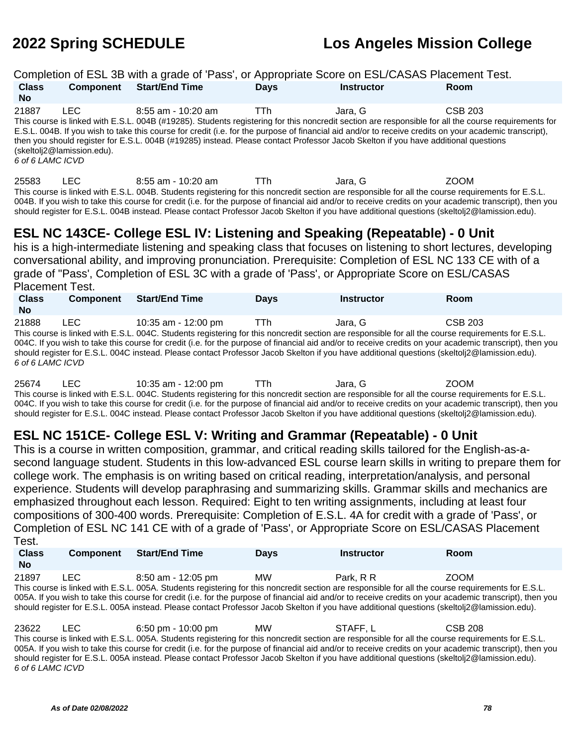Completion of ESL 3B with a grade of 'Pass', or Appropriate Score on ESL/CASAS Placement Test.

| Class No | Component | Start/End Time | Days | Instructor | Room |
|---|---|---|---|---|---|
| 21887 | LEC | 8:55 am - 10:20 am | TTh | Jara, G | CSB 203 |

This course is linked with E.S.L. 004B (#19285). Students registering for this noncredit section are responsible for all the course requirements for E.S.L. 004B. If you wish to take this course for credit (i.e. for the purpose of financial aid and/or to receive credits on your academic transcript), then you should register for E.S.L. 004B (#19285) instead. Please contact Professor Jacob Skelton if you have additional questions (skeltolj2@lamission.edu).

*6 of 6 LAMC ICVD*

| Class No | Component | Start/End Time | Days | Instructor | Room |
|---|---|---|---|---|---|
| 25583 | LEC | 8:55 am - 10:20 am | TTh | Jara, G | ZOOM |

This course is linked with E.S.L. 004B. Students registering for this noncredit section are responsible for all the course requirements for E.S.L. 004B. If you wish to take this course for credit (i.e. for the purpose of financial aid and/or to receive credits on your academic transcript), then you should register for E.S.L. 004B instead. Please contact Professor Jacob Skelton if you have additional questions (skeltolj2@lamission.edu).

## ESL NC 143CE- College ESL IV: Listening and Speaking (Repeatable) - 0 Unit

his is a high-intermediate listening and speaking class that focuses on listening to short lectures, developing conversational ability, and improving pronunciation. Prerequisite: Completion of ESL NC 133 CE with of a grade of "Pass', Completion of ESL 3C with a grade of 'Pass', or Appropriate Score on ESL/CASAS Placement Test.

| Class No | Component | Start/End Time | Days | Instructor | Room |
|---|---|---|---|---|---|
| 21888 | LEC | 10:35 am - 12:00 pm | TTh | Jara, G | CSB 203 |

This course is linked with E.S.L. 004C. Students registering for this noncredit section are responsible for all the course requirements for E.S.L. 004C. If you wish to take this course for credit (i.e. for the purpose of financial aid and/or to receive credits on your academic transcript), then you should register for E.S.L. 004C instead. Please contact Professor Jacob Skelton if you have additional questions (skeltolj2@lamission.edu).

*6 of 6 LAMC ICVD*

| Class No | Component | Start/End Time | Days | Instructor | Room |
|---|---|---|---|---|---|
| 25674 | LEC | 10:35 am - 12:00 pm | TTh | Jara, G | ZOOM |

This course is linked with E.S.L. 004C. Students registering for this noncredit section are responsible for all the course requirements for E.S.L. 004C. If you wish to take this course for credit (i.e. for the purpose of financial aid and/or to receive credits on your academic transcript), then you should register for E.S.L. 004C instead. Please contact Professor Jacob Skelton if you have additional questions (skeltolj2@lamission.edu).

## ESL NC 151CE- College ESL V: Writing and Grammar (Repeatable) - 0 Unit

This is a course in written composition, grammar, and critical reading skills tailored for the English-as-a-second language student. Students in this low-advanced ESL course learn skills in writing to prepare them for college work. The emphasis is on writing based on critical reading, interpretation/analysis, and personal experience. Students will develop paraphrasing and summarizing skills. Grammar skills and mechanics are emphasized throughout each lesson. Required: Eight to ten writing assignments, including at least four compositions of 300-400 words. Prerequisite: Completion of E.S.L. 4A for credit with a grade of 'Pass', or Completion of ESL NC 141 CE with of a grade of 'Pass', or Appropriate Score on ESL/CASAS Placement Test.

| Class No | Component | Start/End Time | Days | Instructor | Room |
|---|---|---|---|---|---|
| 21897 | LEC | 8:50 am - 12:05 pm | MW | Park, R R | ZOOM |

This course is linked with E.S.L. 005A. Students registering for this noncredit section are responsible for all the course requirements for E.S.L. 005A. If you wish to take this course for credit (i.e. for the purpose of financial aid and/or to receive credits on your academic transcript), then you should register for E.S.L. 005A instead. Please contact Professor Jacob Skelton if you have additional questions (skeltolj2@lamission.edu).

| Class No | Component | Start/End Time | Days | Instructor | Room |
|---|---|---|---|---|---|
| 23622 | LEC | 6:50 pm - 10:00 pm | MW | STAFF, L | CSB 208 |

This course is linked with E.S.L. 005A. Students registering for this noncredit section are responsible for all the course requirements for E.S.L. 005A. If you wish to take this course for credit (i.e. for the purpose of financial aid and/or to receive credits on your academic transcript), then you should register for E.S.L. 005A instead. Please contact Professor Jacob Skelton if you have additional questions (skeltolj2@lamission.edu).

*6 of 6 LAMC ICVD*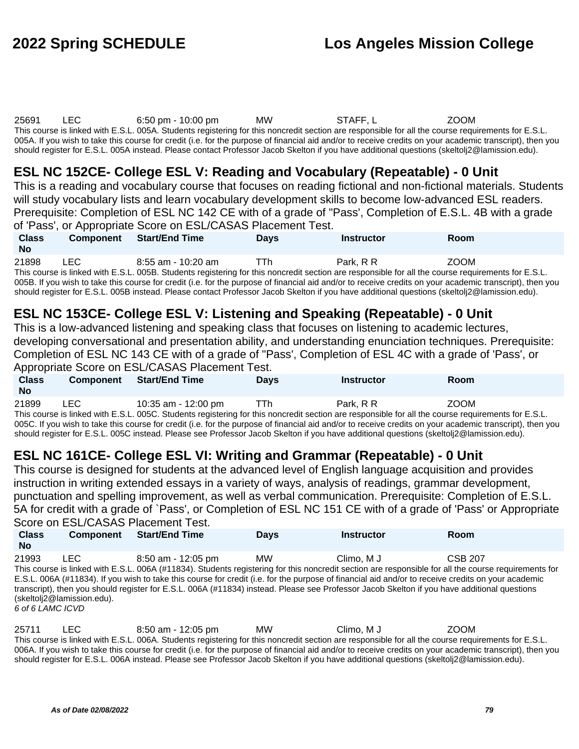| Class No | Component | Start/End Time | Days | Instructor | Room |
|---|---|---|---|---|---|
| 25691 | LEC | 6:50 pm - 10:00 pm | MW | STAFF, L | ZOOM |

This course is linked with E.S.L. 005A. Students registering for this noncredit section are responsible for all the course requirements for E.S.L. 005A. If you wish to take this course for credit (i.e. for the purpose of financial aid and/or to receive credits on your academic transcript), then you should register for E.S.L. 005A instead. Please contact Professor Jacob Skelton if you have additional questions (skeltolj2@lamission.edu).

## ESL NC 152CE- College ESL V: Reading and Vocabulary (Repeatable) - 0 Unit

This is a reading and vocabulary course that focuses on reading fictional and non-fictional materials. Students will study vocabulary lists and learn vocabulary development skills to become low-advanced ESL readers. Prerequisite: Completion of ESL NC 142 CE with of a grade of "Pass', Completion of E.S.L. 4B with a grade of 'Pass', or Appropriate Score on ESL/CASAS Placement Test.

| Class No | Component | Start/End Time | Days | Instructor | Room |
|---|---|---|---|---|---|
| 21898 | LEC | 8:55 am - 10:20 am | TTh | Park, R R | ZOOM |

This course is linked with E.S.L. 005B. Students registering for this noncredit section are responsible for all the course requirements for E.S.L. 005B. If you wish to take this course for credit (i.e. for the purpose of financial aid and/or to receive credits on your academic transcript), then you should register for E.S.L. 005B instead. Please contact Professor Jacob Skelton if you have additional questions (skeltolj2@lamission.edu).

## ESL NC 153CE- College ESL V: Listening and Speaking (Repeatable) - 0 Unit

This is a low-advanced listening and speaking class that focuses on listening to academic lectures, developing conversational and presentation ability, and understanding enunciation techniques. Prerequisite: Completion of ESL NC 143 CE with of a grade of "Pass', Completion of ESL 4C with a grade of 'Pass', or Appropriate Score on ESL/CASAS Placement Test.

| Class No | Component | Start/End Time | Days | Instructor | Room |
|---|---|---|---|---|---|
| 21899 | LEC | 10:35 am - 12:00 pm | TTh | Park, R R | ZOOM |

This course is linked with E.S.L. 005C. Students registering for this noncredit section are responsible for all the course requirements for E.S.L. 005C. If you wish to take this course for credit (i.e. for the purpose of financial aid and/or to receive credits on your academic transcript), then you should register for E.S.L. 005C instead. Please see Professor Jacob Skelton if you have additional questions (skeltolj2@lamission.edu).

## ESL NC 161CE- College ESL VI: Writing and Grammar (Repeatable) - 0 Unit

This course is designed for students at the advanced level of English language acquisition and provides instruction in writing extended essays in a variety of ways, analysis of readings, grammar development, punctuation and spelling improvement, as well as verbal communication. Prerequisite: Completion of E.S.L. 5A for credit with a grade of `Pass', or Completion of ESL NC 151 CE with of a grade of 'Pass' or Appropriate Score on ESL/CASAS Placement Test.

| Class No | Component | Start/End Time | Days | Instructor | Room |
|---|---|---|---|---|---|
| 21993 | LEC | 8:50 am - 12:05 pm | MW | Climo, M J | CSB 207 |

This course is linked with E.S.L. 006A (#11834). Students registering for this noncredit section are responsible for all the course requirements for E.S.L. 006A (#11834). If you wish to take this course for credit (i.e. for the purpose of financial aid and/or to receive credits on your academic transcript), then you should register for E.S.L. 006A (#11834) instead. Please see Professor Jacob Skelton if you have additional questions (skeltolj2@lamission.edu).

*6 of 6 LAMC ICVD*

| Class No | Component | Start/End Time | Days | Instructor | Room |
|---|---|---|---|---|---|
| 25711 | LEC | 8:50 am - 12:05 pm | MW | Climo, M J | ZOOM |

This course is linked with E.S.L. 006A. Students registering for this noncredit section are responsible for all the course requirements for E.S.L. 006A. If you wish to take this course for credit (i.e. for the purpose of financial aid and/or to receive credits on your academic transcript), then you should register for E.S.L. 006A instead. Please see Professor Jacob Skelton if you have additional questions (skeltolj2@lamission.edu).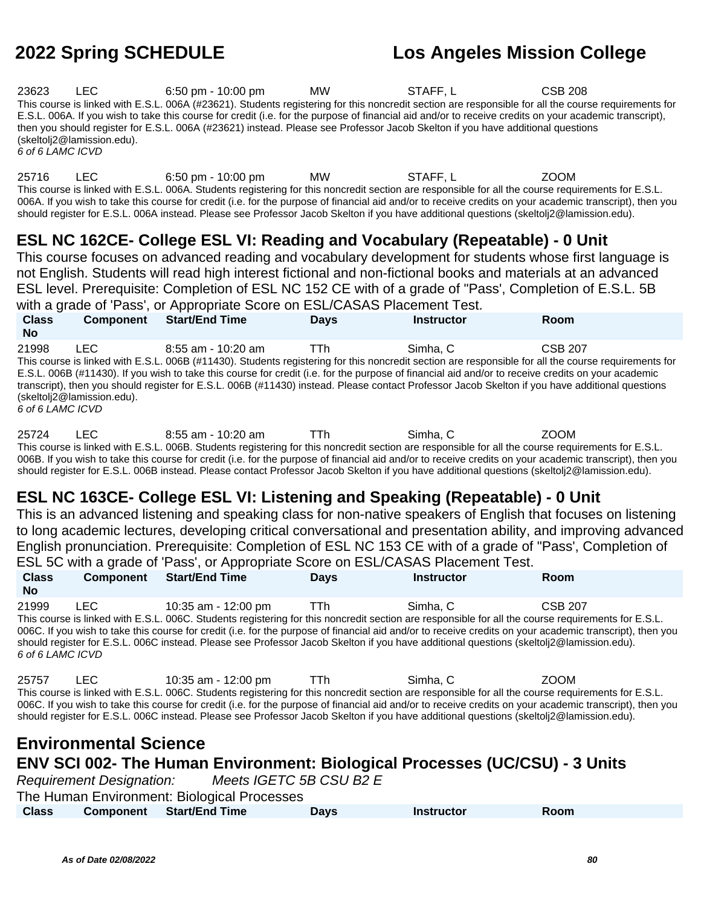| Class No | Component | Start/End Time | Days | Instructor | Room |
|---|---|---|---|---|---|
| 23623 | LEC | 6:50 pm - 10:00 pm | MW | STAFF, L | CSB 208 |

This course is linked with E.S.L. 006A (#23621). Students registering for this noncredit section are responsible for all the course requirements for E.S.L. 006A. If you wish to take this course for credit (i.e. for the purpose of financial aid and/or to receive credits on your academic transcript), then you should register for E.S.L. 006A (#23621) instead. Please see Professor Jacob Skelton if you have additional questions (skeltolj2@lamission.edu).
*6 of 6 LAMC ICVD*

| Class No | Component | Start/End Time | Days | Instructor | Room |
|---|---|---|---|---|---|
| 25716 | LEC | 6:50 pm - 10:00 pm | MW | STAFF, L | ZOOM |

This course is linked with E.S.L. 006A. Students registering for this noncredit section are responsible for all the course requirements for E.S.L. 006A. If you wish to take this course for credit (i.e. for the purpose of financial aid and/or to receive credits on your academic transcript), then you should register for E.S.L. 006A instead. Please see Professor Jacob Skelton if you have additional questions (skeltolj2@lamission.edu).

## ESL NC 162CE- College ESL VI: Reading and Vocabulary (Repeatable) - 0 Unit

This course focuses on advanced reading and vocabulary development for students whose first language is not English. Students will read high interest fictional and non-fictional books and materials at an advanced ESL level. Prerequisite: Completion of ESL NC 152 CE with of a grade of "Pass', Completion of E.S.L. 5B with a grade of 'Pass', or Appropriate Score on ESL/CASAS Placement Test.

| Class No | Component | Start/End Time | Days | Instructor | Room |
|---|---|---|---|---|---|
| 21998 | LEC | 8:55 am - 10:20 am | TTh | Simha, C | CSB 207 |

This course is linked with E.S.L. 006B (#11430). Students registering for this noncredit section are responsible for all the course requirements for E.S.L. 006B (#11430). If you wish to take this course for credit (i.e. for the purpose of financial aid and/or to receive credits on your academic transcript), then you should register for E.S.L. 006B (#11430) instead. Please contact Professor Jacob Skelton if you have additional questions (skeltolj2@lamission.edu).
*6 of 6 LAMC ICVD*

| Class No | Component | Start/End Time | Days | Instructor | Room |
|---|---|---|---|---|---|
| 25724 | LEC | 8:55 am - 10:20 am | TTh | Simha, C | ZOOM |

This course is linked with E.S.L. 006B. Students registering for this noncredit section are responsible for all the course requirements for E.S.L. 006B. If you wish to take this course for credit (i.e. for the purpose of financial aid and/or to receive credits on your academic transcript), then you should register for E.S.L. 006B instead. Please contact Professor Jacob Skelton if you have additional questions (skeltolj2@lamission.edu).

## ESL NC 163CE- College ESL VI: Listening and Speaking (Repeatable) - 0 Unit

This is an advanced listening and speaking class for non-native speakers of English that focuses on listening to long academic lectures, developing critical conversational and presentation ability, and improving advanced English pronunciation. Prerequisite: Completion of ESL NC 153 CE with of a grade of "Pass', Completion of ESL 5C with a grade of 'Pass', or Appropriate Score on ESL/CASAS Placement Test.

| Class No | Component | Start/End Time | Days | Instructor | Room |
|---|---|---|---|---|---|
| 21999 | LEC | 10:35 am - 12:00 pm | TTh | Simha, C | CSB 207 |

This course is linked with E.S.L. 006C. Students registering for this noncredit section are responsible for all the course requirements for E.S.L. 006C. If you wish to take this course for credit (i.e. for the purpose of financial aid and/or to receive credits on your academic transcript), then you should register for E.S.L. 006C instead. Please see Professor Jacob Skelton if you have additional questions (skeltolj2@lamission.edu).
*6 of 6 LAMC ICVD*

| Class No | Component | Start/End Time | Days | Instructor | Room |
|---|---|---|---|---|---|
| 25757 | LEC | 10:35 am - 12:00 pm | TTh | Simha, C | ZOOM |

This course is linked with E.S.L. 006C. Students registering for this noncredit section are responsible for all the course requirements for E.S.L. 006C. If you wish to take this course for credit (i.e. for the purpose of financial aid and/or to receive credits on your academic transcript), then you should register for E.S.L. 006C instead. Please see Professor Jacob Skelton if you have additional questions (skeltolj2@lamission.edu).

# Environmental Science

## ENV SCI 002- The Human Environment: Biological Processes (UC/CSU) - 3 Units

*Requirement Designation: Meets IGETC 5B CSU B2 E*

The Human Environment: Biological Processes

| Class | Component | Start/End Time | Days | Instructor | Room |
|---|---|---|---|---|---|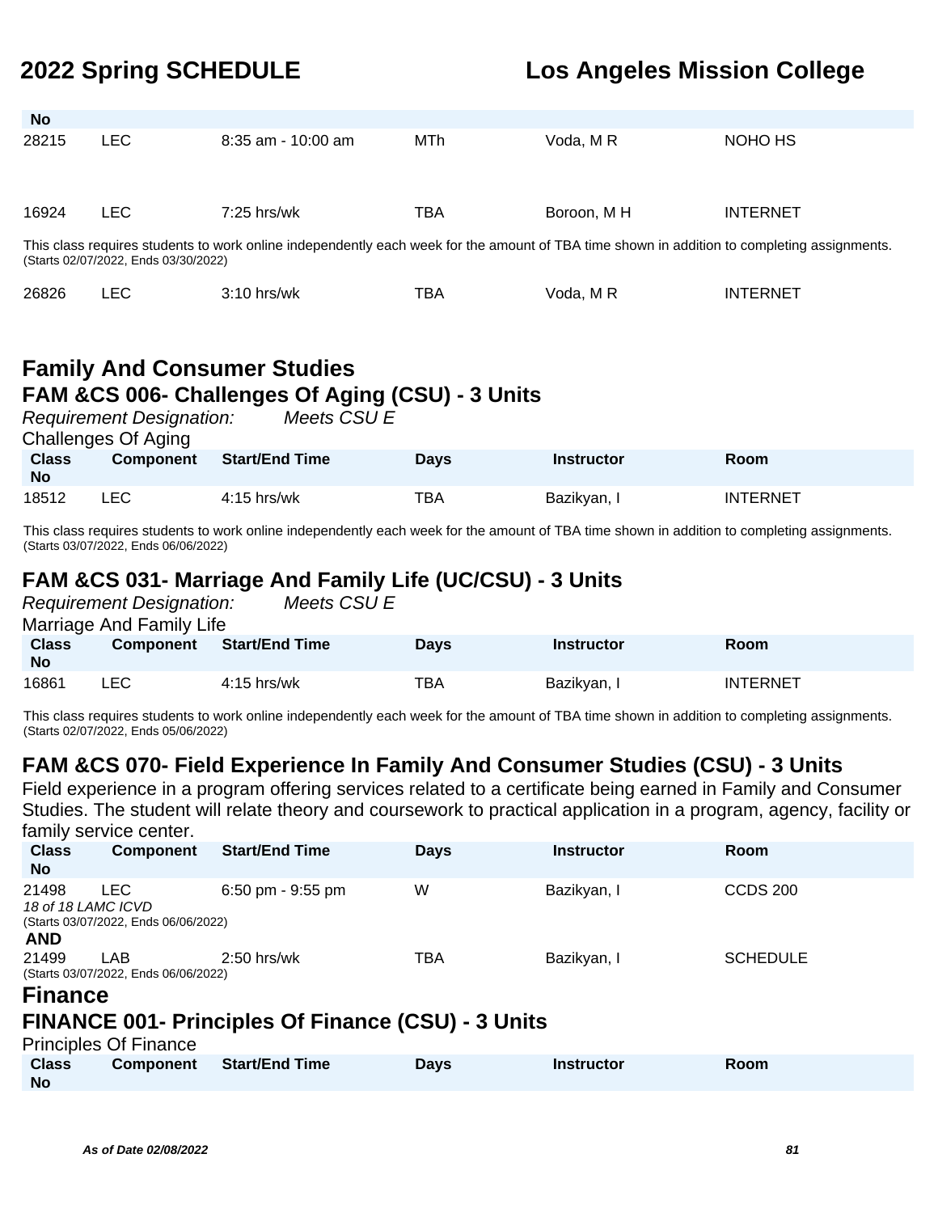| Class No | Component | Start/End Time | Days | Instructor | Room |
|---|---|---|---|---|---|
| 28215 | LEC | 8:35 am - 10:00 am | MTh | Voda, M R | NOHO HS |
| 16924 | LEC | 7:25 hrs/wk | TBA | Boroon, M H | INTERNET |

This class requires students to work online independently each week for the amount of TBA time shown in addition to completing assignments.
(Starts 02/07/2022, Ends 03/30/2022)

| Class No | Component | Start/End Time | Days | Instructor | Room |
|---|---|---|---|---|---|
| 26826 | LEC | 3:10 hrs/wk | TBA | Voda, M R | INTERNET |

## Family And Consumer Studies

### FAM &CS 006- Challenges Of Aging (CSU) - 3 Units

*Requirement Designation:* *Meets CSU E*

Challenges Of Aging

| Class No | Component | Start/End Time | Days | Instructor | Room |
|---|---|---|---|---|---|
| 18512 | LEC | 4:15 hrs/wk | TBA | Bazikyan, I | INTERNET |

This class requires students to work online independently each week for the amount of TBA time shown in addition to completing assignments.
(Starts 03/07/2022, Ends 06/06/2022)

### FAM &CS 031- Marriage And Family Life (UC/CSU) - 3 Units

*Requirement Designation:* *Meets CSU E*

Marriage And Family Life

| Class No | Component | Start/End Time | Days | Instructor | Room |
|---|---|---|---|---|---|
| 16861 | LEC | 4:15 hrs/wk | TBA | Bazikyan, I | INTERNET |

This class requires students to work online independently each week for the amount of TBA time shown in addition to completing assignments.
(Starts 02/07/2022, Ends 05/06/2022)

### FAM &CS 070- Field Experience In Family And Consumer Studies (CSU) - 3 Units

Field experience in a program offering services related to a certificate being earned in Family and Consumer Studies. The student will relate theory and coursework to practical application in a program, agency, facility or family service center.

| Class No | Component | Start/End Time | Days | Instructor | Room |
|---|---|---|---|---|---|
| 21498 | LEC | 6:50 pm - 9:55 pm | W | Bazikyan, I | CCDS 200 |

*18 of 18 LAMC ICVD*
(Starts 03/07/2022, Ends 06/06/2022)

**AND**

| Class No | Component | Start/End Time | Days | Instructor | Room |
|---|---|---|---|---|---|
| 21499 | LAB | 2:50 hrs/wk | TBA | Bazikyan, I | SCHEDULE |

(Starts 03/07/2022, Ends 06/06/2022)

## Finance

### FINANCE 001- Principles Of Finance (CSU) - 3 Units

Principles Of Finance

| Class No | Component | Start/End Time | Days | Instructor | Room |
|---|---|---|---|---|---|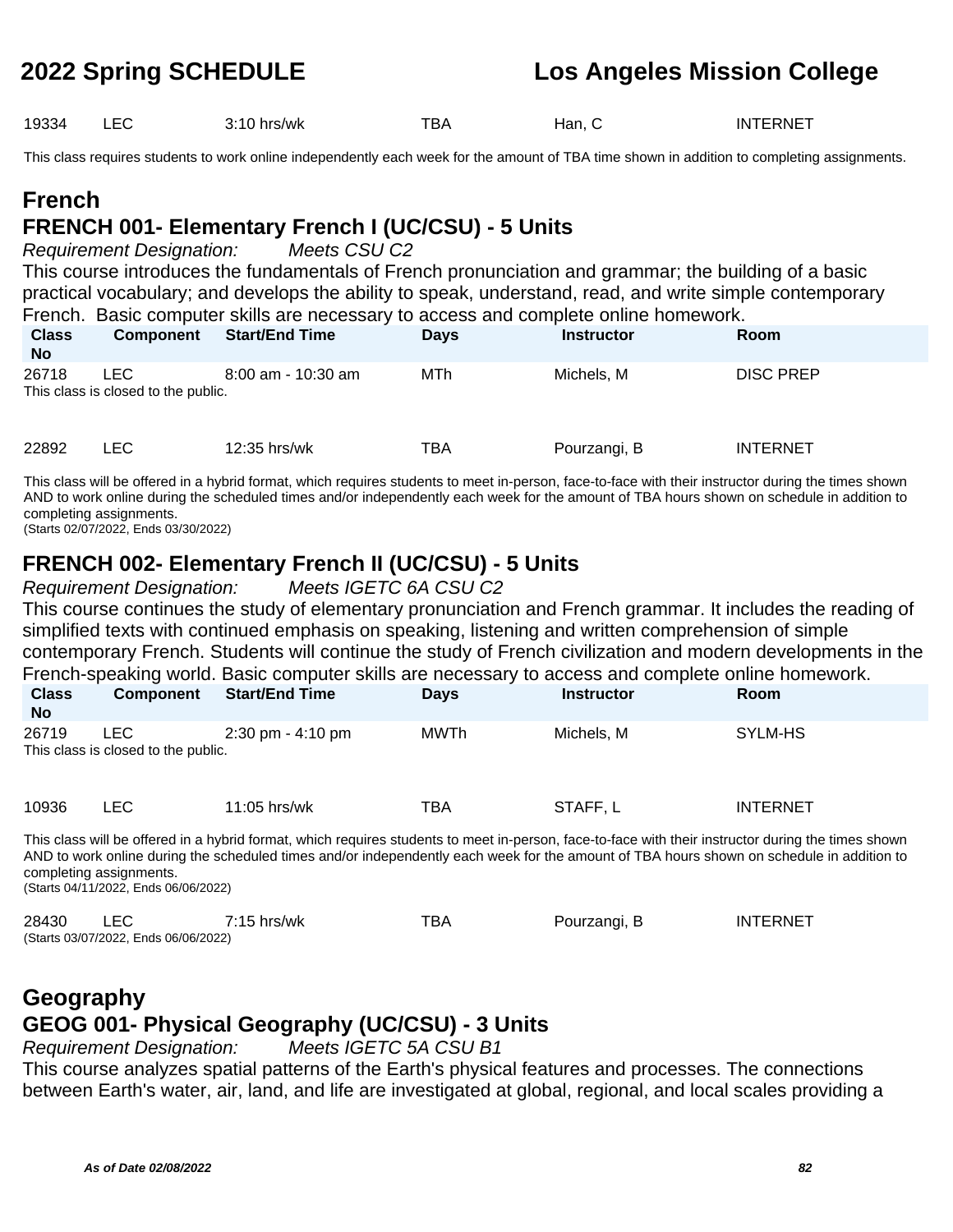| | | | | | |
|---|---|---|---|---|---|
| 19334 | LEC | 3:10 hrs/wk | TBA | Han, C | INTERNET |

This class requires students to work online independently each week for the amount of TBA time shown in addition to completing assignments.

# French

## FRENCH 001- Elementary French I (UC/CSU) - 5 Units

*Requirement Designation:* *Meets CSU C2*

This course introduces the fundamentals of French pronunciation and grammar; the building of a basic practical vocabulary; and develops the ability to speak, understand, read, and write simple contemporary French. Basic computer skills are necessary to access and complete online homework.

| Class No | Component | Start/End Time | Days | Instructor | Room |
|---|---|---|---|---|---|
| 26718 | LEC | 8:00 am - 10:30 am | MTh | Michels, M | DISC PREP |

This class is closed to the public.

| | | | | | |
|---|---|---|---|---|---|
| 22892 | LEC | 12:35 hrs/wk | TBA | Pourzangi, B | INTERNET |

This class will be offered in a hybrid format, which requires students to meet in-person, face-to-face with their instructor during the times shown AND to work online during the scheduled times and/or independently each week for the amount of TBA hours shown on schedule in addition to completing assignments.
(Starts 02/07/2022, Ends 03/30/2022)

## FRENCH 002- Elementary French II (UC/CSU) - 5 Units

*Requirement Designation:* *Meets IGETC 6A CSU C2*

This course continues the study of elementary pronunciation and French grammar. It includes the reading of simplified texts with continued emphasis on speaking, listening and written comprehension of simple contemporary French. Students will continue the study of French civilization and modern developments in the French-speaking world. Basic computer skills are necessary to access and complete online homework.

| Class No | Component | Start/End Time | Days | Instructor | Room |
|---|---|---|---|---|---|
| 26719 | LEC | 2:30 pm - 4:10 pm | MWTh | Michels, M | SYLM-HS |

This class is closed to the public.

| | | | | | |
|---|---|---|---|---|---|
| 10936 | LEC | 11:05 hrs/wk | TBA | STAFF, L | INTERNET |

This class will be offered in a hybrid format, which requires students to meet in-person, face-to-face with their instructor during the times shown AND to work online during the scheduled times and/or independently each week for the amount of TBA hours shown on schedule in addition to completing assignments.
(Starts 04/11/2022, Ends 06/06/2022)

| | | | | | |
|---|---|---|---|---|---|
| 28430 | LEC | 7:15 hrs/wk | TBA | Pourzangi, B | INTERNET |

(Starts 03/07/2022, Ends 06/06/2022)

# Geography

## GEOG 001- Physical Geography (UC/CSU) - 3 Units

*Requirement Designation:* *Meets IGETC 5A CSU B1*

This course analyzes spatial patterns of the Earth's physical features and processes. The connections between Earth's water, air, land, and life are investigated at global, regional, and local scales providing a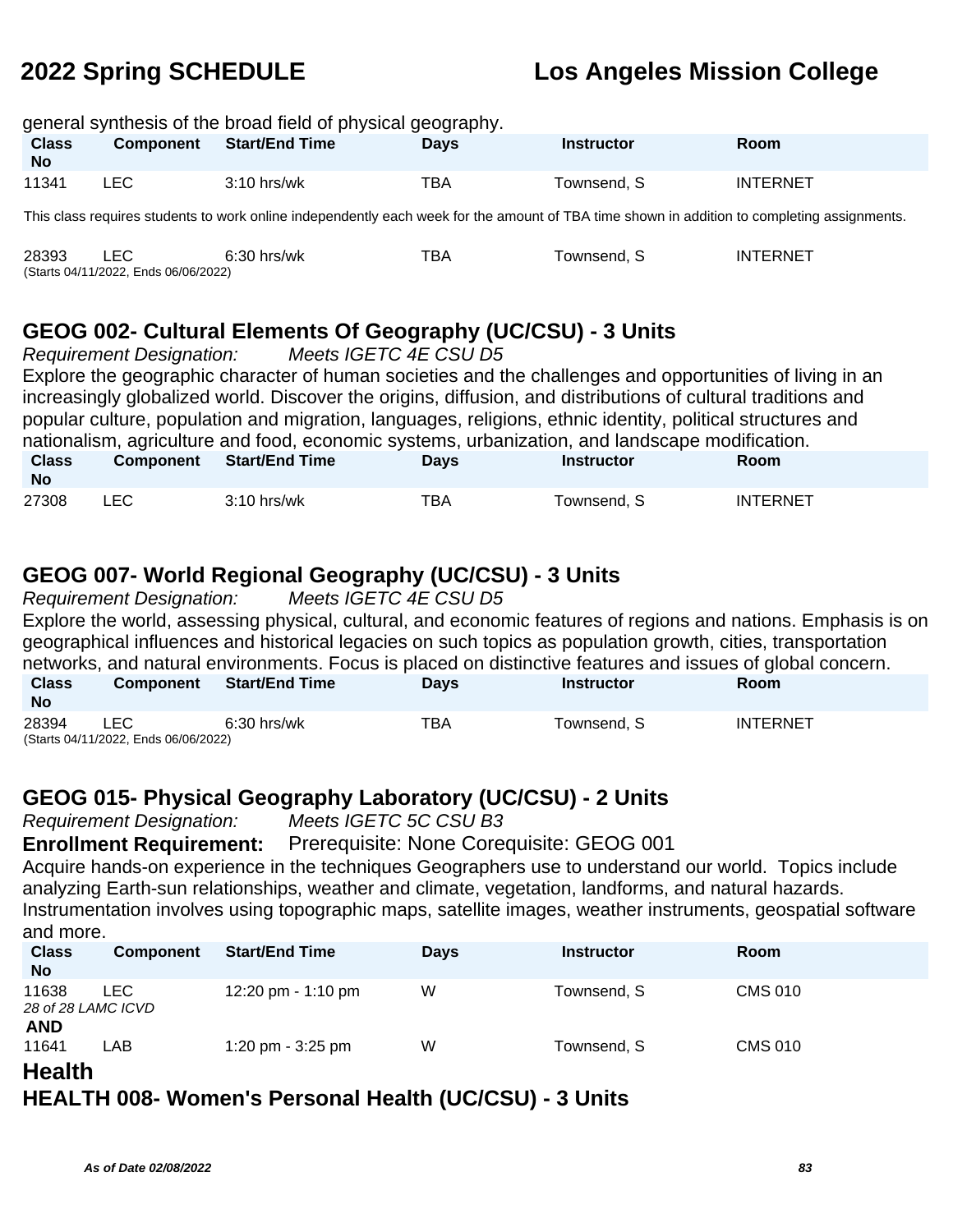general synthesis of the broad field of physical geography.

| Class No | Component | Start/End Time | Days | Instructor | Room |
|---|---|---|---|---|---|
| 11341 | LEC | 3:10 hrs/wk | TBA | Townsend, S | INTERNET |

This class requires students to work online independently each week for the amount of TBA time shown in addition to completing assignments.

| Class No | Component | Start/End Time | Days | Instructor | Room |
|---|---|---|---|---|---|
| 28393 | LEC | 6:30 hrs/wk | TBA | Townsend, S | INTERNET |

(Starts 04/11/2022, Ends 06/06/2022)

## GEOG 002- Cultural Elements Of Geography (UC/CSU) - 3 Units

*Requirement Designation:* *Meets IGETC 4E CSU D5*

Explore the geographic character of human societies and the challenges and opportunities of living in an increasingly globalized world. Discover the origins, diffusion, and distributions of cultural traditions and popular culture, population and migration, languages, religions, ethnic identity, political structures and nationalism, agriculture and food, economic systems, urbanization, and landscape modification.

| Class No | Component | Start/End Time | Days | Instructor | Room |
|---|---|---|---|---|---|
| 27308 | LEC | 3:10 hrs/wk | TBA | Townsend, S | INTERNET |

## GEOG 007- World Regional Geography (UC/CSU) - 3 Units

*Requirement Designation:* *Meets IGETC 4E CSU D5*

Explore the world, assessing physical, cultural, and economic features of regions and nations. Emphasis is on geographical influences and historical legacies on such topics as population growth, cities, transportation networks, and natural environments. Focus is placed on distinctive features and issues of global concern.

| Class No | Component | Start/End Time | Days | Instructor | Room |
|---|---|---|---|---|---|
| 28394 | LEC | 6:30 hrs/wk | TBA | Townsend, S | INTERNET |

(Starts 04/11/2022, Ends 06/06/2022)

## GEOG 015- Physical Geography Laboratory (UC/CSU) - 2 Units

*Requirement Designation:* *Meets IGETC 5C CSU B3*

**Enrollment Requirement:** Prerequisite: None Corequisite: GEOG 001

Acquire hands-on experience in the techniques Geographers use to understand our world. Topics include analyzing Earth-sun relationships, weather and climate, vegetation, landforms, and natural hazards. Instrumentation involves using topographic maps, satellite images, weather instruments, geospatial software and more.

| Class No | Component | Start/End Time | Days | Instructor | Room |
|---|---|---|---|---|---|
| 11638 | LEC | 12:20 pm - 1:10 pm | W | Townsend, S | CMS 010 |
| *28 of 28 LAMC ICVD* | | | | | |
| **AND** | | | | | |
| 11641 | LAB | 1:20 pm - 3:25 pm | W | Townsend, S | CMS 010 |

# Health

## HEALTH 008- Women's Personal Health (UC/CSU) - 3 Units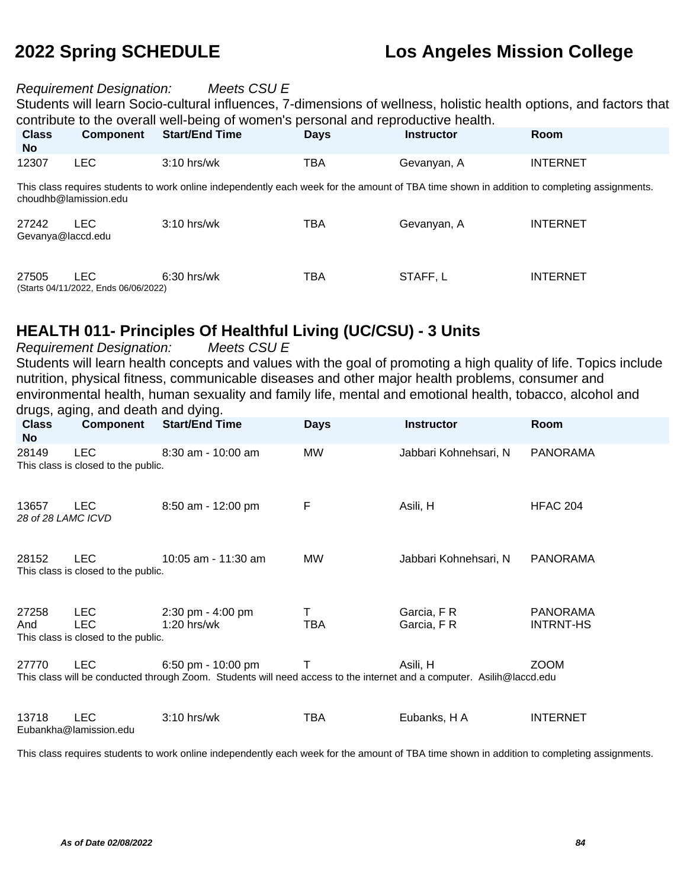*Requirement Designation:* *Meets CSU E*

Students will learn Socio-cultural influences, 7-dimensions of wellness, holistic health options, and factors that contribute to the overall well-being of women's personal and reproductive health.

| Class No | Component | Start/End Time | Days | Instructor | Room |
|---|---|---|---|---|---|
| 12307 | LEC | 3:10 hrs/wk | TBA | Gevanyan, A | INTERNET |

This class requires students to work online independently each week for the amount of TBA time shown in addition to completing assignments. choudhb@lamission.edu

| Class No | Component | Start/End Time | Days | Instructor | Room |
|---|---|---|---|---|---|
| 27242 | LEC | 3:10 hrs/wk | TBA | Gevanyan, A | INTERNET |

Gevanya@laccd.edu

| Class No | Component | Start/End Time | Days | Instructor | Room |
|---|---|---|---|---|---|
| 27505 | LEC | 6:30 hrs/wk | TBA | STAFF, L | INTERNET |

(Starts 04/11/2022, Ends 06/06/2022)

## HEALTH 011- Principles Of Healthful Living (UC/CSU) - 3 Units

*Requirement Designation:* *Meets CSU E*

Students will learn health concepts and values with the goal of promoting a high quality of life. Topics include nutrition, physical fitness, communicable diseases and other major health problems, consumer and environmental health, human sexuality and family life, mental and emotional health, tobacco, alcohol and drugs, aging, and death and dying.

| Class No | Component | Start/End Time | Days | Instructor | Room |
|---|---|---|---|---|---|
| 28149 | LEC | 8:30 am - 10:00 am | MW | Jabbari Kohnehsari, N | PANORAMA |

This class is closed to the public.

| Class No | Component | Start/End Time | Days | Instructor | Room |
|---|---|---|---|---|---|
| 13657 | LEC | 8:50 am - 12:00 pm | F | Asili, H | HFAC 204 |

*28 of 28 LAMC ICVD*

| Class No | Component | Start/End Time | Days | Instructor | Room |
|---|---|---|---|---|---|
| 28152 | LEC | 10:05 am - 11:30 am | MW | Jabbari Kohnehsari, N | PANORAMA |

This class is closed to the public.

| Class No | Component | Start/End Time | Days | Instructor | Room |
|---|---|---|---|---|---|
| 27258 | LEC | 2:30 pm - 4:00 pm | T | Garcia, F R | PANORAMA |
| And | LEC | 1:20 hrs/wk | TBA | Garcia, F R | INTRNT-HS |

This class is closed to the public.

| Class No | Component | Start/End Time | Days | Instructor | Room |
|---|---|---|---|---|---|
| 27770 | LEC | 6:50 pm - 10:00 pm | T | Asili, H | ZOOM |

This class will be conducted through Zoom. Students will need access to the internet and a computer. Asilih@laccd.edu

| Class No | Component | Start/End Time | Days | Instructor | Room |
|---|---|---|---|---|---|
| 13718 | LEC | 3:10 hrs/wk | TBA | Eubanks, H A | INTERNET |

Eubankha@lamission.edu

This class requires students to work online independently each week for the amount of TBA time shown in addition to completing assignments.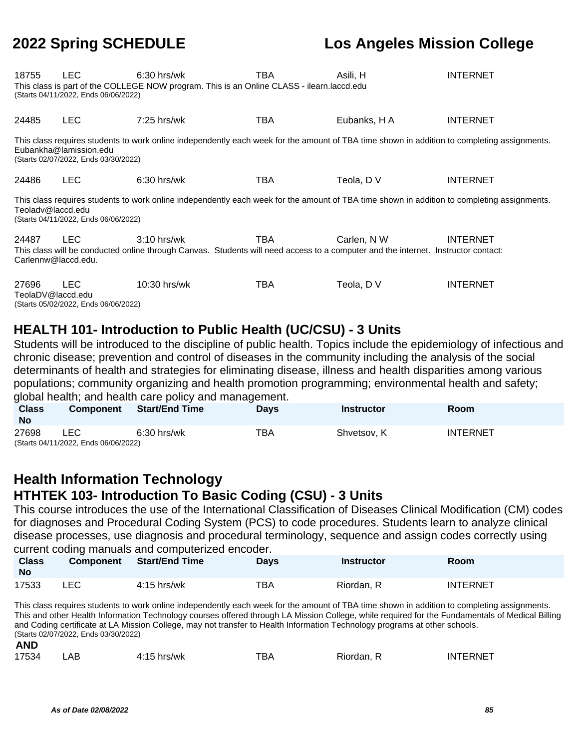| Class No | Component | Start/End Time | Days | Instructor | Room |
|---|---|---|---|---|---|
| 18755 | LEC | 6:30 hrs/wk | TBA | Asili, H | INTERNET |

This class is part of the COLLEGE NOW program. This is an Online CLASS - ilearn.laccd.edu
(Starts 04/11/2022, Ends 06/06/2022)

| Class No | Component | Start/End Time | Days | Instructor | Room |
|---|---|---|---|---|---|
| 24485 | LEC | 7:25 hrs/wk | TBA | Eubanks, H A | INTERNET |

This class requires students to work online independently each week for the amount of TBA time shown in addition to completing assignments. Eubankha@lamission.edu
(Starts 02/07/2022, Ends 03/30/2022)

| Class No | Component | Start/End Time | Days | Instructor | Room |
|---|---|---|---|---|---|
| 24486 | LEC | 6:30 hrs/wk | TBA | Teola, D V | INTERNET |

This class requires students to work online independently each week for the amount of TBA time shown in addition to completing assignments. Teoladv@laccd.edu
(Starts 04/11/2022, Ends 06/06/2022)

| Class No | Component | Start/End Time | Days | Instructor | Room |
|---|---|---|---|---|---|
| 24487 | LEC | 3:10 hrs/wk | TBA | Carlen, N W | INTERNET |

This class will be conducted online through Canvas. Students will need access to a computer and the internet. Instructor contact: Carlennw@laccd.edu.

| Class No | Component | Start/End Time | Days | Instructor | Room |
|---|---|---|---|---|---|
| 27696 | LEC | 10:30 hrs/wk | TBA | Teola, D V | INTERNET |

TeolaDV@laccd.edu
(Starts 05/02/2022, Ends 06/06/2022)

## HEALTH 101- Introduction to Public Health (UC/CSU) - 3 Units

Students will be introduced to the discipline of public health. Topics include the epidemiology of infectious and chronic disease; prevention and control of diseases in the community including the analysis of the social determinants of health and strategies for eliminating disease, illness and health disparities among various populations; community organizing and health promotion programming; environmental health and safety; global health; and health care policy and management.

| Class No | Component | Start/End Time | Days | Instructor | Room |
|---|---|---|---|---|---|
| 27698 | LEC | 6:30 hrs/wk | TBA | Shvetsov, K | INTERNET |

(Starts 04/11/2022, Ends 06/06/2022)

# Health Information Technology

## HTHTEK 103- Introduction To Basic Coding (CSU) - 3 Units

This course introduces the use of the International Classification of Diseases Clinical Modification (CM) codes for diagnoses and Procedural Coding System (PCS) to code procedures. Students learn to analyze clinical disease processes, use diagnosis and procedural terminology, sequence and assign codes correctly using current coding manuals and computerized encoder.

| Class No | Component | Start/End Time | Days | Instructor | Room |
|---|---|---|---|---|---|
| 17533 | LEC | 4:15 hrs/wk | TBA | Riordan, R | INTERNET |

This class requires students to work online independently each week for the amount of TBA time shown in addition to completing assignments. This and other Health Information Technology courses offered through LA Mission College, while required for the Fundamentals of Medical Billing and Coding certificate at LA Mission College, may not transfer to Health Information Technology programs at other schools.
(Starts 02/07/2022, Ends 03/30/2022)

**AND**

| Class No | Component | Start/End Time | Days | Instructor | Room |
|---|---|---|---|---|---|
| 17534 | LAB | 4:15 hrs/wk | TBA | Riordan, R | INTERNET |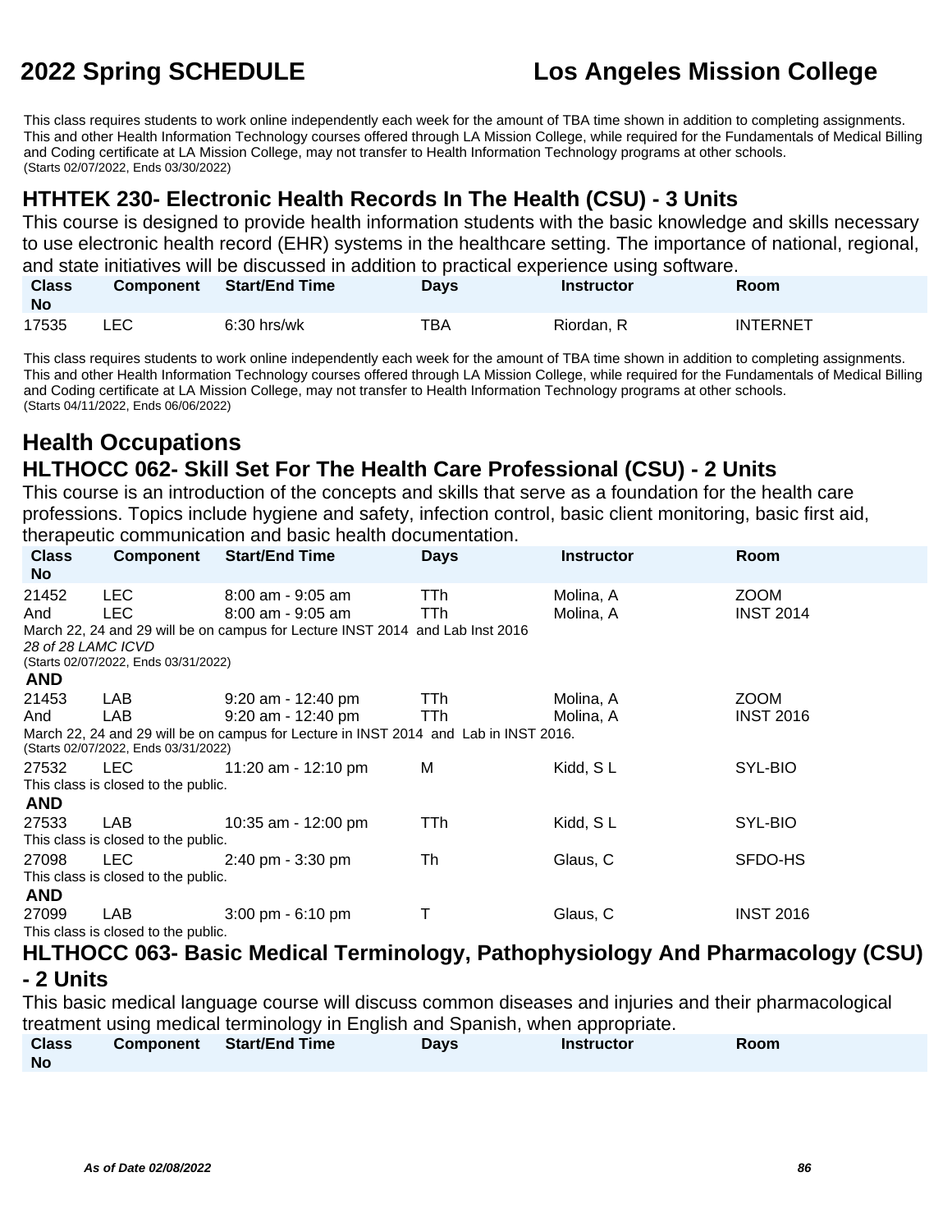This class requires students to work online independently each week for the amount of TBA time shown in addition to completing assignments. This and other Health Information Technology courses offered through LA Mission College, while required for the Fundamentals of Medical Billing and Coding certificate at LA Mission College, may not transfer to Health Information Technology programs at other schools.
(Starts 02/07/2022, Ends 03/30/2022)

## HTHTEK 230- Electronic Health Records In The Health (CSU) - 3 Units

This course is designed to provide health information students with the basic knowledge and skills necessary to use electronic health record (EHR) systems in the healthcare setting. The importance of national, regional, and state initiatives will be discussed in addition to practical experience using software.

| Class No | Component | Start/End Time | Days | Instructor | Room |
|---|---|---|---|---|---|
| 17535 | LEC | 6:30 hrs/wk | TBA | Riordan, R | INTERNET |

This class requires students to work online independently each week for the amount of TBA time shown in addition to completing assignments. This and other Health Information Technology courses offered through LA Mission College, while required for the Fundamentals of Medical Billing and Coding certificate at LA Mission College, may not transfer to Health Information Technology programs at other schools.
(Starts 04/11/2022, Ends 06/06/2022)

# Health Occupations

## HLTHOCC 062- Skill Set For The Health Care Professional (CSU) - 2 Units

This course is an introduction of the concepts and skills that serve as a foundation for the health care professions. Topics include hygiene and safety, infection control, basic client monitoring, basic first aid, therapeutic communication and basic health documentation.

| Class No | Component | Start/End Time | Days | Instructor | Room |
|---|---|---|---|---|---|
| 21452 | LEC | 8:00 am - 9:05 am | TTh | Molina, A | ZOOM |
| And | LEC | 8:00 am - 9:05 am | TTh | Molina, A | INST 2014 |
| March 22, 24 and 29 will be on campus for Lecture INST 2014 and Lab Inst 2016 | | | | | |
| *28 of 28 LAMC ICVD* | | | | | |
| (Starts 02/07/2022, Ends 03/31/2022) | | | | | |
| **AND** | | | | | |
| 21453 | LAB | 9:20 am - 12:40 pm | TTh | Molina, A | ZOOM |
| And | LAB | 9:20 am - 12:40 pm | TTh | Molina, A | INST 2016 |
| March 22, 24 and 29 will be on campus for Lecture in INST 2014 and Lab in INST 2016. | | | | | |
| (Starts 02/07/2022, Ends 03/31/2022) | | | | | |
| 27532 | LEC | 11:20 am - 12:10 pm | M | Kidd, S L | SYL-BIO |
| This class is closed to the public. | | | | | |
| **AND** | | | | | |
| 27533 | LAB | 10:35 am - 12:00 pm | TTh | Kidd, S L | SYL-BIO |
| This class is closed to the public. | | | | | |
| 27098 | LEC | 2:40 pm - 3:30 pm | Th | Glaus, C | SFDO-HS |
| This class is closed to the public. | | | | | |
| **AND** | | | | | |
| 27099 | LAB | 3:00 pm - 6:10 pm | T | Glaus, C | INST 2016 |
| This class is closed to the public. | | | | | |

## HLTHOCC 063- Basic Medical Terminology, Pathophysiology And Pharmacology (CSU) - 2 Units

This basic medical language course will discuss common diseases and injuries and their pharmacological treatment using medical terminology in English and Spanish, when appropriate.

| Class No | Component | Start/End Time | Days | Instructor | Room |
|---|---|---|---|---|---|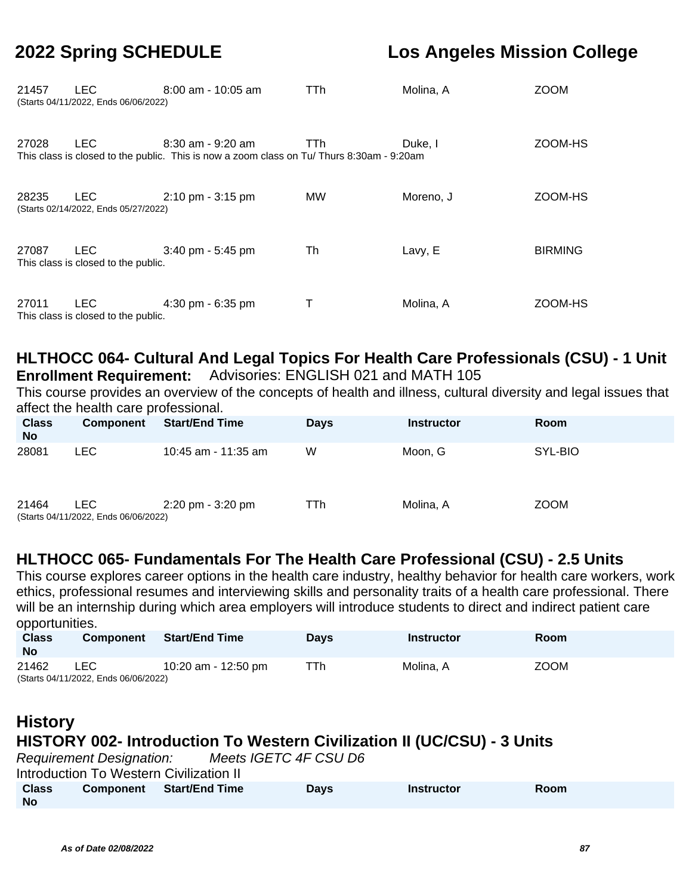| Class No | Component | Start/End Time | Days | Instructor | Room |
|---|---|---|---|---|---|
| 21457 | LEC | 8:00 am - 10:05 am | TTh | Molina, A | ZOOM |
| (Starts 04/11/2022, Ends 06/06/2022) | | | | | |
| 27028 | LEC | 8:30 am - 9:20 am | TTh | Duke, I | ZOOM-HS |
| This class is closed to the public. This is now a zoom class on Tu/ Thurs 8:30am - 9:20am | | | | | |
| 28235 | LEC | 2:10 pm - 3:15 pm | MW | Moreno, J | ZOOM-HS |
| (Starts 02/14/2022, Ends 05/27/2022) | | | | | |
| 27087 | LEC | 3:40 pm - 5:45 pm | Th | Lavy, E | BIRMING |
| This class is closed to the public. | | | | | |
| 27011 | LEC | 4:30 pm - 6:35 pm | T | Molina, A | ZOOM-HS |
| This class is closed to the public. | | | | | |

### HLTHOCC 064- Cultural And Legal Topics For Health Care Professionals (CSU) - 1 Unit

**Enrollment Requirement:** Advisories: ENGLISH 021 and MATH 105

This course provides an overview of the concepts of health and illness, cultural diversity and legal issues that affect the health care professional.

| Class No | Component | Start/End Time | Days | Instructor | Room |
|---|---|---|---|---|---|
| 28081 | LEC | 10:45 am - 11:35 am | W | Moon, G | SYL-BIO |
| 21464 | LEC | 2:20 pm - 3:20 pm | TTh | Molina, A | ZOOM |
| (Starts 04/11/2022, Ends 06/06/2022) | | | | | |

### HLTHOCC 065- Fundamentals For The Health Care Professional (CSU) - 2.5 Units

This course explores career options in the health care industry, healthy behavior for health care workers, work ethics, professional resumes and interviewing skills and personality traits of a health care professional. There will be an internship during which area employers will introduce students to direct and indirect patient care opportunities.

| Class No | Component | Start/End Time | Days | Instructor | Room |
|---|---|---|---|---|---|
| 21462 | LEC | 10:20 am - 12:50 pm | TTh | Molina, A | ZOOM |
| (Starts 04/11/2022, Ends 06/06/2022) | | | | | |

## History

### HISTORY 002- Introduction To Western Civilization II (UC/CSU) - 3 Units

*Requirement Designation:* *Meets IGETC 4F CSU D6*

Introduction To Western Civilization II

| Class No | Component | Start/End Time | Days | Instructor | Room |
|---|---|---|---|---|---|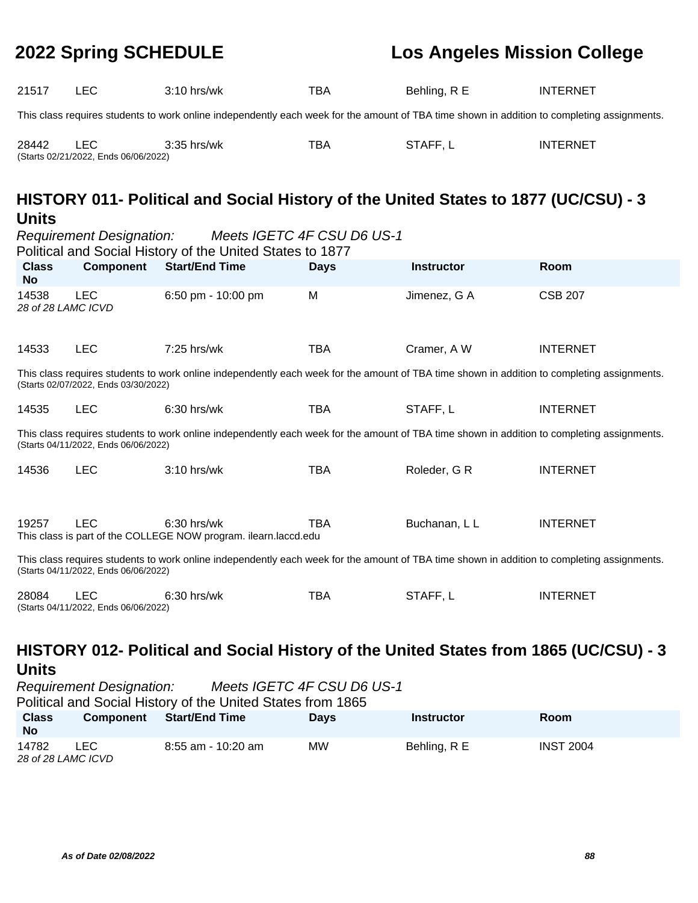| | | | | | |
|---|---|---|---|---|---|
| 21517 | LEC | 3:10 hrs/wk | TBA | Behling, R E | INTERNET |

This class requires students to work online independently each week for the amount of TBA time shown in addition to completing assignments.

| | | | | | |
|---|---|---|---|---|---|
| 28442 | LEC | 3:35 hrs/wk | TBA | STAFF, L | INTERNET |

(Starts 02/21/2022, Ends 06/06/2022)

## HISTORY 011- Political and Social History of the United States to 1877 (UC/CSU) - 3 Units

*Requirement Designation:* *Meets IGETC 4F CSU D6 US-1*

Political and Social History of the United States to 1877

| Class No | Component | Start/End Time | Days | Instructor | Room |
|---|---|---|---|---|---|
| 14538 | LEC | 6:50 pm - 10:00 pm | M | Jimenez, G A | CSB 207 |

*28 of 28 LAMC ICVD*

| | | | | | |
|---|---|---|---|---|---|
| 14533 | LEC | 7:25 hrs/wk | TBA | Cramer, A W | INTERNET |

This class requires students to work online independently each week for the amount of TBA time shown in addition to completing assignments.
(Starts 02/07/2022, Ends 03/30/2022)

| | | | | | |
|---|---|---|---|---|---|
| 14535 | LEC | 6:30 hrs/wk | TBA | STAFF, L | INTERNET |

This class requires students to work online independently each week for the amount of TBA time shown in addition to completing assignments.
(Starts 04/11/2022, Ends 06/06/2022)

| | | | | | |
|---|---|---|---|---|---|
| 14536 | LEC | 3:10 hrs/wk | TBA | Roleder, G R | INTERNET |
| 19257 | LEC | 6:30 hrs/wk | TBA | Buchanan, L L | INTERNET |

This class is part of the COLLEGE NOW program. ilearn.laccd.edu

This class requires students to work online independently each week for the amount of TBA time shown in addition to completing assignments.
(Starts 04/11/2022, Ends 06/06/2022)

| | | | | | |
|---|---|---|---|---|---|
| 28084 | LEC | 6:30 hrs/wk | TBA | STAFF, L | INTERNET |

(Starts 04/11/2022, Ends 06/06/2022)

## HISTORY 012- Political and Social History of the United States from 1865 (UC/CSU) - 3 Units

*Requirement Designation:* *Meets IGETC 4F CSU D6 US-1*

Political and Social History of the United States from 1865

| Class No | Component | Start/End Time | Days | Instructor | Room |
|---|---|---|---|---|---|
| 14782 | LEC | 8:55 am - 10:20 am | MW | Behling, R E | INST 2004 |

*28 of 28 LAMC ICVD*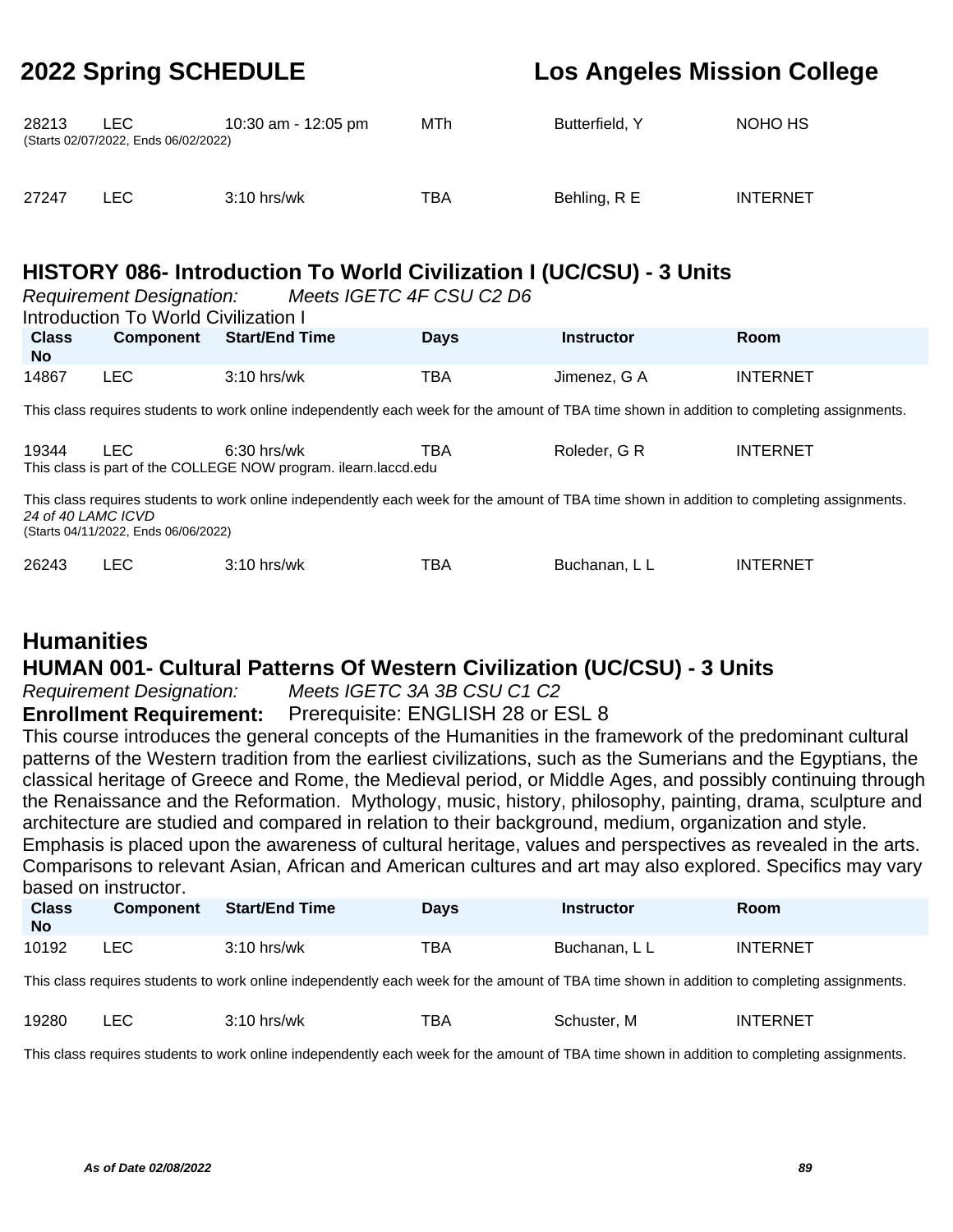| Class No | Component | Start/End Time | Days | Instructor | Room |
|---|---|---|---|---|---|
| 28213 | LEC | 10:30 am - 12:05 pm | MTh | Butterfield, Y | NOHO HS |

(Starts 02/07/2022, Ends 06/02/2022)

| Class No | Component | Start/End Time | Days | Instructor | Room |
|---|---|---|---|---|---|
| 27247 | LEC | 3:10 hrs/wk | TBA | Behling, R E | INTERNET |

## HISTORY 086- Introduction To World Civilization I (UC/CSU) - 3 Units

*Requirement Designation:* *Meets IGETC 4F CSU C2 D6*

Introduction To World Civilization I

| Class No | Component | Start/End Time | Days | Instructor | Room |
|---|---|---|---|---|---|
| 14867 | LEC | 3:10 hrs/wk | TBA | Jimenez, G A | INTERNET |

This class requires students to work online independently each week for the amount of TBA time shown in addition to completing assignments.

| Class No | Component | Start/End Time | Days | Instructor | Room |
|---|---|---|---|---|---|
| 19344 | LEC | 6:30 hrs/wk | TBA | Roleder, G R | INTERNET |

This class is part of the COLLEGE NOW program. ilearn.laccd.edu

This class requires students to work online independently each week for the amount of TBA time shown in addition to completing assignments.

*24 of 40 LAMC ICVD*

(Starts 04/11/2022, Ends 06/06/2022)

| Class No | Component | Start/End Time | Days | Instructor | Room |
|---|---|---|---|---|---|
| 26243 | LEC | 3:10 hrs/wk | TBA | Buchanan, L L | INTERNET |

# Humanities

## HUMAN 001- Cultural Patterns Of Western Civilization (UC/CSU) - 3 Units

*Requirement Designation:* *Meets IGETC 3A 3B CSU C1 C2*

**Enrollment Requirement:** Prerequisite: ENGLISH 28 or ESL 8

This course introduces the general concepts of the Humanities in the framework of the predominant cultural patterns of the Western tradition from the earliest civilizations, such as the Sumerians and the Egyptians, the classical heritage of Greece and Rome, the Medieval period, or Middle Ages, and possibly continuing through the Renaissance and the Reformation. Mythology, music, history, philosophy, painting, drama, sculpture and architecture are studied and compared in relation to their background, medium, organization and style. Emphasis is placed upon the awareness of cultural heritage, values and perspectives as revealed in the arts. Comparisons to relevant Asian, African and American cultures and art may also explored. Specifics may vary based on instructor.

| Class No | Component | Start/End Time | Days | Instructor | Room |
|---|---|---|---|---|---|
| 10192 | LEC | 3:10 hrs/wk | TBA | Buchanan, L L | INTERNET |

This class requires students to work online independently each week for the amount of TBA time shown in addition to completing assignments.

| Class No | Component | Start/End Time | Days | Instructor | Room |
|---|---|---|---|---|---|
| 19280 | LEC | 3:10 hrs/wk | TBA | Schuster, M | INTERNET |

This class requires students to work online independently each week for the amount of TBA time shown in addition to completing assignments.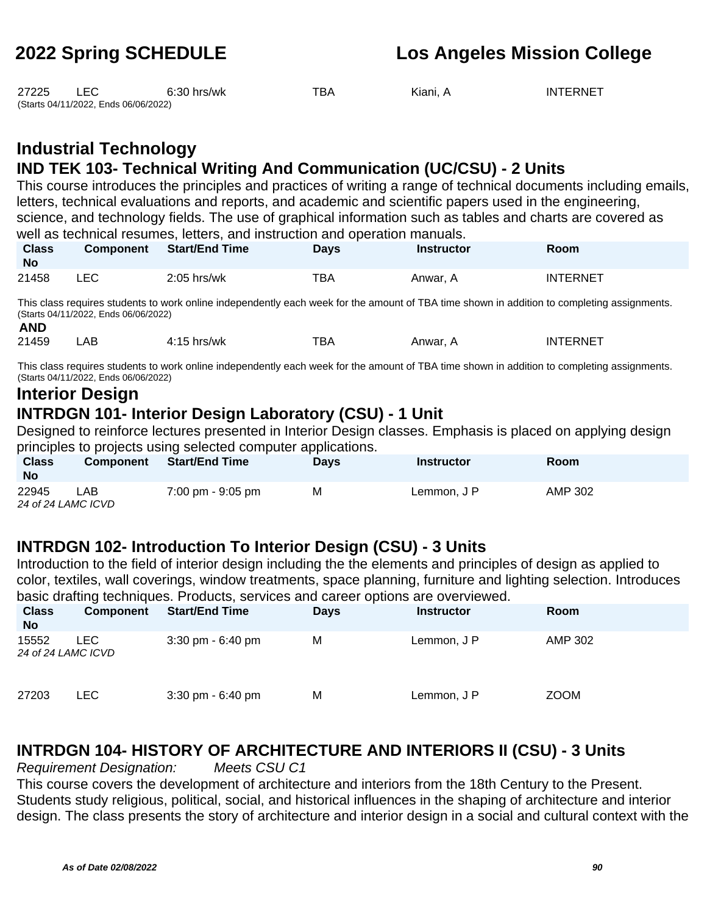| | | | | | |
|---|---|---|---|---|---|
| 27225 | LEC | 6:30 hrs/wk | TBA | Kiani, A | INTERNET |

(Starts 04/11/2022, Ends 06/06/2022)

## Industrial Technology

### IND TEK 103- Technical Writing And Communication (UC/CSU) - 2 Units

This course introduces the principles and practices of writing a range of technical documents including emails, letters, technical evaluations and reports, and academic and scientific papers used in the engineering, science, and technology fields. The use of graphical information such as tables and charts are covered as well as technical resumes, letters, and instruction and operation manuals.

| Class No | Component | Start/End Time | Days | Instructor | Room |
|---|---|---|---|---|---|
| 21458 | LEC | 2:05 hrs/wk | TBA | Anwar, A | INTERNET |

This class requires students to work online independently each week for the amount of TBA time shown in addition to completing assignments.
(Starts 04/11/2022, Ends 06/06/2022)

**AND**

| | | | | | |
|---|---|---|---|---|---|
| 21459 | LAB | 4:15 hrs/wk | TBA | Anwar, A | INTERNET |

This class requires students to work online independently each week for the amount of TBA time shown in addition to completing assignments.
(Starts 04/11/2022, Ends 06/06/2022)

## Interior Design

### INTRDGN 101- Interior Design Laboratory (CSU) - 1 Unit

Designed to reinforce lectures presented in Interior Design classes. Emphasis is placed on applying design principles to projects using selected computer applications.

| Class No | Component | Start/End Time | Days | Instructor | Room |
|---|---|---|---|---|---|
| 22945 | LAB | 7:00 pm - 9:05 pm | M | Lemmon, J P | AMP 302 |

*24 of 24 LAMC ICVD*

### INTRDGN 102- Introduction To Interior Design (CSU) - 3 Units

Introduction to the field of interior design including the the elements and principles of design as applied to color, textiles, wall coverings, window treatments, space planning, furniture and lighting selection. Introduces basic drafting techniques. Products, services and career options are overviewed.

| Class No | Component | Start/End Time | Days | Instructor | Room |
|---|---|---|---|---|---|
| 15552 | LEC | 3:30 pm - 6:40 pm | M | Lemmon, J P | AMP 302 |

*24 of 24 LAMC ICVD*

| | | | | | |
|---|---|---|---|---|---|
| 27203 | LEC | 3:30 pm - 6:40 pm | M | Lemmon, J P | ZOOM |

### INTRDGN 104- HISTORY OF ARCHITECTURE AND INTERIORS II (CSU) - 3 Units

*Requirement Designation:* *Meets CSU C1*

This course covers the development of architecture and interiors from the 18th Century to the Present. Students study religious, political, social, and historical influences in the shaping of architecture and interior design. The class presents the story of architecture and interior design in a social and cultural context with the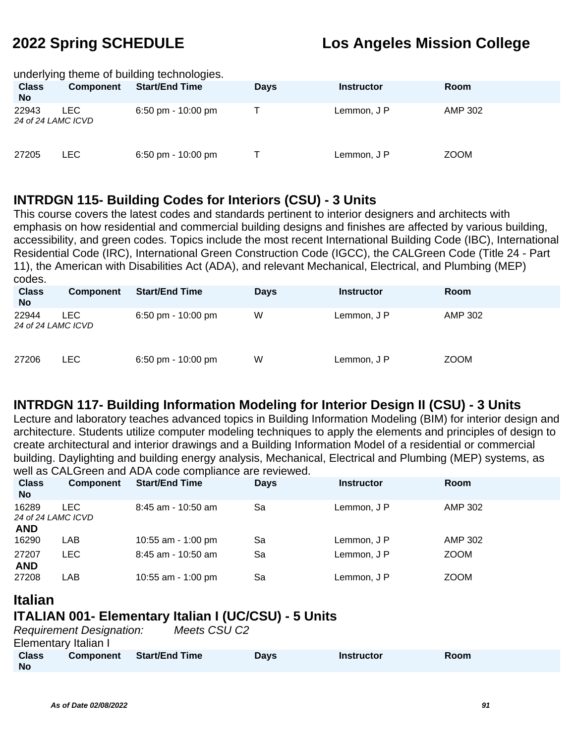underlying theme of building technologies.

| Class No | Component | Start/End Time | Days | Instructor | Room |
|---|---|---|---|---|---|
| 22943 | LEC | 6:50 pm - 10:00 pm | T | Lemmon, J P | AMP 302 |
| *24 of 24 LAMC ICVD* | | | | | |
| 27205 | LEC | 6:50 pm - 10:00 pm | T | Lemmon, J P | ZOOM |

## INTRDGN 115- Building Codes for Interiors (CSU) - 3 Units

This course covers the latest codes and standards pertinent to interior designers and architects with emphasis on how residential and commercial building designs and finishes are affected by various building, accessibility, and green codes. Topics include the most recent International Building Code (IBC), International Residential Code (IRC), International Green Construction Code (IGCC), the CALGreen Code (Title 24 - Part 11), the American with Disabilities Act (ADA), and relevant Mechanical, Electrical, and Plumbing (MEP) codes.

| Class No | Component | Start/End Time | Days | Instructor | Room |
|---|---|---|---|---|---|
| 22944 | LEC | 6:50 pm - 10:00 pm | W | Lemmon, J P | AMP 302 |
| *24 of 24 LAMC ICVD* | | | | | |
| 27206 | LEC | 6:50 pm - 10:00 pm | W | Lemmon, J P | ZOOM |

## INTRDGN 117- Building Information Modeling for Interior Design II (CSU) - 3 Units

Lecture and laboratory teaches advanced topics in Building Information Modeling (BIM) for interior design and architecture. Students utilize computer modeling techniques to apply the elements and principles of design to create architectural and interior drawings and a Building Information Model of a residential or commercial building. Daylighting and building energy analysis, Mechanical, Electrical and Plumbing (MEP) systems, as well as CALGreen and ADA code compliance are reviewed.

| Class No | Component | Start/End Time | Days | Instructor | Room |
|---|---|---|---|---|---|
| 16289 | LEC | 8:45 am - 10:50 am | Sa | Lemmon, J P | AMP 302 |
| *24 of 24 LAMC ICVD* | | | | | |
| **AND** | | | | | |
| 16290 | LAB | 10:55 am - 1:00 pm | Sa | Lemmon, J P | AMP 302 |
| 27207 | LEC | 8:45 am - 10:50 am | Sa | Lemmon, J P | ZOOM |
| **AND** | | | | | |
| 27208 | LAB | 10:55 am - 1:00 pm | Sa | Lemmon, J P | ZOOM |

# Italian

## ITALIAN 001- Elementary Italian I (UC/CSU) - 5 Units

*Requirement Designation:* *Meets CSU C2*

Elementary Italian I

| Class No | Component | Start/End Time | Days | Instructor | Room |
|---|---|---|---|---|---|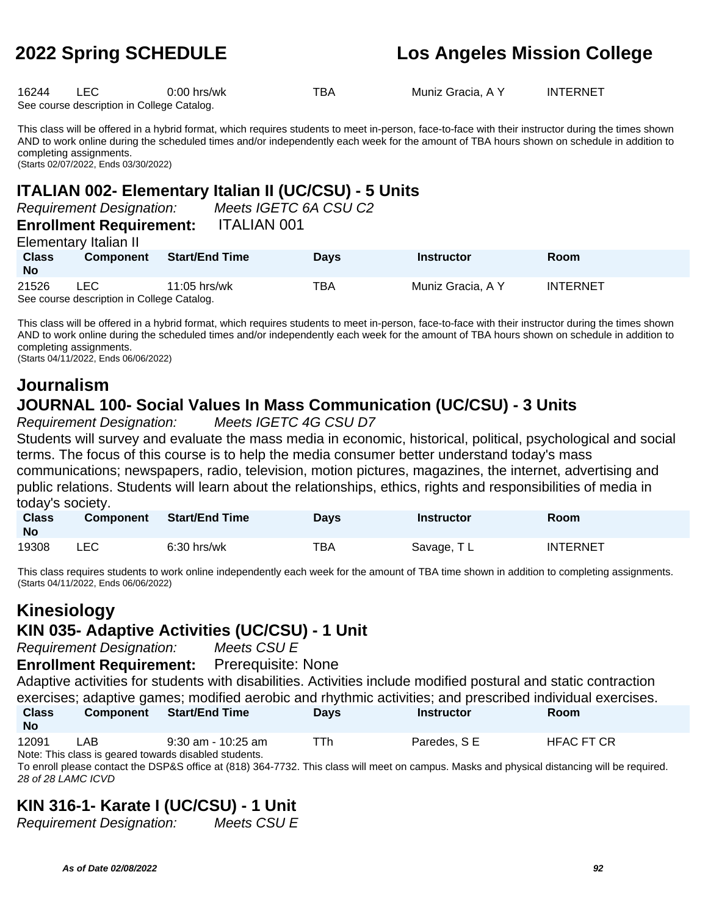| Class No | Component | Start/End Time | Days | Instructor | Room |
|---|---|---|---|---|---|
| 16244 | LEC | 0:00 hrs/wk | TBA | Muniz Gracia, A Y | INTERNET |

See course description in College Catalog.

This class will be offered in a hybrid format, which requires students to meet in-person, face-to-face with their instructor during the times shown AND to work online during the scheduled times and/or independently each week for the amount of TBA hours shown on schedule in addition to completing assignments.
(Starts 02/07/2022, Ends 03/30/2022)

### ITALIAN 002- Elementary Italian II (UC/CSU) - 5 Units

*Requirement Designation:* *Meets IGETC 6A CSU C2*

**Enrollment Requirement:** ITALIAN 001

Elementary Italian II

| Class No | Component | Start/End Time | Days | Instructor | Room |
|---|---|---|---|---|---|
| 21526 | LEC | 11:05 hrs/wk | TBA | Muniz Gracia, A Y | INTERNET |

See course description in College Catalog.

This class will be offered in a hybrid format, which requires students to meet in-person, face-to-face with their instructor during the times shown AND to work online during the scheduled times and/or independently each week for the amount of TBA hours shown on schedule in addition to completing assignments.
(Starts 04/11/2022, Ends 06/06/2022)

## Journalism

### JOURNAL 100- Social Values In Mass Communication (UC/CSU) - 3 Units

*Requirement Designation:* *Meets IGETC 4G CSU D7*

Students will survey and evaluate the mass media in economic, historical, political, psychological and social terms. The focus of this course is to help the media consumer better understand today's mass communications; newspapers, radio, television, motion pictures, magazines, the internet, advertising and public relations. Students will learn about the relationships, ethics, rights and responsibilities of media in today's society.

| Class No | Component | Start/End Time | Days | Instructor | Room |
|---|---|---|---|---|---|
| 19308 | LEC | 6:30 hrs/wk | TBA | Savage, T L | INTERNET |

This class requires students to work online independently each week for the amount of TBA time shown in addition to completing assignments.
(Starts 04/11/2022, Ends 06/06/2022)

## Kinesiology

### KIN 035- Adaptive Activities (UC/CSU) - 1 Unit

*Requirement Designation:* *Meets CSU E*

**Enrollment Requirement:** Prerequisite: None

Adaptive activities for students with disabilities. Activities include modified postural and static contraction exercises; adaptive games; modified aerobic and rhythmic activities; and prescribed individual exercises.

| Class No | Component | Start/End Time | Days | Instructor | Room |
|---|---|---|---|---|---|
| 12091 | LAB | 9:30 am - 10:25 am | TTh | Paredes, S E | HFAC FT CR |

Note: This class is geared towards disabled students.
To enroll please contact the DSP&S office at (818) 364-7732. This class will meet on campus. Masks and physical distancing will be required.
*28 of 28 LAMC ICVD*

### KIN 316-1- Karate I (UC/CSU) - 1 Unit

*Requirement Designation:* *Meets CSU E*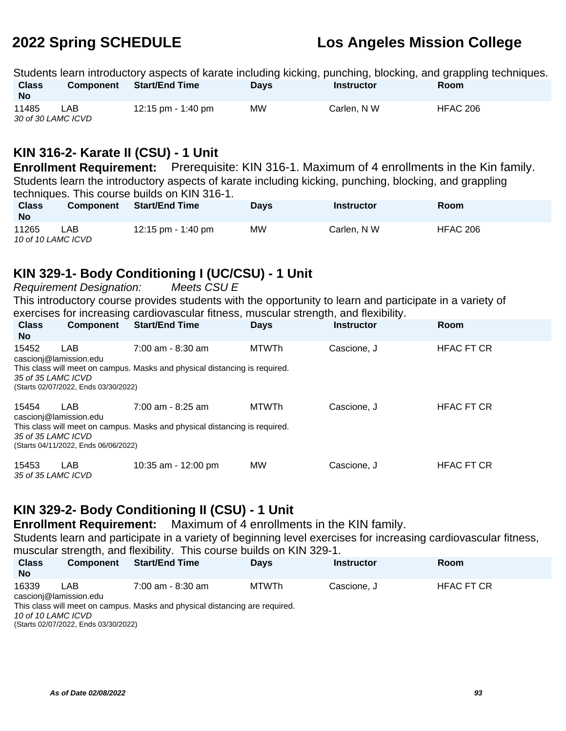Students learn introductory aspects of karate including kicking, punching, blocking, and grappling techniques.

| Class No | Component | Start/End Time | Days | Instructor | Room |
|---|---|---|---|---|---|
| 11485 | LAB | 12:15 pm - 1:40 pm | MW | Carlen, N W | HFAC 206 |

*30 of 30 LAMC ICVD*

## KIN 316-2- Karate II (CSU) - 1 Unit

**Enrollment Requirement:** Prerequisite: KIN 316-1. Maximum of 4 enrollments in the Kin family.

Students learn the introductory aspects of karate including kicking, punching, blocking, and grappling techniques. This course builds on KIN 316-1.

| Class No | Component | Start/End Time | Days | Instructor | Room |
|---|---|---|---|---|---|
| 11265 | LAB | 12:15 pm - 1:40 pm | MW | Carlen, N W | HFAC 206 |

*10 of 10 LAMC ICVD*

## KIN 329-1- Body Conditioning I (UC/CSU) - 1 Unit

*Requirement Designation:* *Meets CSU E*

This introductory course provides students with the opportunity to learn and participate in a variety of exercises for increasing cardiovascular fitness, muscular strength, and flexibility.

| Class No | Component | Start/End Time | Days | Instructor | Room |
|---|---|---|---|---|---|
| 15452 | LAB | 7:00 am - 8:30 am | MTWTh | Cascione, J | HFAC FT CR |

cascionj@lamission.edu

This class will meet on campus. Masks and physical distancing is required.

*35 of 35 LAMC ICVD*

(Starts 02/07/2022, Ends 03/30/2022)

| Class No | Component | Start/End Time | Days | Instructor | Room |
|---|---|---|---|---|---|
| 15454 | LAB | 7:00 am - 8:25 am | MTWTh | Cascione, J | HFAC FT CR |

cascionj@lamission.edu

This class will meet on campus. Masks and physical distancing is required.

*35 of 35 LAMC ICVD*

(Starts 04/11/2022, Ends 06/06/2022)

| Class No | Component | Start/End Time | Days | Instructor | Room |
|---|---|---|---|---|---|
| 15453 | LAB | 10:35 am - 12:00 pm | MW | Cascione, J | HFAC FT CR |

*35 of 35 LAMC ICVD*

## KIN 329-2- Body Conditioning II (CSU) - 1 Unit

**Enrollment Requirement:** Maximum of 4 enrollments in the KIN family.

Students learn and participate in a variety of beginning level exercises for increasing cardiovascular fitness, muscular strength, and flexibility. This course builds on KIN 329-1.

| Class No | Component | Start/End Time | Days | Instructor | Room |
|---|---|---|---|---|---|
| 16339 | LAB | 7:00 am - 8:30 am | MTWTh | Cascione, J | HFAC FT CR |

cascionj@lamission.edu

This class will meet on campus. Masks and physical distancing are required.

*10 of 10 LAMC ICVD*

(Starts 02/07/2022, Ends 03/30/2022)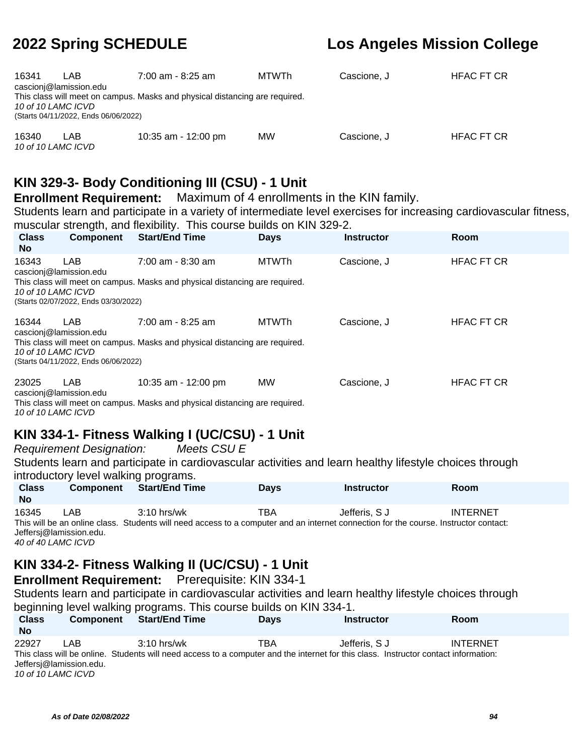| Class No | Component | Start/End Time | Days | Instructor | Room |
|---|---|---|---|---|---|
| 16341 | LAB | 7:00 am - 8:25 am | MTWTh | Cascione, J | HFAC FT CR |

cascionj@lamission.edu
This class will meet on campus. Masks and physical distancing are required.
*10 of 10 LAMC ICVD*
(Starts 04/11/2022, Ends 06/06/2022)

| Class No | Component | Start/End Time | Days | Instructor | Room |
|---|---|---|---|---|---|
| 16340 | LAB | 10:35 am - 12:00 pm | MW | Cascione, J | HFAC FT CR |

*10 of 10 LAMC ICVD*

## KIN 329-3- Body Conditioning III (CSU) - 1 Unit

**Enrollment Requirement:** Maximum of 4 enrollments in the KIN family.

Students learn and participate in a variety of intermediate level exercises for increasing cardiovascular fitness, muscular strength, and flexibility. This course builds on KIN 329-2.

| Class No | Component | Start/End Time | Days | Instructor | Room |
|---|---|---|---|---|---|
| 16343 | LAB | 7:00 am - 8:30 am | MTWTh | Cascione, J | HFAC FT CR |

cascionj@lamission.edu
This class will meet on campus. Masks and physical distancing are required.
*10 of 10 LAMC ICVD*
(Starts 02/07/2022, Ends 03/30/2022)

| Class No | Component | Start/End Time | Days | Instructor | Room |
|---|---|---|---|---|---|
| 16344 | LAB | 7:00 am - 8:25 am | MTWTh | Cascione, J | HFAC FT CR |

cascionj@lamission.edu
This class will meet on campus. Masks and physical distancing are required.
*10 of 10 LAMC ICVD*
(Starts 04/11/2022, Ends 06/06/2022)

| Class No | Component | Start/End Time | Days | Instructor | Room |
|---|---|---|---|---|---|
| 23025 | LAB | 10:35 am - 12:00 pm | MW | Cascione, J | HFAC FT CR |

cascionj@lamission.edu
This class will meet on campus. Masks and physical distancing are required.
*10 of 10 LAMC ICVD*

## KIN 334-1- Fitness Walking I (UC/CSU) - 1 Unit

*Requirement Designation: Meets CSU E*

Students learn and participate in cardiovascular activities and learn healthy lifestyle choices through introductory level walking programs.

| Class No | Component | Start/End Time | Days | Instructor | Room |
|---|---|---|---|---|---|
| 16345 | LAB | 3:10 hrs/wk | TBA | Jefferis, S J | INTERNET |

This will be an online class. Students will need access to a computer and an internet connection for the course. Instructor contact: Jeffersj@lamission.edu.
*40 of 40 LAMC ICVD*

## KIN 334-2- Fitness Walking II (UC/CSU) - 1 Unit

**Enrollment Requirement:** Prerequisite: KIN 334-1

Students learn and participate in cardiovascular activities and learn healthy lifestyle choices through beginning level walking programs. This course builds on KIN 334-1.

| Class No | Component | Start/End Time | Days | Instructor | Room |
|---|---|---|---|---|---|
| 22927 | LAB | 3:10 hrs/wk | TBA | Jefferis, S J | INTERNET |

This class will be online. Students will need access to a computer and the internet for this class. Instructor contact information: Jeffersj@lamission.edu.
*10 of 10 LAMC ICVD*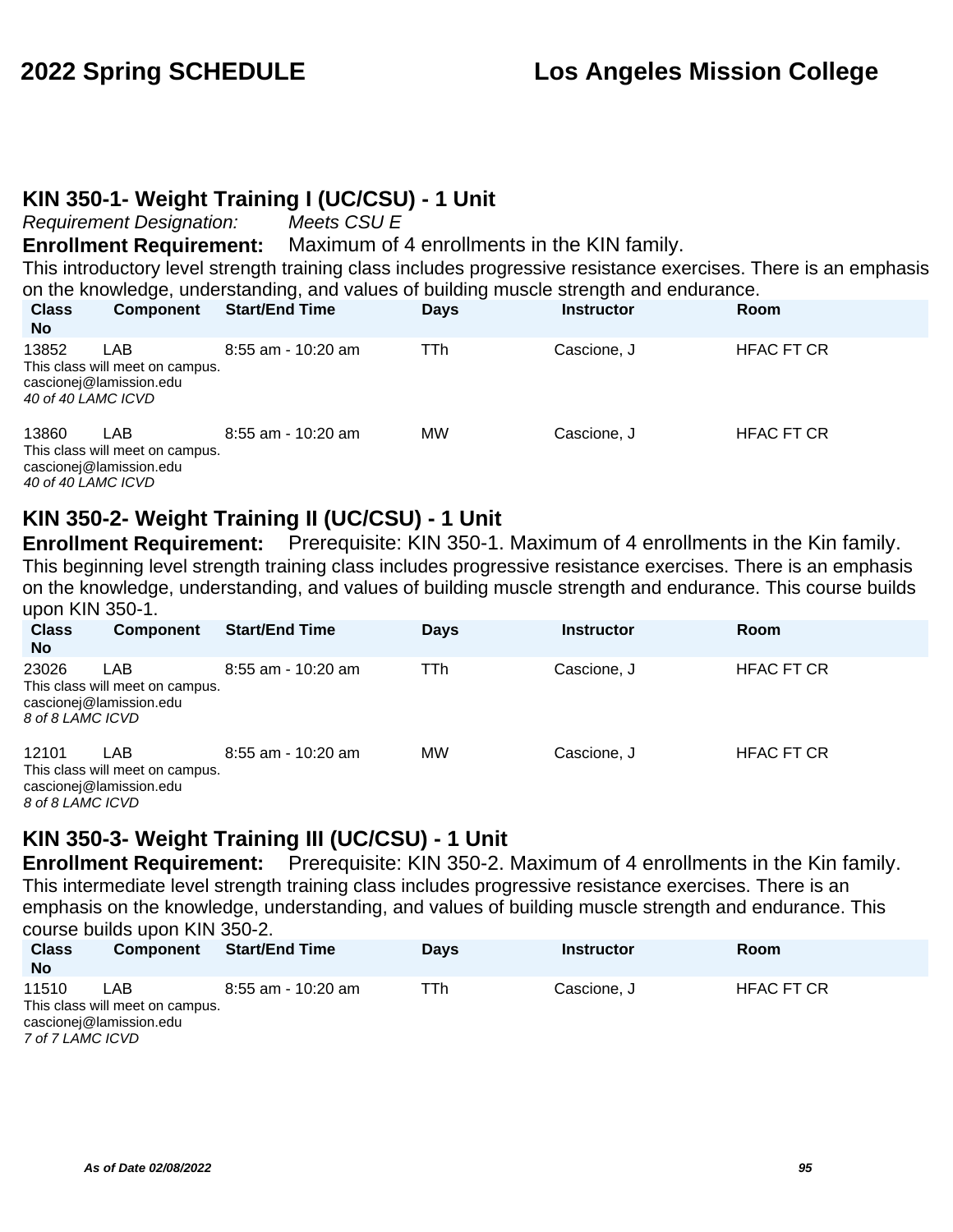## KIN 350-1- Weight Training I (UC/CSU) - 1 Unit

*Requirement Designation:* *Meets CSU E*

**Enrollment Requirement:** Maximum of 4 enrollments in the KIN family.

This introductory level strength training class includes progressive resistance exercises. There is an emphasis on the knowledge, understanding, and values of building muscle strength and endurance.

| Class No | Component | Start/End Time | Days | Instructor | Room |
|---|---|---|---|---|---|
| 13852 | LAB | 8:55 am - 10:20 am | TTh | Cascione, J | HFAC FT CR |

This class will meet on campus.
cascionej@lamission.edu
*40 of 40 LAMC ICVD*

| Class No | Component | Start/End Time | Days | Instructor | Room |
|---|---|---|---|---|---|
| 13860 | LAB | 8:55 am - 10:20 am | MW | Cascione, J | HFAC FT CR |

This class will meet on campus.
cascionej@lamission.edu
*40 of 40 LAMC ICVD*

## KIN 350-2- Weight Training II (UC/CSU) - 1 Unit

**Enrollment Requirement:** Prerequisite: KIN 350-1. Maximum of 4 enrollments in the Kin family.

This beginning level strength training class includes progressive resistance exercises. There is an emphasis on the knowledge, understanding, and values of building muscle strength and endurance. This course builds upon KIN 350-1.

| Class No | Component | Start/End Time | Days | Instructor | Room |
|---|---|---|---|---|---|
| 23026 | LAB | 8:55 am - 10:20 am | TTh | Cascione, J | HFAC FT CR |

This class will meet on campus.
cascionej@lamission.edu
*8 of 8 LAMC ICVD*

| Class No | Component | Start/End Time | Days | Instructor | Room |
|---|---|---|---|---|---|
| 12101 | LAB | 8:55 am - 10:20 am | MW | Cascione, J | HFAC FT CR |

This class will meet on campus.
cascionej@lamission.edu
*8 of 8 LAMC ICVD*

## KIN 350-3- Weight Training III (UC/CSU) - 1 Unit

**Enrollment Requirement:** Prerequisite: KIN 350-2. Maximum of 4 enrollments in the Kin family.

This intermediate level strength training class includes progressive resistance exercises. There is an emphasis on the knowledge, understanding, and values of building muscle strength and endurance. This course builds upon KIN 350-2.

| Class No | Component | Start/End Time | Days | Instructor | Room |
|---|---|---|---|---|---|
| 11510 | LAB | 8:55 am - 10:20 am | TTh | Cascione, J | HFAC FT CR |

This class will meet on campus.
cascionej@lamission.edu
*7 of 7 LAMC ICVD*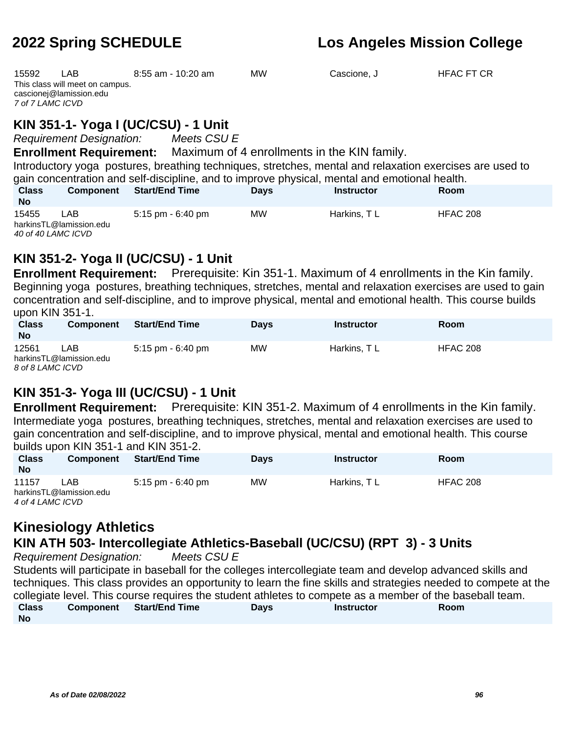| Class No | Component | Start/End Time | Days | Instructor | Room |
|---|---|---|---|---|---|
| 15592 | LAB | 8:55 am - 10:20 am | MW | Cascione, J | HFAC FT CR |

This class will meet on campus.
cascionej@lamission.edu
*7 of 7 LAMC ICVD*

## KIN 351-1- Yoga I (UC/CSU) - 1 Unit

*Requirement Designation:* *Meets CSU E*

**Enrollment Requirement:** Maximum of 4 enrollments in the KIN family.

Introductory yoga postures, breathing techniques, stretches, mental and relaxation exercises are used to gain concentration and self-discipline, and to improve physical, mental and emotional health.

| Class No | Component | Start/End Time | Days | Instructor | Room |
|---|---|---|---|---|---|
| 15455 | LAB | 5:15 pm - 6:40 pm | MW | Harkins, T L | HFAC 208 |

harkinsTL@lamission.edu
*40 of 40 LAMC ICVD*

## KIN 351-2- Yoga II (UC/CSU) - 1 Unit

**Enrollment Requirement:** Prerequisite: Kin 351-1. Maximum of 4 enrollments in the Kin family.

Beginning yoga postures, breathing techniques, stretches, mental and relaxation exercises are used to gain concentration and self-discipline, and to improve physical, mental and emotional health. This course builds upon KIN 351-1.

| Class No | Component | Start/End Time | Days | Instructor | Room |
|---|---|---|---|---|---|
| 12561 | LAB | 5:15 pm - 6:40 pm | MW | Harkins, T L | HFAC 208 |

harkinsTL@lamission.edu
*8 of 8 LAMC ICVD*

## KIN 351-3- Yoga III (UC/CSU) - 1 Unit

**Enrollment Requirement:** Prerequisite: KIN 351-2. Maximum of 4 enrollments in the Kin family.

Intermediate yoga postures, breathing techniques, stretches, mental and relaxation exercises are used to gain concentration and self-discipline, and to improve physical, mental and emotional health. This course builds upon KIN 351-1 and KIN 351-2.

| Class No | Component | Start/End Time | Days | Instructor | Room |
|---|---|---|---|---|---|
| 11157 | LAB | 5:15 pm - 6:40 pm | MW | Harkins, T L | HFAC 208 |

harkinsTL@lamission.edu
*4 of 4 LAMC ICVD*

# Kinesiology Athletics

## KIN ATH 503- Intercollegiate Athletics-Baseball (UC/CSU) (RPT 3) - 3 Units

*Requirement Designation:* *Meets CSU E*

Students will participate in baseball for the colleges intercollegiate team and develop advanced skills and techniques. This class provides an opportunity to learn the fine skills and strategies needed to compete at the collegiate level. This course requires the student athletes to compete as a member of the baseball team.

| Class No | Component | Start/End Time | Days | Instructor | Room |
|---|---|---|---|---|---|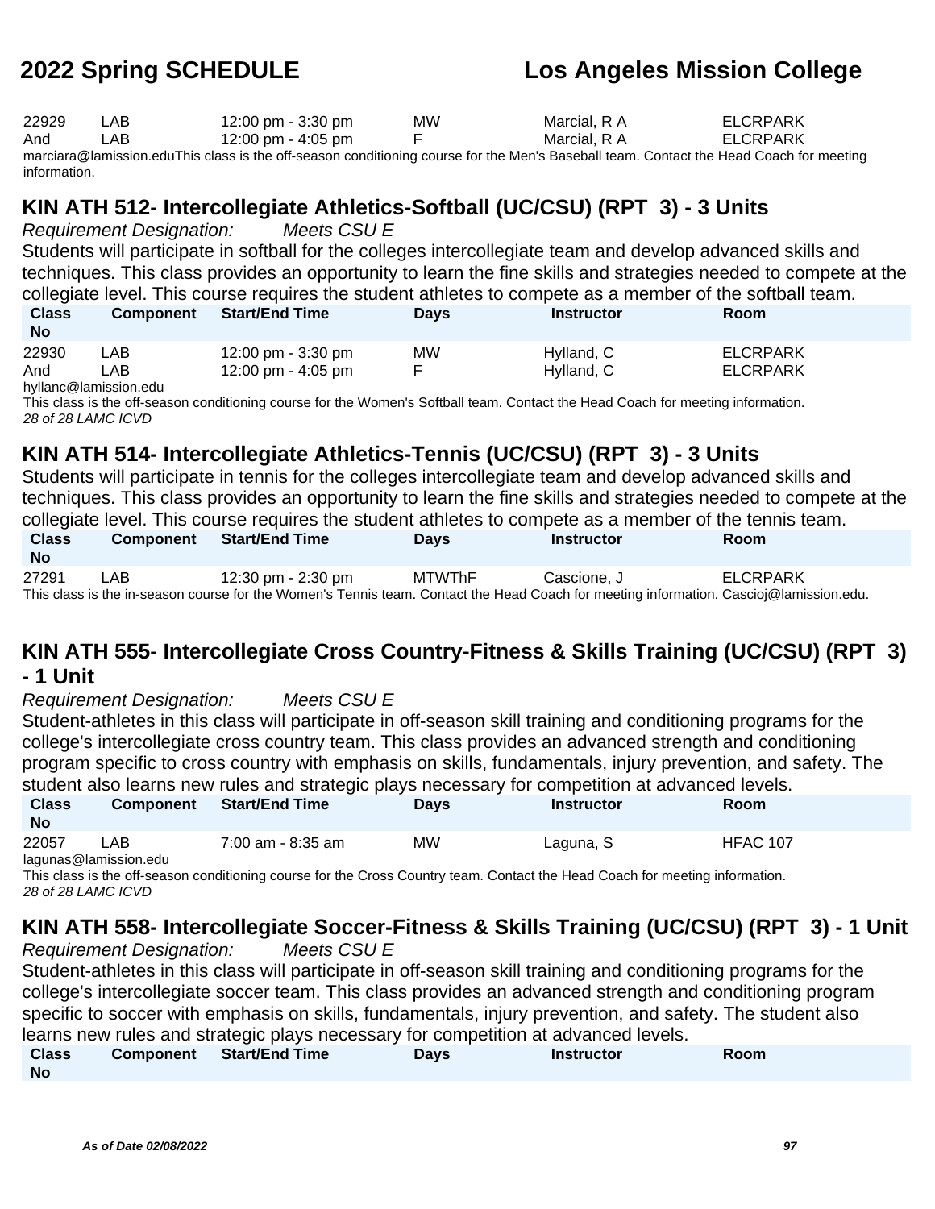| | | | | | |
|---|---|---|---|---|---|
| 22929 | LAB | 12:00 pm - 3:30 pm | MW | Marcial, R A | ELCRPARK |
| And | LAB | 12:00 pm - 4:05 pm | F | Marcial, R A | ELCRPARK |

marciara@lamission.eduThis class is the off-season conditioning course for the Men's Baseball team. Contact the Head Coach for meeting information.

## KIN ATH 512- Intercollegiate Athletics-Softball (UC/CSU) (RPT 3) - 3 Units

*Requirement Designation:* *Meets CSU E*

Students will participate in softball for the colleges intercollegiate team and develop advanced skills and techniques. This class provides an opportunity to learn the fine skills and strategies needed to compete at the collegiate level. This course requires the student athletes to compete as a member of the softball team.

| Class No | Component | Start/End Time | Days | Instructor | Room |
|---|---|---|---|---|---|
| 22930 | LAB | 12:00 pm - 3:30 pm | MW | Hylland, C | ELCRPARK |
| And | LAB | 12:00 pm - 4:05 pm | F | Hylland, C | ELCRPARK |

hyllanc@lamission.edu

This class is the off-season conditioning course for the Women's Softball team. Contact the Head Coach for meeting information.

*28 of 28 LAMC ICVD*

## KIN ATH 514- Intercollegiate Athletics-Tennis (UC/CSU) (RPT 3) - 3 Units

Students will participate in tennis for the colleges intercollegiate team and develop advanced skills and techniques. This class provides an opportunity to learn the fine skills and strategies needed to compete at the collegiate level. This course requires the student athletes to compete as a member of the tennis team.

| Class No | Component | Start/End Time | Days | Instructor | Room |
|---|---|---|---|---|---|
| 27291 | LAB | 12:30 pm - 2:30 pm | MTWThF | Cascione, J | ELCRPARK |

This class is the in-season course for the Women's Tennis team. Contact the Head Coach for meeting information. Cascioj@lamission.edu.

## KIN ATH 555- Intercollegiate Cross Country-Fitness & Skills Training (UC/CSU) (RPT 3) - 1 Unit

*Requirement Designation:* *Meets CSU E*

Student-athletes in this class will participate in off-season skill training and conditioning programs for the college's intercollegiate cross country team. This class provides an advanced strength and conditioning program specific to cross country with emphasis on skills, fundamentals, injury prevention, and safety. The student also learns new rules and strategic plays necessary for competition at advanced levels.

| Class No | Component | Start/End Time | Days | Instructor | Room |
|---|---|---|---|---|---|
| 22057 | LAB | 7:00 am - 8:35 am | MW | Laguna, S | HFAC 107 |

lagunas@lamission.edu

This class is the off-season conditioning course for the Cross Country team. Contact the Head Coach for meeting information.

*28 of 28 LAMC ICVD*

## KIN ATH 558- Intercollegiate Soccer-Fitness & Skills Training (UC/CSU) (RPT 3) - 1 Unit

*Requirement Designation:* *Meets CSU E*

Student-athletes in this class will participate in off-season skill training and conditioning programs for the college's intercollegiate soccer team. This class provides an advanced strength and conditioning program specific to soccer with emphasis on skills, fundamentals, injury prevention, and safety. The student also learns new rules and strategic plays necessary for competition at advanced levels.

| Class No | Component | Start/End Time | Days | Instructor | Room |
|---|---|---|---|---|---|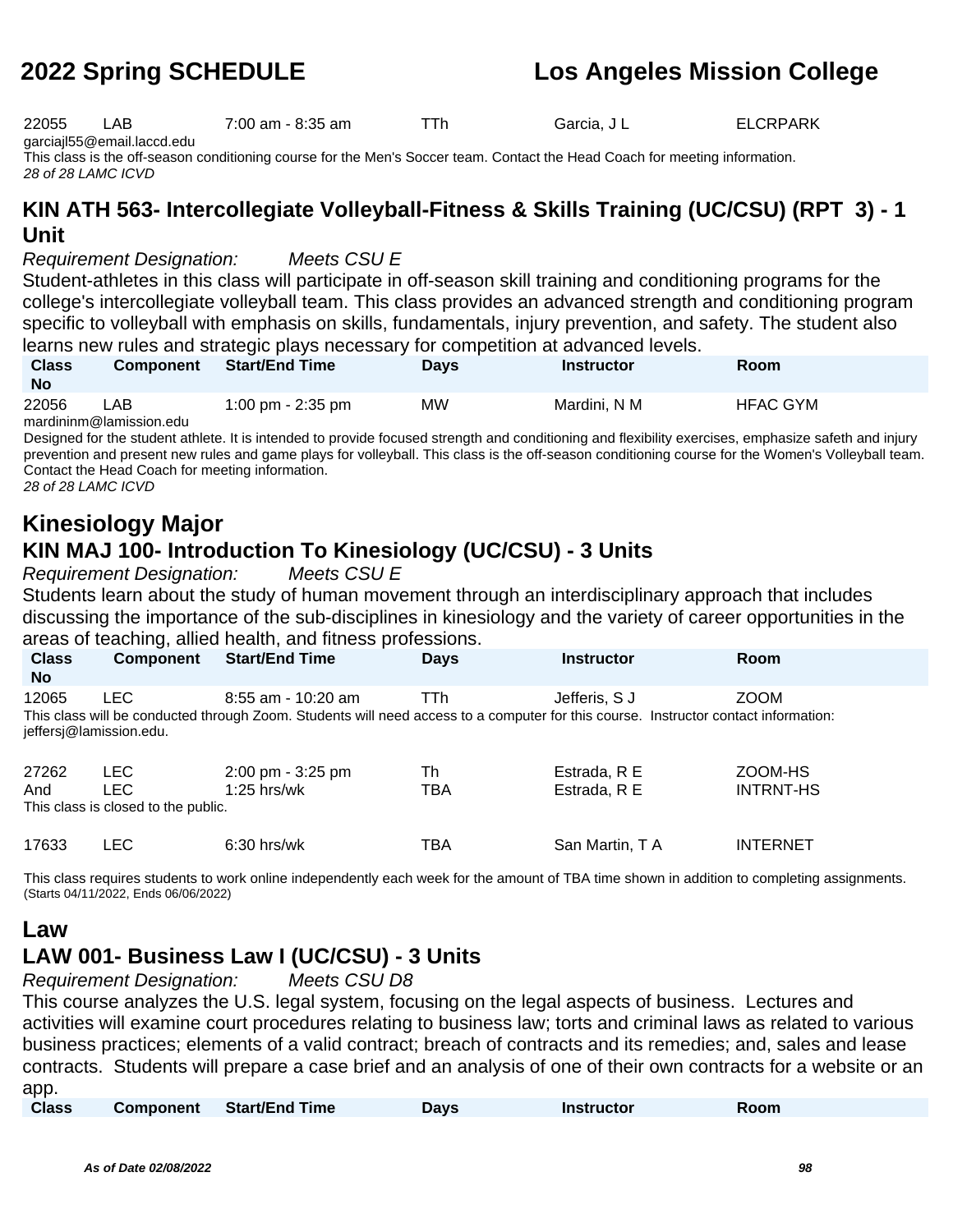| Class No | Component | Start/End Time | Days | Instructor | Room |
|---|---|---|---|---|---|
| 22055 | LAB | 7:00 am - 8:35 am | TTh | Garcia, J L | ELCRPARK |

garciajl55@email.laccd.edu

This class is the off-season conditioning course for the Men's Soccer team. Contact the Head Coach for meeting information.

*28 of 28 LAMC ICVD*

## KIN ATH 563- Intercollegiate Volleyball-Fitness & Skills Training (UC/CSU) (RPT 3) - 1 Unit

*Requirement Designation: Meets CSU E*

Student-athletes in this class will participate in off-season skill training and conditioning programs for the college's intercollegiate volleyball team. This class provides an advanced strength and conditioning program specific to volleyball with emphasis on skills, fundamentals, injury prevention, and safety. The student also learns new rules and strategic plays necessary for competition at advanced levels.

| Class No | Component | Start/End Time | Days | Instructor | Room |
|---|---|---|---|---|---|
| 22056 | LAB | 1:00 pm - 2:35 pm | MW | Mardini, N M | HFAC GYM |

mardininm@lamission.edu

Designed for the student athlete. It is intended to provide focused strength and conditioning and flexibility exercises, emphasize safeth and injury prevention and present new rules and game plays for volleyball. This class is the off-season conditioning course for the Women's Volleyball team. Contact the Head Coach for meeting information.

*28 of 28 LAMC ICVD*

# Kinesiology Major

## KIN MAJ 100- Introduction To Kinesiology (UC/CSU) - 3 Units

*Requirement Designation: Meets CSU E*

Students learn about the study of human movement through an interdisciplinary approach that includes discussing the importance of the sub-disciplines in kinesiology and the variety of career opportunities in the areas of teaching, allied health, and fitness professions.

| Class No | Component | Start/End Time | Days | Instructor | Room |
|---|---|---|---|---|---|
| 12065 | LEC | 8:55 am - 10:20 am | TTh | Jefferis, S J | ZOOM |

This class will be conducted through Zoom. Students will need access to a computer for this course. Instructor contact information: jeffersj@lamission.edu.

| Class No | Component | Start/End Time | Days | Instructor | Room |
|---|---|---|---|---|---|
| 27262 | LEC | 2:00 pm - 3:25 pm | Th | Estrada, R E | ZOOM-HS |
| And | LEC | 1:25 hrs/wk | TBA | Estrada, R E | INTRNT-HS |

This class is closed to the public.

| Class No | Component | Start/End Time | Days | Instructor | Room |
|---|---|---|---|---|---|
| 17633 | LEC | 6:30 hrs/wk | TBA | San Martin, T A | INTERNET |

This class requires students to work online independently each week for the amount of TBA time shown in addition to completing assignments. (Starts 04/11/2022, Ends 06/06/2022)

# Law

## LAW 001- Business Law I (UC/CSU) - 3 Units

*Requirement Designation: Meets CSU D8*

This course analyzes the U.S. legal system, focusing on the legal aspects of business. Lectures and activities will examine court procedures relating to business law; torts and criminal laws as related to various business practices; elements of a valid contract; breach of contracts and its remedies; and, sales and lease contracts. Students will prepare a case brief and an analysis of one of their own contracts for a website or an app.

| Class | Component | Start/End Time | Days | Instructor | Room |
|---|---|---|---|---|---|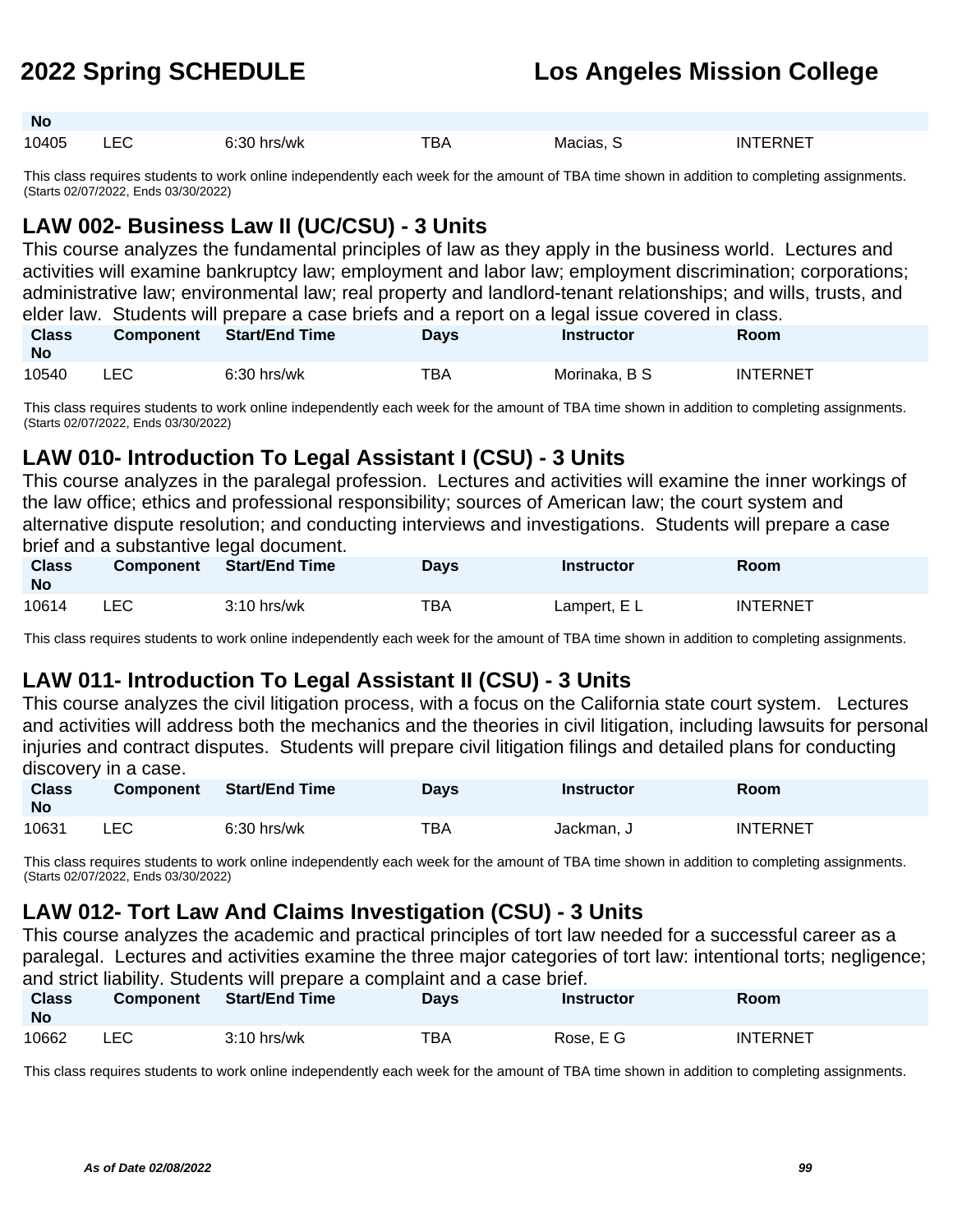| Class No | Component | Start/End Time | Days | Instructor | Room |
|---|---|---|---|---|---|
| 10405 | LEC | 6:30 hrs/wk | TBA | Macias, S | INTERNET |

This class requires students to work online independently each week for the amount of TBA time shown in addition to completing assignments. (Starts 02/07/2022, Ends 03/30/2022)

## LAW 002- Business Law II (UC/CSU) - 3 Units

This course analyzes the fundamental principles of law as they apply in the business world. Lectures and activities will examine bankruptcy law; employment and labor law; employment discrimination; corporations; administrative law; environmental law; real property and landlord-tenant relationships; and wills, trusts, and elder law. Students will prepare a case briefs and a report on a legal issue covered in class.

| Class No | Component | Start/End Time | Days | Instructor | Room |
|---|---|---|---|---|---|
| 10540 | LEC | 6:30 hrs/wk | TBA | Morinaka, B S | INTERNET |

This class requires students to work online independently each week for the amount of TBA time shown in addition to completing assignments. (Starts 02/07/2022, Ends 03/30/2022)

## LAW 010- Introduction To Legal Assistant I (CSU) - 3 Units

This course analyzes in the paralegal profession. Lectures and activities will examine the inner workings of the law office; ethics and professional responsibility; sources of American law; the court system and alternative dispute resolution; and conducting interviews and investigations. Students will prepare a case brief and a substantive legal document.

| Class No | Component | Start/End Time | Days | Instructor | Room |
|---|---|---|---|---|---|
| 10614 | LEC | 3:10 hrs/wk | TBA | Lampert, E L | INTERNET |

This class requires students to work online independently each week for the amount of TBA time shown in addition to completing assignments.

## LAW 011- Introduction To Legal Assistant II (CSU) - 3 Units

This course analyzes the civil litigation process, with a focus on the California state court system. Lectures and activities will address both the mechanics and the theories in civil litigation, including lawsuits for personal injuries and contract disputes. Students will prepare civil litigation filings and detailed plans for conducting discovery in a case.

| Class No | Component | Start/End Time | Days | Instructor | Room |
|---|---|---|---|---|---|
| 10631 | LEC | 6:30 hrs/wk | TBA | Jackman, J | INTERNET |

This class requires students to work online independently each week for the amount of TBA time shown in addition to completing assignments. (Starts 02/07/2022, Ends 03/30/2022)

## LAW 012- Tort Law And Claims Investigation (CSU) - 3 Units

This course analyzes the academic and practical principles of tort law needed for a successful career as a paralegal. Lectures and activities examine the three major categories of tort law: intentional torts; negligence; and strict liability. Students will prepare a complaint and a case brief.

| Class No | Component | Start/End Time | Days | Instructor | Room |
|---|---|---|---|---|---|
| 10662 | LEC | 3:10 hrs/wk | TBA | Rose, E G | INTERNET |

This class requires students to work online independently each week for the amount of TBA time shown in addition to completing assignments.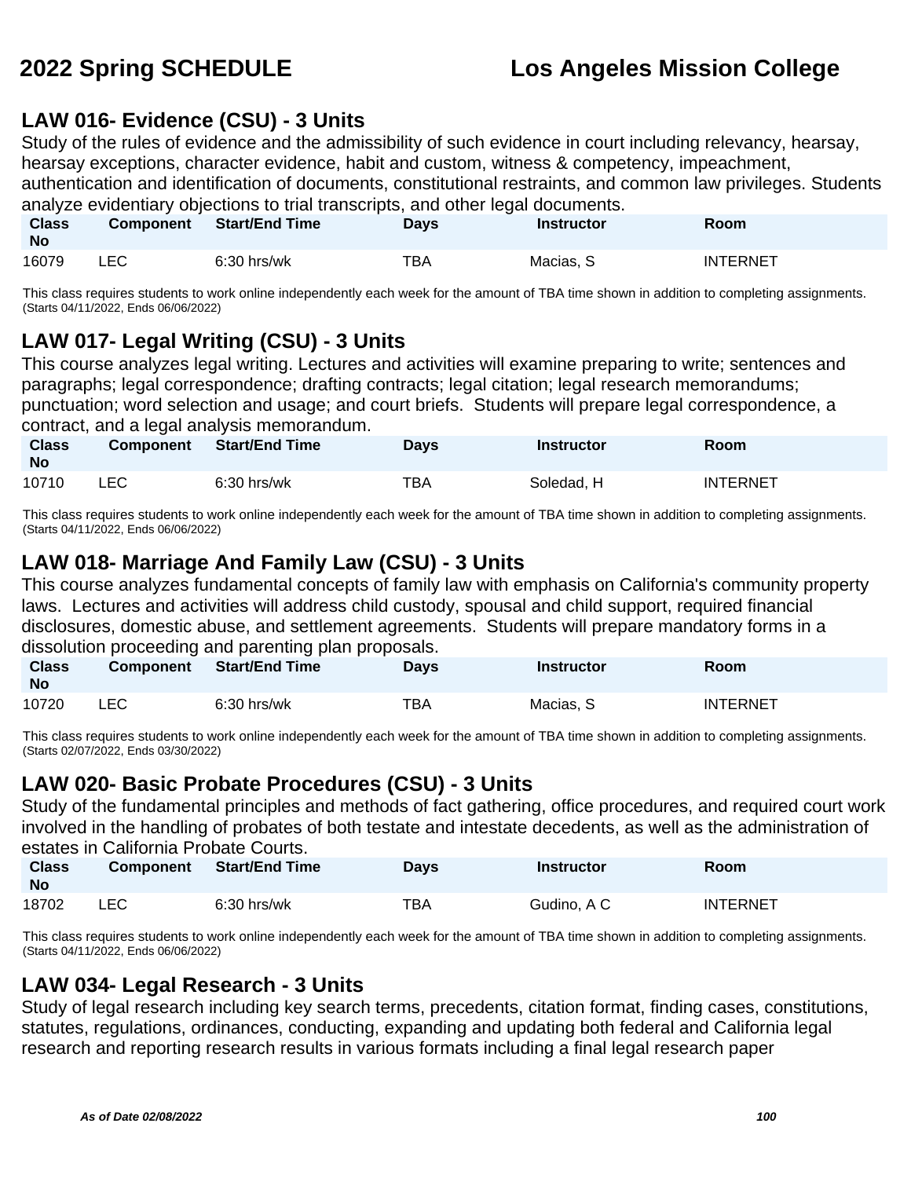## LAW 016- Evidence (CSU) - 3 Units

Study of the rules of evidence and the admissibility of such evidence in court including relevancy, hearsay, hearsay exceptions, character evidence, habit and custom, witness & competency, impeachment, authentication and identification of documents, constitutional restraints, and common law privileges. Students analyze evidentiary objections to trial transcripts, and other legal documents.

| Class No | Component | Start/End Time | Days | Instructor | Room |
|---|---|---|---|---|---|
| 16079 | LEC | 6:30 hrs/wk | TBA | Macias, S | INTERNET |

This class requires students to work online independently each week for the amount of TBA time shown in addition to completing assignments. (Starts 04/11/2022, Ends 06/06/2022)

## LAW 017- Legal Writing (CSU) - 3 Units

This course analyzes legal writing. Lectures and activities will examine preparing to write; sentences and paragraphs; legal correspondence; drafting contracts; legal citation; legal research memorandums; punctuation; word selection and usage; and court briefs. Students will prepare legal correspondence, a contract, and a legal analysis memorandum.

| Class No | Component | Start/End Time | Days | Instructor | Room |
|---|---|---|---|---|---|
| 10710 | LEC | 6:30 hrs/wk | TBA | Soledad, H | INTERNET |

This class requires students to work online independently each week for the amount of TBA time shown in addition to completing assignments. (Starts 04/11/2022, Ends 06/06/2022)

## LAW 018- Marriage And Family Law (CSU) - 3 Units

This course analyzes fundamental concepts of family law with emphasis on California's community property laws. Lectures and activities will address child custody, spousal and child support, required financial disclosures, domestic abuse, and settlement agreements. Students will prepare mandatory forms in a dissolution proceeding and parenting plan proposals.

| Class No | Component | Start/End Time | Days | Instructor | Room |
|---|---|---|---|---|---|
| 10720 | LEC | 6:30 hrs/wk | TBA | Macias, S | INTERNET |

This class requires students to work online independently each week for the amount of TBA time shown in addition to completing assignments. (Starts 02/07/2022, Ends 03/30/2022)

## LAW 020- Basic Probate Procedures (CSU) - 3 Units

Study of the fundamental principles and methods of fact gathering, office procedures, and required court work involved in the handling of probates of both testate and intestate decedents, as well as the administration of estates in California Probate Courts.

| Class No | Component | Start/End Time | Days | Instructor | Room |
|---|---|---|---|---|---|
| 18702 | LEC | 6:30 hrs/wk | TBA | Gudino, A C | INTERNET |

This class requires students to work online independently each week for the amount of TBA time shown in addition to completing assignments. (Starts 04/11/2022, Ends 06/06/2022)

## LAW 034- Legal Research - 3 Units

Study of legal research including key search terms, precedents, citation format, finding cases, constitutions, statutes, regulations, ordinances, conducting, expanding and updating both federal and California legal research and reporting research results in various formats including a final legal research paper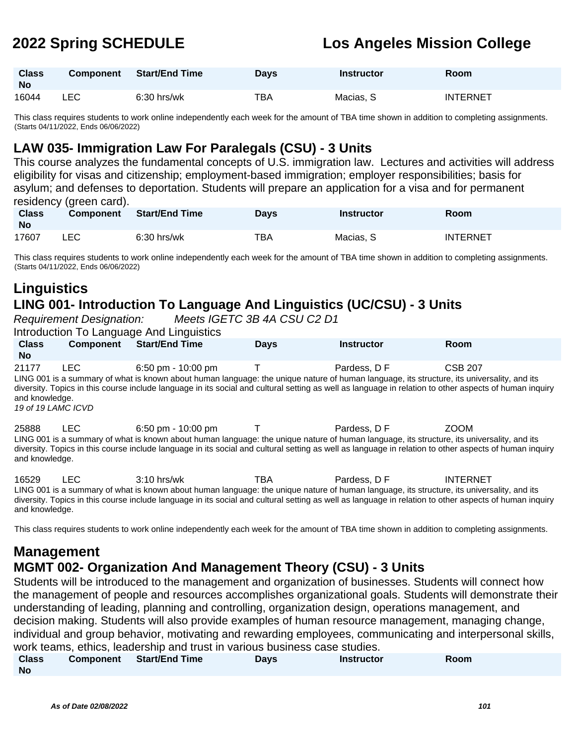| Class No | Component | Start/End Time | Days | Instructor | Room |
|---|---|---|---|---|---|
| 16044 | LEC | 6:30 hrs/wk | TBA | Macias, S | INTERNET |

This class requires students to work online independently each week for the amount of TBA time shown in addition to completing assignments. (Starts 04/11/2022, Ends 06/06/2022)

### LAW 035- Immigration Law For Paralegals (CSU) - 3 Units

This course analyzes the fundamental concepts of U.S. immigration law. Lectures and activities will address eligibility for visas and citizenship; employment-based immigration; employer responsibilities; basis for asylum; and defenses to deportation. Students will prepare an application for a visa and for permanent residency (green card).

| Class No | Component | Start/End Time | Days | Instructor | Room |
|---|---|---|---|---|---|
| 17607 | LEC | 6:30 hrs/wk | TBA | Macias, S | INTERNET |

This class requires students to work online independently each week for the amount of TBA time shown in addition to completing assignments. (Starts 04/11/2022, Ends 06/06/2022)

## Linguistics

### LING 001- Introduction To Language And Linguistics (UC/CSU) - 3 Units

*Requirement Designation: Meets IGETC 3B 4A CSU C2 D1*

Introduction To Language And Linguistics

| Class No | Component | Start/End Time | Days | Instructor | Room |
|---|---|---|---|---|---|
| 21177 | LEC | 6:50 pm - 10:00 pm | T | Pardess, D F | CSB 207 |

LING 001 is a summary of what is known about human language: the unique nature of human language, its structure, its universality, and its diversity. Topics in this course include language in its social and cultural setting as well as language in relation to other aspects of human inquiry and knowledge.

*19 of 19 LAMC ICVD*

| Class No | Component | Start/End Time | Days | Instructor | Room |
|---|---|---|---|---|---|
| 25888 | LEC | 6:50 pm - 10:00 pm | T | Pardess, D F | ZOOM |

LING 001 is a summary of what is known about human language: the unique nature of human language, its structure, its universality, and its diversity. Topics in this course include language in its social and cultural setting as well as language in relation to other aspects of human inquiry and knowledge.

| Class No | Component | Start/End Time | Days | Instructor | Room |
|---|---|---|---|---|---|
| 16529 | LEC | 3:10 hrs/wk | TBA | Pardess, D F | INTERNET |

LING 001 is a summary of what is known about human language: the unique nature of human language, its structure, its universality, and its diversity. Topics in this course include language in its social and cultural setting as well as language in relation to other aspects of human inquiry and knowledge.

This class requires students to work online independently each week for the amount of TBA time shown in addition to completing assignments.

## Management

### MGMT 002- Organization And Management Theory (CSU) - 3 Units

Students will be introduced to the management and organization of businesses. Students will connect how the management of people and resources accomplishes organizational goals. Students will demonstrate their understanding of leading, planning and controlling, organization design, operations management, and decision making. Students will also provide examples of human resource management, managing change, individual and group behavior, motivating and rewarding employees, communicating and interpersonal skills, work teams, ethics, leadership and trust in various business case studies.

| Class No | Component | Start/End Time | Days | Instructor | Room |
|---|---|---|---|---|---|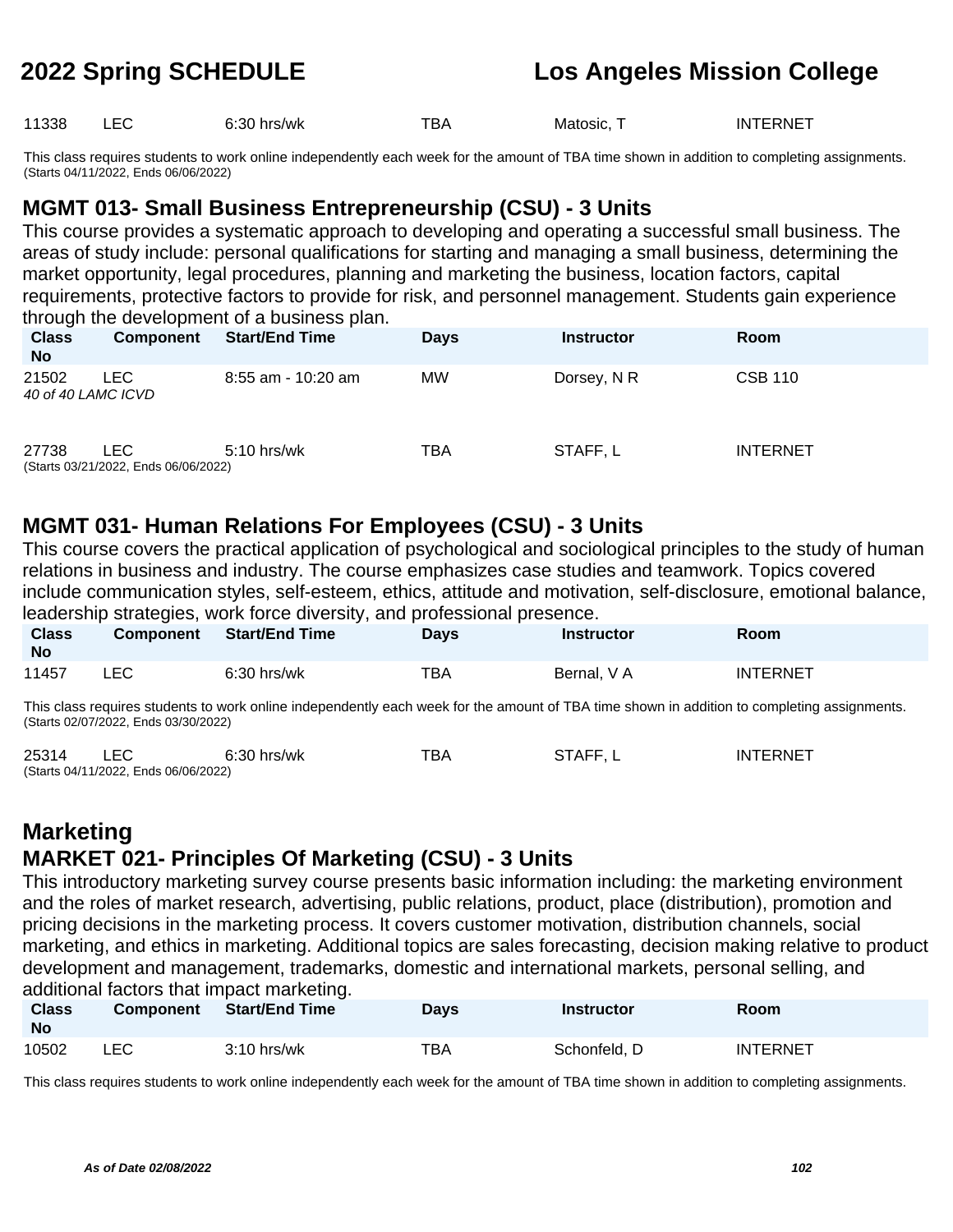| Class No | Component | Start/End Time | Days | Instructor | Room |
|---|---|---|---|---|---|
| 11338 | LEC | 6:30 hrs/wk | TBA | Matosic, T | INTERNET |

This class requires students to work online independently each week for the amount of TBA time shown in addition to completing assignments.
(Starts 04/11/2022, Ends 06/06/2022)

## MGMT 013- Small Business Entrepreneurship (CSU) - 3 Units

This course provides a systematic approach to developing and operating a successful small business. The areas of study include: personal qualifications for starting and managing a small business, determining the market opportunity, legal procedures, planning and marketing the business, location factors, capital requirements, protective factors to provide for risk, and personnel management. Students gain experience through the development of a business plan.

| Class No | Component | Start/End Time | Days | Instructor | Room |
|---|---|---|---|---|---|
| 21502 | LEC | 8:55 am - 10:20 am | MW | Dorsey, N R | CSB 110 |

*40 of 40 LAMC ICVD*

| Class No | Component | Start/End Time | Days | Instructor | Room |
|---|---|---|---|---|---|
| 27738 | LEC | 5:10 hrs/wk | TBA | STAFF, L | INTERNET |

(Starts 03/21/2022, Ends 06/06/2022)

## MGMT 031- Human Relations For Employees (CSU) - 3 Units

This course covers the practical application of psychological and sociological principles to the study of human relations in business and industry. The course emphasizes case studies and teamwork. Topics covered include communication styles, self-esteem, ethics, attitude and motivation, self-disclosure, emotional balance, leadership strategies, work force diversity, and professional presence.

| Class No | Component | Start/End Time | Days | Instructor | Room |
|---|---|---|---|---|---|
| 11457 | LEC | 6:30 hrs/wk | TBA | Bernal, V A | INTERNET |

This class requires students to work online independently each week for the amount of TBA time shown in addition to completing assignments.
(Starts 02/07/2022, Ends 03/30/2022)

| Class No | Component | Start/End Time | Days | Instructor | Room |
|---|---|---|---|---|---|
| 25314 | LEC | 6:30 hrs/wk | TBA | STAFF, L | INTERNET |

(Starts 04/11/2022, Ends 06/06/2022)

# Marketing

## MARKET 021- Principles Of Marketing (CSU) - 3 Units

This introductory marketing survey course presents basic information including: the marketing environment and the roles of market research, advertising, public relations, product, place (distribution), promotion and pricing decisions in the marketing process. It covers customer motivation, distribution channels, social marketing, and ethics in marketing. Additional topics are sales forecasting, decision making relative to product development and management, trademarks, domestic and international markets, personal selling, and additional factors that impact marketing.

| Class No | Component | Start/End Time | Days | Instructor | Room |
|---|---|---|---|---|---|
| 10502 | LEC | 3:10 hrs/wk | TBA | Schonfeld, D | INTERNET |

This class requires students to work online independently each week for the amount of TBA time shown in addition to completing assignments.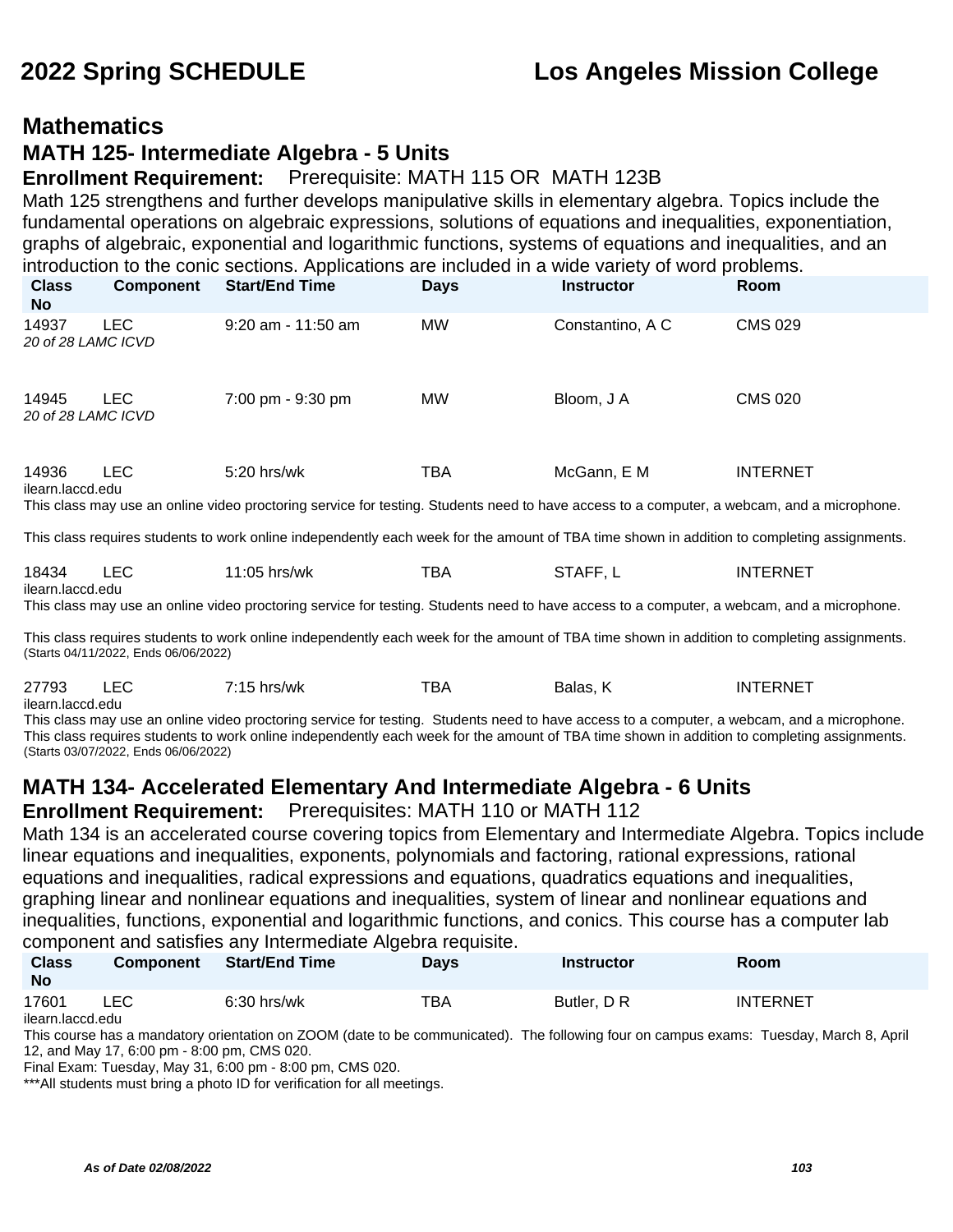## Mathematics

### MATH 125- Intermediate Algebra - 5 Units

**Enrollment Requirement:** Prerequisite: MATH 115 OR MATH 123B

Math 125 strengthens and further develops manipulative skills in elementary algebra. Topics include the fundamental operations on algebraic expressions, solutions of equations and inequalities, exponentiation, graphs of algebraic, exponential and logarithmic functions, systems of equations and inequalities, and an introduction to the conic sections. Applications are included in a wide variety of word problems.

| Class No | Component | Start/End Time | Days | Instructor | Room |
|---|---|---|---|---|---|
| 14937 | LEC | 9:20 am - 11:50 am | MW | Constantino, A C | CMS 029 |
| *20 of 28 LAMC ICVD* | | | | | |
| 14945 | LEC | 7:00 pm - 9:30 pm | MW | Bloom, J A | CMS 020 |
| *20 of 28 LAMC ICVD* | | | | | |
| 14936 | LEC | 5:20 hrs/wk | TBA | McGann, E M | INTERNET |
| ilearn.laccd.edu | | | | | |

This class may use an online video proctoring service for testing. Students need to have access to a computer, a webcam, and a microphone.

This class requires students to work online independently each week for the amount of TBA time shown in addition to completing assignments.

| Class No | Component | Start/End Time | Days | Instructor | Room |
|---|---|---|---|---|---|
| 18434 | LEC | 11:05 hrs/wk | TBA | STAFF, L | INTERNET |
| ilearn.laccd.edu | | | | | |

This class may use an online video proctoring service for testing. Students need to have access to a computer, a webcam, and a microphone.

This class requires students to work online independently each week for the amount of TBA time shown in addition to completing assignments.
(Starts 04/11/2022, Ends 06/06/2022)

| Class No | Component | Start/End Time | Days | Instructor | Room |
|---|---|---|---|---|---|
| 27793 | LEC | 7:15 hrs/wk | TBA | Balas, K | INTERNET |
| ilearn.laccd.edu | | | | | |

This class may use an online video proctoring service for testing. Students need to have access to a computer, a webcam, and a microphone.
This class requires students to work online independently each week for the amount of TBA time shown in addition to completing assignments.
(Starts 03/07/2022, Ends 06/06/2022)

### MATH 134- Accelerated Elementary And Intermediate Algebra - 6 Units

**Enrollment Requirement:** Prerequisites: MATH 110 or MATH 112

Math 134 is an accelerated course covering topics from Elementary and Intermediate Algebra. Topics include linear equations and inequalities, exponents, polynomials and factoring, rational expressions, rational equations and inequalities, radical expressions and equations, quadratics equations and inequalities, graphing linear and nonlinear equations and inequalities, system of linear and nonlinear equations and inequalities, functions, exponential and logarithmic functions, and conics. This course has a computer lab component and satisfies any Intermediate Algebra requisite.

| Class No | Component | Start/End Time | Days | Instructor | Room |
|---|---|---|---|---|---|
| 17601 | LEC | 6:30 hrs/wk | TBA | Butler, D R | INTERNET |
| ilearn.laccd.edu | | | | | |

This course has a mandatory orientation on ZOOM (date to be communicated). The following four on campus exams: Tuesday, March 8, April 12, and May 17, 6:00 pm - 8:00 pm, CMS 020.
Final Exam: Tuesday, May 31, 6:00 pm - 8:00 pm, CMS 020.
***All students must bring a photo ID for verification for all meetings.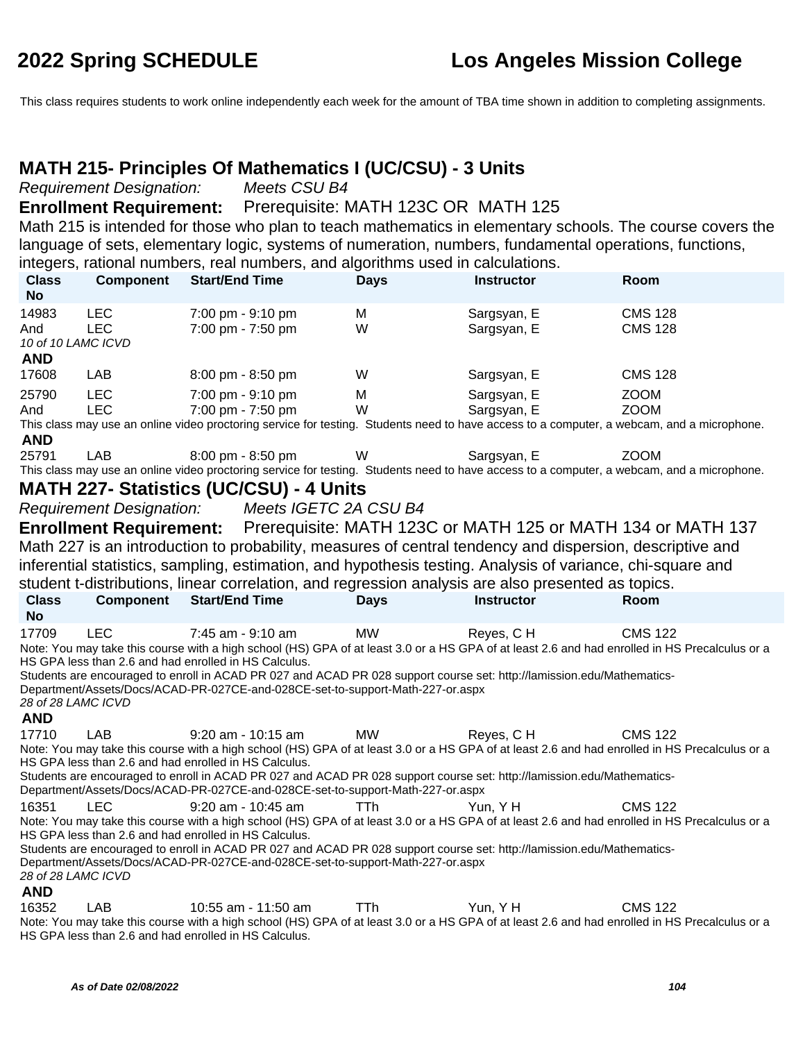This class requires students to work online independently each week for the amount of TBA time shown in addition to completing assignments.

## MATH 215- Principles Of Mathematics I (UC/CSU) - 3 Units

*Requirement Designation:* *Meets CSU B4*

**Enrollment Requirement:** Prerequisite: MATH 123C OR MATH 125

Math 215 is intended for those who plan to teach mathematics in elementary schools. The course covers the language of sets, elementary logic, systems of numeration, numbers, fundamental operations, functions, integers, rational numbers, real numbers, and algorithms used in calculations.

| Class No | Component | Start/End Time | Days | Instructor | Room |
|---|---|---|---|---|---|
| 14983 | LEC | 7:00 pm - 9:10 pm | M | Sargsyan, E | CMS 128 |
| And | LEC | 7:00 pm - 7:50 pm | W | Sargsyan, E | CMS 128 |
| *10 of 10 LAMC ICVD* | | | | | |
| **AND** | | | | | |
| 17608 | LAB | 8:00 pm - 8:50 pm | W | Sargsyan, E | CMS 128 |
| 25790 | LEC | 7:00 pm - 9:10 pm | M | Sargsyan, E | ZOOM |
| And | LEC | 7:00 pm - 7:50 pm | W | Sargsyan, E | ZOOM |
| This class may use an online video proctoring service for testing. Students need to have access to a computer, a webcam, and a microphone. | | | | | |
| **AND** | | | | | |
| 25791 | LAB | 8:00 pm - 8:50 pm | W | Sargsyan, E | ZOOM |
| This class may use an online video proctoring service for testing. Students need to have access to a computer, a webcam, and a microphone. | | | | | |

## MATH 227- Statistics (UC/CSU) - 4 Units

*Requirement Designation:* *Meets IGETC 2A CSU B4*

**Enrollment Requirement:** Prerequisite: MATH 123C or MATH 125 or MATH 134 or MATH 137

Math 227 is an introduction to probability, measures of central tendency and dispersion, descriptive and inferential statistics, sampling, estimation, and hypothesis testing. Analysis of variance, chi-square and student t-distributions, linear correlation, and regression analysis are also presented as topics.

| Class No | Component | Start/End Time | Days | Instructor | Room |
|---|---|---|---|---|---|
| 17709 | LEC | 7:45 am - 9:10 am | MW | Reyes, C H | CMS 122 |
| Note: You may take this course with a high school (HS) GPA of at least 3.0 or a HS GPA of at least 2.6 and had enrolled in HS Precalculus or a HS GPA less than 2.6 and had enrolled in HS Calculus. Students are encouraged to enroll in ACAD PR 027 and ACAD PR 028 support course set: http://lamission.edu/Mathematics-Department/Assets/Docs/ACAD-PR-027CE-and-028CE-set-to-support-Math-227-or.aspx | | | | | |
| *28 of 28 LAMC ICVD* | | | | | |
| **AND** | | | | | |
| 17710 | LAB | 9:20 am - 10:15 am | MW | Reyes, C H | CMS 122 |
| Note: You may take this course with a high school (HS) GPA of at least 3.0 or a HS GPA of at least 2.6 and had enrolled in HS Precalculus or a HS GPA less than 2.6 and had enrolled in HS Calculus. Students are encouraged to enroll in ACAD PR 027 and ACAD PR 028 support course set: http://lamission.edu/Mathematics-Department/Assets/Docs/ACAD-PR-027CE-and-028CE-set-to-support-Math-227-or.aspx | | | | | |
| 16351 | LEC | 9:20 am - 10:45 am | TTh | Yun, Y H | CMS 122 |
| Note: You may take this course with a high school (HS) GPA of at least 3.0 or a HS GPA of at least 2.6 and had enrolled in HS Precalculus or a HS GPA less than 2.6 and had enrolled in HS Calculus. Students are encouraged to enroll in ACAD PR 027 and ACAD PR 028 support course set: http://lamission.edu/Mathematics-Department/Assets/Docs/ACAD-PR-027CE-and-028CE-set-to-support-Math-227-or.aspx | | | | | |
| *28 of 28 LAMC ICVD* | | | | | |
| **AND** | | | | | |
| 16352 | LAB | 10:55 am - 11:50 am | TTh | Yun, Y H | CMS 122 |
| Note: You may take this course with a high school (HS) GPA of at least 3.0 or a HS GPA of at least 2.6 and had enrolled in HS Precalculus or a HS GPA less than 2.6 and had enrolled in HS Calculus. | | | | | |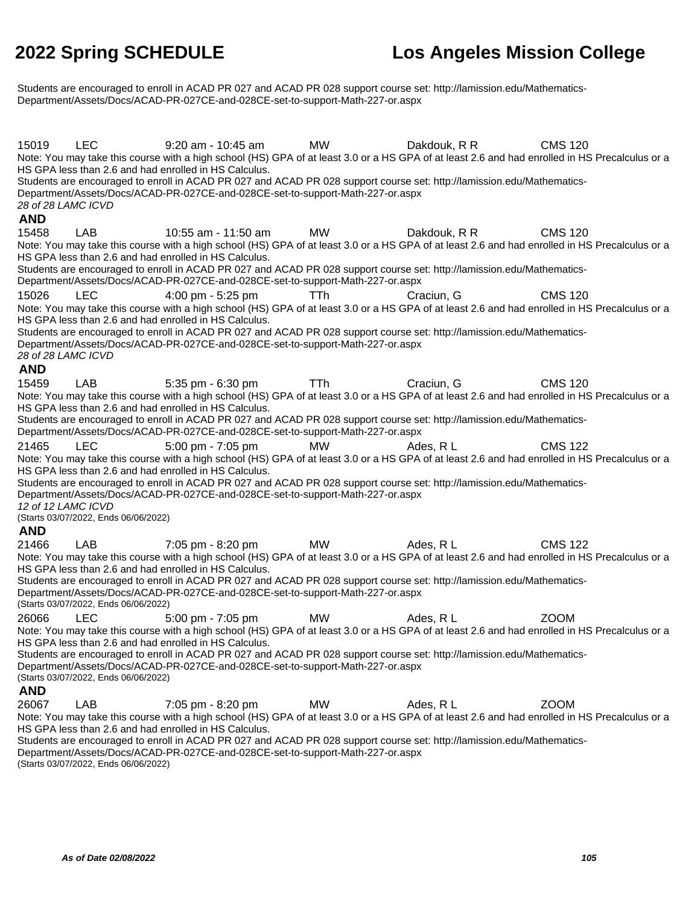Students are encouraged to enroll in ACAD PR 027 and ACAD PR 028 support course set: http://lamission.edu/Mathematics-Department/Assets/Docs/ACAD-PR-027CE-and-028CE-set-to-support-Math-227-or.aspx

15019 LEC 9:20 am - 10:45 am MW Dakdouk, R R CMS 120

Note: You may take this course with a high school (HS) GPA of at least 3.0 or a HS GPA of at least 2.6 and had enrolled in HS Precalculus or a HS GPA less than 2.6 and had enrolled in HS Calculus.

Students are encouraged to enroll in ACAD PR 027 and ACAD PR 028 support course set: http://lamission.edu/Mathematics-Department/Assets/Docs/ACAD-PR-027CE-and-028CE-set-to-support-Math-227-or.aspx

*28 of 28 LAMC ICVD*

**AND**

15458 LAB 10:55 am - 11:50 am MW Dakdouk, R R CMS 120

Note: You may take this course with a high school (HS) GPA of at least 3.0 or a HS GPA of at least 2.6 and had enrolled in HS Precalculus or a HS GPA less than 2.6 and had enrolled in HS Calculus.

Students are encouraged to enroll in ACAD PR 027 and ACAD PR 028 support course set: http://lamission.edu/Mathematics-Department/Assets/Docs/ACAD-PR-027CE-and-028CE-set-to-support-Math-227-or.aspx

15026 LEC 4:00 pm - 5:25 pm TTh Craciun, G CMS 120

Note: You may take this course with a high school (HS) GPA of at least 3.0 or a HS GPA of at least 2.6 and had enrolled in HS Precalculus or a HS GPA less than 2.6 and had enrolled in HS Calculus.

Students are encouraged to enroll in ACAD PR 027 and ACAD PR 028 support course set: http://lamission.edu/Mathematics-Department/Assets/Docs/ACAD-PR-027CE-and-028CE-set-to-support-Math-227-or.aspx

*28 of 28 LAMC ICVD*

**AND**

15459 LAB 5:35 pm - 6:30 pm TTh Craciun, G CMS 120

Note: You may take this course with a high school (HS) GPA of at least 3.0 or a HS GPA of at least 2.6 and had enrolled in HS Precalculus or a HS GPA less than 2.6 and had enrolled in HS Calculus.

Students are encouraged to enroll in ACAD PR 027 and ACAD PR 028 support course set: http://lamission.edu/Mathematics-Department/Assets/Docs/ACAD-PR-027CE-and-028CE-set-to-support-Math-227-or.aspx

21465 LEC 5:00 pm - 7:05 pm MW Ades, R L CMS 122

Note: You may take this course with a high school (HS) GPA of at least 3.0 or a HS GPA of at least 2.6 and had enrolled in HS Precalculus or a HS GPA less than 2.6 and had enrolled in HS Calculus.

Students are encouraged to enroll in ACAD PR 027 and ACAD PR 028 support course set: http://lamission.edu/Mathematics-Department/Assets/Docs/ACAD-PR-027CE-and-028CE-set-to-support-Math-227-or.aspx

*12 of 12 LAMC ICVD*

(Starts 03/07/2022, Ends 06/06/2022)

**AND**

21466 LAB 7:05 pm - 8:20 pm MW Ades, R L CMS 122

Note: You may take this course with a high school (HS) GPA of at least 3.0 or a HS GPA of at least 2.6 and had enrolled in HS Precalculus or a HS GPA less than 2.6 and had enrolled in HS Calculus.

Students are encouraged to enroll in ACAD PR 027 and ACAD PR 028 support course set: http://lamission.edu/Mathematics-Department/Assets/Docs/ACAD-PR-027CE-and-028CE-set-to-support-Math-227-or.aspx

(Starts 03/07/2022, Ends 06/06/2022)

26066 LEC 5:00 pm - 7:05 pm MW Ades, R L ZOOM

Note: You may take this course with a high school (HS) GPA of at least 3.0 or a HS GPA of at least 2.6 and had enrolled in HS Precalculus or a HS GPA less than 2.6 and had enrolled in HS Calculus.

Students are encouraged to enroll in ACAD PR 027 and ACAD PR 028 support course set: http://lamission.edu/Mathematics-Department/Assets/Docs/ACAD-PR-027CE-and-028CE-set-to-support-Math-227-or.aspx

(Starts 03/07/2022, Ends 06/06/2022)

**AND**

26067 LAB 7:05 pm - 8:20 pm MW Ades, R L ZOOM

Note: You may take this course with a high school (HS) GPA of at least 3.0 or a HS GPA of at least 2.6 and had enrolled in HS Precalculus or a HS GPA less than 2.6 and had enrolled in HS Calculus.

Students are encouraged to enroll in ACAD PR 027 and ACAD PR 028 support course set: http://lamission.edu/Mathematics-Department/Assets/Docs/ACAD-PR-027CE-and-028CE-set-to-support-Math-227-or.aspx

(Starts 03/07/2022, Ends 06/06/2022)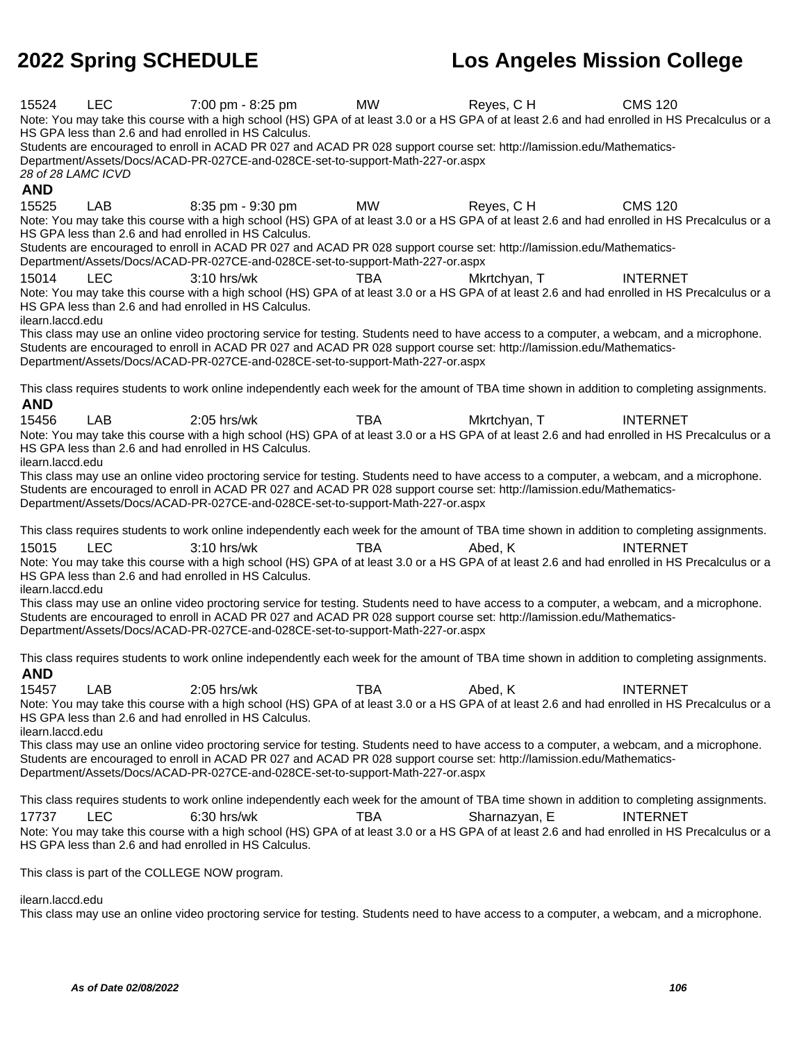15524 LEC 7:00 pm - 8:25 pm MW Reyes, C H CMS 120

Note: You may take this course with a high school (HS) GPA of at least 3.0 or a HS GPA of at least 2.6 and had enrolled in HS Precalculus or a HS GPA less than 2.6 and had enrolled in HS Calculus.

Students are encouraged to enroll in ACAD PR 027 and ACAD PR 028 support course set: http://lamission.edu/Mathematics-Department/Assets/Docs/ACAD-PR-027CE-and-028CE-set-to-support-Math-227-or.aspx

*28 of 28 LAMC ICVD*

**AND**

15525 LAB 8:35 pm - 9:30 pm MW Reyes, C H CMS 120

Note: You may take this course with a high school (HS) GPA of at least 3.0 or a HS GPA of at least 2.6 and had enrolled in HS Precalculus or a HS GPA less than 2.6 and had enrolled in HS Calculus.

Students are encouraged to enroll in ACAD PR 027 and ACAD PR 028 support course set: http://lamission.edu/Mathematics-Department/Assets/Docs/ACAD-PR-027CE-and-028CE-set-to-support-Math-227-or.aspx

15014 LEC 3:10 hrs/wk TBA Mkrtchyan, T INTERNET

Note: You may take this course with a high school (HS) GPA of at least 3.0 or a HS GPA of at least 2.6 and had enrolled in HS Precalculus or a HS GPA less than 2.6 and had enrolled in HS Calculus.

ilearn.laccd.edu

This class may use an online video proctoring service for testing. Students need to have access to a computer, a webcam, and a microphone.

Students are encouraged to enroll in ACAD PR 027 and ACAD PR 028 support course set: http://lamission.edu/Mathematics-Department/Assets/Docs/ACAD-PR-027CE-and-028CE-set-to-support-Math-227-or.aspx

This class requires students to work online independently each week for the amount of TBA time shown in addition to completing assignments.

**AND**

15456 LAB 2:05 hrs/wk TBA Mkrtchyan, T INTERNET

Note: You may take this course with a high school (HS) GPA of at least 3.0 or a HS GPA of at least 2.6 and had enrolled in HS Precalculus or a HS GPA less than 2.6 and had enrolled in HS Calculus.

ilearn.laccd.edu

This class may use an online video proctoring service for testing. Students need to have access to a computer, a webcam, and a microphone.

Students are encouraged to enroll in ACAD PR 027 and ACAD PR 028 support course set: http://lamission.edu/Mathematics-Department/Assets/Docs/ACAD-PR-027CE-and-028CE-set-to-support-Math-227-or.aspx

This class requires students to work online independently each week for the amount of TBA time shown in addition to completing assignments.

15015 LEC 3:10 hrs/wk TBA Abed, K INTERNET

Note: You may take this course with a high school (HS) GPA of at least 3.0 or a HS GPA of at least 2.6 and had enrolled in HS Precalculus or a HS GPA less than 2.6 and had enrolled in HS Calculus.

ilearn.laccd.edu

This class may use an online video proctoring service for testing. Students need to have access to a computer, a webcam, and a microphone.

Students are encouraged to enroll in ACAD PR 027 and ACAD PR 028 support course set: http://lamission.edu/Mathematics-Department/Assets/Docs/ACAD-PR-027CE-and-028CE-set-to-support-Math-227-or.aspx

This class requires students to work online independently each week for the amount of TBA time shown in addition to completing assignments.

**AND**

15457 LAB 2:05 hrs/wk TBA Abed, K INTERNET

Note: You may take this course with a high school (HS) GPA of at least 3.0 or a HS GPA of at least 2.6 and had enrolled in HS Precalculus or a HS GPA less than 2.6 and had enrolled in HS Calculus.

ilearn.laccd.edu

This class may use an online video proctoring service for testing. Students need to have access to a computer, a webcam, and a microphone.

Students are encouraged to enroll in ACAD PR 027 and ACAD PR 028 support course set: http://lamission.edu/Mathematics-Department/Assets/Docs/ACAD-PR-027CE-and-028CE-set-to-support-Math-227-or.aspx

This class requires students to work online independently each week for the amount of TBA time shown in addition to completing assignments.

17737 LEC 6:30 hrs/wk TBA Sharnazyan, E INTERNET

Note: You may take this course with a high school (HS) GPA of at least 3.0 or a HS GPA of at least 2.6 and had enrolled in HS Precalculus or a HS GPA less than 2.6 and had enrolled in HS Calculus.

This class is part of the COLLEGE NOW program.

ilearn.laccd.edu

This class may use an online video proctoring service for testing. Students need to have access to a computer, a webcam, and a microphone.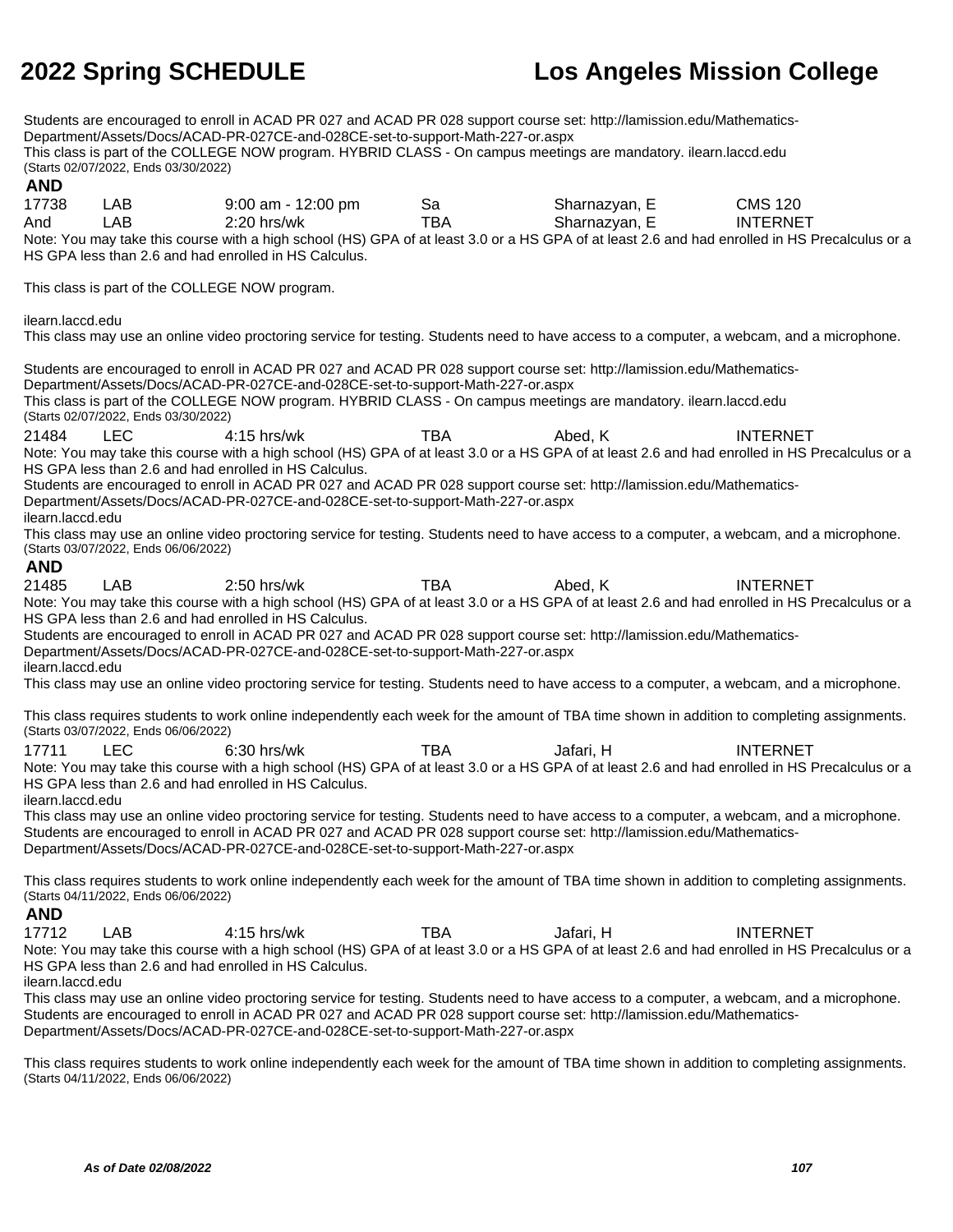Students are encouraged to enroll in ACAD PR 027 and ACAD PR 028 support course set: http://lamission.edu/Mathematics-Department/Assets/Docs/ACAD-PR-027CE-and-028CE-set-to-support-Math-227-or.aspx
This class is part of the COLLEGE NOW program. HYBRID CLASS - On campus meetings are mandatory. ilearn.laccd.edu
(Starts 02/07/2022, Ends 03/30/2022)

**AND**

| | | | | | |
|---|---|---|---|---|---|
| 17738 | LAB | 9:00 am - 12:00 pm | Sa | Sharnazyan, E | CMS 120 |
| And | LAB | 2:20 hrs/wk | TBA | Sharnazyan, E | INTERNET |

Note: You may take this course with a high school (HS) GPA of at least 3.0 or a HS GPA of at least 2.6 and had enrolled in HS Precalculus or a HS GPA less than 2.6 and had enrolled in HS Calculus.

This class is part of the COLLEGE NOW program.

ilearn.laccd.edu
This class may use an online video proctoring service for testing. Students need to have access to a computer, a webcam, and a microphone.

Students are encouraged to enroll in ACAD PR 027 and ACAD PR 028 support course set: http://lamission.edu/Mathematics-Department/Assets/Docs/ACAD-PR-027CE-and-028CE-set-to-support-Math-227-or.aspx
This class is part of the COLLEGE NOW program. HYBRID CLASS - On campus meetings are mandatory. ilearn.laccd.edu
(Starts 02/07/2022, Ends 03/30/2022)

| | | | | | |
|---|---|---|---|---|---|
| 21484 | LEC | 4:15 hrs/wk | TBA | Abed, K | INTERNET |

Note: You may take this course with a high school (HS) GPA of at least 3.0 or a HS GPA of at least 2.6 and had enrolled in HS Precalculus or a HS GPA less than 2.6 and had enrolled in HS Calculus.
Students are encouraged to enroll in ACAD PR 027 and ACAD PR 028 support course set: http://lamission.edu/Mathematics-Department/Assets/Docs/ACAD-PR-027CE-and-028CE-set-to-support-Math-227-or.aspx
ilearn.laccd.edu
This class may use an online video proctoring service for testing. Students need to have access to a computer, a webcam, and a microphone.
(Starts 03/07/2022, Ends 06/06/2022)

**AND**

| | | | | | |
|---|---|---|---|---|---|
| 21485 | LAB | 2:50 hrs/wk | TBA | Abed, K | INTERNET |

Note: You may take this course with a high school (HS) GPA of at least 3.0 or a HS GPA of at least 2.6 and had enrolled in HS Precalculus or a HS GPA less than 2.6 and had enrolled in HS Calculus.
Students are encouraged to enroll in ACAD PR 027 and ACAD PR 028 support course set: http://lamission.edu/Mathematics-Department/Assets/Docs/ACAD-PR-027CE-and-028CE-set-to-support-Math-227-or.aspx
ilearn.laccd.edu
This class may use an online video proctoring service for testing. Students need to have access to a computer, a webcam, and a microphone.

This class requires students to work online independently each week for the amount of TBA time shown in addition to completing assignments.
(Starts 03/07/2022, Ends 06/06/2022)

| | | | | | |
|---|---|---|---|---|---|
| 17711 | LEC | 6:30 hrs/wk | TBA | Jafari, H | INTERNET |

Note: You may take this course with a high school (HS) GPA of at least 3.0 or a HS GPA of at least 2.6 and had enrolled in HS Precalculus or a HS GPA less than 2.6 and had enrolled in HS Calculus.
ilearn.laccd.edu
This class may use an online video proctoring service for testing. Students need to have access to a computer, a webcam, and a microphone.
Students are encouraged to enroll in ACAD PR 027 and ACAD PR 028 support course set: http://lamission.edu/Mathematics-Department/Assets/Docs/ACAD-PR-027CE-and-028CE-set-to-support-Math-227-or.aspx

This class requires students to work online independently each week for the amount of TBA time shown in addition to completing assignments.
(Starts 04/11/2022, Ends 06/06/2022)

**AND**

| | | | | | |
|---|---|---|---|---|---|
| 17712 | LAB | 4:15 hrs/wk | TBA | Jafari, H | INTERNET |

Note: You may take this course with a high school (HS) GPA of at least 3.0 or a HS GPA of at least 2.6 and had enrolled in HS Precalculus or a HS GPA less than 2.6 and had enrolled in HS Calculus.
ilearn.laccd.edu
This class may use an online video proctoring service for testing. Students need to have access to a computer, a webcam, and a microphone.
Students are encouraged to enroll in ACAD PR 027 and ACAD PR 028 support course set: http://lamission.edu/Mathematics-Department/Assets/Docs/ACAD-PR-027CE-and-028CE-set-to-support-Math-227-or.aspx

This class requires students to work online independently each week for the amount of TBA time shown in addition to completing assignments.
(Starts 04/11/2022, Ends 06/06/2022)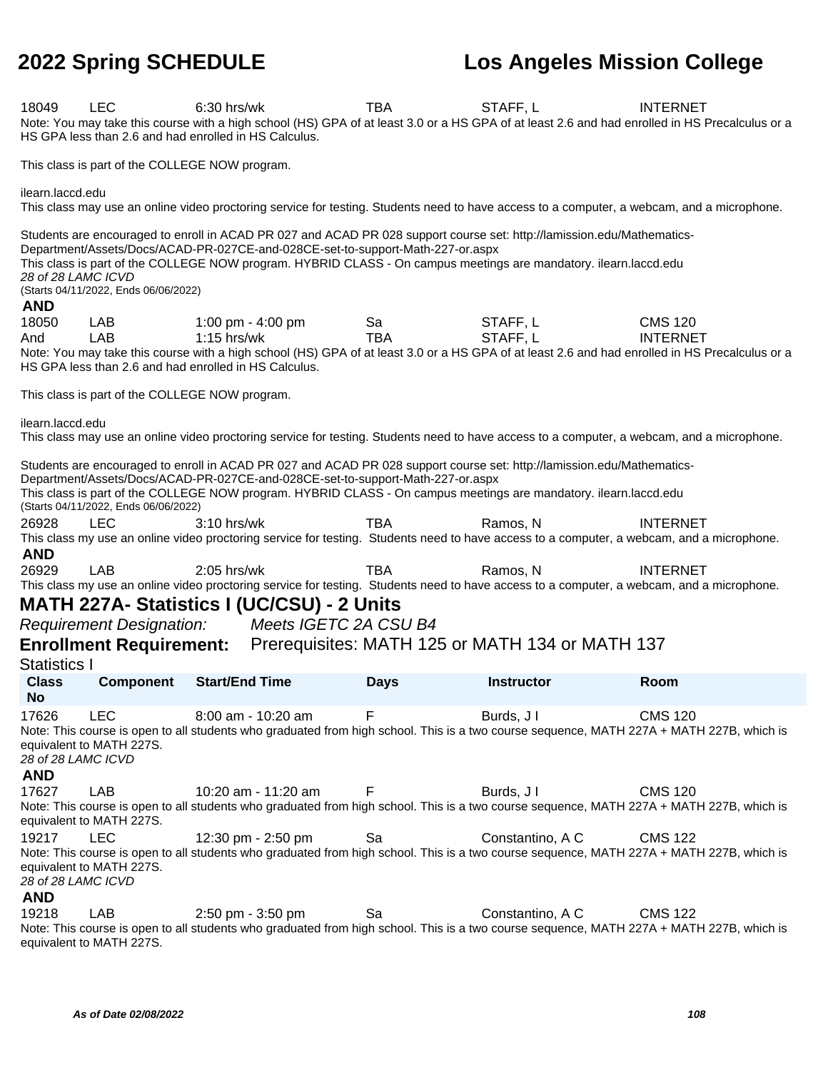| | | | | | |
|---|---|---|---|---|---|
| 18049 | LEC | 6:30 hrs/wk | TBA | STAFF, L | INTERNET |

Note: You may take this course with a high school (HS) GPA of at least 3.0 or a HS GPA of at least 2.6 and had enrolled in HS Precalculus or a HS GPA less than 2.6 and had enrolled in HS Calculus.

This class is part of the COLLEGE NOW program.

ilearn.laccd.edu
This class may use an online video proctoring service for testing. Students need to have access to a computer, a webcam, and a microphone.

Students are encouraged to enroll in ACAD PR 027 and ACAD PR 028 support course set: http://lamission.edu/Mathematics-Department/Assets/Docs/ACAD-PR-027CE-and-028CE-set-to-support-Math-227-or.aspx
This class is part of the COLLEGE NOW program. HYBRID CLASS - On campus meetings are mandatory. ilearn.laccd.edu
*28 of 28 LAMC ICVD*
(Starts 04/11/2022, Ends 06/06/2022)

**AND**

| | | | | | |
|---|---|---|---|---|---|
| 18050 | LAB | 1:00 pm - 4:00 pm | Sa | STAFF, L | CMS 120 |
| And | LAB | 1:15 hrs/wk | TBA | STAFF, L | INTERNET |

Note: You may take this course with a high school (HS) GPA of at least 3.0 or a HS GPA of at least 2.6 and had enrolled in HS Precalculus or a HS GPA less than 2.6 and had enrolled in HS Calculus.

This class is part of the COLLEGE NOW program.

ilearn.laccd.edu
This class may use an online video proctoring service for testing. Students need to have access to a computer, a webcam, and a microphone.

Students are encouraged to enroll in ACAD PR 027 and ACAD PR 028 support course set: http://lamission.edu/Mathematics-Department/Assets/Docs/ACAD-PR-027CE-and-028CE-set-to-support-Math-227-or.aspx
This class is part of the COLLEGE NOW program. HYBRID CLASS - On campus meetings are mandatory. ilearn.laccd.edu
(Starts 04/11/2022, Ends 06/06/2022)

| | | | | | |
|---|---|---|---|---|---|
| 26928 | LEC | 3:10 hrs/wk | TBA | Ramos, N | INTERNET |

This class my use an online video proctoring service for testing. Students need to have access to a computer, a webcam, and a microphone.

**AND**

| | | | | | |
|---|---|---|---|---|---|
| 26929 | LAB | 2:05 hrs/wk | TBA | Ramos, N | INTERNET |

This class my use an online video proctoring service for testing. Students need to have access to a computer, a webcam, and a microphone.

## MATH 227A- Statistics I (UC/CSU) - 2 Units

*Requirement Designation:* *Meets IGETC 2A CSU B4*

**Enrollment Requirement:** Prerequisites: MATH 125 or MATH 134 or MATH 137

Statistics I

| Class No | Component | Start/End Time | Days | Instructor | Room |
|---|---|---|---|---|---|
| 17626 | LEC | 8:00 am - 10:20 am | F | Burds, J I | CMS 120 |

Note: This course is open to all students who graduated from high school. This is a two course sequence, MATH 227A + MATH 227B, which is equivalent to MATH 227S.
*28 of 28 LAMC ICVD*

**AND**

| | | | | | |
|---|---|---|---|---|---|
| 17627 | LAB | 10:20 am - 11:20 am | F | Burds, J I | CMS 120 |

Note: This course is open to all students who graduated from high school. This is a two course sequence, MATH 227A + MATH 227B, which is equivalent to MATH 227S.

| | | | | | |
|---|---|---|---|---|---|
| 19217 | LEC | 12:30 pm - 2:50 pm | Sa | Constantino, A C | CMS 122 |

Note: This course is open to all students who graduated from high school. This is a two course sequence, MATH 227A + MATH 227B, which is equivalent to MATH 227S.
*28 of 28 LAMC ICVD*

**AND**

| | | | | | |
|---|---|---|---|---|---|
| 19218 | LAB | 2:50 pm - 3:50 pm | Sa | Constantino, A C | CMS 122 |

Note: This course is open to all students who graduated from high school. This is a two course sequence, MATH 227A + MATH 227B, which is equivalent to MATH 227S.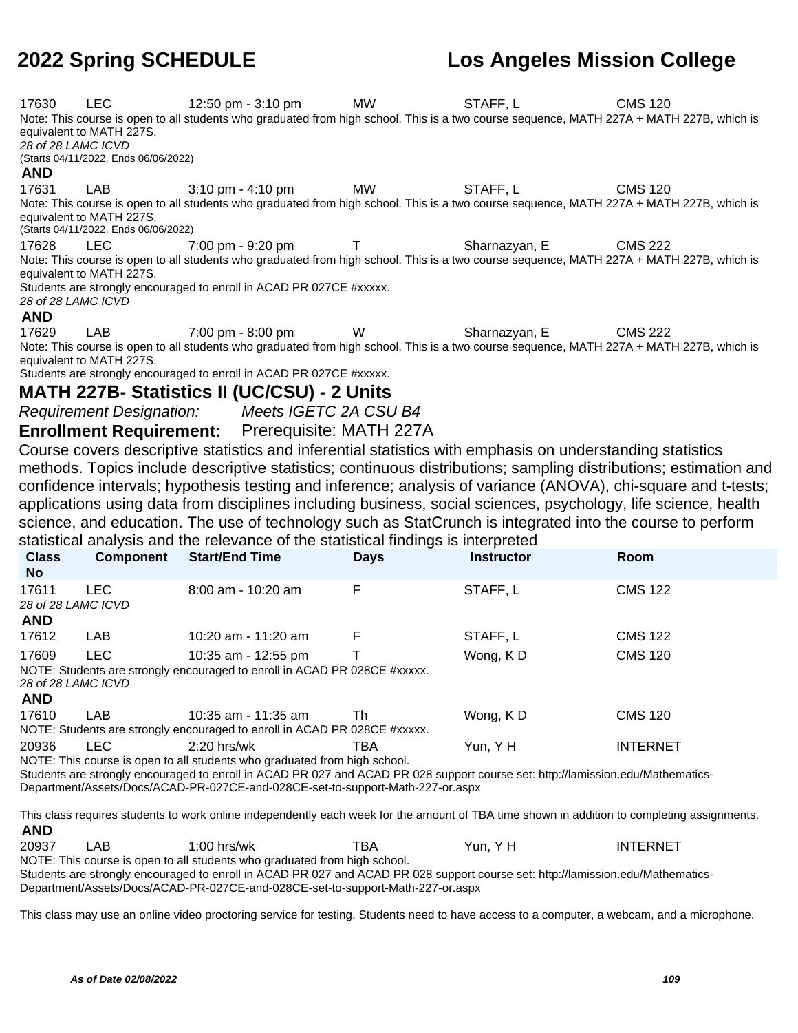17630 LEC 12:50 pm - 3:10 pm MW STAFF, L CMS 120

Note: This course is open to all students who graduated from high school. This is a two course sequence, MATH 227A + MATH 227B, which is equivalent to MATH 227S.

*28 of 28 LAMC ICVD*

(Starts 04/11/2022, Ends 06/06/2022)

**AND**

17631 LAB 3:10 pm - 4:10 pm MW STAFF, L CMS 120

Note: This course is open to all students who graduated from high school. This is a two course sequence, MATH 227A + MATH 227B, which is equivalent to MATH 227S.

(Starts 04/11/2022, Ends 06/06/2022)

17628 LEC 7:00 pm - 9:20 pm T Sharnazyan, E CMS 222

Note: This course is open to all students who graduated from high school. This is a two course sequence, MATH 227A + MATH 227B, which is equivalent to MATH 227S.

Students are strongly encouraged to enroll in ACAD PR 027CE #xxxxx.

*28 of 28 LAMC ICVD*

**AND**

17629 LAB 7:00 pm - 8:00 pm W Sharnazyan, E CMS 222

Note: This course is open to all students who graduated from high school. This is a two course sequence, MATH 227A + MATH 227B, which is equivalent to MATH 227S.

Students are strongly encouraged to enroll in ACAD PR 027CE #xxxxx.

## MATH 227B- Statistics II (UC/CSU) - 2 Units

*Requirement Designation:* *Meets IGETC 2A CSU B4*

**Enrollment Requirement:** Prerequisite: MATH 227A

Course covers descriptive statistics and inferential statistics with emphasis on understanding statistics methods. Topics include descriptive statistics; continuous distributions; sampling distributions; estimation and confidence intervals; hypothesis testing and inference; analysis of variance (ANOVA), chi-square and t-tests; applications using data from disciplines including business, social sciences, psychology, life science, health science, and education. The use of technology such as StatCrunch is integrated into the course to perform statistical analysis and the relevance of the statistical findings is interpreted

| Class No | Component | Start/End Time | Days | Instructor | Room |
|---|---|---|---|---|---|
| 17611 | LEC | 8:00 am - 10:20 am | F | STAFF, L | CMS 122 |

*28 of 28 LAMC ICVD*

**AND**

| Class No | Component | Start/End Time | Days | Instructor | Room |
|---|---|---|---|---|---|
| 17612 | LAB | 10:20 am - 11:20 am | F | STAFF, L | CMS 122 |
| 17609 | LEC | 10:35 am - 12:55 pm | T | Wong, K D | CMS 120 |

NOTE: Students are strongly encouraged to enroll in ACAD PR 028CE #xxxxx.

*28 of 28 LAMC ICVD*

**AND**

| Class No | Component | Start/End Time | Days | Instructor | Room |
|---|---|---|---|---|---|
| 17610 | LAB | 10:35 am - 11:35 am | Th | Wong, K D | CMS 120 |

NOTE: Students are strongly encouraged to enroll in ACAD PR 028CE #xxxxx.

| Class No | Component | Start/End Time | Days | Instructor | Room |
|---|---|---|---|---|---|
| 20936 | LEC | 2:20 hrs/wk | TBA | Yun, Y H | INTERNET |

NOTE: This course is open to all students who graduated from high school.

Students are strongly encouraged to enroll in ACAD PR 027 and ACAD PR 028 support course set: http://lamission.edu/Mathematics-Department/Assets/Docs/ACAD-PR-027CE-and-028CE-set-to-support-Math-227-or.aspx

This class requires students to work online independently each week for the amount of TBA time shown in addition to completing assignments.

**AND**

| Class No | Component | Start/End Time | Days | Instructor | Room |
|---|---|---|---|---|---|
| 20937 | LAB | 1:00 hrs/wk | TBA | Yun, Y H | INTERNET |

NOTE: This course is open to all students who graduated from high school.

Students are strongly encouraged to enroll in ACAD PR 027 and ACAD PR 028 support course set: http://lamission.edu/Mathematics-Department/Assets/Docs/ACAD-PR-027CE-and-028CE-set-to-support-Math-227-or.aspx

This class may use an online video proctoring service for testing. Students need to have access to a computer, a webcam, and a microphone.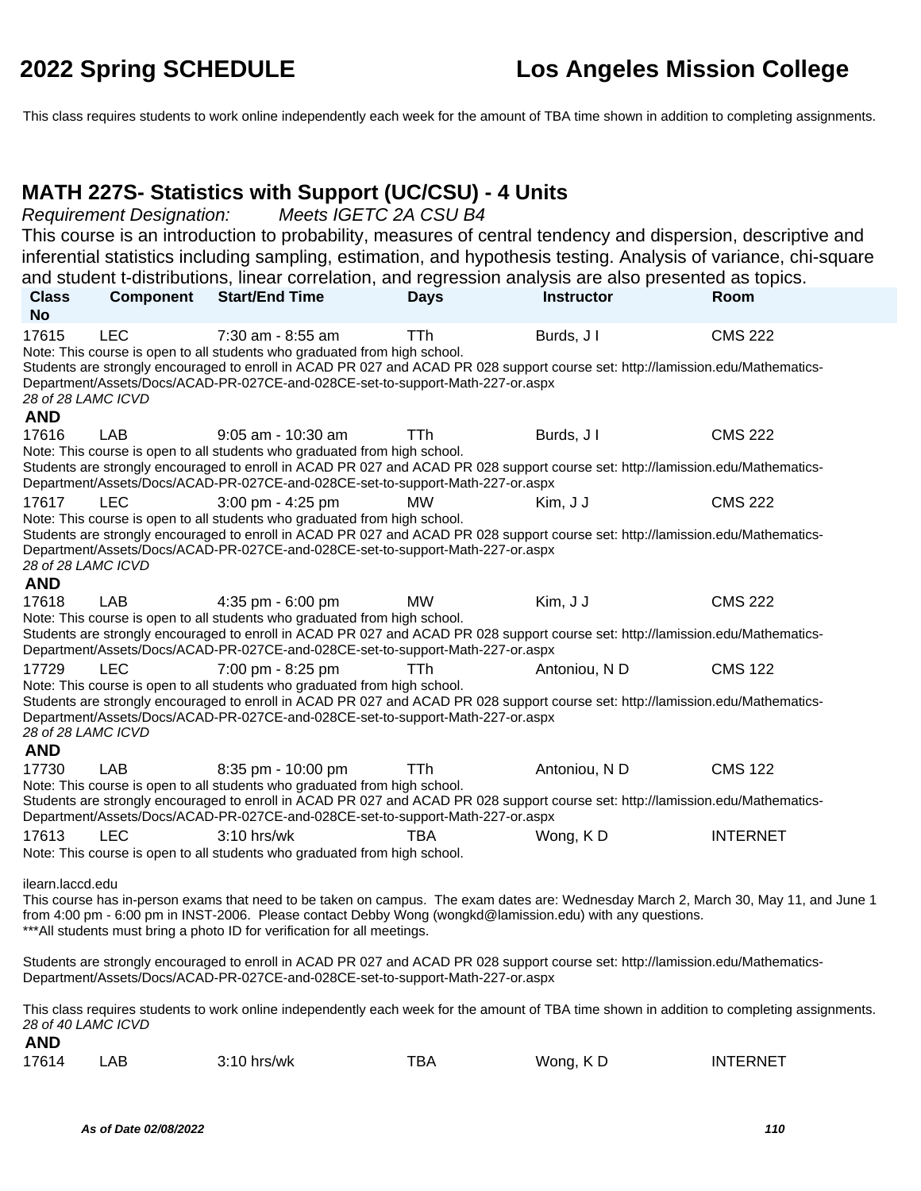This class requires students to work online independently each week for the amount of TBA time shown in addition to completing assignments.

## MATH 227S- Statistics with Support (UC/CSU) - 4 Units

*Requirement Designation:* *Meets IGETC 2A CSU B4*

This course is an introduction to probability, measures of central tendency and dispersion, descriptive and inferential statistics including sampling, estimation, and hypothesis testing. Analysis of variance, chi-square and student t-distributions, linear correlation, and regression analysis are also presented as topics.

| Class No | Component | Start/End Time | Days | Instructor | Room |
|---|---|---|---|---|---|
| 17615 | LEC | 7:30 am - 8:55 am | TTh | Burds, J I | CMS 222 |

Note: This course is open to all students who graduated from high school.
Students are strongly encouraged to enroll in ACAD PR 027 and ACAD PR 028 support course set: http://lamission.edu/Mathematics-Department/Assets/Docs/ACAD-PR-027CE-and-028CE-set-to-support-Math-227-or.aspx
*28 of 28 LAMC ICVD*

**AND**

| Class No | Component | Start/End Time | Days | Instructor | Room |
|---|---|---|---|---|---|
| 17616 | LAB | 9:05 am - 10:30 am | TTh | Burds, J I | CMS 222 |

Note: This course is open to all students who graduated from high school.
Students are strongly encouraged to enroll in ACAD PR 027 and ACAD PR 028 support course set: http://lamission.edu/Mathematics-Department/Assets/Docs/ACAD-PR-027CE-and-028CE-set-to-support-Math-227-or.aspx

| Class No | Component | Start/End Time | Days | Instructor | Room |
|---|---|---|---|---|---|
| 17617 | LEC | 3:00 pm - 4:25 pm | MW | Kim, J J | CMS 222 |

Note: This course is open to all students who graduated from high school.
Students are strongly encouraged to enroll in ACAD PR 027 and ACAD PR 028 support course set: http://lamission.edu/Mathematics-Department/Assets/Docs/ACAD-PR-027CE-and-028CE-set-to-support-Math-227-or.aspx
*28 of 28 LAMC ICVD*

**AND**

| Class No | Component | Start/End Time | Days | Instructor | Room |
|---|---|---|---|---|---|
| 17618 | LAB | 4:35 pm - 6:00 pm | MW | Kim, J J | CMS 222 |

Note: This course is open to all students who graduated from high school.
Students are strongly encouraged to enroll in ACAD PR 027 and ACAD PR 028 support course set: http://lamission.edu/Mathematics-Department/Assets/Docs/ACAD-PR-027CE-and-028CE-set-to-support-Math-227-or.aspx

| Class No | Component | Start/End Time | Days | Instructor | Room |
|---|---|---|---|---|---|
| 17729 | LEC | 7:00 pm - 8:25 pm | TTh | Antoniou, N D | CMS 122 |

Note: This course is open to all students who graduated from high school.
Students are strongly encouraged to enroll in ACAD PR 027 and ACAD PR 028 support course set: http://lamission.edu/Mathematics-Department/Assets/Docs/ACAD-PR-027CE-and-028CE-set-to-support-Math-227-or.aspx
*28 of 28 LAMC ICVD*

**AND**

| Class No | Component | Start/End Time | Days | Instructor | Room |
|---|---|---|---|---|---|
| 17730 | LAB | 8:35 pm - 10:00 pm | TTh | Antoniou, N D | CMS 122 |

Note: This course is open to all students who graduated from high school.
Students are strongly encouraged to enroll in ACAD PR 027 and ACAD PR 028 support course set: http://lamission.edu/Mathematics-Department/Assets/Docs/ACAD-PR-027CE-and-028CE-set-to-support-Math-227-or.aspx

| Class No | Component | Start/End Time | Days | Instructor | Room |
|---|---|---|---|---|---|
| 17613 | LEC | 3:10 hrs/wk | TBA | Wong, K D | INTERNET |

Note: This course is open to all students who graduated from high school.

ilearn.laccd.edu
This course has in-person exams that need to be taken on campus. The exam dates are: Wednesday March 2, March 30, May 11, and June 1 from 4:00 pm - 6:00 pm in INST-2006. Please contact Debby Wong (wongkd@lamission.edu) with any questions.
***All students must bring a photo ID for verification for all meetings.

Students are strongly encouraged to enroll in ACAD PR 027 and ACAD PR 028 support course set: http://lamission.edu/Mathematics-Department/Assets/Docs/ACAD-PR-027CE-and-028CE-set-to-support-Math-227-or.aspx

This class requires students to work online independently each week for the amount of TBA time shown in addition to completing assignments.
*28 of 40 LAMC ICVD*

**AND**

| Class No | Component | Start/End Time | Days | Instructor | Room |
|---|---|---|---|---|---|
| 17614 | LAB | 3:10 hrs/wk | TBA | Wong, K D | INTERNET |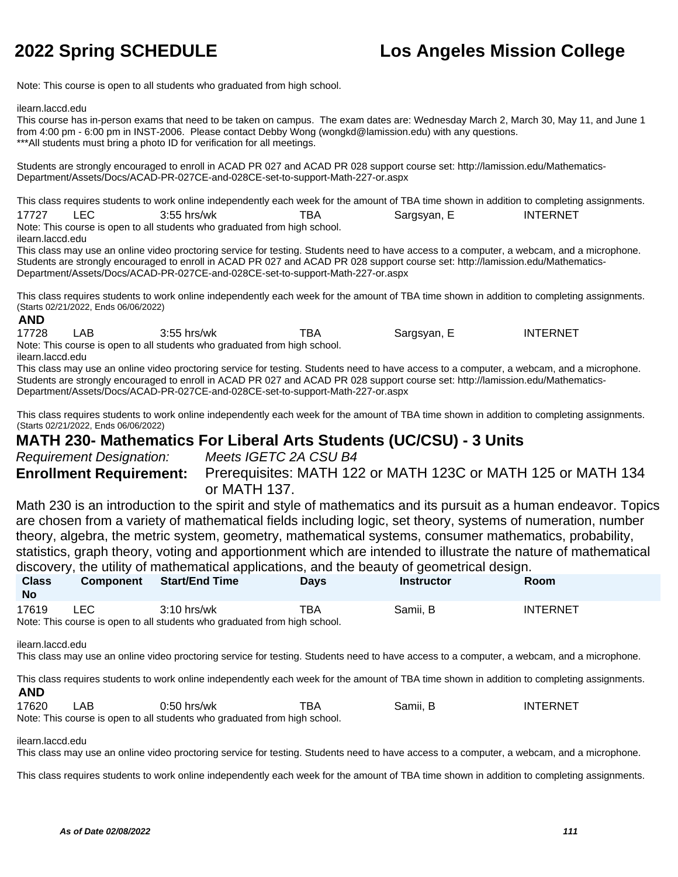Note: This course is open to all students who graduated from high school.

ilearn.laccd.edu
This course has in-person exams that need to be taken on campus. The exam dates are: Wednesday March 2, March 30, May 11, and June 1 from 4:00 pm - 6:00 pm in INST-2006. Please contact Debby Wong (wongkd@lamission.edu) with any questions.
***All students must bring a photo ID for verification for all meetings.

Students are strongly encouraged to enroll in ACAD PR 027 and ACAD PR 028 support course set: http://lamission.edu/Mathematics-Department/Assets/Docs/ACAD-PR-027CE-and-028CE-set-to-support-Math-227-or.aspx

This class requires students to work online independently each week for the amount of TBA time shown in addition to completing assignments.

| 17727 | LEC | 3:55 hrs/wk | TBA | Sargsyan, E | INTERNET |
|---|---|---|---|---|---|

Note: This course is open to all students who graduated from high school.
ilearn.laccd.edu
This class may use an online video proctoring service for testing. Students need to have access to a computer, a webcam, and a microphone.
Students are strongly encouraged to enroll in ACAD PR 027 and ACAD PR 028 support course set: http://lamission.edu/Mathematics-Department/Assets/Docs/ACAD-PR-027CE-and-028CE-set-to-support-Math-227-or.aspx

This class requires students to work online independently each week for the amount of TBA time shown in addition to completing assignments.
(Starts 02/21/2022, Ends 06/06/2022)

**AND**

| 17728 | LAB | 3:55 hrs/wk | TBA | Sargsyan, E | INTERNET |
|---|---|---|---|---|---|

Note: This course is open to all students who graduated from high school.
ilearn.laccd.edu
This class may use an online video proctoring service for testing. Students need to have access to a computer, a webcam, and a microphone.
Students are strongly encouraged to enroll in ACAD PR 027 and ACAD PR 028 support course set: http://lamission.edu/Mathematics-Department/Assets/Docs/ACAD-PR-027CE-and-028CE-set-to-support-Math-227-or.aspx

This class requires students to work online independently each week for the amount of TBA time shown in addition to completing assignments.
(Starts 02/21/2022, Ends 06/06/2022)

## MATH 230- Mathematics For Liberal Arts Students (UC/CSU) - 3 Units

*Requirement Designation:* *Meets IGETC 2A CSU B4*

**Enrollment Requirement:** Prerequisites: MATH 122 or MATH 123C or MATH 125 or MATH 134 or MATH 137.

Math 230 is an introduction to the spirit and style of mathematics and its pursuit as a human endeavor. Topics are chosen from a variety of mathematical fields including logic, set theory, systems of numeration, number theory, algebra, the metric system, geometry, mathematical systems, consumer mathematics, probability, statistics, graph theory, voting and apportionment which are intended to illustrate the nature of mathematical discovery, the utility of mathematical applications, and the beauty of geometrical design.

| Class No | Component | Start/End Time | Days | Instructor | Room |
|---|---|---|---|---|---|
| 17619 | LEC | 3:10 hrs/wk | TBA | Samii, B | INTERNET |

Note: This course is open to all students who graduated from high school.

ilearn.laccd.edu
This class may use an online video proctoring service for testing. Students need to have access to a computer, a webcam, and a microphone.

This class requires students to work online independently each week for the amount of TBA time shown in addition to completing assignments.

**AND**

| 17620 | LAB | 0:50 hrs/wk | TBA | Samii, B | INTERNET |
|---|---|---|---|---|---|

Note: This course is open to all students who graduated from high school.

ilearn.laccd.edu
This class may use an online video proctoring service for testing. Students need to have access to a computer, a webcam, and a microphone.

This class requires students to work online independently each week for the amount of TBA time shown in addition to completing assignments.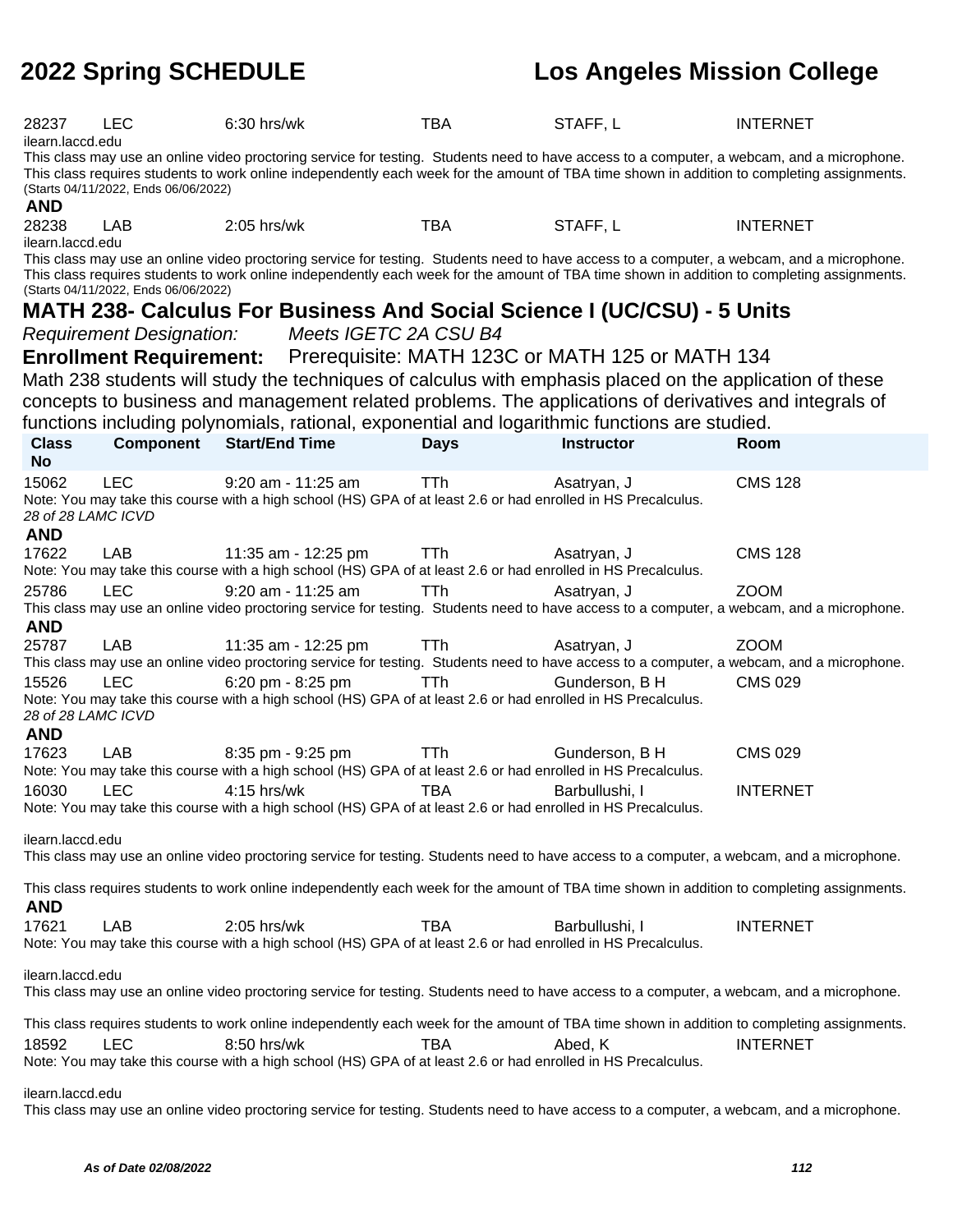| | | | | | |
|---|---|---|---|---|---|
| 28237 | LEC | 6:30 hrs/wk | TBA | STAFF, L | INTERNET |

ilearn.laccd.edu

This class may use an online video proctoring service for testing. Students need to have access to a computer, a webcam, and a microphone. This class requires students to work online independently each week for the amount of TBA time shown in addition to completing assignments.
(Starts 04/11/2022, Ends 06/06/2022)

**AND**

| | | | | | |
|---|---|---|---|---|---|
| 28238 | LAB | 2:05 hrs/wk | TBA | STAFF, L | INTERNET |

ilearn.laccd.edu

This class may use an online video proctoring service for testing. Students need to have access to a computer, a webcam, and a microphone. This class requires students to work online independently each week for the amount of TBA time shown in addition to completing assignments.
(Starts 04/11/2022, Ends 06/06/2022)

## MATH 238- Calculus For Business And Social Science I (UC/CSU) - 5 Units

*Requirement Designation:* *Meets IGETC 2A CSU B4*

**Enrollment Requirement:** Prerequisite: MATH 123C or MATH 125 or MATH 134

Math 238 students will study the techniques of calculus with emphasis placed on the application of these concepts to business and management related problems. The applications of derivatives and integrals of functions including polynomials, rational, exponential and logarithmic functions are studied.

| Class No | Component | Start/End Time | Days | Instructor | Room |
|---|---|---|---|---|---|
| 15062 | LEC | 9:20 am - 11:25 am | TTh | Asatryan, J | CMS 128 |

Note: You may take this course with a high school (HS) GPA of at least 2.6 or had enrolled in HS Precalculus.
*28 of 28 LAMC ICVD*

**AND**

| | | | | | |
|---|---|---|---|---|---|
| 17622 | LAB | 11:35 am - 12:25 pm | TTh | Asatryan, J | CMS 128 |

Note: You may take this course with a high school (HS) GPA of at least 2.6 or had enrolled in HS Precalculus.

| | | | | | |
|---|---|---|---|---|---|
| 25786 | LEC | 9:20 am - 11:25 am | TTh | Asatryan, J | ZOOM |

This class may use an online video proctoring service for testing. Students need to have access to a computer, a webcam, and a microphone.

**AND**

| | | | | | |
|---|---|---|---|---|---|
| 25787 | LAB | 11:35 am - 12:25 pm | TTh | Asatryan, J | ZOOM |

This class may use an online video proctoring service for testing. Students need to have access to a computer, a webcam, and a microphone.

| | | | | | |
|---|---|---|---|---|---|
| 15526 | LEC | 6:20 pm - 8:25 pm | TTh | Gunderson, B H | CMS 029 |

Note: You may take this course with a high school (HS) GPA of at least 2.6 or had enrolled in HS Precalculus.
*28 of 28 LAMC ICVD*

**AND**

| | | | | | |
|---|---|---|---|---|---|
| 17623 | LAB | 8:35 pm - 9:25 pm | TTh | Gunderson, B H | CMS 029 |

Note: You may take this course with a high school (HS) GPA of at least 2.6 or had enrolled in HS Precalculus.

| | | | | | |
|---|---|---|---|---|---|
| 16030 | LEC | 4:15 hrs/wk | TBA | Barbullushi, I | INTERNET |

Note: You may take this course with a high school (HS) GPA of at least 2.6 or had enrolled in HS Precalculus.

ilearn.laccd.edu

This class may use an online video proctoring service for testing. Students need to have access to a computer, a webcam, and a microphone.

This class requires students to work online independently each week for the amount of TBA time shown in addition to completing assignments.

**AND**

| | | | | | |
|---|---|---|---|---|---|
| 17621 | LAB | 2:05 hrs/wk | TBA | Barbullushi, I | INTERNET |

Note: You may take this course with a high school (HS) GPA of at least 2.6 or had enrolled in HS Precalculus.

ilearn.laccd.edu

This class may use an online video proctoring service for testing. Students need to have access to a computer, a webcam, and a microphone.

This class requires students to work online independently each week for the amount of TBA time shown in addition to completing assignments.

| | | | | | |
|---|---|---|---|---|---|
| 18592 | LEC | 8:50 hrs/wk | TBA | Abed, K | INTERNET |

Note: You may take this course with a high school (HS) GPA of at least 2.6 or had enrolled in HS Precalculus.

ilearn.laccd.edu

This class may use an online video proctoring service for testing. Students need to have access to a computer, a webcam, and a microphone.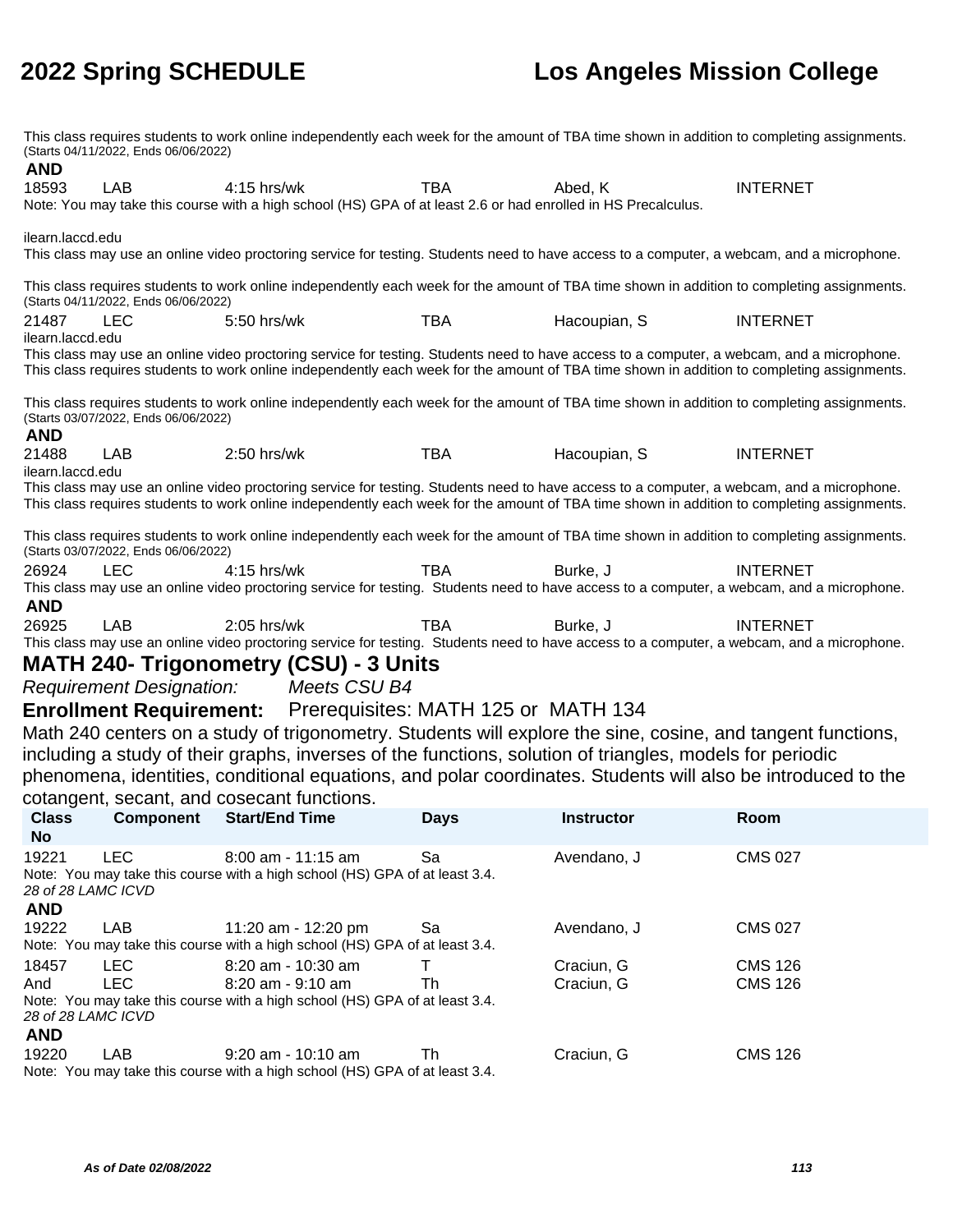This class requires students to work online independently each week for the amount of TBA time shown in addition to completing assignments.
(Starts 04/11/2022, Ends 06/06/2022)

**AND**

18593 LAB 4:15 hrs/wk TBA Abed, K INTERNET

Note: You may take this course with a high school (HS) GPA of at least 2.6 or had enrolled in HS Precalculus.

ilearn.laccd.edu

This class may use an online video proctoring service for testing. Students need to have access to a computer, a webcam, and a microphone.

This class requires students to work online independently each week for the amount of TBA time shown in addition to completing assignments.
(Starts 04/11/2022, Ends 06/06/2022)

21487 LEC 5:50 hrs/wk TBA Hacoupian, S INTERNET

ilearn.laccd.edu

This class may use an online video proctoring service for testing. Students need to have access to a computer, a webcam, and a microphone.
This class requires students to work online independently each week for the amount of TBA time shown in addition to completing assignments.

This class requires students to work online independently each week for the amount of TBA time shown in addition to completing assignments.
(Starts 03/07/2022, Ends 06/06/2022)

**AND**

21488 LAB 2:50 hrs/wk TBA Hacoupian, S INTERNET

ilearn.laccd.edu

This class may use an online video proctoring service for testing. Students need to have access to a computer, a webcam, and a microphone.
This class requires students to work online independently each week for the amount of TBA time shown in addition to completing assignments.

This class requires students to work online independently each week for the amount of TBA time shown in addition to completing assignments.
(Starts 03/07/2022, Ends 06/06/2022)

26924 LEC 4:15 hrs/wk TBA Burke, J INTERNET

This class may use an online video proctoring service for testing. Students need to have access to a computer, a webcam, and a microphone.

**AND**

26925 LAB 2:05 hrs/wk TBA Burke, J INTERNET

This class may use an online video proctoring service for testing. Students need to have access to a computer, a webcam, and a microphone.

## MATH 240- Trigonometry (CSU) - 3 Units

*Requirement Designation:* *Meets CSU B4*

**Enrollment Requirement:** Prerequisites: MATH 125 or MATH 134

Math 240 centers on a study of trigonometry. Students will explore the sine, cosine, and tangent functions, including a study of their graphs, inverses of the functions, solution of triangles, models for periodic phenomena, identities, conditional equations, and polar coordinates. Students will also be introduced to the cotangent, secant, and cosecant functions.

| Class No | Component | Start/End Time | Days | Instructor | Room |
|---|---|---|---|---|---|
| 19221 | LEC | 8:00 am - 11:15 am | Sa | Avendano, J | CMS 027 |

Note: You may take this course with a high school (HS) GPA of at least 3.4.
*28 of 28 LAMC ICVD*

**AND**

19222 LAB 11:20 am - 12:20 pm Sa Avendano, J CMS 027

Note: You may take this course with a high school (HS) GPA of at least 3.4.

18457 LEC 8:20 am - 10:30 am T Craciun, G CMS 126
And LEC 8:20 am - 9:10 am Th Craciun, G CMS 126

Note: You may take this course with a high school (HS) GPA of at least 3.4.
*28 of 28 LAMC ICVD*

**AND**

19220 LAB 9:20 am - 10:10 am Th Craciun, G CMS 126

Note: You may take this course with a high school (HS) GPA of at least 3.4.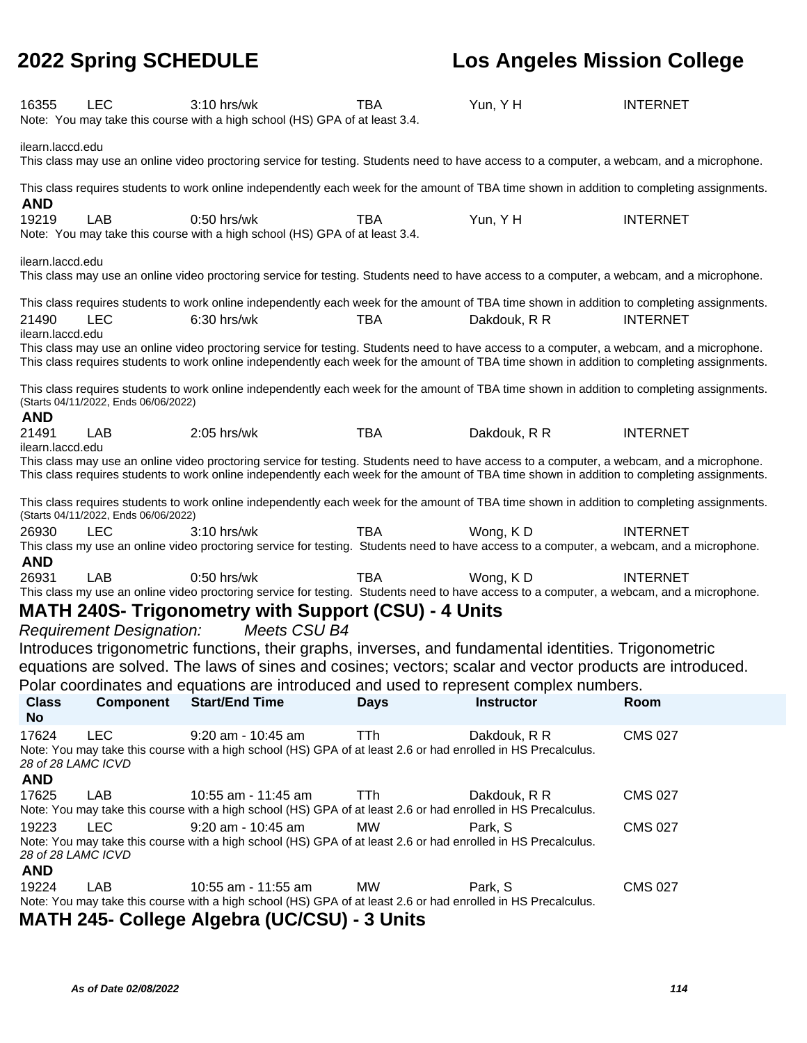16355 LEC 3:10 hrs/wk TBA Yun, Y H INTERNET
Note: You may take this course with a high school (HS) GPA of at least 3.4.

ilearn.laccd.edu
This class may use an online video proctoring service for testing. Students need to have access to a computer, a webcam, and a microphone.

This class requires students to work online independently each week for the amount of TBA time shown in addition to completing assignments.

**AND**

19219 LAB 0:50 hrs/wk TBA Yun, Y H INTERNET
Note: You may take this course with a high school (HS) GPA of at least 3.4.

ilearn.laccd.edu
This class may use an online video proctoring service for testing. Students need to have access to a computer, a webcam, and a microphone.

This class requires students to work online independently each week for the amount of TBA time shown in addition to completing assignments.

21490 LEC 6:30 hrs/wk TBA Dakdouk, R R INTERNET
ilearn.laccd.edu
This class may use an online video proctoring service for testing. Students need to have access to a computer, a webcam, and a microphone.
This class requires students to work online independently each week for the amount of TBA time shown in addition to completing assignments.

This class requires students to work online independently each week for the amount of TBA time shown in addition to completing assignments.
(Starts 04/11/2022, Ends 06/06/2022)

**AND**

21491 LAB 2:05 hrs/wk TBA Dakdouk, R R INTERNET
ilearn.laccd.edu
This class may use an online video proctoring service for testing. Students need to have access to a computer, a webcam, and a microphone.
This class requires students to work online independently each week for the amount of TBA time shown in addition to completing assignments.

This class requires students to work online independently each week for the amount of TBA time shown in addition to completing assignments.
(Starts 04/11/2022, Ends 06/06/2022)

26930 LEC 3:10 hrs/wk TBA Wong, K D INTERNET
This class my use an online video proctoring service for testing. Students need to have access to a computer, a webcam, and a microphone.

**AND**

26931 LAB 0:50 hrs/wk TBA Wong, K D INTERNET
This class my use an online video proctoring service for testing. Students need to have access to a computer, a webcam, and a microphone.

## MATH 240S- Trigonometry with Support (CSU) - 4 Units

*Requirement Designation: Meets CSU B4*

Introduces trigonometric functions, their graphs, inverses, and fundamental identities. Trigonometric equations are solved. The laws of sines and cosines; vectors; scalar and vector products are introduced. Polar coordinates and equations are introduced and used to represent complex numbers.

| Class No | Component | Start/End Time | Days | Instructor | Room |
|---|---|---|---|---|---|
| 17624 | LEC | 9:20 am - 10:45 am | TTh | Dakdouk, R R | CMS 027 |

Note: You may take this course with a high school (HS) GPA of at least 2.6 or had enrolled in HS Precalculus.
*28 of 28 LAMC ICVD*

**AND**

| Class No | Component | Start/End Time | Days | Instructor | Room |
|---|---|---|---|---|---|
| 17625 | LAB | 10:55 am - 11:45 am | TTh | Dakdouk, R R | CMS 027 |

Note: You may take this course with a high school (HS) GPA of at least 2.6 or had enrolled in HS Precalculus.

| Class No | Component | Start/End Time | Days | Instructor | Room |
|---|---|---|---|---|---|
| 19223 | LEC | 9:20 am - 10:45 am | MW | Park, S | CMS 027 |

Note: You may take this course with a high school (HS) GPA of at least 2.6 or had enrolled in HS Precalculus.
*28 of 28 LAMC ICVD*

**AND**

| Class No | Component | Start/End Time | Days | Instructor | Room |
|---|---|---|---|---|---|
| 19224 | LAB | 10:55 am - 11:55 am | MW | Park, S | CMS 027 |

Note: You may take this course with a high school (HS) GPA of at least 2.6 or had enrolled in HS Precalculus.

## MATH 245- College Algebra (UC/CSU) - 3 Units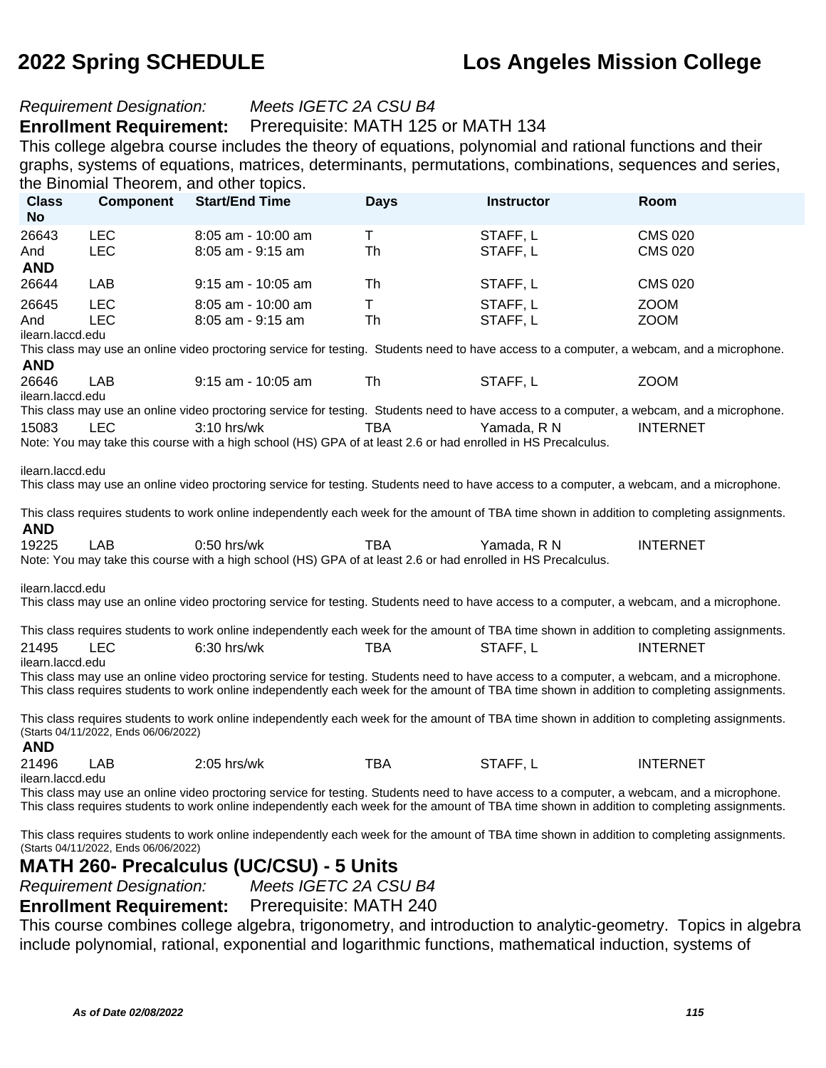*Requirement Designation:* *Meets IGETC 2A CSU B4*

**Enrollment Requirement:** Prerequisite: MATH 125 or MATH 134

This college algebra course includes the theory of equations, polynomial and rational functions and their graphs, systems of equations, matrices, determinants, permutations, combinations, sequences and series, the Binomial Theorem, and other topics.

| Class No | Component | Start/End Time | Days | Instructor | Room |
|---|---|---|---|---|---|
| 26643 | LEC | 8:05 am - 10:00 am | T | STAFF, L | CMS 020 |
| And | LEC | 8:05 am - 9:15 am | Th | STAFF, L | CMS 020 |
| **AND** | | | | | |
| 26644 | LAB | 9:15 am - 10:05 am | Th | STAFF, L | CMS 020 |
| 26645 | LEC | 8:05 am - 10:00 am | T | STAFF, L | ZOOM |
| And | LEC | 8:05 am - 9:15 am | Th | STAFF, L | ZOOM |

ilearn.laccd.edu

This class may use an online video proctoring service for testing. Students need to have access to a computer, a webcam, and a microphone.

**AND**

| Class No | Component | Start/End Time | Days | Instructor | Room |
|---|---|---|---|---|---|
| 26646 | LAB | 9:15 am - 10:05 am | Th | STAFF, L | ZOOM |

ilearn.laccd.edu

This class may use an online video proctoring service for testing. Students need to have access to a computer, a webcam, and a microphone.

| Class No | Component | Start/End Time | Days | Instructor | Room |
|---|---|---|---|---|---|
| 15083 | LEC | 3:10 hrs/wk | TBA | Yamada, R N | INTERNET |

Note: You may take this course with a high school (HS) GPA of at least 2.6 or had enrolled in HS Precalculus.

ilearn.laccd.edu

This class may use an online video proctoring service for testing. Students need to have access to a computer, a webcam, and a microphone.

This class requires students to work online independently each week for the amount of TBA time shown in addition to completing assignments.

**AND**

| Class No | Component | Start/End Time | Days | Instructor | Room |
|---|---|---|---|---|---|
| 19225 | LAB | 0:50 hrs/wk | TBA | Yamada, R N | INTERNET |

Note: You may take this course with a high school (HS) GPA of at least 2.6 or had enrolled in HS Precalculus.

ilearn.laccd.edu

This class may use an online video proctoring service for testing. Students need to have access to a computer, a webcam, and a microphone.

This class requires students to work online independently each week for the amount of TBA time shown in addition to completing assignments.

| Class No | Component | Start/End Time | Days | Instructor | Room |
|---|---|---|---|---|---|
| 21495 | LEC | 6:30 hrs/wk | TBA | STAFF, L | INTERNET |

ilearn.laccd.edu

This class may use an online video proctoring service for testing. Students need to have access to a computer, a webcam, and a microphone.
This class requires students to work online independently each week for the amount of TBA time shown in addition to completing assignments.

This class requires students to work online independently each week for the amount of TBA time shown in addition to completing assignments.
(Starts 04/11/2022, Ends 06/06/2022)

**AND**

| Class No | Component | Start/End Time | Days | Instructor | Room |
|---|---|---|---|---|---|
| 21496 | LAB | 2:05 hrs/wk | TBA | STAFF, L | INTERNET |

ilearn.laccd.edu

This class may use an online video proctoring service for testing. Students need to have access to a computer, a webcam, and a microphone.
This class requires students to work online independently each week for the amount of TBA time shown in addition to completing assignments.

This class requires students to work online independently each week for the amount of TBA time shown in addition to completing assignments.
(Starts 04/11/2022, Ends 06/06/2022)

## MATH 260- Precalculus (UC/CSU) - 5 Units

*Requirement Designation:* *Meets IGETC 2A CSU B4*

**Enrollment Requirement:** Prerequisite: MATH 240

This course combines college algebra, trigonometry, and introduction to analytic-geometry. Topics in algebra include polynomial, rational, exponential and logarithmic functions, mathematical induction, systems of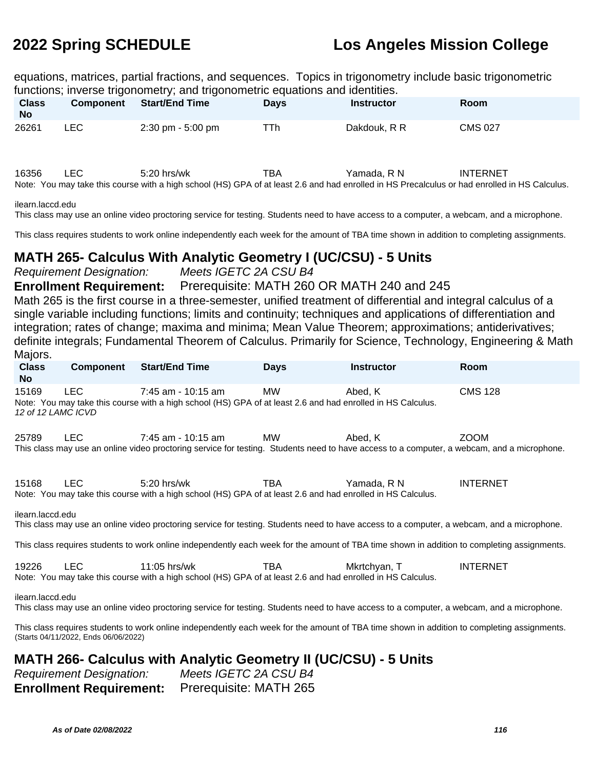equations, matrices, partial fractions, and sequences. Topics in trigonometry include basic trigonometric functions; inverse trigonometry; and trigonometric equations and identities.

| Class No | Component | Start/End Time | Days | Instructor | Room |
|---|---|---|---|---|---|
| 26261 | LEC | 2:30 pm - 5:00 pm | TTh | Dakdouk, R R | CMS 027 |
| 16356 | LEC | 5:20 hrs/wk | TBA | Yamada, R N | INTERNET |

Note: You may take this course with a high school (HS) GPA of at least 2.6 and had enrolled in HS Precalculus or had enrolled in HS Calculus.

ilearn.laccd.edu

This class may use an online video proctoring service for testing. Students need to have access to a computer, a webcam, and a microphone.

This class requires students to work online independently each week for the amount of TBA time shown in addition to completing assignments.

## MATH 265- Calculus With Analytic Geometry I (UC/CSU) - 5 Units

*Requirement Designation:* *Meets IGETC 2A CSU B4*

**Enrollment Requirement:** Prerequisite: MATH 260 OR MATH 240 and 245

Math 265 is the first course in a three-semester, unified treatment of differential and integral calculus of a single variable including functions; limits and continuity; techniques and applications of differentiation and integration; rates of change; maxima and minima; Mean Value Theorem; approximations; antiderivatives; definite integrals; Fundamental Theorem of Calculus. Primarily for Science, Technology, Engineering & Math Majors.

| Class No | Component | Start/End Time | Days | Instructor | Room |
|---|---|---|---|---|---|
| 15169 | LEC | 7:45 am - 10:15 am | MW | Abed, K | CMS 128 |

Note: You may take this course with a high school (HS) GPA of at least 2.6 and had enrolled in HS Calculus.
*12 of 12 LAMC ICVD*

| Class No | Component | Start/End Time | Days | Instructor | Room |
|---|---|---|---|---|---|
| 25789 | LEC | 7:45 am - 10:15 am | MW | Abed, K | ZOOM |

This class may use an online video proctoring service for testing. Students need to have access to a computer, a webcam, and a microphone.

| Class No | Component | Start/End Time | Days | Instructor | Room |
|---|---|---|---|---|---|
| 15168 | LEC | 5:20 hrs/wk | TBA | Yamada, R N | INTERNET |

Note: You may take this course with a high school (HS) GPA of at least 2.6 and had enrolled in HS Calculus.

ilearn.laccd.edu

This class may use an online video proctoring service for testing. Students need to have access to a computer, a webcam, and a microphone.

This class requires students to work online independently each week for the amount of TBA time shown in addition to completing assignments.

| Class No | Component | Start/End Time | Days | Instructor | Room |
|---|---|---|---|---|---|
| 19226 | LEC | 11:05 hrs/wk | TBA | Mkrtchyan, T | INTERNET |

Note: You may take this course with a high school (HS) GPA of at least 2.6 and had enrolled in HS Calculus.

ilearn.laccd.edu

This class may use an online video proctoring service for testing. Students need to have access to a computer, a webcam, and a microphone.

This class requires students to work online independently each week for the amount of TBA time shown in addition to completing assignments.
(Starts 04/11/2022, Ends 06/06/2022)

## MATH 266- Calculus with Analytic Geometry II (UC/CSU) - 5 Units

*Requirement Designation:* *Meets IGETC 2A CSU B4*

**Enrollment Requirement:** Prerequisite: MATH 265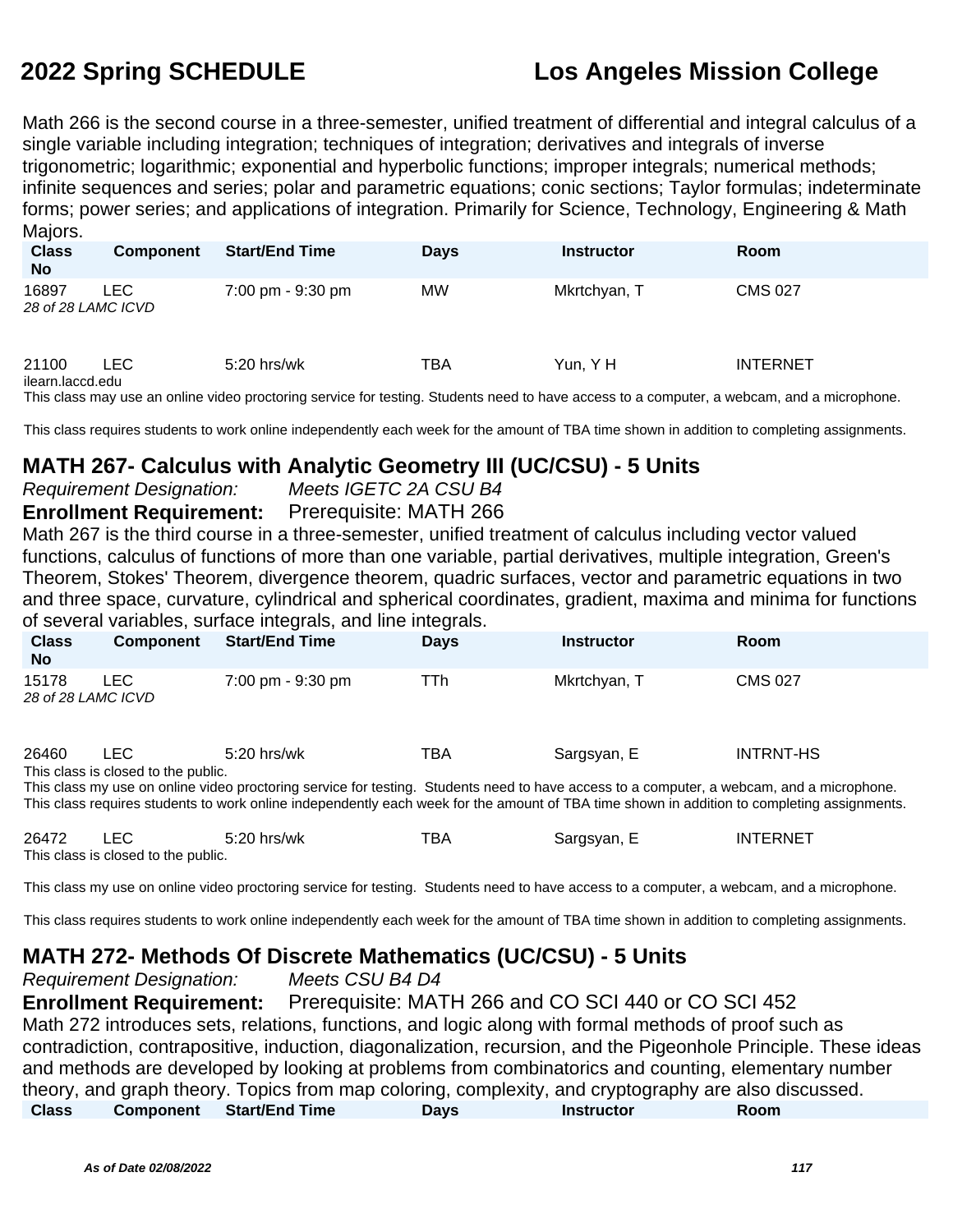Math 266 is the second course in a three-semester, unified treatment of differential and integral calculus of a single variable including integration; techniques of integration; derivatives and integrals of inverse trigonometric; logarithmic; exponential and hyperbolic functions; improper integrals; numerical methods; infinite sequences and series; polar and parametric equations; conic sections; Taylor formulas; indeterminate forms; power series; and applications of integration. Primarily for Science, Technology, Engineering & Math Majors.

| Class No | Component | Start/End Time | Days | Instructor | Room |
|---|---|---|---|---|---|
| 16897 | LEC | 7:00 pm - 9:30 pm | MW | Mkrtchyan, T | CMS 027 |

*28 of 28 LAMC ICVD*

| Class No | Component | Start/End Time | Days | Instructor | Room |
|---|---|---|---|---|---|
| 21100 | LEC | 5:20 hrs/wk | TBA | Yun, Y H | INTERNET |

ilearn.laccd.edu

This class may use an online video proctoring service for testing. Students need to have access to a computer, a webcam, and a microphone.

This class requires students to work online independently each week for the amount of TBA time shown in addition to completing assignments.

## MATH 267- Calculus with Analytic Geometry III (UC/CSU) - 5 Units

*Requirement Designation:* *Meets IGETC 2A CSU B4*

**Enrollment Requirement:** Prerequisite: MATH 266

Math 267 is the third course in a three-semester, unified treatment of calculus including vector valued functions, calculus of functions of more than one variable, partial derivatives, multiple integration, Green's Theorem, Stokes' Theorem, divergence theorem, quadric surfaces, vector and parametric equations in two and three space, curvature, cylindrical and spherical coordinates, gradient, maxima and minima for functions of several variables, surface integrals, and line integrals.

| Class No | Component | Start/End Time | Days | Instructor | Room |
|---|---|---|---|---|---|
| 15178 | LEC | 7:00 pm - 9:30 pm | TTh | Mkrtchyan, T | CMS 027 |

*28 of 28 LAMC ICVD*

| Class No | Component | Start/End Time | Days | Instructor | Room |
|---|---|---|---|---|---|
| 26460 | LEC | 5:20 hrs/wk | TBA | Sargsyan, E | INTRNT-HS |

This class is closed to the public.

This class my use on online video proctoring service for testing. Students need to have access to a computer, a webcam, and a microphone.

This class requires students to work online independently each week for the amount of TBA time shown in addition to completing assignments.

| Class No | Component | Start/End Time | Days | Instructor | Room |
|---|---|---|---|---|---|
| 26472 | LEC | 5:20 hrs/wk | TBA | Sargsyan, E | INTERNET |

This class is closed to the public.

This class my use on online video proctoring service for testing. Students need to have access to a computer, a webcam, and a microphone.

This class requires students to work online independently each week for the amount of TBA time shown in addition to completing assignments.

## MATH 272- Methods Of Discrete Mathematics (UC/CSU) - 5 Units

*Requirement Designation:* *Meets CSU B4 D4*

**Enrollment Requirement:** Prerequisite: MATH 266 and CO SCI 440 or CO SCI 452

Math 272 introduces sets, relations, functions, and logic along with formal methods of proof such as contradiction, contrapositive, induction, diagonalization, recursion, and the Pigeonhole Principle. These ideas and methods are developed by looking at problems from combinatorics and counting, elementary number theory, and graph theory. Topics from map coloring, complexity, and cryptography are also discussed.

| Class | Component | Start/End Time | Days | Instructor | Room |
|---|---|---|---|---|---|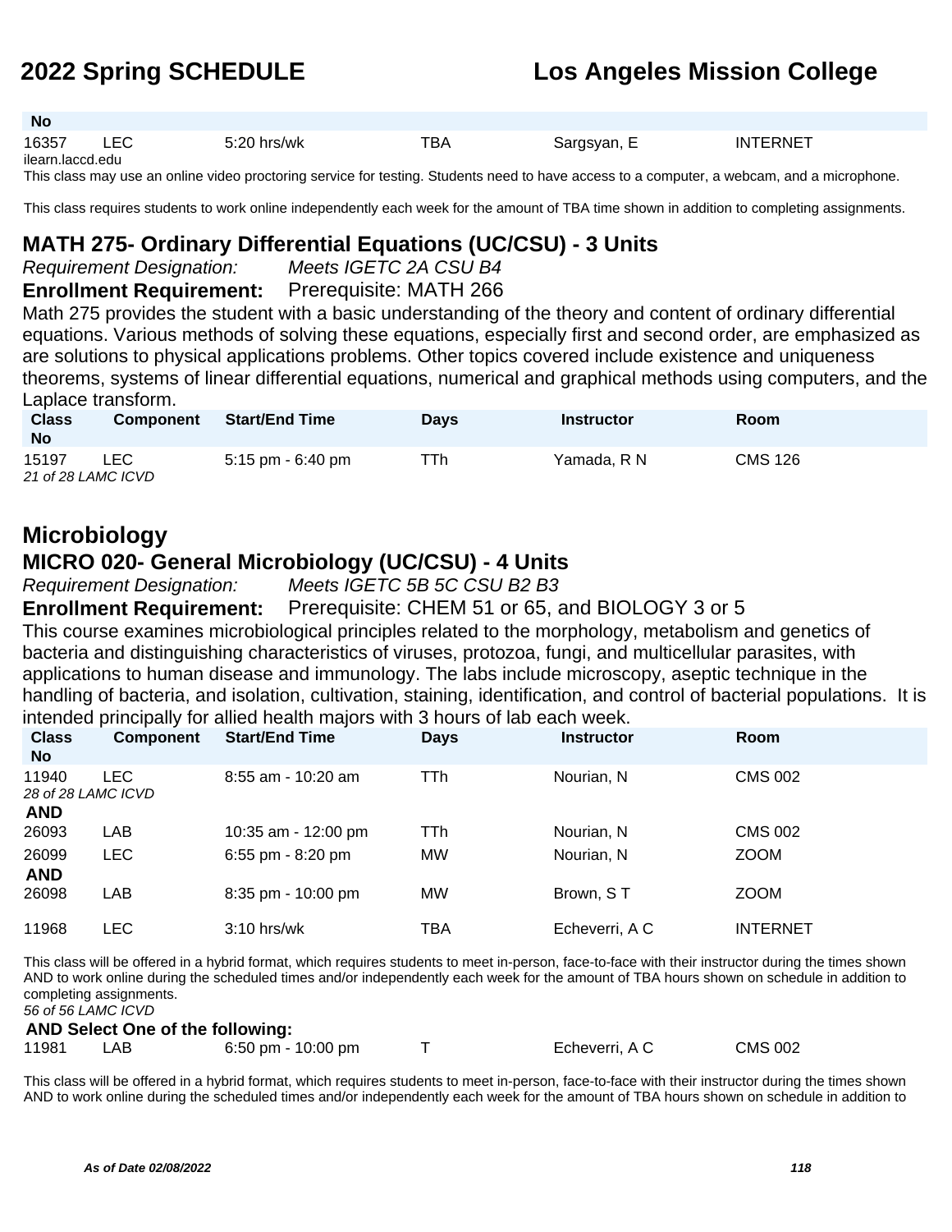| Class No | Component | Start/End Time | Days | Instructor | Room |
|---|---|---|---|---|---|
| 16357 | LEC | 5:20 hrs/wk | TBA | Sargsyan, E | INTERNET |

ilearn.laccd.edu

This class may use an online video proctoring service for testing. Students need to have access to a computer, a webcam, and a microphone.

This class requires students to work online independently each week for the amount of TBA time shown in addition to completing assignments.

### MATH 275- Ordinary Differential Equations (UC/CSU) - 3 Units

*Requirement Designation:* *Meets IGETC 2A CSU B4*

**Enrollment Requirement:** Prerequisite: MATH 266

Math 275 provides the student with a basic understanding of the theory and content of ordinary differential equations. Various methods of solving these equations, especially first and second order, are emphasized as are solutions to physical applications problems. Other topics covered include existence and uniqueness theorems, systems of linear differential equations, numerical and graphical methods using computers, and the Laplace transform.

| Class No | Component | Start/End Time | Days | Instructor | Room |
|---|---|---|---|---|---|
| 15197 | LEC | 5:15 pm - 6:40 pm | TTh | Yamada, R N | CMS 126 |

*21 of 28 LAMC ICVD*

## Microbiology

### MICRO 020- General Microbiology (UC/CSU) - 4 Units

*Requirement Designation:* *Meets IGETC 5B 5C CSU B2 B3*

**Enrollment Requirement:** Prerequisite: CHEM 51 or 65, and BIOLOGY 3 or 5

This course examines microbiological principles related to the morphology, metabolism and genetics of bacteria and distinguishing characteristics of viruses, protozoa, fungi, and multicellular parasites, with applications to human disease and immunology. The labs include microscopy, aseptic technique in the handling of bacteria, and isolation, cultivation, staining, identification, and control of bacterial populations. It is intended principally for allied health majors with 3 hours of lab each week.

| Class No | Component | Start/End Time | Days | Instructor | Room |
|---|---|---|---|---|---|
| 11940 | LEC | 8:55 am - 10:20 am | TTh | Nourian, N | CMS 002 |
| *28 of 28 LAMC ICVD* | | | | | |
| **AND** | | | | | |
| 26093 | LAB | 10:35 am - 12:00 pm | TTh | Nourian, N | CMS 002 |
| 26099 | LEC | 6:55 pm - 8:20 pm | MW | Nourian, N | ZOOM |
| **AND** | | | | | |
| 26098 | LAB | 8:35 pm - 10:00 pm | MW | Brown, S T | ZOOM |
| 11968 | LEC | 3:10 hrs/wk | TBA | Echeverri, A C | INTERNET |

This class will be offered in a hybrid format, which requires students to meet in-person, face-to-face with their instructor during the times shown AND to work online during the scheduled times and/or independently each week for the amount of TBA hours shown on schedule in addition to completing assignments.

*56 of 56 LAMC ICVD*

**AND Select One of the following:**

| Class No | Component | Start/End Time | Days | Instructor | Room |
|---|---|---|---|---|---|
| 11981 | LAB | 6:50 pm - 10:00 pm | T | Echeverri, A C | CMS 002 |

This class will be offered in a hybrid format, which requires students to meet in-person, face-to-face with their instructor during the times shown AND to work online during the scheduled times and/or independently each week for the amount of TBA hours shown on schedule in addition to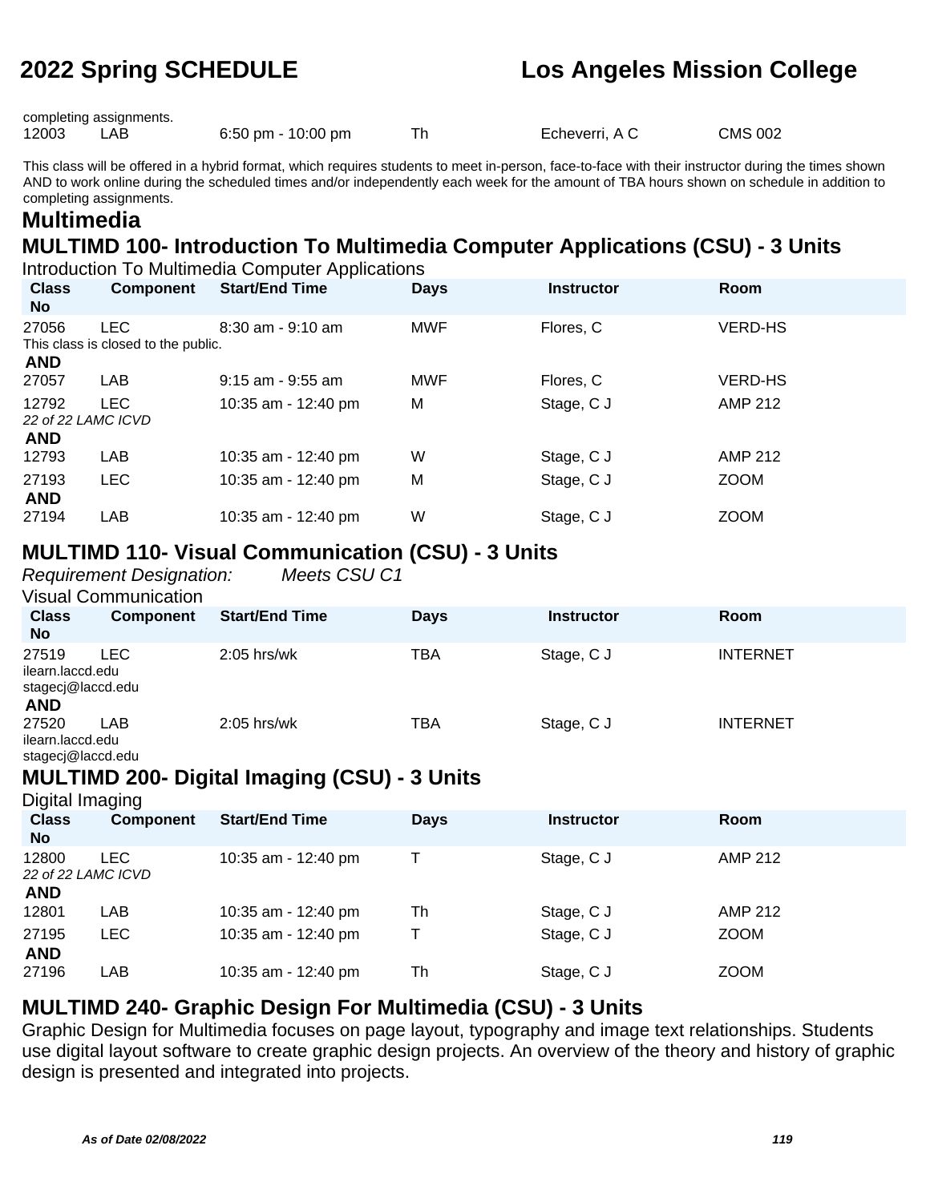completing assignments.

| | | | | | |
|---|---|---|---|---|---|
| 12003 | LAB | 6:50 pm - 10:00 pm | Th | Echeverri, A C | CMS 002 |

This class will be offered in a hybrid format, which requires students to meet in-person, face-to-face with their instructor during the times shown AND to work online during the scheduled times and/or independently each week for the amount of TBA hours shown on schedule in addition to completing assignments.

## Multimedia

### MULTIMD 100- Introduction To Multimedia Computer Applications (CSU) - 3 Units

Introduction To Multimedia Computer Applications

| Class No | Component | Start/End Time | Days | Instructor | Room |
|---|---|---|---|---|---|
| 27056 | LEC | 8:30 am - 9:10 am | MWF | Flores, C | VERD-HS |
| This class is closed to the public. | | | | | |
| **AND** | | | | | |
| 27057 | LAB | 9:15 am - 9:55 am | MWF | Flores, C | VERD-HS |
| 12792 | LEC | 10:35 am - 12:40 pm | M | Stage, C J | AMP 212 |
| *22 of 22 LAMC ICVD* | | | | | |
| **AND** | | | | | |
| 12793 | LAB | 10:35 am - 12:40 pm | W | Stage, C J | AMP 212 |
| 27193 | LEC | 10:35 am - 12:40 pm | M | Stage, C J | ZOOM |
| **AND** | | | | | |
| 27194 | LAB | 10:35 am - 12:40 pm | W | Stage, C J | ZOOM |

### MULTIMD 110- Visual Communication (CSU) - 3 Units

*Requirement Designation:* *Meets CSU C1*

Visual Communication

| Class No | Component | Start/End Time | Days | Instructor | Room |
|---|---|---|---|---|---|
| 27519 | LEC | 2:05 hrs/wk | TBA | Stage, C J | INTERNET |
| ilearn.laccd.edu stagecj@laccd.edu | | | | | |
| **AND** | | | | | |
| 27520 | LAB | 2:05 hrs/wk | TBA | Stage, C J | INTERNET |
| ilearn.laccd.edu stagecj@laccd.edu | | | | | |

### MULTIMD 200- Digital Imaging (CSU) - 3 Units

Digital Imaging

| Class No | Component | Start/End Time | Days | Instructor | Room |
|---|---|---|---|---|---|
| 12800 | LEC | 10:35 am - 12:40 pm | T | Stage, C J | AMP 212 |
| *22 of 22 LAMC ICVD* | | | | | |
| **AND** | | | | | |
| 12801 | LAB | 10:35 am - 12:40 pm | Th | Stage, C J | AMP 212 |
| 27195 | LEC | 10:35 am - 12:40 pm | T | Stage, C J | ZOOM |
| **AND** | | | | | |
| 27196 | LAB | 10:35 am - 12:40 pm | Th | Stage, C J | ZOOM |

### MULTIMD 240- Graphic Design For Multimedia (CSU) - 3 Units

Graphic Design for Multimedia focuses on page layout, typography and image text relationships. Students use digital layout software to create graphic design projects. An overview of the theory and history of graphic design is presented and integrated into projects.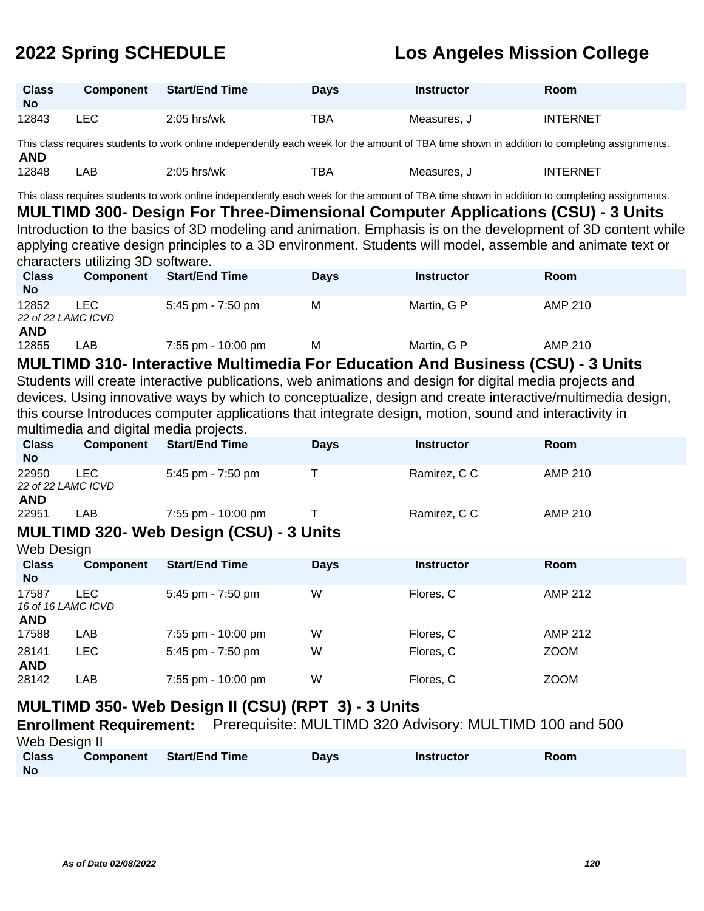| Class No | Component | Start/End Time | Days | Instructor | Room |
|---|---|---|---|---|---|
| 12843 | LEC | 2:05 hrs/wk | TBA | Measures, J | INTERNET |

This class requires students to work online independently each week for the amount of TBA time shown in addition to completing assignments.

**AND**

| Class No | Component | Start/End Time | Days | Instructor | Room |
|---|---|---|---|---|---|
| 12848 | LAB | 2:05 hrs/wk | TBA | Measures, J | INTERNET |

This class requires students to work online independently each week for the amount of TBA time shown in addition to completing assignments.

## MULTIMD 300- Design For Three-Dimensional Computer Applications (CSU) - 3 Units

Introduction to the basics of 3D modeling and animation. Emphasis is on the development of 3D content while applying creative design principles to a 3D environment. Students will model, assemble and animate text or characters utilizing 3D software.

| Class No | Component | Start/End Time | Days | Instructor | Room |
|---|---|---|---|---|---|
| 12852 | LEC | 5:45 pm - 7:50 pm | M | Martin, G P | AMP 210 |
| *22 of 22 LAMC ICVD* | | | | | |
| **AND** | | | | | |
| 12855 | LAB | 7:55 pm - 10:00 pm | M | Martin, G P | AMP 210 |

## MULTIMD 310- Interactive Multimedia For Education And Business (CSU) - 3 Units

Students will create interactive publications, web animations and design for digital media projects and devices. Using innovative ways by which to conceptualize, design and create interactive/multimedia design, this course Introduces computer applications that integrate design, motion, sound and interactivity in multimedia and digital media projects.

| Class No | Component | Start/End Time | Days | Instructor | Room |
|---|---|---|---|---|---|
| 22950 | LEC | 5:45 pm - 7:50 pm | T | Ramirez, C C | AMP 210 |
| *22 of 22 LAMC ICVD* | | | | | |
| **AND** | | | | | |
| 22951 | LAB | 7:55 pm - 10:00 pm | T | Ramirez, C C | AMP 210 |

## MULTIMD 320- Web Design (CSU) - 3 Units

Web Design

| Class No | Component | Start/End Time | Days | Instructor | Room |
|---|---|---|---|---|---|
| 17587 | LEC | 5:45 pm - 7:50 pm | W | Flores, C | AMP 212 |
| *16 of 16 LAMC ICVD* | | | | | |
| **AND** | | | | | |
| 17588 | LAB | 7:55 pm - 10:00 pm | W | Flores, C | AMP 212 |
| 28141 | LEC | 5:45 pm - 7:50 pm | W | Flores, C | ZOOM |
| **AND** | | | | | |
| 28142 | LAB | 7:55 pm - 10:00 pm | W | Flores, C | ZOOM |

## MULTIMD 350- Web Design II (CSU) (RPT 3) - 3 Units

**Enrollment Requirement:** Prerequisite: MULTIMD 320 Advisory: MULTIMD 100 and 500

Web Design II

| Class No | Component | Start/End Time | Days | Instructor | Room |
|---|---|---|---|---|---|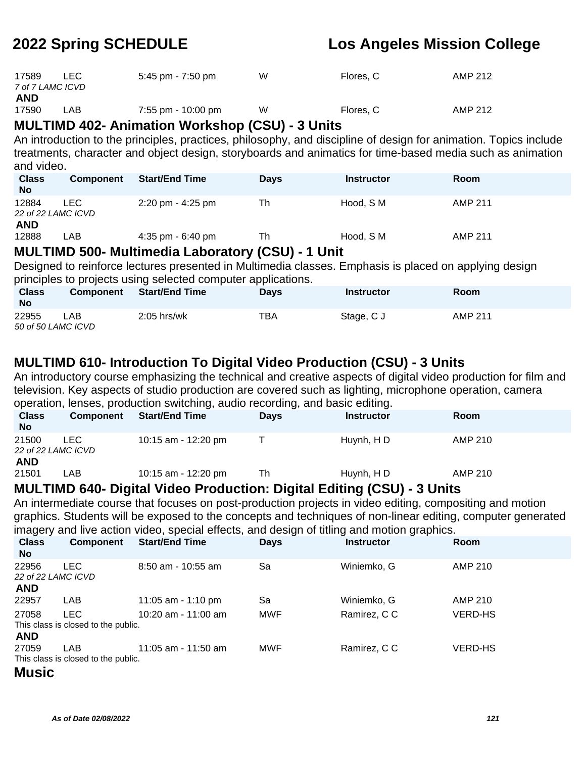| Class No | Component | Start/End Time | Days | Instructor | Room |
|---|---|---|---|---|---|
| 17589 | LEC | 5:45 pm - 7:50 pm | W | Flores, C | AMP 212 |
| *7 of 7 LAMC ICVD* | | | | | |
| **AND** | | | | | |
| 17590 | LAB | 7:55 pm - 10:00 pm | W | Flores, C | AMP 212 |

## MULTIMD 402- Animation Workshop (CSU) - 3 Units

An introduction to the principles, practices, philosophy, and discipline of design for animation. Topics include treatments, character and object design, storyboards and animatics for time-based media such as animation and video.

| Class No | Component | Start/End Time | Days | Instructor | Room |
|---|---|---|---|---|---|
| 12884 | LEC | 2:20 pm - 4:25 pm | Th | Hood, S M | AMP 211 |
| *22 of 22 LAMC ICVD* | | | | | |
| **AND** | | | | | |
| 12888 | LAB | 4:35 pm - 6:40 pm | Th | Hood, S M | AMP 211 |

## MULTIMD 500- Multimedia Laboratory (CSU) - 1 Unit

Designed to reinforce lectures presented in Multimedia classes. Emphasis is placed on applying design principles to projects using selected computer applications.

| Class No | Component | Start/End Time | Days | Instructor | Room |
|---|---|---|---|---|---|
| 22955 | LAB | 2:05 hrs/wk | TBA | Stage, C J | AMP 211 |
| *50 of 50 LAMC ICVD* | | | | | |

## MULTIMD 610- Introduction To Digital Video Production (CSU) - 3 Units

An introductory course emphasizing the technical and creative aspects of digital video production for film and television. Key aspects of studio production are covered such as lighting, microphone operation, camera operation, lenses, production switching, audio recording, and basic editing.

| Class No | Component | Start/End Time | Days | Instructor | Room |
|---|---|---|---|---|---|
| 21500 | LEC | 10:15 am - 12:20 pm | T | Huynh, H D | AMP 210 |
| *22 of 22 LAMC ICVD* | | | | | |
| **AND** | | | | | |
| 21501 | LAB | 10:15 am - 12:20 pm | Th | Huynh, H D | AMP 210 |

## MULTIMD 640- Digital Video Production: Digital Editing (CSU) - 3 Units

An intermediate course that focuses on post-production projects in video editing, compositing and motion graphics. Students will be exposed to the concepts and techniques of non-linear editing, computer generated imagery and live action video, special effects, and design of titling and motion graphics.

| Class No | Component | Start/End Time | Days | Instructor | Room |
|---|---|---|---|---|---|
| 22956 | LEC | 8:50 am - 10:55 am | Sa | Winiemko, G | AMP 210 |
| *22 of 22 LAMC ICVD* | | | | | |
| **AND** | | | | | |
| 22957 | LAB | 11:05 am - 1:10 pm | Sa | Winiemko, G | AMP 210 |
| 27058 | LEC | 10:20 am - 11:00 am | MWF | Ramirez, C C | VERD-HS |
| This class is closed to the public. | | | | | |
| **AND** | | | | | |
| 27059 | LAB | 11:05 am - 11:50 am | MWF | Ramirez, C C | VERD-HS |
| This class is closed to the public. | | | | | |

# Music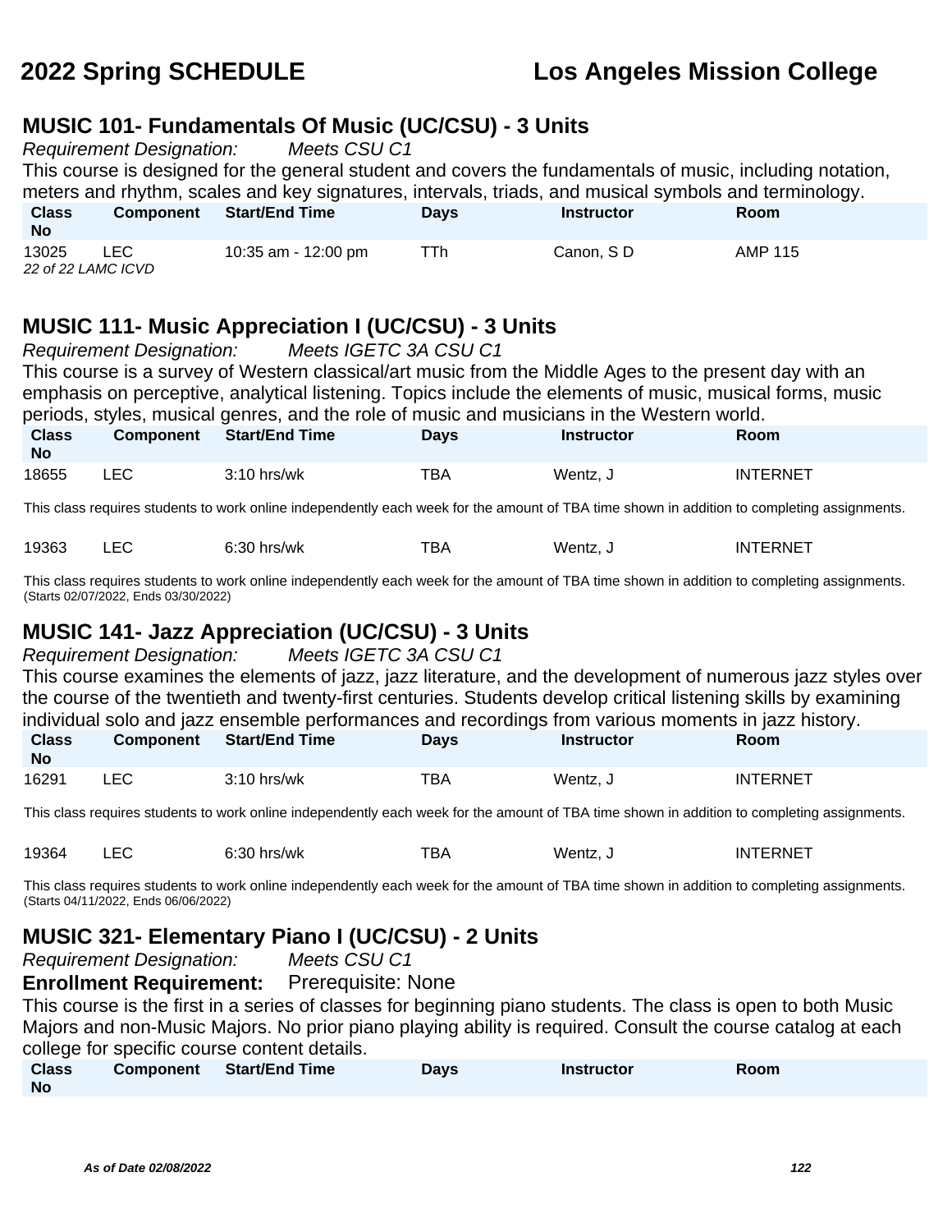# 2022 Spring SCHEDULE — Los Angeles Mission College

## MUSIC 101- Fundamentals Of Music (UC/CSU) - 3 Units

*Requirement Designation:* *Meets CSU C1*

This course is designed for the general student and covers the fundamentals of music, including notation, meters and rhythm, scales and key signatures, intervals, triads, and musical symbols and terminology.

| Class No | Component | Start/End Time | Days | Instructor | Room |
|---|---|---|---|---|---|
| 13025 | LEC | 10:35 am - 12:00 pm | TTh | Canon, S D | AMP 115 |

*22 of 22 LAMC ICVD*

## MUSIC 111- Music Appreciation I (UC/CSU) - 3 Units

*Requirement Designation:* *Meets IGETC 3A CSU C1*

This course is a survey of Western classical/art music from the Middle Ages to the present day with an emphasis on perceptive, analytical listening. Topics include the elements of music, musical forms, music periods, styles, musical genres, and the role of music and musicians in the Western world.

| Class No | Component | Start/End Time | Days | Instructor | Room |
|---|---|---|---|---|---|
| 18655 | LEC | 3:10 hrs/wk | TBA | Wentz, J | INTERNET |

This class requires students to work online independently each week for the amount of TBA time shown in addition to completing assignments.

| Class No | Component | Start/End Time | Days | Instructor | Room |
|---|---|---|---|---|---|
| 19363 | LEC | 6:30 hrs/wk | TBA | Wentz, J | INTERNET |

This class requires students to work online independently each week for the amount of TBA time shown in addition to completing assignments.
(Starts 02/07/2022, Ends 03/30/2022)

## MUSIC 141- Jazz Appreciation (UC/CSU) - 3 Units

*Requirement Designation:* *Meets IGETC 3A CSU C1*

This course examines the elements of jazz, jazz literature, and the development of numerous jazz styles over the course of the twentieth and twenty-first centuries. Students develop critical listening skills by examining individual solo and jazz ensemble performances and recordings from various moments in jazz history.

| Class No | Component | Start/End Time | Days | Instructor | Room |
|---|---|---|---|---|---|
| 16291 | LEC | 3:10 hrs/wk | TBA | Wentz, J | INTERNET |

This class requires students to work online independently each week for the amount of TBA time shown in addition to completing assignments.

| Class No | Component | Start/End Time | Days | Instructor | Room |
|---|---|---|---|---|---|
| 19364 | LEC | 6:30 hrs/wk | TBA | Wentz, J | INTERNET |

This class requires students to work online independently each week for the amount of TBA time shown in addition to completing assignments.
(Starts 04/11/2022, Ends 06/06/2022)

## MUSIC 321- Elementary Piano I (UC/CSU) - 2 Units

*Requirement Designation:* *Meets CSU C1*

**Enrollment Requirement:** Prerequisite: None

This course is the first in a series of classes for beginning piano students. The class is open to both Music Majors and non-Music Majors. No prior piano playing ability is required. Consult the course catalog at each college for specific course content details.

| Class No | Component | Start/End Time | Days | Instructor | Room |
|---|---|---|---|---|---|

*As of Date 02/08/2022*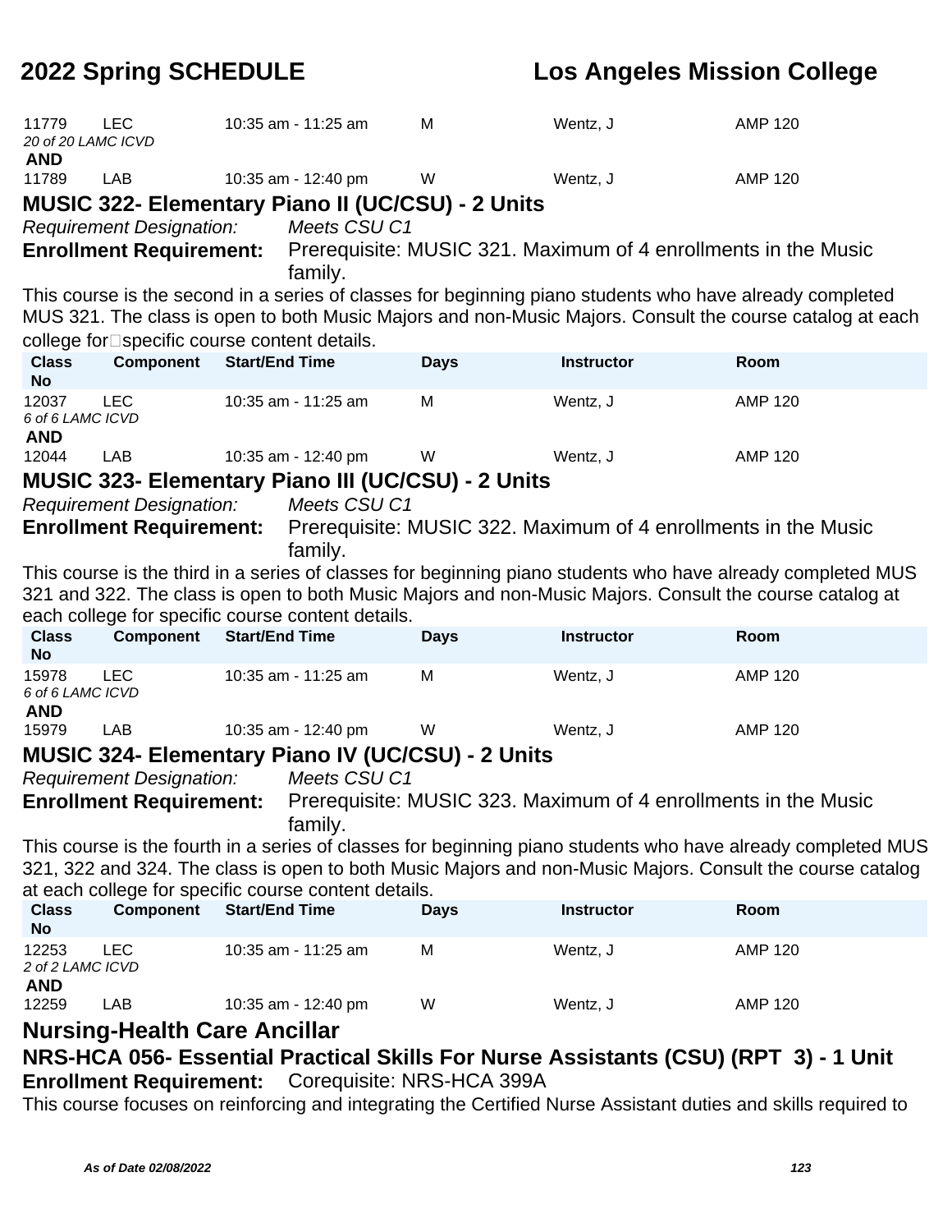| Class No | Component | Start/End Time | Days | Instructor | Room |
|---|---|---|---|---|---|
| 11779 | LEC | 10:35 am - 11:25 am | M | Wentz, J | AMP 120 |
| *20 of 20 LAMC ICVD* | | | | | |
| **AND** | | | | | |
| 11789 | LAB | 10:35 am - 12:40 pm | W | Wentz, J | AMP 120 |

### MUSIC 322- Elementary Piano II (UC/CSU) - 2 Units

*Requirement Designation:* *Meets CSU C1*

**Enrollment Requirement:** Prerequisite: MUSIC 321. Maximum of 4 enrollments in the Music family.

This course is the second in a series of classes for beginning piano students who have already completed MUS 321. The class is open to both Music Majors and non-Music Majors. Consult the course catalog at each college for specific course content details.

| Class No | Component | Start/End Time | Days | Instructor | Room |
|---|---|---|---|---|---|
| 12037 | LEC | 10:35 am - 11:25 am | M | Wentz, J | AMP 120 |
| *6 of 6 LAMC ICVD* | | | | | |
| **AND** | | | | | |
| 12044 | LAB | 10:35 am - 12:40 pm | W | Wentz, J | AMP 120 |

### MUSIC 323- Elementary Piano III (UC/CSU) - 2 Units

*Requirement Designation:* *Meets CSU C1*

**Enrollment Requirement:** Prerequisite: MUSIC 322. Maximum of 4 enrollments in the Music family.

This course is the third in a series of classes for beginning piano students who have already completed MUS 321 and 322. The class is open to both Music Majors and non-Music Majors. Consult the course catalog at each college for specific course content details.

| Class No | Component | Start/End Time | Days | Instructor | Room |
|---|---|---|---|---|---|
| 15978 | LEC | 10:35 am - 11:25 am | M | Wentz, J | AMP 120 |
| *6 of 6 LAMC ICVD* | | | | | |
| **AND** | | | | | |
| 15979 | LAB | 10:35 am - 12:40 pm | W | Wentz, J | AMP 120 |

### MUSIC 324- Elementary Piano IV (UC/CSU) - 2 Units

*Requirement Designation:* *Meets CSU C1*

**Enrollment Requirement:** Prerequisite: MUSIC 323. Maximum of 4 enrollments in the Music family.

This course is the fourth in a series of classes for beginning piano students who have already completed MUS 321, 322 and 324. The class is open to both Music Majors and non-Music Majors. Consult the course catalog at each college for specific course content details.

| Class No | Component | Start/End Time | Days | Instructor | Room |
|---|---|---|---|---|---|
| 12253 | LEC | 10:35 am - 11:25 am | M | Wentz, J | AMP 120 |
| *2 of 2 LAMC ICVD* | | | | | |
| **AND** | | | | | |
| 12259 | LAB | 10:35 am - 12:40 pm | W | Wentz, J | AMP 120 |

## Nursing-Health Care Ancillar

### NRS-HCA 056- Essential Practical Skills For Nurse Assistants (CSU) (RPT 3) - 1 Unit

**Enrollment Requirement:** Corequisite: NRS-HCA 399A

This course focuses on reinforcing and integrating the Certified Nurse Assistant duties and skills required to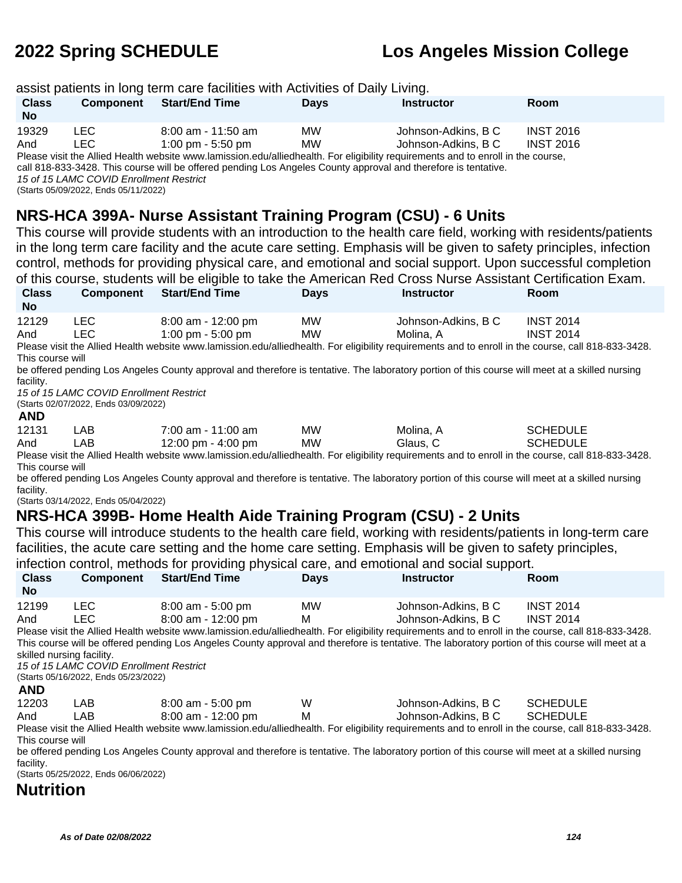assist patients in long term care facilities with Activities of Daily Living.

| Class No | Component | Start/End Time | Days | Instructor | Room |
|---|---|---|---|---|---|
| 19329 | LEC | 8:00 am - 11:50 am | MW | Johnson-Adkins, B C | INST 2016 |
| And | LEC | 1:00 pm - 5:50 pm | MW | Johnson-Adkins, B C | INST 2016 |

Please visit the Allied Health website www.lamission.edu/alliedhealth. For eligibility requirements and to enroll in the course, call 818-833-3428. This course will be offered pending Los Angeles County approval and therefore is tentative.

*15 of 15 LAMC COVID Enrollment Restrict*

(Starts 05/09/2022, Ends 05/11/2022)

## NRS-HCA 399A- Nurse Assistant Training Program (CSU) - 6 Units

This course will provide students with an introduction to the health care field, working with residents/patients in the long term care facility and the acute care setting. Emphasis will be given to safety principles, infection control, methods for providing physical care, and emotional and social support. Upon successful completion of this course, students will be eligible to take the American Red Cross Nurse Assistant Certification Exam.

| Class No | Component | Start/End Time | Days | Instructor | Room |
|---|---|---|---|---|---|
| 12129 | LEC | 8:00 am - 12:00 pm | MW | Johnson-Adkins, B C | INST 2014 |
| And | LEC | 1:00 pm - 5:00 pm | MW | Molina, A | INST 2014 |

Please visit the Allied Health website www.lamission.edu/alliedhealth. For eligibility requirements and to enroll in the course, call 818-833-3428. This course will be offered pending Los Angeles County approval and therefore is tentative. The laboratory portion of this course will meet at a skilled nursing facility.

*15 of 15 LAMC COVID Enrollment Restrict*

(Starts 02/07/2022, Ends 03/09/2022)

**AND**

| Class No | Component | Start/End Time | Days | Instructor | Room |
|---|---|---|---|---|---|
| 12131 | LAB | 7:00 am - 11:00 am | MW | Molina, A | SCHEDULE |
| And | LAB | 12:00 pm - 4:00 pm | MW | Glaus, C | SCHEDULE |

Please visit the Allied Health website www.lamission.edu/alliedhealth. For eligibility requirements and to enroll in the course, call 818-833-3428. This course will be offered pending Los Angeles County approval and therefore is tentative. The laboratory portion of this course will meet at a skilled nursing facility.

(Starts 03/14/2022, Ends 05/04/2022)

## NRS-HCA 399B- Home Health Aide Training Program (CSU) - 2 Units

This course will introduce students to the health care field, working with residents/patients in long-term care facilities, the acute care setting and the home care setting. Emphasis will be given to safety principles, infection control, methods for providing physical care, and emotional and social support.

| Class No | Component | Start/End Time | Days | Instructor | Room |
|---|---|---|---|---|---|
| 12199 | LEC | 8:00 am - 5:00 pm | MW | Johnson-Adkins, B C | INST 2014 |
| And | LEC | 8:00 am - 12:00 pm | M | Johnson-Adkins, B C | INST 2014 |

Please visit the Allied Health website www.lamission.edu/alliedhealth. For eligibility requirements and to enroll in the course, call 818-833-3428. This course will be offered pending Los Angeles County approval and therefore is tentative. The laboratory portion of this course will meet at a skilled nursing facility.

*15 of 15 LAMC COVID Enrollment Restrict*

(Starts 05/16/2022, Ends 05/23/2022)

**AND**

| Class No | Component | Start/End Time | Days | Instructor | Room |
|---|---|---|---|---|---|
| 12203 | LAB | 8:00 am - 5:00 pm | W | Johnson-Adkins, B C | SCHEDULE |
| And | LAB | 8:00 am - 12:00 pm | M | Johnson-Adkins, B C | SCHEDULE |

Please visit the Allied Health website www.lamission.edu/alliedhealth. For eligibility requirements and to enroll in the course, call 818-833-3428. This course will be offered pending Los Angeles County approval and therefore is tentative. The laboratory portion of this course will meet at a skilled nursing facility.

(Starts 05/25/2022, Ends 06/06/2022)

# Nutrition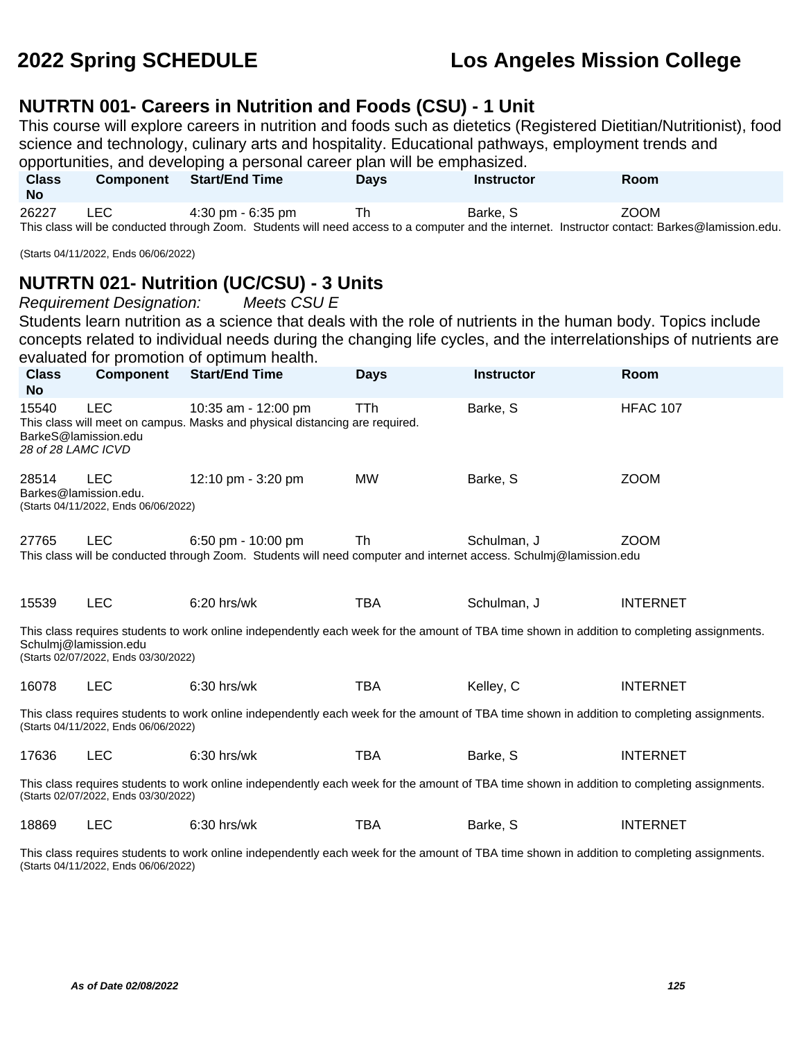# 2022 Spring SCHEDULE — Los Angeles Mission College

## NUTRTN 001- Careers in Nutrition and Foods (CSU) - 1 Unit

This course will explore careers in nutrition and foods such as dietetics (Registered Dietitian/Nutritionist), food science and technology, culinary arts and hospitality. Educational pathways, employment trends and opportunities, and developing a personal career plan will be emphasized.

| Class No | Component | Start/End Time | Days | Instructor | Room |
|---|---|---|---|---|---|
| 26227 | LEC | 4:30 pm - 6:35 pm | Th | Barke, S | ZOOM |

This class will be conducted through Zoom. Students will need access to a computer and the internet. Instructor contact: Barkes@lamission.edu.

(Starts 04/11/2022, Ends 06/06/2022)

## NUTRTN 021- Nutrition (UC/CSU) - 3 Units

*Requirement Designation: Meets CSU E*

Students learn nutrition as a science that deals with the role of nutrients in the human body. Topics include concepts related to individual needs during the changing life cycles, and the interrelationships of nutrients are evaluated for promotion of optimum health.

| Class No | Component | Start/End Time | Days | Instructor | Room |
|---|---|---|---|---|---|
| 15540 | LEC | 10:35 am - 12:00 pm | TTh | Barke, S | HFAC 107 |

This class will meet on campus. Masks and physical distancing are required.
BarkeS@lamission.edu
*28 of 28 LAMC ICVD*

| Class No | Component | Start/End Time | Days | Instructor | Room |
|---|---|---|---|---|---|
| 28514 | LEC | 12:10 pm - 3:20 pm | MW | Barke, S | ZOOM |

Barkes@lamission.edu.
(Starts 04/11/2022, Ends 06/06/2022)

| Class No | Component | Start/End Time | Days | Instructor | Room |
|---|---|---|---|---|---|
| 27765 | LEC | 6:50 pm - 10:00 pm | Th | Schulman, J | ZOOM |

This class will be conducted through Zoom. Students will need computer and internet access. Schulmj@lamission.edu

| Class No | Component | Start/End Time | Days | Instructor | Room |
|---|---|---|---|---|---|
| 15539 | LEC | 6:20 hrs/wk | TBA | Schulman, J | INTERNET |

This class requires students to work online independently each week for the amount of TBA time shown in addition to completing assignments.
Schulmj@lamission.edu
(Starts 02/07/2022, Ends 03/30/2022)

| Class No | Component | Start/End Time | Days | Instructor | Room |
|---|---|---|---|---|---|
| 16078 | LEC | 6:30 hrs/wk | TBA | Kelley, C | INTERNET |

This class requires students to work online independently each week for the amount of TBA time shown in addition to completing assignments.
(Starts 04/11/2022, Ends 06/06/2022)

| Class No | Component | Start/End Time | Days | Instructor | Room |
|---|---|---|---|---|---|
| 17636 | LEC | 6:30 hrs/wk | TBA | Barke, S | INTERNET |

This class requires students to work online independently each week for the amount of TBA time shown in addition to completing assignments.
(Starts 02/07/2022, Ends 03/30/2022)

| Class No | Component | Start/End Time | Days | Instructor | Room |
|---|---|---|---|---|---|
| 18869 | LEC | 6:30 hrs/wk | TBA | Barke, S | INTERNET |

This class requires students to work online independently each week for the amount of TBA time shown in addition to completing assignments.
(Starts 04/11/2022, Ends 06/06/2022)

*As of Date 02/08/2022*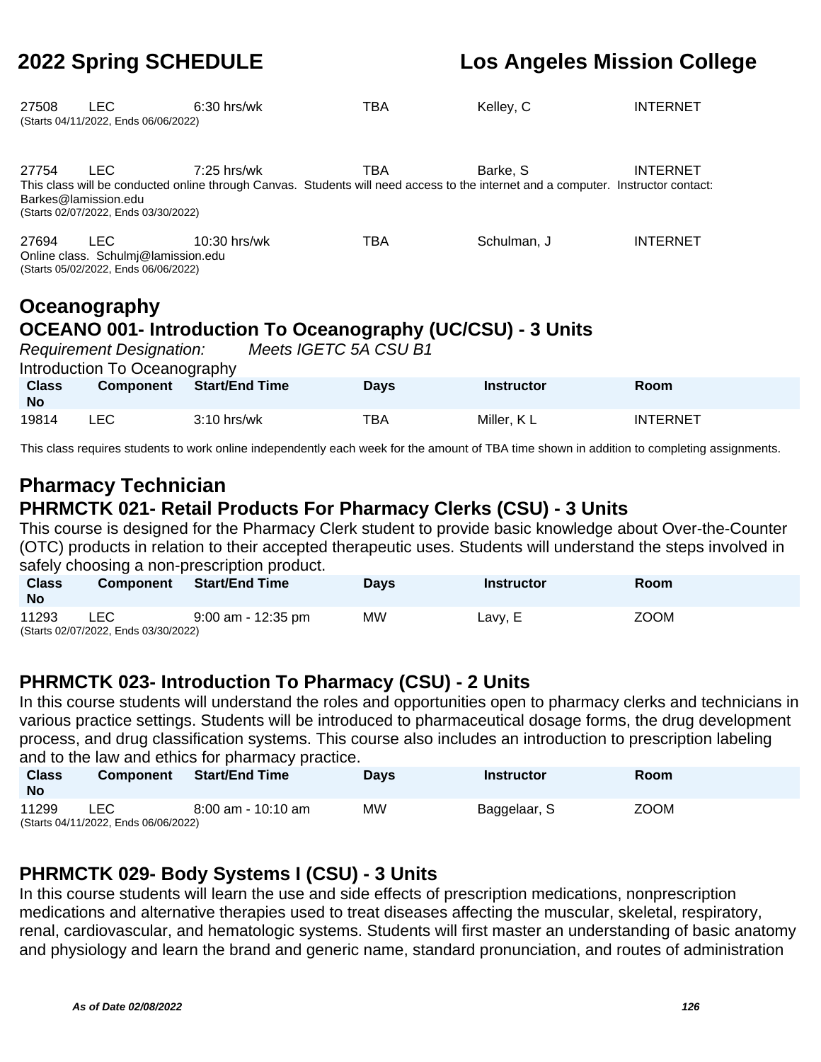| Class No | Component | Start/End Time | Days | Instructor | Room |
|---|---|---|---|---|---|
| 27508 | LEC | 6:30 hrs/wk | TBA | Kelley, C | INTERNET |

(Starts 04/11/2022, Ends 06/06/2022)

| Class No | Component | Start/End Time | Days | Instructor | Room |
|---|---|---|---|---|---|
| 27754 | LEC | 7:25 hrs/wk | TBA | Barke, S | INTERNET |

This class will be conducted online through Canvas. Students will need access to the internet and a computer. Instructor contact: Barkes@lamission.edu
(Starts 02/07/2022, Ends 03/30/2022)

| Class No | Component | Start/End Time | Days | Instructor | Room |
|---|---|---|---|---|---|
| 27694 | LEC | 10:30 hrs/wk | TBA | Schulman, J | INTERNET |

Online class. Schulmj@lamission.edu
(Starts 05/02/2022, Ends 06/06/2022)

## Oceanography

### OCEANO 001- Introduction To Oceanography (UC/CSU) - 3 Units

*Requirement Designation: Meets IGETC 5A CSU B1*

Introduction To Oceanography

| Class No | Component | Start/End Time | Days | Instructor | Room |
|---|---|---|---|---|---|
| 19814 | LEC | 3:10 hrs/wk | TBA | Miller, K L | INTERNET |

This class requires students to work online independently each week for the amount of TBA time shown in addition to completing assignments.

## Pharmacy Technician

### PHRMCTK 021- Retail Products For Pharmacy Clerks (CSU) - 3 Units

This course is designed for the Pharmacy Clerk student to provide basic knowledge about Over-the-Counter (OTC) products in relation to their accepted therapeutic uses. Students will understand the steps involved in safely choosing a non-prescription product.

| Class No | Component | Start/End Time | Days | Instructor | Room |
|---|---|---|---|---|---|
| 11293 | LEC | 9:00 am - 12:35 pm | MW | Lavy, E | ZOOM |

(Starts 02/07/2022, Ends 03/30/2022)

### PHRMCTK 023- Introduction To Pharmacy (CSU) - 2 Units

In this course students will understand the roles and opportunities open to pharmacy clerks and technicians in various practice settings. Students will be introduced to pharmaceutical dosage forms, the drug development process, and drug classification systems. This course also includes an introduction to prescription labeling and to the law and ethics for pharmacy practice.

| Class No | Component | Start/End Time | Days | Instructor | Room |
|---|---|---|---|---|---|
| 11299 | LEC | 8:00 am - 10:10 am | MW | Baggelaar, S | ZOOM |

(Starts 04/11/2022, Ends 06/06/2022)

### PHRMCTK 029- Body Systems I (CSU) - 3 Units

In this course students will learn the use and side effects of prescription medications, nonprescription medications and alternative therapies used to treat diseases affecting the muscular, skeletal, respiratory, renal, cardiovascular, and hematologic systems. Students will first master an understanding of basic anatomy and physiology and learn the brand and generic name, standard pronunciation, and routes of administration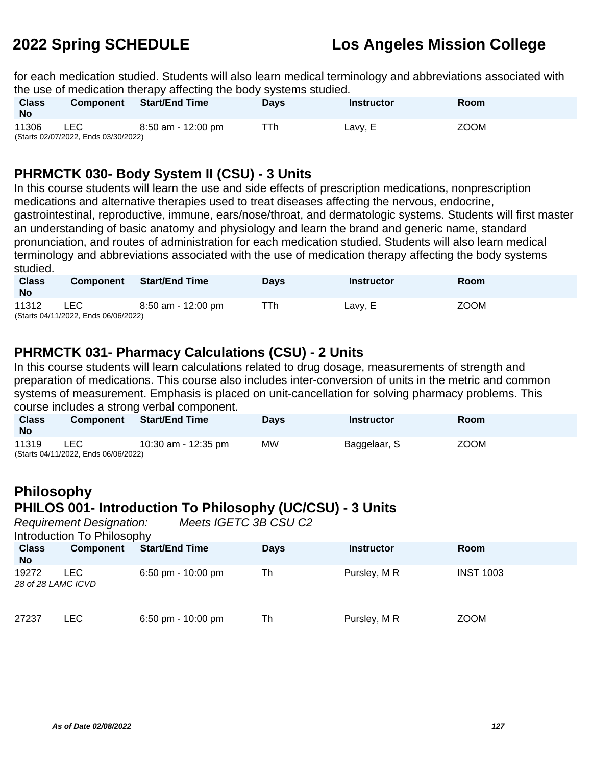for each medication studied. Students will also learn medical terminology and abbreviations associated with the use of medication therapy affecting the body systems studied.

| Class No | Component | Start/End Time | Days | Instructor | Room |
|---|---|---|---|---|---|
| 11306 | LEC | 8:50 am - 12:00 pm | TTh | Lavy, E | ZOOM |
| (Starts 02/07/2022, Ends 03/30/2022) | | | | | |

## PHRMCTK 030- Body System II (CSU) - 3 Units

In this course students will learn the use and side effects of prescription medications, nonprescription medications and alternative therapies used to treat diseases affecting the nervous, endocrine, gastrointestinal, reproductive, immune, ears/nose/throat, and dermatologic systems. Students will first master an understanding of basic anatomy and physiology and learn the brand and generic name, standard pronunciation, and routes of administration for each medication studied. Students will also learn medical terminology and abbreviations associated with the use of medication therapy affecting the body systems studied.

| Class No | Component | Start/End Time | Days | Instructor | Room |
|---|---|---|---|---|---|
| 11312 | LEC | 8:50 am - 12:00 pm | TTh | Lavy, E | ZOOM |
| (Starts 04/11/2022, Ends 06/06/2022) | | | | | |

## PHRMCTK 031- Pharmacy Calculations (CSU) - 2 Units

In this course students will learn calculations related to drug dosage, measurements of strength and preparation of medications. This course also includes inter-conversion of units in the metric and common systems of measurement. Emphasis is placed on unit-cancellation for solving pharmacy problems. This course includes a strong verbal component.

| Class No | Component | Start/End Time | Days | Instructor | Room |
|---|---|---|---|---|---|
| 11319 | LEC | 10:30 am - 12:35 pm | MW | Baggelaar, S | ZOOM |
| (Starts 04/11/2022, Ends 06/06/2022) | | | | | |

# Philosophy

## PHILOS 001- Introduction To Philosophy (UC/CSU) - 3 Units

*Requirement Designation:* *Meets IGETC 3B CSU C2*

Introduction To Philosophy

| Class No | Component | Start/End Time | Days | Instructor | Room |
|---|---|---|---|---|---|
| 19272 | LEC | 6:50 pm - 10:00 pm | Th | Pursley, M R | INST 1003 |
| *28 of 28 LAMC ICVD* | | | | | |
| 27237 | LEC | 6:50 pm - 10:00 pm | Th | Pursley, M R | ZOOM |

*As of Date 02/08/2022*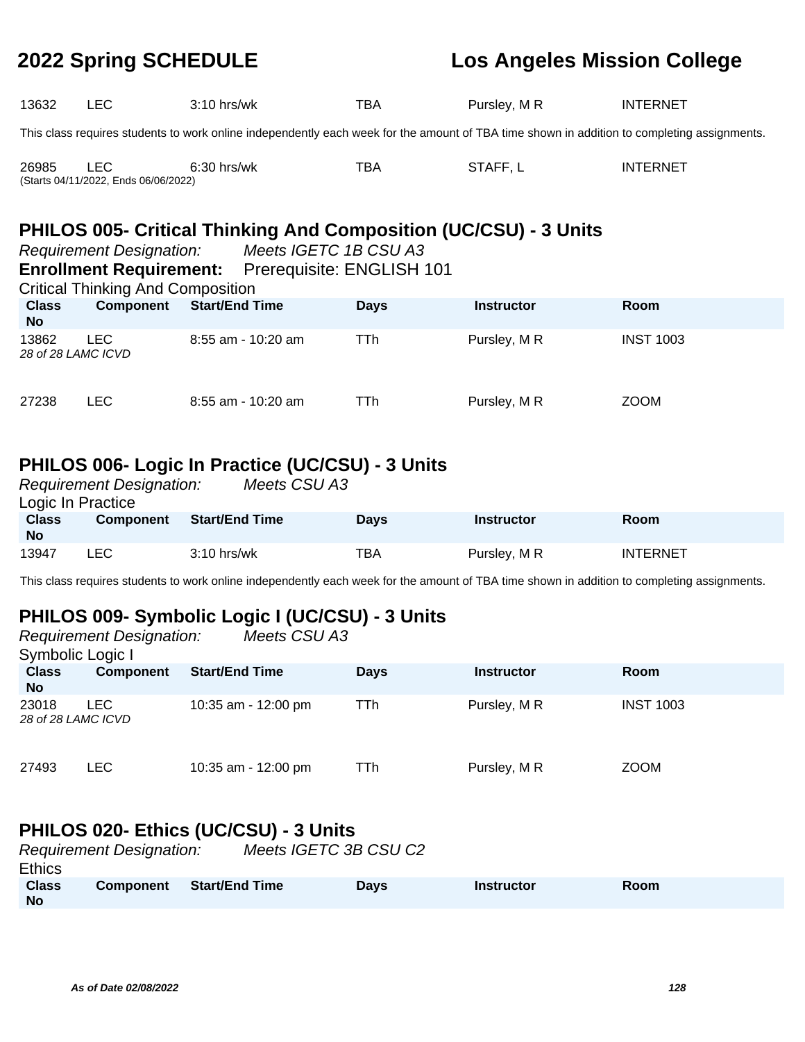| | | | | | |
|---|---|---|---|---|---|
| 13632 | LEC | 3:10 hrs/wk | TBA | Pursley, M R | INTERNET |

This class requires students to work online independently each week for the amount of TBA time shown in addition to completing assignments.

| | | | | | |
|---|---|---|---|---|---|
| 26985<br>(Starts 04/11/2022, Ends 06/06/2022) | LEC | 6:30 hrs/wk | TBA | STAFF, L | INTERNET |

## PHILOS 005- Critical Thinking And Composition (UC/CSU) - 3 Units

*Requirement Designation:* *Meets IGETC 1B CSU A3*

**Enrollment Requirement:** Prerequisite: ENGLISH 101

Critical Thinking And Composition

| Class No | Component | Start/End Time | Days | Instructor | Room |
|---|---|---|---|---|---|
| 13862<br>*28 of 28 LAMC ICVD* | LEC | 8:55 am - 10:20 am | TTh | Pursley, M R | INST 1003 |
| 27238 | LEC | 8:55 am - 10:20 am | TTh | Pursley, M R | ZOOM |

## PHILOS 006- Logic In Practice (UC/CSU) - 3 Units

*Requirement Designation:* *Meets CSU A3*

Logic In Practice

| Class No | Component | Start/End Time | Days | Instructor | Room |
|---|---|---|---|---|---|
| 13947 | LEC | 3:10 hrs/wk | TBA | Pursley, M R | INTERNET |

This class requires students to work online independently each week for the amount of TBA time shown in addition to completing assignments.

## PHILOS 009- Symbolic Logic I (UC/CSU) - 3 Units

*Requirement Designation:* *Meets CSU A3*

Symbolic Logic I

| Class No | Component | Start/End Time | Days | Instructor | Room |
|---|---|---|---|---|---|
| 23018<br>*28 of 28 LAMC ICVD* | LEC | 10:35 am - 12:00 pm | TTh | Pursley, M R | INST 1003 |
| 27493 | LEC | 10:35 am - 12:00 pm | TTh | Pursley, M R | ZOOM |

## PHILOS 020- Ethics (UC/CSU) - 3 Units

*Requirement Designation:* *Meets IGETC 3B CSU C2*

Ethics

| Class No | Component | Start/End Time | Days | Instructor | Room |
|---|---|---|---|---|---|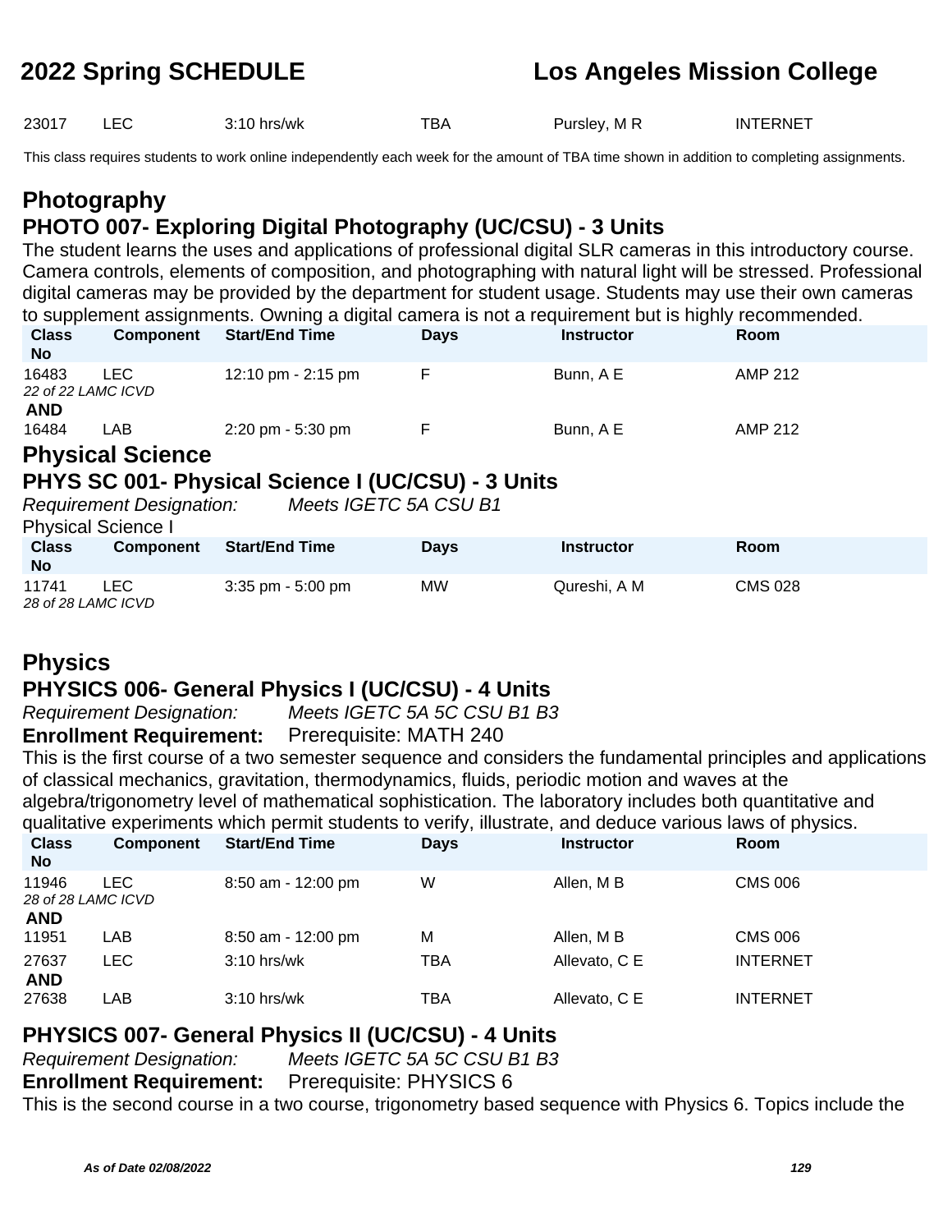| | | | | | |
|---|---|---|---|---|---|
| 23017 | LEC | 3:10 hrs/wk | TBA | Pursley, M R | INTERNET |

This class requires students to work online independently each week for the amount of TBA time shown in addition to completing assignments.

## Photography

### PHOTO 007- Exploring Digital Photography (UC/CSU) - 3 Units

The student learns the uses and applications of professional digital SLR cameras in this introductory course. Camera controls, elements of composition, and photographing with natural light will be stressed. Professional digital cameras may be provided by the department for student usage. Students may use their own cameras to supplement assignments. Owning a digital camera is not a requirement but is highly recommended.

| Class No | Component | Start/End Time | Days | Instructor | Room |
|---|---|---|---|---|---|
| 16483<br>*22 of 22 LAMC ICVD* | LEC | 12:10 pm - 2:15 pm | F | Bunn, A E | AMP 212 |
| **AND** | | | | | |
| 16484 | LAB | 2:20 pm - 5:30 pm | F | Bunn, A E | AMP 212 |

## Physical Science

### PHYS SC 001- Physical Science I (UC/CSU) - 3 Units

*Requirement Designation:* *Meets IGETC 5A CSU B1*

Physical Science I

| Class No | Component | Start/End Time | Days | Instructor | Room |
|---|---|---|---|---|---|
| 11741<br>*28 of 28 LAMC ICVD* | LEC | 3:35 pm - 5:00 pm | MW | Qureshi, A M | CMS 028 |

## Physics

### PHYSICS 006- General Physics I (UC/CSU) - 4 Units

*Requirement Designation:* *Meets IGETC 5A 5C CSU B1 B3*

**Enrollment Requirement:** Prerequisite: MATH 240

This is the first course of a two semester sequence and considers the fundamental principles and applications of classical mechanics, gravitation, thermodynamics, fluids, periodic motion and waves at the algebra/trigonometry level of mathematical sophistication. The laboratory includes both quantitative and qualitative experiments which permit students to verify, illustrate, and deduce various laws of physics.

| Class No | Component | Start/End Time | Days | Instructor | Room |
|---|---|---|---|---|---|
| 11946<br>*28 of 28 LAMC ICVD* | LEC | 8:50 am - 12:00 pm | W | Allen, M B | CMS 006 |
| **AND** | | | | | |
| 11951 | LAB | 8:50 am - 12:00 pm | M | Allen, M B | CMS 006 |
| 27637 | LEC | 3:10 hrs/wk | TBA | Allevato, C E | INTERNET |
| **AND** | | | | | |
| 27638 | LAB | 3:10 hrs/wk | TBA | Allevato, C E | INTERNET |

### PHYSICS 007- General Physics II (UC/CSU) - 4 Units

*Requirement Designation:* *Meets IGETC 5A 5C CSU B1 B3*

**Enrollment Requirement:** Prerequisite: PHYSICS 6

This is the second course in a two course, trigonometry based sequence with Physics 6. Topics include the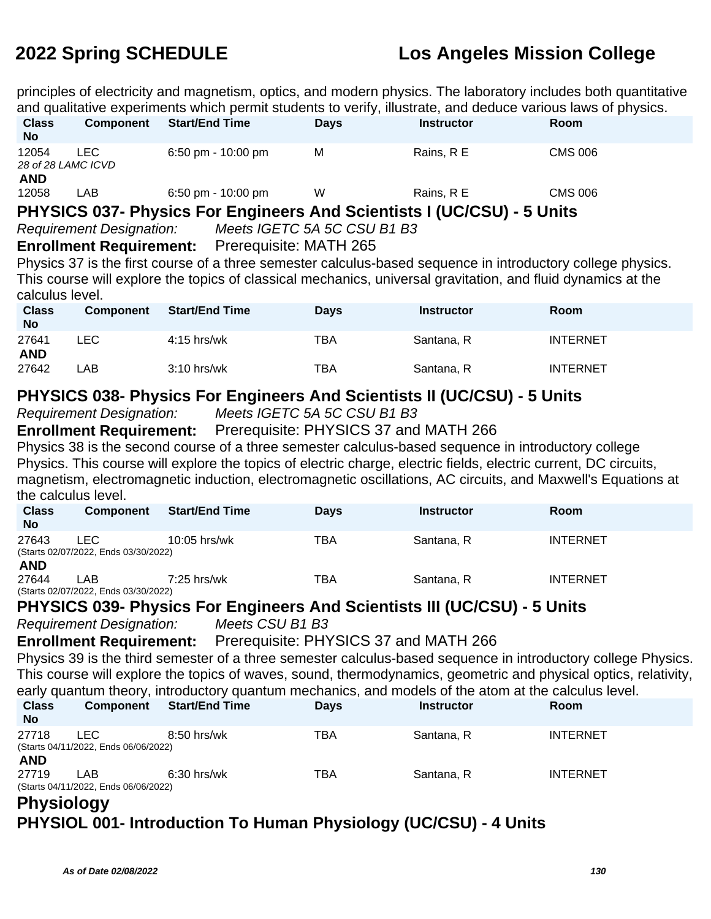principles of electricity and magnetism, optics, and modern physics. The laboratory includes both quantitative and qualitative experiments which permit students to verify, illustrate, and deduce various laws of physics.

| Class No | Component | Start/End Time | Days | Instructor | Room |
|---|---|---|---|---|---|
| 12054 | LEC | 6:50 pm - 10:00 pm | M | Rains, R E | CMS 006 |
| *28 of 28 LAMC ICVD* | | | | | |
| **AND** | | | | | |
| 12058 | LAB | 6:50 pm - 10:00 pm | W | Rains, R E | CMS 006 |

## PHYSICS 037- Physics For Engineers And Scientists I (UC/CSU) - 5 Units

*Requirement Designation:* *Meets IGETC 5A 5C CSU B1 B3*

**Enrollment Requirement:** Prerequisite: MATH 265

Physics 37 is the first course of a three semester calculus-based sequence in introductory college physics. This course will explore the topics of classical mechanics, universal gravitation, and fluid dynamics at the calculus level.

| Class No | Component | Start/End Time | Days | Instructor | Room |
|---|---|---|---|---|---|
| 27641 | LEC | 4:15 hrs/wk | TBA | Santana, R | INTERNET |
| **AND** | | | | | |
| 27642 | LAB | 3:10 hrs/wk | TBA | Santana, R | INTERNET |

## PHYSICS 038- Physics For Engineers And Scientists II (UC/CSU) - 5 Units

*Requirement Designation:* *Meets IGETC 5A 5C CSU B1 B3*

**Enrollment Requirement:** Prerequisite: PHYSICS 37 and MATH 266

Physics 38 is the second course of a three semester calculus-based sequence in introductory college Physics. This course will explore the topics of electric charge, electric fields, electric current, DC circuits, magnetism, electromagnetic induction, electromagnetic oscillations, AC circuits, and Maxwell's Equations at the calculus level.

| Class No | Component | Start/End Time | Days | Instructor | Room |
|---|---|---|---|---|---|
| 27643 | LEC | 10:05 hrs/wk | TBA | Santana, R | INTERNET |
| (Starts 02/07/2022, Ends 03/30/2022) | | | | | |
| **AND** | | | | | |
| 27644 | LAB | 7:25 hrs/wk | TBA | Santana, R | INTERNET |
| (Starts 02/07/2022, Ends 03/30/2022) | | | | | |

## PHYSICS 039- Physics For Engineers And Scientists III (UC/CSU) - 5 Units

*Requirement Designation:* *Meets CSU B1 B3*

**Enrollment Requirement:** Prerequisite: PHYSICS 37 and MATH 266

Physics 39 is the third semester of a three semester calculus-based sequence in introductory college Physics. This course will explore the topics of waves, sound, thermodynamics, geometric and physical optics, relativity, early quantum theory, introductory quantum mechanics, and models of the atom at the calculus level.

| Class No | Component | Start/End Time | Days | Instructor | Room |
|---|---|---|---|---|---|
| 27718 | LEC | 8:50 hrs/wk | TBA | Santana, R | INTERNET |
| (Starts 04/11/2022, Ends 06/06/2022) | | | | | |
| **AND** | | | | | |
| 27719 | LAB | 6:30 hrs/wk | TBA | Santana, R | INTERNET |
| (Starts 04/11/2022, Ends 06/06/2022) | | | | | |

# Physiology

## PHYSIOL 001- Introduction To Human Physiology (UC/CSU) - 4 Units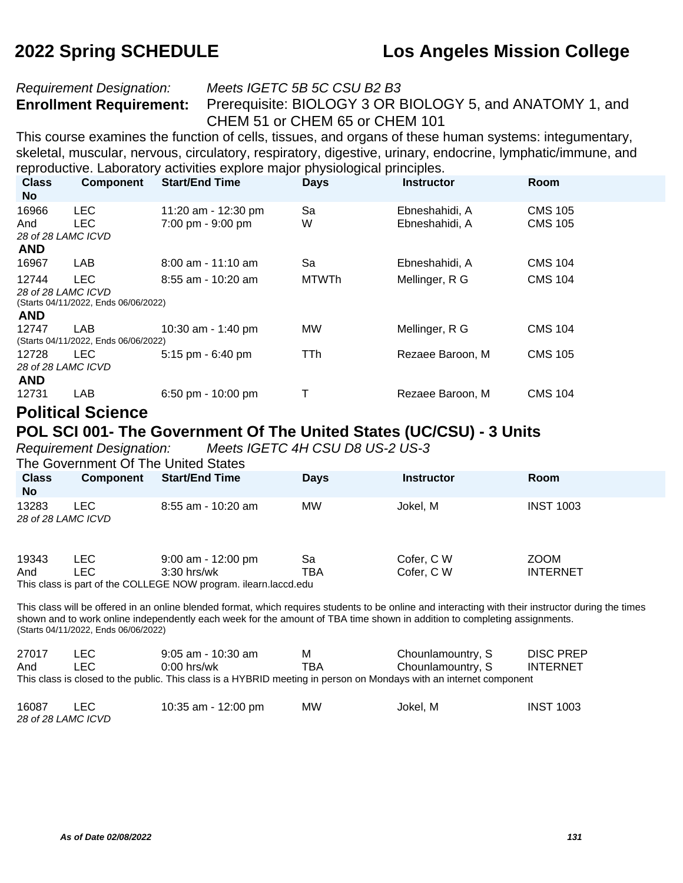*Requirement Designation:* *Meets IGETC 5B 5C CSU B2 B3*

**Enrollment Requirement:** Prerequisite: BIOLOGY 3 OR BIOLOGY 5, and ANATOMY 1, and CHEM 51 or CHEM 65 or CHEM 101

This course examines the function of cells, tissues, and organs of these human systems: integumentary, skeletal, muscular, nervous, circulatory, respiratory, digestive, urinary, endocrine, lymphatic/immune, and reproductive. Laboratory activities explore major physiological principles.

| Class No | Component | Start/End Time | Days | Instructor | Room |
|---|---|---|---|---|---|
| 16966 | LEC | 11:20 am - 12:30 pm | Sa | Ebneshahidi, A | CMS 105 |
| And | LEC | 7:00 pm - 9:00 pm | W | Ebneshahidi, A | CMS 105 |
| *28 of 28 LAMC ICVD* | | | | | |
| **AND** | | | | | |
| 16967 | LAB | 8:00 am - 11:10 am | Sa | Ebneshahidi, A | CMS 104 |
| 12744 | LEC | 8:55 am - 10:20 am | MTWTh | Mellinger, R G | CMS 104 |
| *28 of 28 LAMC ICVD* | | | | | |
| (Starts 04/11/2022, Ends 06/06/2022) | | | | | |
| **AND** | | | | | |
| 12747 | LAB | 10:30 am - 1:40 pm | MW | Mellinger, R G | CMS 104 |
| (Starts 04/11/2022, Ends 06/06/2022) | | | | | |
| 12728 | LEC | 5:15 pm - 6:40 pm | TTh | Rezaee Baroon, M | CMS 105 |
| *28 of 28 LAMC ICVD* | | | | | |
| **AND** | | | | | |
| 12731 | LAB | 6:50 pm - 10:00 pm | T | Rezaee Baroon, M | CMS 104 |

## Political Science

### POL SCI 001- The Government Of The United States (UC/CSU) - 3 Units

*Requirement Designation:* *Meets IGETC 4H CSU D8 US-2 US-3*

The Government Of The United States

| Class No | Component | Start/End Time | Days | Instructor | Room |
|---|---|---|---|---|---|
| 13283 | LEC | 8:55 am - 10:20 am | MW | Jokel, M | INST 1003 |
| *28 of 28 LAMC ICVD* | | | | | |
| 19343 | LEC | 9:00 am - 12:00 pm | Sa | Cofer, C W | ZOOM |
| And | LEC | 3:30 hrs/wk | TBA | Cofer, C W | INTERNET |

This class is part of the COLLEGE NOW program. ilearn.laccd.edu

This class will be offered in an online blended format, which requires students to be online and interacting with their instructor during the times shown and to work online independently each week for the amount of TBA time shown in addition to completing assignments.
(Starts 04/11/2022, Ends 06/06/2022)

| Class No | Component | Start/End Time | Days | Instructor | Room |
|---|---|---|---|---|---|
| 27017 | LEC | 9:05 am - 10:30 am | M | Chounlamountry, S | DISC PREP |
| And | LEC | 0:00 hrs/wk | TBA | Chounlamountry, S | INTERNET |

This class is closed to the public. This class is a HYBRID meeting in person on Mondays with an internet component

| Class No | Component | Start/End Time | Days | Instructor | Room |
|---|---|---|---|---|---|
| 16087 | LEC | 10:35 am - 12:00 pm | MW | Jokel, M | INST 1003 |
| *28 of 28 LAMC ICVD* | | | | | |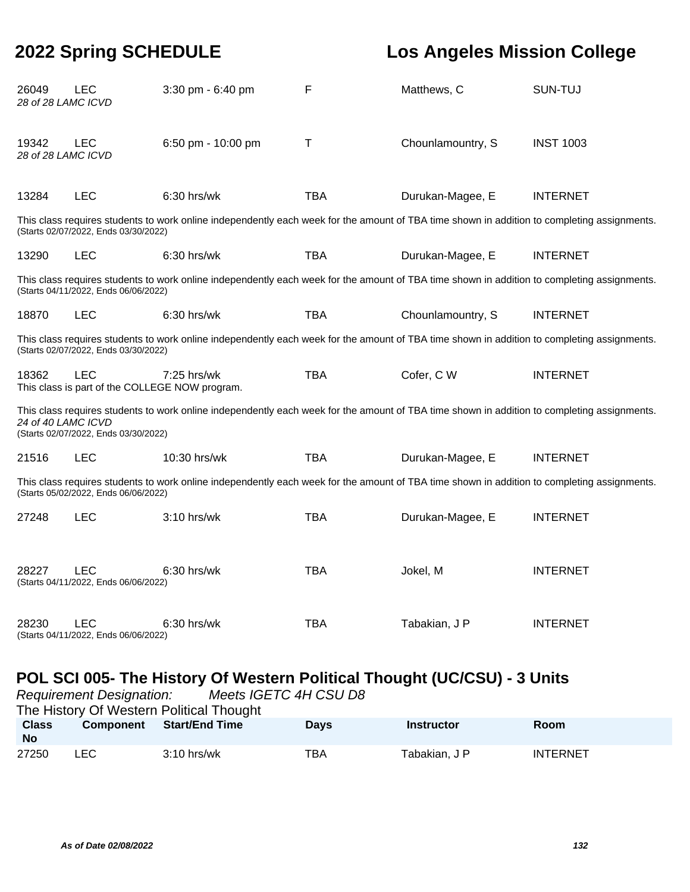| Class No | Component | Start/End Time | Days | Instructor | Room |
|---|---|---|---|---|---|
| 26049 | LEC | 3:30 pm - 6:40 pm | F | Matthews, C | SUN-TUJ |

*28 of 28 LAMC ICVD*

| Class No | Component | Start/End Time | Days | Instructor | Room |
|---|---|---|---|---|---|
| 19342 | LEC | 6:50 pm - 10:00 pm | T | Chounlamountry, S | INST 1003 |

*28 of 28 LAMC ICVD*

| Class No | Component | Start/End Time | Days | Instructor | Room |
|---|---|---|---|---|---|
| 13284 | LEC | 6:30 hrs/wk | TBA | Durukan-Magee, E | INTERNET |

This class requires students to work online independently each week for the amount of TBA time shown in addition to completing assignments.
(Starts 02/07/2022, Ends 03/30/2022)

| Class No | Component | Start/End Time | Days | Instructor | Room |
|---|---|---|---|---|---|
| 13290 | LEC | 6:30 hrs/wk | TBA | Durukan-Magee, E | INTERNET |

This class requires students to work online independently each week for the amount of TBA time shown in addition to completing assignments.
(Starts 04/11/2022, Ends 06/06/2022)

| Class No | Component | Start/End Time | Days | Instructor | Room |
|---|---|---|---|---|---|
| 18870 | LEC | 6:30 hrs/wk | TBA | Chounlamountry, S | INTERNET |

This class requires students to work online independently each week for the amount of TBA time shown in addition to completing assignments.
(Starts 02/07/2022, Ends 03/30/2022)

| Class No | Component | Start/End Time | Days | Instructor | Room |
|---|---|---|---|---|---|
| 18362 | LEC | 7:25 hrs/wk | TBA | Cofer, C W | INTERNET |

This class is part of the COLLEGE NOW program.

This class requires students to work online independently each week for the amount of TBA time shown in addition to completing assignments.
*24 of 40 LAMC ICVD*
(Starts 02/07/2022, Ends 03/30/2022)

| Class No | Component | Start/End Time | Days | Instructor | Room |
|---|---|---|---|---|---|
| 21516 | LEC | 10:30 hrs/wk | TBA | Durukan-Magee, E | INTERNET |

This class requires students to work online independently each week for the amount of TBA time shown in addition to completing assignments.
(Starts 05/02/2022, Ends 06/06/2022)

| Class No | Component | Start/End Time | Days | Instructor | Room |
|---|---|---|---|---|---|
| 27248 | LEC | 3:10 hrs/wk | TBA | Durukan-Magee, E | INTERNET |
| 28227 | LEC | 6:30 hrs/wk | TBA | Jokel, M | INTERNET |

(Starts 04/11/2022, Ends 06/06/2022)

| Class No | Component | Start/End Time | Days | Instructor | Room |
|---|---|---|---|---|---|
| 28230 | LEC | 6:30 hrs/wk | TBA | Tabakian, J P | INTERNET |

(Starts 04/11/2022, Ends 06/06/2022)

## POL SCI 005- The History Of Western Political Thought (UC/CSU) - 3 Units

*Requirement Designation:* *Meets IGETC 4H CSU D8*

The History Of Western Political Thought

| Class No | Component | Start/End Time | Days | Instructor | Room |
|---|---|---|---|---|---|
| 27250 | LEC | 3:10 hrs/wk | TBA | Tabakian, J P | INTERNET |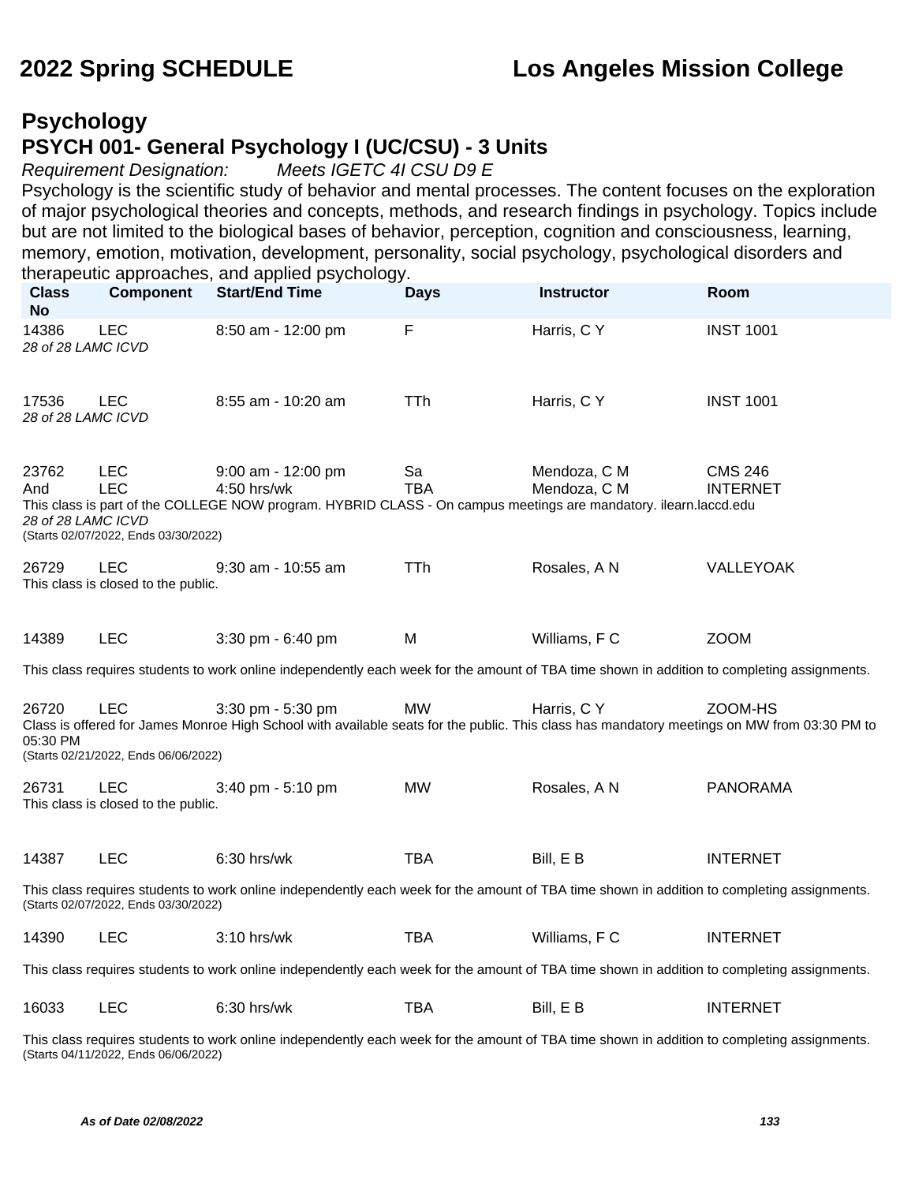# Psychology

## PSYCH 001- General Psychology I (UC/CSU) - 3 Units

*Requirement Designation:* *Meets IGETC 4I CSU D9 E*

Psychology is the scientific study of behavior and mental processes. The content focuses on the exploration of major psychological theories and concepts, methods, and research findings in psychology. Topics include but are not limited to the biological bases of behavior, perception, cognition and consciousness, learning, memory, emotion, motivation, development, personality, social psychology, psychological disorders and therapeutic approaches, and applied psychology.

| Class No | Component | Start/End Time | Days | Instructor | Room |
|---|---|---|---|---|---|
| 14386 | LEC | 8:50 am - 12:00 pm | F | Harris, C Y | INST 1001 |

*28 of 28 LAMC ICVD*

| Class No | Component | Start/End Time | Days | Instructor | Room |
|---|---|---|---|---|---|
| 17536 | LEC | 8:55 am - 10:20 am | TTh | Harris, C Y | INST 1001 |

*28 of 28 LAMC ICVD*

| Class No | Component | Start/End Time | Days | Instructor | Room |
|---|---|---|---|---|---|
| 23762 | LEC | 9:00 am - 12:00 pm | Sa | Mendoza, C M | CMS 246 |
| And | LEC | 4:50 hrs/wk | TBA | Mendoza, C M | INTERNET |

This class is part of the COLLEGE NOW program. HYBRID CLASS - On campus meetings are mandatory. ilearn.laccd.edu

*28 of 28 LAMC ICVD*

(Starts 02/07/2022, Ends 03/30/2022)

| Class No | Component | Start/End Time | Days | Instructor | Room |
|---|---|---|---|---|---|
| 26729 | LEC | 9:30 am - 10:55 am | TTh | Rosales, A N | VALLEYOAK |

This class is closed to the public.

| Class No | Component | Start/End Time | Days | Instructor | Room |
|---|---|---|---|---|---|
| 14389 | LEC | 3:30 pm - 6:40 pm | M | Williams, F C | ZOOM |

This class requires students to work online independently each week for the amount of TBA time shown in addition to completing assignments.

| Class No | Component | Start/End Time | Days | Instructor | Room |
|---|---|---|---|---|---|
| 26720 | LEC | 3:30 pm - 5:30 pm | MW | Harris, C Y | ZOOM-HS |

Class is offered for James Monroe High School with available seats for the public. This class has mandatory meetings on MW from 03:30 PM to 05:30 PM

(Starts 02/21/2022, Ends 06/06/2022)

| Class No | Component | Start/End Time | Days | Instructor | Room |
|---|---|---|---|---|---|
| 26731 | LEC | 3:40 pm - 5:10 pm | MW | Rosales, A N | PANORAMA |

This class is closed to the public.

| Class No | Component | Start/End Time | Days | Instructor | Room |
|---|---|---|---|---|---|
| 14387 | LEC | 6:30 hrs/wk | TBA | Bill, E B | INTERNET |

This class requires students to work online independently each week for the amount of TBA time shown in addition to completing assignments.

(Starts 02/07/2022, Ends 03/30/2022)

| Class No | Component | Start/End Time | Days | Instructor | Room |
|---|---|---|---|---|---|
| 14390 | LEC | 3:10 hrs/wk | TBA | Williams, F C | INTERNET |

This class requires students to work online independently each week for the amount of TBA time shown in addition to completing assignments.

| Class No | Component | Start/End Time | Days | Instructor | Room |
|---|---|---|---|---|---|
| 16033 | LEC | 6:30 hrs/wk | TBA | Bill, E B | INTERNET |

This class requires students to work online independently each week for the amount of TBA time shown in addition to completing assignments.

(Starts 04/11/2022, Ends 06/06/2022)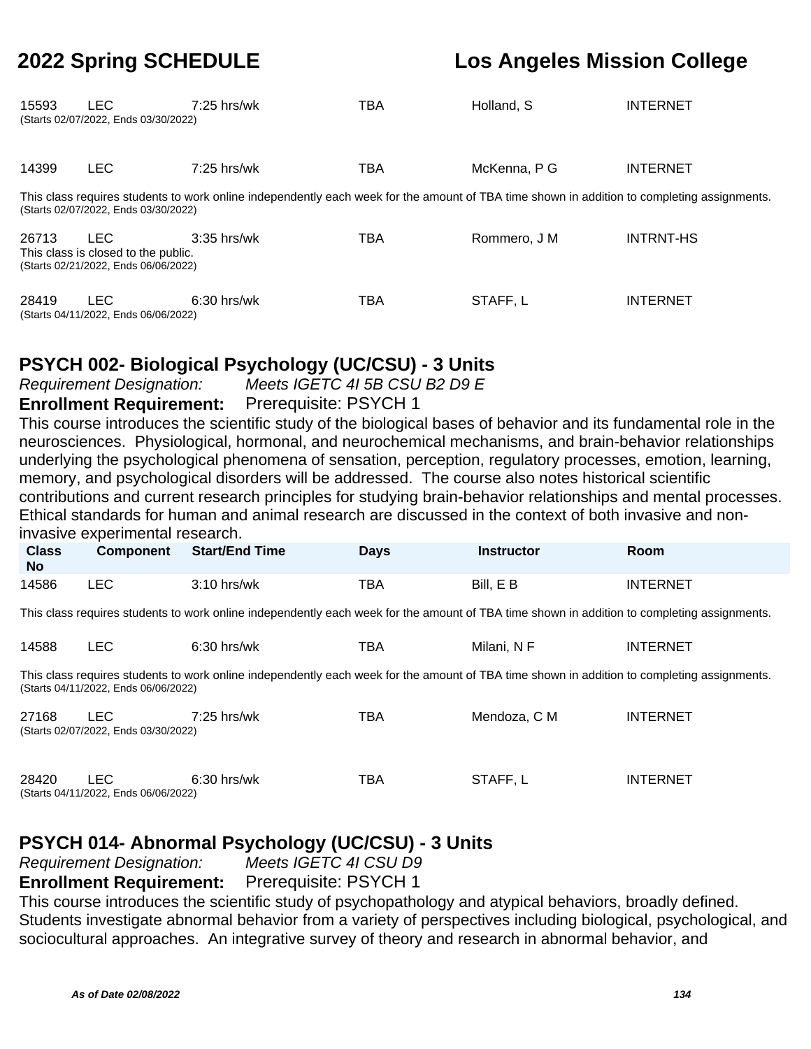| Class No | Component | Start/End Time | Days | Instructor | Room |
| --- | --- | --- | --- | --- | --- |
| 15593 | LEC | 7:25 hrs/wk | TBA | Holland, S | INTERNET |

(Starts 02/07/2022, Ends 03/30/2022)

| Class No | Component | Start/End Time | Days | Instructor | Room |
| --- | --- | --- | --- | --- | --- |
| 14399 | LEC | 7:25 hrs/wk | TBA | McKenna, P G | INTERNET |

This class requires students to work online independently each week for the amount of TBA time shown in addition to completing assignments.
(Starts 02/07/2022, Ends 03/30/2022)

| Class No | Component | Start/End Time | Days | Instructor | Room |
| --- | --- | --- | --- | --- | --- |
| 26713 | LEC | 3:35 hrs/wk | TBA | Rommero, J M | INTRNT-HS |

This class is closed to the public.
(Starts 02/21/2022, Ends 06/06/2022)

| Class No | Component | Start/End Time | Days | Instructor | Room |
| --- | --- | --- | --- | --- | --- |
| 28419 | LEC | 6:30 hrs/wk | TBA | STAFF, L | INTERNET |

(Starts 04/11/2022, Ends 06/06/2022)

## PSYCH 002- Biological Psychology (UC/CSU) - 3 Units

*Requirement Designation:* *Meets IGETC 4I 5B CSU B2 D9 E*

**Enrollment Requirement:** Prerequisite: PSYCH 1

This course introduces the scientific study of the biological bases of behavior and its fundamental role in the neurosciences. Physiological, hormonal, and neurochemical mechanisms, and brain-behavior relationships underlying the psychological phenomena of sensation, perception, regulatory processes, emotion, learning, memory, and psychological disorders will be addressed. The course also notes historical scientific contributions and current research principles for studying brain-behavior relationships and mental processes. Ethical standards for human and animal research are discussed in the context of both invasive and non-invasive experimental research.

| Class No | Component | Start/End Time | Days | Instructor | Room |
| --- | --- | --- | --- | --- | --- |
| 14586 | LEC | 3:10 hrs/wk | TBA | Bill, E B | INTERNET |

This class requires students to work online independently each week for the amount of TBA time shown in addition to completing assignments.

| Class No | Component | Start/End Time | Days | Instructor | Room |
| --- | --- | --- | --- | --- | --- |
| 14588 | LEC | 6:30 hrs/wk | TBA | Milani, N F | INTERNET |

This class requires students to work online independently each week for the amount of TBA time shown in addition to completing assignments.
(Starts 04/11/2022, Ends 06/06/2022)

| Class No | Component | Start/End Time | Days | Instructor | Room |
| --- | --- | --- | --- | --- | --- |
| 27168 | LEC | 7:25 hrs/wk | TBA | Mendoza, C M | INTERNET |

(Starts 02/07/2022, Ends 03/30/2022)

| Class No | Component | Start/End Time | Days | Instructor | Room |
| --- | --- | --- | --- | --- | --- |
| 28420 | LEC | 6:30 hrs/wk | TBA | STAFF, L | INTERNET |

(Starts 04/11/2022, Ends 06/06/2022)

## PSYCH 014- Abnormal Psychology (UC/CSU) - 3 Units

*Requirement Designation:* *Meets IGETC 4I CSU D9*

**Enrollment Requirement:** Prerequisite: PSYCH 1

This course introduces the scientific study of psychopathology and atypical behaviors, broadly defined. Students investigate abnormal behavior from a variety of perspectives including biological, psychological, and sociocultural approaches. An integrative survey of theory and research in abnormal behavior, and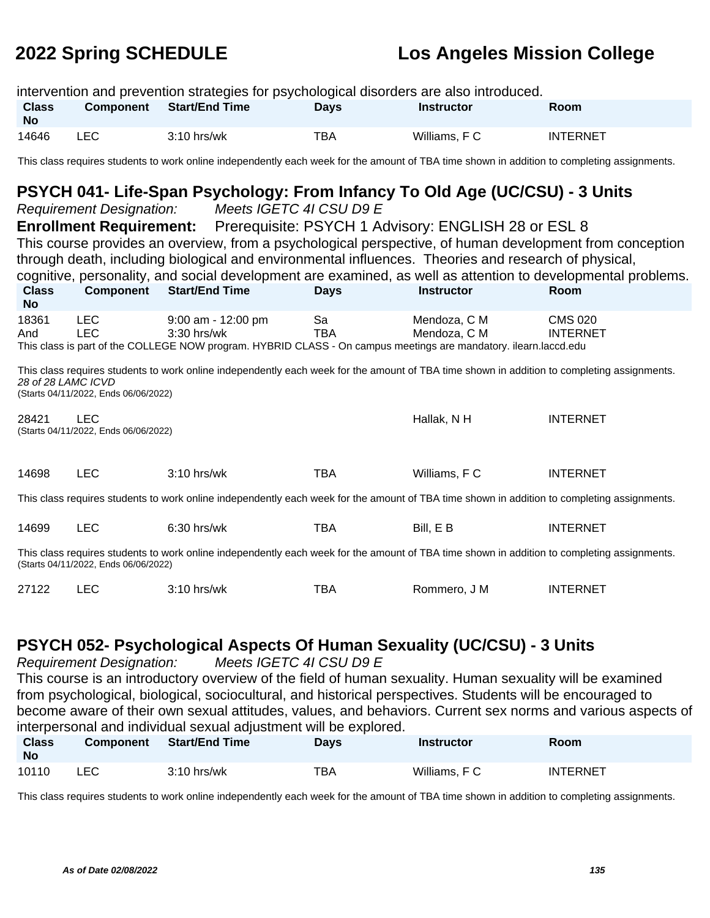intervention and prevention strategies for psychological disorders are also introduced.

| Class No | Component | Start/End Time | Days | Instructor | Room |
|---|---|---|---|---|---|
| 14646 | LEC | 3:10 hrs/wk | TBA | Williams, F C | INTERNET |

This class requires students to work online independently each week for the amount of TBA time shown in addition to completing assignments.

## PSYCH 041- Life-Span Psychology: From Infancy To Old Age (UC/CSU) - 3 Units

*Requirement Designation:* *Meets IGETC 4I CSU D9 E*

**Enrollment Requirement:** Prerequisite: PSYCH 1 Advisory: ENGLISH 28 or ESL 8

This course provides an overview, from a psychological perspective, of human development from conception through death, including biological and environmental influences. Theories and research of physical, cognitive, personality, and social development are examined, as well as attention to developmental problems.

| Class No | Component | Start/End Time | Days | Instructor | Room |
|---|---|---|---|---|---|
| 18361 | LEC | 9:00 am - 12:00 pm | Sa | Mendoza, C M | CMS 020 |
| And | LEC | 3:30 hrs/wk | TBA | Mendoza, C M | INTERNET |

This class is part of the COLLEGE NOW program. HYBRID CLASS - On campus meetings are mandatory. ilearn.laccd.edu

This class requires students to work online independently each week for the amount of TBA time shown in addition to completing assignments.
*28 of 28 LAMC ICVD*
(Starts 04/11/2022, Ends 06/06/2022)

| Class No | Component | Start/End Time | Days | Instructor | Room |
|---|---|---|---|---|---|
| 28421 | LEC | | | Hallak, N H | INTERNET |

(Starts 04/11/2022, Ends 06/06/2022)

| Class No | Component | Start/End Time | Days | Instructor | Room |
|---|---|---|---|---|---|
| 14698 | LEC | 3:10 hrs/wk | TBA | Williams, F C | INTERNET |

This class requires students to work online independently each week for the amount of TBA time shown in addition to completing assignments.

| Class No | Component | Start/End Time | Days | Instructor | Room |
|---|---|---|---|---|---|
| 14699 | LEC | 6:30 hrs/wk | TBA | Bill, E B | INTERNET |

This class requires students to work online independently each week for the amount of TBA time shown in addition to completing assignments.
(Starts 04/11/2022, Ends 06/06/2022)

| Class No | Component | Start/End Time | Days | Instructor | Room |
|---|---|---|---|---|---|
| 27122 | LEC | 3:10 hrs/wk | TBA | Rommero, J M | INTERNET |

## PSYCH 052- Psychological Aspects Of Human Sexuality (UC/CSU) - 3 Units

*Requirement Designation:* *Meets IGETC 4I CSU D9 E*

This course is an introductory overview of the field of human sexuality. Human sexuality will be examined from psychological, biological, sociocultural, and historical perspectives. Students will be encouraged to become aware of their own sexual attitudes, values, and behaviors. Current sex norms and various aspects of interpersonal and individual sexual adjustment will be explored.

| Class No | Component | Start/End Time | Days | Instructor | Room |
|---|---|---|---|---|---|
| 10110 | LEC | 3:10 hrs/wk | TBA | Williams, F C | INTERNET |

This class requires students to work online independently each week for the amount of TBA time shown in addition to completing assignments.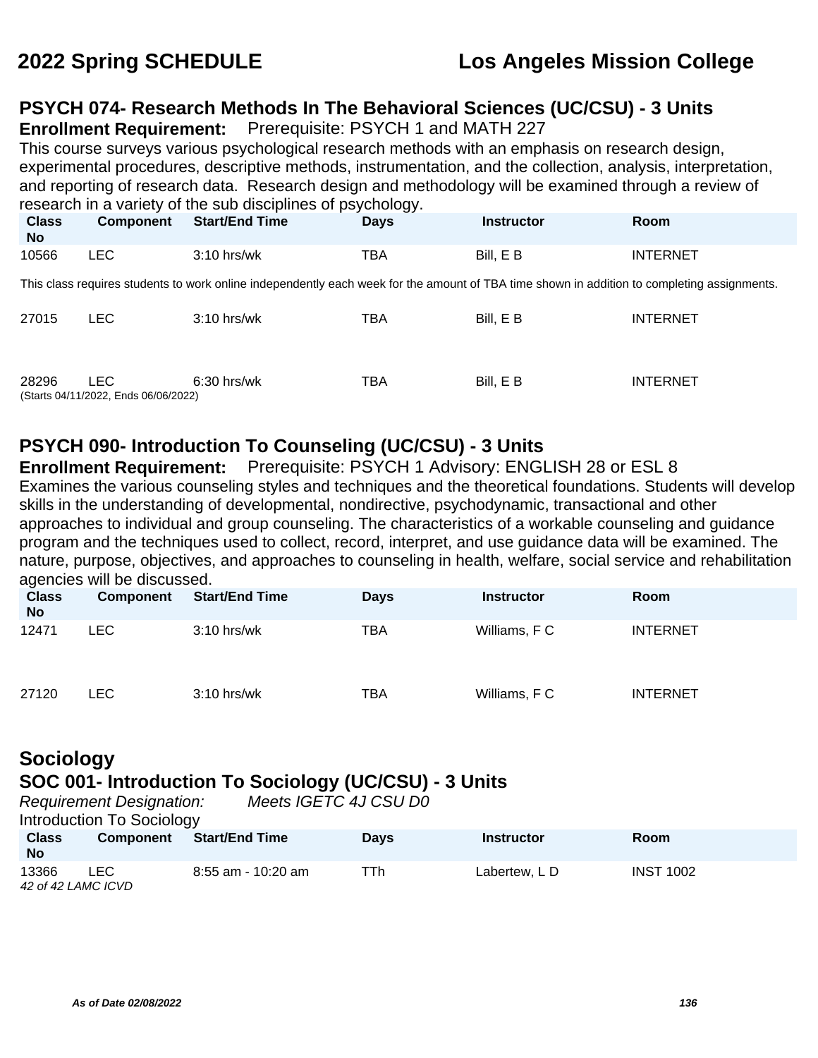## PSYCH 074- Research Methods In The Behavioral Sciences (UC/CSU) - 3 Units

**Enrollment Requirement:** Prerequisite: PSYCH 1 and MATH 227

This course surveys various psychological research methods with an emphasis on research design, experimental procedures, descriptive methods, instrumentation, and the collection, analysis, interpretation, and reporting of research data. Research design and methodology will be examined through a review of research in a variety of the sub disciplines of psychology.

| Class No | Component | Start/End Time | Days | Instructor | Room |
|---|---|---|---|---|---|
| 10566 | LEC | 3:10 hrs/wk | TBA | Bill, E B | INTERNET |

This class requires students to work online independently each week for the amount of TBA time shown in addition to completing assignments.

| Class No | Component | Start/End Time | Days | Instructor | Room |
|---|---|---|---|---|---|
| 27015 | LEC | 3:10 hrs/wk | TBA | Bill, E B | INTERNET |
| 28296 | LEC | 6:30 hrs/wk | TBA | Bill, E B | INTERNET |

(Starts 04/11/2022, Ends 06/06/2022)

## PSYCH 090- Introduction To Counseling (UC/CSU) - 3 Units

**Enrollment Requirement:** Prerequisite: PSYCH 1 Advisory: ENGLISH 28 or ESL 8

Examines the various counseling styles and techniques and the theoretical foundations. Students will develop skills in the understanding of developmental, nondirective, psychodynamic, transactional and other approaches to individual and group counseling. The characteristics of a workable counseling and guidance program and the techniques used to collect, record, interpret, and use guidance data will be examined. The nature, purpose, objectives, and approaches to counseling in health, welfare, social service and rehabilitation agencies will be discussed.

| Class No | Component | Start/End Time | Days | Instructor | Room |
|---|---|---|---|---|---|
| 12471 | LEC | 3:10 hrs/wk | TBA | Williams, F C | INTERNET |
| 27120 | LEC | 3:10 hrs/wk | TBA | Williams, F C | INTERNET |

# Sociology

## SOC 001- Introduction To Sociology (UC/CSU) - 3 Units

*Requirement Designation:* *Meets IGETC 4J CSU D0*

Introduction To Sociology

| Class No | Component | Start/End Time | Days | Instructor | Room |
|---|---|---|---|---|---|
| 13366 | LEC | 8:55 am - 10:20 am | TTh | Labertew, L D | INST 1002 |

*42 of 42 LAMC ICVD*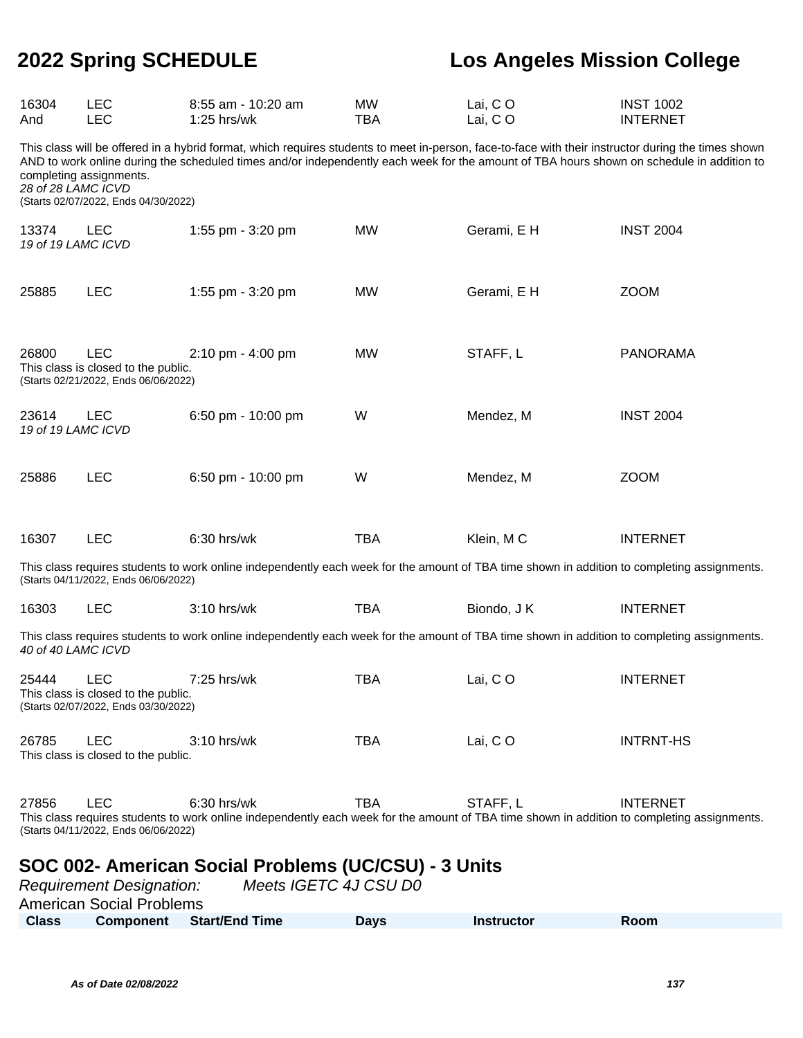| | | | | | |
|---|---|---|---|---|---|
| 16304 | LEC | 8:55 am - 10:20 am | MW | Lai, C O | INST 1002 |
| And | LEC | 1:25 hrs/wk | TBA | Lai, C O | INTERNET |

This class will be offered in a hybrid format, which requires students to meet in-person, face-to-face with their instructor during the times shown AND to work online during the scheduled times and/or independently each week for the amount of TBA hours shown on schedule in addition to completing assignments.
*28 of 28 LAMC ICVD*
(Starts 02/07/2022, Ends 04/30/2022)

| | | | | | |
|---|---|---|---|---|---|
| 13374 | LEC | 1:55 pm - 3:20 pm | MW | Gerami, E H | INST 2004 |

*19 of 19 LAMC ICVD*

| | | | | | |
|---|---|---|---|---|---|
| 25885 | LEC | 1:55 pm - 3:20 pm | MW | Gerami, E H | ZOOM |

| | | | | | |
|---|---|---|---|---|---|
| 26800 | LEC | 2:10 pm - 4:00 pm | MW | STAFF, L | PANORAMA |

This class is closed to the public.
(Starts 02/21/2022, Ends 06/06/2022)

| | | | | | |
|---|---|---|---|---|---|
| 23614 | LEC | 6:50 pm - 10:00 pm | W | Mendez, M | INST 2004 |

*19 of 19 LAMC ICVD*

| | | | | | |
|---|---|---|---|---|---|
| 25886 | LEC | 6:50 pm - 10:00 pm | W | Mendez, M | ZOOM |

| | | | | | |
|---|---|---|---|---|---|
| 16307 | LEC | 6:30 hrs/wk | TBA | Klein, M C | INTERNET |

This class requires students to work online independently each week for the amount of TBA time shown in addition to completing assignments.
(Starts 04/11/2022, Ends 06/06/2022)

| | | | | | |
|---|---|---|---|---|---|
| 16303 | LEC | 3:10 hrs/wk | TBA | Biondo, J K | INTERNET |

This class requires students to work online independently each week for the amount of TBA time shown in addition to completing assignments.
*40 of 40 LAMC ICVD*

| | | | | | |
|---|---|---|---|---|---|
| 25444 | LEC | 7:25 hrs/wk | TBA | Lai, C O | INTERNET |

This class is closed to the public.
(Starts 02/07/2022, Ends 03/30/2022)

| | | | | | |
|---|---|---|---|---|---|
| 26785 | LEC | 3:10 hrs/wk | TBA | Lai, C O | INTRNT-HS |

This class is closed to the public.

| | | | | | |
|---|---|---|---|---|---|
| 27856 | LEC | 6:30 hrs/wk | TBA | STAFF, L | INTERNET |

This class requires students to work online independently each week for the amount of TBA time shown in addition to completing assignments.
(Starts 04/11/2022, Ends 06/06/2022)

## SOC 002- American Social Problems (UC/CSU) - 3 Units

*Requirement Designation:* *Meets IGETC 4J CSU D0*

American Social Problems

| Class | Component | Start/End Time | Days | Instructor | Room |
|---|---|---|---|---|---|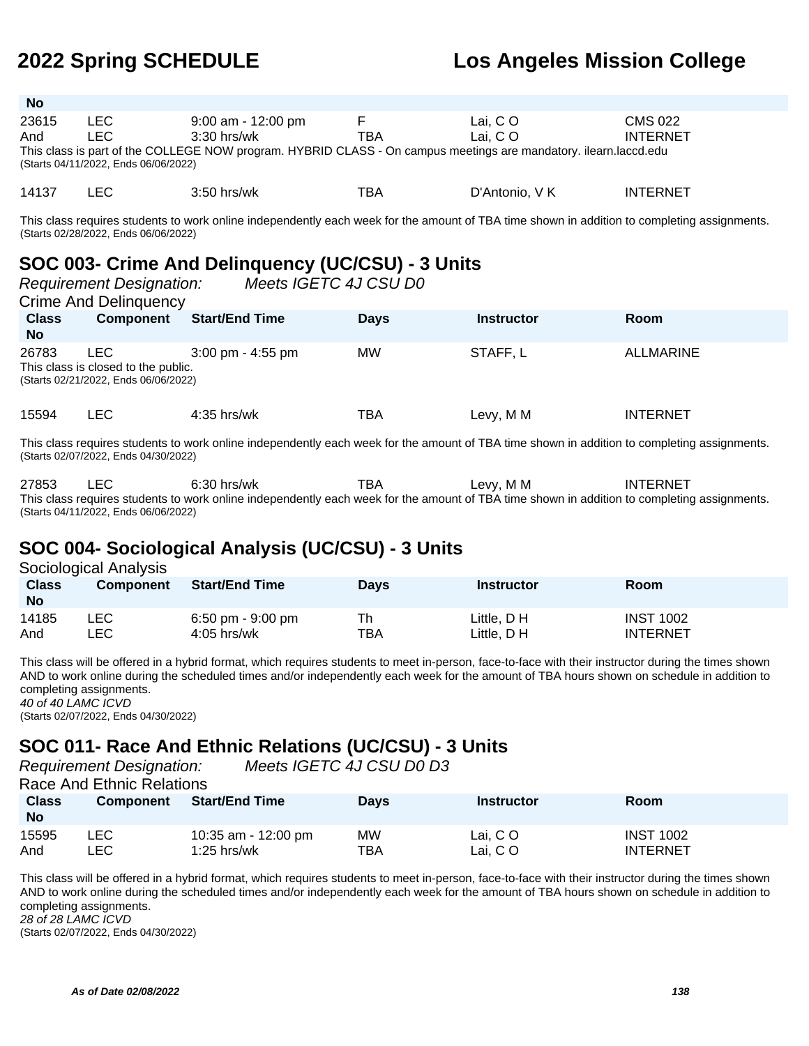| Class No | Component | Start/End Time | Days | Instructor | Room |
|---|---|---|---|---|---|
| 23615 | LEC | 9:00 am - 12:00 pm | F | Lai, C O | CMS 022 |
| And | LEC | 3:30 hrs/wk | TBA | Lai, C O | INTERNET |

This class is part of the COLLEGE NOW program. HYBRID CLASS - On campus meetings are mandatory. ilearn.laccd.edu
(Starts 04/11/2022, Ends 06/06/2022)

| Class No | Component | Start/End Time | Days | Instructor | Room |
|---|---|---|---|---|---|
| 14137 | LEC | 3:50 hrs/wk | TBA | D'Antonio, V K | INTERNET |

This class requires students to work online independently each week for the amount of TBA time shown in addition to completing assignments.
(Starts 02/28/2022, Ends 06/06/2022)

## SOC 003- Crime And Delinquency (UC/CSU) - 3 Units

*Requirement Designation:* *Meets IGETC 4J CSU D0*

Crime And Delinquency

| Class No | Component | Start/End Time | Days | Instructor | Room |
|---|---|---|---|---|---|
| 26783 | LEC | 3:00 pm - 4:55 pm | MW | STAFF, L | ALLMARINE |

This class is closed to the public.
(Starts 02/21/2022, Ends 06/06/2022)

| Class No | Component | Start/End Time | Days | Instructor | Room |
|---|---|---|---|---|---|
| 15594 | LEC | 4:35 hrs/wk | TBA | Levy, M M | INTERNET |

This class requires students to work online independently each week for the amount of TBA time shown in addition to completing assignments.
(Starts 02/07/2022, Ends 04/30/2022)

| Class No | Component | Start/End Time | Days | Instructor | Room |
|---|---|---|---|---|---|
| 27853 | LEC | 6:30 hrs/wk | TBA | Levy, M M | INTERNET |

This class requires students to work online independently each week for the amount of TBA time shown in addition to completing assignments.
(Starts 04/11/2022, Ends 06/06/2022)

## SOC 004- Sociological Analysis (UC/CSU) - 3 Units

Sociological Analysis

| Class No | Component | Start/End Time | Days | Instructor | Room |
|---|---|---|---|---|---|
| 14185 | LEC | 6:50 pm - 9:00 pm | Th | Little, D H | INST 1002 |
| And | LEC | 4:05 hrs/wk | TBA | Little, D H | INTERNET |

This class will be offered in a hybrid format, which requires students to meet in-person, face-to-face with their instructor during the times shown AND to work online during the scheduled times and/or independently each week for the amount of TBA hours shown on schedule in addition to completing assignments.
*40 of 40 LAMC ICVD*
(Starts 02/07/2022, Ends 04/30/2022)

## SOC 011- Race And Ethnic Relations (UC/CSU) - 3 Units

*Requirement Designation:* *Meets IGETC 4J CSU D0 D3*

Race And Ethnic Relations

| Class No | Component | Start/End Time | Days | Instructor | Room |
|---|---|---|---|---|---|
| 15595 | LEC | 10:35 am - 12:00 pm | MW | Lai, C O | INST 1002 |
| And | LEC | 1:25 hrs/wk | TBA | Lai, C O | INTERNET |

This class will be offered in a hybrid format, which requires students to meet in-person, face-to-face with their instructor during the times shown AND to work online during the scheduled times and/or independently each week for the amount of TBA hours shown on schedule in addition to completing assignments.
*28 of 28 LAMC ICVD*
(Starts 02/07/2022, Ends 04/30/2022)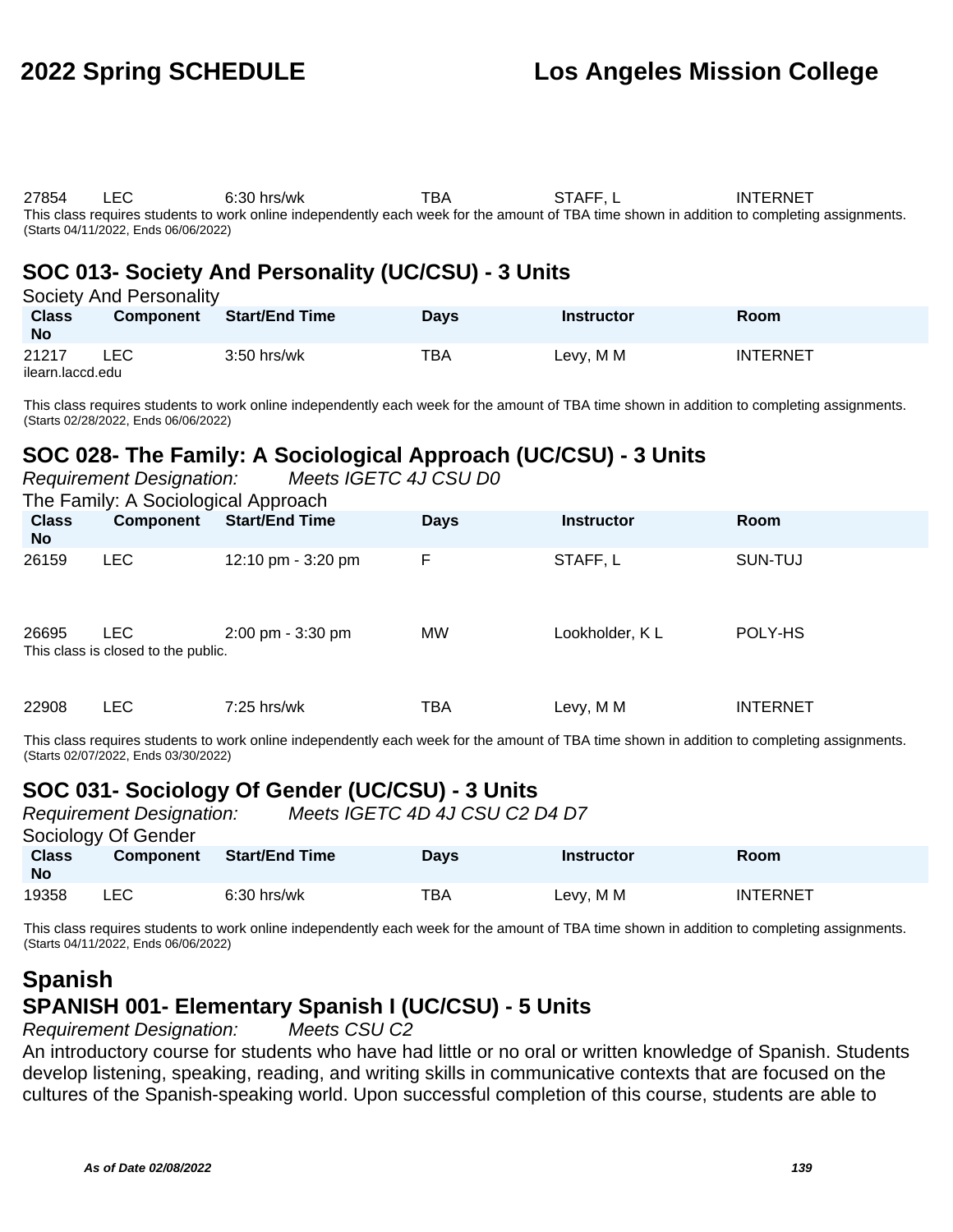| | | | | | |
|---|---|---|---|---|---|
| 27854 | LEC | 6:30 hrs/wk | TBA | STAFF, L | INTERNET |

This class requires students to work online independently each week for the amount of TBA time shown in addition to completing assignments.
(Starts 04/11/2022, Ends 06/06/2022)

## SOC 013- Society And Personality (UC/CSU) - 3 Units

Society And Personality

| Class No | Component | Start/End Time | Days | Instructor | Room |
|---|---|---|---|---|---|
| 21217 | LEC | 3:50 hrs/wk | TBA | Levy, M M | INTERNET |

ilearn.laccd.edu

This class requires students to work online independently each week for the amount of TBA time shown in addition to completing assignments.
(Starts 02/28/2022, Ends 06/06/2022)

## SOC 028- The Family: A Sociological Approach (UC/CSU) - 3 Units

*Requirement Designation:* *Meets IGETC 4J CSU D0*

The Family: A Sociological Approach

| Class No | Component | Start/End Time | Days | Instructor | Room |
|---|---|---|---|---|---|
| 26159 | LEC | 12:10 pm - 3:20 pm | F | STAFF, L | SUN-TUJ |
| 26695 | LEC | 2:00 pm - 3:30 pm | MW | Lookholder, K L | POLY-HS |

This class is closed to the public.

| Class No | Component | Start/End Time | Days | Instructor | Room |
|---|---|---|---|---|---|
| 22908 | LEC | 7:25 hrs/wk | TBA | Levy, M M | INTERNET |

This class requires students to work online independently each week for the amount of TBA time shown in addition to completing assignments.
(Starts 02/07/2022, Ends 03/30/2022)

## SOC 031- Sociology Of Gender (UC/CSU) - 3 Units

*Requirement Designation:* *Meets IGETC 4D 4J CSU C2 D4 D7*

Sociology Of Gender

| Class No | Component | Start/End Time | Days | Instructor | Room |
|---|---|---|---|---|---|
| 19358 | LEC | 6:30 hrs/wk | TBA | Levy, M M | INTERNET |

This class requires students to work online independently each week for the amount of TBA time shown in addition to completing assignments.
(Starts 04/11/2022, Ends 06/06/2022)

# Spanish

## SPANISH 001- Elementary Spanish I (UC/CSU) - 5 Units

*Requirement Designation:* *Meets CSU C2*

An introductory course for students who have had little or no oral or written knowledge of Spanish. Students develop listening, speaking, reading, and writing skills in communicative contexts that are focused on the cultures of the Spanish-speaking world. Upon successful completion of this course, students are able to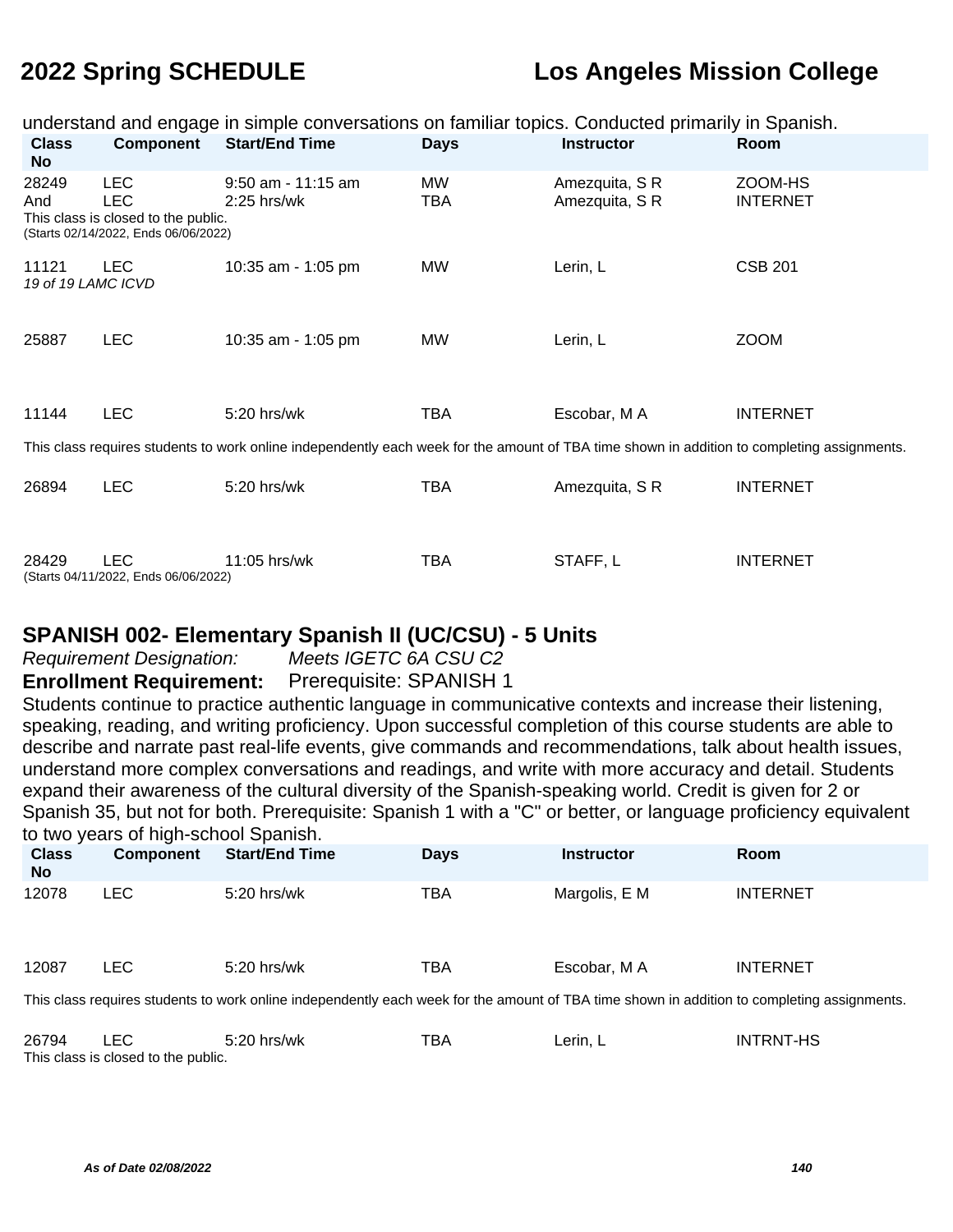understand and engage in simple conversations on familiar topics. Conducted primarily in Spanish.

| Class No | Component | Start/End Time | Days | Instructor | Room |
|---|---|---|---|---|---|
| 28249 | LEC | 9:50 am - 11:15 am | MW | Amezquita, S R | ZOOM-HS |
| And | LEC | 2:25 hrs/wk | TBA | Amezquita, S R | INTERNET |
| This class is closed to the public. (Starts 02/14/2022, Ends 06/06/2022) | | | | | |
| 11121 | LEC | 10:35 am - 1:05 pm | MW | Lerin, L | CSB 201 |
| *19 of 19 LAMC ICVD* | | | | | |
| 25887 | LEC | 10:35 am - 1:05 pm | MW | Lerin, L | ZOOM |
| 11144 | LEC | 5:20 hrs/wk | TBA | Escobar, M A | INTERNET |
| This class requires students to work online independently each week for the amount of TBA time shown in addition to completing assignments. | | | | | |
| 26894 | LEC | 5:20 hrs/wk | TBA | Amezquita, S R | INTERNET |
| 28429 | LEC | 11:05 hrs/wk | TBA | STAFF, L | INTERNET |
| (Starts 04/11/2022, Ends 06/06/2022) | | | | | |

## SPANISH 002- Elementary Spanish II (UC/CSU) - 5 Units

*Requirement Designation:* *Meets IGETC 6A CSU C2*

**Enrollment Requirement:** Prerequisite: SPANISH 1

Students continue to practice authentic language in communicative contexts and increase their listening, speaking, reading, and writing proficiency. Upon successful completion of this course students are able to describe and narrate past real-life events, give commands and recommendations, talk about health issues, understand more complex conversations and readings, and write with more accuracy and detail. Students expand their awareness of the cultural diversity of the Spanish-speaking world. Credit is given for 2 or Spanish 35, but not for both. Prerequisite: Spanish 1 with a "C" or better, or language proficiency equivalent to two years of high-school Spanish.

| Class No | Component | Start/End Time | Days | Instructor | Room |
|---|---|---|---|---|---|
| 12078 | LEC | 5:20 hrs/wk | TBA | Margolis, E M | INTERNET |
| 12087 | LEC | 5:20 hrs/wk | TBA | Escobar, M A | INTERNET |
| This class requires students to work online independently each week for the amount of TBA time shown in addition to completing assignments. | | | | | |
| 26794 | LEC | 5:20 hrs/wk | TBA | Lerin, L | INTRNT-HS |
| This class is closed to the public. | | | | | |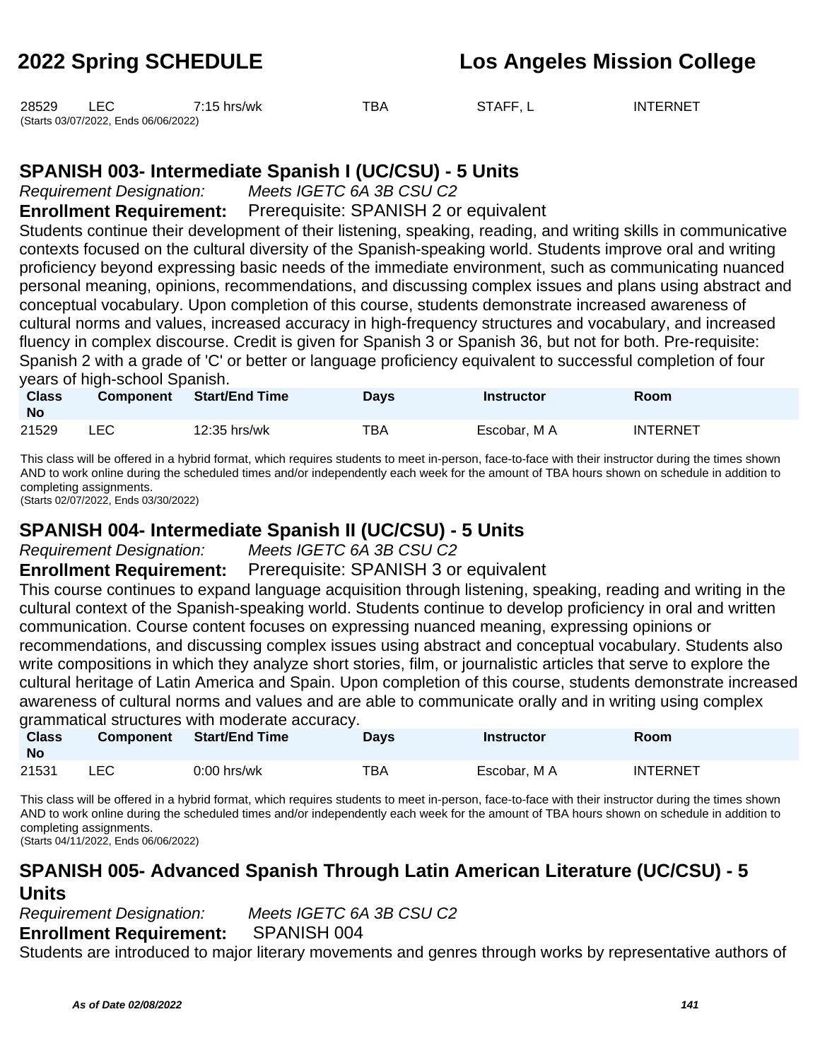| 28529 | LEC | 7:15 hrs/wk | TBA | STAFF, L | INTERNET |
|---|---|---|---|---|---|

(Starts 03/07/2022, Ends 06/06/2022)

## SPANISH 003- Intermediate Spanish I (UC/CSU) - 5 Units

*Requirement Designation:* *Meets IGETC 6A 3B CSU C2*

**Enrollment Requirement:** Prerequisite: SPANISH 2 or equivalent

Students continue their development of their listening, speaking, reading, and writing skills in communicative contexts focused on the cultural diversity of the Spanish-speaking world. Students improve oral and writing proficiency beyond expressing basic needs of the immediate environment, such as communicating nuanced personal meaning, opinions, recommendations, and discussing complex issues and plans using abstract and conceptual vocabulary. Upon completion of this course, students demonstrate increased awareness of cultural norms and values, increased accuracy in high-frequency structures and vocabulary, and increased fluency in complex discourse. Credit is given for Spanish 3 or Spanish 36, but not for both. Pre-requisite: Spanish 2 with a grade of 'C' or better or language proficiency equivalent to successful completion of four years of high-school Spanish.

| Class No | Component | Start/End Time | Days | Instructor | Room |
|---|---|---|---|---|---|
| 21529 | LEC | 12:35 hrs/wk | TBA | Escobar, M A | INTERNET |

This class will be offered in a hybrid format, which requires students to meet in-person, face-to-face with their instructor during the times shown AND to work online during the scheduled times and/or independently each week for the amount of TBA hours shown on schedule in addition to completing assignments.
(Starts 02/07/2022, Ends 03/30/2022)

## SPANISH 004- Intermediate Spanish II (UC/CSU) - 5 Units

*Requirement Designation:* *Meets IGETC 6A 3B CSU C2*

**Enrollment Requirement:** Prerequisite: SPANISH 3 or equivalent

This course continues to expand language acquisition through listening, speaking, reading and writing in the cultural context of the Spanish-speaking world. Students continue to develop proficiency in oral and written communication. Course content focuses on expressing nuanced meaning, expressing opinions or recommendations, and discussing complex issues using abstract and conceptual vocabulary. Students also write compositions in which they analyze short stories, film, or journalistic articles that serve to explore the cultural heritage of Latin America and Spain. Upon completion of this course, students demonstrate increased awareness of cultural norms and values and are able to communicate orally and in writing using complex grammatical structures with moderate accuracy.

| Class No | Component | Start/End Time | Days | Instructor | Room |
|---|---|---|---|---|---|
| 21531 | LEC | 0:00 hrs/wk | TBA | Escobar, M A | INTERNET |

This class will be offered in a hybrid format, which requires students to meet in-person, face-to-face with their instructor during the times shown AND to work online during the scheduled times and/or independently each week for the amount of TBA hours shown on schedule in addition to completing assignments.
(Starts 04/11/2022, Ends 06/06/2022)

## SPANISH 005- Advanced Spanish Through Latin American Literature (UC/CSU) - 5 Units

*Requirement Designation:* *Meets IGETC 6A 3B CSU C2*

**Enrollment Requirement:** SPANISH 004

Students are introduced to major literary movements and genres through works by representative authors of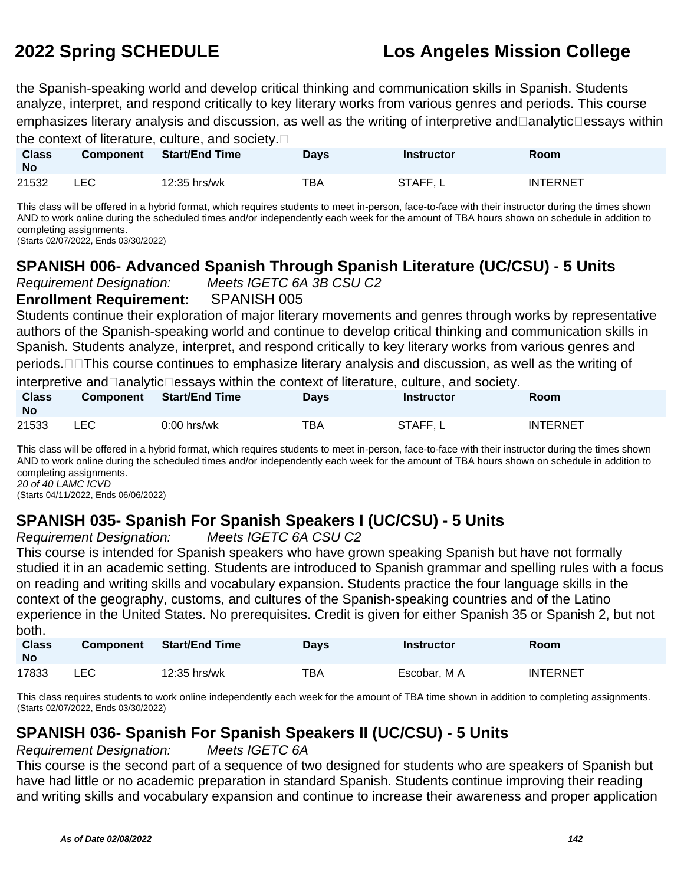the Spanish-speaking world and develop critical thinking and communication skills in Spanish. Students analyze, interpret, and respond critically to key literary works from various genres and periods. This course emphasizes literary analysis and discussion, as well as the writing of interpretive and analytic essays within the context of literature, culture, and society.

| Class No | Component | Start/End Time | Days | Instructor | Room |
|---|---|---|---|---|---|
| 21532 | LEC | 12:35 hrs/wk | TBA | STAFF, L | INTERNET |

This class will be offered in a hybrid format, which requires students to meet in-person, face-to-face with their instructor during the times shown AND to work online during the scheduled times and/or independently each week for the amount of TBA hours shown on schedule in addition to completing assignments.
(Starts 02/07/2022, Ends 03/30/2022)

## SPANISH 006- Advanced Spanish Through Spanish Literature (UC/CSU) - 5 Units

*Requirement Designation:* *Meets IGETC 6A 3B CSU C2*

**Enrollment Requirement:** SPANISH 005

Students continue their exploration of major literary movements and genres through works by representative authors of the Spanish-speaking world and continue to develop critical thinking and communication skills in Spanish. Students analyze, interpret, and respond critically to key literary works from various genres and periods. This course continues to emphasize literary analysis and discussion, as well as the writing of interpretive and analytic essays within the context of literature, culture, and society.

| Class No | Component | Start/End Time | Days | Instructor | Room |
|---|---|---|---|---|---|
| 21533 | LEC | 0:00 hrs/wk | TBA | STAFF, L | INTERNET |

This class will be offered in a hybrid format, which requires students to meet in-person, face-to-face with their instructor during the times shown AND to work online during the scheduled times and/or independently each week for the amount of TBA hours shown on schedule in addition to completing assignments.
*20 of 40 LAMC ICVD*
(Starts 04/11/2022, Ends 06/06/2022)

## SPANISH 035- Spanish For Spanish Speakers I (UC/CSU) - 5 Units

*Requirement Designation:* *Meets IGETC 6A CSU C2*

This course is intended for Spanish speakers who have grown speaking Spanish but have not formally studied it in an academic setting. Students are introduced to Spanish grammar and spelling rules with a focus on reading and writing skills and vocabulary expansion. Students practice the four language skills in the context of the geography, customs, and cultures of the Spanish-speaking countries and of the Latino experience in the United States. No prerequisites. Credit is given for either Spanish 35 or Spanish 2, but not both.

| Class No | Component | Start/End Time | Days | Instructor | Room |
|---|---|---|---|---|---|
| 17833 | LEC | 12:35 hrs/wk | TBA | Escobar, M A | INTERNET |

This class requires students to work online independently each week for the amount of TBA time shown in addition to completing assignments.
(Starts 02/07/2022, Ends 03/30/2022)

## SPANISH 036- Spanish For Spanish Speakers II (UC/CSU) - 5 Units

*Requirement Designation:* *Meets IGETC 6A*

This course is the second part of a sequence of two designed for students who are speakers of Spanish but have had little or no academic preparation in standard Spanish. Students continue improving their reading and writing skills and vocabulary expansion and continue to increase their awareness and proper application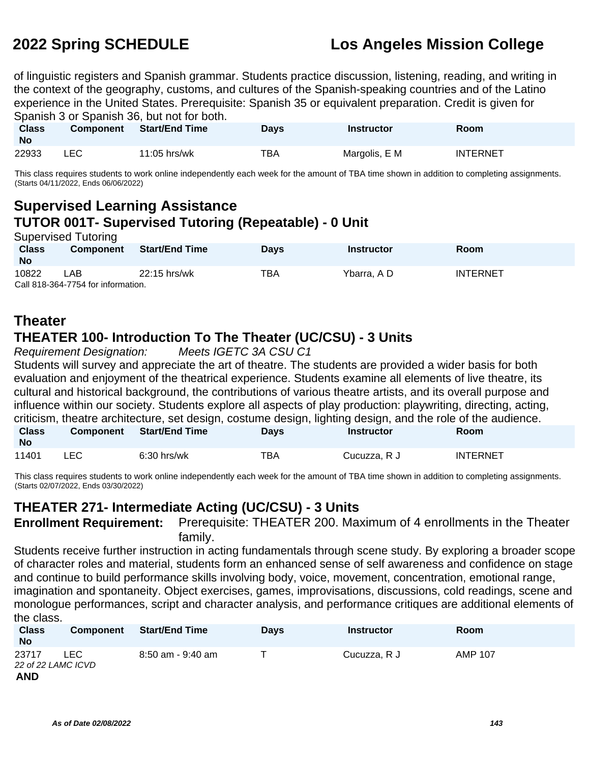of linguistic registers and Spanish grammar. Students practice discussion, listening, reading, and writing in the context of the geography, customs, and cultures of the Spanish-speaking countries and of the Latino experience in the United States. Prerequisite: Spanish 35 or equivalent preparation. Credit is given for Spanish 3 or Spanish 36, but not for both.

| Class No | Component | Start/End Time | Days | Instructor | Room |
|---|---|---|---|---|---|
| 22933 | LEC | 11:05 hrs/wk | TBA | Margolis, E M | INTERNET |

This class requires students to work online independently each week for the amount of TBA time shown in addition to completing assignments. (Starts 04/11/2022, Ends 06/06/2022)

## Supervised Learning Assistance

### TUTOR 001T- Supervised Tutoring (Repeatable) - 0 Unit

Supervised Tutoring

| Class No | Component | Start/End Time | Days | Instructor | Room |
|---|---|---|---|---|---|
| 10822 | LAB | 22:15 hrs/wk | TBA | Ybarra, A D | INTERNET |

Call 818-364-7754 for information.

## Theater

### THEATER 100- Introduction To The Theater (UC/CSU) - 3 Units

*Requirement Designation:* *Meets IGETC 3A CSU C1*

Students will survey and appreciate the art of theatre. The students are provided a wider basis for both evaluation and enjoyment of the theatrical experience. Students examine all elements of live theatre, its cultural and historical background, the contributions of various theatre artists, and its overall purpose and influence within our society. Students explore all aspects of play production: playwriting, directing, acting, criticism, theatre architecture, set design, costume design, lighting design, and the role of the audience.

| Class No | Component | Start/End Time | Days | Instructor | Room |
|---|---|---|---|---|---|
| 11401 | LEC | 6:30 hrs/wk | TBA | Cucuzza, R J | INTERNET |

This class requires students to work online independently each week for the amount of TBA time shown in addition to completing assignments. (Starts 02/07/2022, Ends 03/30/2022)

### THEATER 271- Intermediate Acting (UC/CSU) - 3 Units

**Enrollment Requirement:** Prerequisite: THEATER 200. Maximum of 4 enrollments in the Theater family.

Students receive further instruction in acting fundamentals through scene study. By exploring a broader scope of character roles and material, students form an enhanced sense of self awareness and confidence on stage and continue to build performance skills involving body, voice, movement, concentration, emotional range, imagination and spontaneity. Object exercises, games, improvisations, discussions, cold readings, scene and monologue performances, script and character analysis, and performance critiques are additional elements of the class.

| Class No | Component | Start/End Time | Days | Instructor | Room |
|---|---|---|---|---|---|
| 23717 | LEC | 8:50 am - 9:40 am | T | Cucuzza, R J | AMP 107 |

*22 of 22 LAMC ICVD*

**AND**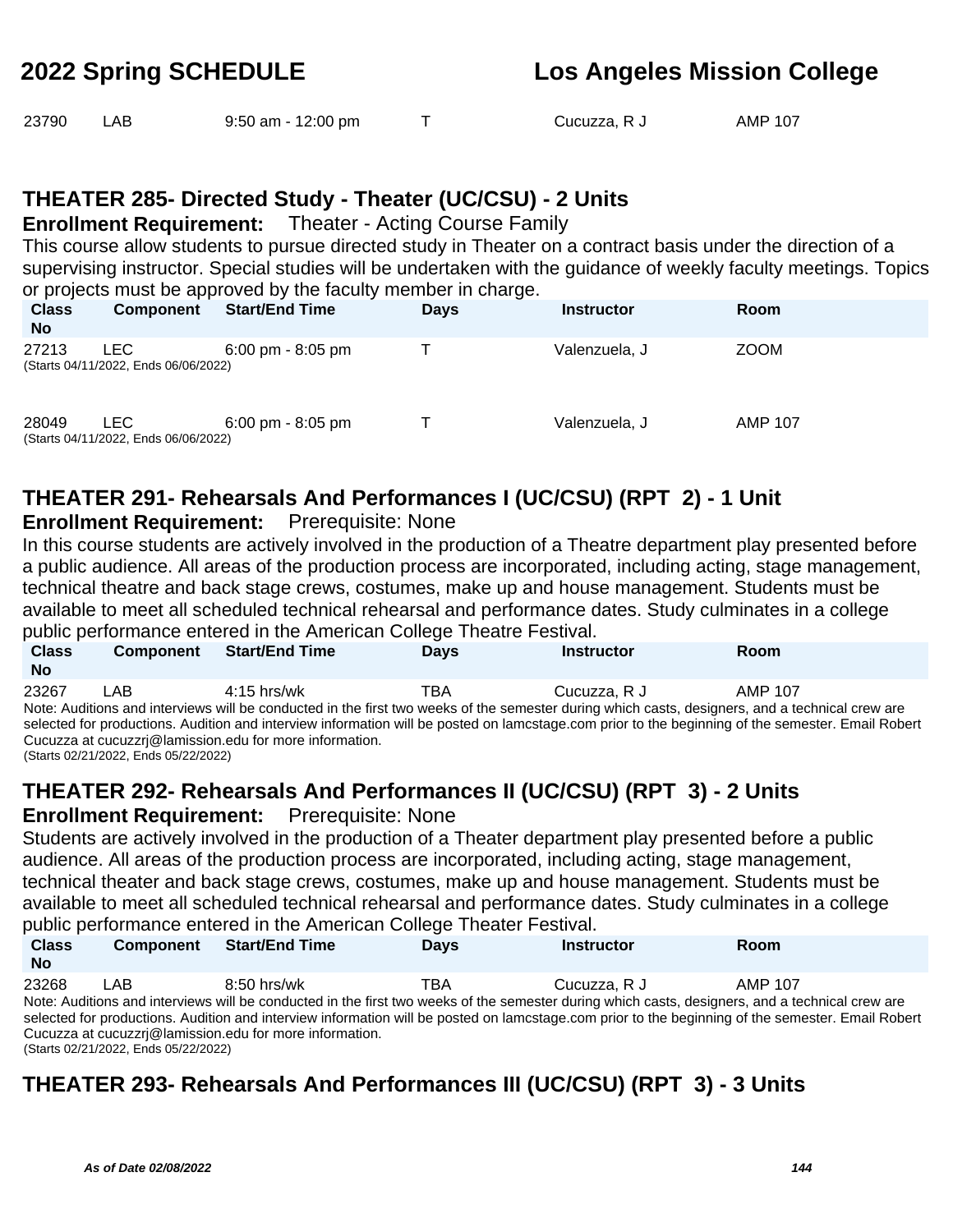| Class No | Component | Start/End Time | Days | Instructor | Room |
|---|---|---|---|---|---|
| 23790 | LAB | 9:50 am - 12:00 pm | T | Cucuzza, R J | AMP 107 |

## THEATER 285- Directed Study - Theater (UC/CSU) - 2 Units

**Enrollment Requirement:** Theater - Acting Course Family

This course allow students to pursue directed study in Theater on a contract basis under the direction of a supervising instructor. Special studies will be undertaken with the guidance of weekly faculty meetings. Topics or projects must be approved by the faculty member in charge.

| Class No | Component | Start/End Time | Days | Instructor | Room |
|---|---|---|---|---|---|
| 27213 | LEC | 6:00 pm - 8:05 pm | T | Valenzuela, J | ZOOM |
| (Starts 04/11/2022, Ends 06/06/2022) | | | | | |
| 28049 | LEC | 6:00 pm - 8:05 pm | T | Valenzuela, J | AMP 107 |
| (Starts 04/11/2022, Ends 06/06/2022) | | | | | |

## THEATER 291- Rehearsals And Performances I (UC/CSU) (RPT 2) - 1 Unit

**Enrollment Requirement:** Prerequisite: None

In this course students are actively involved in the production of a Theatre department play presented before a public audience. All areas of the production process are incorporated, including acting, stage management, technical theatre and back stage crews, costumes, make up and house management. Students must be available to meet all scheduled technical rehearsal and performance dates. Study culminates in a college public performance entered in the American College Theatre Festival.

| Class No | Component | Start/End Time | Days | Instructor | Room |
|---|---|---|---|---|---|
| 23267 | LAB | 4:15 hrs/wk | TBA | Cucuzza, R J | AMP 107 |

Note: Auditions and interviews will be conducted in the first two weeks of the semester during which casts, designers, and a technical crew are selected for productions. Audition and interview information will be posted on lamcstage.com prior to the beginning of the semester. Email Robert Cucuzza at cucuzzrj@lamission.edu for more information.
(Starts 02/21/2022, Ends 05/22/2022)

## THEATER 292- Rehearsals And Performances II (UC/CSU) (RPT 3) - 2 Units

**Enrollment Requirement:** Prerequisite: None

Students are actively involved in the production of a Theater department play presented before a public audience. All areas of the production process are incorporated, including acting, stage management, technical theater and back stage crews, costumes, make up and house management. Students must be available to meet all scheduled technical rehearsal and performance dates. Study culminates in a college public performance entered in the American College Theater Festival.

| Class No | Component | Start/End Time | Days | Instructor | Room |
|---|---|---|---|---|---|
| 23268 | LAB | 8:50 hrs/wk | TBA | Cucuzza, R J | AMP 107 |

Note: Auditions and interviews will be conducted in the first two weeks of the semester during which casts, designers, and a technical crew are selected for productions. Audition and interview information will be posted on lamcstage.com prior to the beginning of the semester. Email Robert Cucuzza at cucuzzrj@lamission.edu for more information.
(Starts 02/21/2022, Ends 05/22/2022)

## THEATER 293- Rehearsals And Performances III (UC/CSU) (RPT 3) - 3 Units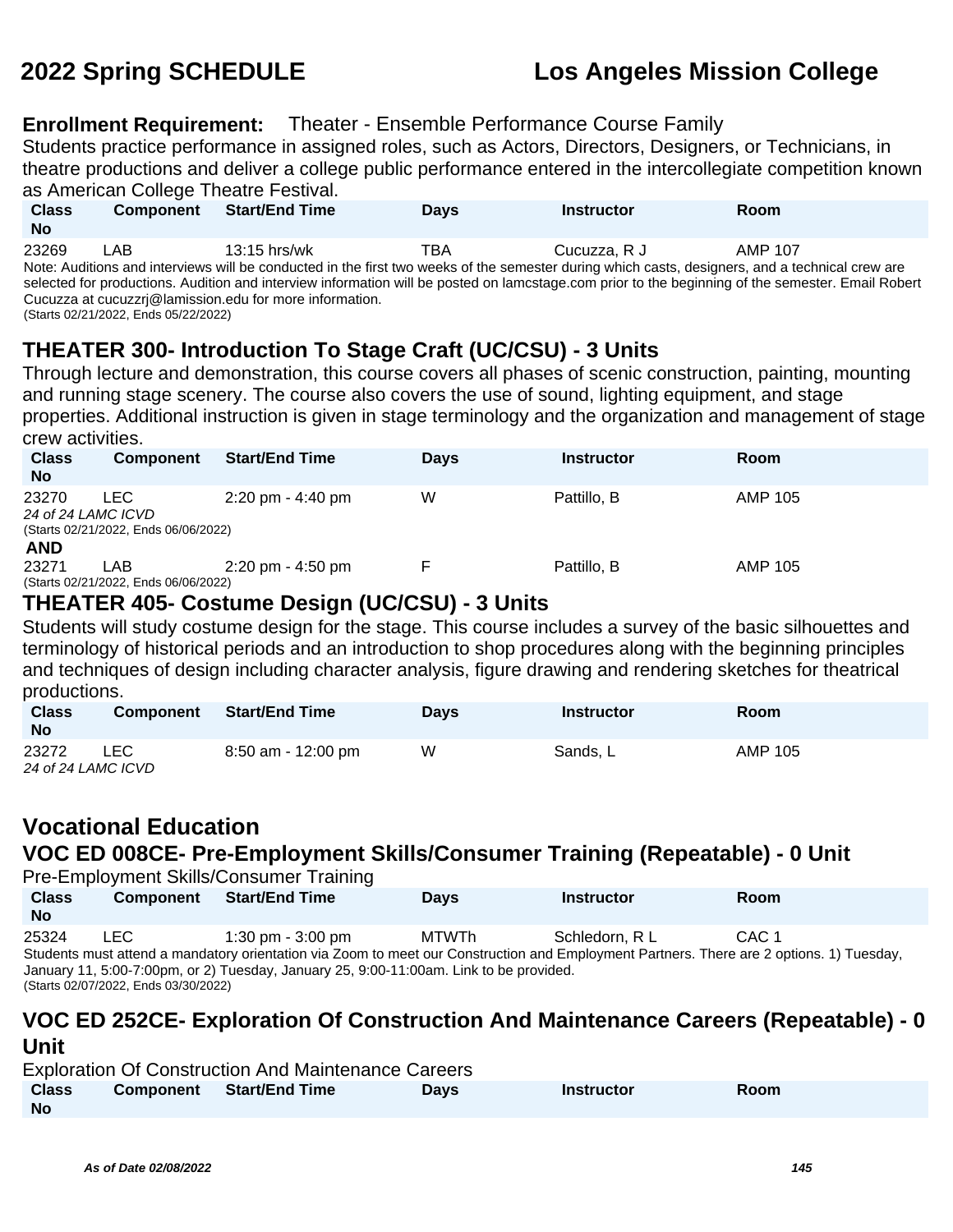**Enrollment Requirement:** Theater - Ensemble Performance Course Family

Students practice performance in assigned roles, such as Actors, Directors, Designers, or Technicians, in theatre productions and deliver a college public performance entered in the intercollegiate competition known as American College Theatre Festival.

| Class No | Component | Start/End Time | Days | Instructor | Room |
|---|---|---|---|---|---|
| 23269 | LAB | 13:15 hrs/wk | TBA | Cucuzza, R J | AMP 107 |

Note: Auditions and interviews will be conducted in the first two weeks of the semester during which casts, designers, and a technical crew are selected for productions. Audition and interview information will be posted on lamcstage.com prior to the beginning of the semester. Email Robert Cucuzza at cucuzzrj@lamission.edu for more information.
(Starts 02/21/2022, Ends 05/22/2022)

## THEATER 300- Introduction To Stage Craft (UC/CSU) - 3 Units

Through lecture and demonstration, this course covers all phases of scenic construction, painting, mounting and running stage scenery. The course also covers the use of sound, lighting equipment, and stage properties. Additional instruction is given in stage terminology and the organization and management of stage crew activities.

| Class No | Component | Start/End Time | Days | Instructor | Room |
|---|---|---|---|---|---|
| 23270 | LEC | 2:20 pm - 4:40 pm | W | Pattillo, B | AMP 105 |

*24 of 24 LAMC ICVD*
(Starts 02/21/2022, Ends 06/06/2022)

**AND**

| Class No | Component | Start/End Time | Days | Instructor | Room |
|---|---|---|---|---|---|
| 23271 | LAB | 2:20 pm - 4:50 pm | F | Pattillo, B | AMP 105 |

(Starts 02/21/2022, Ends 06/06/2022)

## THEATER 405- Costume Design (UC/CSU) - 3 Units

Students will study costume design for the stage. This course includes a survey of the basic silhouettes and terminology of historical periods and an introduction to shop procedures along with the beginning principles and techniques of design including character analysis, figure drawing and rendering sketches for theatrical productions.

| Class No | Component | Start/End Time | Days | Instructor | Room |
|---|---|---|---|---|---|
| 23272 | LEC | 8:50 am - 12:00 pm | W | Sands, L | AMP 105 |

*24 of 24 LAMC ICVD*

# Vocational Education

## VOC ED 008CE- Pre-Employment Skills/Consumer Training (Repeatable) - 0 Unit

Pre-Employment Skills/Consumer Training

| Class No | Component | Start/End Time | Days | Instructor | Room |
|---|---|---|---|---|---|
| 25324 | LEC | 1:30 pm - 3:00 pm | MTWTh | Schledorn, R L | CAC 1 |

Students must attend a mandatory orientation via Zoom to meet our Construction and Employment Partners. There are 2 options. 1) Tuesday, January 11, 5:00-7:00pm, or 2) Tuesday, January 25, 9:00-11:00am. Link to be provided.
(Starts 02/07/2022, Ends 03/30/2022)

## VOC ED 252CE- Exploration Of Construction And Maintenance Careers (Repeatable) - 0 Unit

Exploration Of Construction And Maintenance Careers

| Class No | Component | Start/End Time | Days | Instructor | Room |
|---|---|---|---|---|---|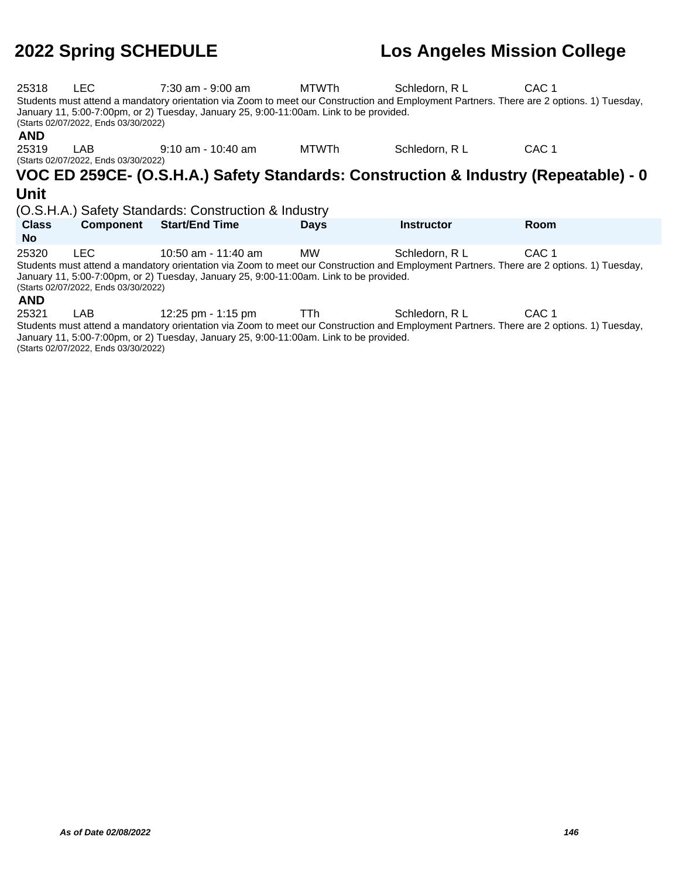| | | | | | |
|---|---|---|---|---|---|
| 25318 | LEC | 7:30 am - 9:00 am | MTWTh | Schledorn, R L | CAC 1 |

Students must attend a mandatory orientation via Zoom to meet our Construction and Employment Partners. There are 2 options. 1) Tuesday, January 11, 5:00-7:00pm, or 2) Tuesday, January 25, 9:00-11:00am. Link to be provided.
(Starts 02/07/2022, Ends 03/30/2022)

**AND**

| | | | | | |
|---|---|---|---|---|---|
| 25319 | LAB | 9:10 am - 10:40 am | MTWTh | Schledorn, R L | CAC 1 |

(Starts 02/07/2022, Ends 03/30/2022)

## VOC ED 259CE- (O.S.H.A.) Safety Standards: Construction & Industry (Repeatable) - 0 Unit

(O.S.H.A.) Safety Standards: Construction & Industry

| Class No | Component | Start/End Time | Days | Instructor | Room |
|---|---|---|---|---|---|
| 25320 | LEC | 10:50 am - 11:40 am | MW | Schledorn, R L | CAC 1 |

Students must attend a mandatory orientation via Zoom to meet our Construction and Employment Partners. There are 2 options. 1) Tuesday, January 11, 5:00-7:00pm, or 2) Tuesday, January 25, 9:00-11:00am. Link to be provided.
(Starts 02/07/2022, Ends 03/30/2022)

**AND**

| | | | | | |
|---|---|---|---|---|---|
| 25321 | LAB | 12:25 pm - 1:15 pm | TTh | Schledorn, R L | CAC 1 |

Students must attend a mandatory orientation via Zoom to meet our Construction and Employment Partners. There are 2 options. 1) Tuesday, January 11, 5:00-7:00pm, or 2) Tuesday, January 25, 9:00-11:00am. Link to be provided.
(Starts 02/07/2022, Ends 03/30/2022)